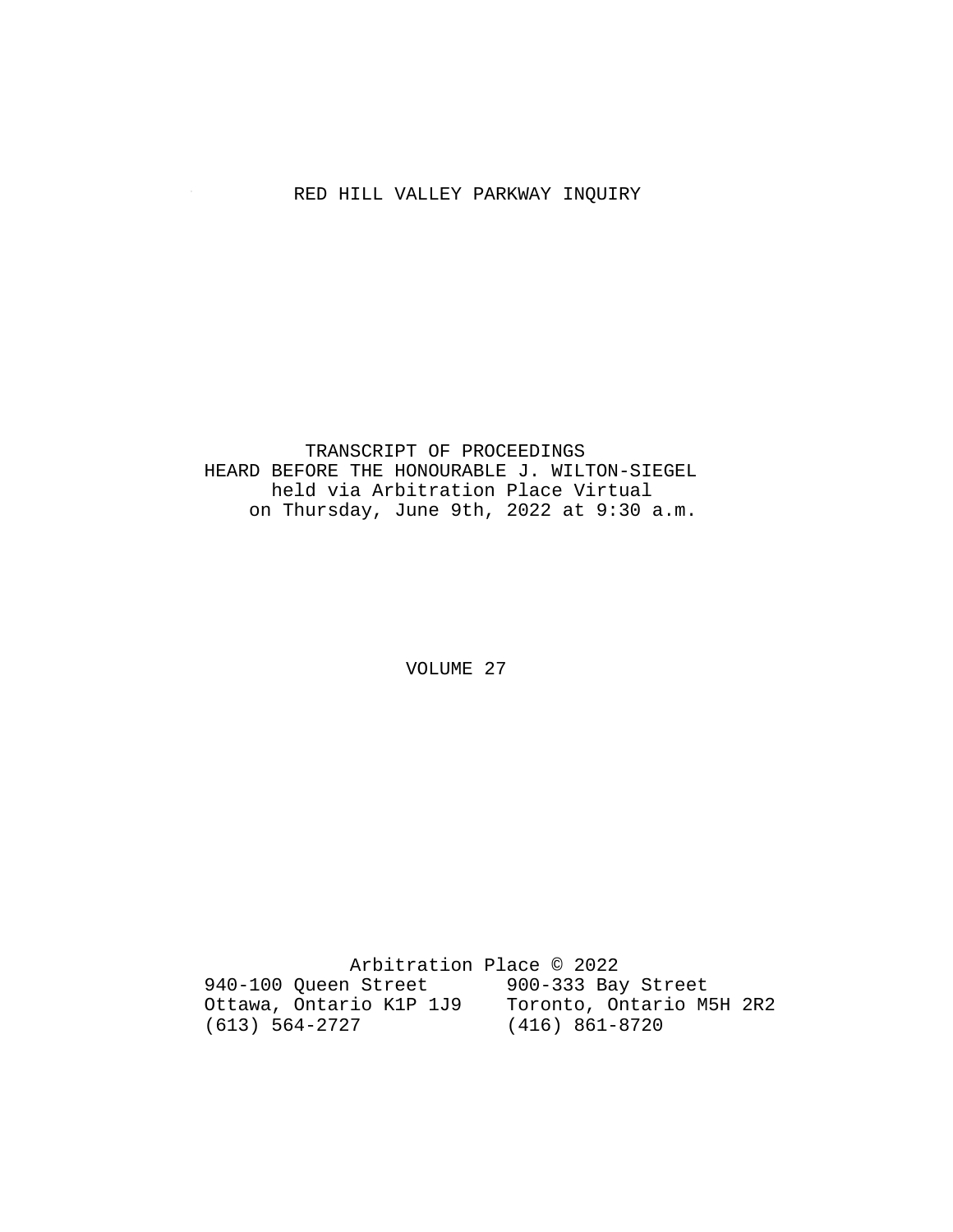# RED HILL VALLEY PARKWAY INQUIRY

TRANSCRIPT OF PROCEEDINGS
HEARD BEFORE THE HONOURABLE J. WILTON-SIEGEL
held via Arbitration Place Virtual
on Thursday, June 9th, 2022 at 9:30 a.m.

VOLUME 27

Arbitration Place © 2022

940-100 Queen Street
Ottawa, Ontario K1P 1J9
(613) 564-2727

900-333 Bay Street
Toronto, Ontario M5H 2R2
(416) 861-8720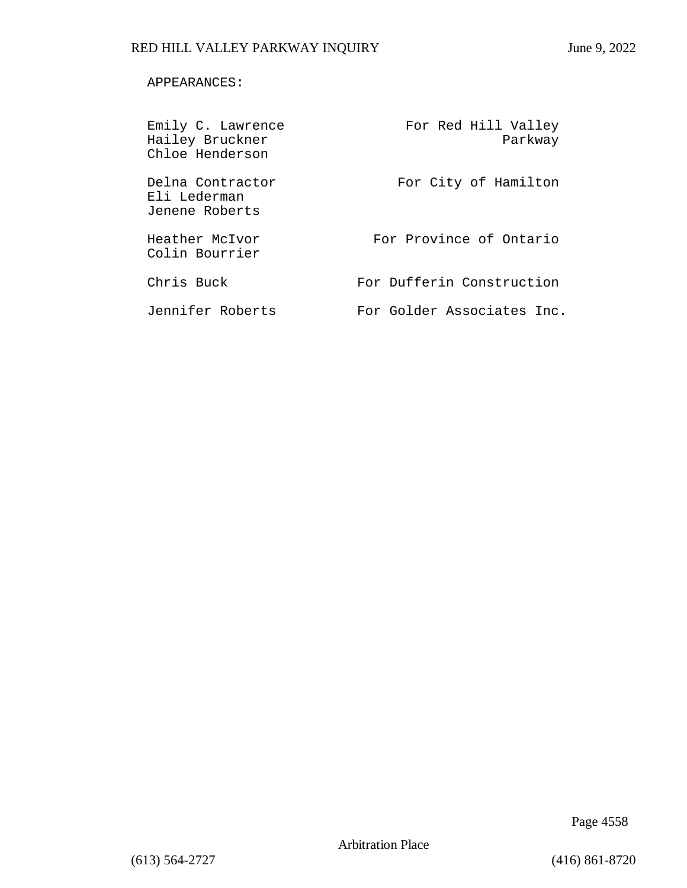APPEARANCES:

| | |
|---|---|
| Emily C. Lawrence<br>Hailey Bruckner<br>Chloe Henderson | For Red Hill Valley Parkway |
| Delna Contractor<br>Eli Lederman<br>Jenene Roberts | For City of Hamilton |
| Heather McIvor<br>Colin Bourrier | For Province of Ontario |
| Chris Buck | For Dufferin Construction |
| Jennifer Roberts | For Golder Associates Inc. |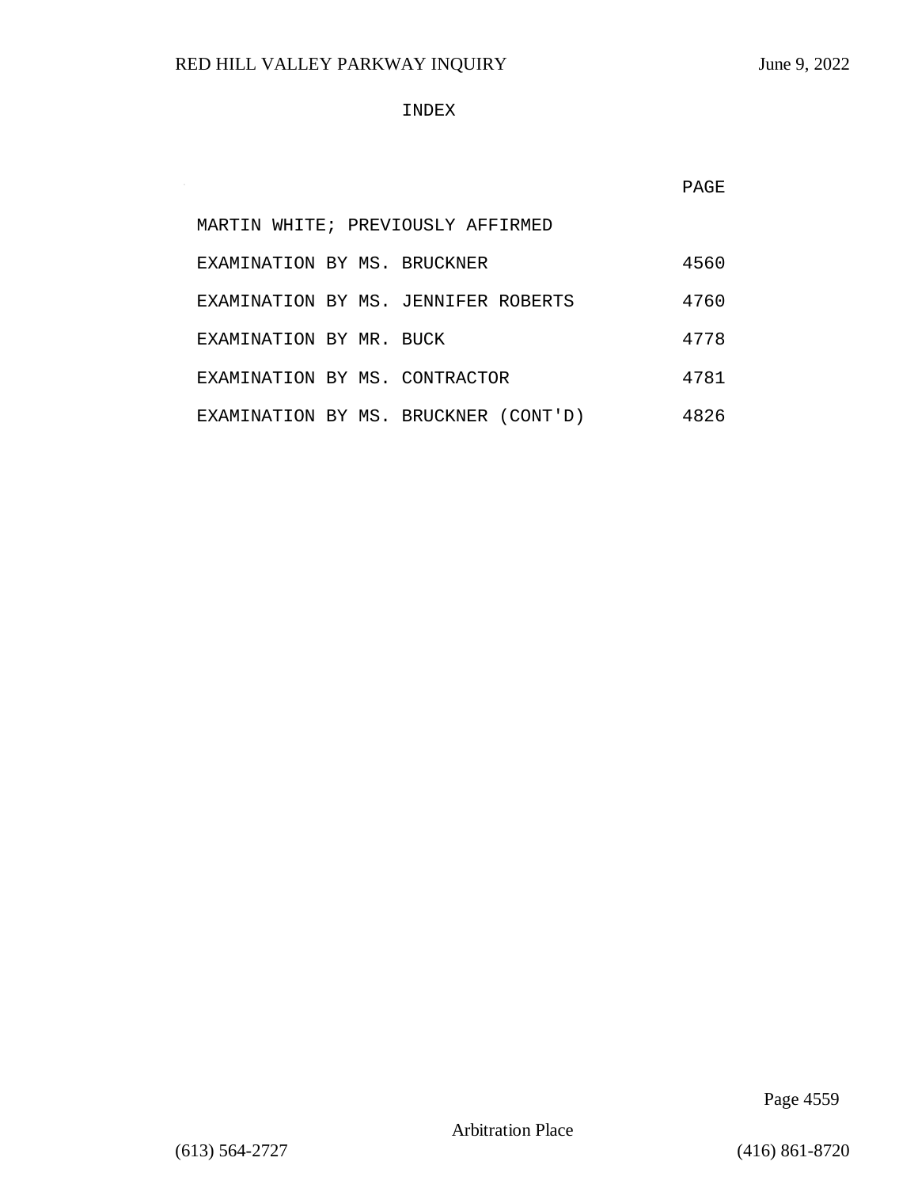# INDEX

| | PAGE |
|---|---|
| MARTIN WHITE; PREVIOUSLY AFFIRMED | |
| EXAMINATION BY MS. BRUCKNER | 4560 |
| EXAMINATION BY MS. JENNIFER ROBERTS | 4760 |
| EXAMINATION BY MR. BUCK | 4778 |
| EXAMINATION BY MS. CONTRACTOR | 4781 |
| EXAMINATION BY MS. BRUCKNER (CONT'D) | 4826 |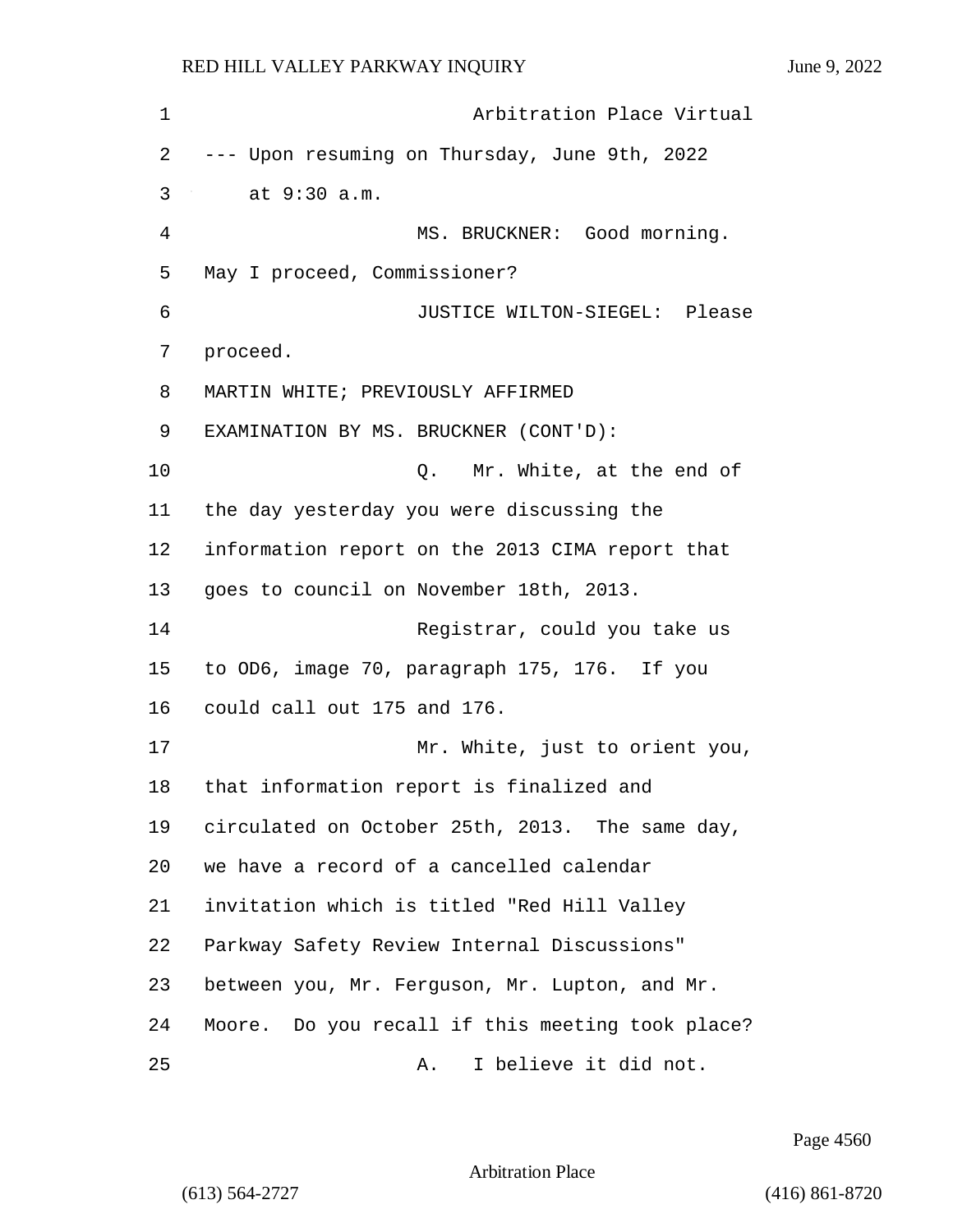Arbitration Place Virtual

--- Upon resuming on Thursday, June 9th, 2022 at 9:30 a.m.

MS. BRUCKNER: Good morning. May I proceed, Commissioner?

JUSTICE WILTON-SIEGEL: Please proceed.

MARTIN WHITE; PREVIOUSLY AFFIRMED

EXAMINATION BY MS. BRUCKNER (CONT'D):

Q. Mr. White, at the end of the day yesterday you were discussing the information report on the 2013 CIMA report that goes to council on November 18th, 2013.

Registrar, could you take us to OD6, image 70, paragraph 175, 176. If you could call out 175 and 176.

Mr. White, just to orient you, that information report is finalized and circulated on October 25th, 2013. The same day, we have a record of a cancelled calendar invitation which is titled "Red Hill Valley Parkway Safety Review Internal Discussions" between you, Mr. Ferguson, Mr. Lupton, and Mr. Moore. Do you recall if this meeting took place?

A. I believe it did not.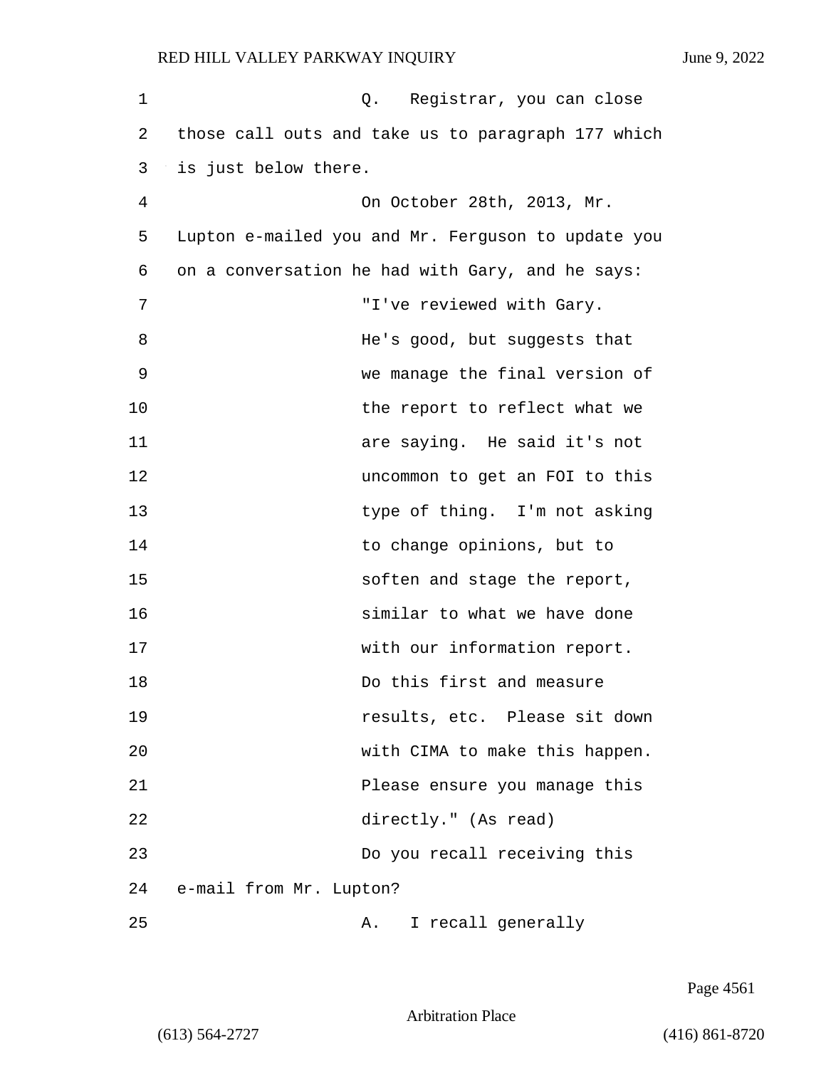Q. Registrar, you can close those call outs and take us to paragraph 177 which is just below there.

On October 28th, 2013, Mr. Lupton e-mailed you and Mr. Ferguson to update you on a conversation he had with Gary, and he says:

> "I've reviewed with Gary. He's good, but suggests that we manage the final version of the report to reflect what we are saying. He said it's not uncommon to get an FOI to this type of thing. I'm not asking to change opinions, but to soften and stage the report, similar to what we have done with our information report. Do this first and measure results, etc. Please sit down with CIMA to make this happen. Please ensure you manage this directly." (As read)

Do you recall receiving this e-mail from Mr. Lupton?

A. I recall generally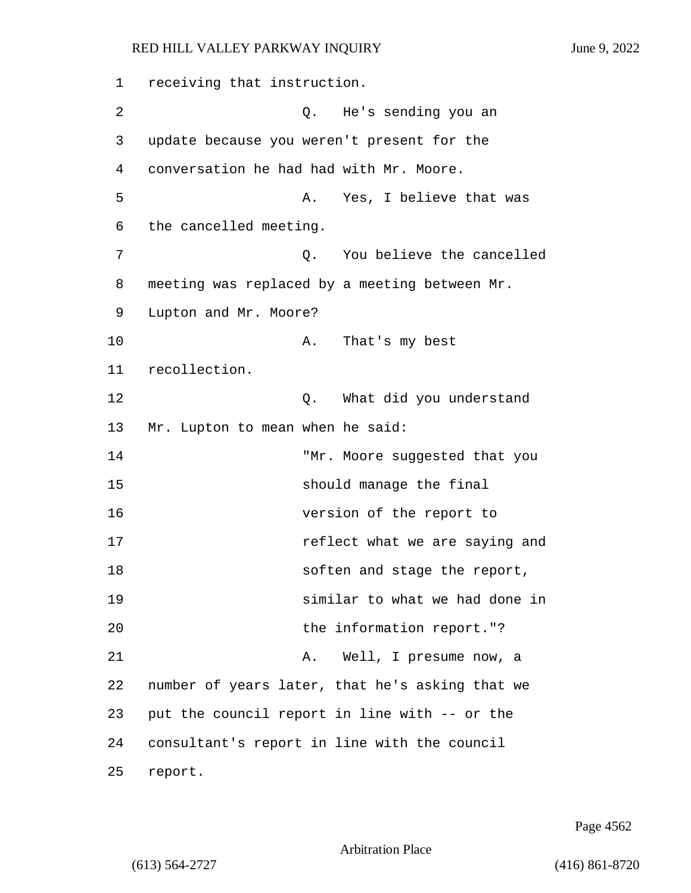receiving that instruction.

Q. He's sending you an update because you weren't present for the conversation he had had with Mr. Moore.

A. Yes, I believe that was the cancelled meeting.

Q. You believe the cancelled meeting was replaced by a meeting between Mr. Lupton and Mr. Moore?

A. That's my best recollection.

Q. What did you understand Mr. Lupton to mean when he said:

> "Mr. Moore suggested that you should manage the final version of the report to reflect what we are saying and soften and stage the report, similar to what we had done in the information report."?

A. Well, I presume now, a number of years later, that he's asking that we put the council report in line with -- or the consultant's report in line with the council report.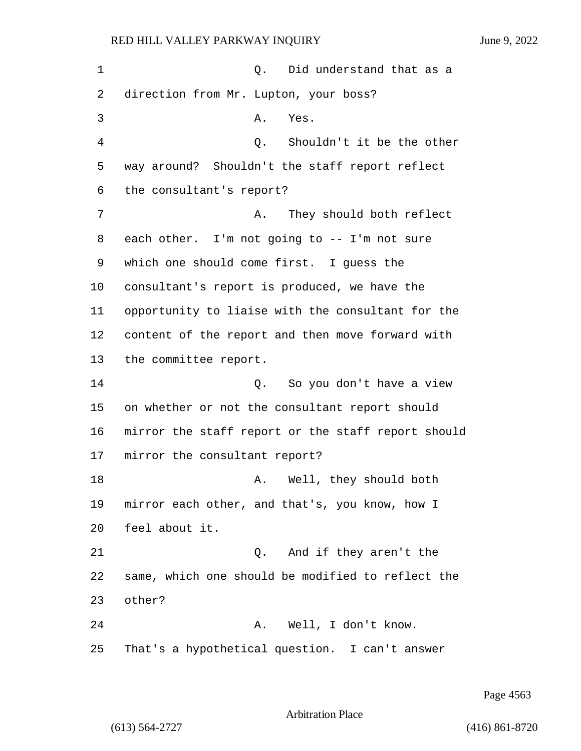Q. Did understand that as a direction from Mr. Lupton, your boss?

A. Yes.

Q. Shouldn't it be the other way around? Shouldn't the staff report reflect the consultant's report?

A. They should both reflect each other. I'm not going to -- I'm not sure which one should come first. I guess the consultant's report is produced, we have the opportunity to liaise with the consultant for the content of the report and then move forward with the committee report.

Q. So you don't have a view on whether or not the consultant report should mirror the staff report or the staff report should mirror the consultant report?

A. Well, they should both mirror each other, and that's, you know, how I feel about it.

Q. And if they aren't the same, which one should be modified to reflect the other?

A. Well, I don't know. That's a hypothetical question. I can't answer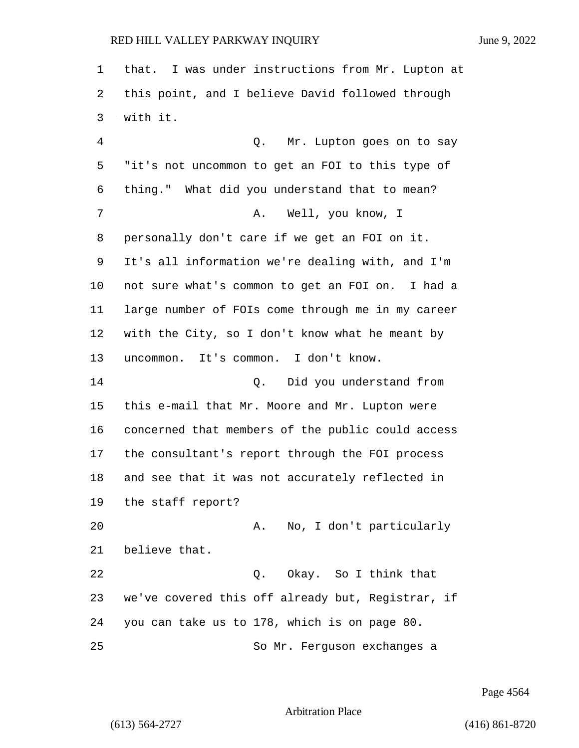that. I was under instructions from Mr. Lupton at this point, and I believe David followed through with it.

Q. Mr. Lupton goes on to say "it's not uncommon to get an FOI to this type of thing." What did you understand that to mean?

A. Well, you know, I personally don't care if we get an FOI on it. It's all information we're dealing with, and I'm not sure what's common to get an FOI on. I had a large number of FOIs come through me in my career with the City, so I don't know what he meant by uncommon. It's common. I don't know.

Q. Did you understand from this e-mail that Mr. Moore and Mr. Lupton were concerned that members of the public could access the consultant's report through the FOI process and see that it was not accurately reflected in the staff report?

A. No, I don't particularly believe that.

Q. Okay. So I think that we've covered this off already but, Registrar, if you can take us to 178, which is on page 80.

So Mr. Ferguson exchanges a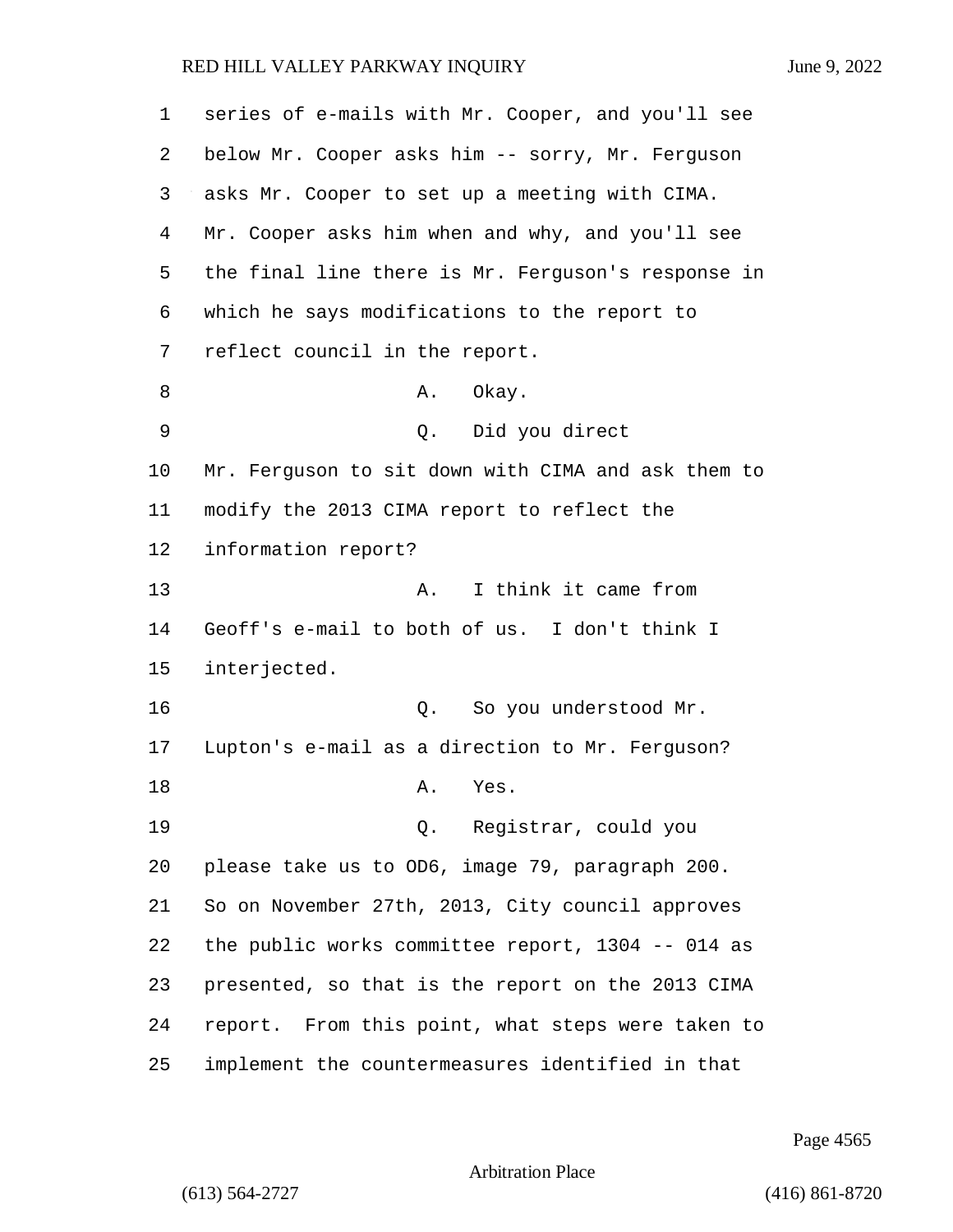series of e-mails with Mr. Cooper, and you'll see below Mr. Cooper asks him -- sorry, Mr. Ferguson asks Mr. Cooper to set up a meeting with CIMA. Mr. Cooper asks him when and why, and you'll see the final line there is Mr. Ferguson's response in which he says modifications to the report to reflect council in the report.

A. Okay.

Q. Did you direct Mr. Ferguson to sit down with CIMA and ask them to modify the 2013 CIMA report to reflect the information report?

A. I think it came from Geoff's e-mail to both of us. I don't think I interjected.

Q. So you understood Mr. Lupton's e-mail as a direction to Mr. Ferguson?

A. Yes.

Q. Registrar, could you please take us to OD6, image 79, paragraph 200. So on November 27th, 2013, City council approves the public works committee report, 1304 -- 014 as presented, so that is the report on the 2013 CIMA report. From this point, what steps were taken to implement the countermeasures identified in that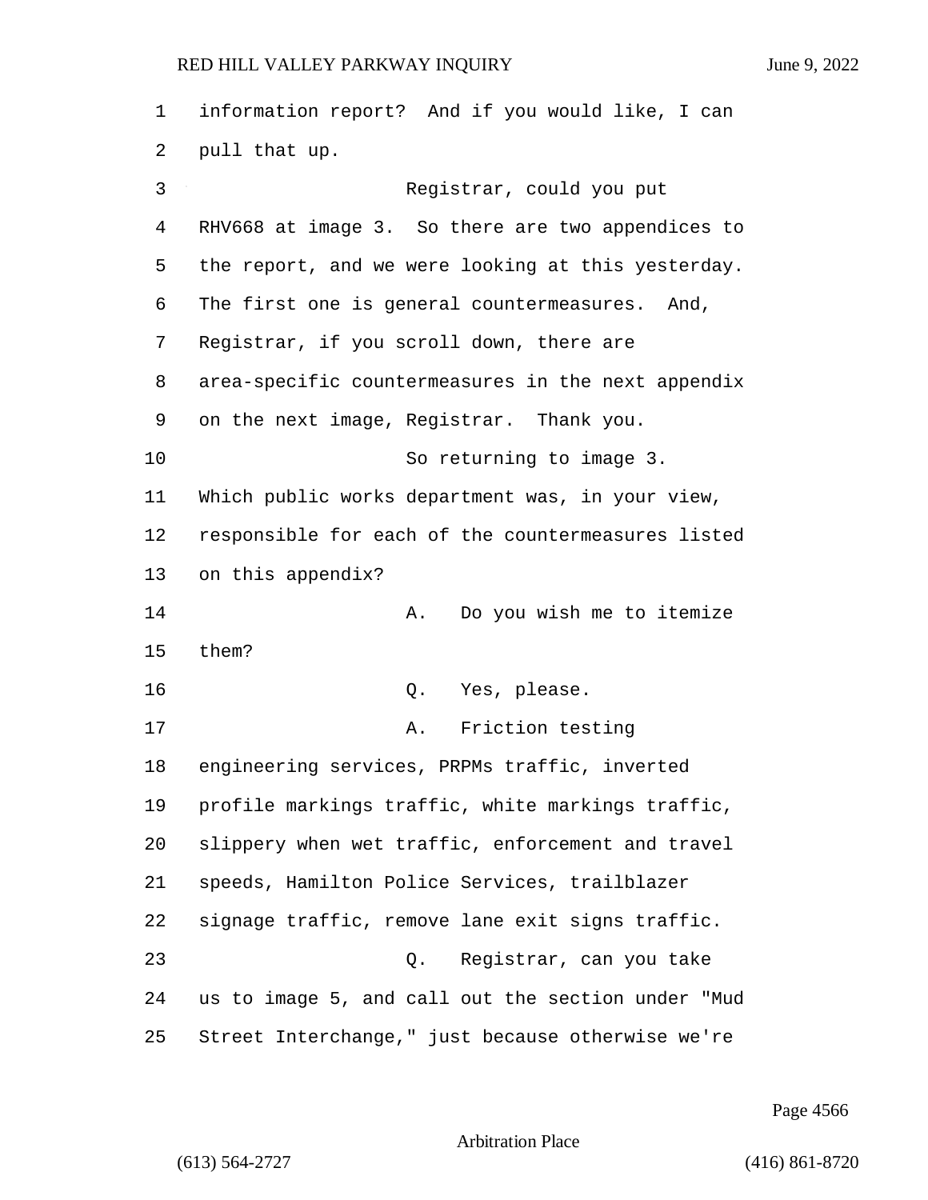information report? And if you would like, I can pull that up.

Registrar, could you put RHV668 at image 3. So there are two appendices to the report, and we were looking at this yesterday. The first one is general countermeasures. And, Registrar, if you scroll down, there are area-specific countermeasures in the next appendix on the next image, Registrar. Thank you.

So returning to image 3. Which public works department was, in your view, responsible for each of the countermeasures listed on this appendix?

A. Do you wish me to itemize them?

Q. Yes, please.

A. Friction testing engineering services, PRPMs traffic, inverted profile markings traffic, white markings traffic, slippery when wet traffic, enforcement and travel speeds, Hamilton Police Services, trailblazer signage traffic, remove lane exit signs traffic.

Q. Registrar, can you take us to image 5, and call out the section under "Mud Street Interchange," just because otherwise we're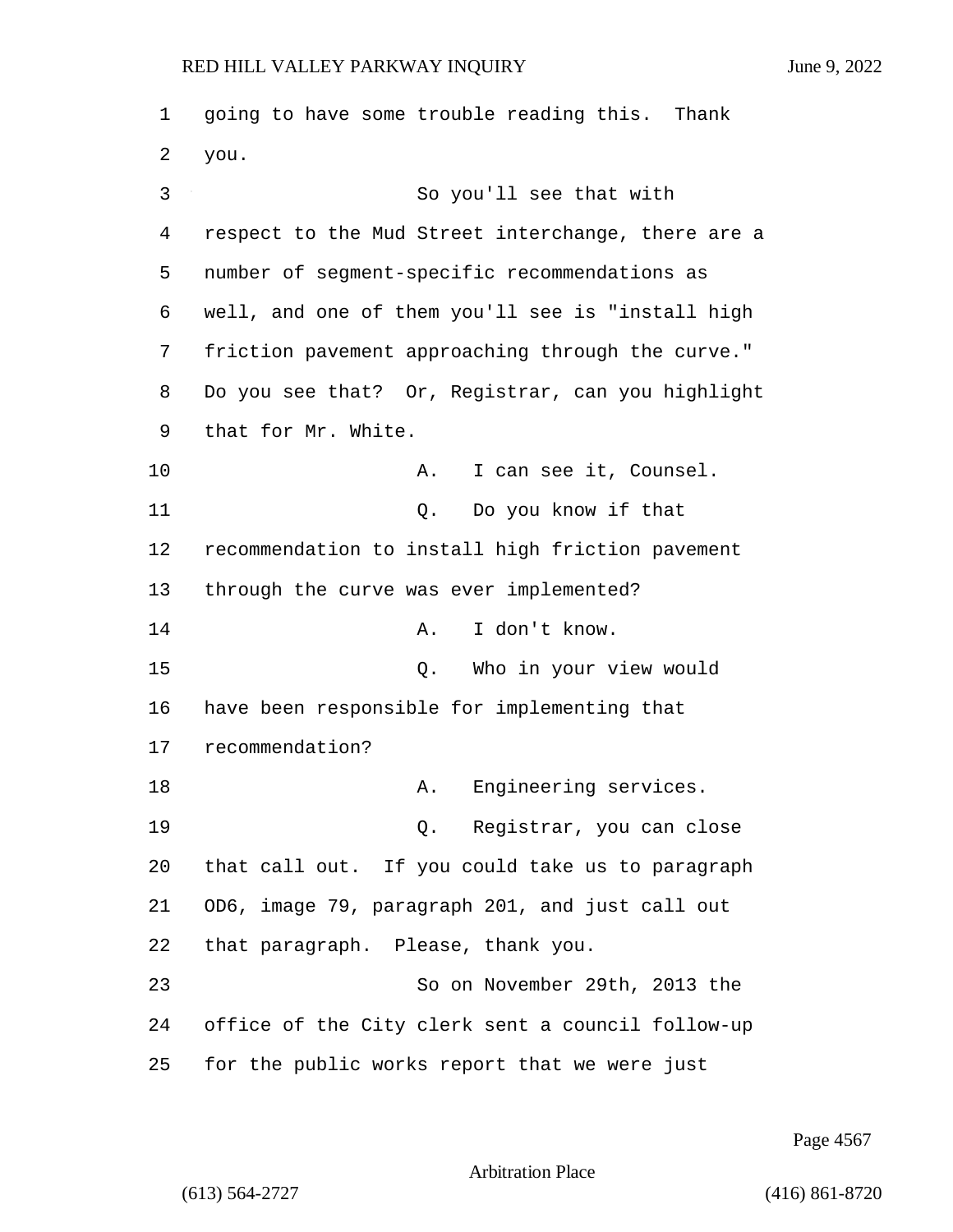going to have some trouble reading this. Thank you.

So you'll see that with respect to the Mud Street interchange, there are a number of segment-specific recommendations as well, and one of them you'll see is "install high friction pavement approaching through the curve." Do you see that? Or, Registrar, can you highlight that for Mr. White.

A. I can see it, Counsel.

Q. Do you know if that recommendation to install high friction pavement through the curve was ever implemented?

A. I don't know.

Q. Who in your view would have been responsible for implementing that recommendation?

A. Engineering services.

Q. Registrar, you can close that call out. If you could take us to paragraph OD6, image 79, paragraph 201, and just call out that paragraph. Please, thank you.

So on November 29th, 2013 the office of the City clerk sent a council follow-up for the public works report that we were just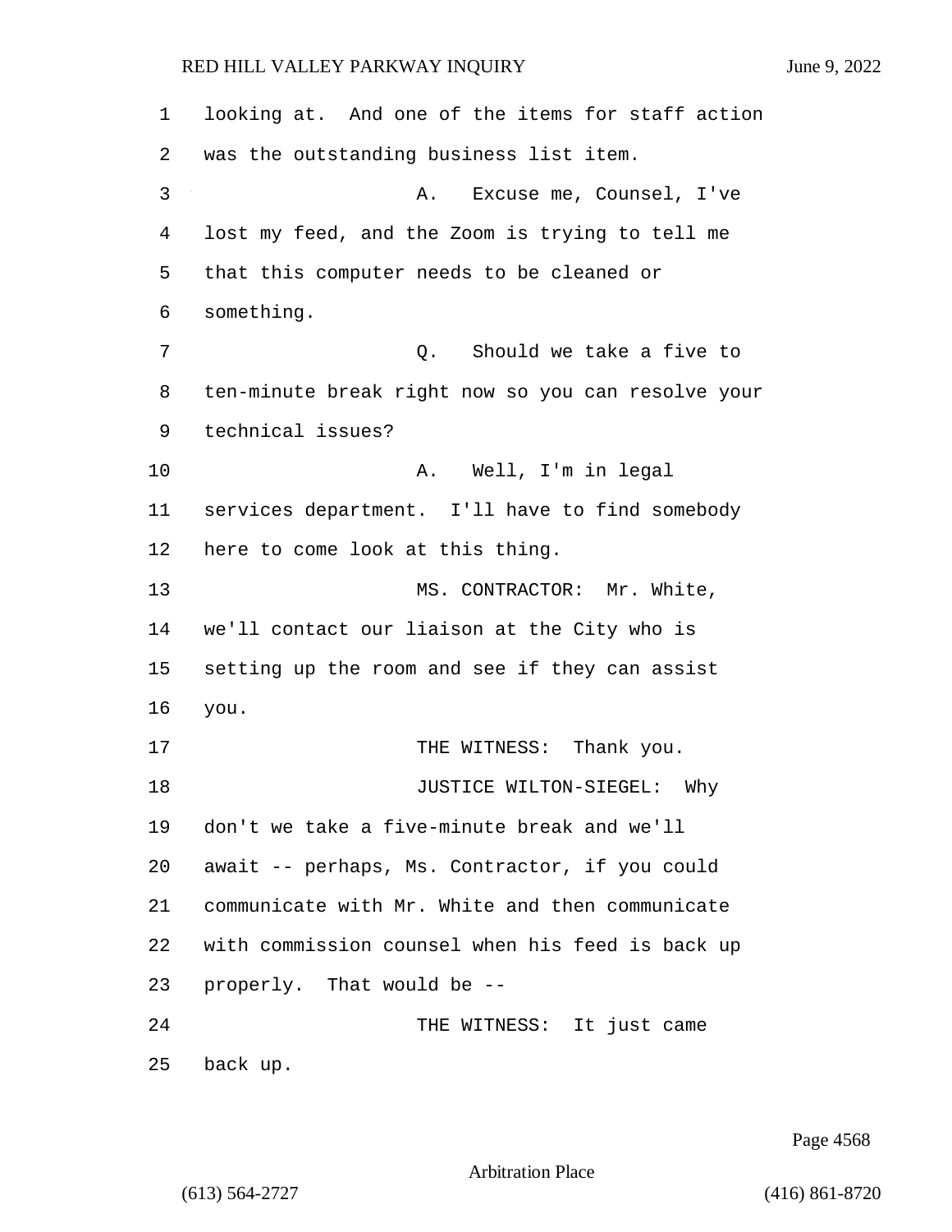looking at. And one of the items for staff action was the outstanding business list item.

A. Excuse me, Counsel, I've lost my feed, and the Zoom is trying to tell me that this computer needs to be cleaned or something.

Q. Should we take a five to ten-minute break right now so you can resolve your technical issues?

A. Well, I'm in legal services department. I'll have to find somebody here to come look at this thing.

MS. CONTRACTOR: Mr. White, we'll contact our liaison at the City who is setting up the room and see if they can assist you.

THE WITNESS: Thank you.

JUSTICE WILTON-SIEGEL: Why don't we take a five-minute break and we'll await -- perhaps, Ms. Contractor, if you could communicate with Mr. White and then communicate with commission counsel when his feed is back up properly. That would be --

THE WITNESS: It just came back up.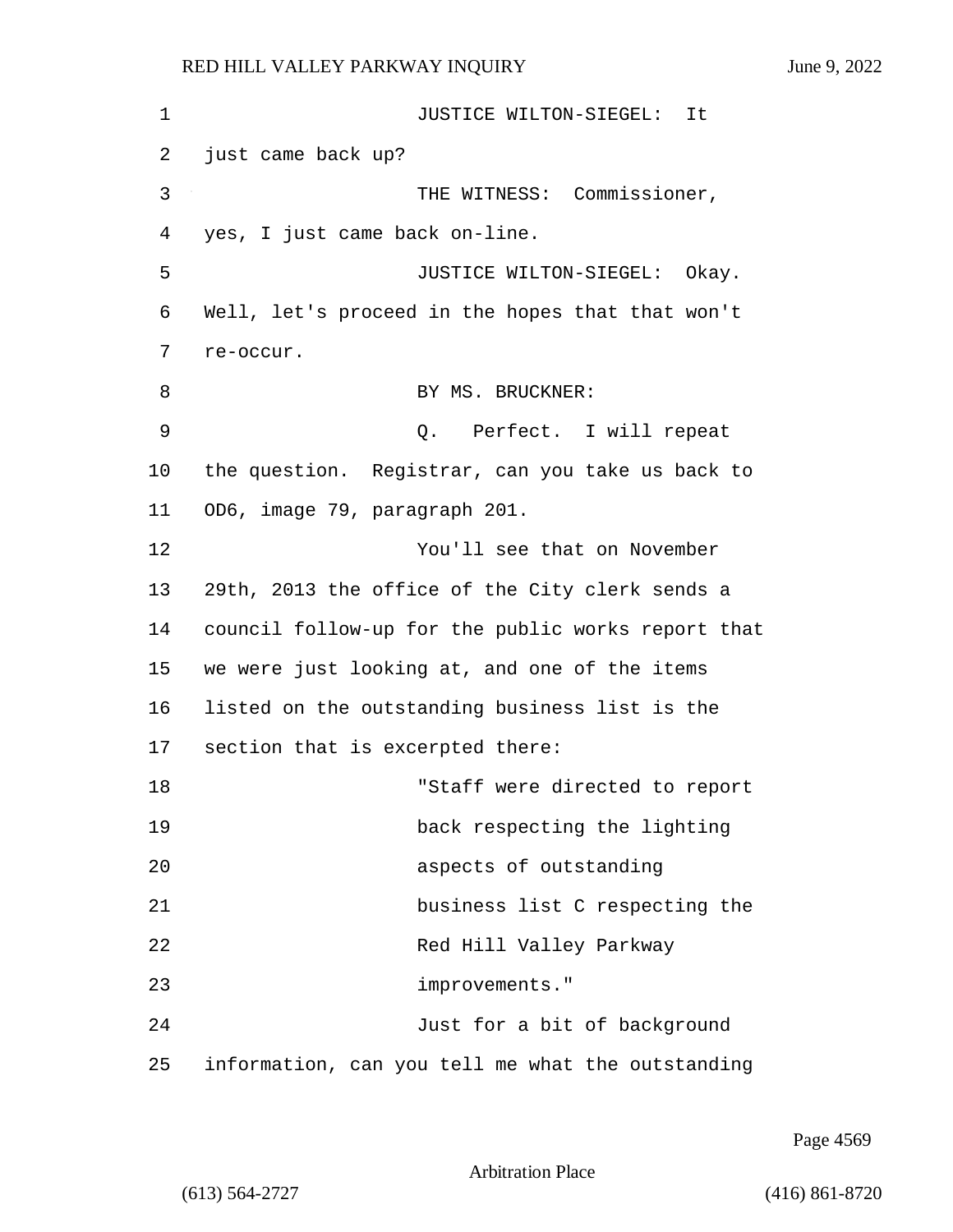JUSTICE WILTON-SIEGEL: It just came back up?

THE WITNESS: Commissioner, yes, I just came back on-line.

JUSTICE WILTON-SIEGEL: Okay. Well, let's proceed in the hopes that that won't re-occur.

BY MS. BRUCKNER:

Q. Perfect. I will repeat the question. Registrar, can you take us back to OD6, image 79, paragraph 201.

You'll see that on November 29th, 2013 the office of the City clerk sends a council follow-up for the public works report that we were just looking at, and one of the items listed on the outstanding business list is the section that is excerpted there:

> "Staff were directed to report back respecting the lighting aspects of outstanding business list C respecting the Red Hill Valley Parkway improvements."

Just for a bit of background information, can you tell me what the outstanding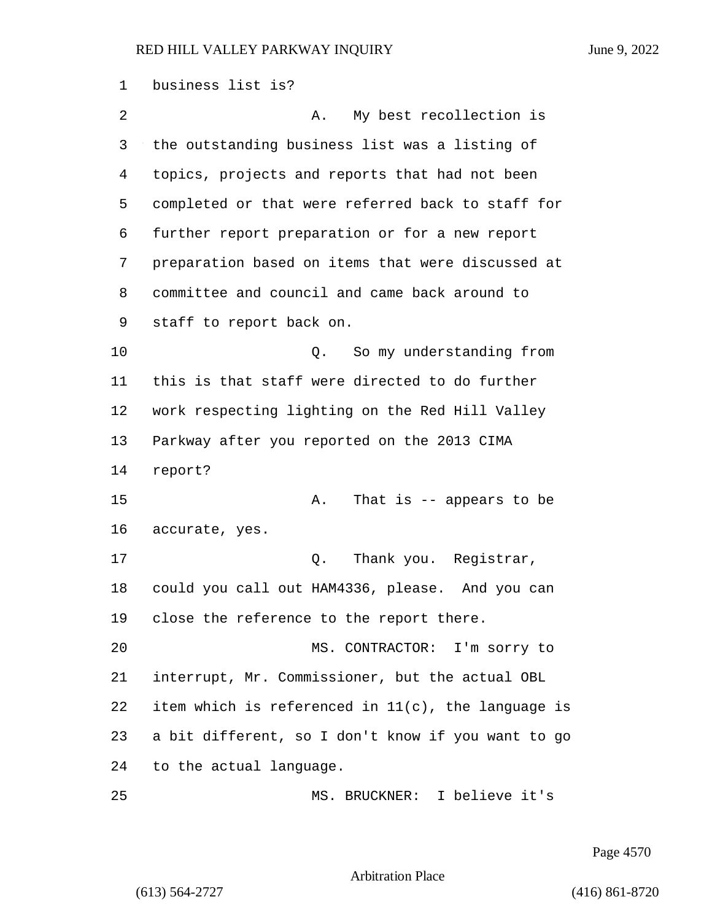business list is?

A. My best recollection is the outstanding business list was a listing of topics, projects and reports that had not been completed or that were referred back to staff for further report preparation or for a new report preparation based on items that were discussed at committee and council and came back around to staff to report back on.

Q. So my understanding from this is that staff were directed to do further work respecting lighting on the Red Hill Valley Parkway after you reported on the 2013 CIMA report?

A. That is -- appears to be accurate, yes.

Q. Thank you. Registrar, could you call out HAM4336, please. And you can close the reference to the report there.

MS. CONTRACTOR: I'm sorry to interrupt, Mr. Commissioner, but the actual OBL item which is referenced in 11(c), the language is a bit different, so I don't know if you want to go to the actual language.

MS. BRUCKNER: I believe it's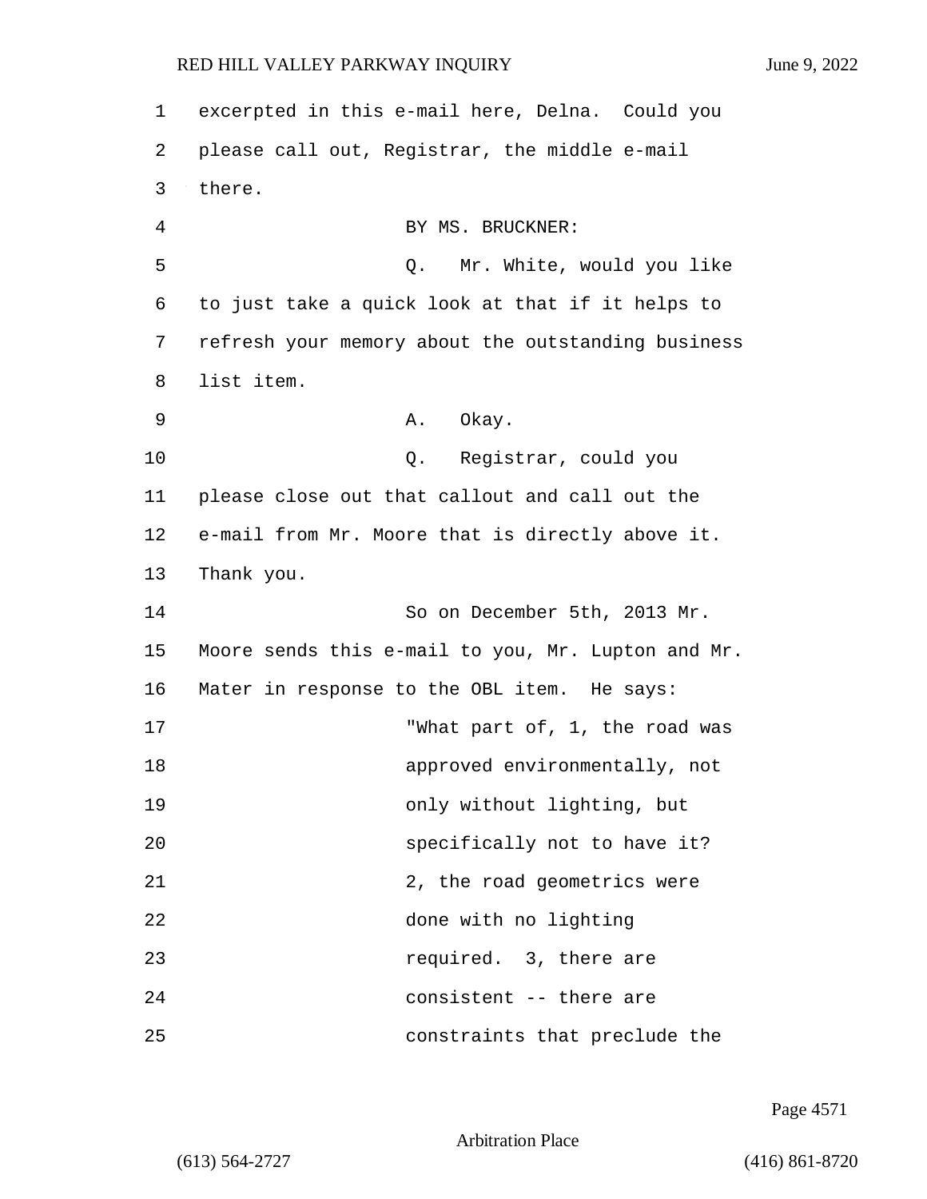excerpted in this e-mail here, Delna. Could you please call out, Registrar, the middle e-mail there.

BY MS. BRUCKNER:

Q. Mr. White, would you like to just take a quick look at that if it helps to refresh your memory about the outstanding business list item.

A. Okay.

Q. Registrar, could you please close out that callout and call out the e-mail from Mr. Moore that is directly above it. Thank you.

So on December 5th, 2013 Mr. Moore sends this e-mail to you, Mr. Lupton and Mr. Mater in response to the OBL item. He says:

"What part of, 1, the road was approved environmentally, not only without lighting, but specifically not to have it? 2, the road geometrics were done with no lighting required. 3, there are consistent -- there are constraints that preclude the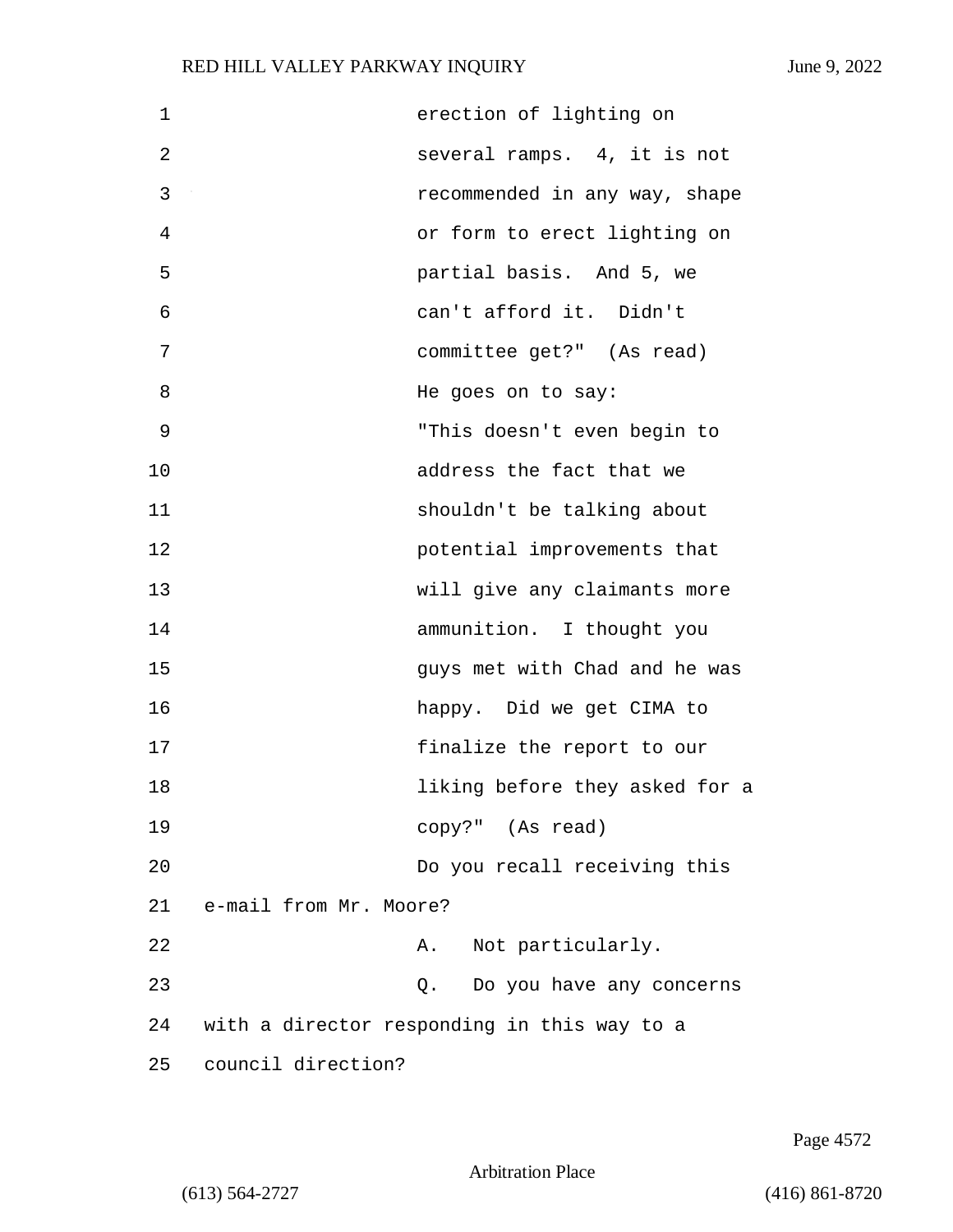erection of lighting on several ramps. 4, it is not recommended in any way, shape or form to erect lighting on partial basis. And 5, we can't afford it. Didn't committee get?" (As read)

He goes on to say:

"This doesn't even begin to address the fact that we shouldn't be talking about potential improvements that will give any claimants more ammunition. I thought you guys met with Chad and he was happy. Did we get CIMA to finalize the report to our liking before they asked for a copy?" (As read)

Do you recall receiving this e-mail from Mr. Moore?

A. Not particularly.

Q. Do you have any concerns with a director responding in this way to a council direction?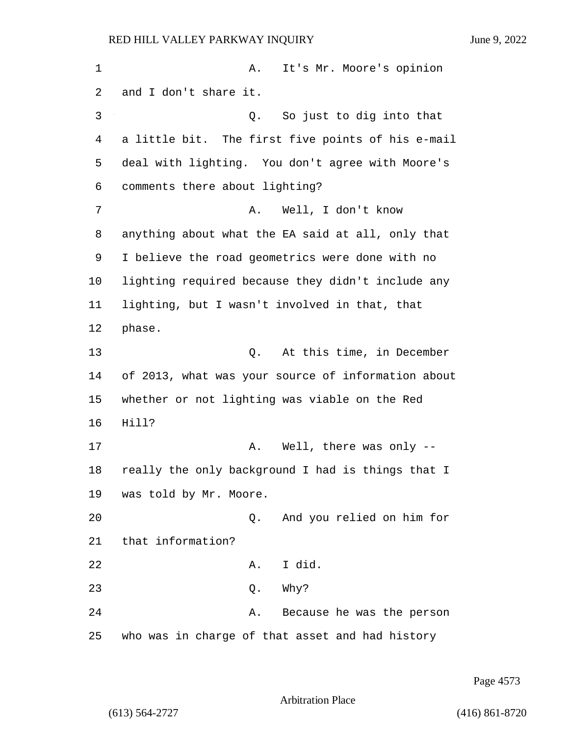A. It's Mr. Moore's opinion and I don't share it.

Q. So just to dig into that a little bit. The first five points of his e-mail deal with lighting. You don't agree with Moore's comments there about lighting?

A. Well, I don't know anything about what the EA said at all, only that I believe the road geometrics were done with no lighting required because they didn't include any lighting, but I wasn't involved in that, that phase.

Q. At this time, in December of 2013, what was your source of information about whether or not lighting was viable on the Red Hill?

A. Well, there was only -- really the only background I had is things that I was told by Mr. Moore.

Q. And you relied on him for that information?

A. I did.

Q. Why?

A. Because he was the person who was in charge of that asset and had history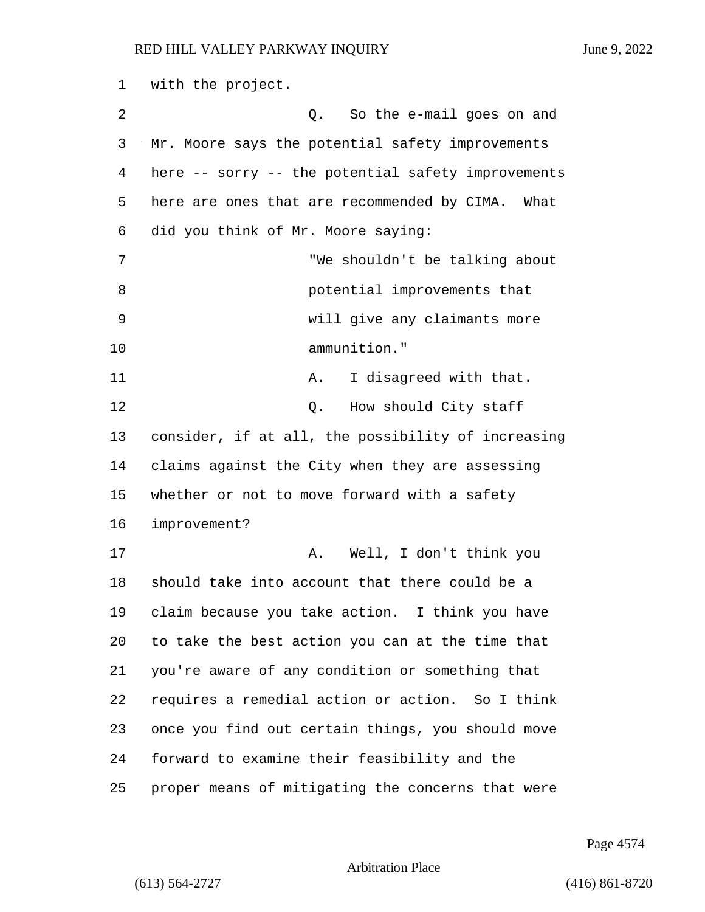with the project.

Q. So the e-mail goes on and Mr. Moore says the potential safety improvements here -- sorry -- the potential safety improvements here are ones that are recommended by CIMA. What did you think of Mr. Moore saying:

> "We shouldn't be talking about potential improvements that will give any claimants more ammunition."

A. I disagreed with that.

Q. How should City staff consider, if at all, the possibility of increasing claims against the City when they are assessing whether or not to move forward with a safety improvement?

A. Well, I don't think you should take into account that there could be a claim because you take action. I think you have to take the best action you can at the time that you're aware of any condition or something that requires a remedial action or action. So I think once you find out certain things, you should move forward to examine their feasibility and the proper means of mitigating the concerns that were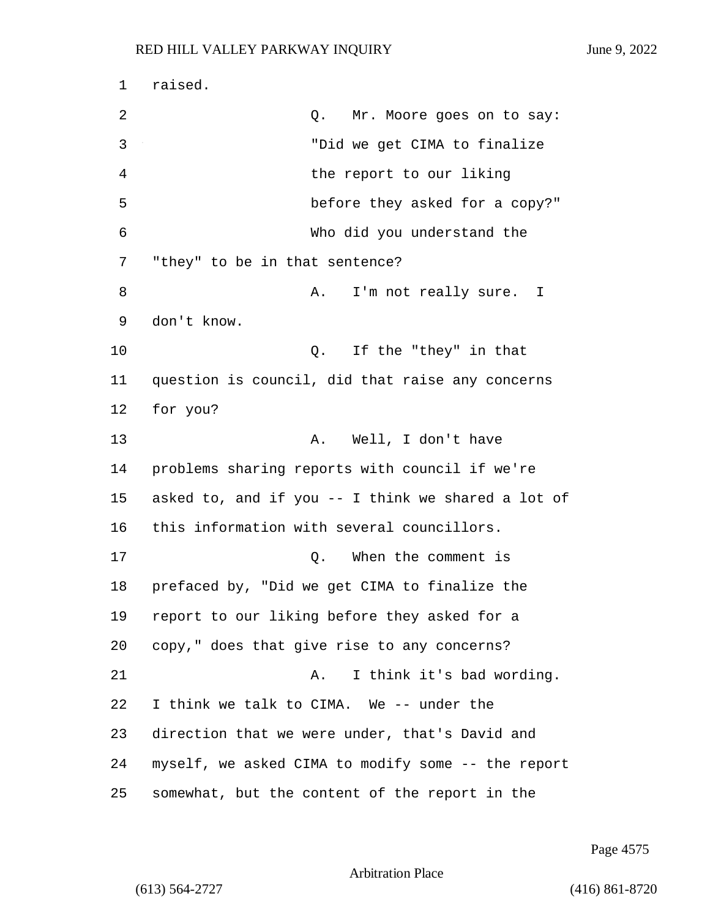raised.

Q. Mr. Moore goes on to say:

"Did we get CIMA to finalize the report to our liking before they asked for a copy?"

Who did you understand the "they" to be in that sentence?

A. I'm not really sure. I don't know.

Q. If the "they" in that question is council, did that raise any concerns for you?

A. Well, I don't have problems sharing reports with council if we're asked to, and if you -- I think we shared a lot of this information with several councillors.

Q. When the comment is prefaced by, "Did we get CIMA to finalize the report to our liking before they asked for a copy," does that give rise to any concerns?

A. I think it's bad wording. I think we talk to CIMA. We -- under the direction that we were under, that's David and myself, we asked CIMA to modify some -- the report somewhat, but the content of the report in the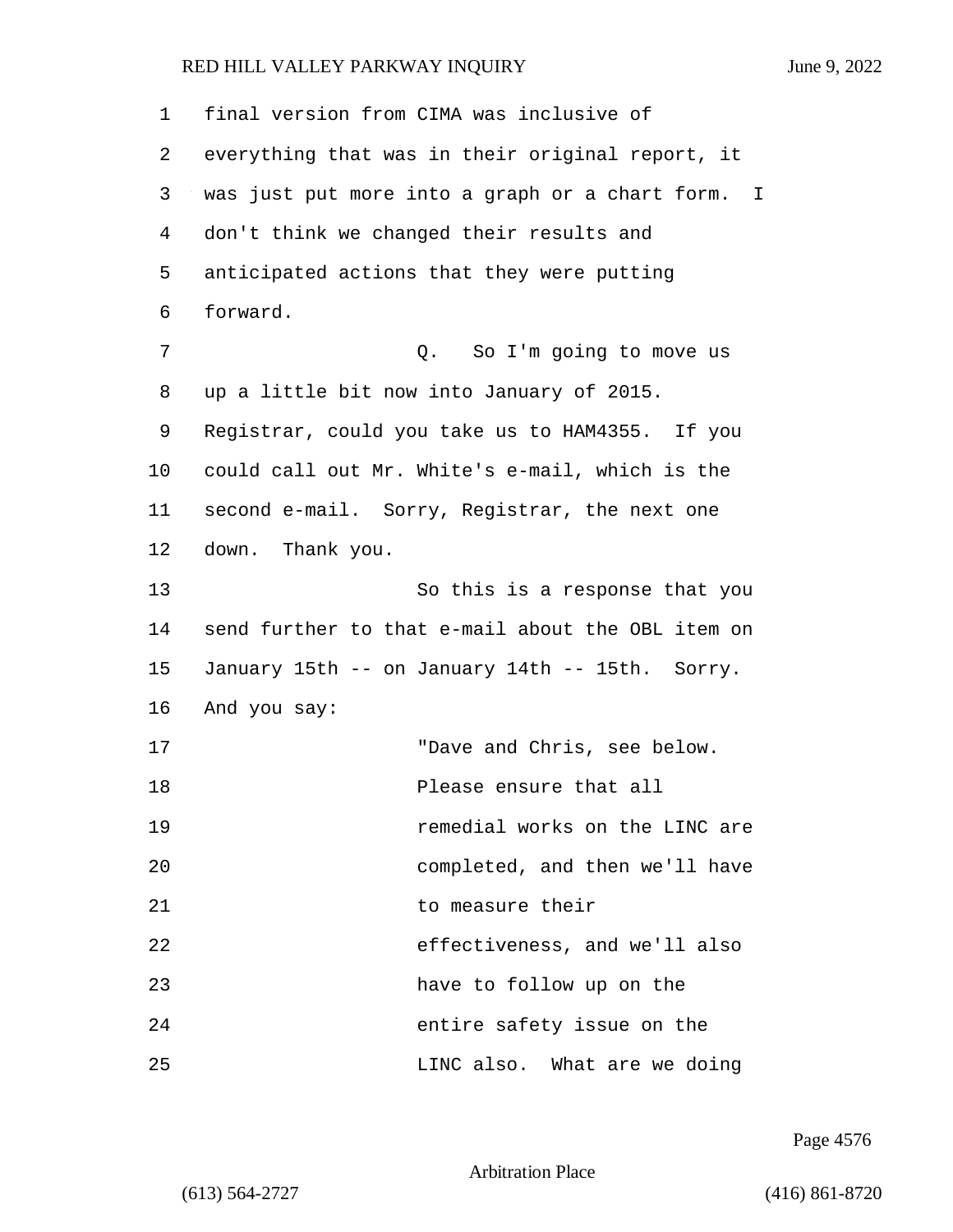final version from CIMA was inclusive of everything that was in their original report, it was just put more into a graph or a chart form. I don't think we changed their results and anticipated actions that they were putting forward.

Q. So I'm going to move us up a little bit now into January of 2015. Registrar, could you take us to HAM4355. If you could call out Mr. White's e-mail, which is the second e-mail. Sorry, Registrar, the next one down. Thank you.

So this is a response that you send further to that e-mail about the OBL item on January 15th -- on January 14th -- 15th. Sorry. And you say:

"Dave and Chris, see below. Please ensure that all remedial works on the LINC are completed, and then we'll have to measure their effectiveness, and we'll also have to follow up on the entire safety issue on the LINC also. What are we doing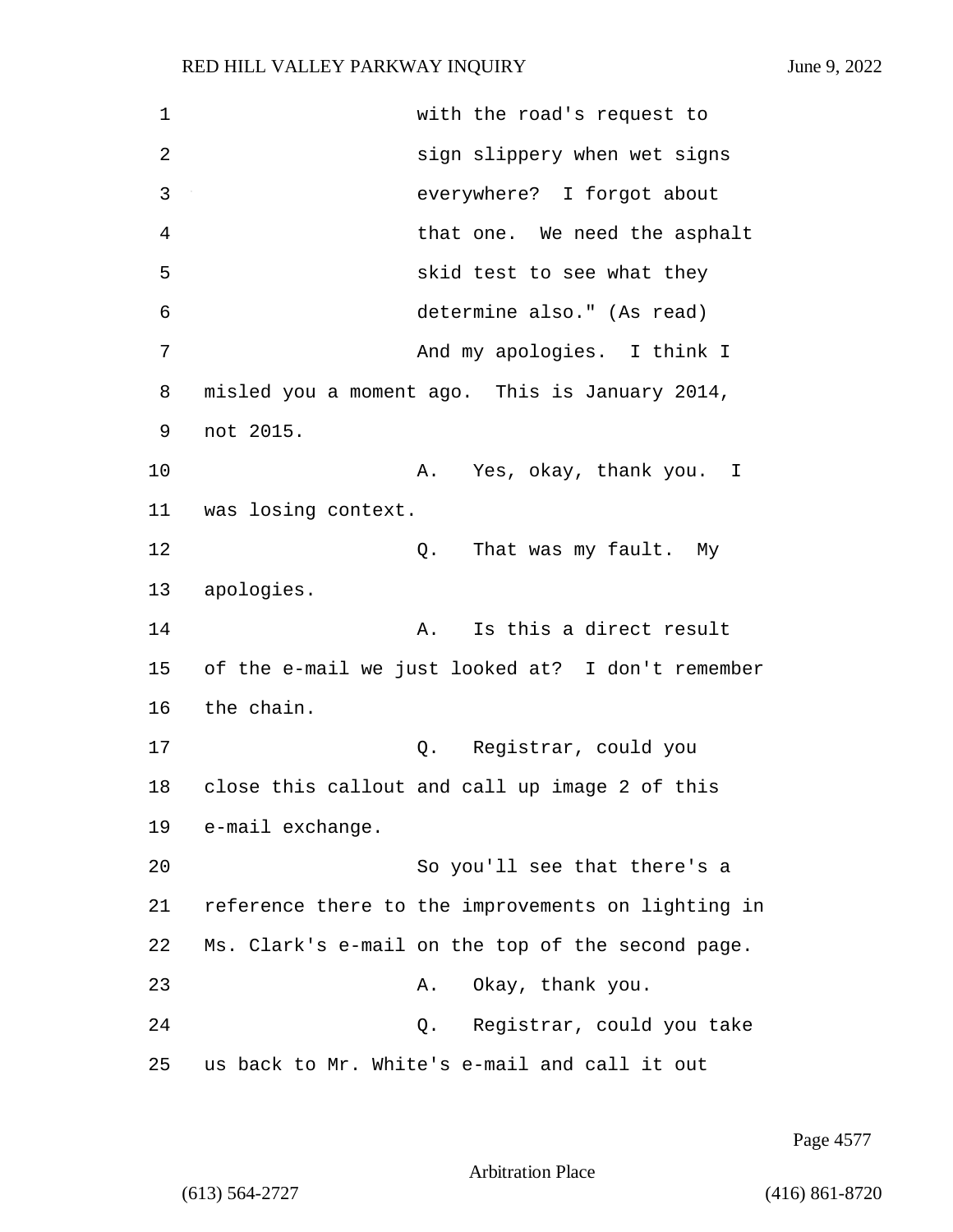with the road's request to sign slippery when wet signs everywhere? I forgot about that one. We need the asphalt skid test to see what they determine also." (As read)

And my apologies. I think I misled you a moment ago. This is January 2014, not 2015.

A. Yes, okay, thank you. I was losing context.

Q. That was my fault. My apologies.

A. Is this a direct result of the e-mail we just looked at? I don't remember the chain.

Q. Registrar, could you close this callout and call up image 2 of this e-mail exchange.

So you'll see that there's a reference there to the improvements on lighting in Ms. Clark's e-mail on the top of the second page.

A. Okay, thank you.

Q. Registrar, could you take us back to Mr. White's e-mail and call it out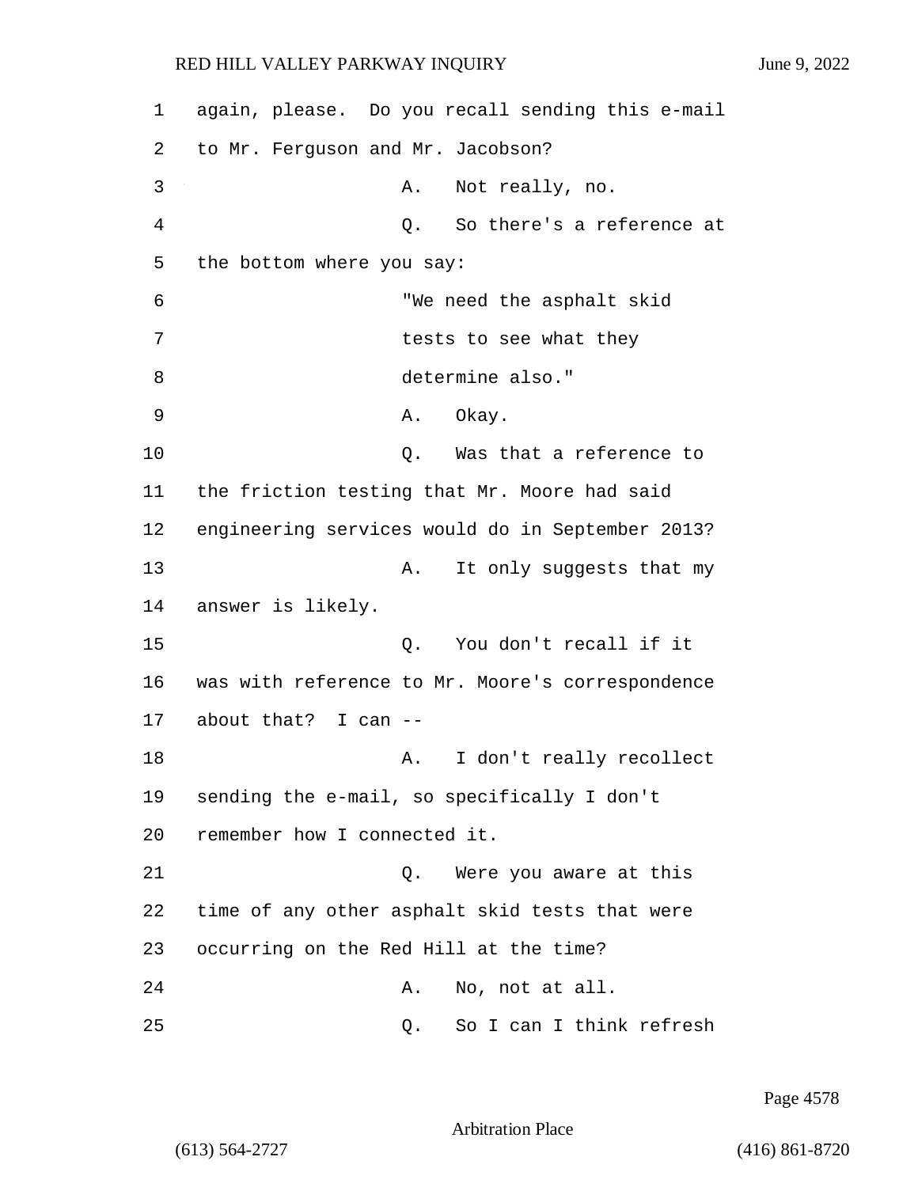again, please. Do you recall sending this e-mail to Mr. Ferguson and Mr. Jacobson?

A. Not really, no.

Q. So there's a reference at the bottom where you say:

"We need the asphalt skid tests to see what they determine also."

A. Okay.

Q. Was that a reference to the friction testing that Mr. Moore had said engineering services would do in September 2013?

A. It only suggests that my answer is likely.

Q. You don't recall if it was with reference to Mr. Moore's correspondence about that? I can --

A. I don't really recollect sending the e-mail, so specifically I don't remember how I connected it.

Q. Were you aware at this time of any other asphalt skid tests that were occurring on the Red Hill at the time?

A. No, not at all.

Q. So I can I think refresh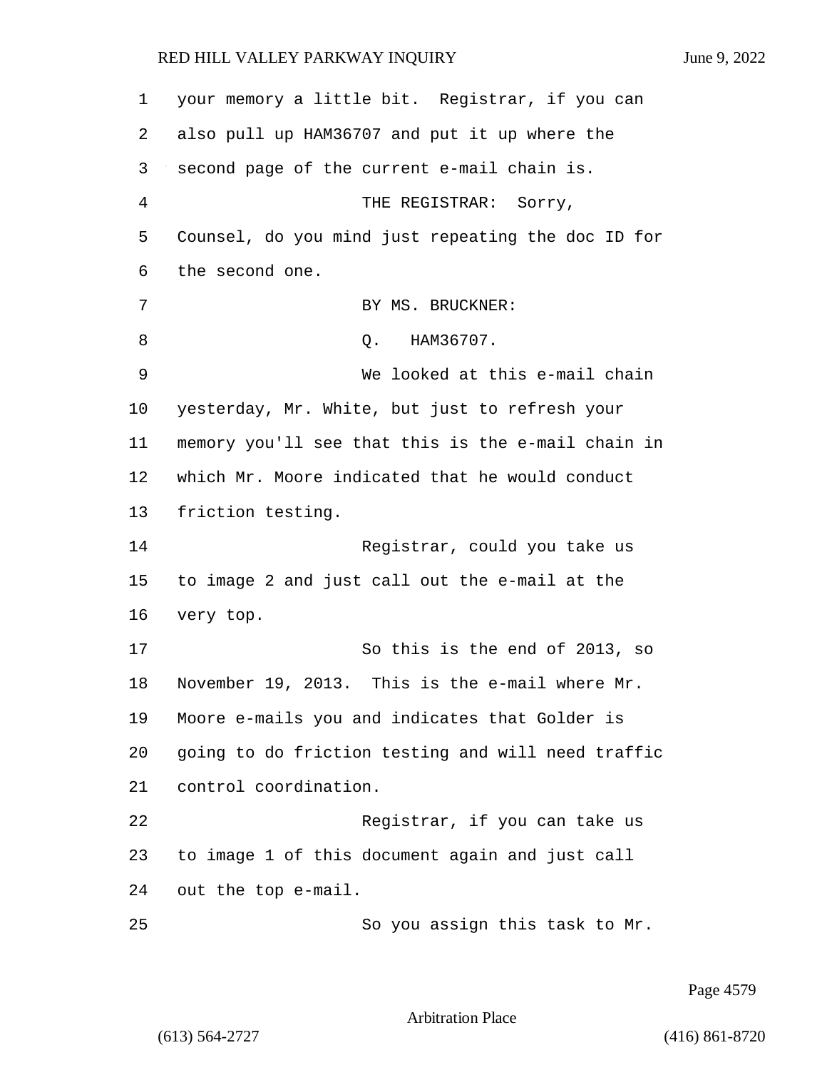your memory a little bit. Registrar, if you can also pull up HAM36707 and put it up where the second page of the current e-mail chain is.

THE REGISTRAR: Sorry, Counsel, do you mind just repeating the doc ID for the second one.

BY MS. BRUCKNER:

Q. HAM36707.

We looked at this e-mail chain yesterday, Mr. White, but just to refresh your memory you'll see that this is the e-mail chain in which Mr. Moore indicated that he would conduct friction testing.

Registrar, could you take us to image 2 and just call out the e-mail at the very top.

So this is the end of 2013, so November 19, 2013. This is the e-mail where Mr. Moore e-mails you and indicates that Golder is going to do friction testing and will need traffic control coordination.

Registrar, if you can take us to image 1 of this document again and just call out the top e-mail.

So you assign this task to Mr.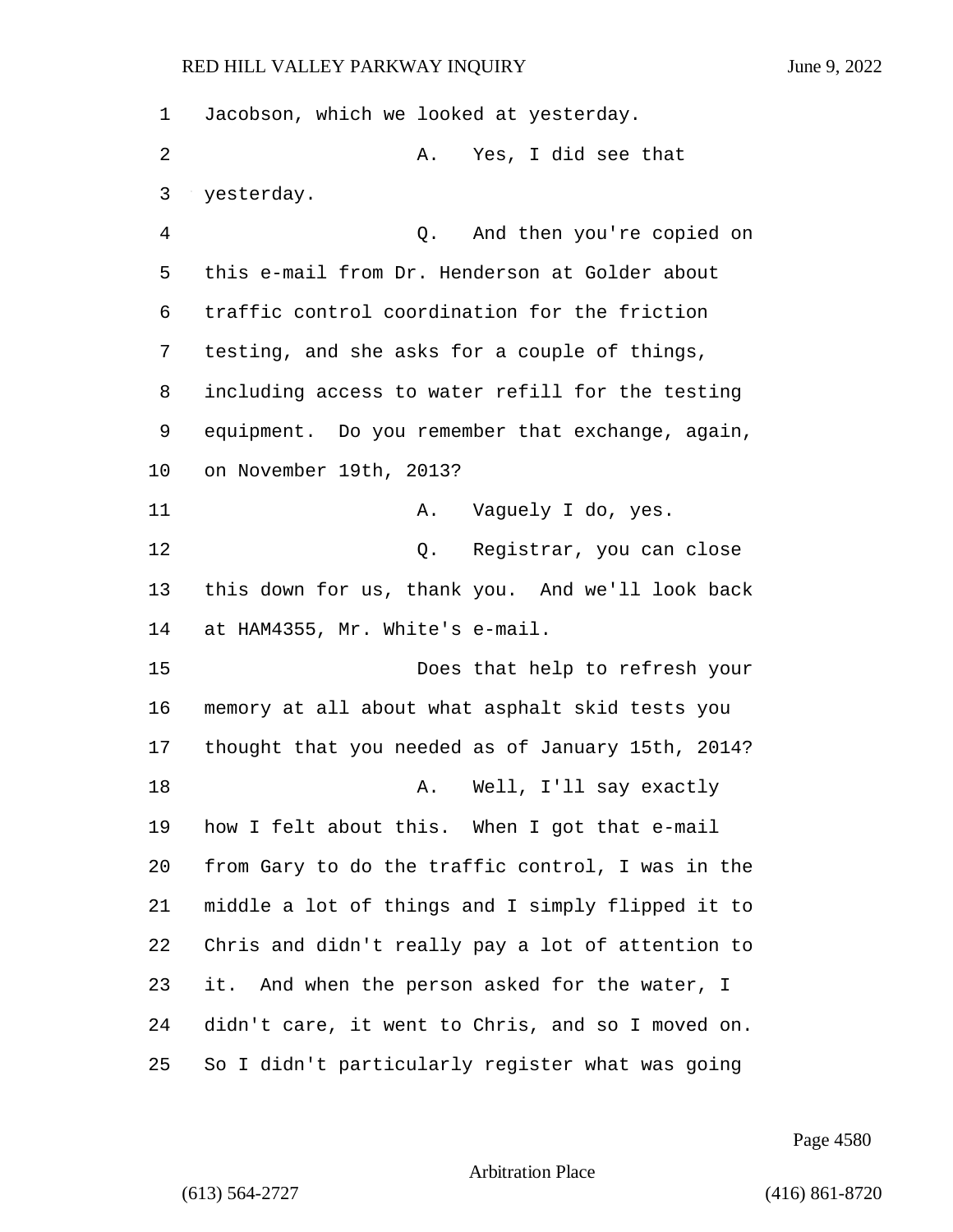Jacobson, which we looked at yesterday.

A. Yes, I did see that yesterday.

Q. And then you're copied on this e-mail from Dr. Henderson at Golder about traffic control coordination for the friction testing, and she asks for a couple of things, including access to water refill for the testing equipment. Do you remember that exchange, again, on November 19th, 2013?

A. Vaguely I do, yes.

Q. Registrar, you can close this down for us, thank you. And we'll look back at HAM4355, Mr. White's e-mail.

Does that help to refresh your memory at all about what asphalt skid tests you thought that you needed as of January 15th, 2014?

A. Well, I'll say exactly how I felt about this. When I got that e-mail from Gary to do the traffic control, I was in the middle a lot of things and I simply flipped it to Chris and didn't really pay a lot of attention to it. And when the person asked for the water, I didn't care, it went to Chris, and so I moved on. So I didn't particularly register what was going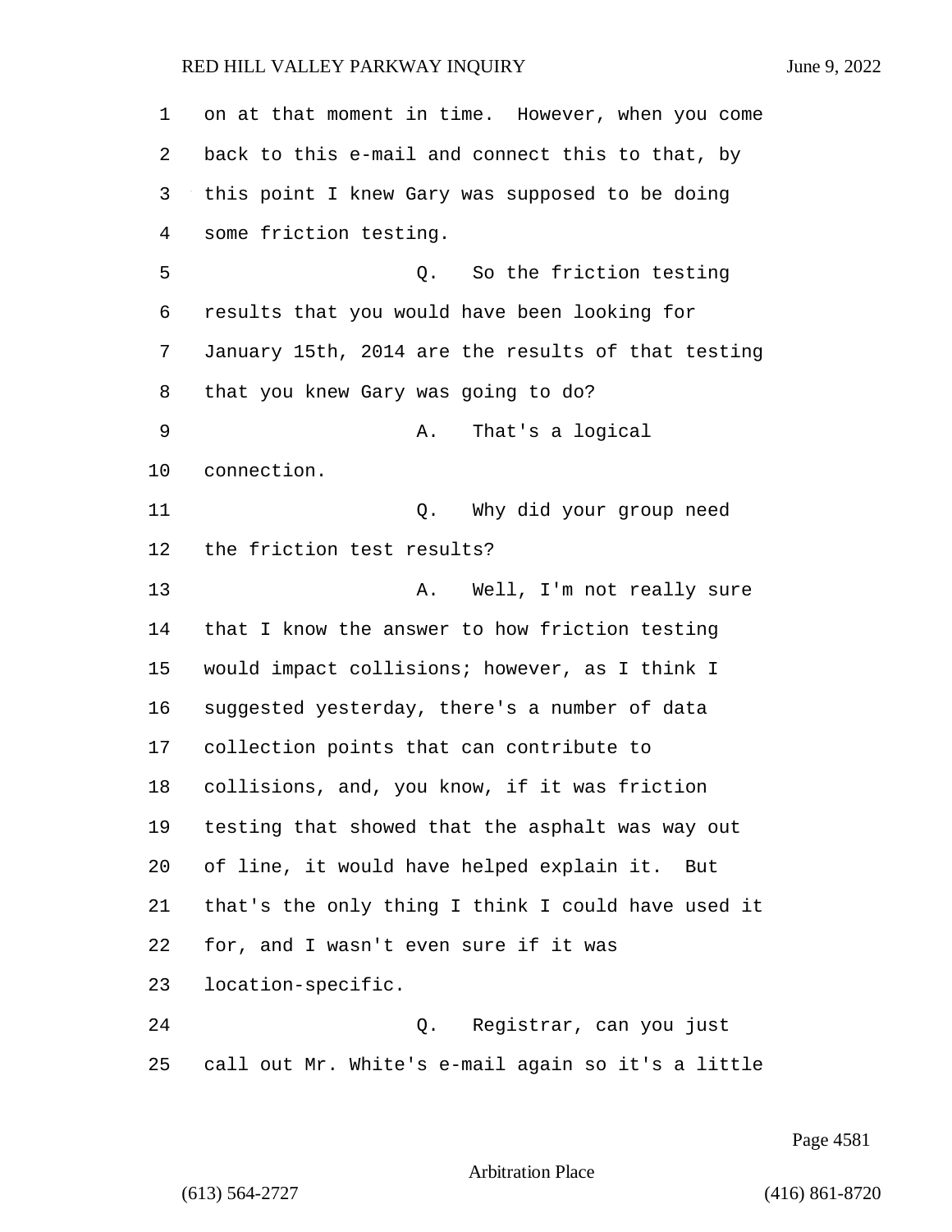on at that moment in time. However, when you come back to this e-mail and connect this to that, by this point I knew Gary was supposed to be doing some friction testing.

Q. So the friction testing results that you would have been looking for January 15th, 2014 are the results of that testing that you knew Gary was going to do?

A. That's a logical connection.

Q. Why did your group need the friction test results?

A. Well, I'm not really sure that I know the answer to how friction testing would impact collisions; however, as I think I suggested yesterday, there's a number of data collection points that can contribute to collisions, and, you know, if it was friction testing that showed that the asphalt was way out of line, it would have helped explain it. But that's the only thing I think I could have used it for, and I wasn't even sure if it was location-specific.

Q. Registrar, can you just call out Mr. White's e-mail again so it's a little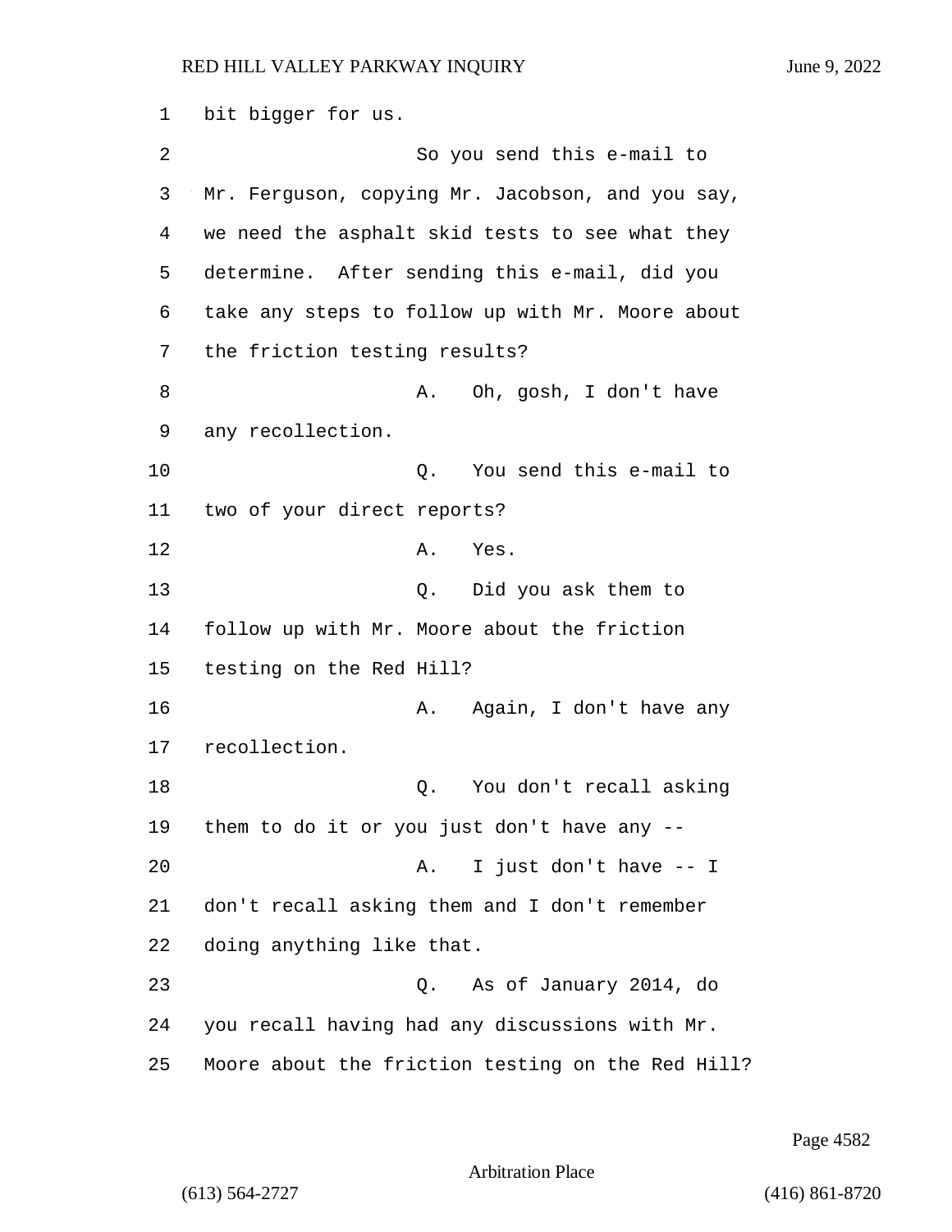bit bigger for us.

So you send this e-mail to Mr. Ferguson, copying Mr. Jacobson, and you say, we need the asphalt skid tests to see what they determine. After sending this e-mail, did you take any steps to follow up with Mr. Moore about the friction testing results?

A. Oh, gosh, I don't have any recollection.

Q. You send this e-mail to two of your direct reports?

A. Yes.

Q. Did you ask them to follow up with Mr. Moore about the friction testing on the Red Hill?

A. Again, I don't have any recollection.

Q. You don't recall asking them to do it or you just don't have any --

A. I just don't have -- I don't recall asking them and I don't remember doing anything like that.

Q. As of January 2014, do you recall having had any discussions with Mr. Moore about the friction testing on the Red Hill?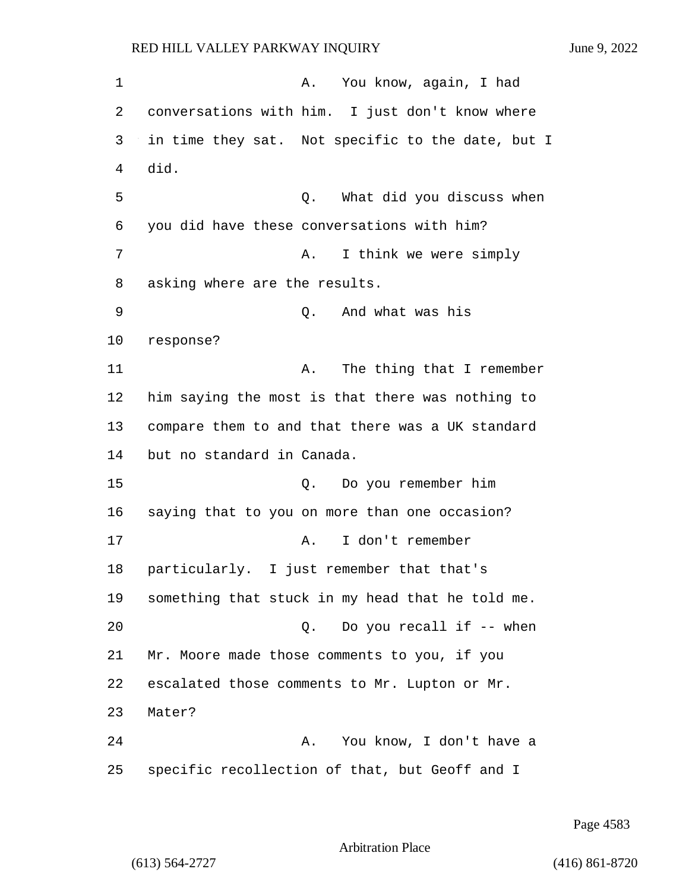A. You know, again, I had conversations with him. I just don't know where in time they sat. Not specific to the date, but I did.

Q. What did you discuss when you did have these conversations with him?

A. I think we were simply asking where are the results.

Q. And what was his response?

A. The thing that I remember him saying the most is that there was nothing to compare them to and that there was a UK standard but no standard in Canada.

Q. Do you remember him saying that to you on more than one occasion?

A. I don't remember particularly. I just remember that that's something that stuck in my head that he told me.

Q. Do you recall if -- when Mr. Moore made those comments to you, if you escalated those comments to Mr. Lupton or Mr. Mater?

A. You know, I don't have a specific recollection of that, but Geoff and I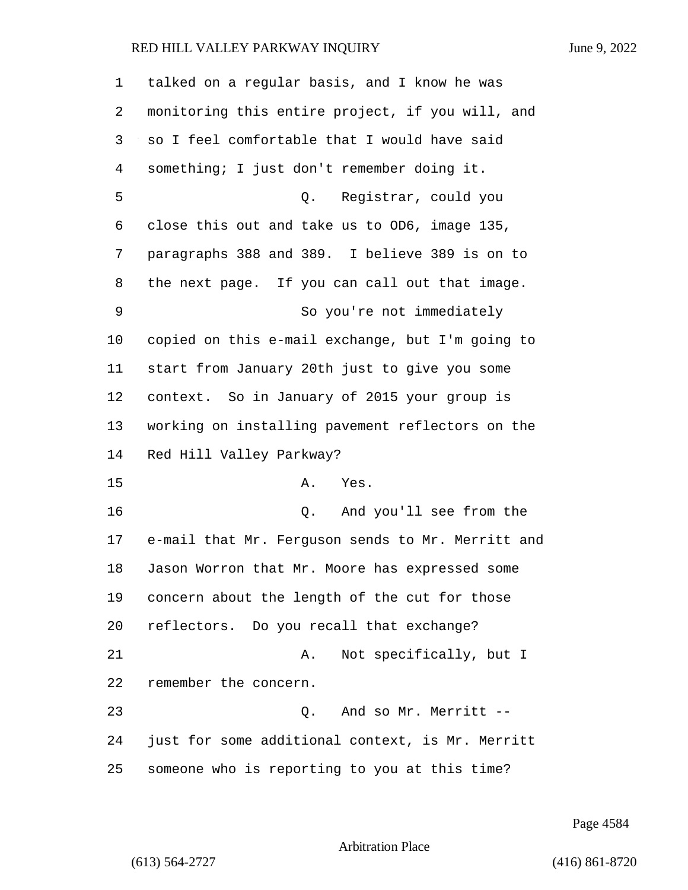talked on a regular basis, and I know he was monitoring this entire project, if you will, and so I feel comfortable that I would have said something; I just don't remember doing it.

Q. Registrar, could you close this out and take us to OD6, image 135, paragraphs 388 and 389. I believe 389 is on to the next page. If you can call out that image.

So you're not immediately copied on this e-mail exchange, but I'm going to start from January 20th just to give you some context. So in January of 2015 your group is working on installing pavement reflectors on the Red Hill Valley Parkway?

A. Yes.

Q. And you'll see from the e-mail that Mr. Ferguson sends to Mr. Merritt and Jason Worron that Mr. Moore has expressed some concern about the length of the cut for those reflectors. Do you recall that exchange?

A. Not specifically, but I remember the concern.

Q. And so Mr. Merritt -- just for some additional context, is Mr. Merritt someone who is reporting to you at this time?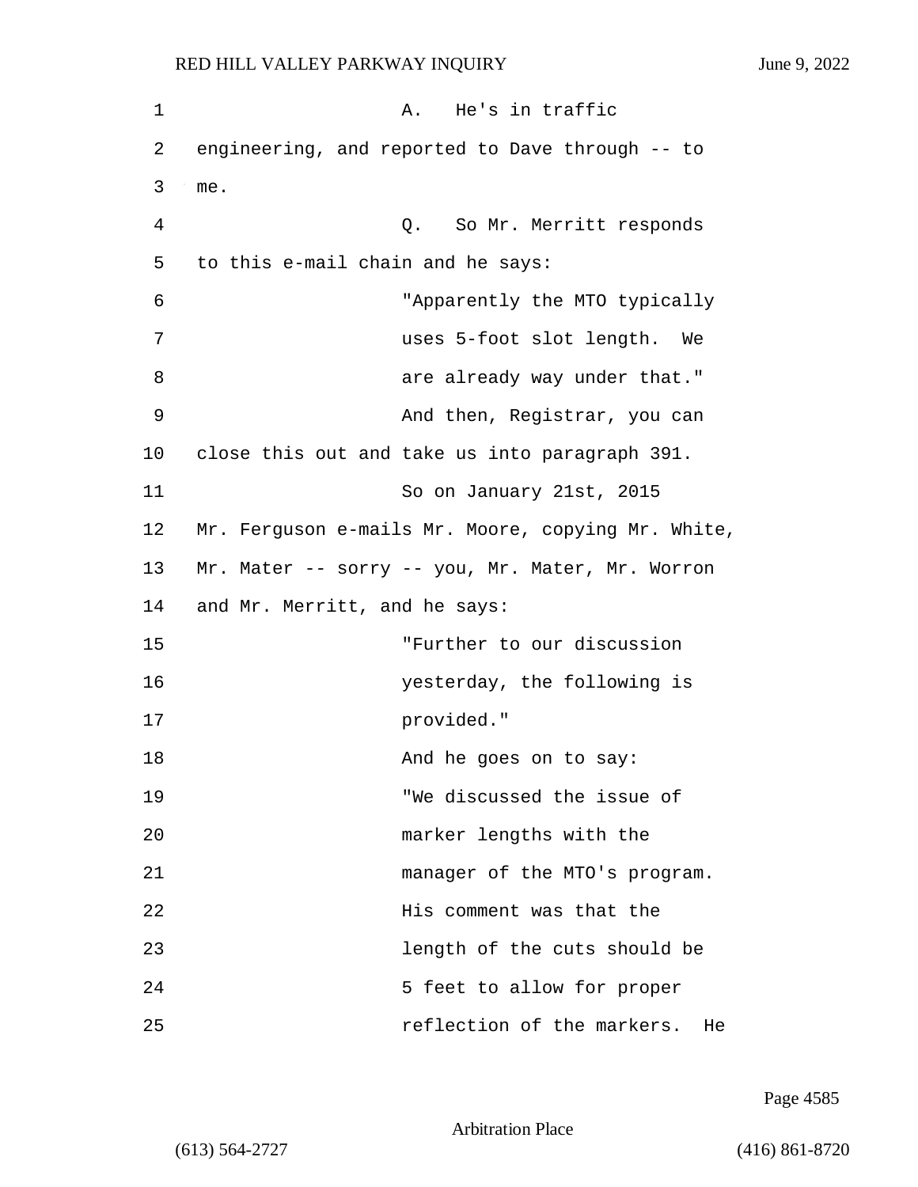A. He's in traffic engineering, and reported to Dave through -- to me.

Q. So Mr. Merritt responds to this e-mail chain and he says:

> "Apparently the MTO typically uses 5-foot slot length. We are already way under that."

And then, Registrar, you can close this out and take us into paragraph 391.

So on January 21st, 2015 Mr. Ferguson e-mails Mr. Moore, copying Mr. White, Mr. Mater -- sorry -- you, Mr. Mater, Mr. Worron and Mr. Merritt, and he says:

> "Further to our discussion yesterday, the following is provided."

And he goes on to say:

> "We discussed the issue of marker lengths with the manager of the MTO's program. His comment was that the length of the cuts should be 5 feet to allow for proper reflection of the markers. He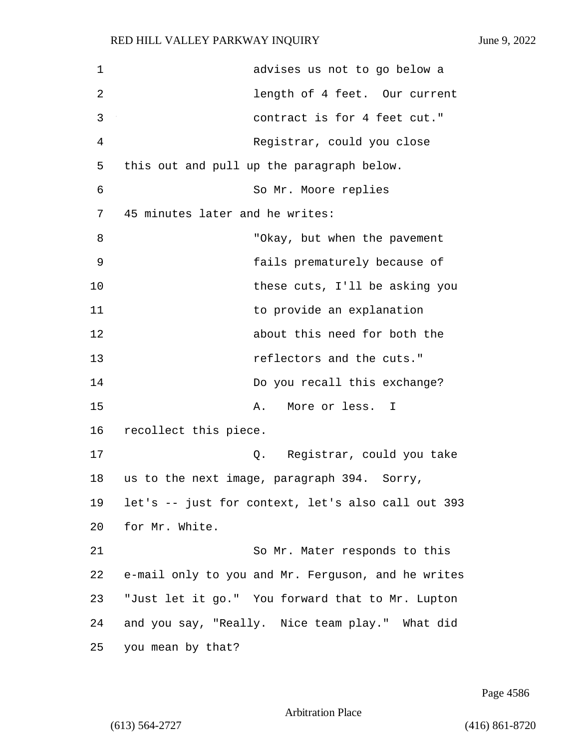advises us not to go below a length of 4 feet. Our current contract is for 4 feet cut."

Registrar, could you close this out and pull up the paragraph below.

So Mr. Moore replies 45 minutes later and he writes:

"Okay, but when the pavement fails prematurely because of these cuts, I'll be asking you to provide an explanation about this need for both the reflectors and the cuts."

Do you recall this exchange?

A. More or less. I recollect this piece.

Q. Registrar, could you take us to the next image, paragraph 394. Sorry, let's -- just for context, let's also call out 393 for Mr. White.

So Mr. Mater responds to this e-mail only to you and Mr. Ferguson, and he writes "Just let it go." You forward that to Mr. Lupton and you say, "Really. Nice team play." What did you mean by that?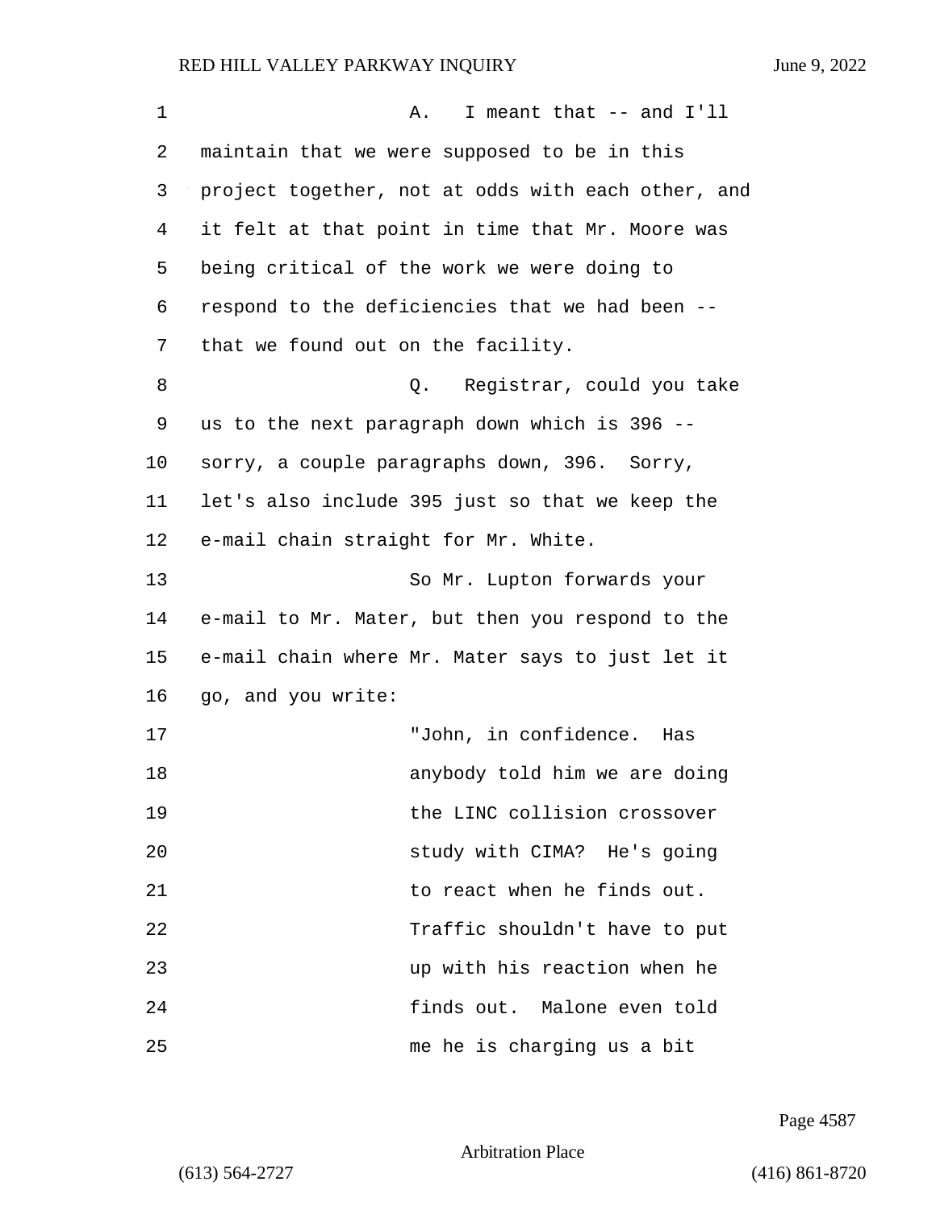A. I meant that -- and I'll maintain that we were supposed to be in this project together, not at odds with each other, and it felt at that point in time that Mr. Moore was being critical of the work we were doing to respond to the deficiencies that we had been -- that we found out on the facility.

Q. Registrar, could you take us to the next paragraph down which is 396 -- sorry, a couple paragraphs down, 396. Sorry, let's also include 395 just so that we keep the e-mail chain straight for Mr. White.

So Mr. Lupton forwards your e-mail to Mr. Mater, but then you respond to the e-mail chain where Mr. Mater says to just let it go, and you write:

> "John, in confidence. Has anybody told him we are doing the LINC collision crossover study with CIMA? He's going to react when he finds out. Traffic shouldn't have to put up with his reaction when he finds out. Malone even told me he is charging us a bit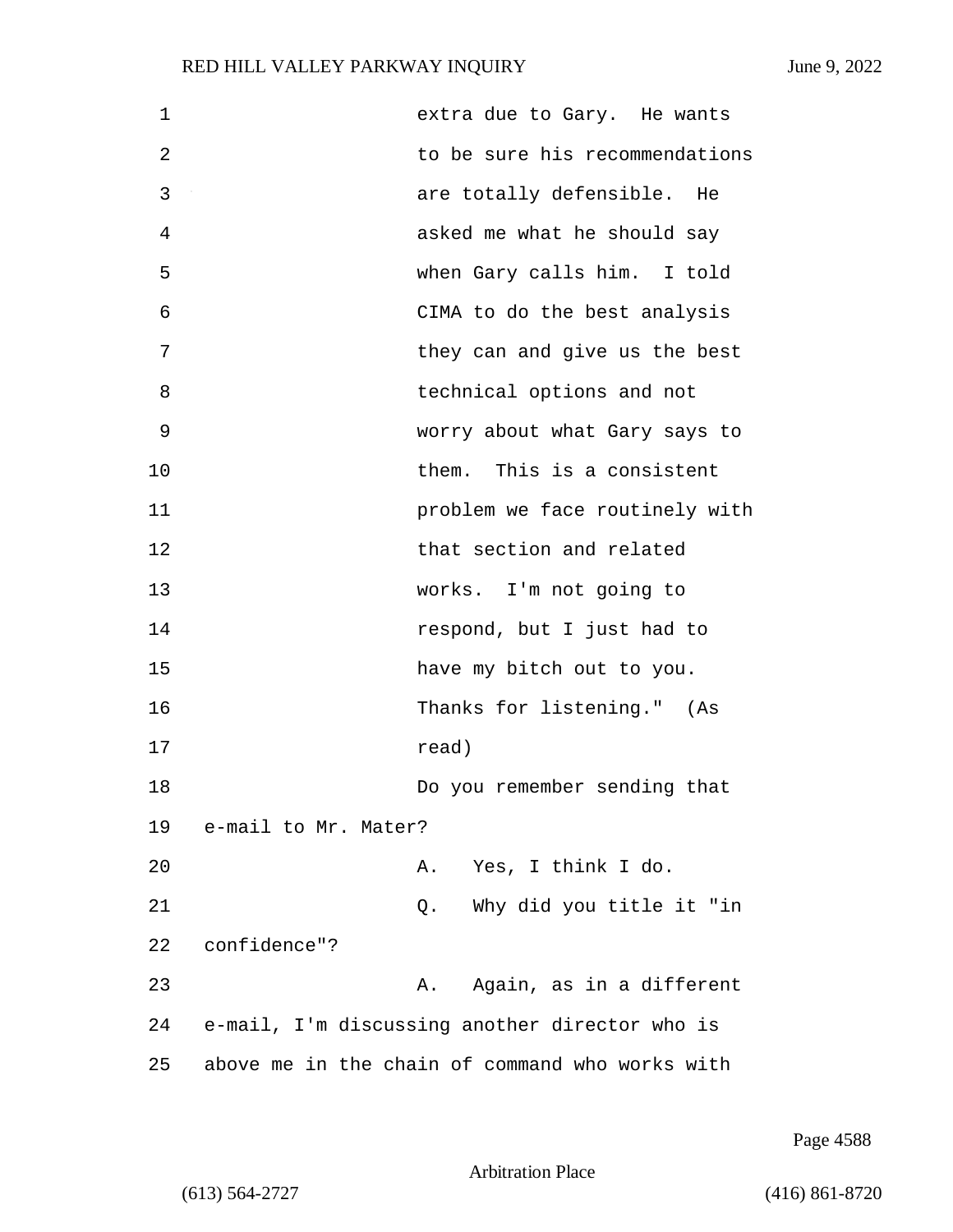extra due to Gary. He wants to be sure his recommendations are totally defensible. He asked me what he should say when Gary calls him. I told CIMA to do the best analysis they can and give us the best technical options and not worry about what Gary says to them. This is a consistent problem we face routinely with that section and related works. I'm not going to respond, but I just had to have my bitch out to you. Thanks for listening." (As read)

Do you remember sending that e-mail to Mr. Mater?

A. Yes, I think I do.

Q. Why did you title it "in confidence"?

A. Again, as in a different e-mail, I'm discussing another director who is above me in the chain of command who works with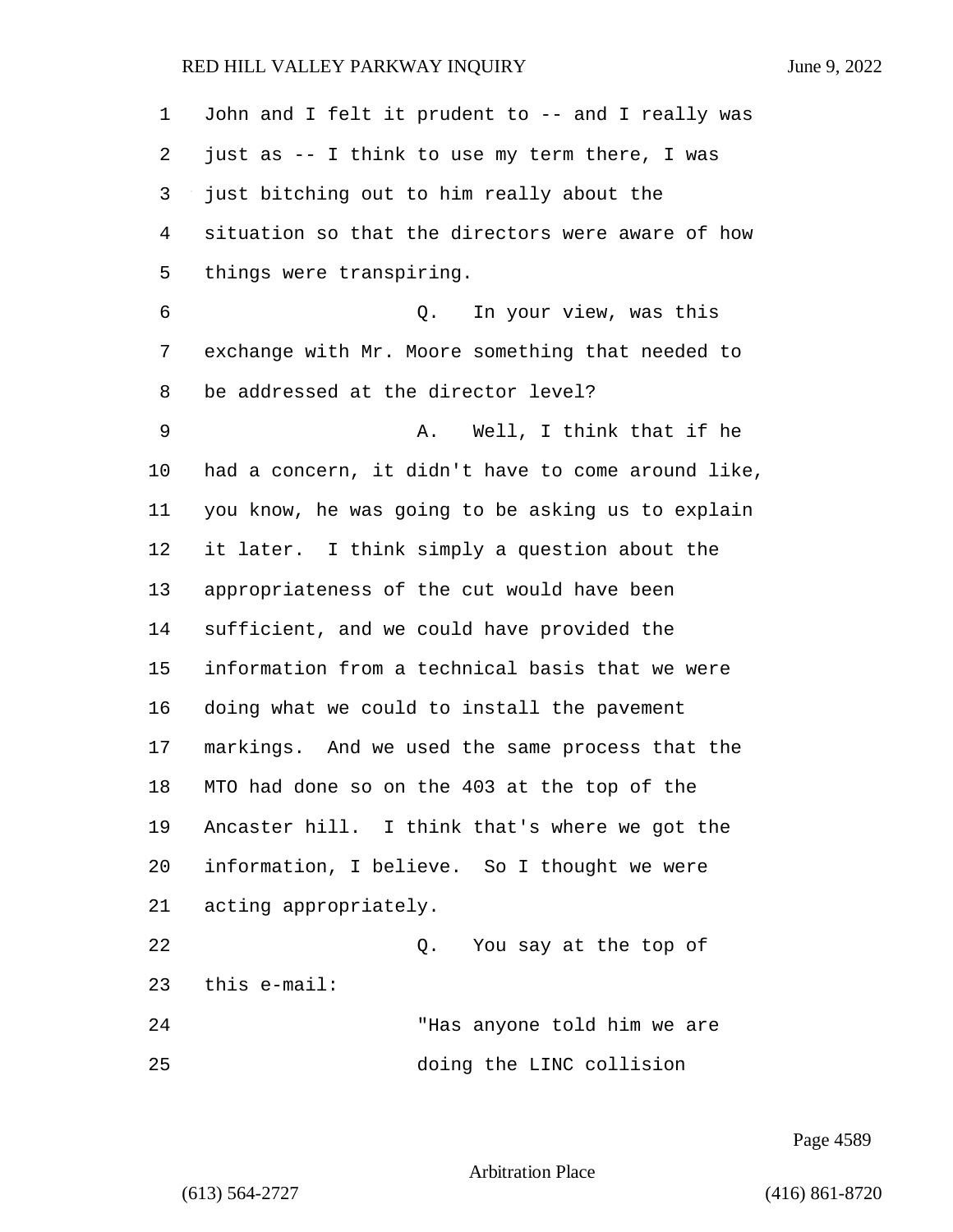1 John and I felt it prudent to -- and I really was
2 just as -- I think to use my term there, I was
3 just bitching out to him really about the
4 situation so that the directors were aware of how
5 things were transpiring.

6 Q. In your view, was this
7 exchange with Mr. Moore something that needed to
8 be addressed at the director level?

9 A. Well, I think that if he
10 had a concern, it didn't have to come around like,
11 you know, he was going to be asking us to explain
12 it later. I think simply a question about the
13 appropriateness of the cut would have been
14 sufficient, and we could have provided the
15 information from a technical basis that we were
16 doing what we could to install the pavement
17 markings. And we used the same process that the
18 MTO had done so on the 403 at the top of the
19 Ancaster hill. I think that's where we got the
20 information, I believe. So I thought we were
21 acting appropriately.

22 Q. You say at the top of
23 this e-mail:

24 "Has anyone told him we are
25 doing the LINC collision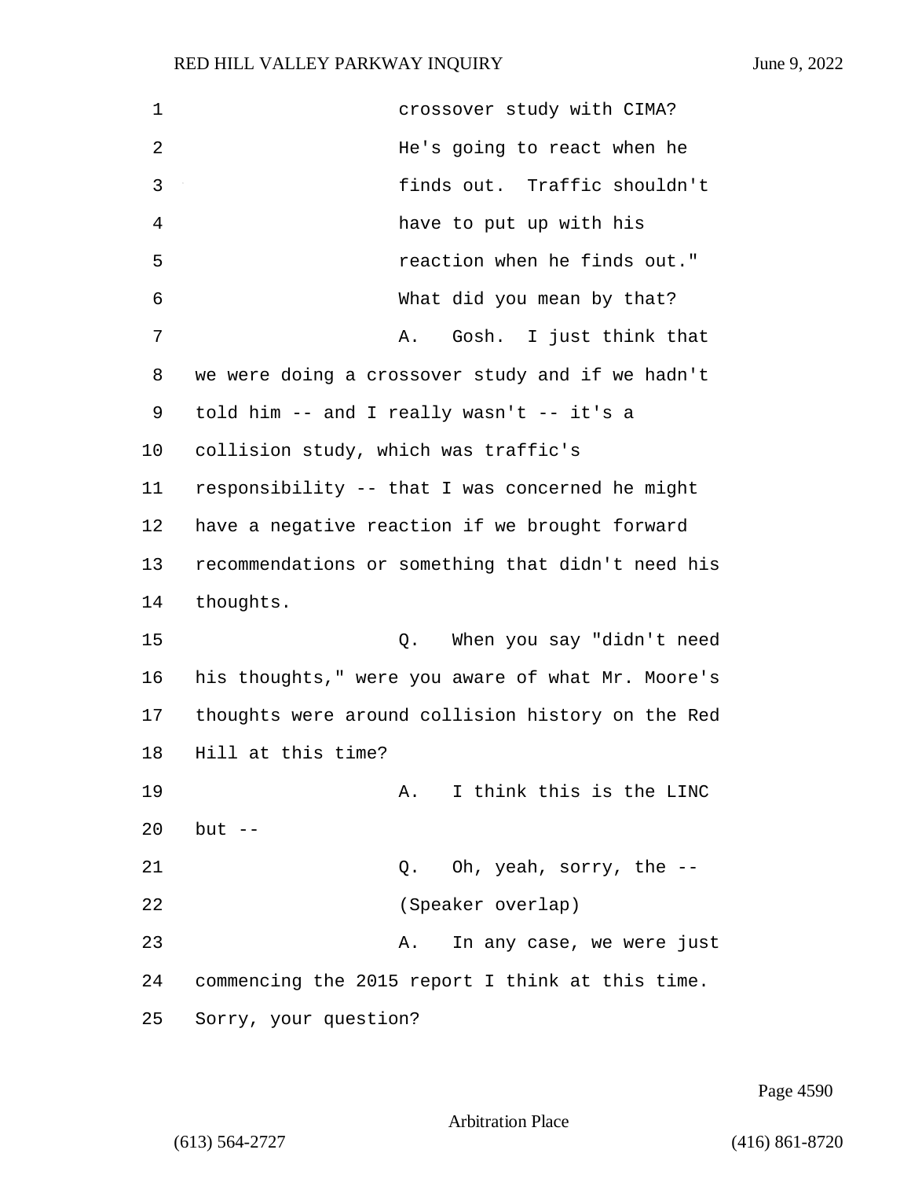crossover study with CIMA?
He's going to react when he finds out. Traffic shouldn't have to put up with his reaction when he finds out."

What did you mean by that?

A. Gosh. I just think that we were doing a crossover study and if we hadn't told him -- and I really wasn't -- it's a collision study, which was traffic's responsibility -- that I was concerned he might have a negative reaction if we brought forward recommendations or something that didn't need his thoughts.

Q. When you say "didn't need his thoughts," were you aware of what Mr. Moore's thoughts were around collision history on the Red Hill at this time?

A. I think this is the LINC but --

Q. Oh, yeah, sorry, the --

(Speaker overlap)

A. In any case, we were just commencing the 2015 report I think at this time. Sorry, your question?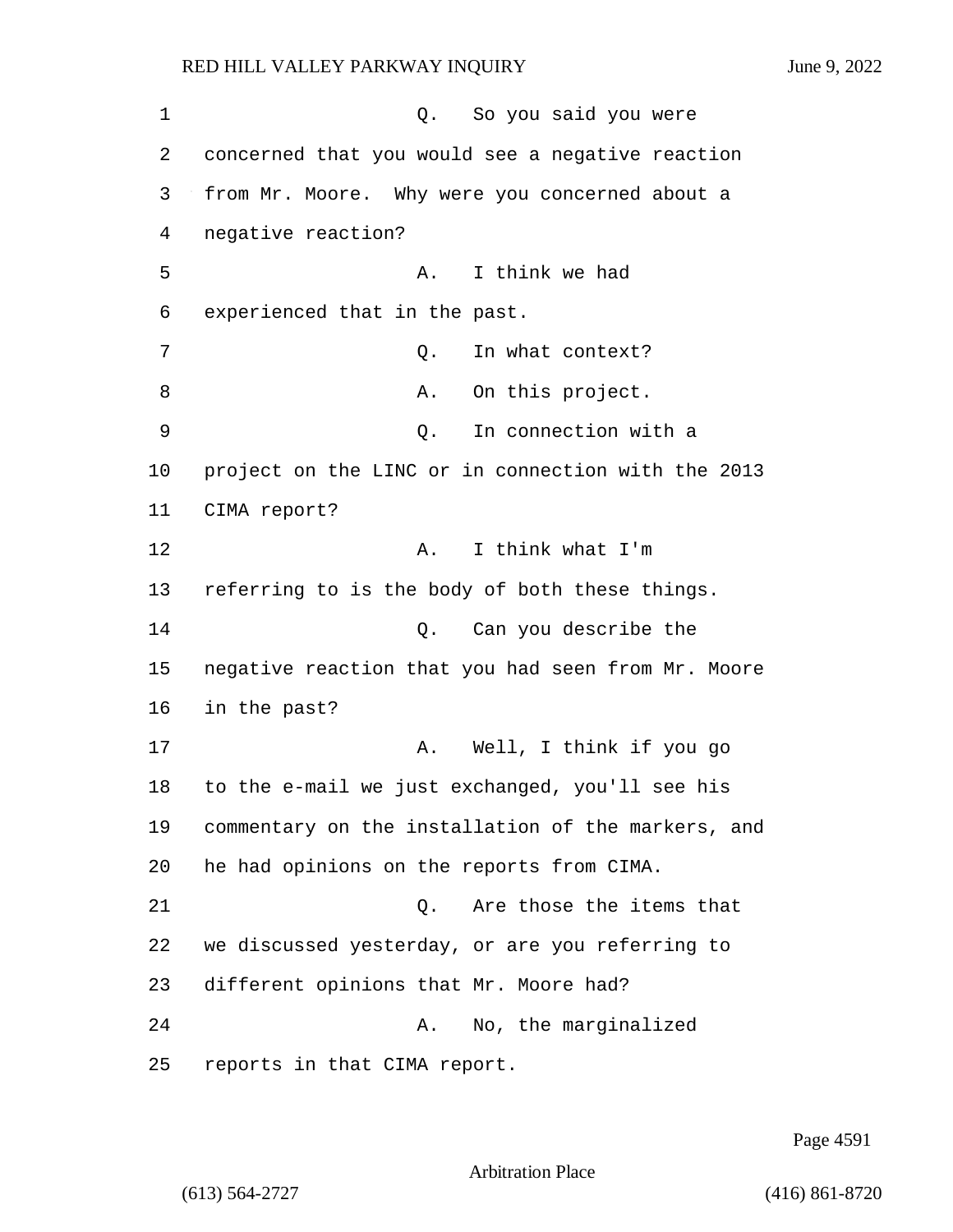Q. So you said you were concerned that you would see a negative reaction from Mr. Moore. Why were you concerned about a negative reaction?

A. I think we had experienced that in the past.

Q. In what context?

A. On this project.

Q. In connection with a project on the LINC or in connection with the 2013 CIMA report?

A. I think what I'm referring to is the body of both these things.

Q. Can you describe the negative reaction that you had seen from Mr. Moore in the past?

A. Well, I think if you go to the e-mail we just exchanged, you'll see his commentary on the installation of the markers, and he had opinions on the reports from CIMA.

Q. Are those the items that we discussed yesterday, or are you referring to different opinions that Mr. Moore had?

A. No, the marginalized reports in that CIMA report.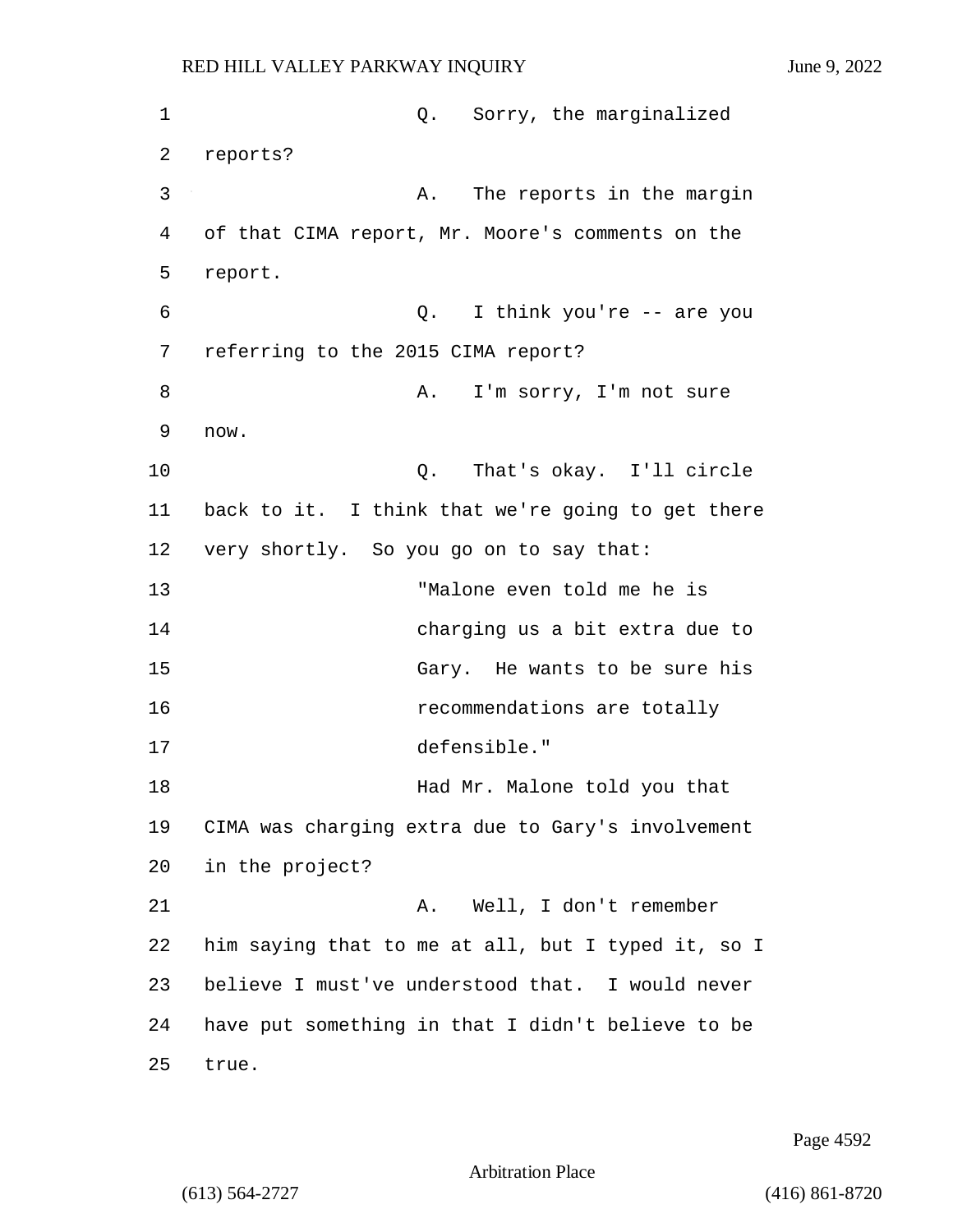Q. Sorry, the marginalized reports?

A. The reports in the margin of that CIMA report, Mr. Moore's comments on the report.

Q. I think you're -- are you referring to the 2015 CIMA report?

A. I'm sorry, I'm not sure now.

Q. That's okay. I'll circle back to it. I think that we're going to get there very shortly. So you go on to say that:

> "Malone even told me he is charging us a bit extra due to Gary. He wants to be sure his recommendations are totally defensible."

Had Mr. Malone told you that CIMA was charging extra due to Gary's involvement in the project?

A. Well, I don't remember him saying that to me at all, but I typed it, so I believe I must've understood that. I would never have put something in that I didn't believe to be true.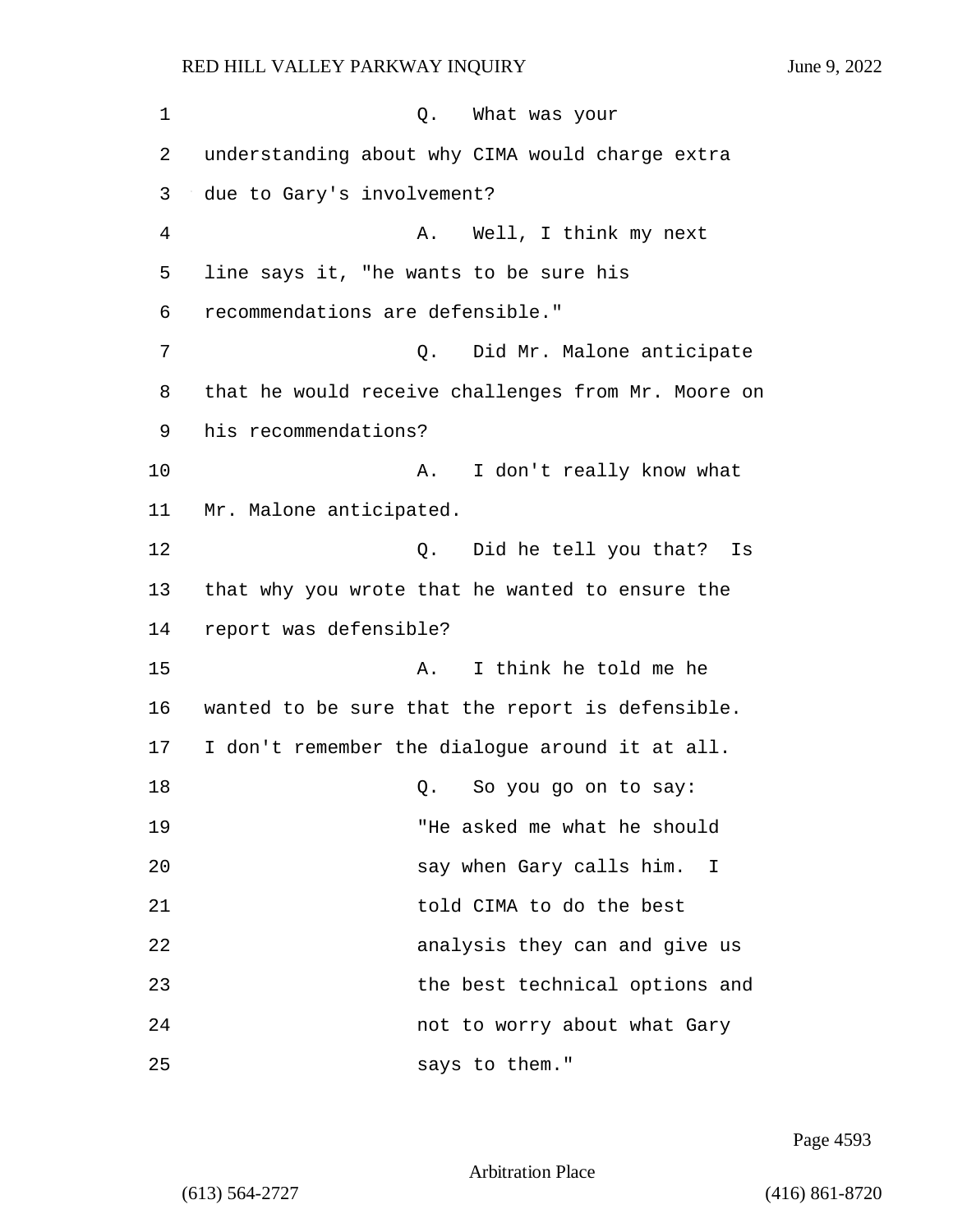Q. What was your understanding about why CIMA would charge extra due to Gary's involvement?

A. Well, I think my next line says it, "he wants to be sure his recommendations are defensible."

Q. Did Mr. Malone anticipate that he would receive challenges from Mr. Moore on his recommendations?

A. I don't really know what Mr. Malone anticipated.

Q. Did he tell you that? Is that why you wrote that he wanted to ensure the report was defensible?

A. I think he told me he wanted to be sure that the report is defensible. I don't remember the dialogue around it at all.

Q. So you go on to say:

> "He asked me what he should say when Gary calls him. I told CIMA to do the best analysis they can and give us the best technical options and not to worry about what Gary says to them."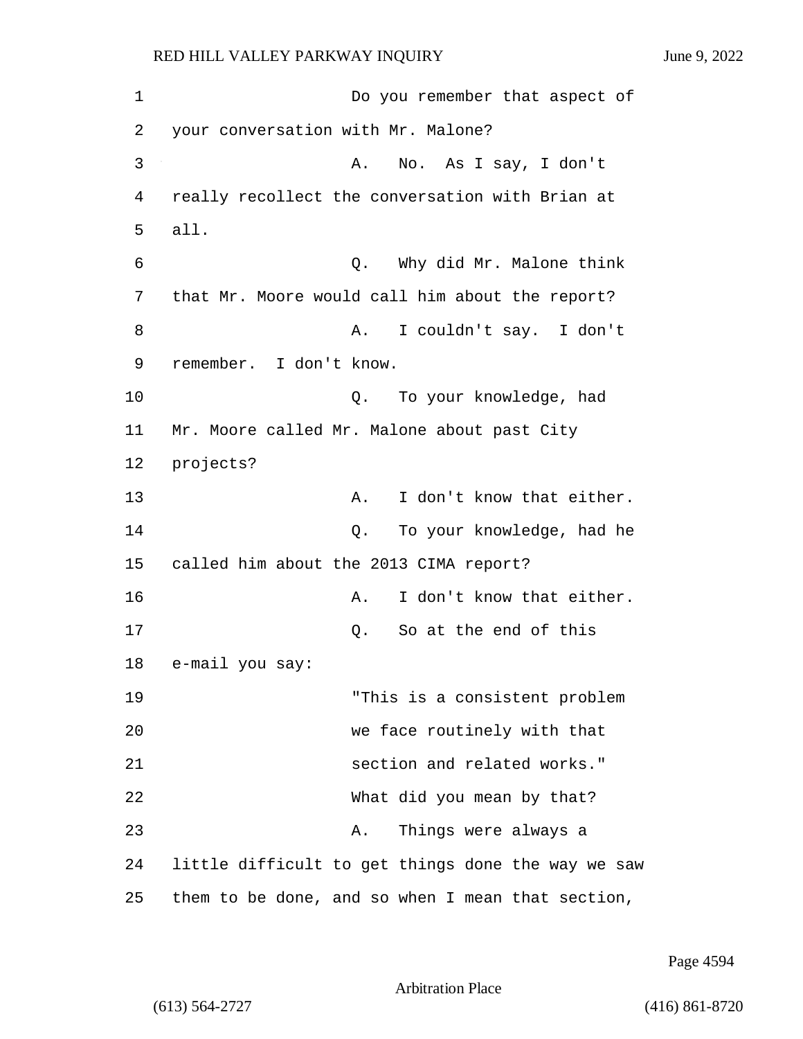Do you remember that aspect of your conversation with Mr. Malone?

A. No. As I say, I don't really recollect the conversation with Brian at all.

Q. Why did Mr. Malone think that Mr. Moore would call him about the report?

A. I couldn't say. I don't remember. I don't know.

Q. To your knowledge, had Mr. Moore called Mr. Malone about past City projects?

A. I don't know that either.

Q. To your knowledge, had he called him about the 2013 CIMA report?

A. I don't know that either.

Q. So at the end of this e-mail you say:

> "This is a consistent problem we face routinely with that section and related works."

What did you mean by that?

A. Things were always a little difficult to get things done the way we saw them to be done, and so when I mean that section,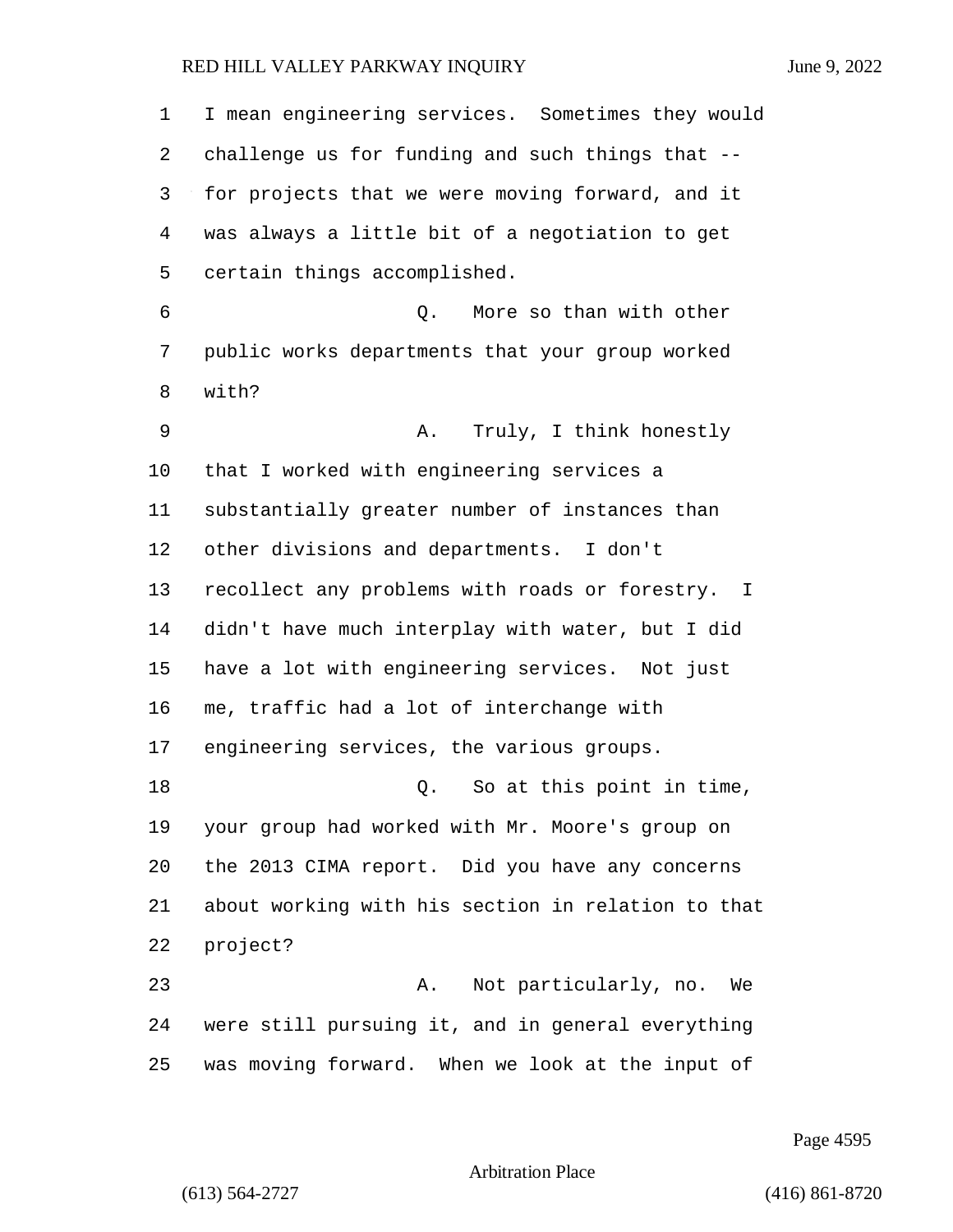I mean engineering services. Sometimes they would challenge us for funding and such things that -- for projects that we were moving forward, and it was always a little bit of a negotiation to get certain things accomplished.

Q. More so than with other public works departments that your group worked with?

A. Truly, I think honestly that I worked with engineering services a substantially greater number of instances than other divisions and departments. I don't recollect any problems with roads or forestry. I didn't have much interplay with water, but I did have a lot with engineering services. Not just me, traffic had a lot of interchange with engineering services, the various groups.

Q. So at this point in time, your group had worked with Mr. Moore's group on the 2013 CIMA report. Did you have any concerns about working with his section in relation to that project?

A. Not particularly, no. We were still pursuing it, and in general everything was moving forward. When we look at the input of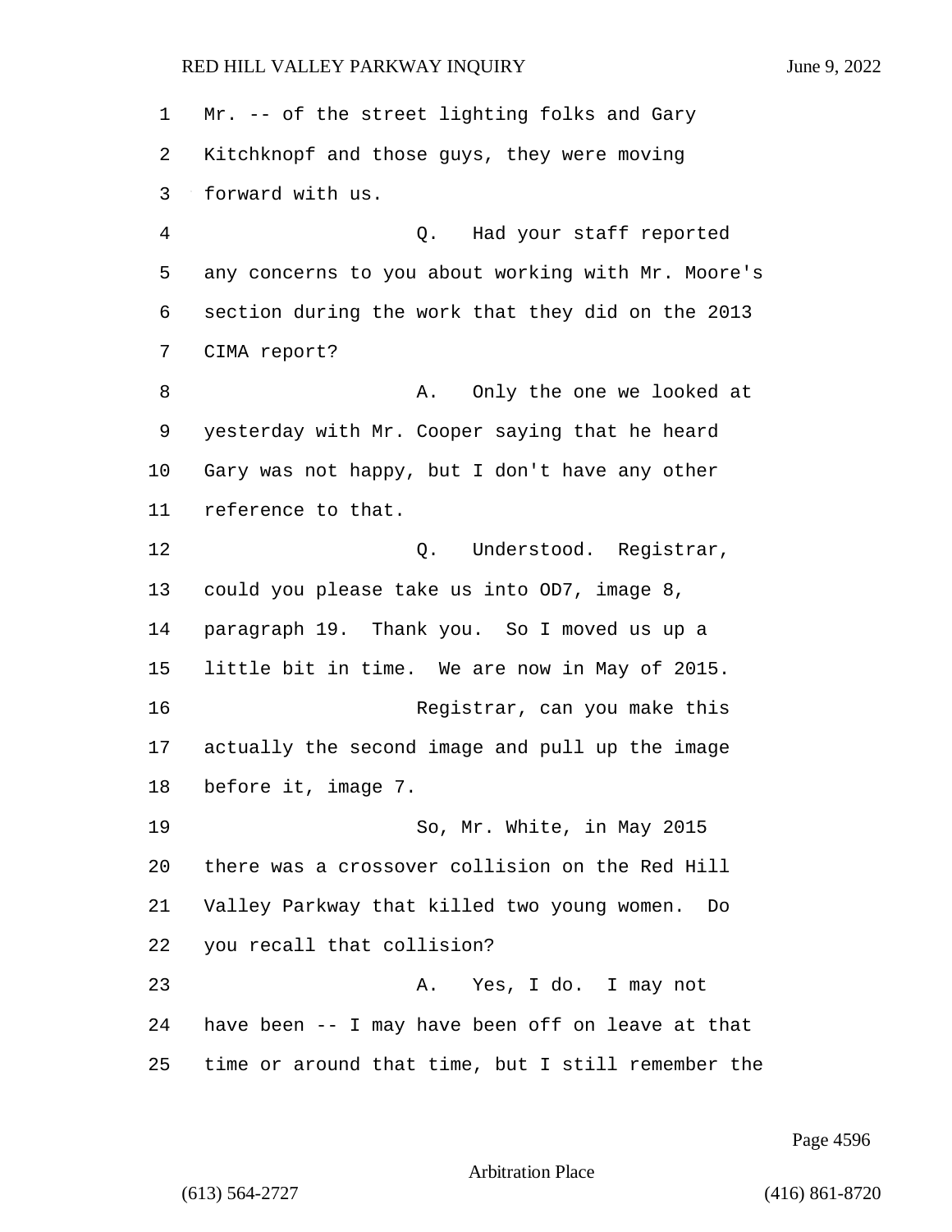Mr. -- of the street lighting folks and Gary Kitchknopf and those guys, they were moving forward with us.

Q. Had your staff reported any concerns to you about working with Mr. Moore's section during the work that they did on the 2013 CIMA report?

A. Only the one we looked at yesterday with Mr. Cooper saying that he heard Gary was not happy, but I don't have any other reference to that.

Q. Understood. Registrar, could you please take us into OD7, image 8, paragraph 19. Thank you. So I moved us up a little bit in time. We are now in May of 2015.

Registrar, can you make this actually the second image and pull up the image before it, image 7.

So, Mr. White, in May 2015 there was a crossover collision on the Red Hill Valley Parkway that killed two young women. Do you recall that collision?

A. Yes, I do. I may not have been -- I may have been off on leave at that time or around that time, but I still remember the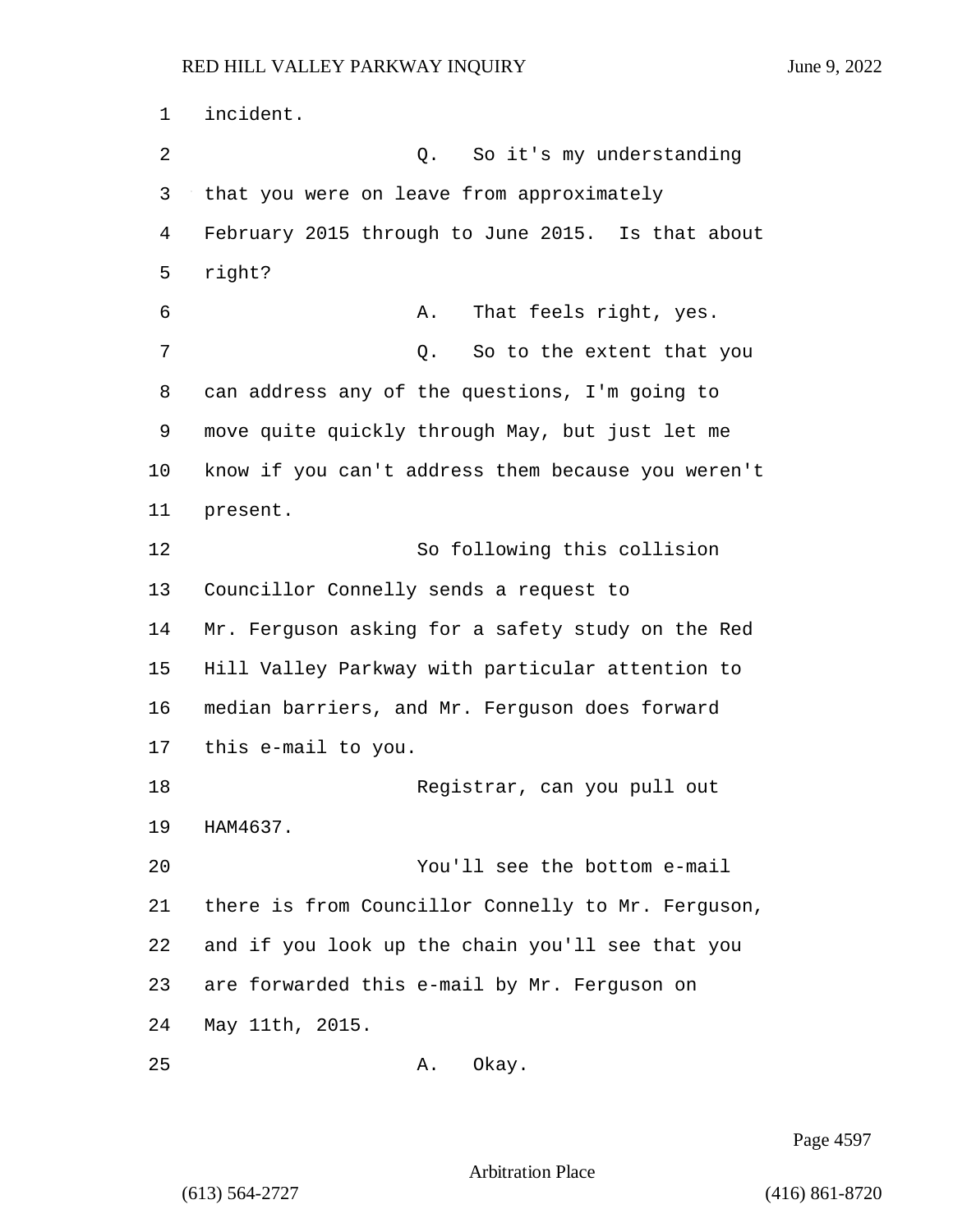incident.

Q. So it's my understanding that you were on leave from approximately February 2015 through to June 2015. Is that about right?

A. That feels right, yes.

Q. So to the extent that you can address any of the questions, I'm going to move quite quickly through May, but just let me know if you can't address them because you weren't present.

So following this collision Councillor Connelly sends a request to Mr. Ferguson asking for a safety study on the Red Hill Valley Parkway with particular attention to median barriers, and Mr. Ferguson does forward this e-mail to you.

Registrar, can you pull out HAM4637.

You'll see the bottom e-mail there is from Councillor Connelly to Mr. Ferguson, and if you look up the chain you'll see that you are forwarded this e-mail by Mr. Ferguson on May 11th, 2015.

A. Okay.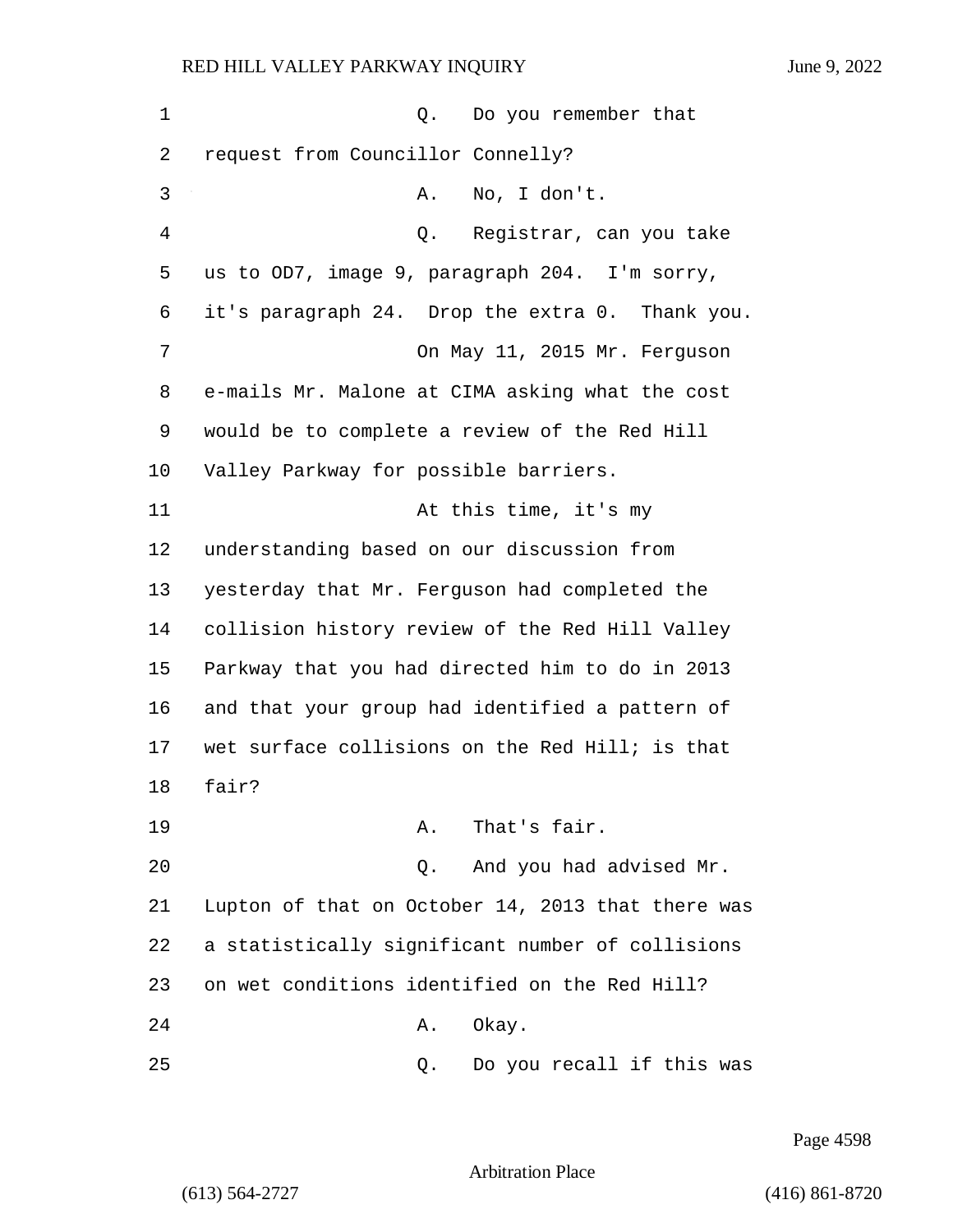Q. Do you remember that request from Councillor Connelly?

A. No, I don't.

Q. Registrar, can you take us to OD7, image 9, paragraph 204. I'm sorry, it's paragraph 24. Drop the extra 0. Thank you.

On May 11, 2015 Mr. Ferguson e-mails Mr. Malone at CIMA asking what the cost would be to complete a review of the Red Hill Valley Parkway for possible barriers.

At this time, it's my understanding based on our discussion from yesterday that Mr. Ferguson had completed the collision history review of the Red Hill Valley Parkway that you had directed him to do in 2013 and that your group had identified a pattern of wet surface collisions on the Red Hill; is that fair?

A. That's fair.

Q. And you had advised Mr. Lupton of that on October 14, 2013 that there was a statistically significant number of collisions on wet conditions identified on the Red Hill?

A. Okay.

Q. Do you recall if this was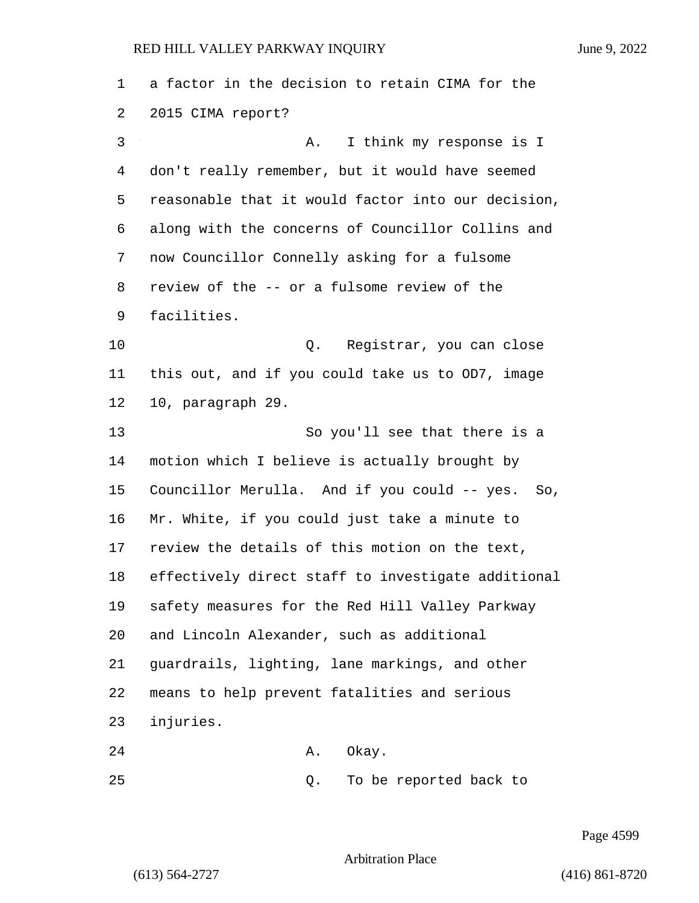a factor in the decision to retain CIMA for the 2015 CIMA report?

A. I think my response is I don't really remember, but it would have seemed reasonable that it would factor into our decision, along with the concerns of Councillor Collins and now Councillor Connelly asking for a fulsome review of the -- or a fulsome review of the facilities.

Q. Registrar, you can close this out, and if you could take us to OD7, image 10, paragraph 29.

So you'll see that there is a motion which I believe is actually brought by Councillor Merulla. And if you could -- yes. So, Mr. White, if you could just take a minute to review the details of this motion on the text, effectively direct staff to investigate additional safety measures for the Red Hill Valley Parkway and Lincoln Alexander, such as additional guardrails, lighting, lane markings, and other means to help prevent fatalities and serious injuries.

A. Okay.

Q. To be reported back to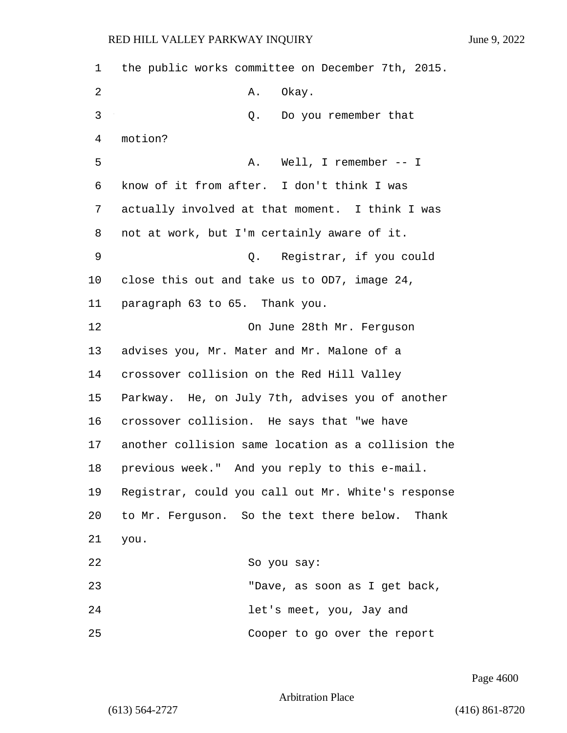the public works committee on December 7th, 2015.

A. Okay.

Q. Do you remember that motion?

A. Well, I remember -- I know of it from after. I don't think I was actually involved at that moment. I think I was not at work, but I'm certainly aware of it.

Q. Registrar, if you could close this out and take us to OD7, image 24, paragraph 63 to 65. Thank you.

On June 28th Mr. Ferguson advises you, Mr. Mater and Mr. Malone of a crossover collision on the Red Hill Valley Parkway. He, on July 7th, advises you of another crossover collision. He says that "we have another collision same location as a collision the previous week." And you reply to this e-mail. Registrar, could you call out Mr. White's response to Mr. Ferguson. So the text there below. Thank you.

So you say:

"Dave, as soon as I get back, let's meet, you, Jay and Cooper to go over the report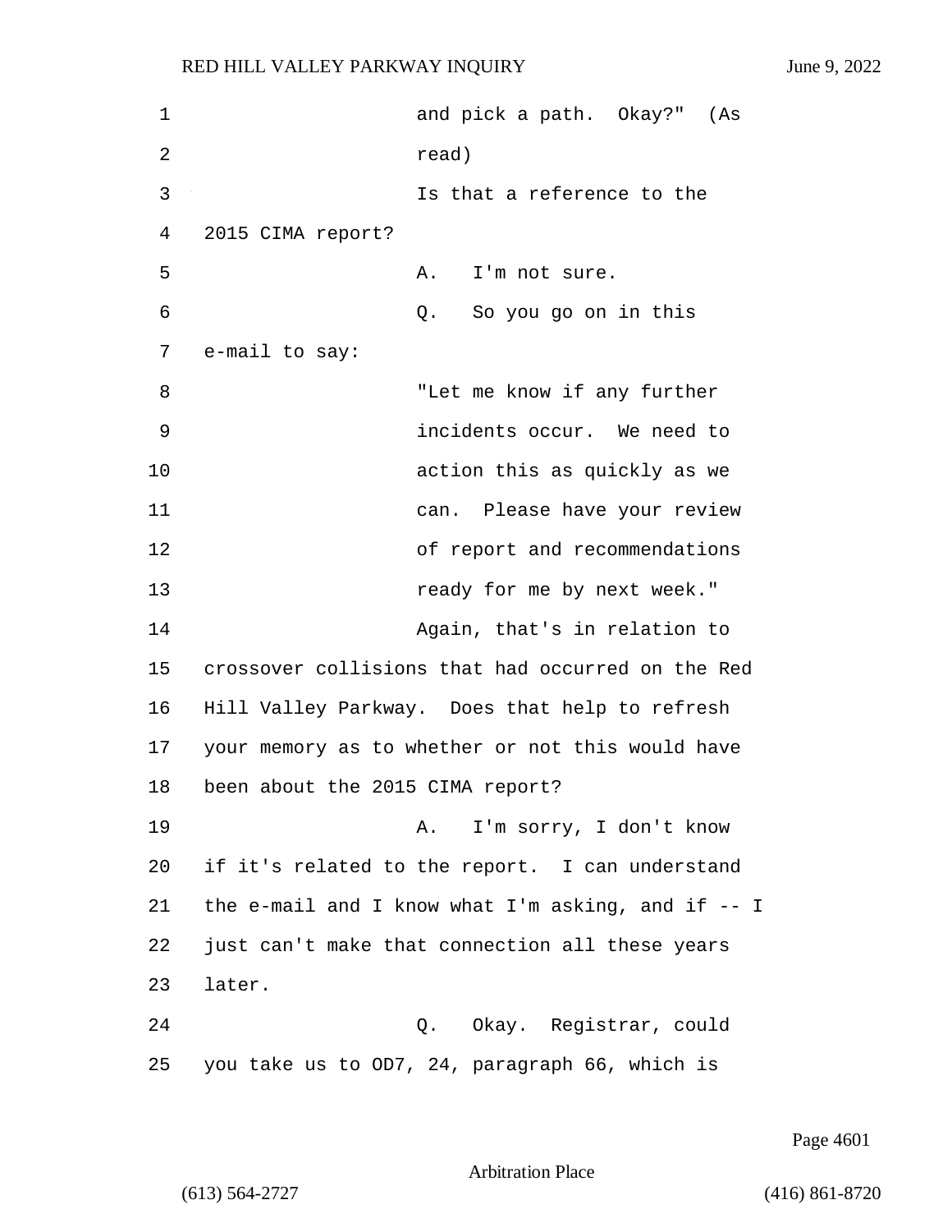and pick a path. Okay?" (As read)

Is that a reference to the 2015 CIMA report?

A. I'm not sure.

Q. So you go on in this e-mail to say:

"Let me know if any further incidents occur. We need to action this as quickly as we can. Please have your review of report and recommendations ready for me by next week."

Again, that's in relation to crossover collisions that had occurred on the Red Hill Valley Parkway. Does that help to refresh your memory as to whether or not this would have been about the 2015 CIMA report?

A. I'm sorry, I don't know if it's related to the report. I can understand the e-mail and I know what I'm asking, and if -- I just can't make that connection all these years later.

Q. Okay. Registrar, could you take us to OD7, 24, paragraph 66, which is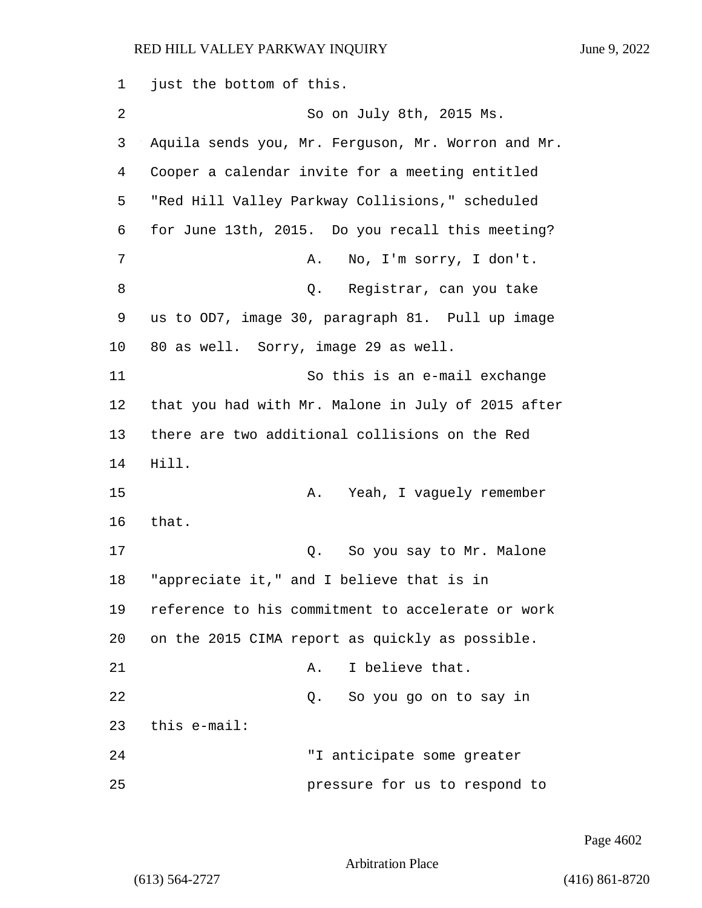just the bottom of this.

So on July 8th, 2015 Ms. Aquila sends you, Mr. Ferguson, Mr. Worron and Mr. Cooper a calendar invite for a meeting entitled "Red Hill Valley Parkway Collisions," scheduled for June 13th, 2015. Do you recall this meeting?

A. No, I'm sorry, I don't.

Q. Registrar, can you take us to OD7, image 30, paragraph 81. Pull up image 80 as well. Sorry, image 29 as well.

So this is an e-mail exchange that you had with Mr. Malone in July of 2015 after there are two additional collisions on the Red Hill.

A. Yeah, I vaguely remember that.

Q. So you say to Mr. Malone "appreciate it," and I believe that is in reference to his commitment to accelerate or work on the 2015 CIMA report as quickly as possible.

A. I believe that.

Q. So you go on to say in this e-mail:

"I anticipate some greater pressure for us to respond to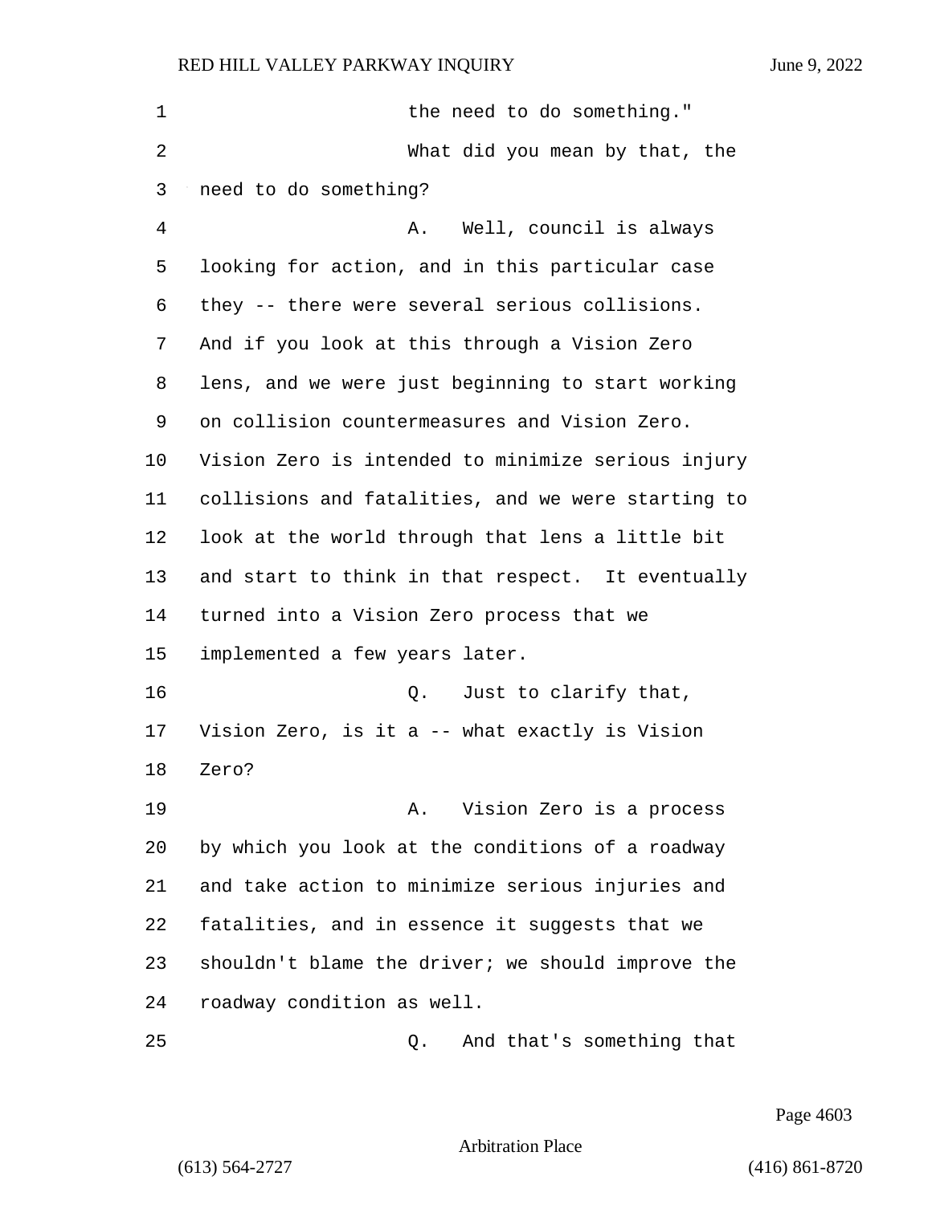1 the need to do something."

2 What did you mean by that, the

3 need to do something?

4 A. Well, council is always

5 looking for action, and in this particular case

6 they -- there were several serious collisions.

7 And if you look at this through a Vision Zero

8 lens, and we were just beginning to start working

9 on collision countermeasures and Vision Zero.

10 Vision Zero is intended to minimize serious injury

11 collisions and fatalities, and we were starting to

12 look at the world through that lens a little bit

13 and start to think in that respect. It eventually

14 turned into a Vision Zero process that we

15 implemented a few years later.

16 Q. Just to clarify that,

17 Vision Zero, is it a -- what exactly is Vision

18 Zero?

19 A. Vision Zero is a process

20 by which you look at the conditions of a roadway

21 and take action to minimize serious injuries and

22 fatalities, and in essence it suggests that we

23 shouldn't blame the driver; we should improve the

24 roadway condition as well.

25 Q. And that's something that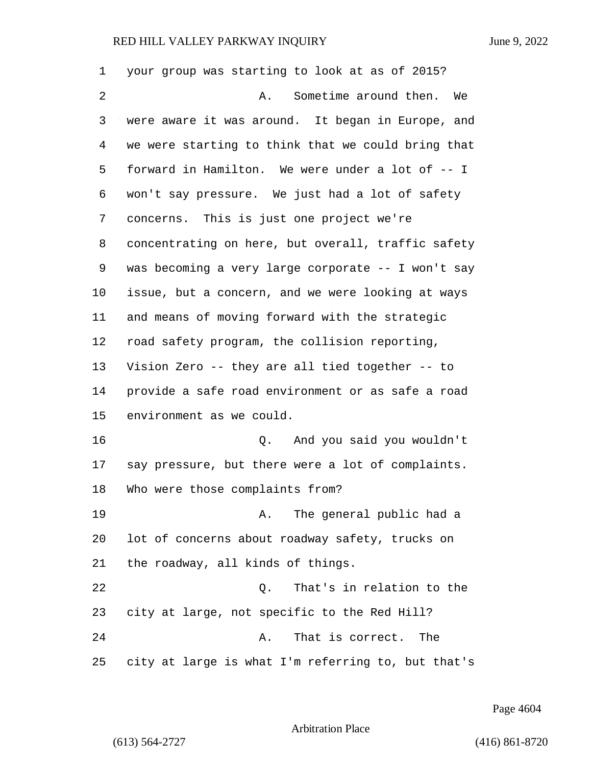your group was starting to look at as of 2015?

A. Sometime around then. We were aware it was around. It began in Europe, and we were starting to think that we could bring that forward in Hamilton. We were under a lot of -- I won't say pressure. We just had a lot of safety concerns. This is just one project we're concentrating on here, but overall, traffic safety was becoming a very large corporate -- I won't say issue, but a concern, and we were looking at ways and means of moving forward with the strategic road safety program, the collision reporting, Vision Zero -- they are all tied together -- to provide a safe road environment or as safe a road environment as we could.

Q. And you said you wouldn't say pressure, but there were a lot of complaints. Who were those complaints from?

A. The general public had a lot of concerns about roadway safety, trucks on the roadway, all kinds of things.

Q. That's in relation to the city at large, not specific to the Red Hill?

A. That is correct. The city at large is what I'm referring to, but that's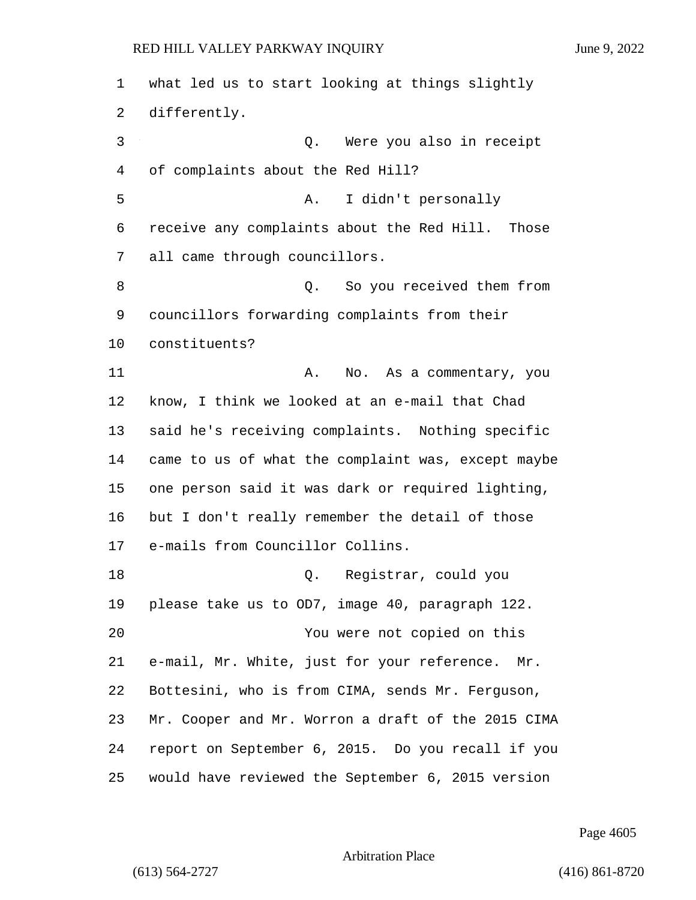what led us to start looking at things slightly differently.

Q. Were you also in receipt of complaints about the Red Hill?

A. I didn't personally receive any complaints about the Red Hill. Those all came through councillors.

Q. So you received them from councillors forwarding complaints from their constituents?

A. No. As a commentary, you know, I think we looked at an e-mail that Chad said he's receiving complaints. Nothing specific came to us of what the complaint was, except maybe one person said it was dark or required lighting, but I don't really remember the detail of those e-mails from Councillor Collins.

Q. Registrar, could you please take us to OD7, image 40, paragraph 122.

You were not copied on this e-mail, Mr. White, just for your reference. Mr. Bottesini, who is from CIMA, sends Mr. Ferguson, Mr. Cooper and Mr. Worron a draft of the 2015 CIMA report on September 6, 2015. Do you recall if you would have reviewed the September 6, 2015 version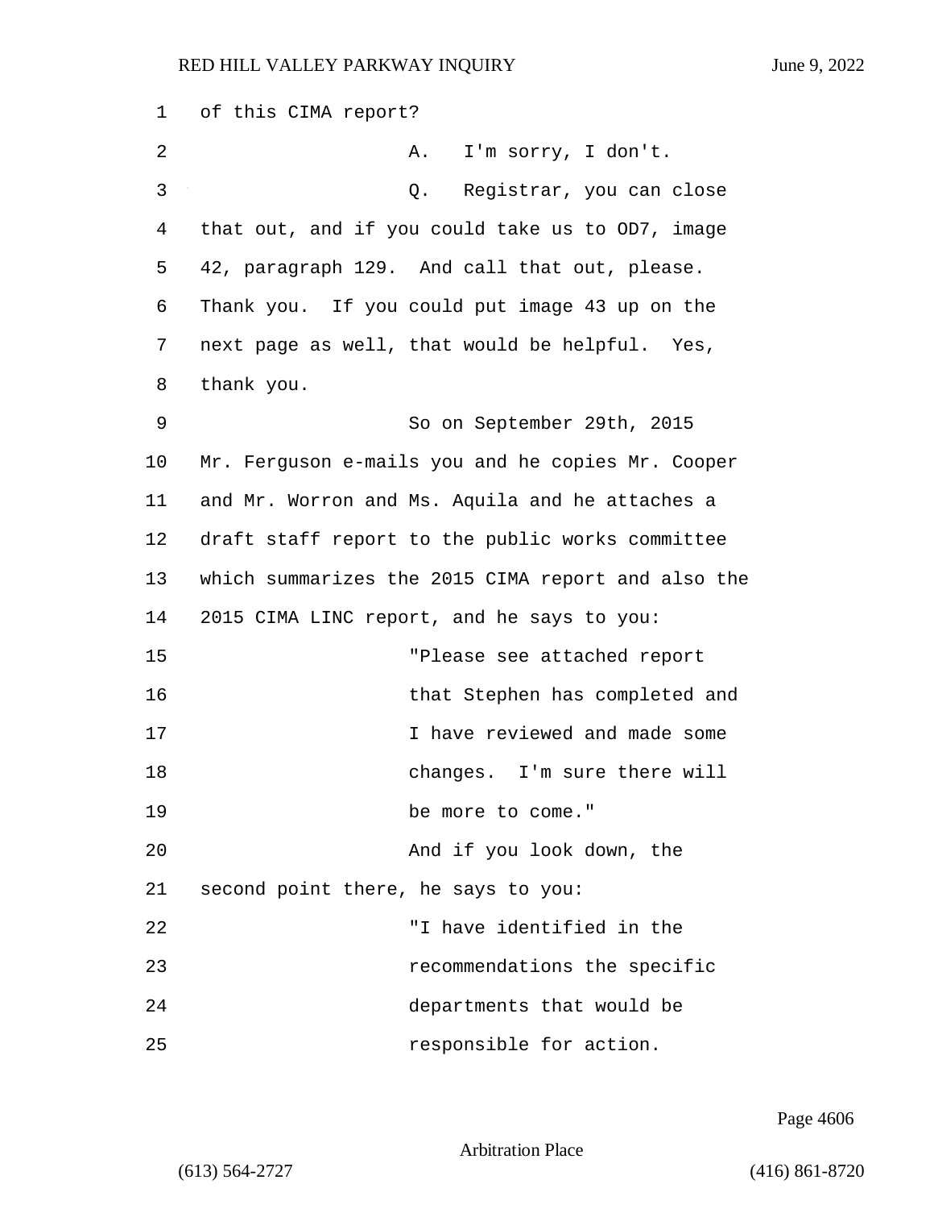of this CIMA report?

A. I'm sorry, I don't.

Q. Registrar, you can close that out, and if you could take us to OD7, image 42, paragraph 129. And call that out, please. Thank you. If you could put image 43 up on the next page as well, that would be helpful. Yes, thank you.

So on September 29th, 2015 Mr. Ferguson e-mails you and he copies Mr. Cooper and Mr. Worron and Ms. Aquila and he attaches a draft staff report to the public works committee which summarizes the 2015 CIMA report and also the 2015 CIMA LINC report, and he says to you:

"Please see attached report that Stephen has completed and I have reviewed and made some changes. I'm sure there will be more to come."

And if you look down, the second point there, he says to you:

"I have identified in the recommendations the specific departments that would be responsible for action.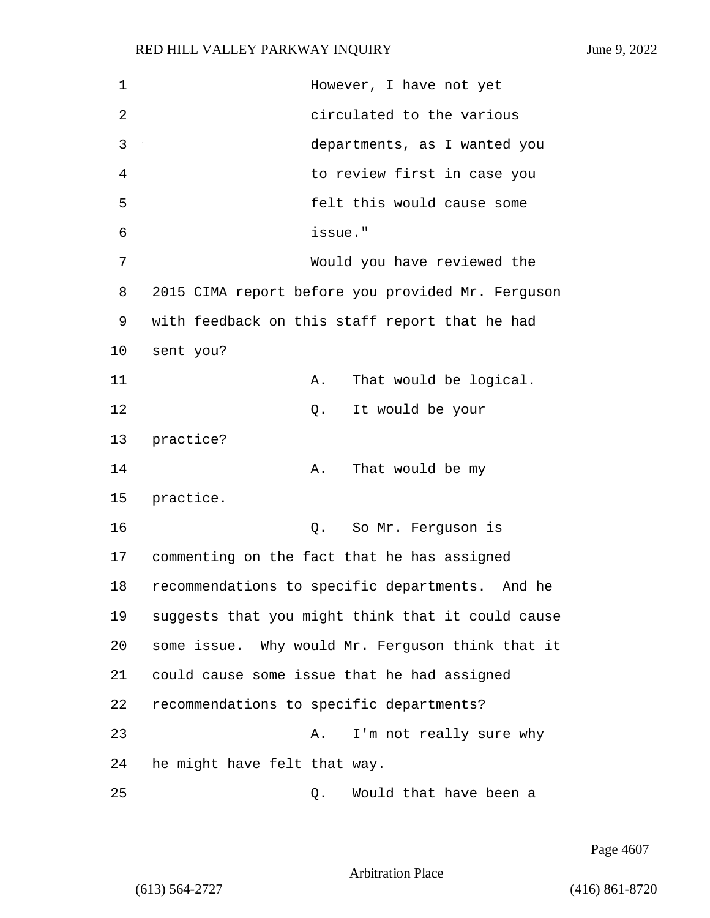However, I have not yet circulated to the various departments, as I wanted you to review first in case you felt this would cause some issue."

Would you have reviewed the 2015 CIMA report before you provided Mr. Ferguson with feedback on this staff report that he had sent you?

A. That would be logical.

Q. It would be your practice?

A. That would be my practice.

Q. So Mr. Ferguson is commenting on the fact that he has assigned recommendations to specific departments. And he suggests that you might think that it could cause some issue. Why would Mr. Ferguson think that it could cause some issue that he had assigned recommendations to specific departments?

A. I'm not really sure why he might have felt that way.

Q. Would that have been a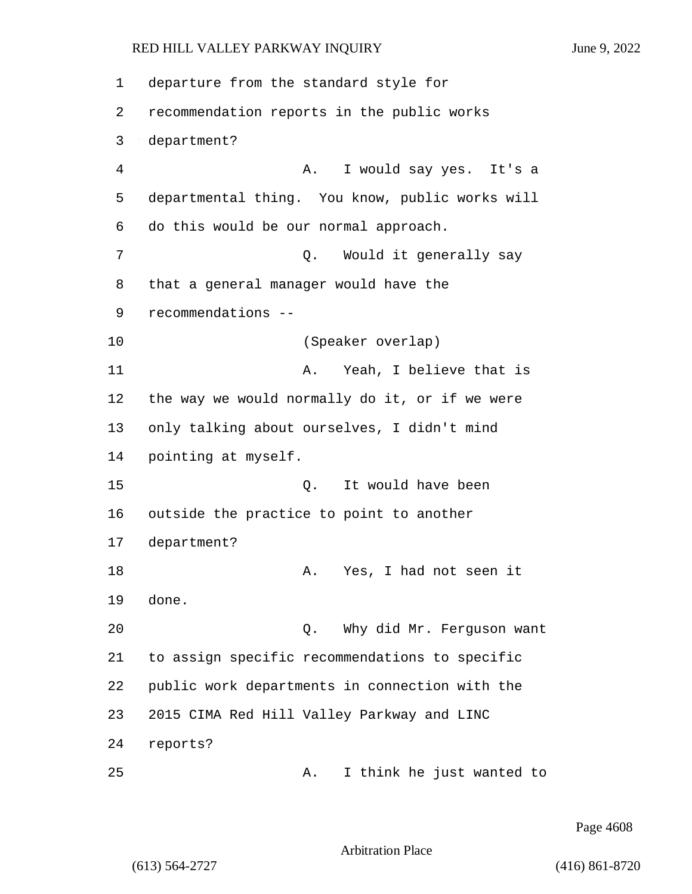departure from the standard style for recommendation reports in the public works department?

A. I would say yes. It's a departmental thing. You know, public works will do this would be our normal approach.

Q. Would it generally say that a general manager would have the recommendations --

(Speaker overlap)

A. Yeah, I believe that is the way we would normally do it, or if we were only talking about ourselves, I didn't mind pointing at myself.

Q. It would have been outside the practice to point to another department?

A. Yes, I had not seen it done.

Q. Why did Mr. Ferguson want to assign specific recommendations to specific public work departments in connection with the 2015 CIMA Red Hill Valley Parkway and LINC reports?

A. I think he just wanted to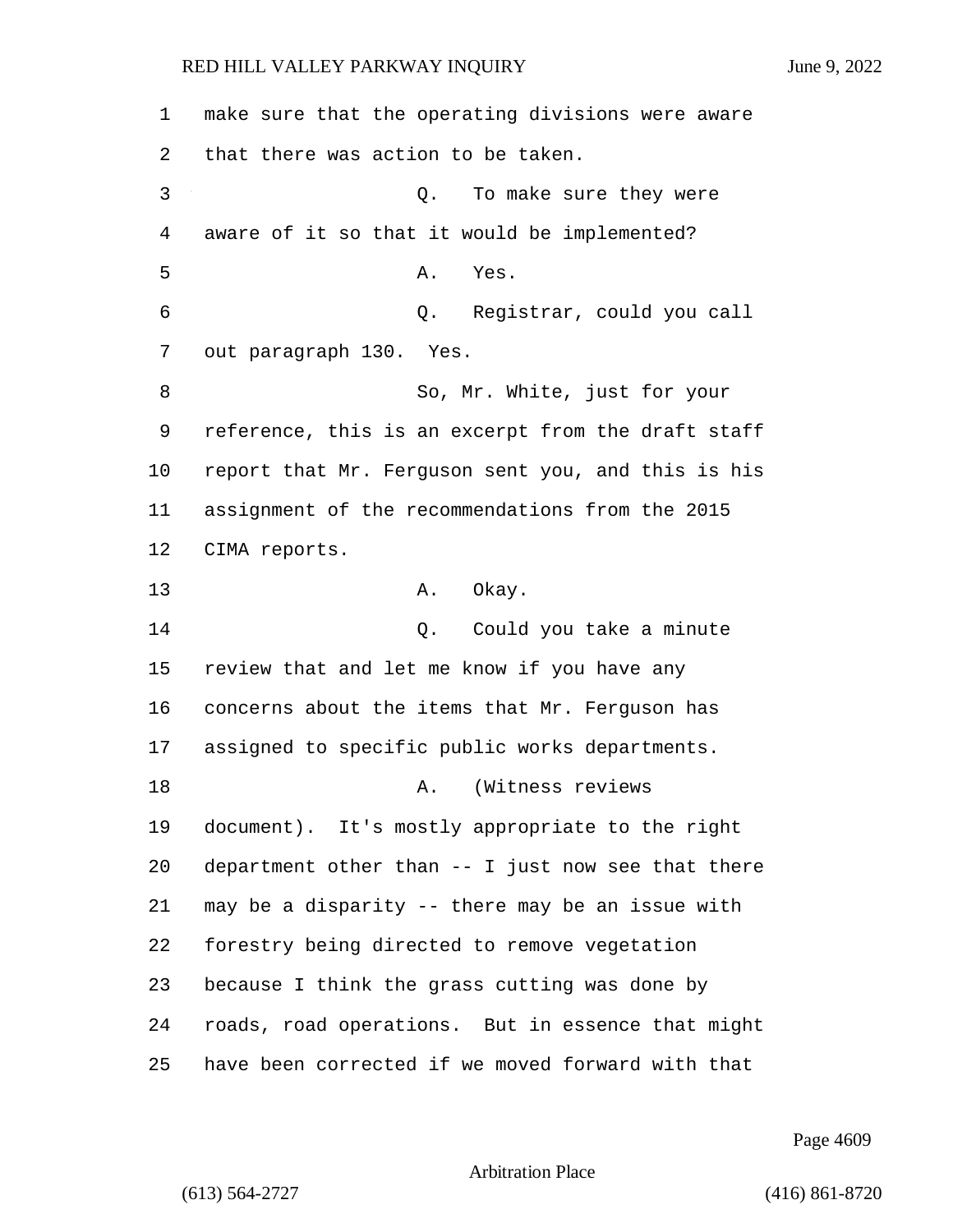make sure that the operating divisions were aware that there was action to be taken.

Q. To make sure they were aware of it so that it would be implemented?

A. Yes.

Q. Registrar, could you call out paragraph 130. Yes.

So, Mr. White, just for your reference, this is an excerpt from the draft staff report that Mr. Ferguson sent you, and this is his assignment of the recommendations from the 2015 CIMA reports.

A. Okay.

Q. Could you take a minute review that and let me know if you have any concerns about the items that Mr. Ferguson has assigned to specific public works departments.

A. (Witness reviews document). It's mostly appropriate to the right department other than -- I just now see that there may be a disparity -- there may be an issue with forestry being directed to remove vegetation because I think the grass cutting was done by roads, road operations. But in essence that might have been corrected if we moved forward with that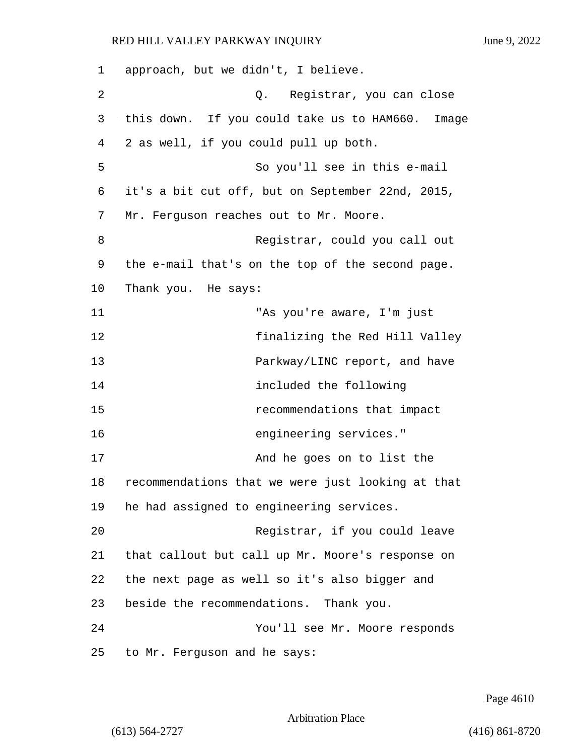approach, but we didn't, I believe.

Q. Registrar, you can close this down. If you could take us to HAM660. Image 2 as well, if you could pull up both.

So you'll see in this e-mail it's a bit cut off, but on September 22nd, 2015, Mr. Ferguson reaches out to Mr. Moore.

Registrar, could you call out the e-mail that's on the top of the second page. Thank you. He says:

> "As you're aware, I'm just finalizing the Red Hill Valley Parkway/LINC report, and have included the following recommendations that impact engineering services."

And he goes on to list the recommendations that we were just looking at that he had assigned to engineering services.

Registrar, if you could leave that callout but call up Mr. Moore's response on the next page as well so it's also bigger and beside the recommendations. Thank you.

You'll see Mr. Moore responds to Mr. Ferguson and he says: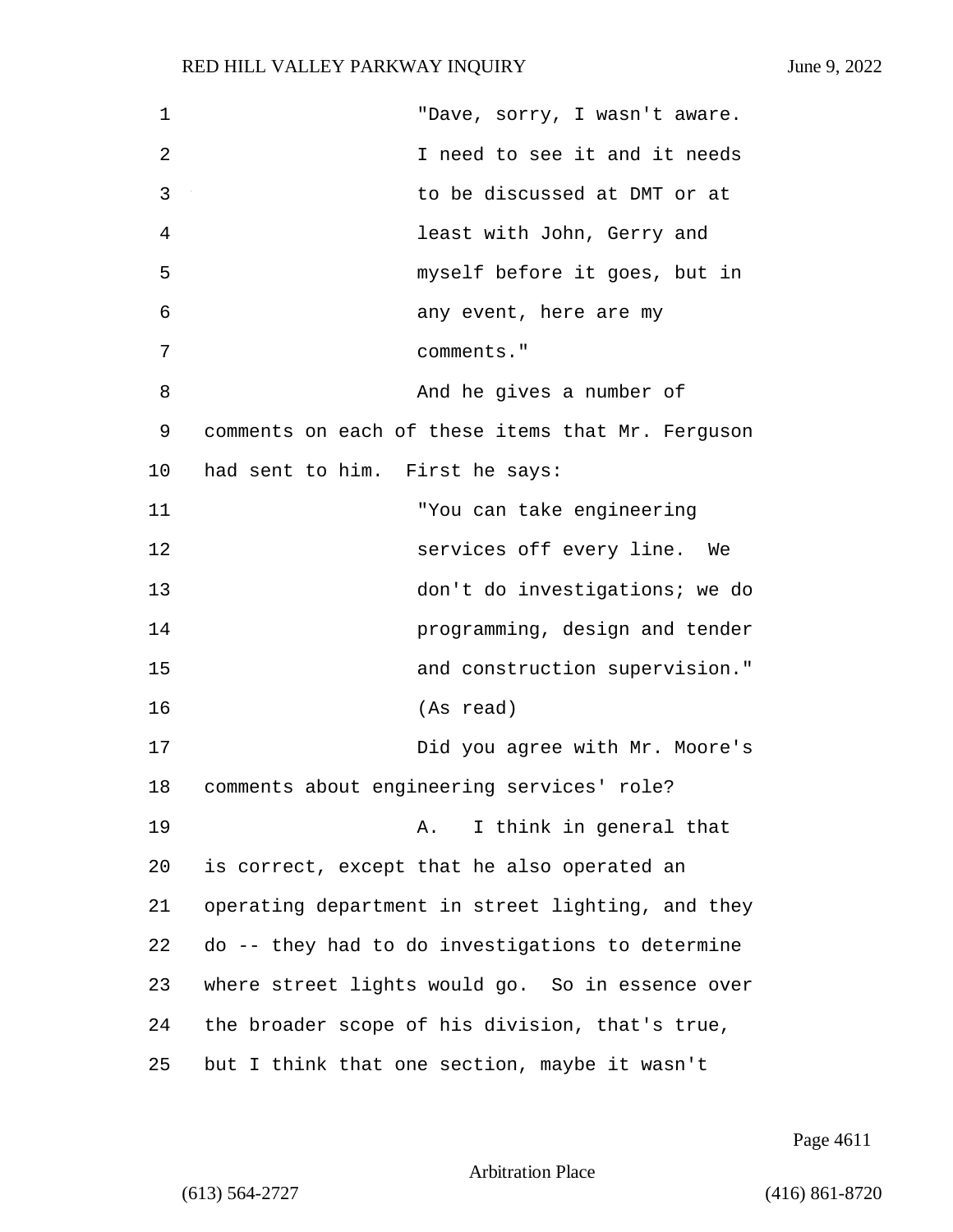"Dave, sorry, I wasn't aware. I need to see it and it needs to be discussed at DMT or at least with John, Gerry and myself before it goes, but in any event, here are my comments."

And he gives a number of comments on each of these items that Mr. Ferguson had sent to him. First he says:

"You can take engineering services off every line. We don't do investigations; we do programming, design and tender and construction supervision." (As read)

Did you agree with Mr. Moore's comments about engineering services' role?

A. I think in general that is correct, except that he also operated an operating department in street lighting, and they do -- they had to do investigations to determine where street lights would go. So in essence over the broader scope of his division, that's true, but I think that one section, maybe it wasn't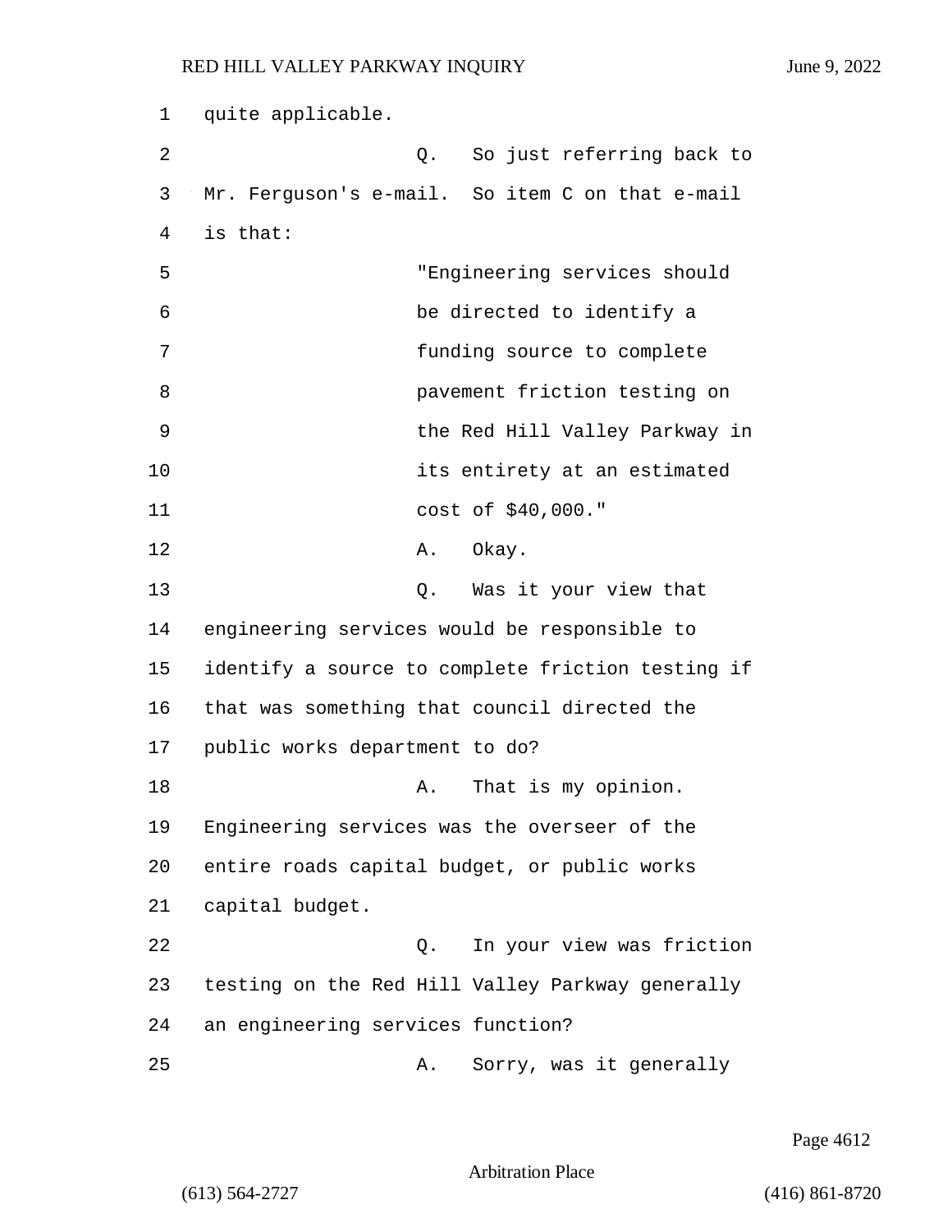quite applicable.

Q. So just referring back to Mr. Ferguson's e-mail. So item C on that e-mail is that:

"Engineering services should be directed to identify a funding source to complete pavement friction testing on the Red Hill Valley Parkway in its entirety at an estimated cost of $40,000."

A. Okay.

Q. Was it your view that engineering services would be responsible to identify a source to complete friction testing if that was something that council directed the public works department to do?

A. That is my opinion. Engineering services was the overseer of the entire roads capital budget, or public works capital budget.

Q. In your view was friction testing on the Red Hill Valley Parkway generally an engineering services function?

A. Sorry, was it generally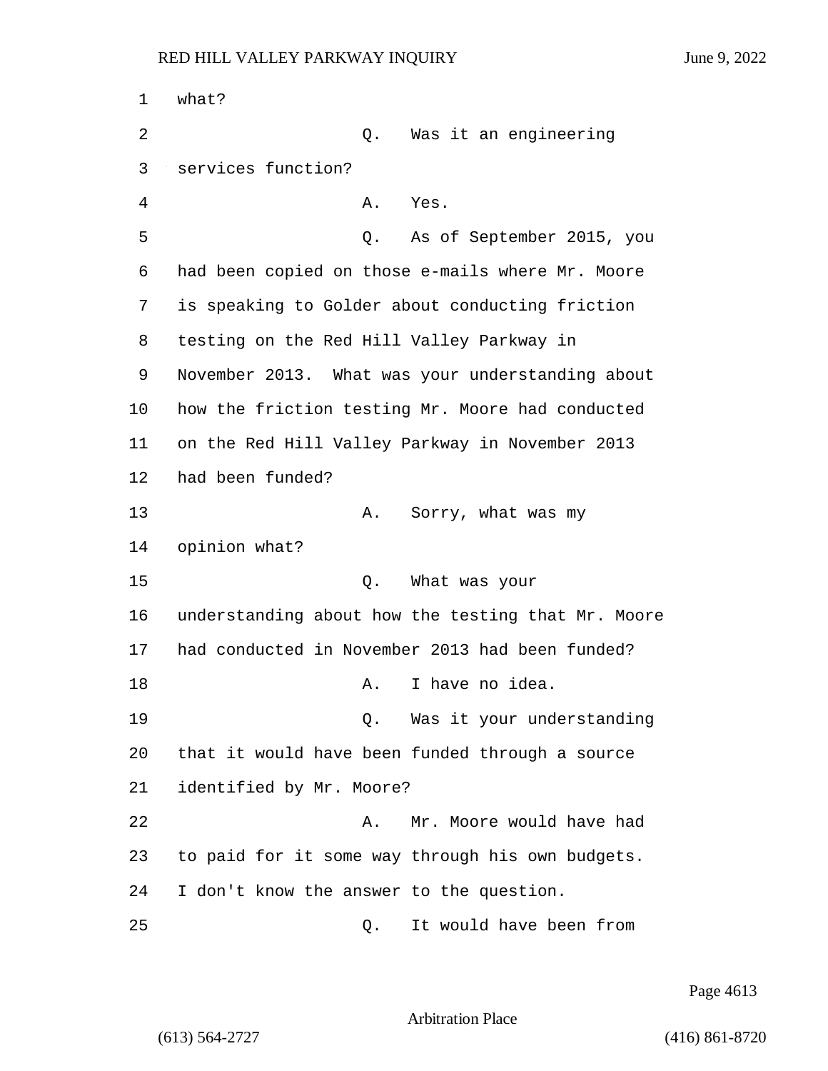what?

Q. Was it an engineering services function?

A. Yes.

Q. As of September 2015, you had been copied on those e-mails where Mr. Moore is speaking to Golder about conducting friction testing on the Red Hill Valley Parkway in November 2013. What was your understanding about how the friction testing Mr. Moore had conducted on the Red Hill Valley Parkway in November 2013 had been funded?

A. Sorry, what was my opinion what?

Q. What was your understanding about how the testing that Mr. Moore had conducted in November 2013 had been funded?

A. I have no idea.

Q. Was it your understanding that it would have been funded through a source identified by Mr. Moore?

A. Mr. Moore would have had to paid for it some way through his own budgets. I don't know the answer to the question.

Q. It would have been from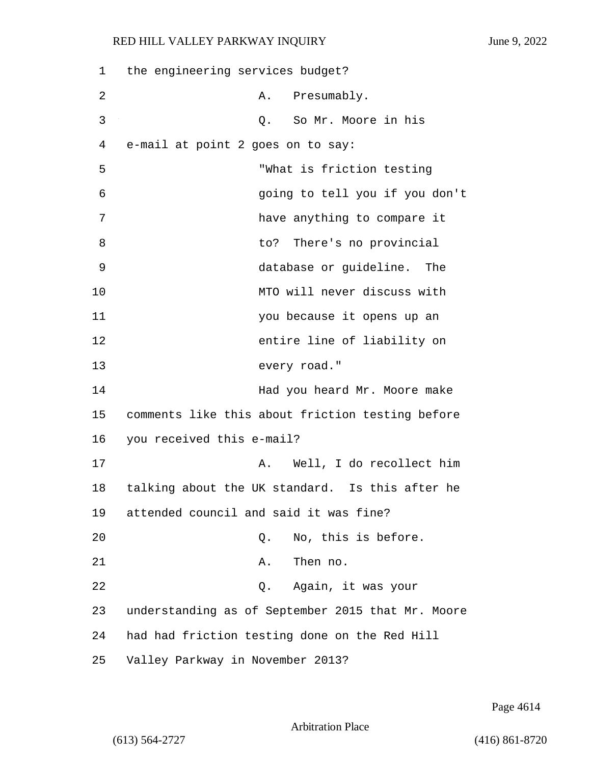the engineering services budget?

A. Presumably.

Q. So Mr. Moore in his e-mail at point 2 goes on to say:

"What is friction testing going to tell you if you don't have anything to compare it to? There's no provincial database or guideline. The MTO will never discuss with you because it opens up an entire line of liability on every road."

Had you heard Mr. Moore make comments like this about friction testing before you received this e-mail?

A. Well, I do recollect him talking about the UK standard. Is this after he attended council and said it was fine?

Q. No, this is before.

A. Then no.

Q. Again, it was your understanding as of September 2015 that Mr. Moore had had friction testing done on the Red Hill Valley Parkway in November 2013?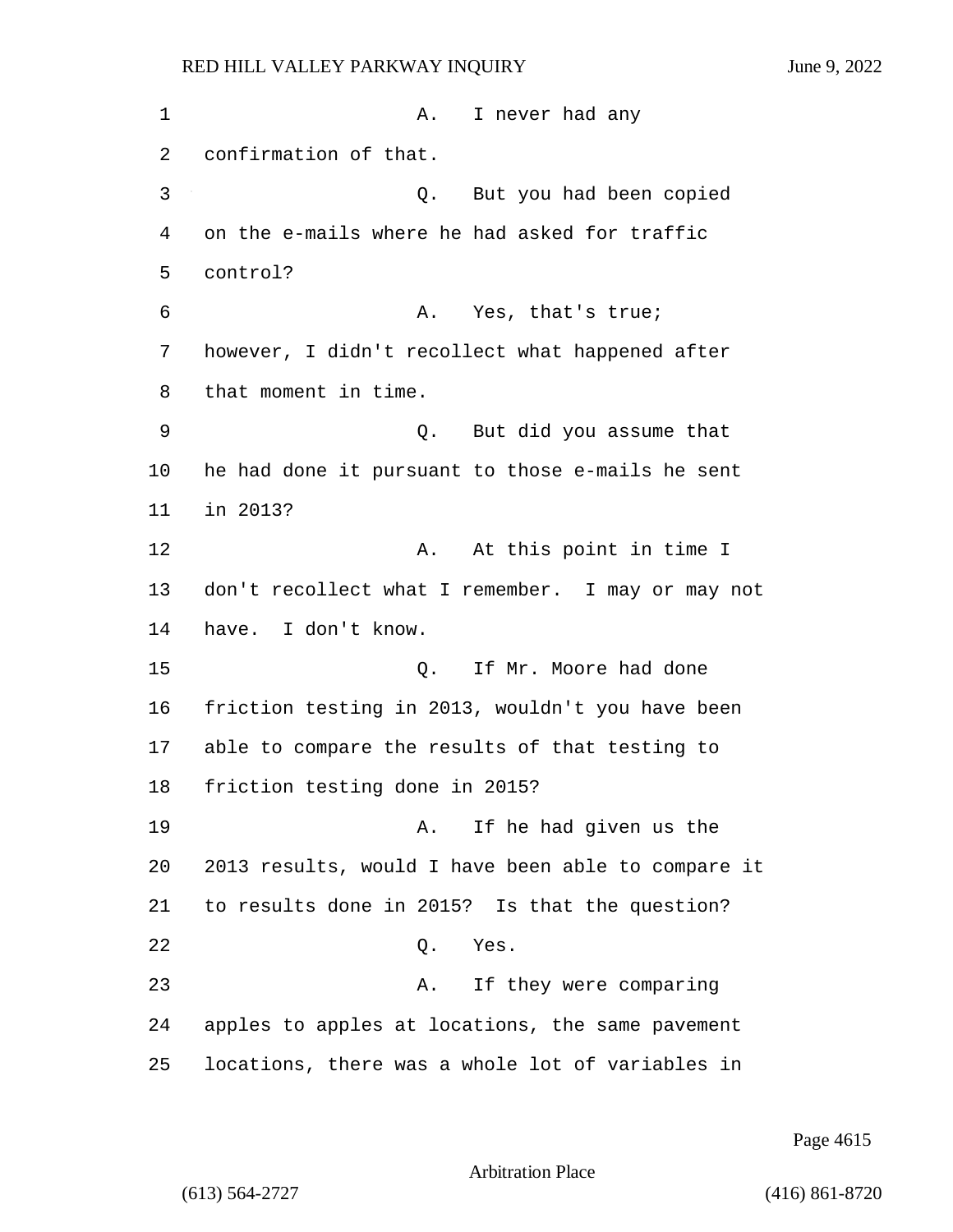A. I never had any confirmation of that.

Q. But you had been copied on the e-mails where he had asked for traffic control?

A. Yes, that's true; however, I didn't recollect what happened after that moment in time.

Q. But did you assume that he had done it pursuant to those e-mails he sent in 2013?

A. At this point in time I don't recollect what I remember. I may or may not have. I don't know.

Q. If Mr. Moore had done friction testing in 2013, wouldn't you have been able to compare the results of that testing to friction testing done in 2015?

A. If he had given us the 2013 results, would I have been able to compare it to results done in 2015? Is that the question?

Q. Yes.

A. If they were comparing apples to apples at locations, the same pavement locations, there was a whole lot of variables in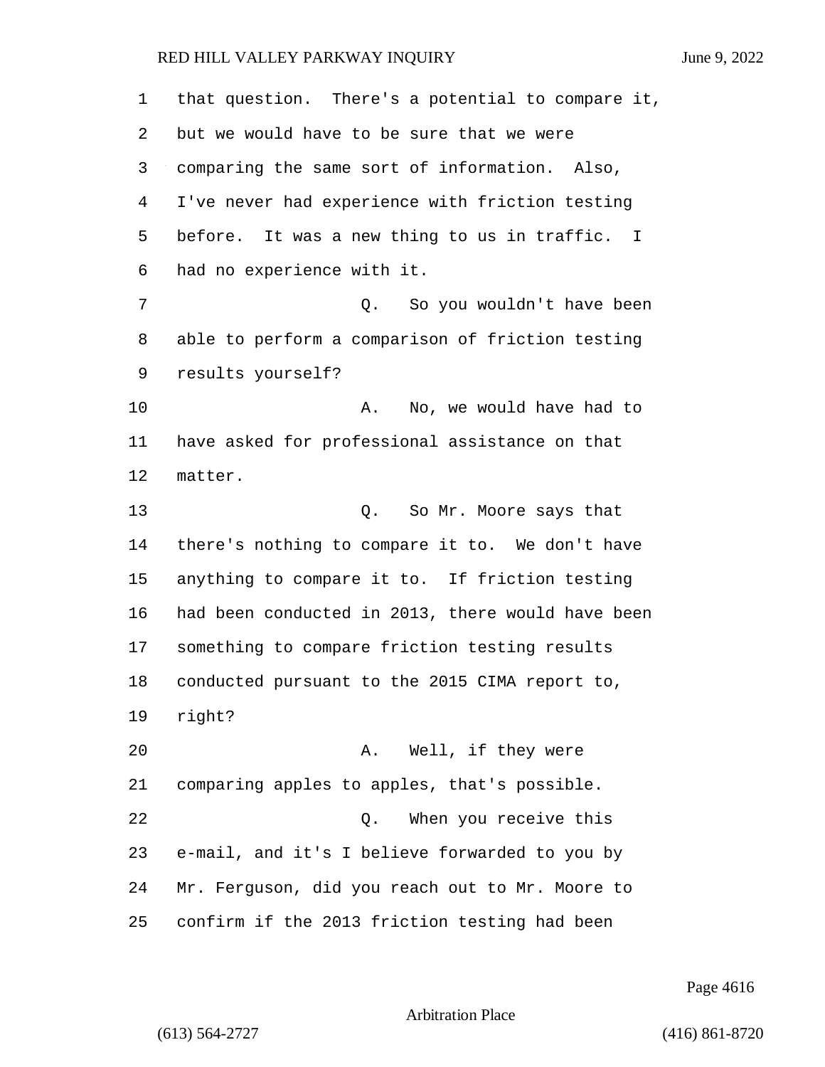that question. There's a potential to compare it, but we would have to be sure that we were comparing the same sort of information. Also, I've never had experience with friction testing before. It was a new thing to us in traffic. I had no experience with it.

Q. So you wouldn't have been able to perform a comparison of friction testing results yourself?

A. No, we would have had to have asked for professional assistance on that matter.

Q. So Mr. Moore says that there's nothing to compare it to. We don't have anything to compare it to. If friction testing had been conducted in 2013, there would have been something to compare friction testing results conducted pursuant to the 2015 CIMA report to, right?

A. Well, if they were comparing apples to apples, that's possible.

Q. When you receive this e-mail, and it's I believe forwarded to you by Mr. Ferguson, did you reach out to Mr. Moore to confirm if the 2013 friction testing had been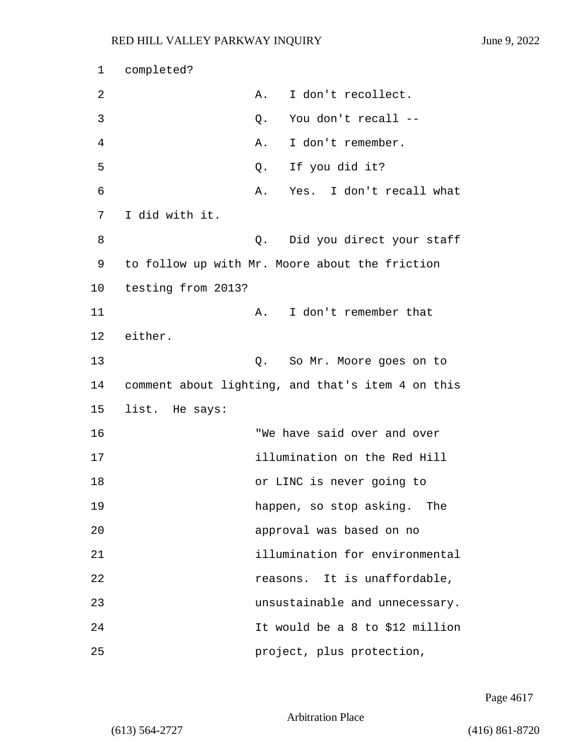completed?

A. I don't recollect.

Q. You don't recall --

A. I don't remember.

Q. If you did it?

A. Yes. I don't recall what I did with it.

Q. Did you direct your staff to follow up with Mr. Moore about the friction testing from 2013?

A. I don't remember that either.

Q. So Mr. Moore goes on to comment about lighting, and that's item 4 on this list. He says:

> "We have said over and over illumination on the Red Hill or LINC is never going to happen, so stop asking. The approval was based on no illumination for environmental reasons. It is unaffordable, unsustainable and unnecessary. It would be a 8 to $12 million project, plus protection,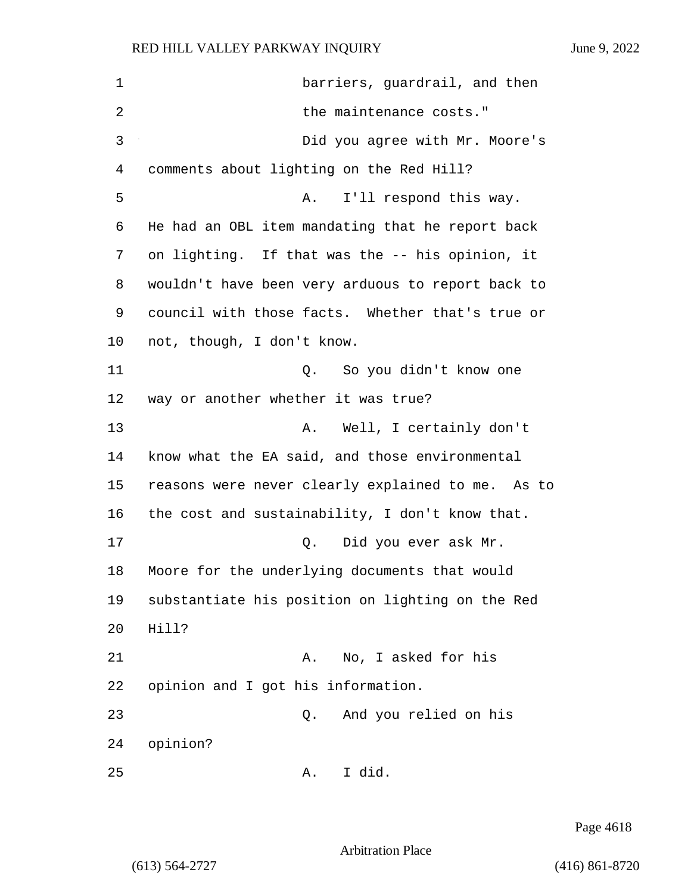barriers, guardrail, and then the maintenance costs."

Did you agree with Mr. Moore's comments about lighting on the Red Hill?

A. I'll respond this way. He had an OBL item mandating that he report back on lighting. If that was the -- his opinion, it wouldn't have been very arduous to report back to council with those facts. Whether that's true or not, though, I don't know.

Q. So you didn't know one way or another whether it was true?

A. Well, I certainly don't know what the EA said, and those environmental reasons were never clearly explained to me. As to the cost and sustainability, I don't know that.

Q. Did you ever ask Mr. Moore for the underlying documents that would substantiate his position on lighting on the Red Hill?

A. No, I asked for his opinion and I got his information.

Q. And you relied on his opinion?

A. I did.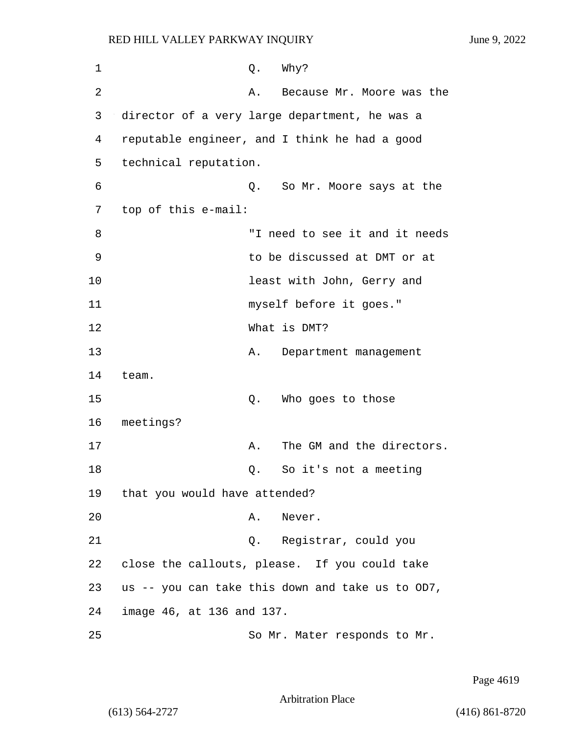Q. Why?

A. Because Mr. Moore was the director of a very large department, he was a reputable engineer, and I think he had a good technical reputation.

Q. So Mr. Moore says at the top of this e-mail:

"I need to see it and it needs to be discussed at DMT or at least with John, Gerry and myself before it goes."

What is DMT?

A. Department management team.

Q. Who goes to those meetings?

A. The GM and the directors.

Q. So it's not a meeting that you would have attended?

A. Never.

Q. Registrar, could you close the callouts, please. If you could take us -- you can take this down and take us to OD7, image 46, at 136 and 137.

So Mr. Mater responds to Mr.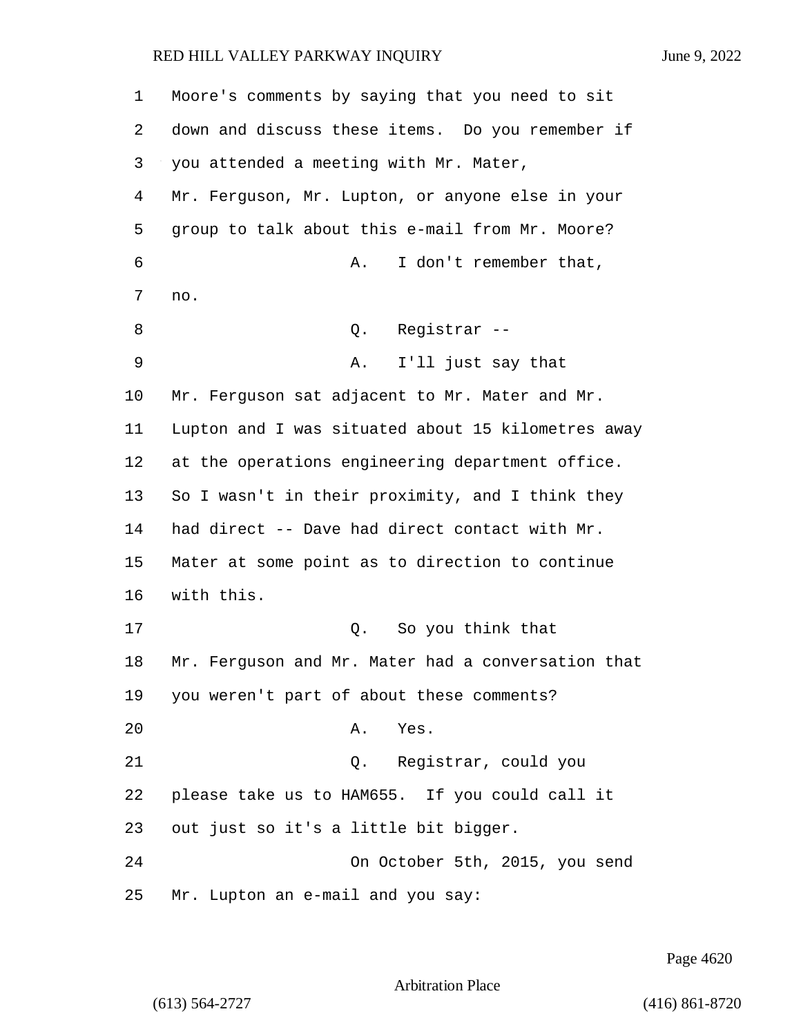Moore's comments by saying that you need to sit down and discuss these items. Do you remember if you attended a meeting with Mr. Mater, Mr. Ferguson, Mr. Lupton, or anyone else in your group to talk about this e-mail from Mr. Moore?

A. I don't remember that, no.

Q. Registrar --

A. I'll just say that Mr. Ferguson sat adjacent to Mr. Mater and Mr. Lupton and I was situated about 15 kilometres away at the operations engineering department office. So I wasn't in their proximity, and I think they had direct -- Dave had direct contact with Mr. Mater at some point as to direction to continue with this.

Q. So you think that Mr. Ferguson and Mr. Mater had a conversation that you weren't part of about these comments?

A. Yes.

Q. Registrar, could you please take us to HAM655. If you could call it out just so it's a little bit bigger.

On October 5th, 2015, you send Mr. Lupton an e-mail and you say: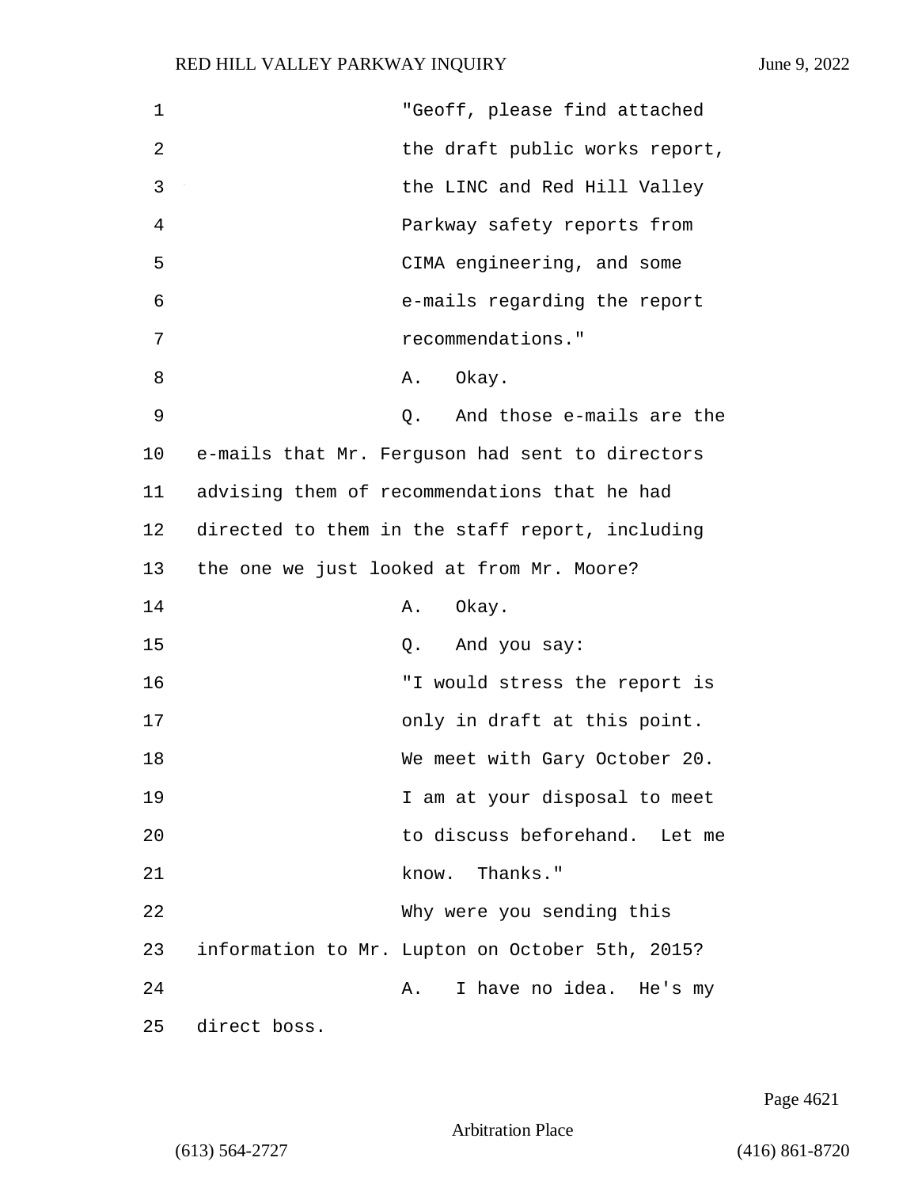"Geoff, please find attached the draft public works report, the LINC and Red Hill Valley Parkway safety reports from CIMA engineering, and some e-mails regarding the report recommendations."

A. Okay.

Q. And those e-mails are the e-mails that Mr. Ferguson had sent to directors advising them of recommendations that he had directed to them in the staff report, including the one we just looked at from Mr. Moore?

A. Okay.

Q. And you say:

"I would stress the report is only in draft at this point. We meet with Gary October 20. I am at your disposal to meet to discuss beforehand. Let me know. Thanks."

Why were you sending this information to Mr. Lupton on October 5th, 2015?

A. I have no idea. He's my direct boss.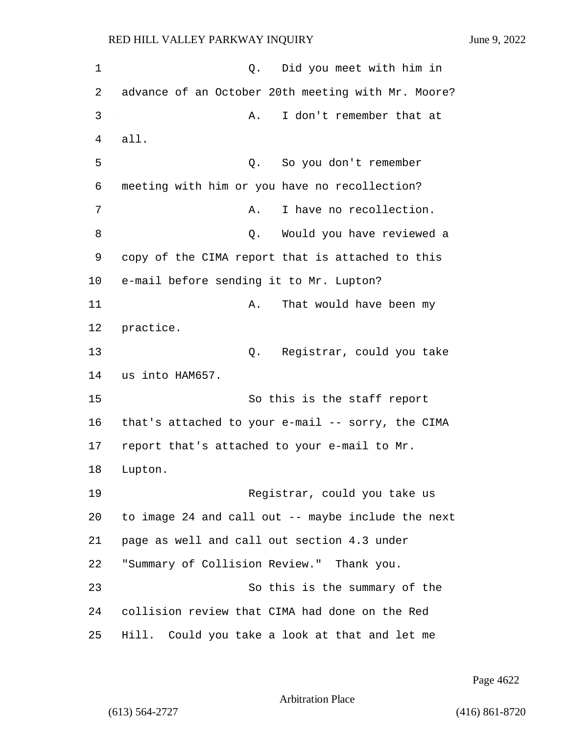Q. Did you meet with him in advance of an October 20th meeting with Mr. Moore?

A. I don't remember that at all.

Q. So you don't remember meeting with him or you have no recollection?

A. I have no recollection.

Q. Would you have reviewed a copy of the CIMA report that is attached to this e-mail before sending it to Mr. Lupton?

A. That would have been my practice.

Q. Registrar, could you take us into HAM657.

So this is the staff report that's attached to your e-mail -- sorry, the CIMA report that's attached to your e-mail to Mr. Lupton.

Registrar, could you take us to image 24 and call out -- maybe include the next page as well and call out section 4.3 under "Summary of Collision Review." Thank you.

So this is the summary of the collision review that CIMA had done on the Red Hill. Could you take a look at that and let me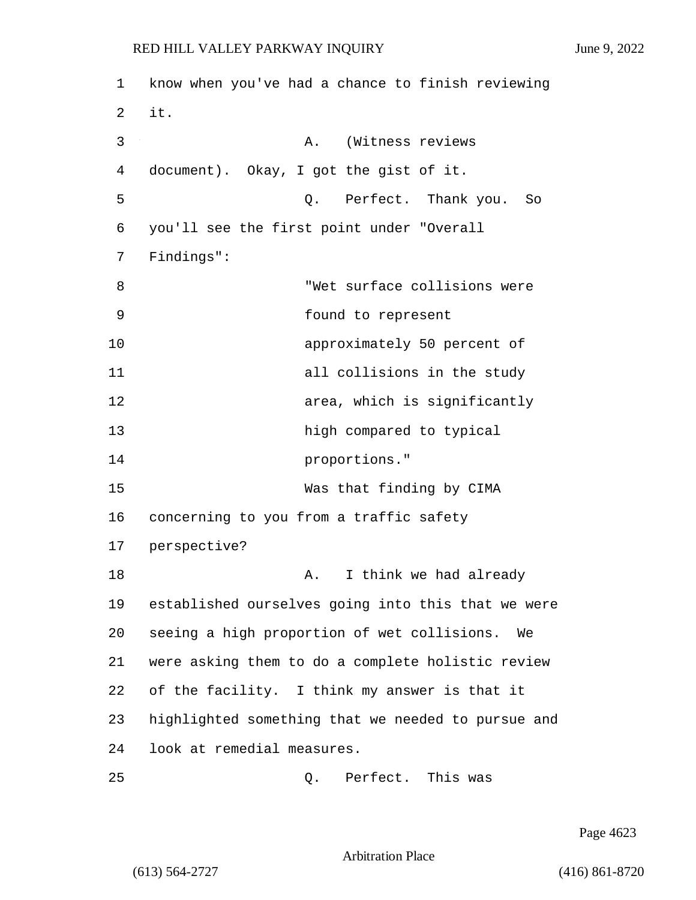know when you've had a chance to finish reviewing it.

A. (Witness reviews document). Okay, I got the gist of it.

Q. Perfect. Thank you. So you'll see the first point under "Overall Findings":

> "Wet surface collisions were found to represent approximately 50 percent of all collisions in the study area, which is significantly high compared to typical proportions."

Was that finding by CIMA concerning to you from a traffic safety perspective?

A. I think we had already established ourselves going into this that we were seeing a high proportion of wet collisions. We were asking them to do a complete holistic review of the facility. I think my answer is that it highlighted something that we needed to pursue and look at remedial measures.

Q. Perfect. This was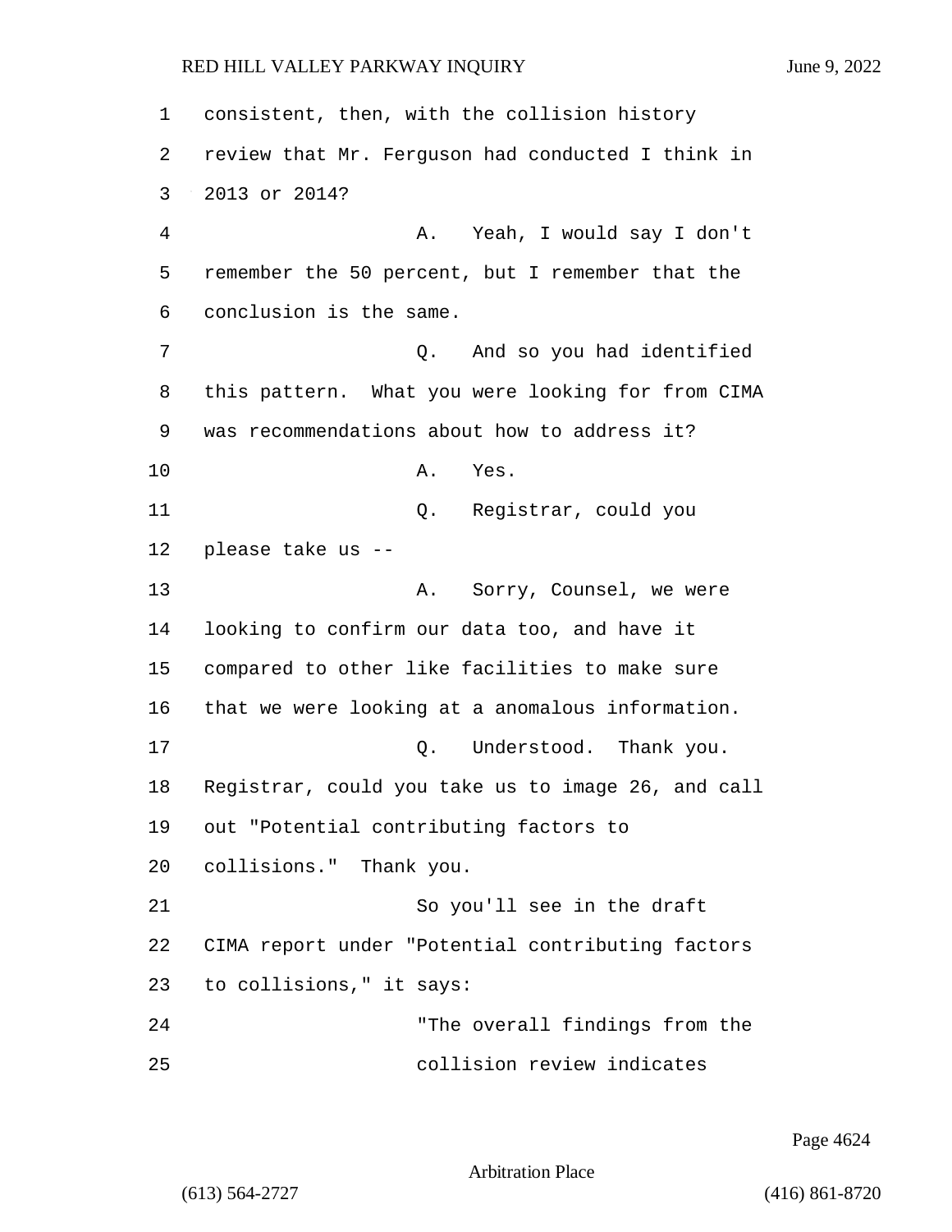consistent, then, with the collision history review that Mr. Ferguson had conducted I think in 2013 or 2014?

A. Yeah, I would say I don't remember the 50 percent, but I remember that the conclusion is the same.

Q. And so you had identified this pattern. What you were looking for from CIMA was recommendations about how to address it?

A. Yes.

Q. Registrar, could you please take us --

A. Sorry, Counsel, we were looking to confirm our data too, and have it compared to other like facilities to make sure that we were looking at a anomalous information.

Q. Understood. Thank you. Registrar, could you take us to image 26, and call out "Potential contributing factors to collisions." Thank you.

So you'll see in the draft CIMA report under "Potential contributing factors to collisions," it says:

"The overall findings from the collision review indicates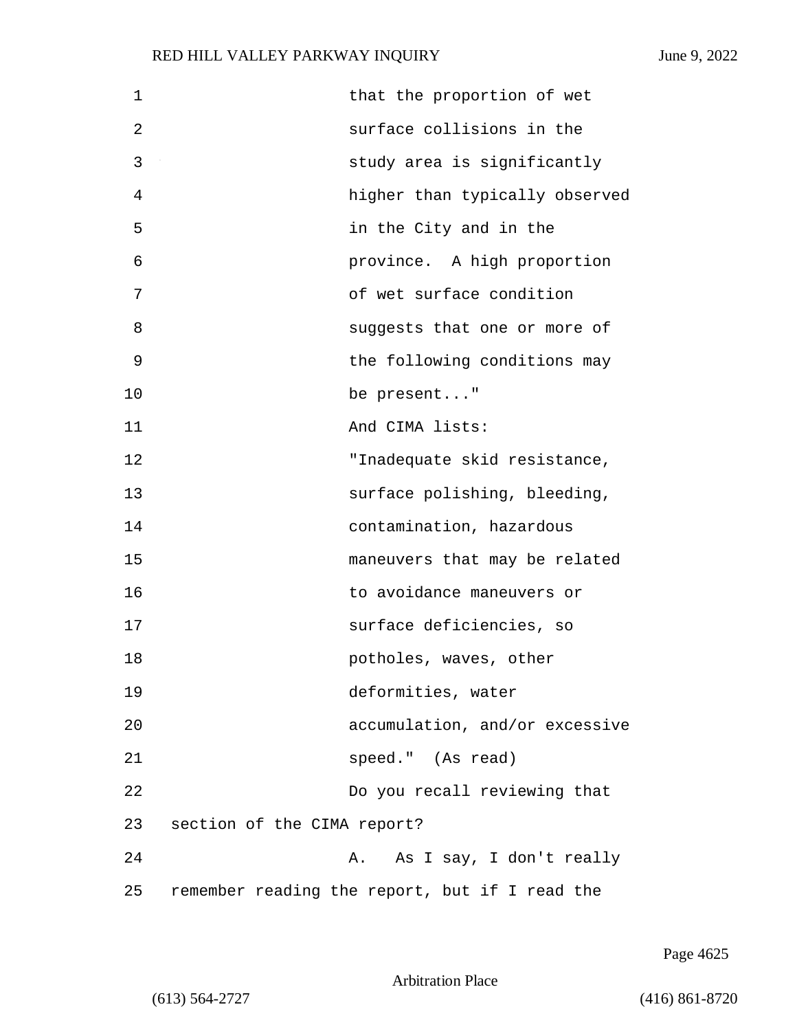that the proportion of wet surface collisions in the study area is significantly higher than typically observed in the City and in the province. A high proportion of wet surface condition suggests that one or more of the following conditions may be present..."

And CIMA lists:

"Inadequate skid resistance, surface polishing, bleeding, contamination, hazardous maneuvers that may be related to avoidance maneuvers or surface deficiencies, so potholes, waves, other deformities, water accumulation, and/or excessive speed." (As read)

Do you recall reviewing that section of the CIMA report?

A. As I say, I don't really remember reading the report, but if I read the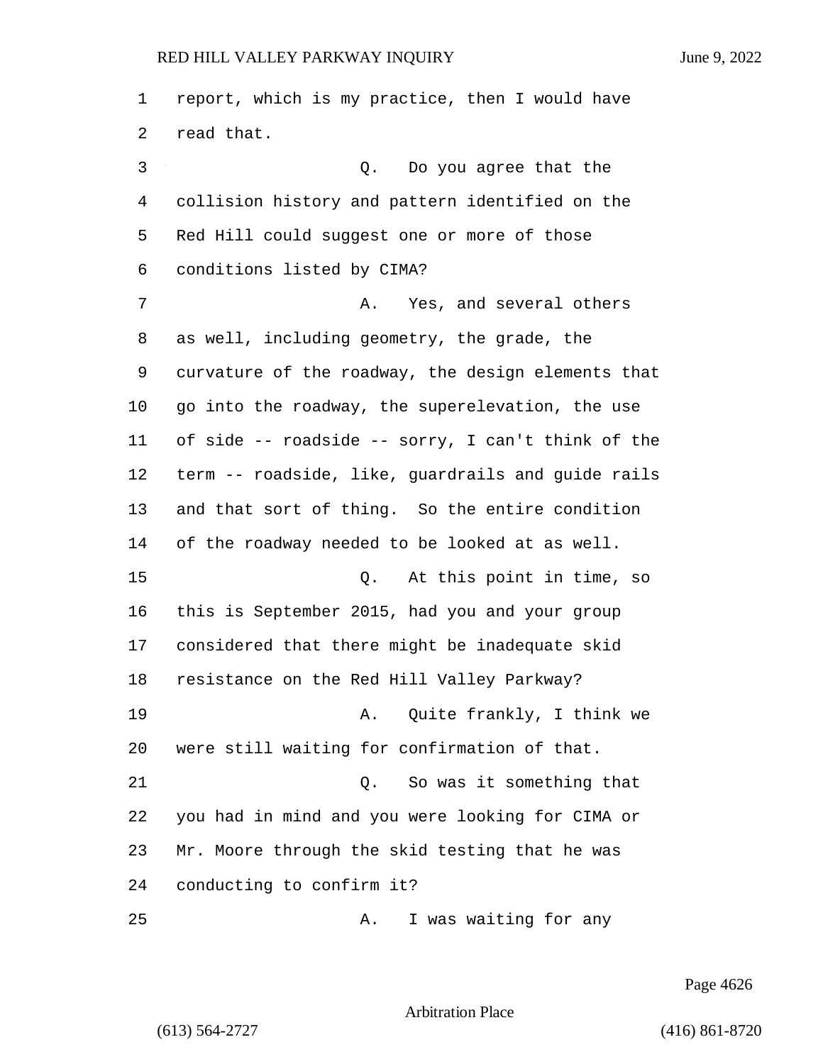report, which is my practice, then I would have read that.

Q. Do you agree that the collision history and pattern identified on the Red Hill could suggest one or more of those conditions listed by CIMA?

A. Yes, and several others as well, including geometry, the grade, the curvature of the roadway, the design elements that go into the roadway, the superelevation, the use of side -- roadside -- sorry, I can't think of the term -- roadside, like, guardrails and guide rails and that sort of thing. So the entire condition of the roadway needed to be looked at as well.

Q. At this point in time, so this is September 2015, had you and your group considered that there might be inadequate skid resistance on the Red Hill Valley Parkway?

A. Quite frankly, I think we were still waiting for confirmation of that.

Q. So was it something that you had in mind and you were looking for CIMA or Mr. Moore through the skid testing that he was conducting to confirm it?

A. I was waiting for any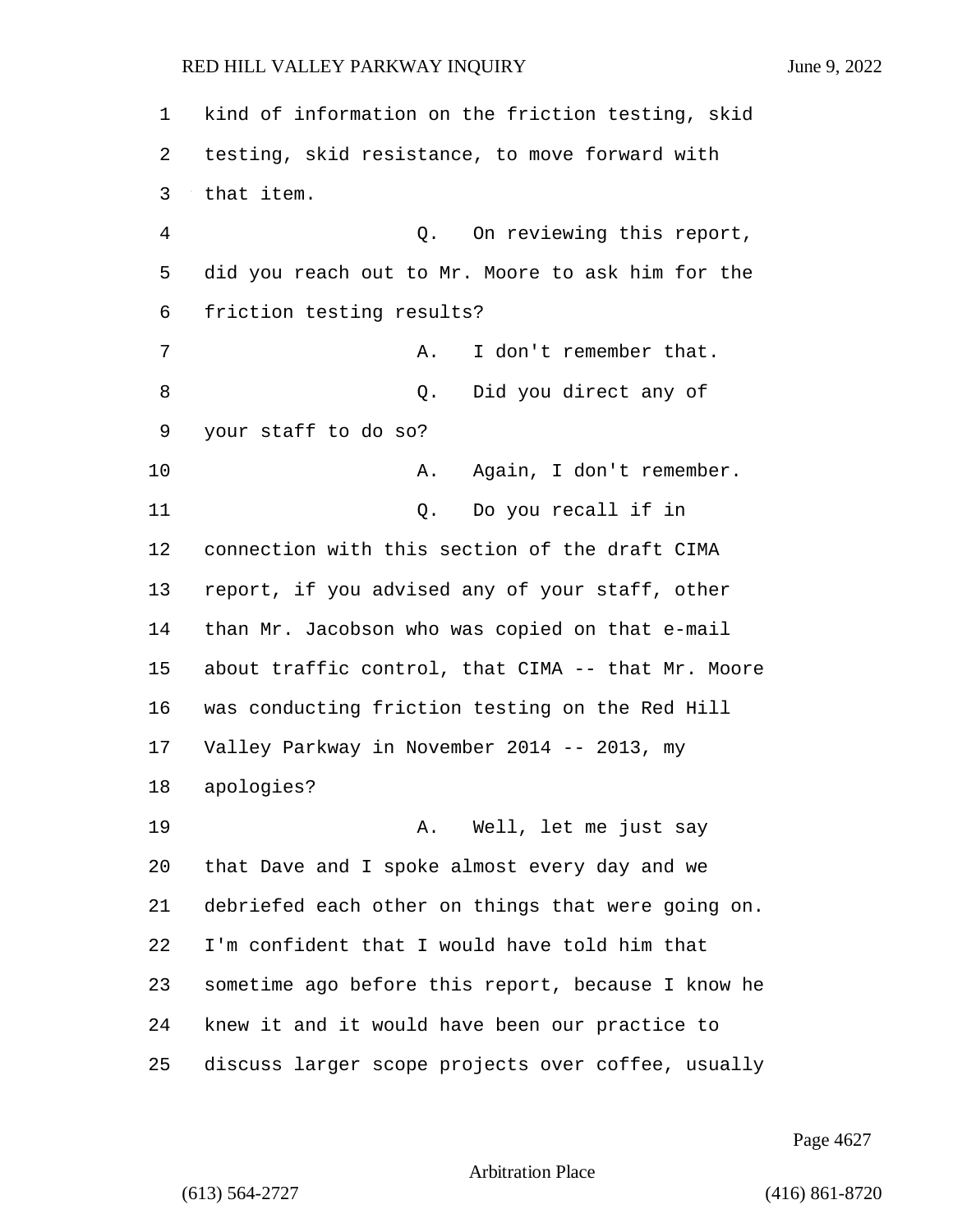kind of information on the friction testing, skid testing, skid resistance, to move forward with that item.

Q. On reviewing this report, did you reach out to Mr. Moore to ask him for the friction testing results?

A. I don't remember that.

Q. Did you direct any of your staff to do so?

A. Again, I don't remember.

Q. Do you recall if in connection with this section of the draft CIMA report, if you advised any of your staff, other than Mr. Jacobson who was copied on that e-mail about traffic control, that CIMA -- that Mr. Moore was conducting friction testing on the Red Hill Valley Parkway in November 2014 -- 2013, my apologies?

A. Well, let me just say that Dave and I spoke almost every day and we debriefed each other on things that were going on. I'm confident that I would have told him that sometime ago before this report, because I know he knew it and it would have been our practice to discuss larger scope projects over coffee, usually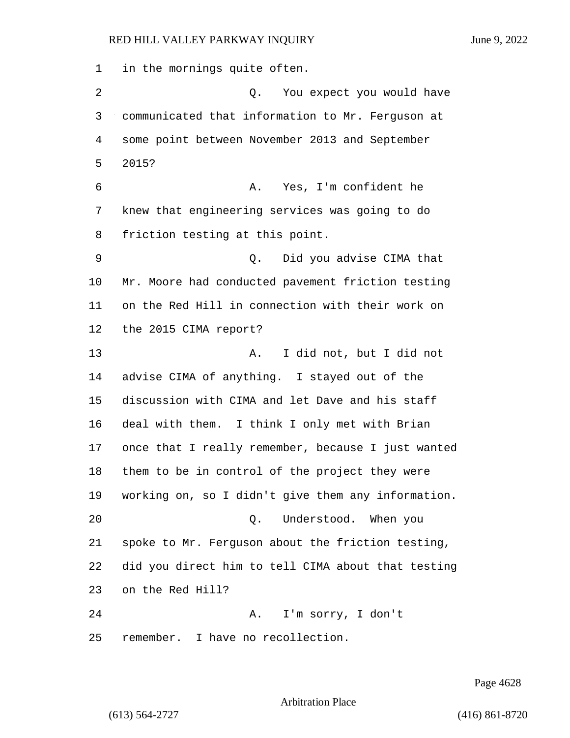in the mornings quite often.

Q. You expect you would have communicated that information to Mr. Ferguson at some point between November 2013 and September 2015?

A. Yes, I'm confident he knew that engineering services was going to do friction testing at this point.

Q. Did you advise CIMA that Mr. Moore had conducted pavement friction testing on the Red Hill in connection with their work on the 2015 CIMA report?

A. I did not, but I did not advise CIMA of anything. I stayed out of the discussion with CIMA and let Dave and his staff deal with them. I think I only met with Brian once that I really remember, because I just wanted them to be in control of the project they were working on, so I didn't give them any information.

Q. Understood. When you spoke to Mr. Ferguson about the friction testing, did you direct him to tell CIMA about that testing on the Red Hill?

A. I'm sorry, I don't remember. I have no recollection.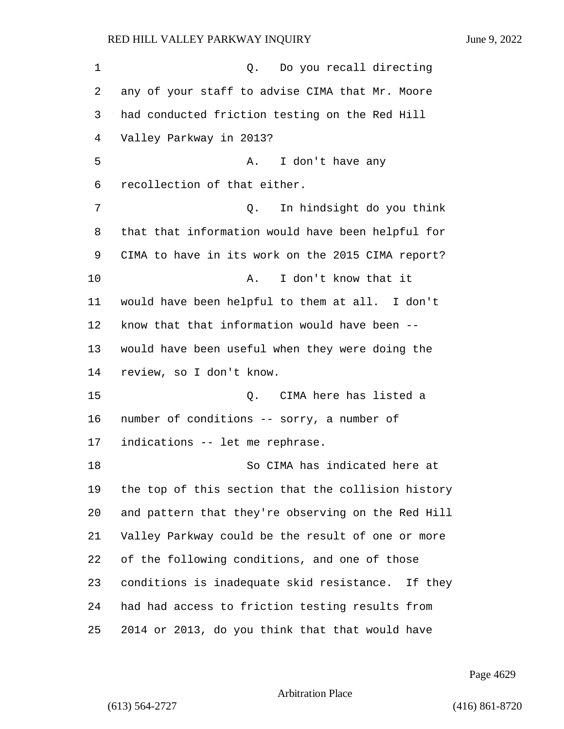Q. Do you recall directing any of your staff to advise CIMA that Mr. Moore had conducted friction testing on the Red Hill Valley Parkway in 2013?

A. I don't have any recollection of that either.

Q. In hindsight do you think that that information would have been helpful for CIMA to have in its work on the 2015 CIMA report?

A. I don't know that it would have been helpful to them at all. I don't know that that information would have been -- would have been useful when they were doing the review, so I don't know.

Q. CIMA here has listed a number of conditions -- sorry, a number of indications -- let me rephrase.

So CIMA has indicated here at the top of this section that the collision history and pattern that they're observing on the Red Hill Valley Parkway could be the result of one or more of the following conditions, and one of those conditions is inadequate skid resistance. If they had had access to friction testing results from 2014 or 2013, do you think that that would have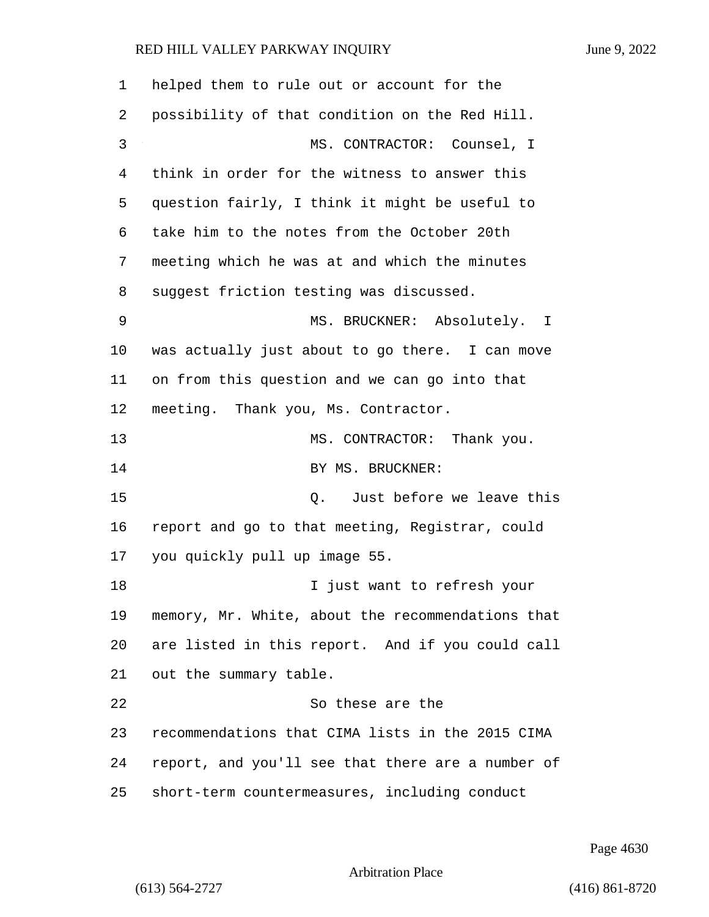helped them to rule out or account for the possibility of that condition on the Red Hill.

MS. CONTRACTOR: Counsel, I think in order for the witness to answer this question fairly, I think it might be useful to take him to the notes from the October 20th meeting which he was at and which the minutes suggest friction testing was discussed.

MS. BRUCKNER: Absolutely. I was actually just about to go there. I can move on from this question and we can go into that meeting. Thank you, Ms. Contractor.

MS. CONTRACTOR: Thank you.

BY MS. BRUCKNER:

Q. Just before we leave this report and go to that meeting, Registrar, could you quickly pull up image 55.

I just want to refresh your memory, Mr. White, about the recommendations that are listed in this report. And if you could call out the summary table.

So these are the recommendations that CIMA lists in the 2015 CIMA report, and you'll see that there are a number of short-term countermeasures, including conduct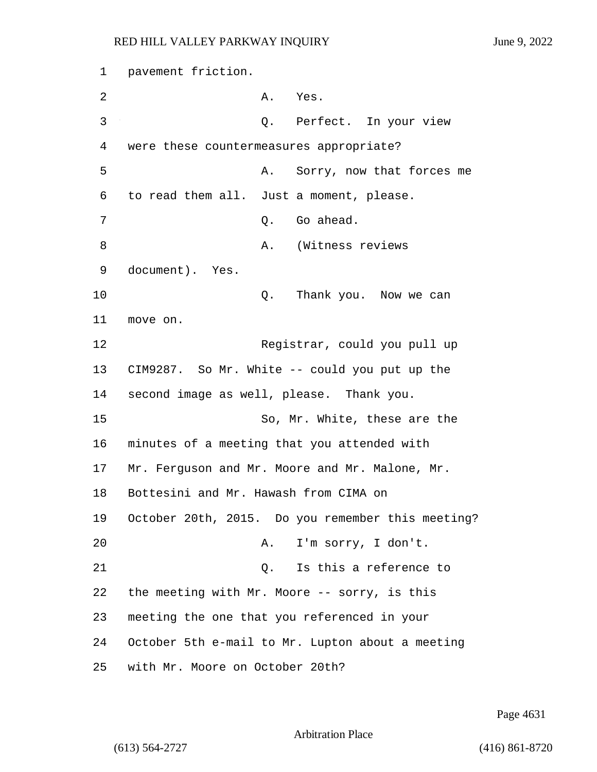1 pavement friction.

2 A. Yes.

3 Q. Perfect. In your view

4 were these countermeasures appropriate?

5 A. Sorry, now that forces me

6 to read them all. Just a moment, please.

7 Q. Go ahead.

8 A. (Witness reviews

9 document). Yes.

10 Q. Thank you. Now we can

11 move on.

12 Registrar, could you pull up

13 CIM9287. So Mr. White -- could you put up the

14 second image as well, please. Thank you.

15 So, Mr. White, these are the

16 minutes of a meeting that you attended with

17 Mr. Ferguson and Mr. Moore and Mr. Malone, Mr.

18 Bottesini and Mr. Hawash from CIMA on

19 October 20th, 2015. Do you remember this meeting?

20 A. I'm sorry, I don't.

21 Q. Is this a reference to

22 the meeting with Mr. Moore -- sorry, is this

23 meeting the one that you referenced in your

24 October 5th e-mail to Mr. Lupton about a meeting

25 with Mr. Moore on October 20th?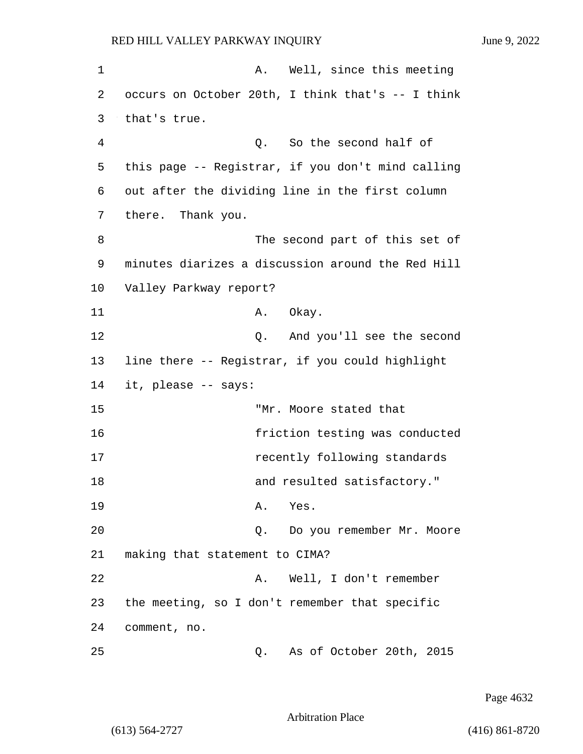A. Well, since this meeting occurs on October 20th, I think that's -- I think that's true.

Q. So the second half of this page -- Registrar, if you don't mind calling out after the dividing line in the first column there. Thank you.

The second part of this set of minutes diarizes a discussion around the Red Hill Valley Parkway report?

A. Okay.

Q. And you'll see the second line there -- Registrar, if you could highlight it, please -- says:

> "Mr. Moore stated that friction testing was conducted recently following standards and resulted satisfactory."

A. Yes.

Q. Do you remember Mr. Moore making that statement to CIMA?

A. Well, I don't remember the meeting, so I don't remember that specific comment, no.

Q. As of October 20th, 2015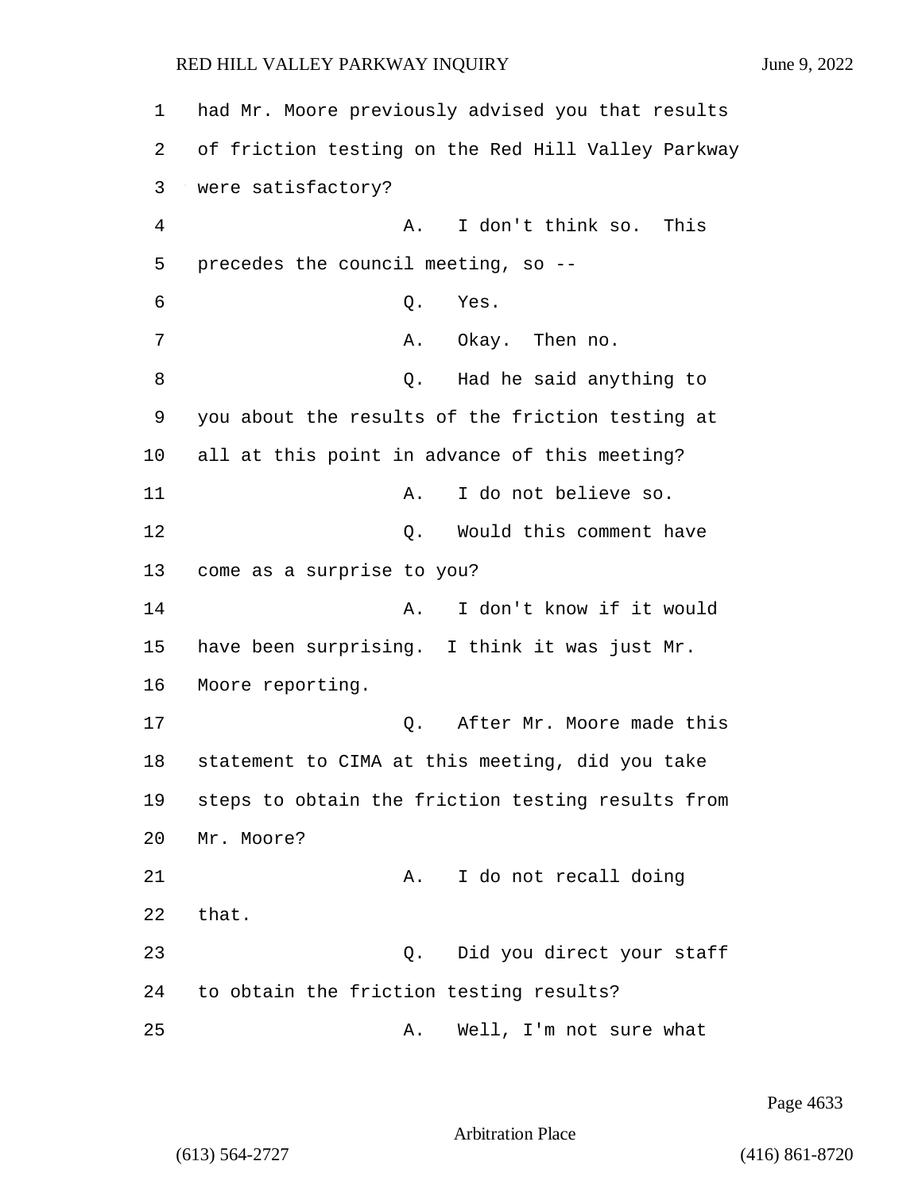had Mr. Moore previously advised you that results of friction testing on the Red Hill Valley Parkway were satisfactory?

A. I don't think so. This precedes the council meeting, so --

Q. Yes.

A. Okay. Then no.

Q. Had he said anything to you about the results of the friction testing at all at this point in advance of this meeting?

A. I do not believe so.

Q. Would this comment have come as a surprise to you?

A. I don't know if it would have been surprising. I think it was just Mr. Moore reporting.

Q. After Mr. Moore made this statement to CIMA at this meeting, did you take steps to obtain the friction testing results from Mr. Moore?

A. I do not recall doing that.

Q. Did you direct your staff to obtain the friction testing results?

A. Well, I'm not sure what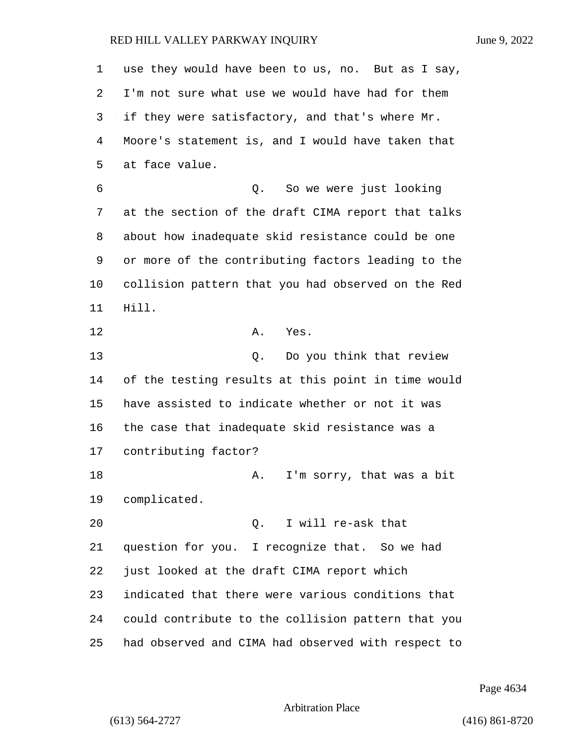use they would have been to us, no. But as I say, I'm not sure what use we would have had for them if they were satisfactory, and that's where Mr. Moore's statement is, and I would have taken that at face value.

Q. So we were just looking at the section of the draft CIMA report that talks about how inadequate skid resistance could be one or more of the contributing factors leading to the collision pattern that you had observed on the Red Hill.

A. Yes.

Q. Do you think that review of the testing results at this point in time would have assisted to indicate whether or not it was the case that inadequate skid resistance was a contributing factor?

A. I'm sorry, that was a bit complicated.

Q. I will re-ask that question for you. I recognize that. So we had just looked at the draft CIMA report which indicated that there were various conditions that could contribute to the collision pattern that you had observed and CIMA had observed with respect to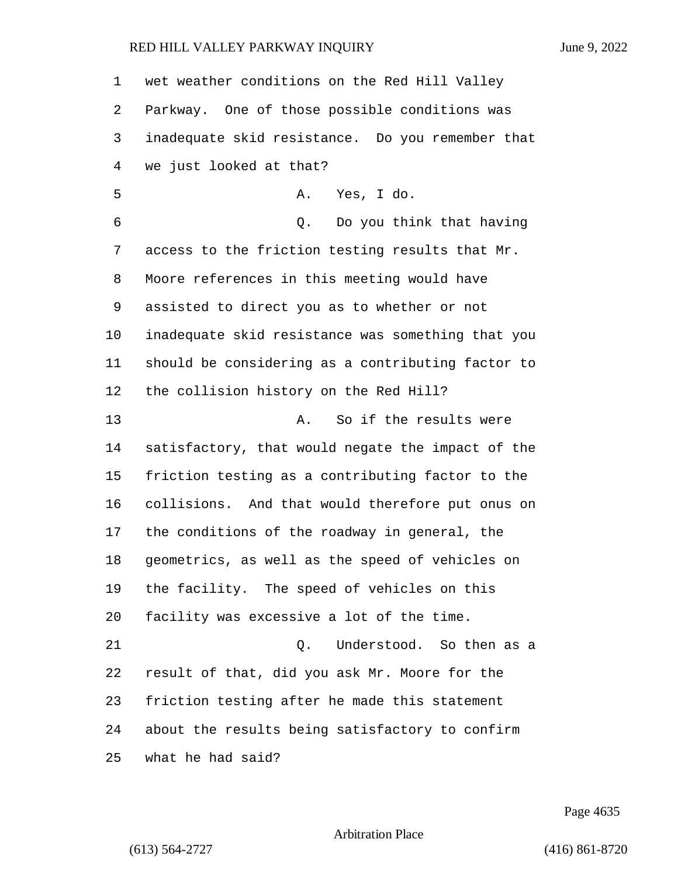wet weather conditions on the Red Hill Valley Parkway. One of those possible conditions was inadequate skid resistance. Do you remember that we just looked at that?

A. Yes, I do.

Q. Do you think that having access to the friction testing results that Mr. Moore references in this meeting would have assisted to direct you as to whether or not inadequate skid resistance was something that you should be considering as a contributing factor to the collision history on the Red Hill?

A. So if the results were satisfactory, that would negate the impact of the friction testing as a contributing factor to the collisions. And that would therefore put onus on the conditions of the roadway in general, the geometrics, as well as the speed of vehicles on the facility. The speed of vehicles on this facility was excessive a lot of the time.

Q. Understood. So then as a result of that, did you ask Mr. Moore for the friction testing after he made this statement about the results being satisfactory to confirm what he had said?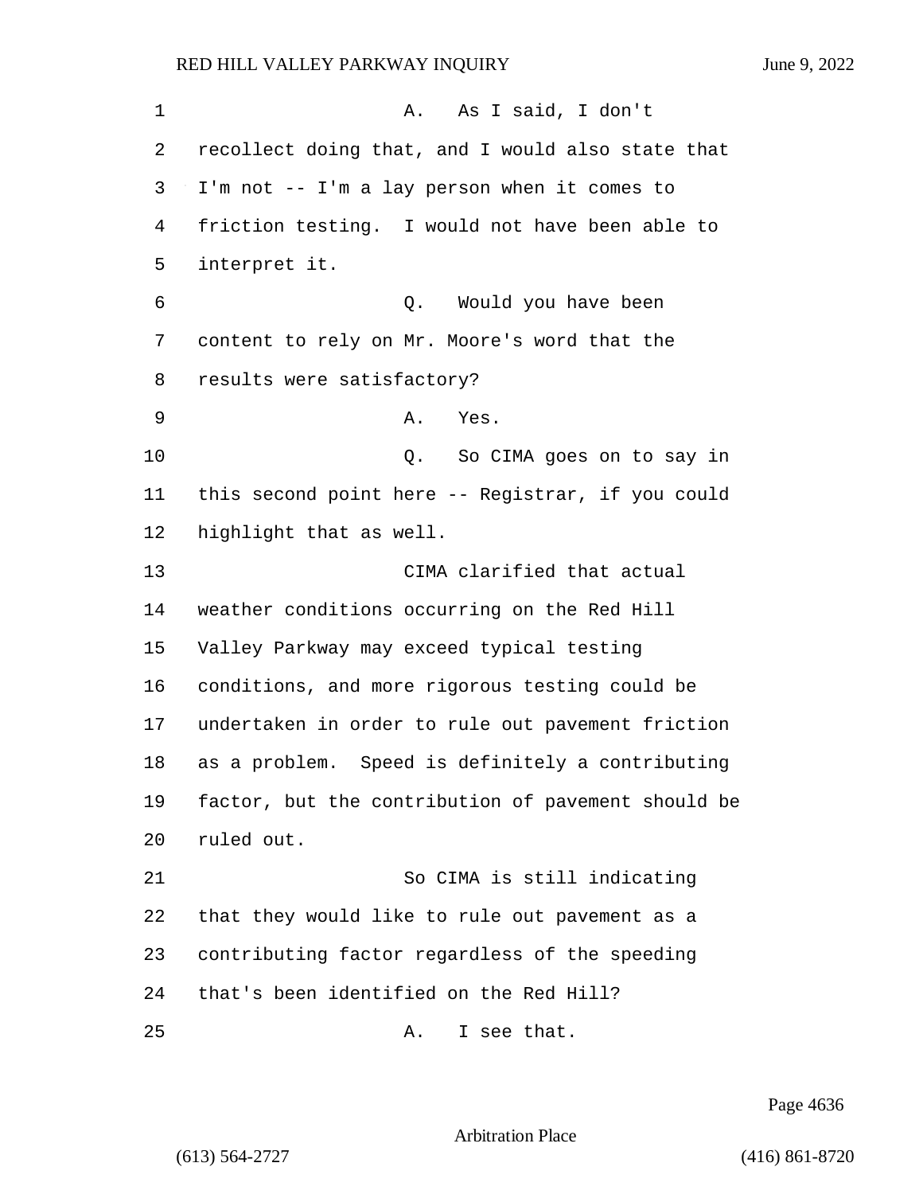A. As I said, I don't recollect doing that, and I would also state that I'm not -- I'm a lay person when it comes to friction testing. I would not have been able to interpret it.

Q. Would you have been content to rely on Mr. Moore's word that the results were satisfactory?

A. Yes.

Q. So CIMA goes on to say in this second point here -- Registrar, if you could highlight that as well.

CIMA clarified that actual weather conditions occurring on the Red Hill Valley Parkway may exceed typical testing conditions, and more rigorous testing could be undertaken in order to rule out pavement friction as a problem. Speed is definitely a contributing factor, but the contribution of pavement should be ruled out.

So CIMA is still indicating that they would like to rule out pavement as a contributing factor regardless of the speeding that's been identified on the Red Hill?

A. I see that.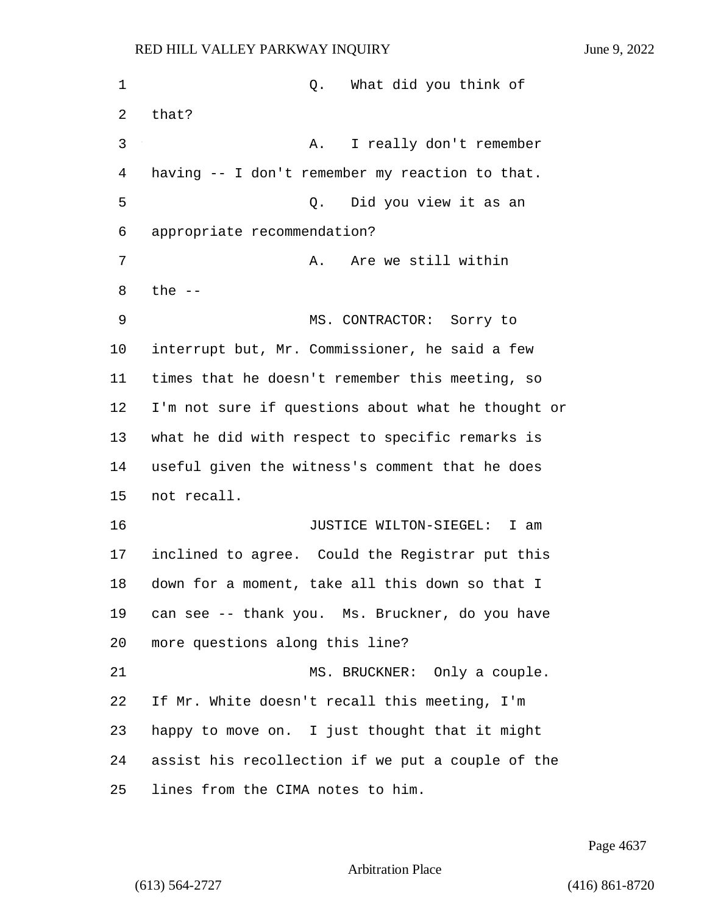Q. What did you think of that?

A. I really don't remember having -- I don't remember my reaction to that.

Q. Did you view it as an appropriate recommendation?

A. Are we still within the --

MS. CONTRACTOR: Sorry to interrupt but, Mr. Commissioner, he said a few times that he doesn't remember this meeting, so I'm not sure if questions about what he thought or what he did with respect to specific remarks is useful given the witness's comment that he does not recall.

JUSTICE WILTON-SIEGEL: I am inclined to agree. Could the Registrar put this down for a moment, take all this down so that I can see -- thank you. Ms. Bruckner, do you have more questions along this line?

MS. BRUCKNER: Only a couple. If Mr. White doesn't recall this meeting, I'm happy to move on. I just thought that it might assist his recollection if we put a couple of the lines from the CIMA notes to him.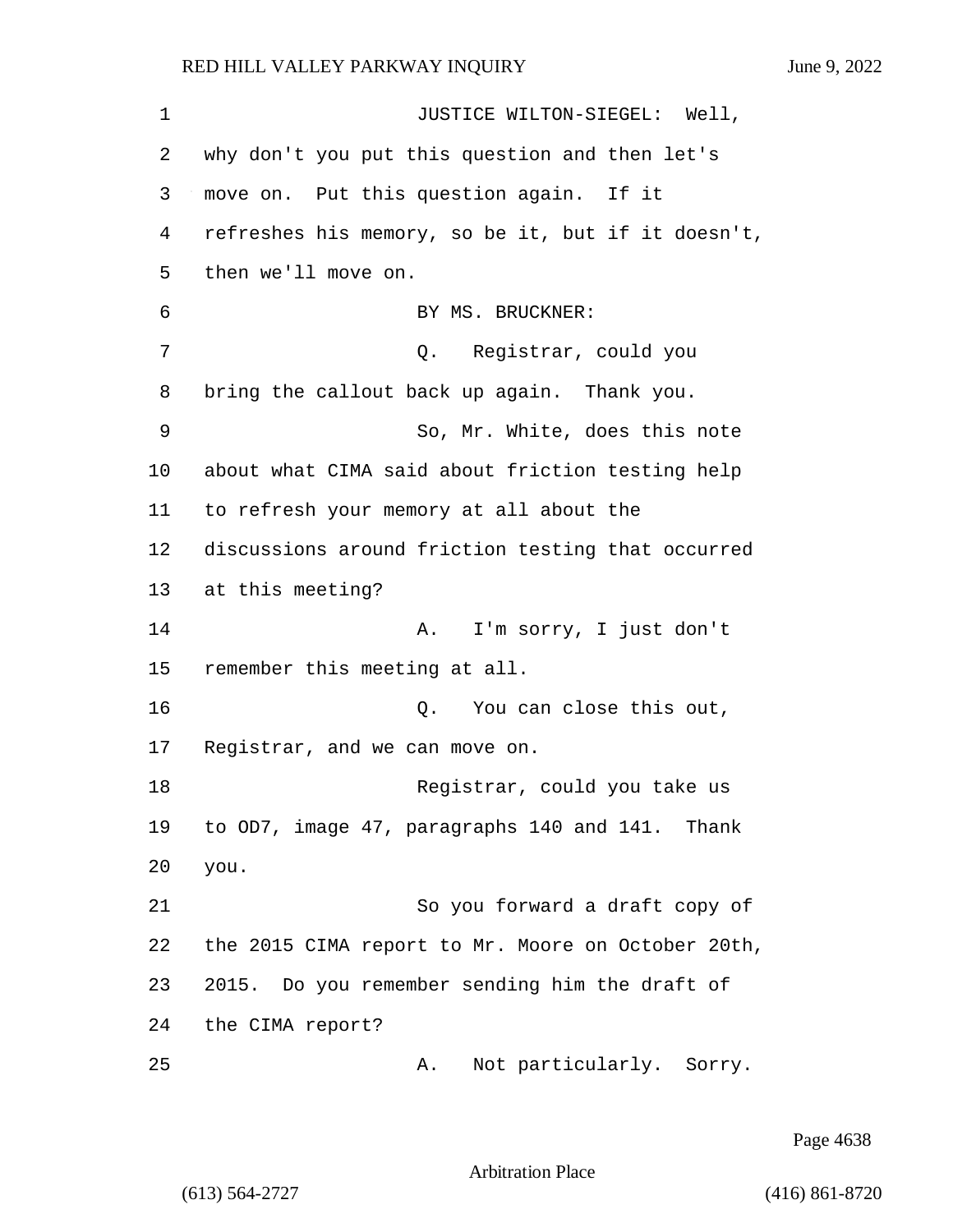JUSTICE WILTON-SIEGEL: Well, why don't you put this question and then let's move on. Put this question again. If it refreshes his memory, so be it, but if it doesn't, then we'll move on.

BY MS. BRUCKNER:

Q. Registrar, could you bring the callout back up again. Thank you.

So, Mr. White, does this note about what CIMA said about friction testing help to refresh your memory at all about the discussions around friction testing that occurred at this meeting?

A. I'm sorry, I just don't remember this meeting at all.

Q. You can close this out, Registrar, and we can move on.

Registrar, could you take us to OD7, image 47, paragraphs 140 and 141. Thank you.

So you forward a draft copy of the 2015 CIMA report to Mr. Moore on October 20th, 2015. Do you remember sending him the draft of the CIMA report?

A. Not particularly. Sorry.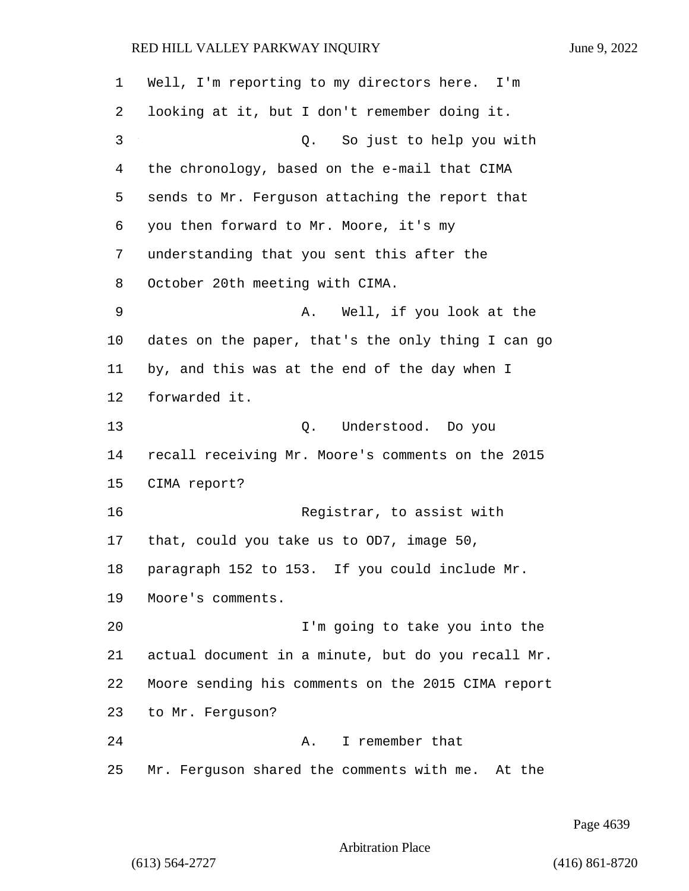Well, I'm reporting to my directors here. I'm looking at it, but I don't remember doing it.

Q. So just to help you with the chronology, based on the e-mail that CIMA sends to Mr. Ferguson attaching the report that you then forward to Mr. Moore, it's my understanding that you sent this after the October 20th meeting with CIMA.

A. Well, if you look at the dates on the paper, that's the only thing I can go by, and this was at the end of the day when I forwarded it.

Q. Understood. Do you recall receiving Mr. Moore's comments on the 2015 CIMA report?

Registrar, to assist with that, could you take us to OD7, image 50, paragraph 152 to 153. If you could include Mr. Moore's comments.

I'm going to take you into the actual document in a minute, but do you recall Mr. Moore sending his comments on the 2015 CIMA report to Mr. Ferguson?

A. I remember that Mr. Ferguson shared the comments with me. At the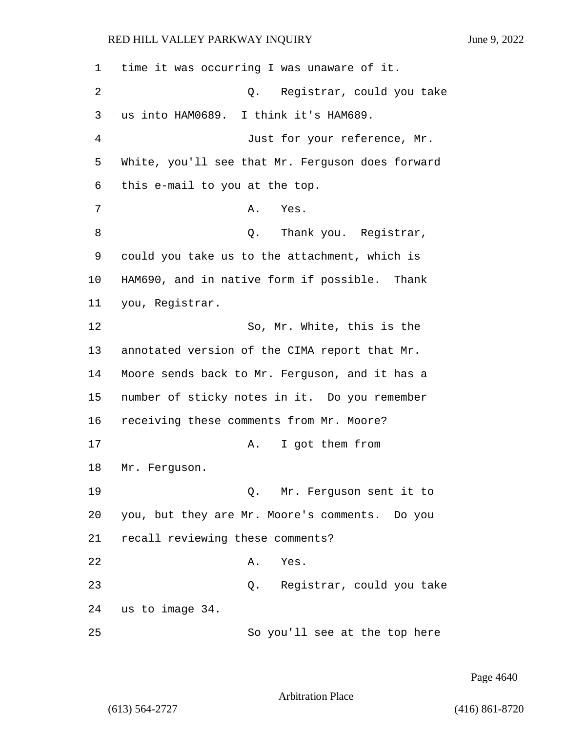time it was occurring I was unaware of it.

Q. Registrar, could you take us into HAM0689. I think it's HAM689.

Just for your reference, Mr. White, you'll see that Mr. Ferguson does forward this e-mail to you at the top.

A. Yes.

Q. Thank you. Registrar, could you take us to the attachment, which is HAM690, and in native form if possible. Thank you, Registrar.

So, Mr. White, this is the annotated version of the CIMA report that Mr. Moore sends back to Mr. Ferguson, and it has a number of sticky notes in it. Do you remember receiving these comments from Mr. Moore?

A. I got them from Mr. Ferguson.

Q. Mr. Ferguson sent it to you, but they are Mr. Moore's comments. Do you recall reviewing these comments?

A. Yes.

Q. Registrar, could you take us to image 34.

So you'll see at the top here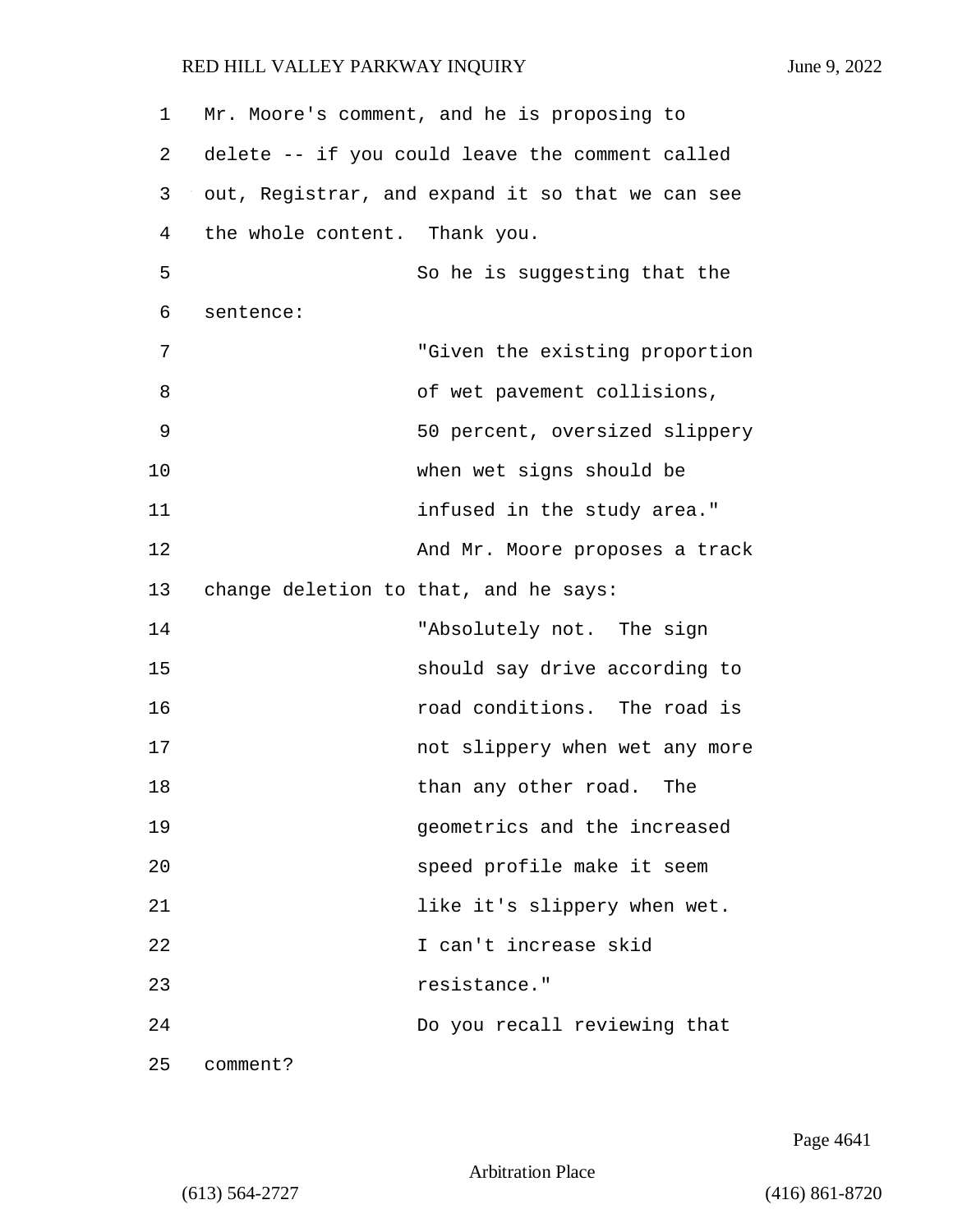Mr. Moore's comment, and he is proposing to delete -- if you could leave the comment called out, Registrar, and expand it so that we can see the whole content. Thank you.

So he is suggesting that the sentence:

> "Given the existing proportion of wet pavement collisions, 50 percent, oversized slippery when wet signs should be infused in the study area."

And Mr. Moore proposes a track change deletion to that, and he says:

> "Absolutely not. The sign should say drive according to road conditions. The road is not slippery when wet any more than any other road. The geometrics and the increased speed profile make it seem like it's slippery when wet. I can't increase skid resistance."

Do you recall reviewing that comment?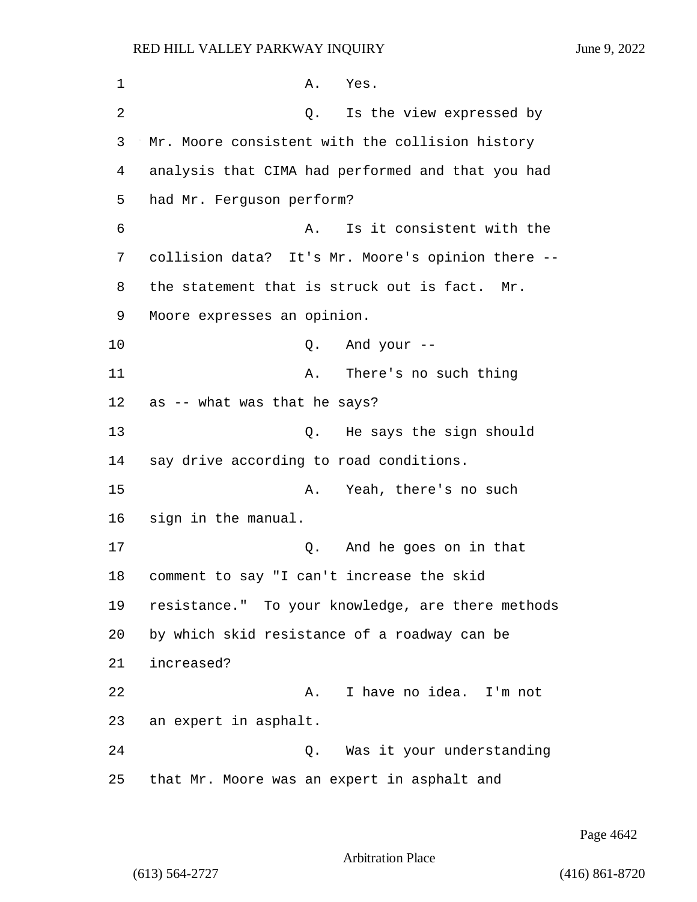A. Yes.

Q. Is the view expressed by Mr. Moore consistent with the collision history analysis that CIMA had performed and that you had had Mr. Ferguson perform?

A. Is it consistent with the collision data? It's Mr. Moore's opinion there -- the statement that is struck out is fact. Mr. Moore expresses an opinion.

Q. And your --

A. There's no such thing as -- what was that he says?

Q. He says the sign should say drive according to road conditions.

A. Yeah, there's no such sign in the manual.

Q. And he goes on in that comment to say "I can't increase the skid resistance." To your knowledge, are there methods by which skid resistance of a roadway can be increased?

A. I have no idea. I'm not an expert in asphalt.

Q. Was it your understanding that Mr. Moore was an expert in asphalt and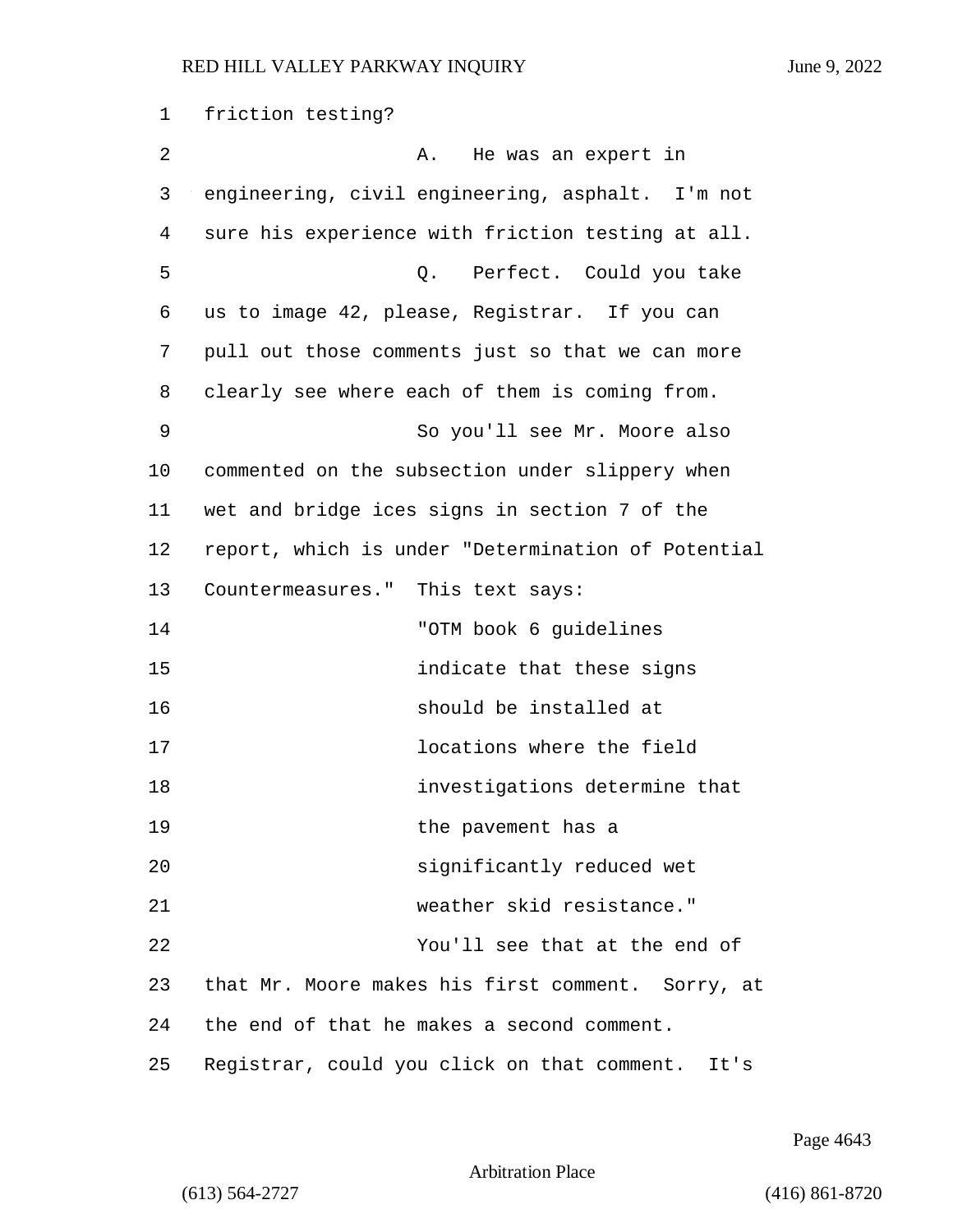friction testing?

A. He was an expert in engineering, civil engineering, asphalt. I'm not sure his experience with friction testing at all.

Q. Perfect. Could you take us to image 42, please, Registrar. If you can pull out those comments just so that we can more clearly see where each of them is coming from.

So you'll see Mr. Moore also commented on the subsection under slippery when wet and bridge ices signs in section 7 of the report, which is under "Determination of Potential Countermeasures." This text says:

> "OTM book 6 guidelines indicate that these signs should be installed at locations where the field investigations determine that the pavement has a significantly reduced wet weather skid resistance."

You'll see that at the end of that Mr. Moore makes his first comment. Sorry, at the end of that he makes a second comment. Registrar, could you click on that comment. It's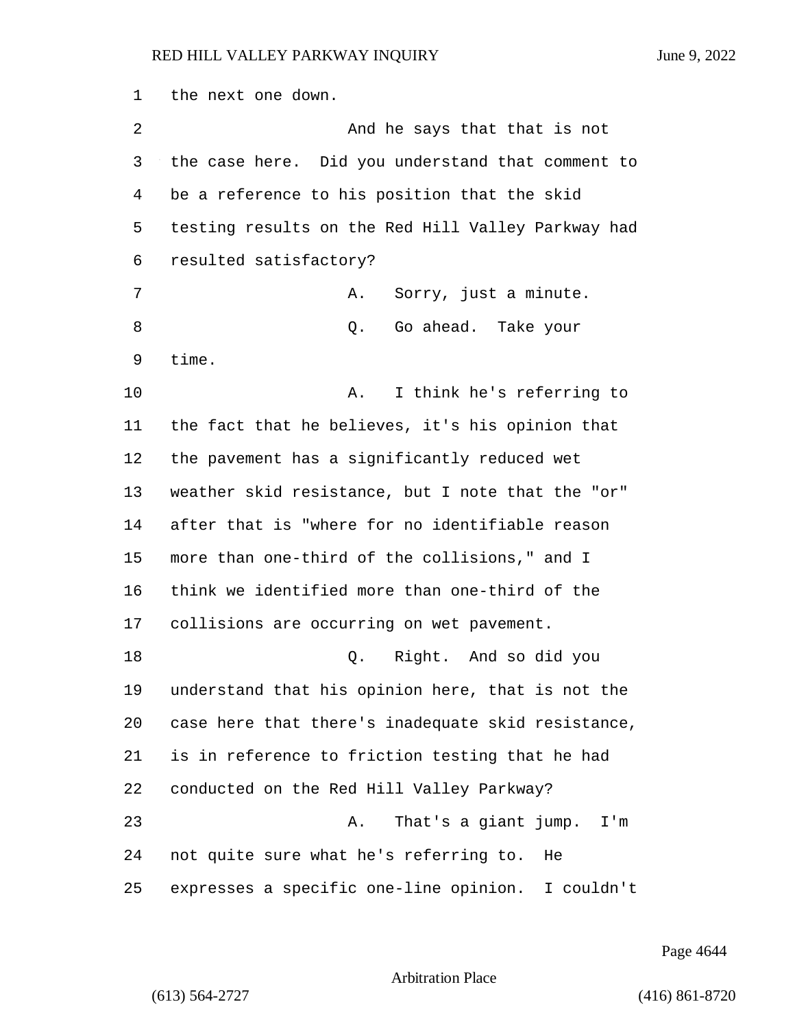the next one down.

And he says that that is not the case here. Did you understand that comment to be a reference to his position that the skid testing results on the Red Hill Valley Parkway had resulted satisfactory?

A. Sorry, just a minute.

Q. Go ahead. Take your time.

A. I think he's referring to the fact that he believes, it's his opinion that the pavement has a significantly reduced wet weather skid resistance, but I note that the "or" after that is "where for no identifiable reason more than one-third of the collisions," and I think we identified more than one-third of the collisions are occurring on wet pavement.

Q. Right. And so did you understand that his opinion here, that is not the case here that there's inadequate skid resistance, is in reference to friction testing that he had conducted on the Red Hill Valley Parkway?

A. That's a giant jump. I'm not quite sure what he's referring to. He expresses a specific one-line opinion. I couldn't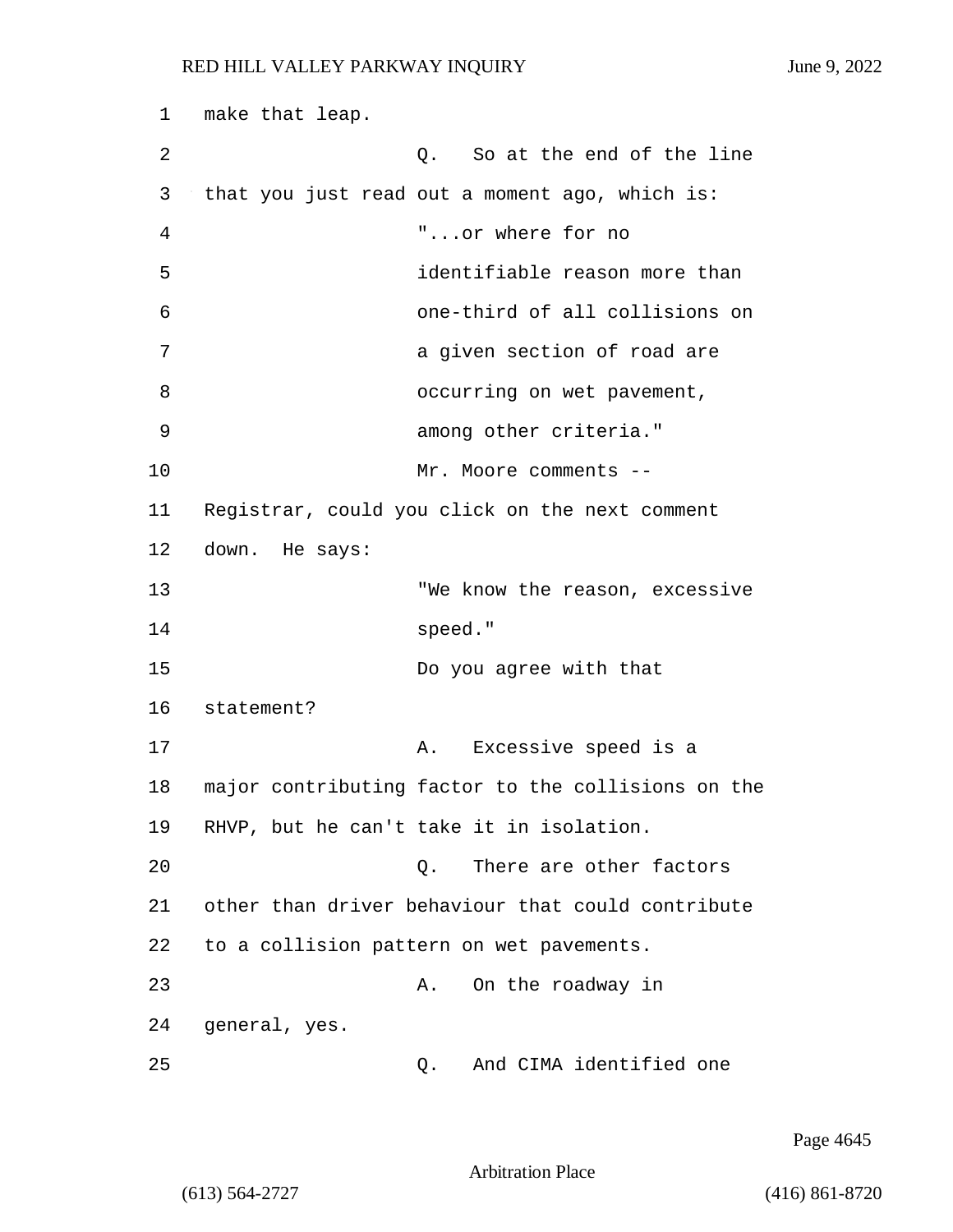make that leap.

Q. So at the end of the line that you just read out a moment ago, which is:

"...or where for no identifiable reason more than one-third of all collisions on a given section of road are occurring on wet pavement, among other criteria."

Mr. Moore comments -- Registrar, could you click on the next comment down. He says:

"We know the reason, excessive speed."

Do you agree with that statement?

A. Excessive speed is a major contributing factor to the collisions on the RHVP, but he can't take it in isolation.

Q. There are other factors other than driver behaviour that could contribute to a collision pattern on wet pavements.

A. On the roadway in general, yes.

Q. And CIMA identified one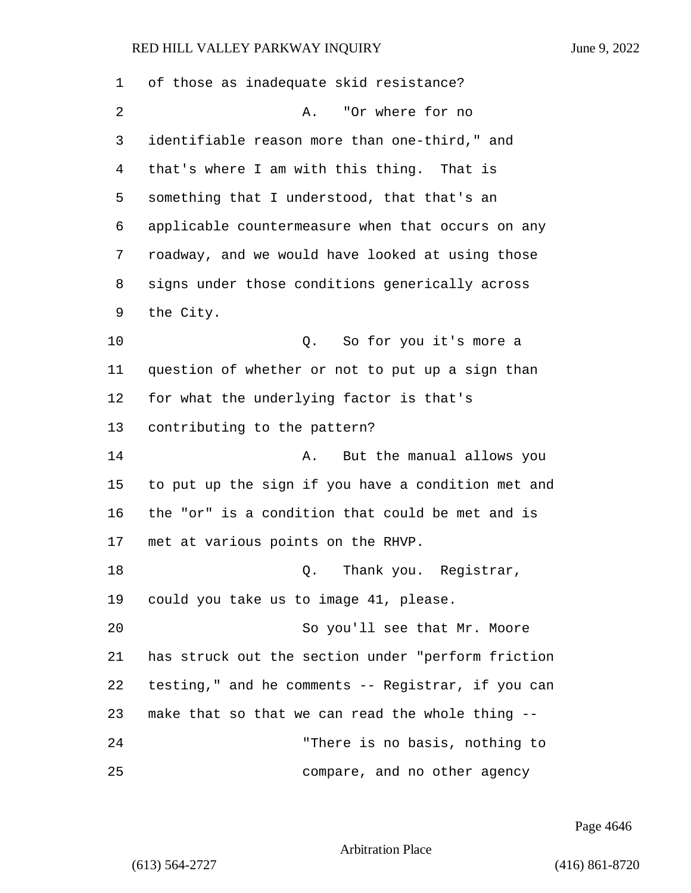of those as inadequate skid resistance?

A. "Or where for no identifiable reason more than one-third," and that's where I am with this thing. That is something that I understood, that that's an applicable countermeasure when that occurs on any roadway, and we would have looked at using those signs under those conditions generically across the City.

Q. So for you it's more a question of whether or not to put up a sign than for what the underlying factor is that's contributing to the pattern?

A. But the manual allows you to put up the sign if you have a condition met and the "or" is a condition that could be met and is met at various points on the RHVP.

Q. Thank you. Registrar, could you take us to image 41, please.

So you'll see that Mr. Moore has struck out the section under "perform friction testing," and he comments -- Registrar, if you can make that so that we can read the whole thing --

"There is no basis, nothing to compare, and no other agency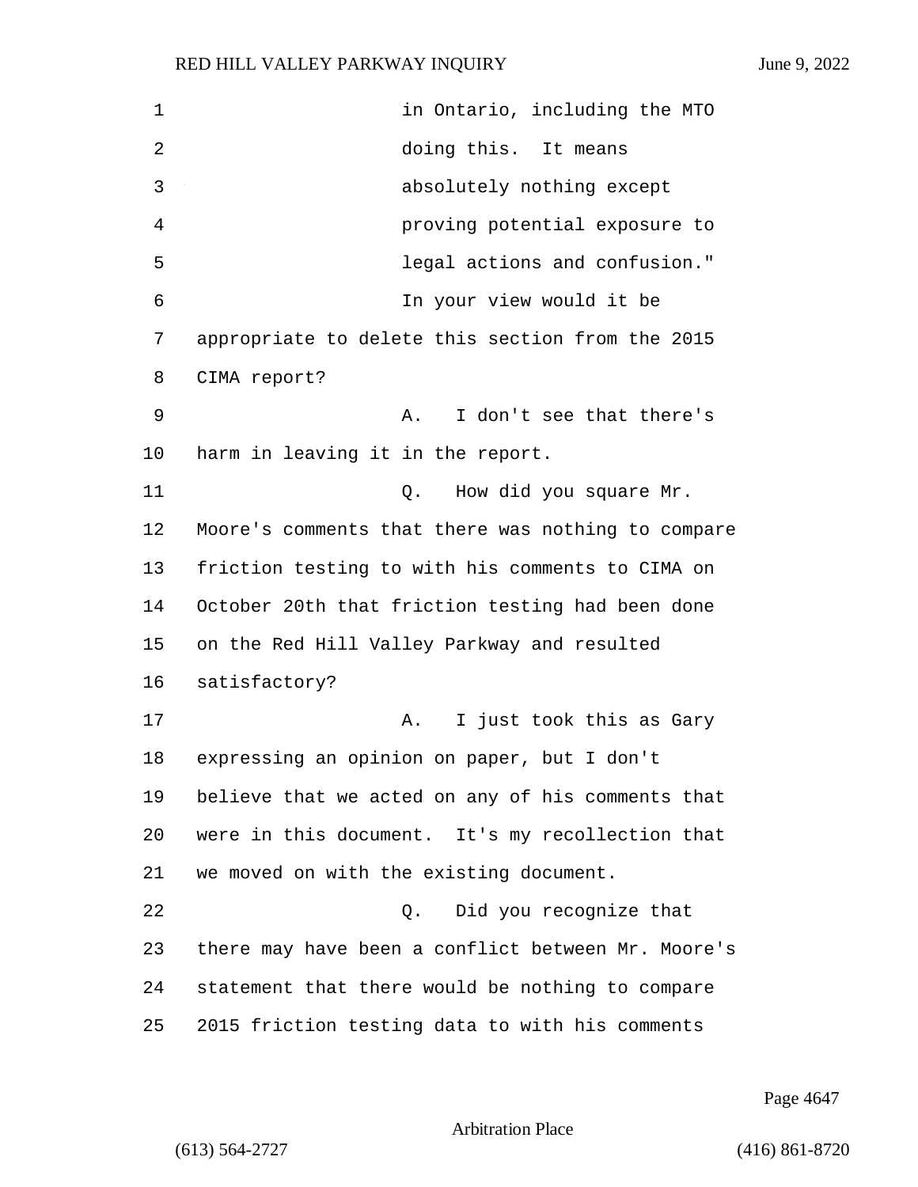in Ontario, including the MTO doing this. It means absolutely nothing except proving potential exposure to legal actions and confusion."

In your view would it be appropriate to delete this section from the 2015 CIMA report?

A. I don't see that there's harm in leaving it in the report.

Q. How did you square Mr. Moore's comments that there was nothing to compare friction testing to with his comments to CIMA on October 20th that friction testing had been done on the Red Hill Valley Parkway and resulted satisfactory?

A. I just took this as Gary expressing an opinion on paper, but I don't believe that we acted on any of his comments that were in this document. It's my recollection that we moved on with the existing document.

Q. Did you recognize that there may have been a conflict between Mr. Moore's statement that there would be nothing to compare 2015 friction testing data to with his comments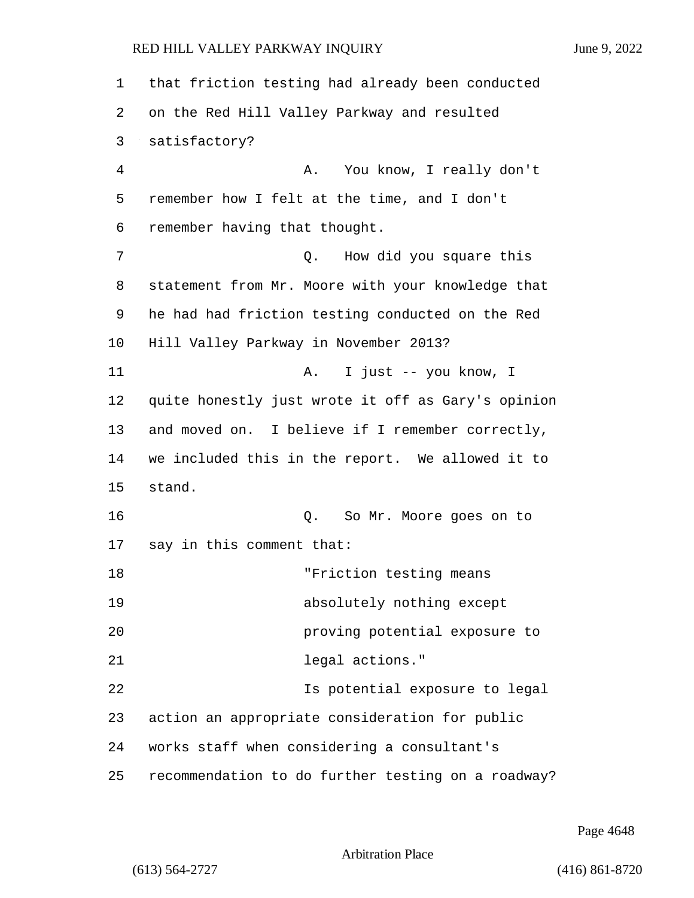that friction testing had already been conducted on the Red Hill Valley Parkway and resulted satisfactory?

A. You know, I really don't remember how I felt at the time, and I don't remember having that thought.

Q. How did you square this statement from Mr. Moore with your knowledge that he had had friction testing conducted on the Red Hill Valley Parkway in November 2013?

A. I just -- you know, I quite honestly just wrote it off as Gary's opinion and moved on. I believe if I remember correctly, we included this in the report. We allowed it to stand.

Q. So Mr. Moore goes on to say in this comment that:

"Friction testing means absolutely nothing except proving potential exposure to legal actions."

Is potential exposure to legal action an appropriate consideration for public works staff when considering a consultant's recommendation to do further testing on a roadway?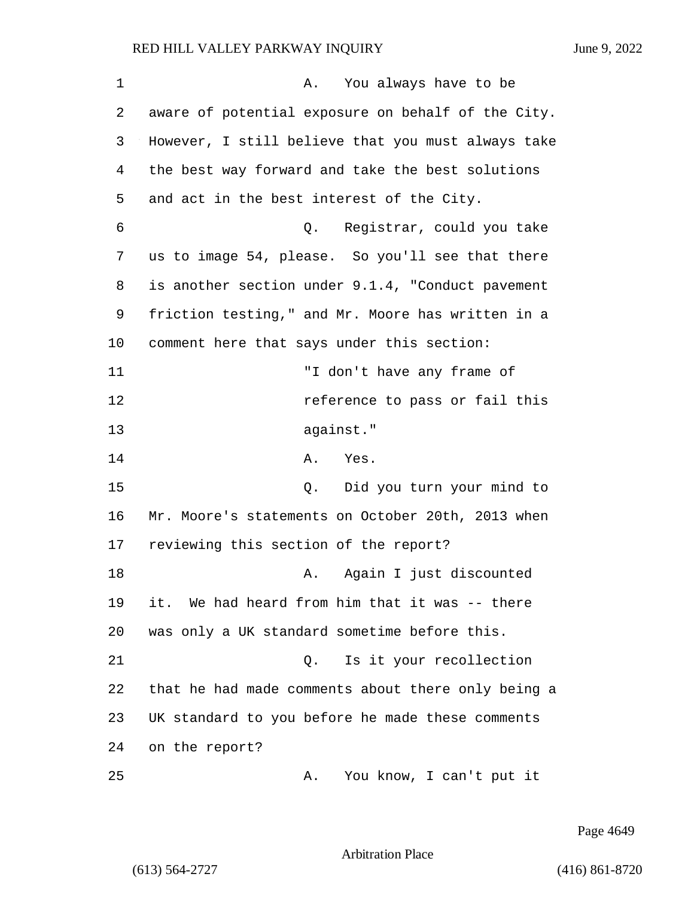A. You always have to be aware of potential exposure on behalf of the City. However, I still believe that you must always take the best way forward and take the best solutions and act in the best interest of the City.

Q. Registrar, could you take us to image 54, please. So you'll see that there is another section under 9.1.4, "Conduct pavement friction testing," and Mr. Moore has written in a comment here that says under this section:

> "I don't have any frame of reference to pass or fail this against."

A. Yes.

Q. Did you turn your mind to Mr. Moore's statements on October 20th, 2013 when reviewing this section of the report?

A. Again I just discounted it. We had heard from him that it was -- there was only a UK standard sometime before this.

Q. Is it your recollection that he had made comments about there only being a UK standard to you before he made these comments on the report?

A. You know, I can't put it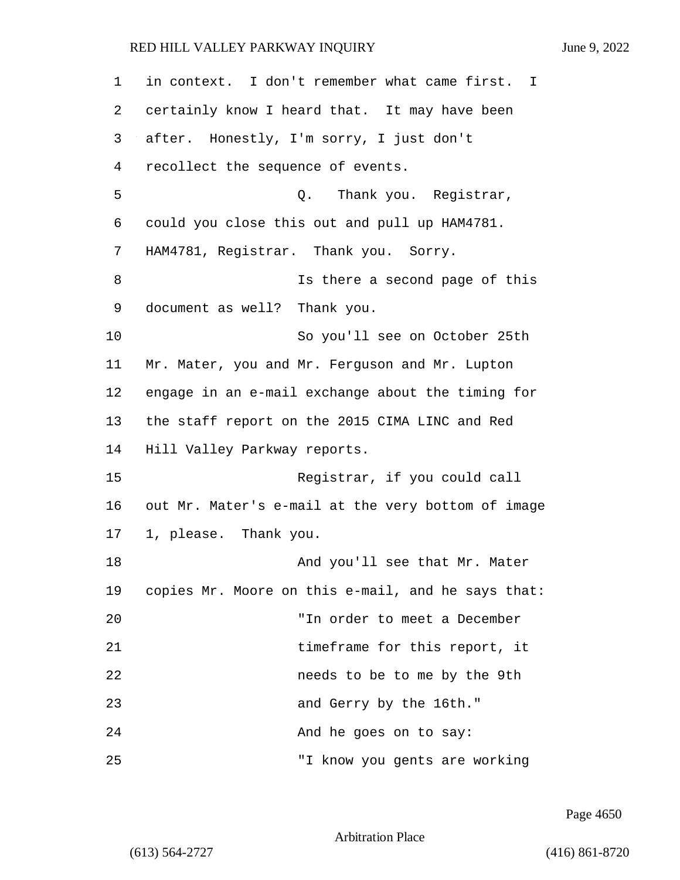in context. I don't remember what came first. I certainly know I heard that. It may have been after. Honestly, I'm sorry, I just don't recollect the sequence of events.

Q. Thank you. Registrar, could you close this out and pull up HAM4781. HAM4781, Registrar. Thank you. Sorry.

Is there a second page of this document as well? Thank you.

So you'll see on October 25th Mr. Mater, you and Mr. Ferguson and Mr. Lupton engage in an e-mail exchange about the timing for the staff report on the 2015 CIMA LINC and Red Hill Valley Parkway reports.

Registrar, if you could call out Mr. Mater's e-mail at the very bottom of image 1, please. Thank you.

And you'll see that Mr. Mater copies Mr. Moore on this e-mail, and he says that:

"In order to meet a December timeframe for this report, it needs to be to me by the 9th and Gerry by the 16th."

And he goes on to say:

"I know you gents are working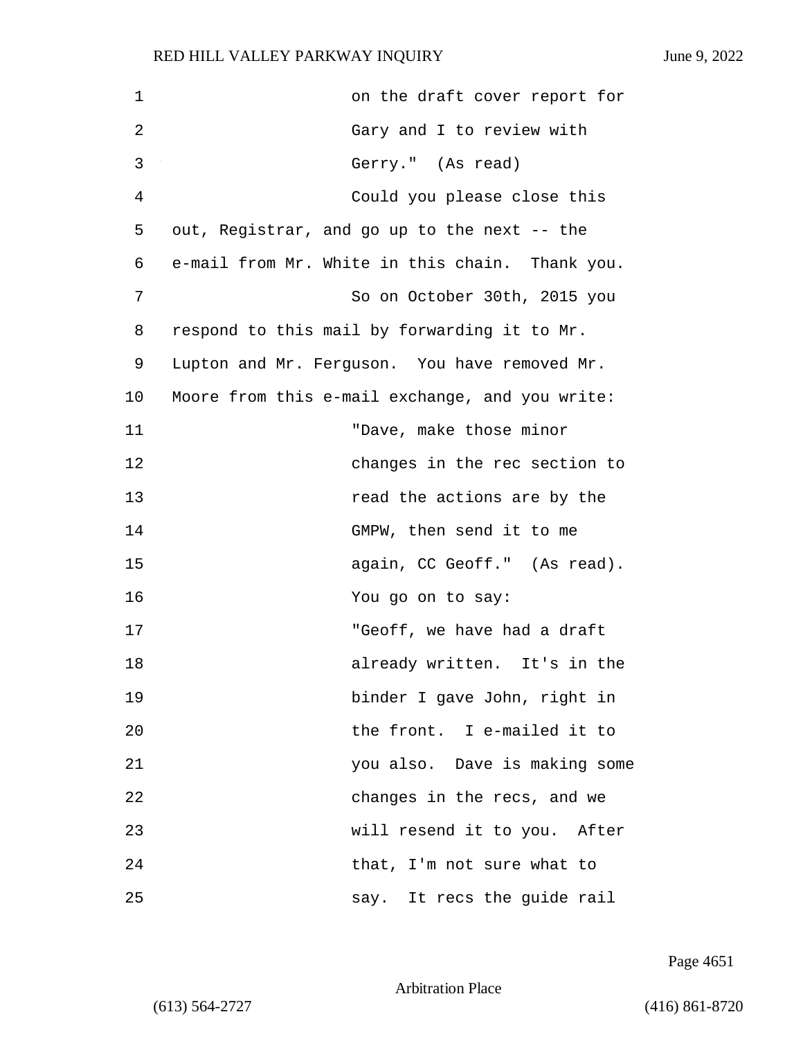on the draft cover report for Gary and I to review with Gerry."  (As read)

Could you please close this out, Registrar, and go up to the next -- the e-mail from Mr. White in this chain.  Thank you.

So on October 30th, 2015 you respond to this mail by forwarding it to Mr. Lupton and Mr. Ferguson.  You have removed Mr. Moore from this e-mail exchange, and you write:

"Dave, make those minor changes in the rec section to read the actions are by the GMPW, then send it to me again, CC Geoff."  (As read).

You go on to say:

"Geoff, we have had a draft already written.  It's in the binder I gave John, right in the front.  I e-mailed it to you also.  Dave is making some changes in the recs, and we will resend it to you.  After that, I'm not sure what to say.  It recs the guide rail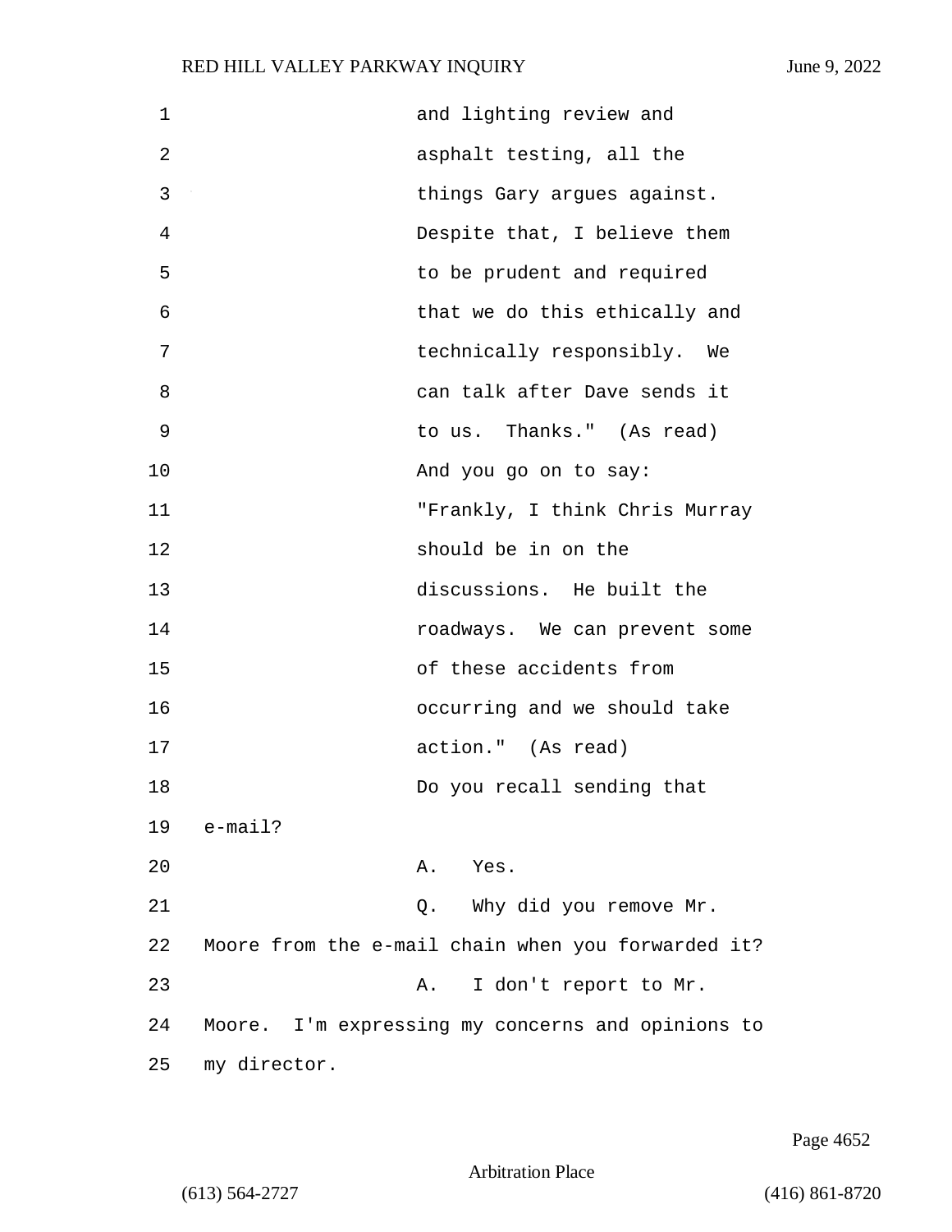and lighting review and asphalt testing, all the things Gary argues against. Despite that, I believe them to be prudent and required that we do this ethically and technically responsibly. We can talk after Dave sends it to us. Thanks." (As read)

And you go on to say:

"Frankly, I think Chris Murray should be in on the discussions. He built the roadways. We can prevent some of these accidents from occurring and we should take action." (As read)

Do you recall sending that e-mail?

A. Yes.

Q. Why did you remove Mr. Moore from the e-mail chain when you forwarded it?

A. I don't report to Mr. Moore. I'm expressing my concerns and opinions to my director.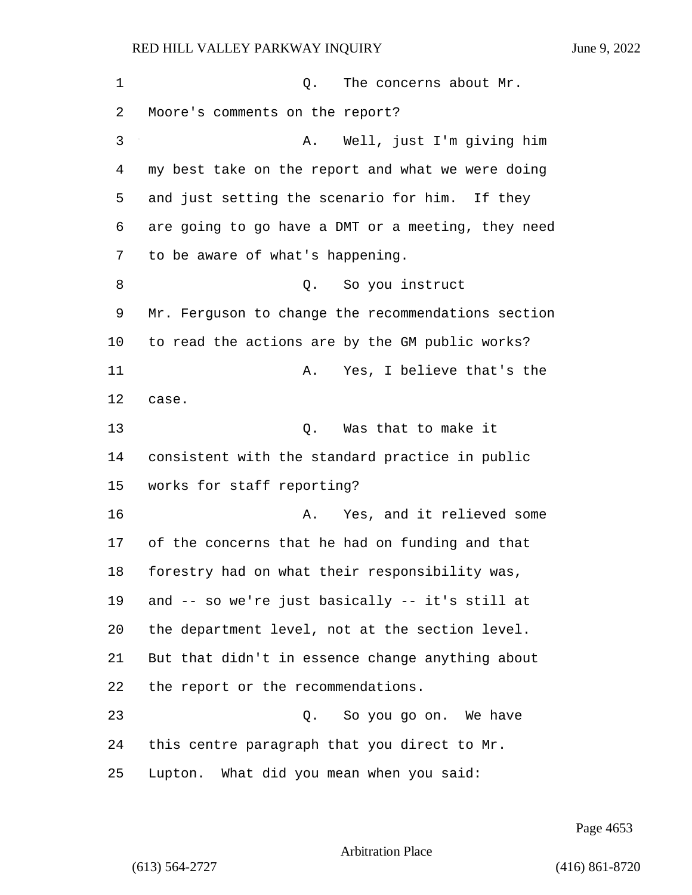Q. The concerns about Mr. Moore's comments on the report?

A. Well, just I'm giving him my best take on the report and what we were doing and just setting the scenario for him. If they are going to go have a DMT or a meeting, they need to be aware of what's happening.

Q. So you instruct Mr. Ferguson to change the recommendations section to read the actions are by the GM public works?

A. Yes, I believe that's the case.

Q. Was that to make it consistent with the standard practice in public works for staff reporting?

A. Yes, and it relieved some of the concerns that he had on funding and that forestry had on what their responsibility was, and -- so we're just basically -- it's still at the department level, not at the section level. But that didn't in essence change anything about the report or the recommendations.

Q. So you go on. We have this centre paragraph that you direct to Mr. Lupton. What did you mean when you said: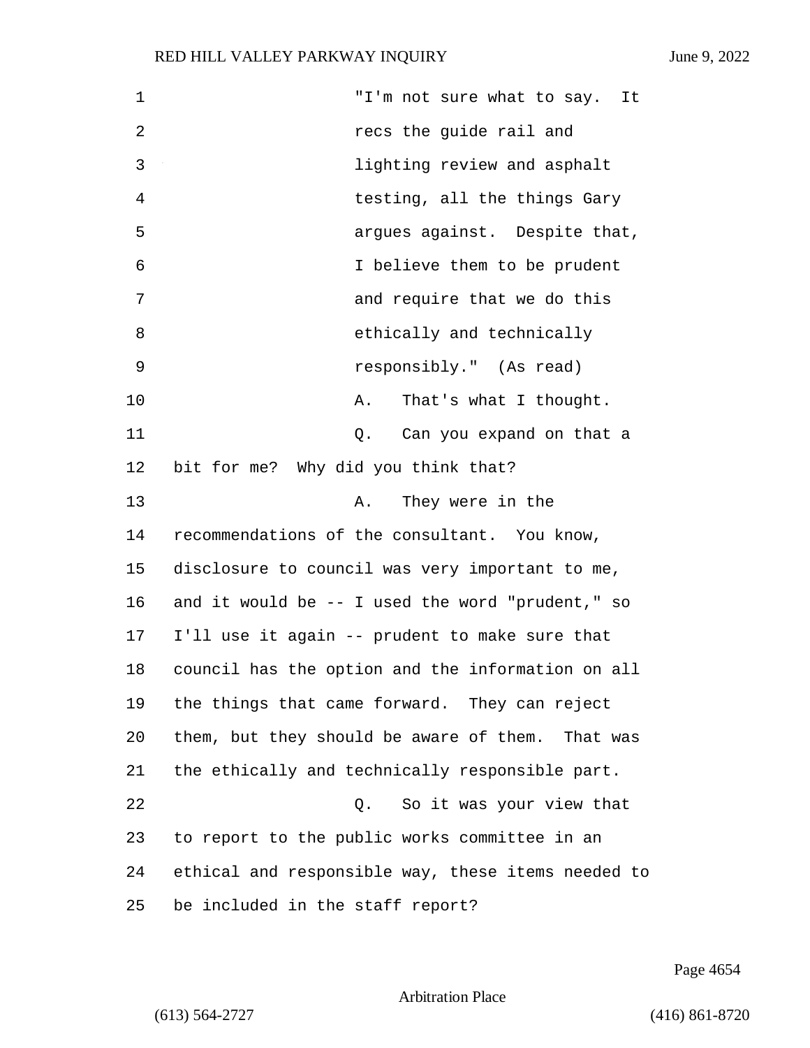"I'm not sure what to say. It recs the guide rail and lighting review and asphalt testing, all the things Gary argues against. Despite that, I believe them to be prudent and require that we do this ethically and technically responsibly." (As read)

A. That's what I thought.

Q. Can you expand on that a bit for me? Why did you think that?

A. They were in the recommendations of the consultant. You know, disclosure to council was very important to me, and it would be -- I used the word "prudent," so I'll use it again -- prudent to make sure that council has the option and the information on all the things that came forward. They can reject them, but they should be aware of them. That was the ethically and technically responsible part.

Q. So it was your view that to report to the public works committee in an ethical and responsible way, these items needed to be included in the staff report?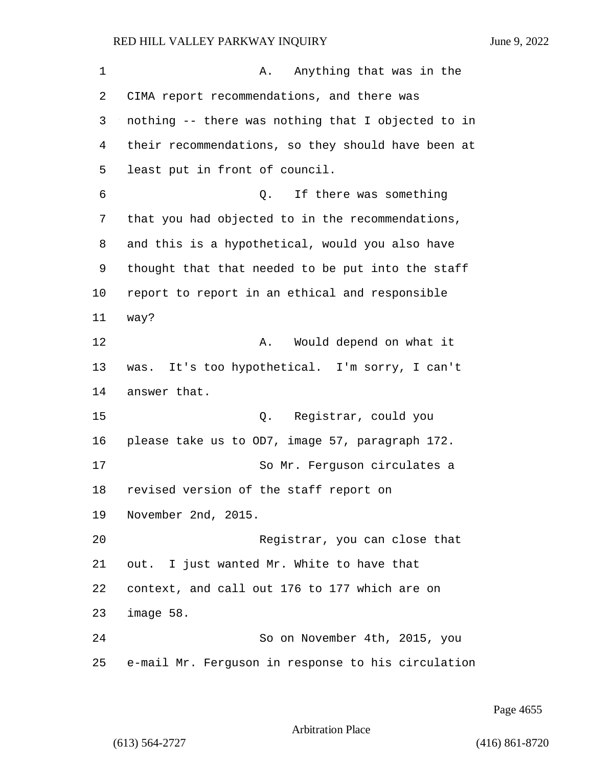A. Anything that was in the CIMA report recommendations, and there was nothing -- there was nothing that I objected to in their recommendations, so they should have been at least put in front of council.

Q. If there was something that you had objected to in the recommendations, and this is a hypothetical, would you also have thought that that needed to be put into the staff report to report in an ethical and responsible way?

A. Would depend on what it was. It's too hypothetical. I'm sorry, I can't answer that.

Q. Registrar, could you please take us to OD7, image 57, paragraph 172.

So Mr. Ferguson circulates a revised version of the staff report on November 2nd, 2015.

Registrar, you can close that out. I just wanted Mr. White to have that context, and call out 176 to 177 which are on image 58.

So on November 4th, 2015, you e-mail Mr. Ferguson in response to his circulation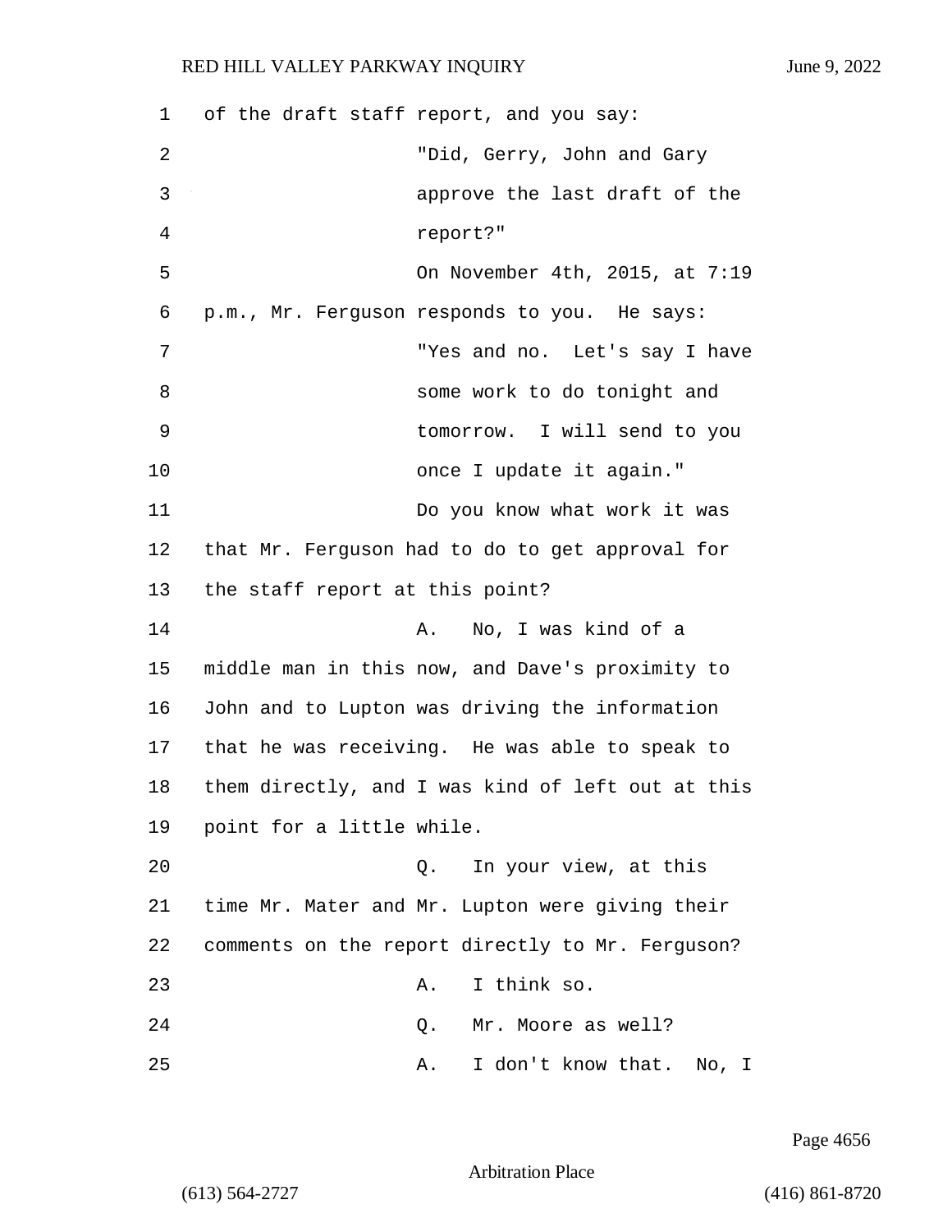of the draft staff report, and you say:

"Did, Gerry, John and Gary approve the last draft of the report?"

On November 4th, 2015, at 7:19 p.m., Mr. Ferguson responds to you. He says:

"Yes and no. Let's say I have some work to do tonight and tomorrow. I will send to you once I update it again."

Do you know what work it was that Mr. Ferguson had to do to get approval for the staff report at this point?

A. No, I was kind of a middle man in this now, and Dave's proximity to John and to Lupton was driving the information that he was receiving. He was able to speak to them directly, and I was kind of left out at this point for a little while.

Q. In your view, at this time Mr. Mater and Mr. Lupton were giving their comments on the report directly to Mr. Ferguson?

A. I think so.

Q. Mr. Moore as well?

A. I don't know that. No, I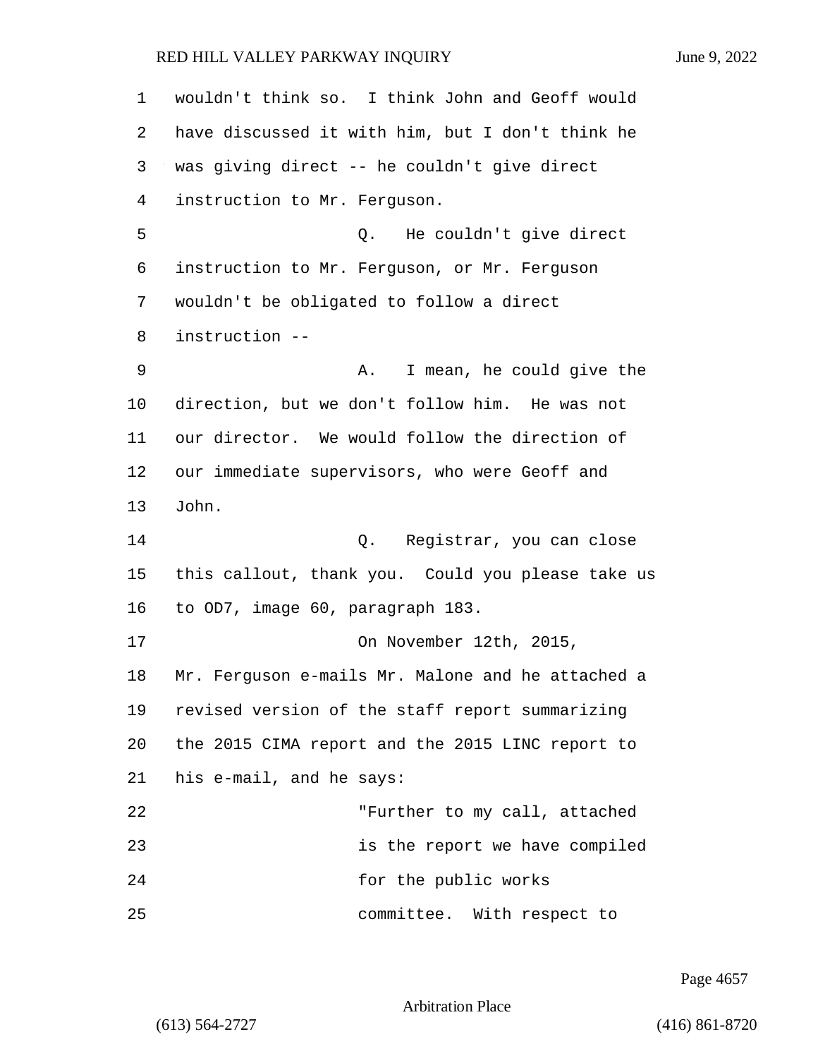wouldn't think so. I think John and Geoff would have discussed it with him, but I don't think he was giving direct -- he couldn't give direct instruction to Mr. Ferguson.

Q. He couldn't give direct instruction to Mr. Ferguson, or Mr. Ferguson wouldn't be obligated to follow a direct instruction --

A. I mean, he could give the direction, but we don't follow him. He was not our director. We would follow the direction of our immediate supervisors, who were Geoff and John.

Q. Registrar, you can close this callout, thank you. Could you please take us to OD7, image 60, paragraph 183.

On November 12th, 2015, Mr. Ferguson e-mails Mr. Malone and he attached a revised version of the staff report summarizing the 2015 CIMA report and the 2015 LINC report to his e-mail, and he says:

"Further to my call, attached is the report we have compiled for the public works committee. With respect to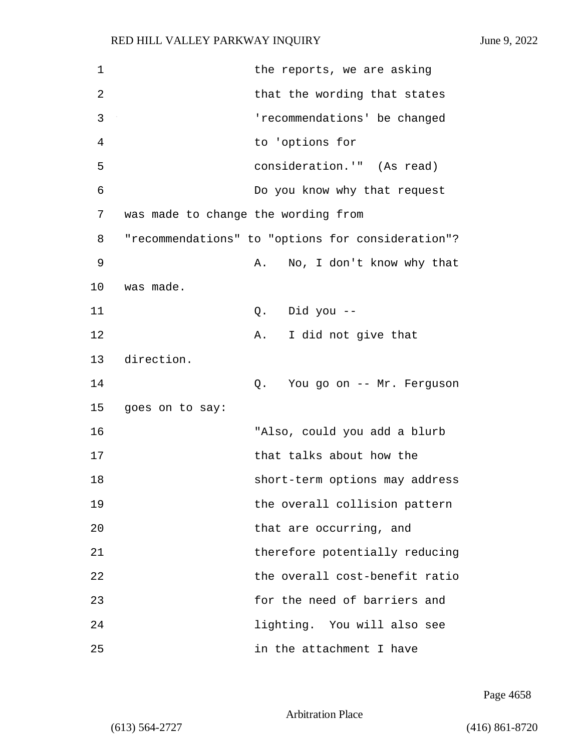the reports, we are asking that the wording that states 'recommendations' be changed to 'options for consideration.'" (As read)

Do you know why that request was made to change the wording from "recommendations" to "options for consideration"?

A. No, I don't know why that was made.

Q. Did you --

A. I did not give that direction.

Q. You go on -- Mr. Ferguson goes on to say:

"Also, could you add a blurb that talks about how the short-term options may address the overall collision pattern that are occurring, and therefore potentially reducing the overall cost-benefit ratio for the need of barriers and lighting. You will also see in the attachment I have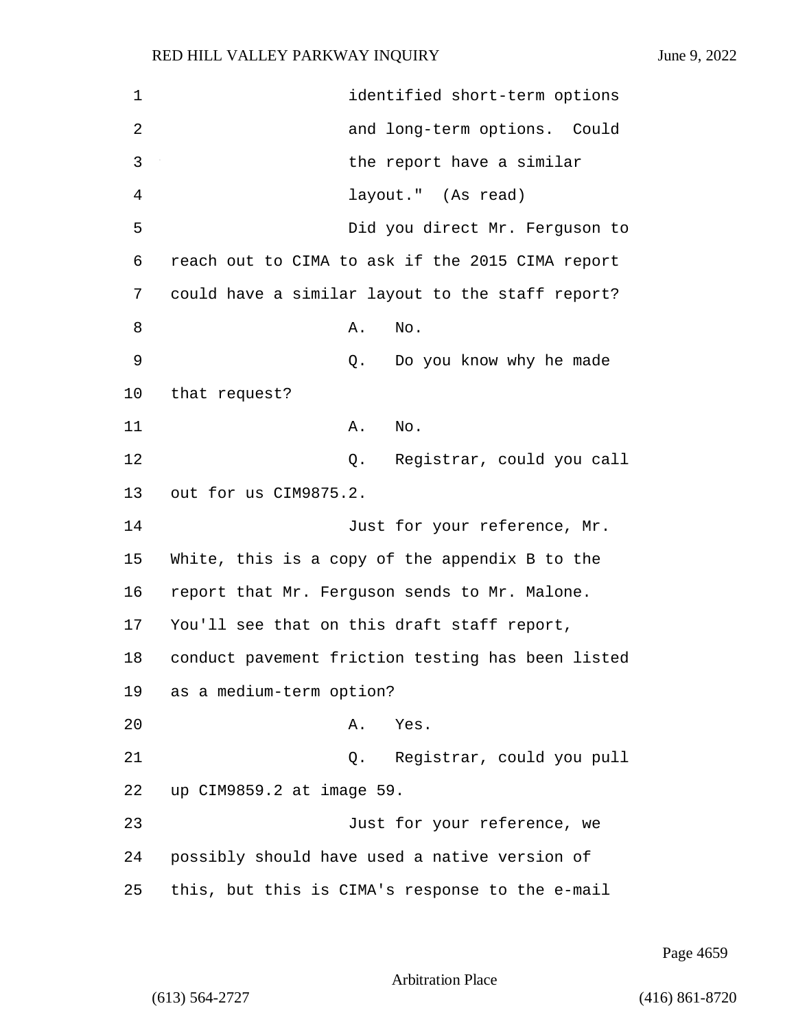identified short-term options and long-term options. Could the report have a similar layout." (As read)

Did you direct Mr. Ferguson to reach out to CIMA to ask if the 2015 CIMA report could have a similar layout to the staff report?

A. No.

Q. Do you know why he made that request?

A. No.

Q. Registrar, could you call out for us CIM9875.2.

Just for your reference, Mr. White, this is a copy of the appendix B to the report that Mr. Ferguson sends to Mr. Malone. You'll see that on this draft staff report, conduct pavement friction testing has been listed as a medium-term option?

A. Yes.

Q. Registrar, could you pull up CIM9859.2 at image 59.

Just for your reference, we possibly should have used a native version of this, but this is CIMA's response to the e-mail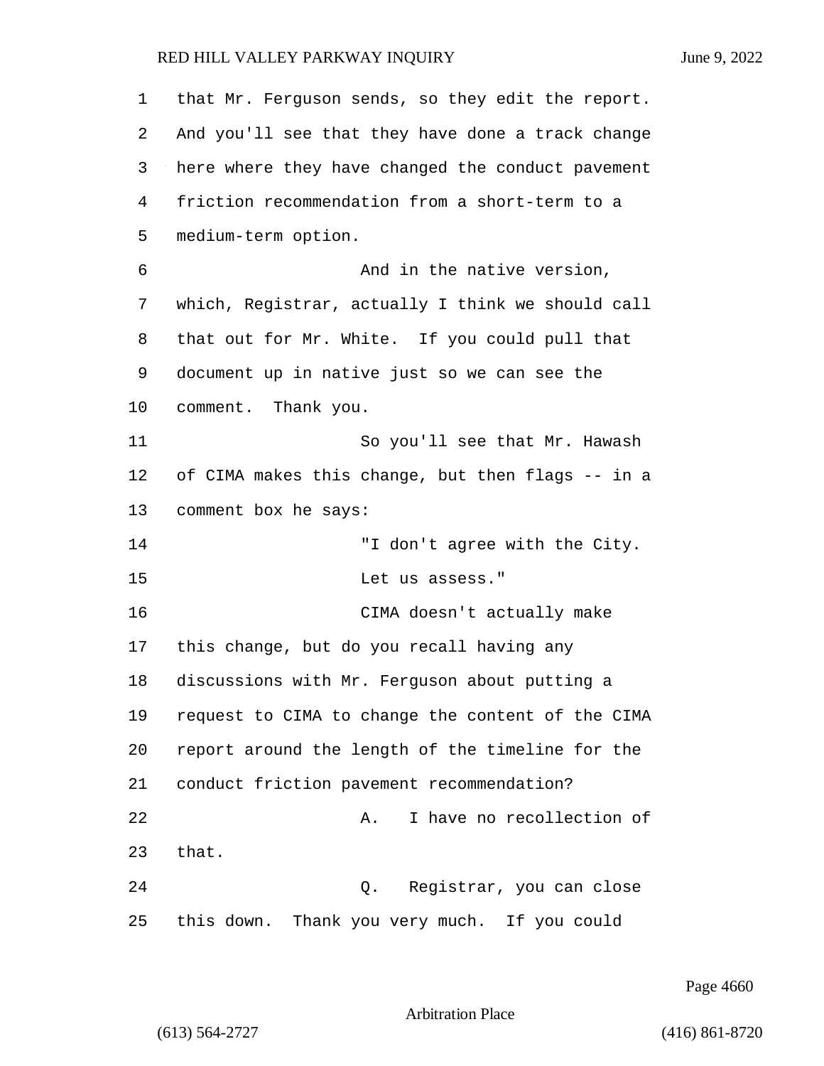that Mr. Ferguson sends, so they edit the report. And you'll see that they have done a track change here where they have changed the conduct pavement friction recommendation from a short-term to a medium-term option.

And in the native version, which, Registrar, actually I think we should call that out for Mr. White. If you could pull that document up in native just so we can see the comment. Thank you.

So you'll see that Mr. Hawash of CIMA makes this change, but then flags -- in a comment box he says:

"I don't agree with the City. Let us assess."

CIMA doesn't actually make this change, but do you recall having any discussions with Mr. Ferguson about putting a request to CIMA to change the content of the CIMA report around the length of the timeline for the conduct friction pavement recommendation?

A. I have no recollection of that.

Q. Registrar, you can close this down. Thank you very much. If you could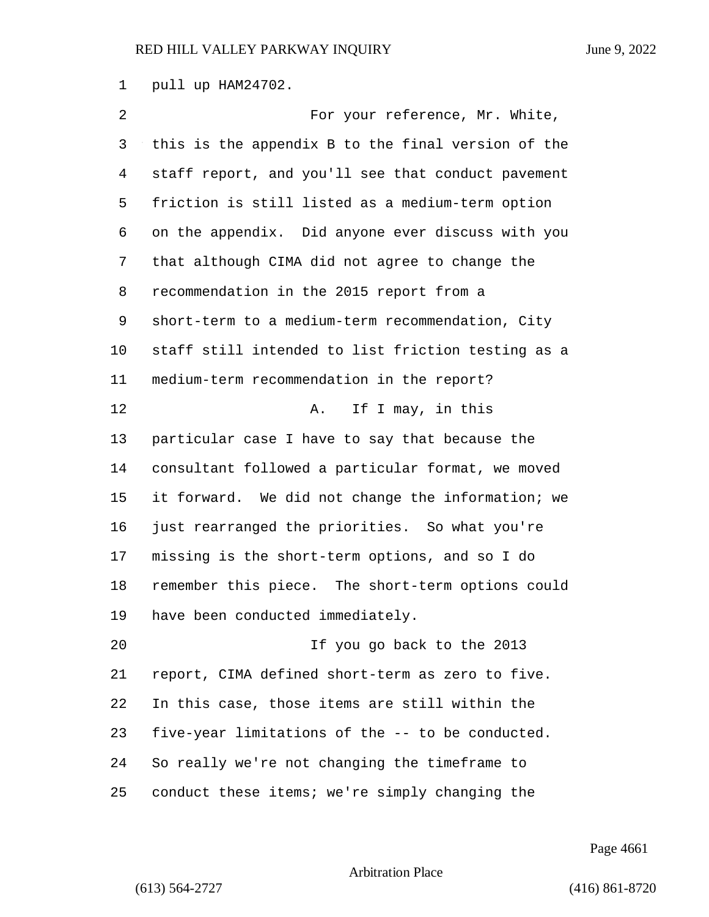pull up HAM24702.

For your reference, Mr. White, this is the appendix B to the final version of the staff report, and you'll see that conduct pavement friction is still listed as a medium-term option on the appendix. Did anyone ever discuss with you that although CIMA did not agree to change the recommendation in the 2015 report from a short-term to a medium-term recommendation, City staff still intended to list friction testing as a medium-term recommendation in the report?

A. If I may, in this particular case I have to say that because the consultant followed a particular format, we moved it forward. We did not change the information; we just rearranged the priorities. So what you're missing is the short-term options, and so I do remember this piece. The short-term options could have been conducted immediately.

If you go back to the 2013 report, CIMA defined short-term as zero to five. In this case, those items are still within the five-year limitations of the -- to be conducted. So really we're not changing the timeframe to conduct these items; we're simply changing the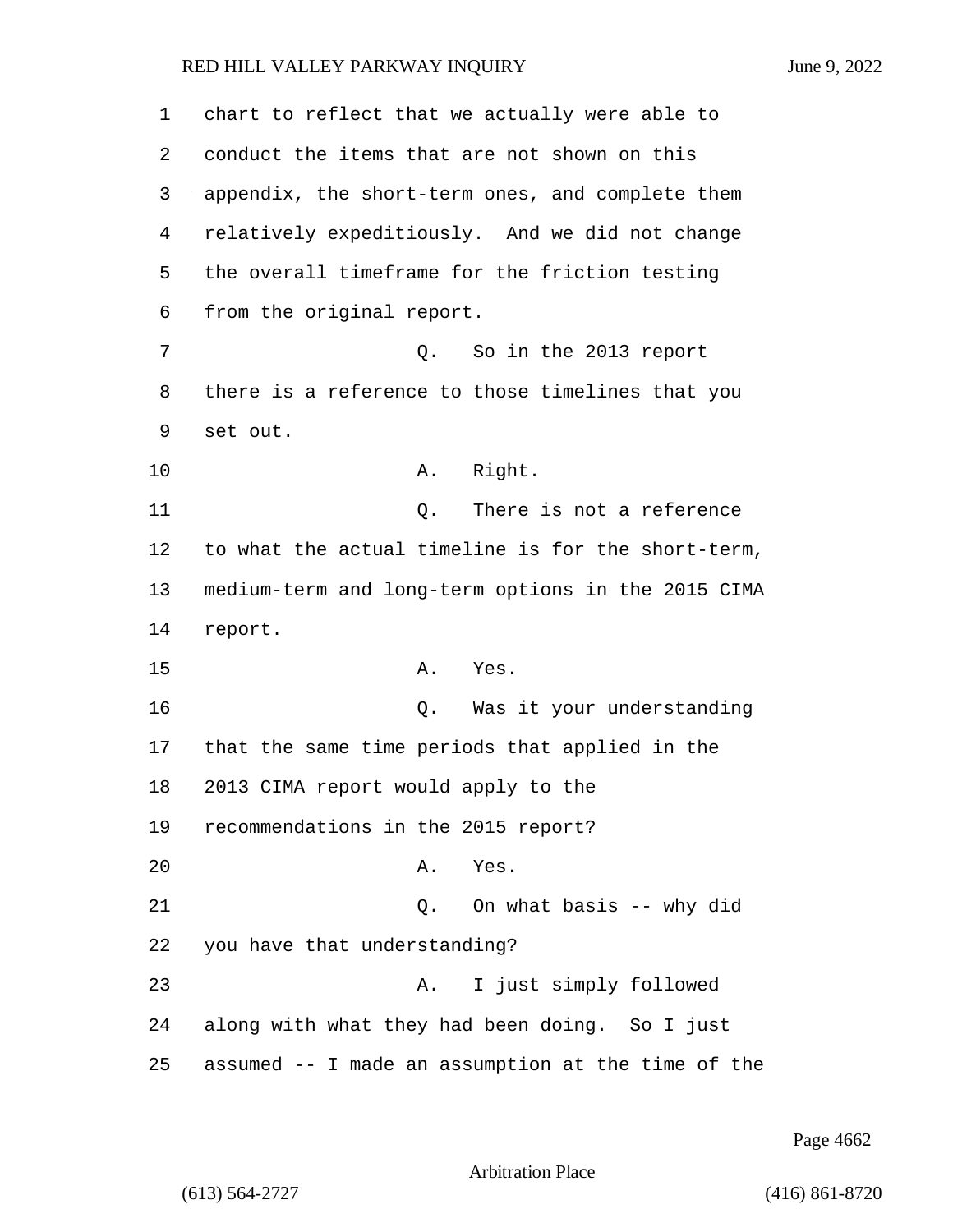chart to reflect that we actually were able to conduct the items that are not shown on this appendix, the short-term ones, and complete them relatively expeditiously. And we did not change the overall timeframe for the friction testing from the original report.

Q. So in the 2013 report there is a reference to those timelines that you set out.

A. Right.

Q. There is not a reference to what the actual timeline is for the short-term, medium-term and long-term options in the 2015 CIMA report.

A. Yes.

Q. Was it your understanding that the same time periods that applied in the 2013 CIMA report would apply to the recommendations in the 2015 report?

A. Yes.

Q. On what basis -- why did you have that understanding?

A. I just simply followed along with what they had been doing. So I just assumed -- I made an assumption at the time of the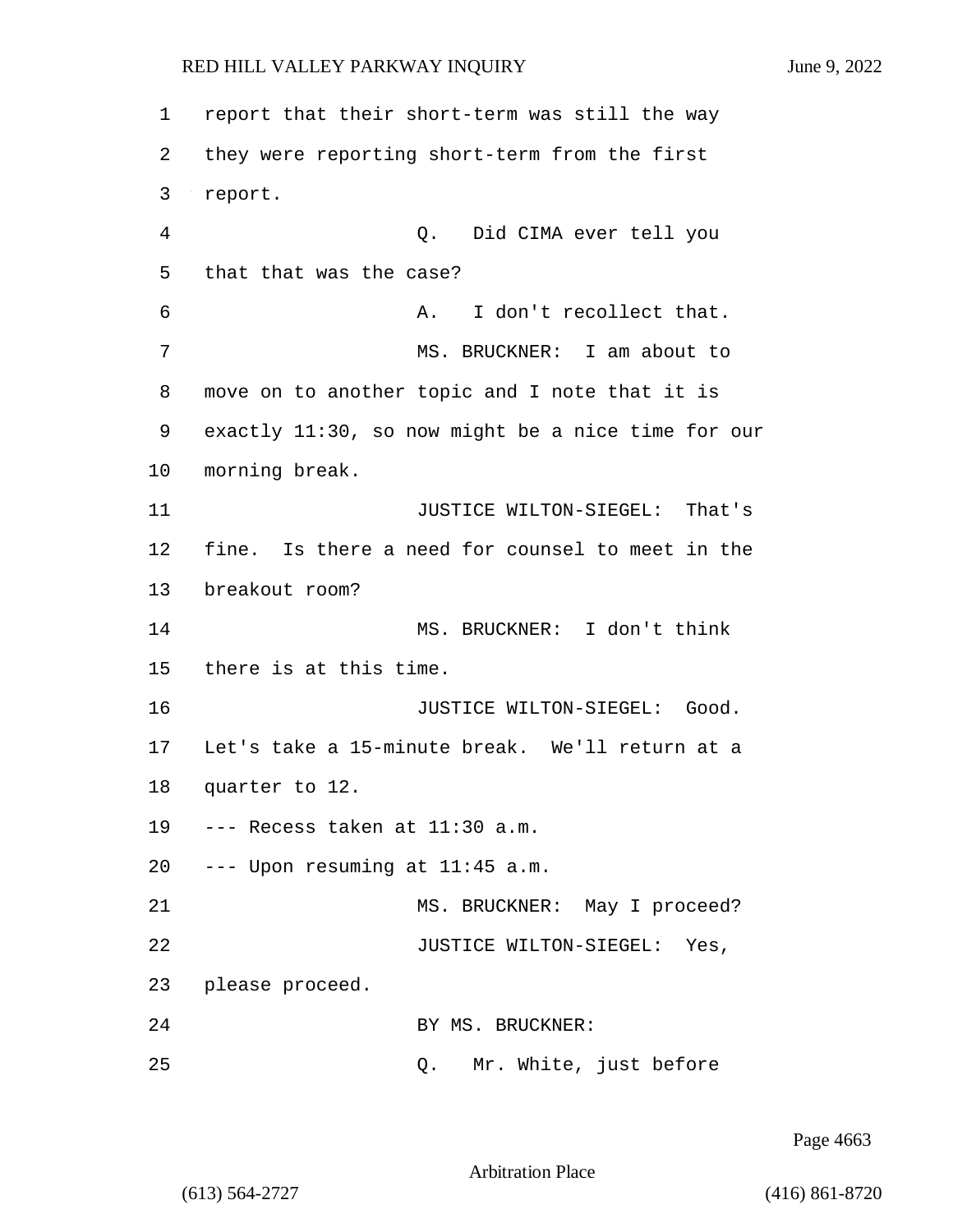report that their short-term was still the way they were reporting short-term from the first report.

Q. Did CIMA ever tell you that that was the case?

A. I don't recollect that.

MS. BRUCKNER: I am about to move on to another topic and I note that it is exactly 11:30, so now might be a nice time for our morning break.

JUSTICE WILTON-SIEGEL: That's fine. Is there a need for counsel to meet in the breakout room?

MS. BRUCKNER: I don't think there is at this time.

JUSTICE WILTON-SIEGEL: Good. Let's take a 15-minute break. We'll return at a quarter to 12.

--- Recess taken at 11:30 a.m.

--- Upon resuming at 11:45 a.m.

MS. BRUCKNER: May I proceed?

JUSTICE WILTON-SIEGEL: Yes, please proceed.

BY MS. BRUCKNER:

Q. Mr. White, just before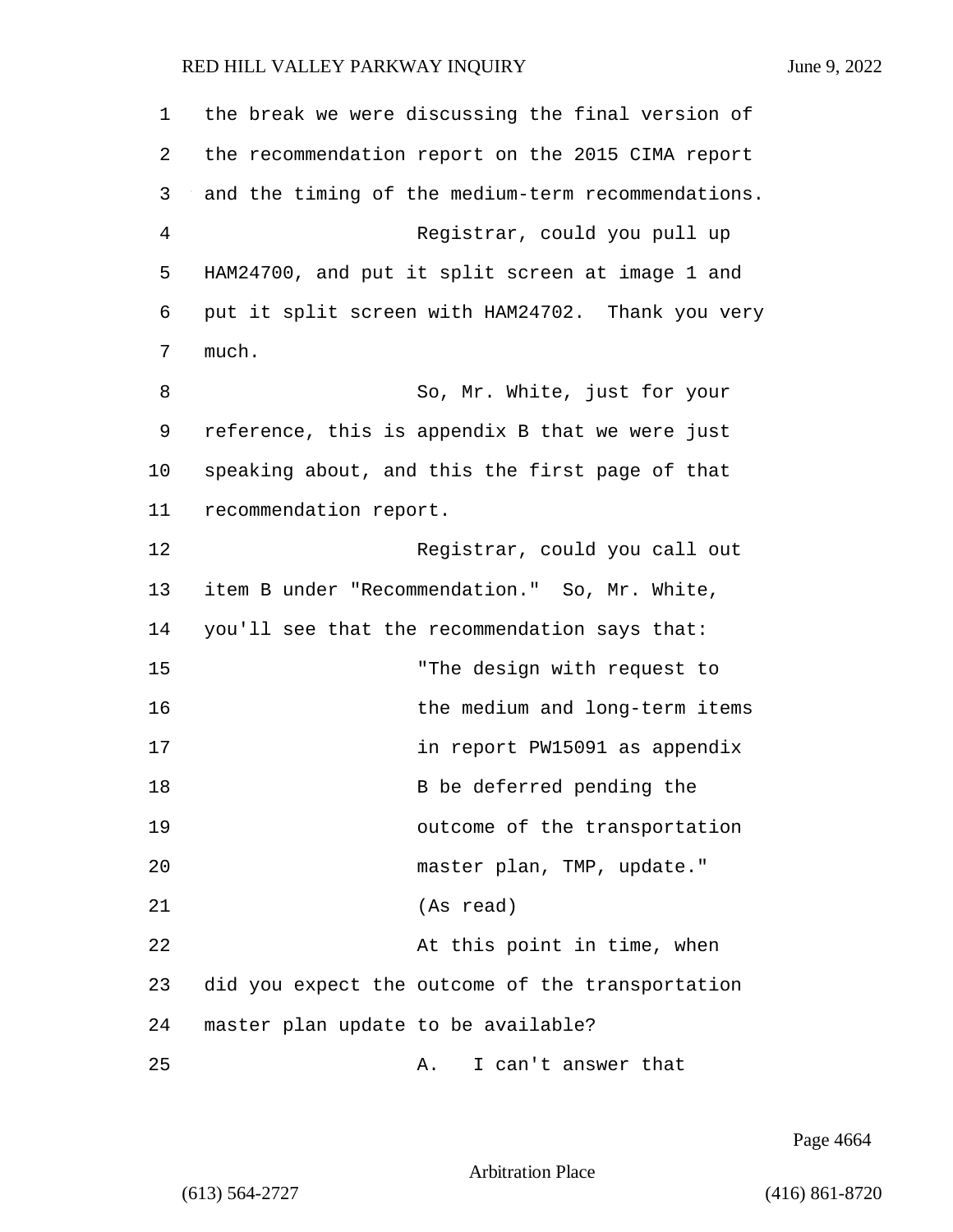the break we were discussing the final version of the recommendation report on the 2015 CIMA report and the timing of the medium-term recommendations.

Registrar, could you pull up HAM24700, and put it split screen at image 1 and put it split screen with HAM24702. Thank you very much.

So, Mr. White, just for your reference, this is appendix B that we were just speaking about, and this the first page of that recommendation report.

Registrar, could you call out item B under "Recommendation." So, Mr. White, you'll see that the recommendation says that:

> "The design with request to the medium and long-term items in report PW15091 as appendix B be deferred pending the outcome of the transportation master plan, TMP, update." (As read)

At this point in time, when did you expect the outcome of the transportation master plan update to be available?

A. I can't answer that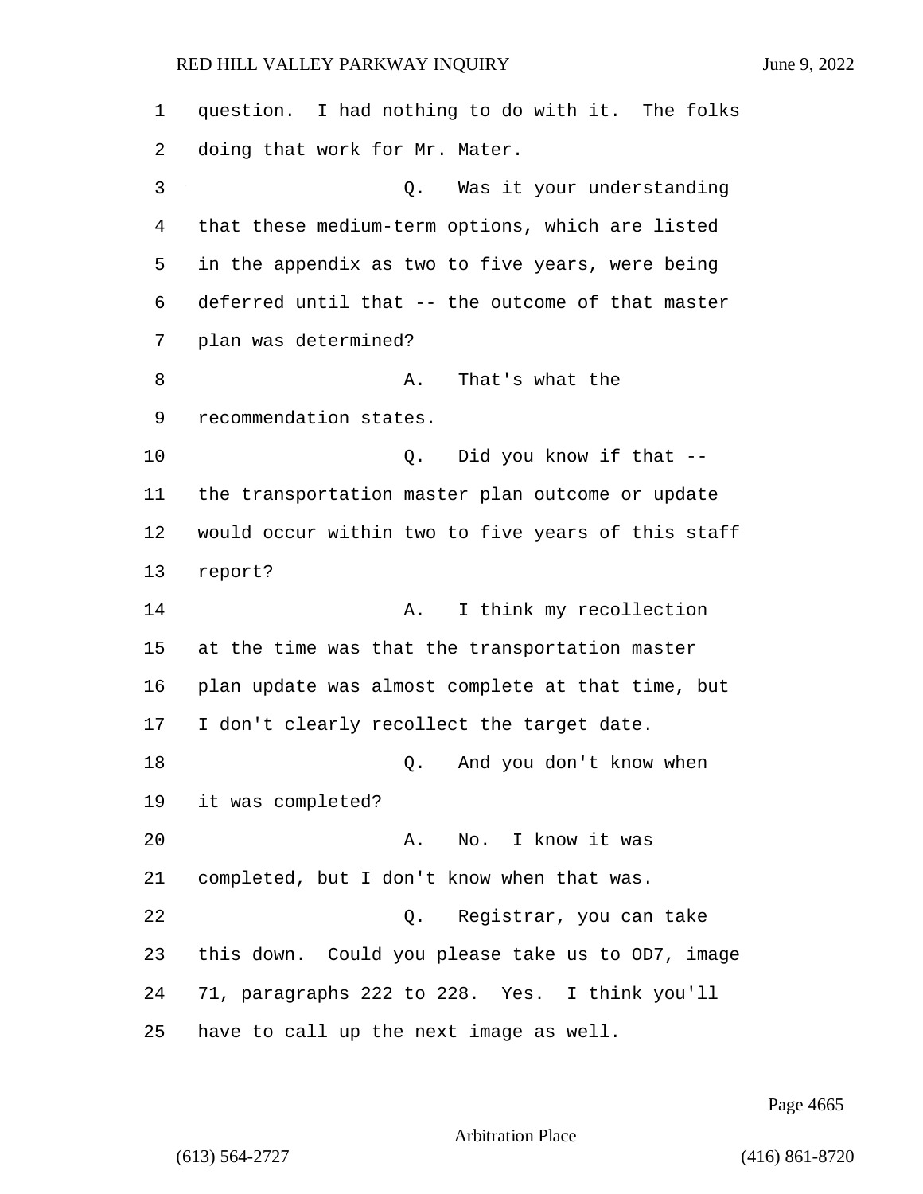question. I had nothing to do with it. The folks doing that work for Mr. Mater.

Q. Was it your understanding that these medium-term options, which are listed in the appendix as two to five years, were being deferred until that -- the outcome of that master plan was determined?

A. That's what the recommendation states.

Q. Did you know if that -- the transportation master plan outcome or update would occur within two to five years of this staff report?

A. I think my recollection at the time was that the transportation master plan update was almost complete at that time, but I don't clearly recollect the target date.

Q. And you don't know when it was completed?

A. No. I know it was completed, but I don't know when that was.

Q. Registrar, you can take this down. Could you please take us to OD7, image 71, paragraphs 222 to 228. Yes. I think you'll have to call up the next image as well.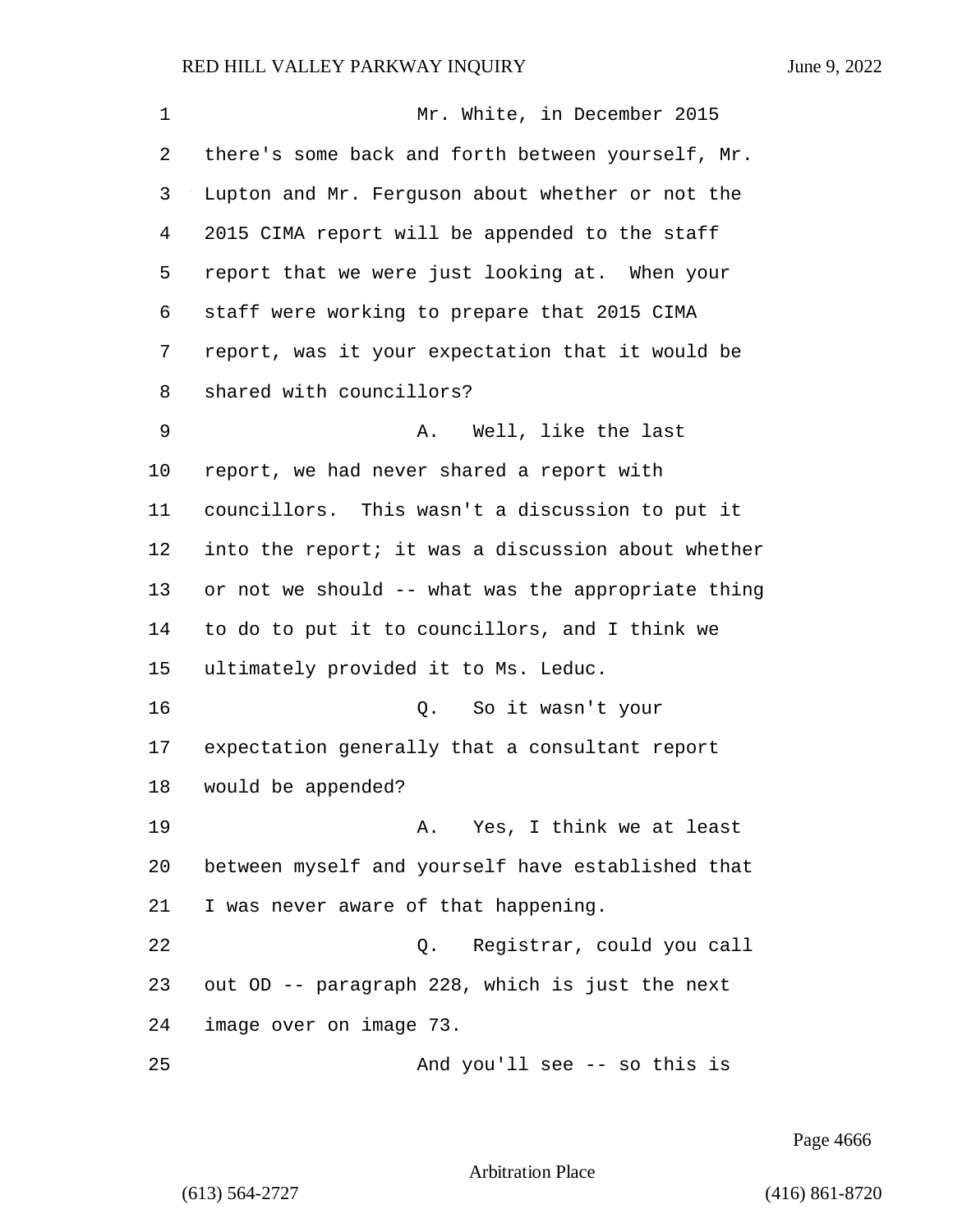Mr. White, in December 2015 there's some back and forth between yourself, Mr. Lupton and Mr. Ferguson about whether or not the 2015 CIMA report will be appended to the staff report that we were just looking at. When your staff were working to prepare that 2015 CIMA report, was it your expectation that it would be shared with councillors?

A. Well, like the last report, we had never shared a report with councillors. This wasn't a discussion to put it into the report; it was a discussion about whether or not we should -- what was the appropriate thing to do to put it to councillors, and I think we ultimately provided it to Ms. Leduc.

Q. So it wasn't your expectation generally that a consultant report would be appended?

A. Yes, I think we at least between myself and yourself have established that I was never aware of that happening.

Q. Registrar, could you call out OD -- paragraph 228, which is just the next image over on image 73.

And you'll see -- so this is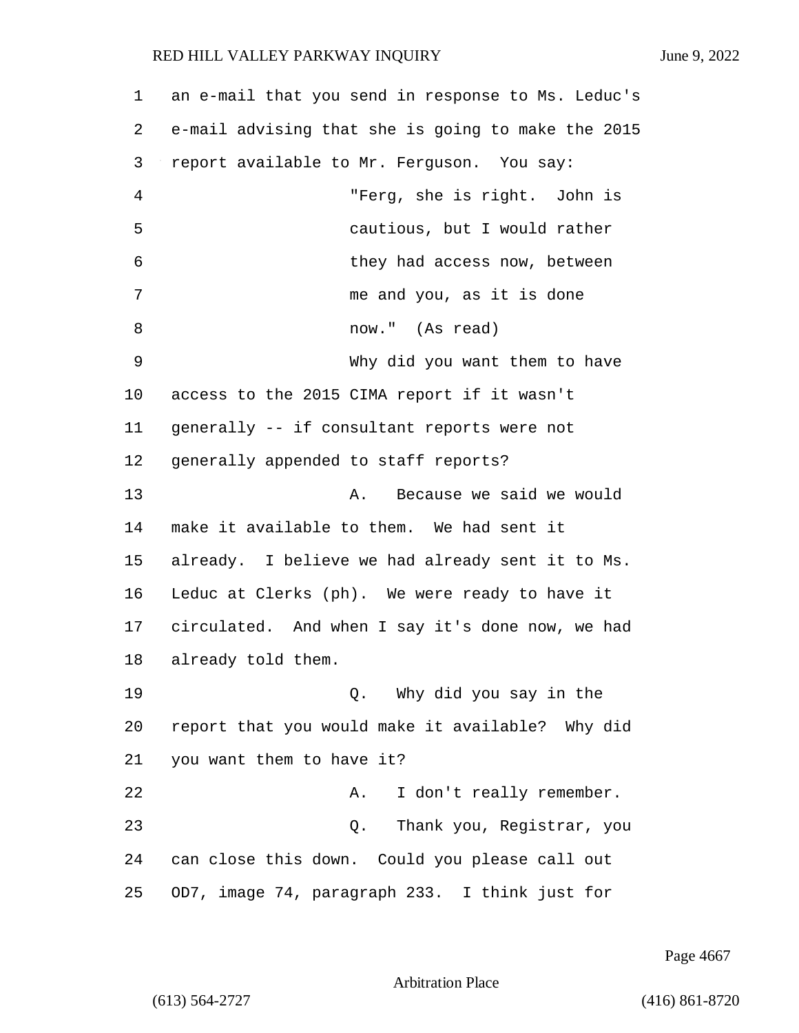an e-mail that you send in response to Ms. Leduc's e-mail advising that she is going to make the 2015 report available to Mr. Ferguson. You say:

> "Ferg, she is right. John is cautious, but I would rather they had access now, between me and you, as it is done now." (As read)

Why did you want them to have access to the 2015 CIMA report if it wasn't generally -- if consultant reports were not generally appended to staff reports?

A. Because we said we would make it available to them. We had sent it already. I believe we had already sent it to Ms. Leduc at Clerks (ph). We were ready to have it circulated. And when I say it's done now, we had already told them.

Q. Why did you say in the report that you would make it available? Why did you want them to have it?

A. I don't really remember.

Q. Thank you, Registrar, you can close this down. Could you please call out OD7, image 74, paragraph 233. I think just for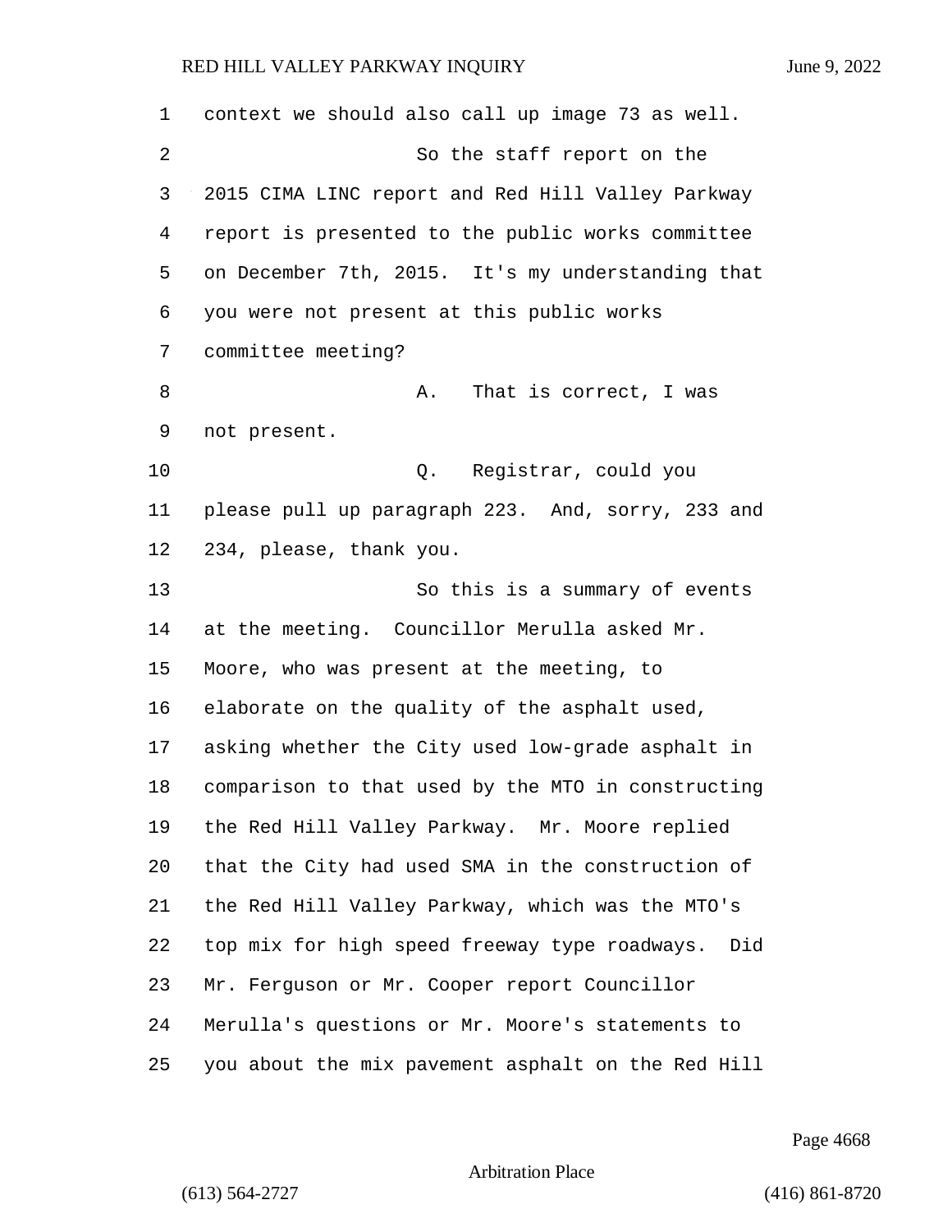context we should also call up image 73 as well.

So the staff report on the 2015 CIMA LINC report and Red Hill Valley Parkway report is presented to the public works committee on December 7th, 2015. It's my understanding that you were not present at this public works committee meeting?

A. That is correct, I was not present.

Q. Registrar, could you please pull up paragraph 223. And, sorry, 233 and 234, please, thank you.

So this is a summary of events at the meeting. Councillor Merulla asked Mr. Moore, who was present at the meeting, to elaborate on the quality of the asphalt used, asking whether the City used low-grade asphalt in comparison to that used by the MTO in constructing the Red Hill Valley Parkway. Mr. Moore replied that the City had used SMA in the construction of the Red Hill Valley Parkway, which was the MTO's top mix for high speed freeway type roadways. Did Mr. Ferguson or Mr. Cooper report Councillor Merulla's questions or Mr. Moore's statements to you about the mix pavement asphalt on the Red Hill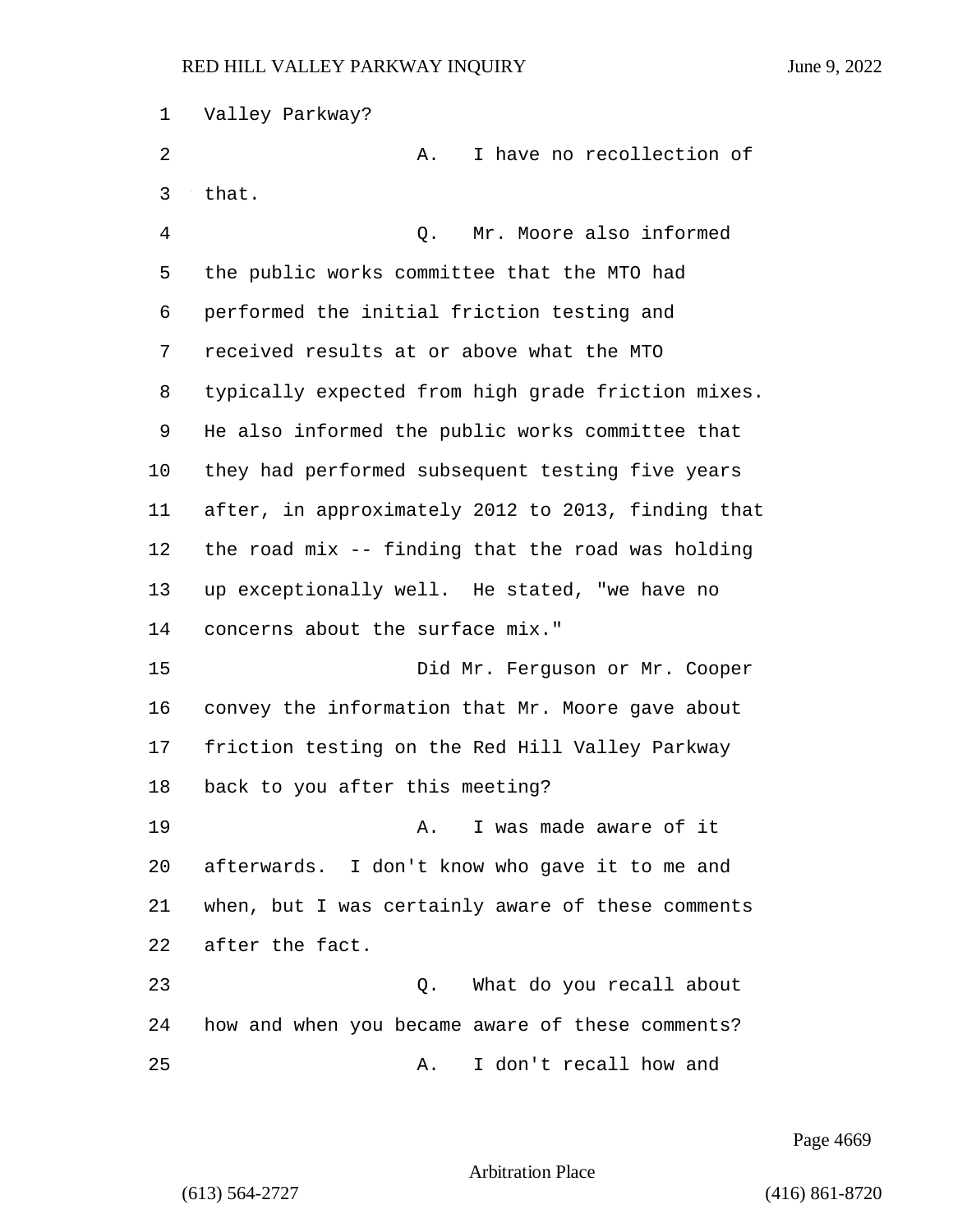Valley Parkway?

A. I have no recollection of that.

Q. Mr. Moore also informed the public works committee that the MTO had performed the initial friction testing and received results at or above what the MTO typically expected from high grade friction mixes. He also informed the public works committee that they had performed subsequent testing five years after, in approximately 2012 to 2013, finding that the road mix -- finding that the road was holding up exceptionally well. He stated, "we have no concerns about the surface mix."

Did Mr. Ferguson or Mr. Cooper convey the information that Mr. Moore gave about friction testing on the Red Hill Valley Parkway back to you after this meeting?

A. I was made aware of it afterwards. I don't know who gave it to me and when, but I was certainly aware of these comments after the fact.

Q. What do you recall about how and when you became aware of these comments?

A. I don't recall how and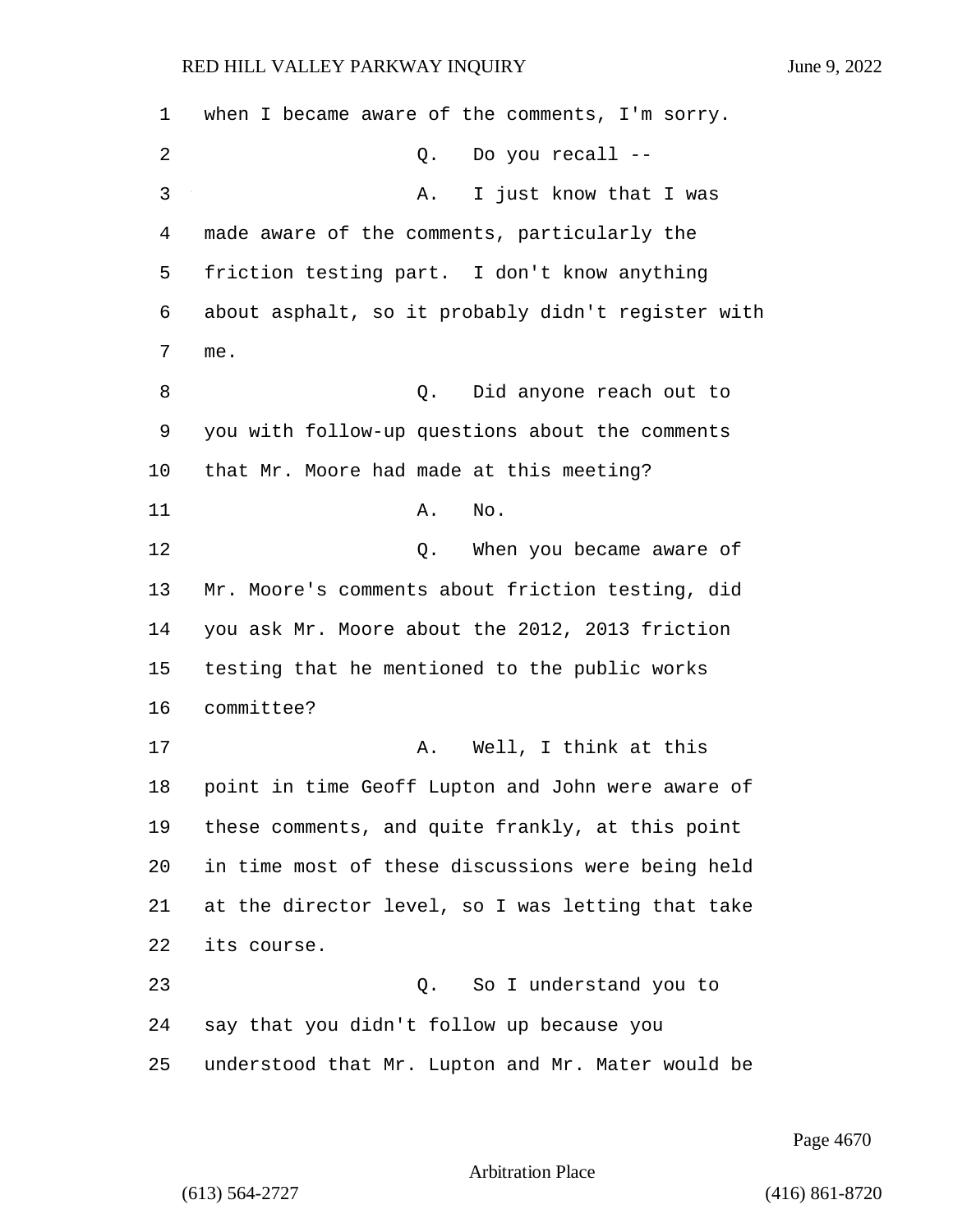when I became aware of the comments, I'm sorry.

Q. Do you recall --

A. I just know that I was made aware of the comments, particularly the friction testing part. I don't know anything about asphalt, so it probably didn't register with me.

Q. Did anyone reach out to you with follow-up questions about the comments that Mr. Moore had made at this meeting?

A. No.

Q. When you became aware of Mr. Moore's comments about friction testing, did you ask Mr. Moore about the 2012, 2013 friction testing that he mentioned to the public works committee?

A. Well, I think at this point in time Geoff Lupton and John were aware of these comments, and quite frankly, at this point in time most of these discussions were being held at the director level, so I was letting that take its course.

Q. So I understand you to say that you didn't follow up because you understood that Mr. Lupton and Mr. Mater would be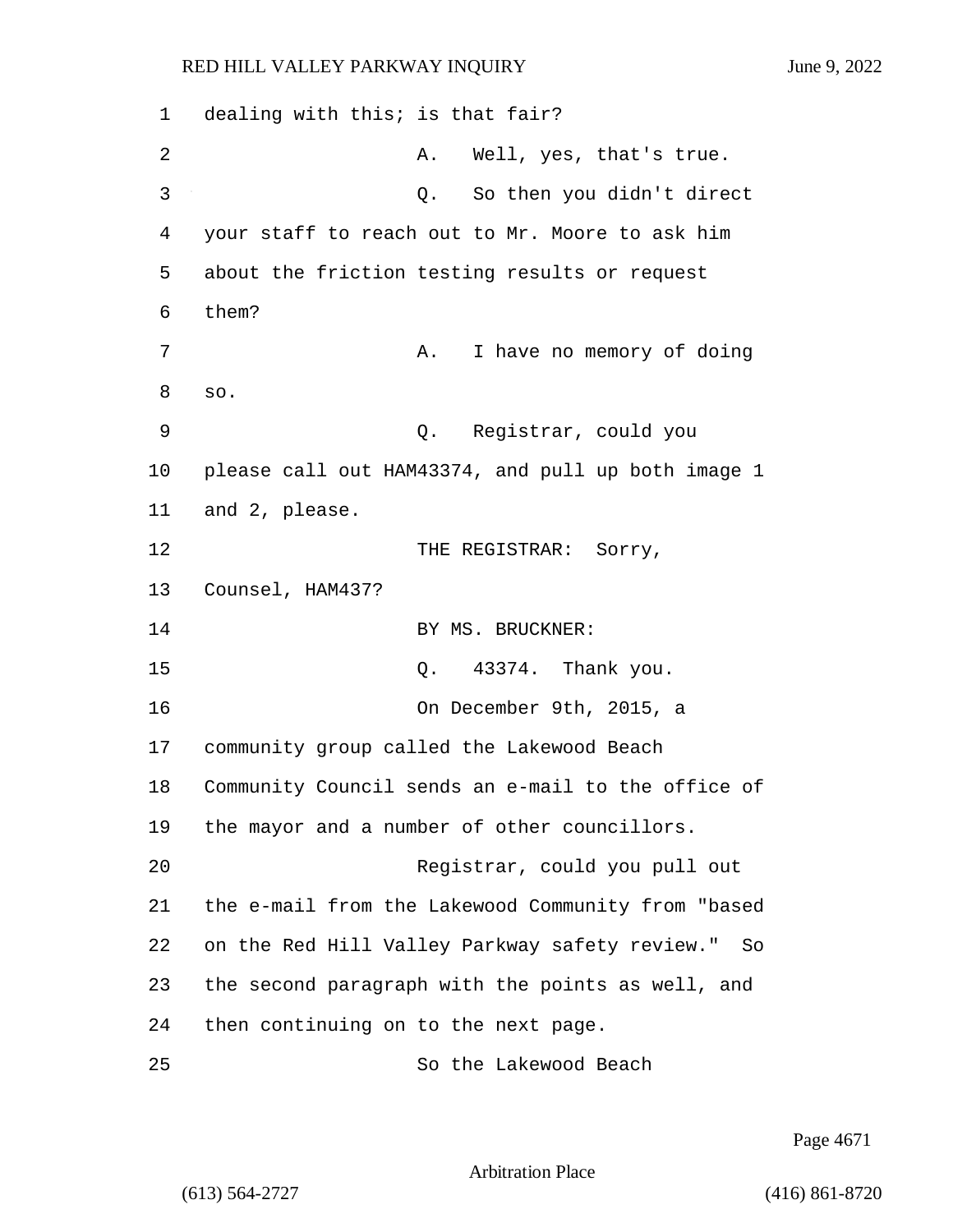dealing with this; is that fair?

A. Well, yes, that's true.

Q. So then you didn't direct your staff to reach out to Mr. Moore to ask him about the friction testing results or request them?

A. I have no memory of doing so.

Q. Registrar, could you please call out HAM43374, and pull up both image 1 and 2, please.

THE REGISTRAR: Sorry, Counsel, HAM437?

BY MS. BRUCKNER:

Q. 43374. Thank you.

On December 9th, 2015, a community group called the Lakewood Beach Community Council sends an e-mail to the office of the mayor and a number of other councillors.

Registrar, could you pull out the e-mail from the Lakewood Community from "based on the Red Hill Valley Parkway safety review." So the second paragraph with the points as well, and then continuing on to the next page.

So the Lakewood Beach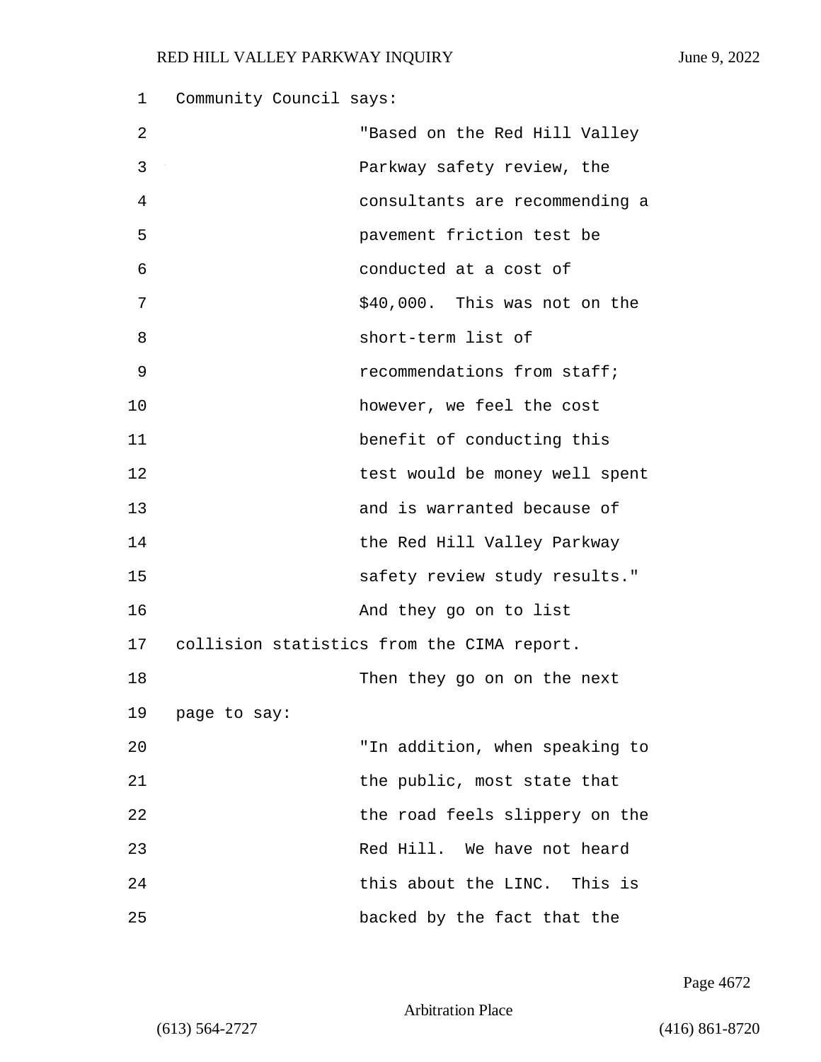Community Council says:

> "Based on the Red Hill Valley Parkway safety review, the consultants are recommending a pavement friction test be conducted at a cost of $40,000. This was not on the short-term list of recommendations from staff; however, we feel the cost benefit of conducting this test would be money well spent and is warranted because of the Red Hill Valley Parkway safety review study results."

And they go on to list collision statistics from the CIMA report.

Then they go on on the next page to say:

> "In addition, when speaking to the public, most state that the road feels slippery on the Red Hill. We have not heard this about the LINC. This is backed by the fact that the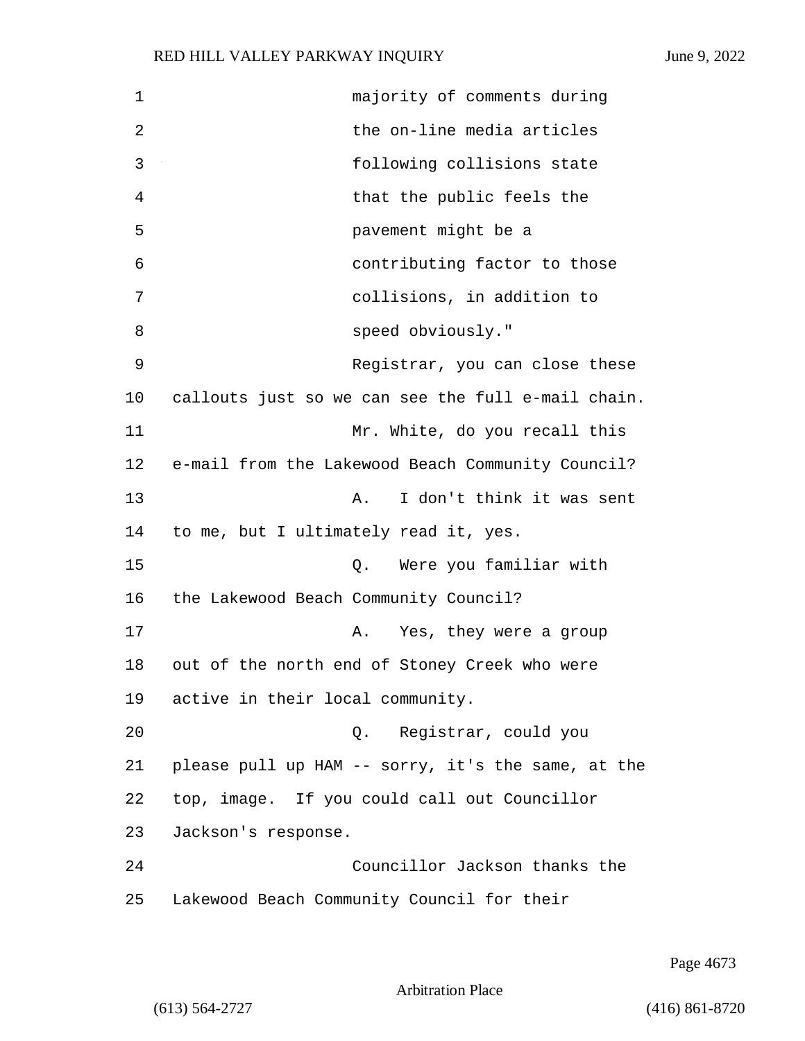majority of comments during the on-line media articles following collisions state that the public feels the pavement might be a contributing factor to those collisions, in addition to speed obviously."

Registrar, you can close these callouts just so we can see the full e-mail chain.

Mr. White, do you recall this e-mail from the Lakewood Beach Community Council?

A. I don't think it was sent to me, but I ultimately read it, yes.

Q. Were you familiar with the Lakewood Beach Community Council?

A. Yes, they were a group out of the north end of Stoney Creek who were active in their local community.

Q. Registrar, could you please pull up HAM -- sorry, it's the same, at the top, image. If you could call out Councillor Jackson's response.

Councillor Jackson thanks the Lakewood Beach Community Council for their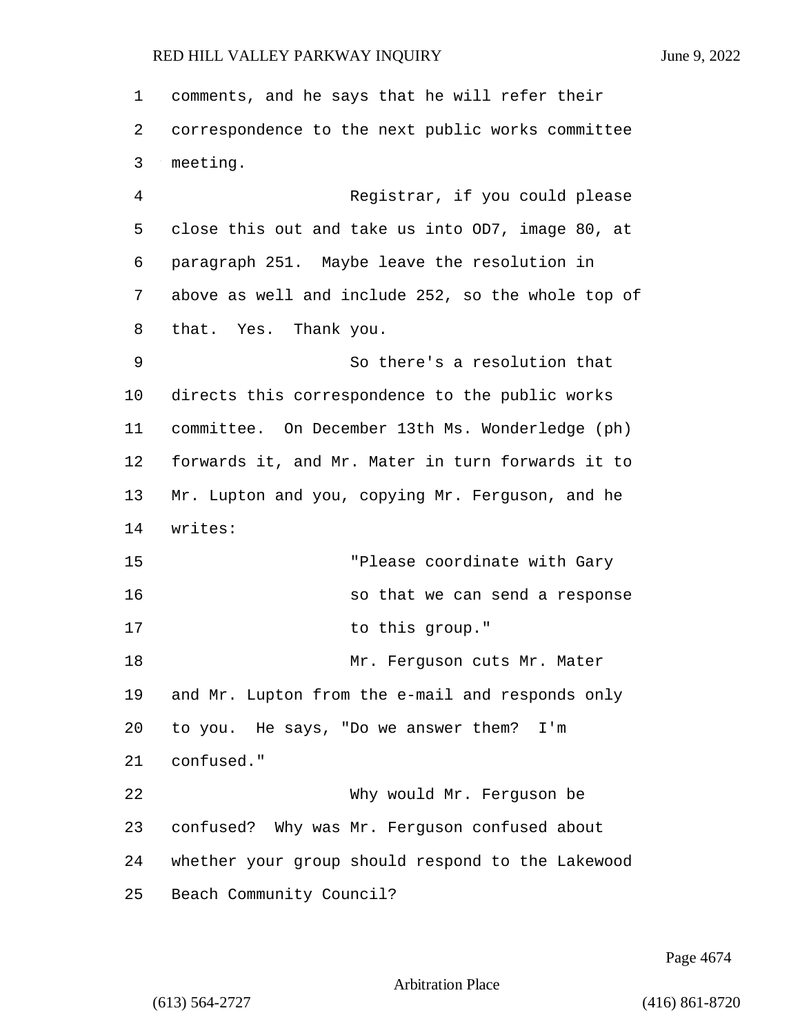comments, and he says that he will refer their correspondence to the next public works committee meeting.

Registrar, if you could please close this out and take us into OD7, image 80, at paragraph 251. Maybe leave the resolution in above as well and include 252, so the whole top of that. Yes. Thank you.

So there's a resolution that directs this correspondence to the public works committee. On December 13th Ms. Wonderledge (ph) forwards it, and Mr. Mater in turn forwards it to Mr. Lupton and you, copying Mr. Ferguson, and he writes:

> "Please coordinate with Gary so that we can send a response to this group."

Mr. Ferguson cuts Mr. Mater and Mr. Lupton from the e-mail and responds only to you. He says, "Do we answer them? I'm confused."

Why would Mr. Ferguson be confused? Why was Mr. Ferguson confused about whether your group should respond to the Lakewood Beach Community Council?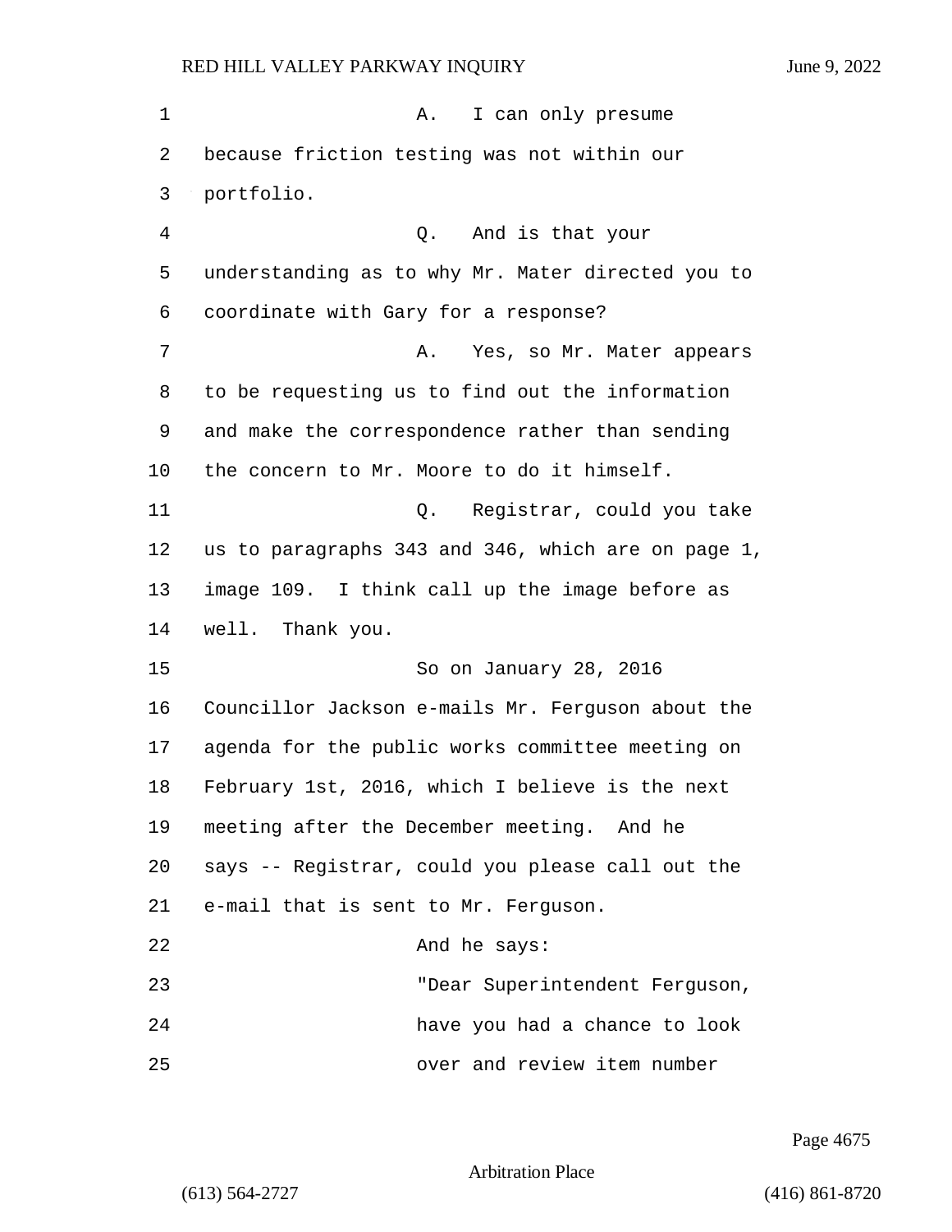A. I can only presume because friction testing was not within our portfolio.

Q. And is that your understanding as to why Mr. Mater directed you to coordinate with Gary for a response?

A. Yes, so Mr. Mater appears to be requesting us to find out the information and make the correspondence rather than sending the concern to Mr. Moore to do it himself.

Q. Registrar, could you take us to paragraphs 343 and 346, which are on page 1, image 109. I think call up the image before as well. Thank you.

So on January 28, 2016 Councillor Jackson e-mails Mr. Ferguson about the agenda for the public works committee meeting on February 1st, 2016, which I believe is the next meeting after the December meeting. And he says -- Registrar, could you please call out the e-mail that is sent to Mr. Ferguson.

And he says:

"Dear Superintendent Ferguson, have you had a chance to look over and review item number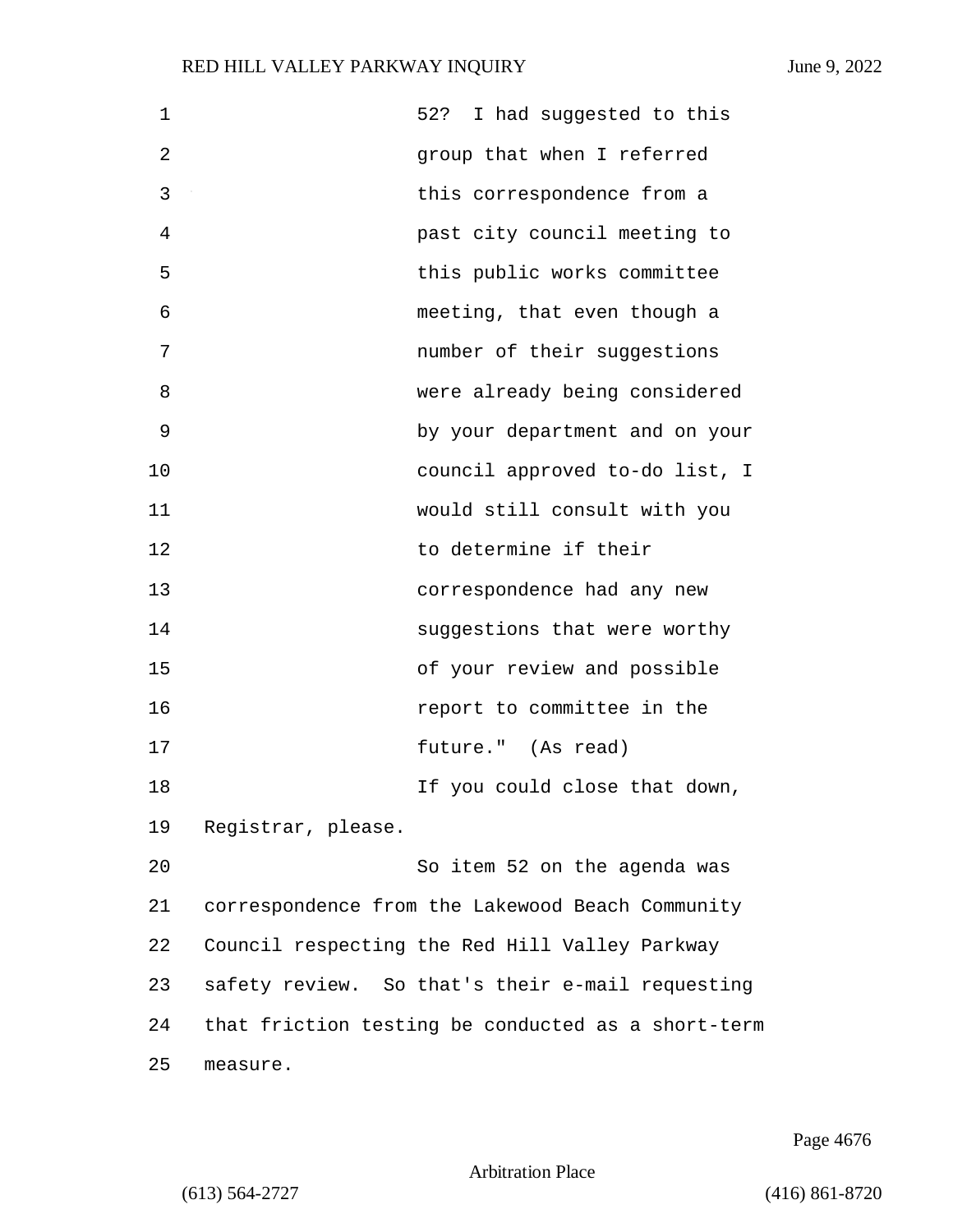52? I had suggested to this group that when I referred this correspondence from a past city council meeting to this public works committee meeting, that even though a number of their suggestions were already being considered by your department and on your council approved to-do list, I would still consult with you to determine if their correspondence had any new suggestions that were worthy of your review and possible report to committee in the future." (As read)

If you could close that down, Registrar, please.

So item 52 on the agenda was correspondence from the Lakewood Beach Community Council respecting the Red Hill Valley Parkway safety review. So that's their e-mail requesting that friction testing be conducted as a short-term measure.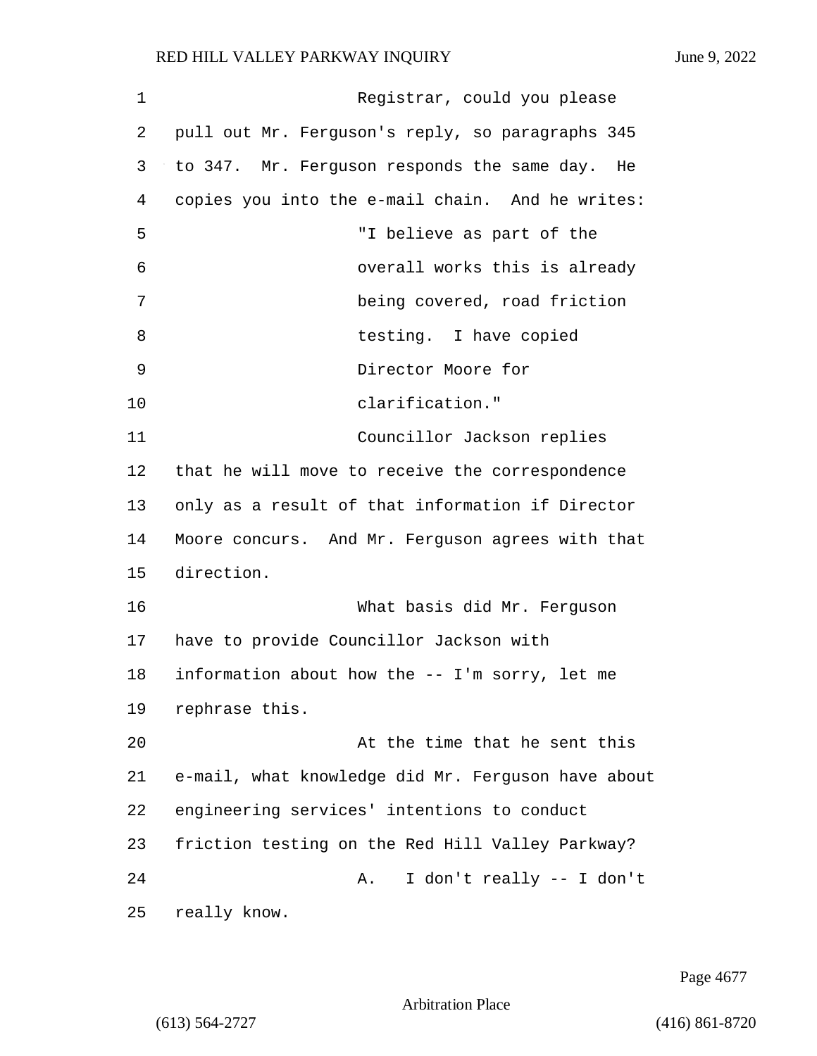Registrar, could you please pull out Mr. Ferguson's reply, so paragraphs 345 to 347. Mr. Ferguson responds the same day. He copies you into the e-mail chain. And he writes:

> "I believe as part of the overall works this is already being covered, road friction testing. I have copied Director Moore for clarification."

Councillor Jackson replies that he will move to receive the correspondence only as a result of that information if Director Moore concurs. And Mr. Ferguson agrees with that direction.

What basis did Mr. Ferguson have to provide Councillor Jackson with information about how the -- I'm sorry, let me rephrase this.

At the time that he sent this e-mail, what knowledge did Mr. Ferguson have about engineering services' intentions to conduct friction testing on the Red Hill Valley Parkway?

A. I don't really -- I don't really know.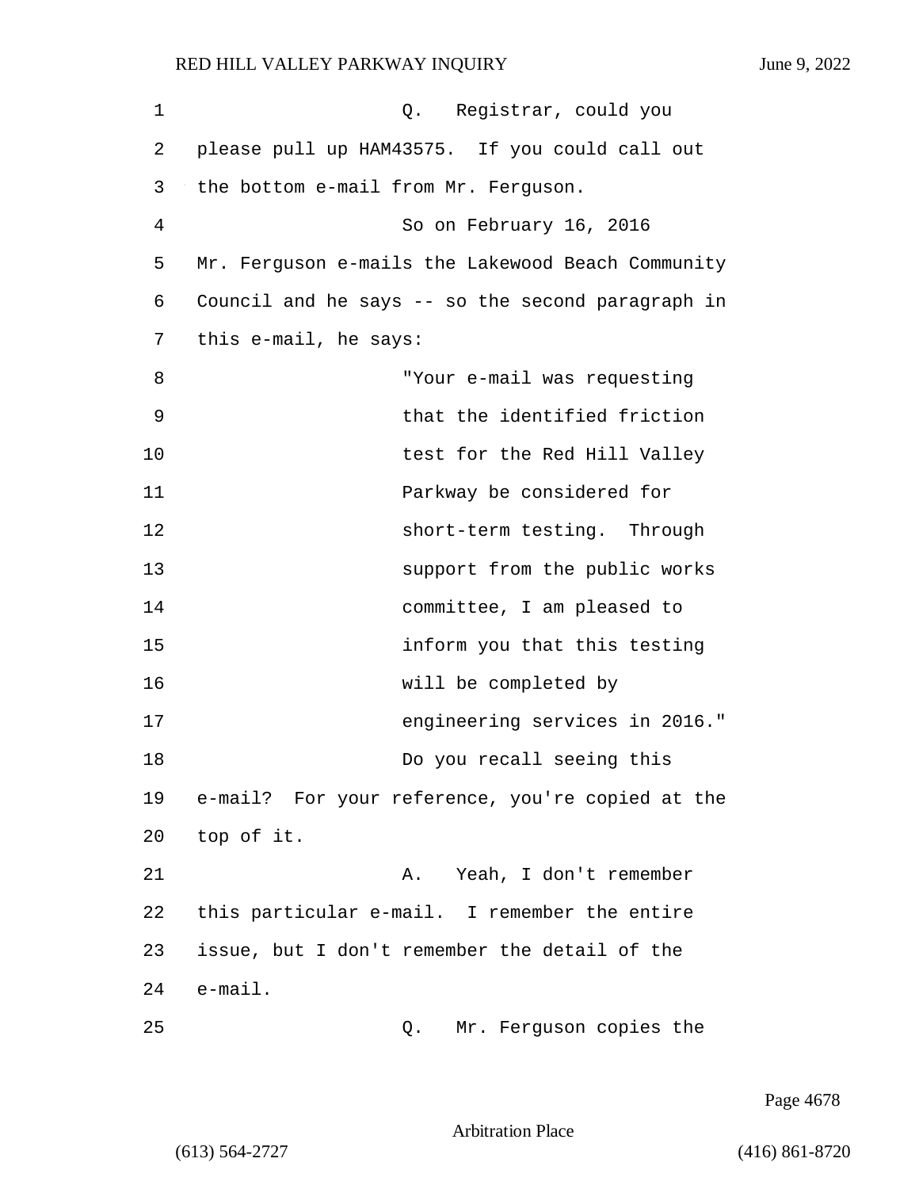Q. Registrar, could you please pull up HAM43575. If you could call out the bottom e-mail from Mr. Ferguson.

So on February 16, 2016 Mr. Ferguson e-mails the Lakewood Beach Community Council and he says -- so the second paragraph in this e-mail, he says:

> "Your e-mail was requesting that the identified friction test for the Red Hill Valley Parkway be considered for short-term testing. Through support from the public works committee, I am pleased to inform you that this testing will be completed by engineering services in 2016."

Do you recall seeing this e-mail? For your reference, you're copied at the top of it.

A. Yeah, I don't remember this particular e-mail. I remember the entire issue, but I don't remember the detail of the e-mail.

Q. Mr. Ferguson copies the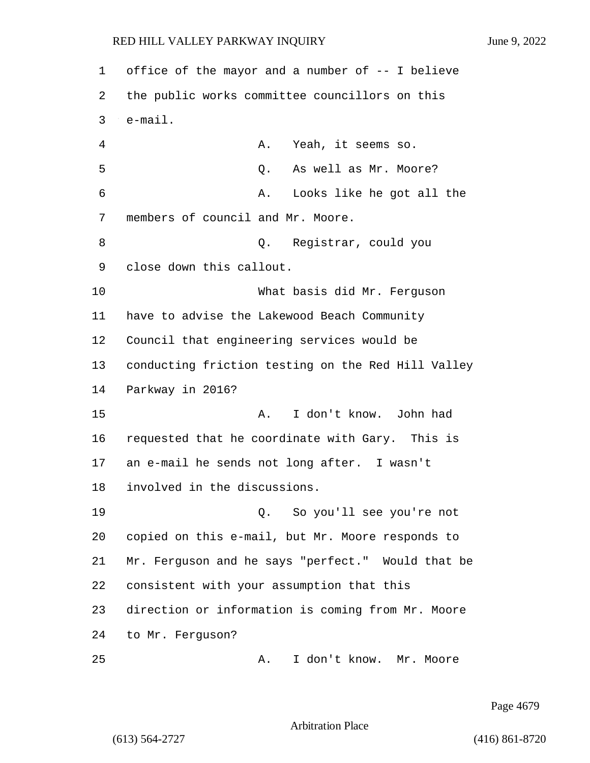office of the mayor and a number of -- I believe the public works committee councillors on this e-mail.

A. Yeah, it seems so.

Q. As well as Mr. Moore?

A. Looks like he got all the members of council and Mr. Moore.

Q. Registrar, could you close down this callout.

What basis did Mr. Ferguson have to advise the Lakewood Beach Community Council that engineering services would be conducting friction testing on the Red Hill Valley Parkway in 2016?

A. I don't know. John had requested that he coordinate with Gary. This is an e-mail he sends not long after. I wasn't involved in the discussions.

Q. So you'll see you're not copied on this e-mail, but Mr. Moore responds to Mr. Ferguson and he says "perfect." Would that be consistent with your assumption that this direction or information is coming from Mr. Moore to Mr. Ferguson?

A. I don't know. Mr. Moore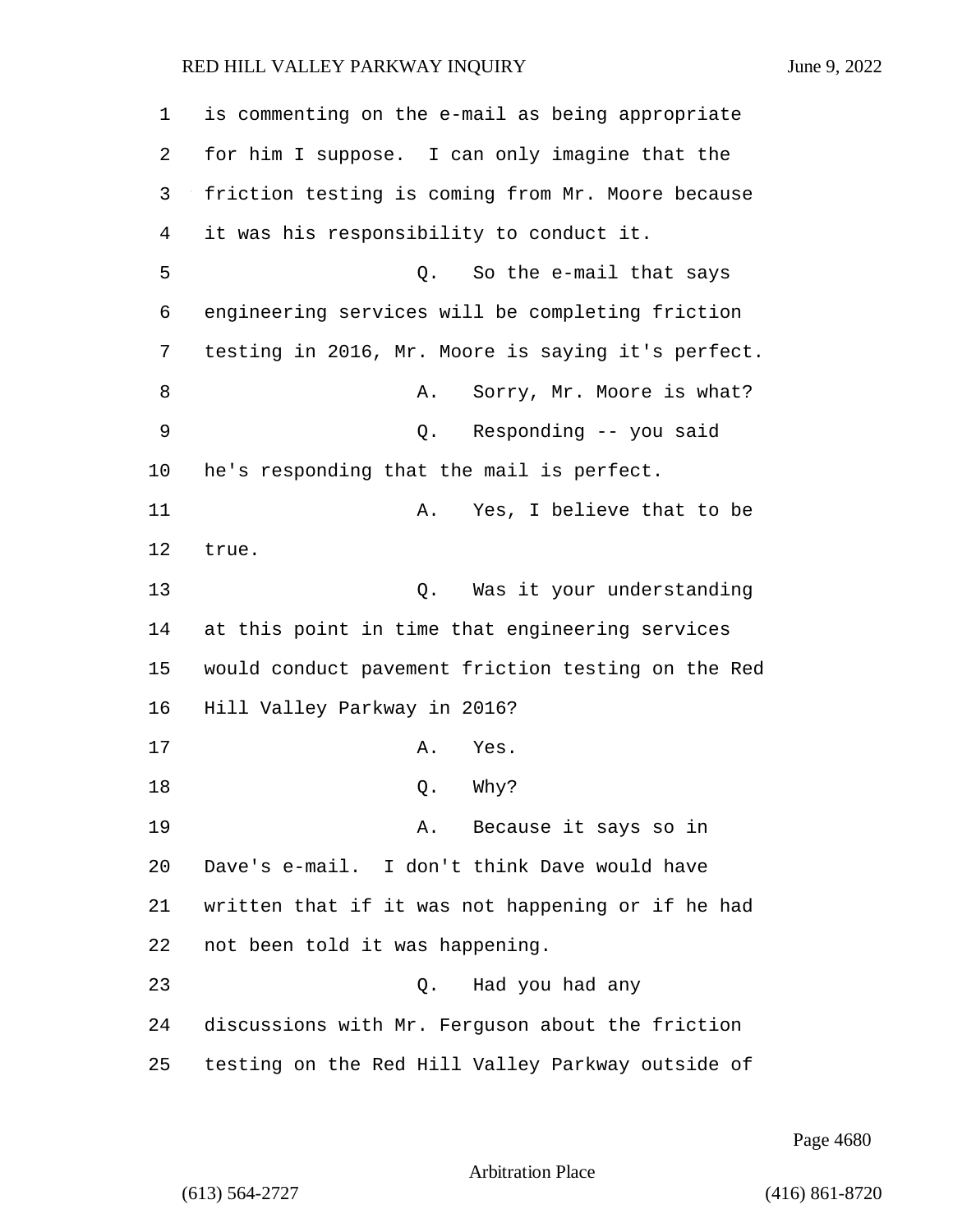is commenting on the e-mail as being appropriate for him I suppose. I can only imagine that the friction testing is coming from Mr. Moore because it was his responsibility to conduct it.

Q. So the e-mail that says engineering services will be completing friction testing in 2016, Mr. Moore is saying it's perfect.

A. Sorry, Mr. Moore is what?

Q. Responding -- you said he's responding that the mail is perfect.

A. Yes, I believe that to be true.

Q. Was it your understanding at this point in time that engineering services would conduct pavement friction testing on the Red Hill Valley Parkway in 2016?

A. Yes.

Q. Why?

A. Because it says so in Dave's e-mail. I don't think Dave would have written that if it was not happening or if he had not been told it was happening.

Q. Had you had any discussions with Mr. Ferguson about the friction testing on the Red Hill Valley Parkway outside of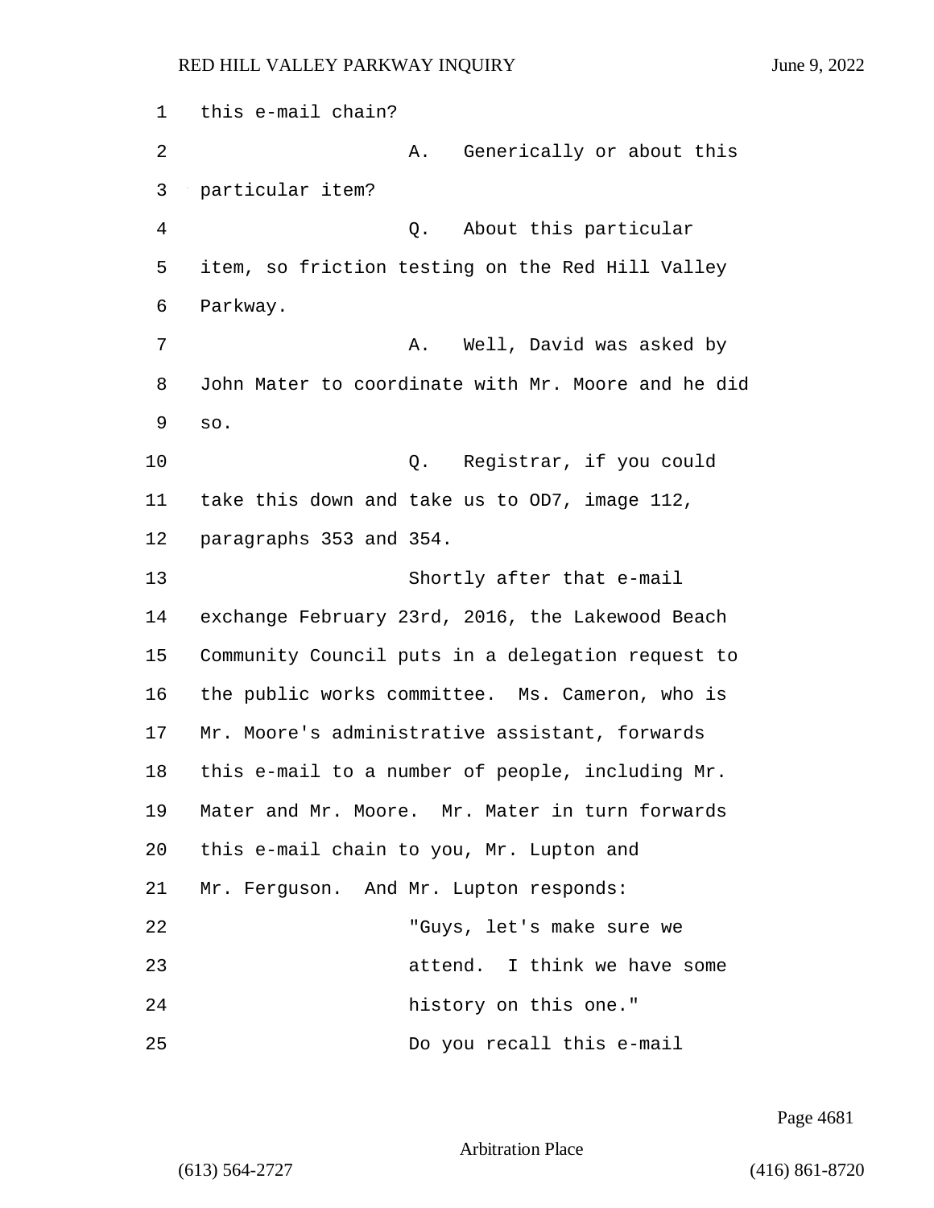this e-mail chain?

A. Generically or about this particular item?

Q. About this particular item, so friction testing on the Red Hill Valley Parkway.

A. Well, David was asked by John Mater to coordinate with Mr. Moore and he did so.

Q. Registrar, if you could take this down and take us to OD7, image 112, paragraphs 353 and 354.

Shortly after that e-mail exchange February 23rd, 2016, the Lakewood Beach Community Council puts in a delegation request to the public works committee. Ms. Cameron, who is Mr. Moore's administrative assistant, forwards this e-mail to a number of people, including Mr. Mater and Mr. Moore. Mr. Mater in turn forwards this e-mail chain to you, Mr. Lupton and Mr. Ferguson. And Mr. Lupton responds:

"Guys, let's make sure we attend. I think we have some history on this one."

Do you recall this e-mail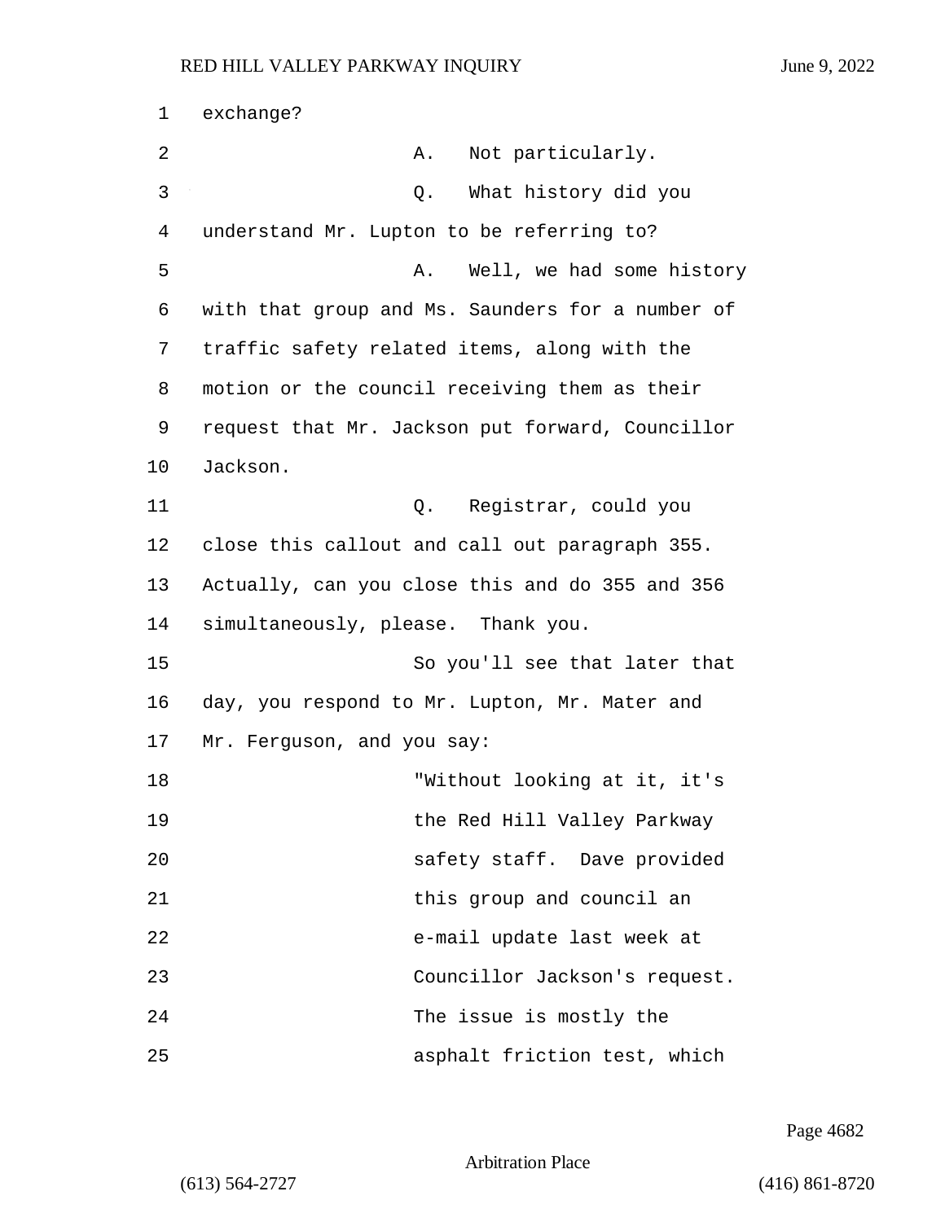exchange?

A. Not particularly.

Q. What history did you understand Mr. Lupton to be referring to?

A. Well, we had some history with that group and Ms. Saunders for a number of traffic safety related items, along with the motion or the council receiving them as their request that Mr. Jackson put forward, Councillor Jackson.

Q. Registrar, could you close this callout and call out paragraph 355. Actually, can you close this and do 355 and 356 simultaneously, please. Thank you.

So you'll see that later that day, you respond to Mr. Lupton, Mr. Mater and Mr. Ferguson, and you say:

> "Without looking at it, it's the Red Hill Valley Parkway safety staff. Dave provided this group and council an e-mail update last week at Councillor Jackson's request. The issue is mostly the asphalt friction test, which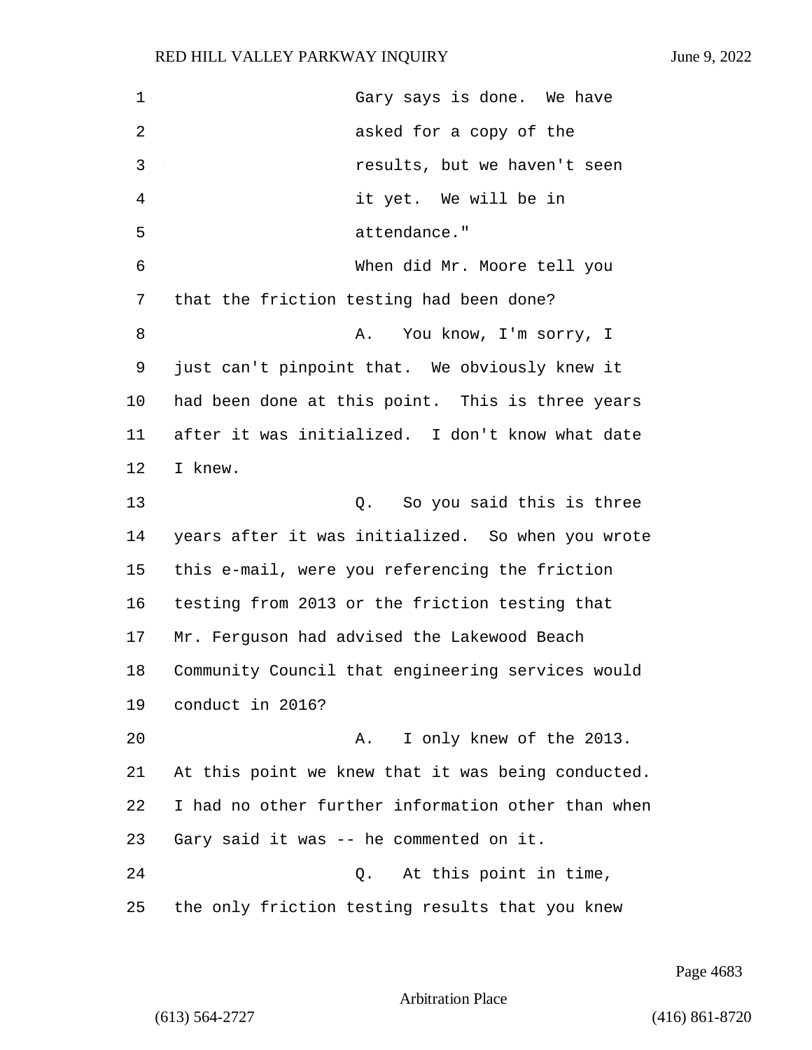Gary says is done. We have asked for a copy of the results, but we haven't seen it yet. We will be in attendance."

When did Mr. Moore tell you that the friction testing had been done?

A. You know, I'm sorry, I just can't pinpoint that. We obviously knew it had been done at this point. This is three years after it was initialized. I don't know what date I knew.

Q. So you said this is three years after it was initialized. So when you wrote this e-mail, were you referencing the friction testing from 2013 or the friction testing that Mr. Ferguson had advised the Lakewood Beach Community Council that engineering services would conduct in 2016?

A. I only knew of the 2013. At this point we knew that it was being conducted. I had no other further information other than when Gary said it was -- he commented on it.

Q. At this point in time, the only friction testing results that you knew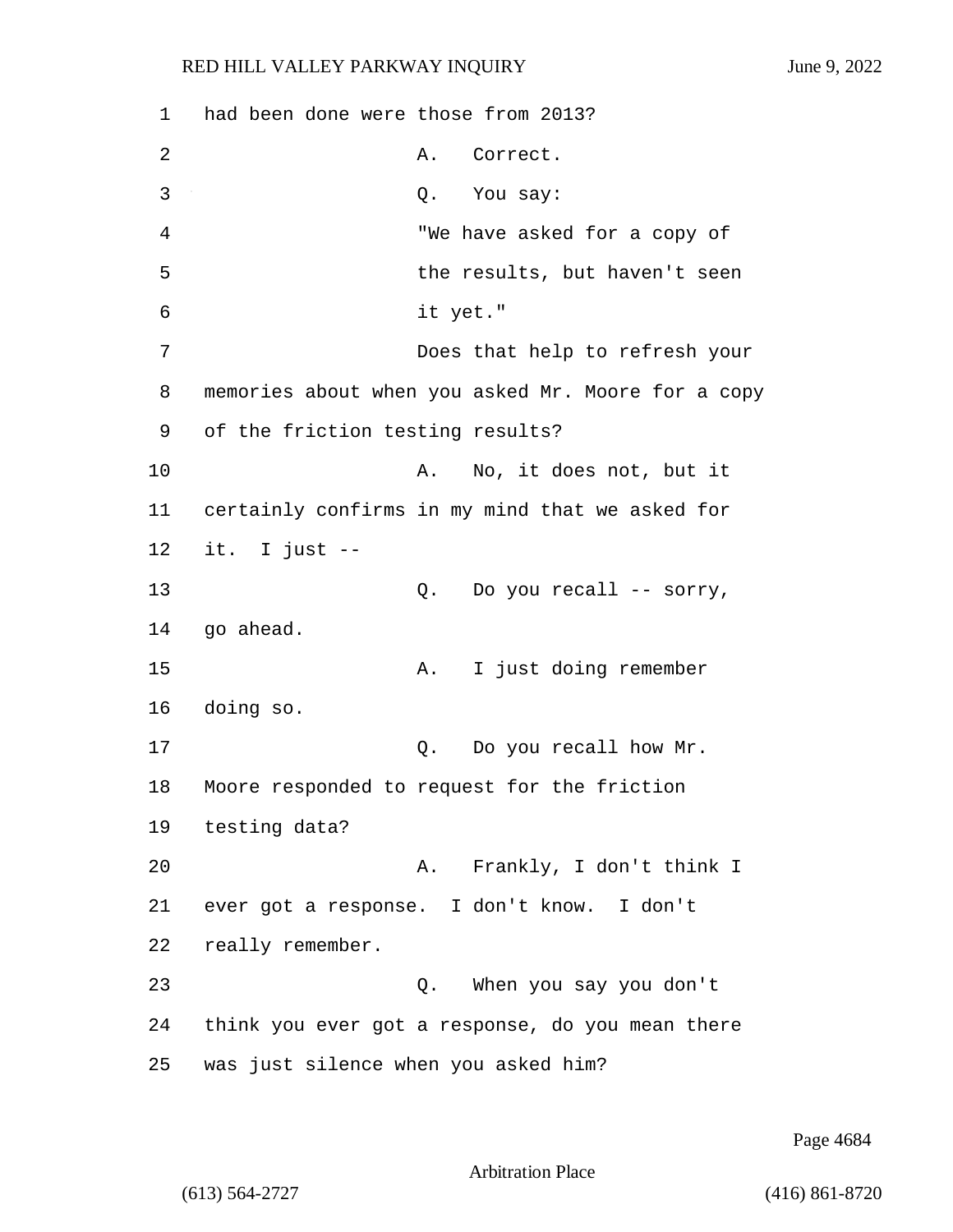had been done were those from 2013?

A. Correct.

Q. You say:

"We have asked for a copy of the results, but haven't seen it yet."

Does that help to refresh your memories about when you asked Mr. Moore for a copy of the friction testing results?

A. No, it does not, but it certainly confirms in my mind that we asked for it. I just --

Q. Do you recall -- sorry, go ahead.

A. I just doing remember doing so.

Q. Do you recall how Mr. Moore responded to request for the friction testing data?

A. Frankly, I don't think I ever got a response. I don't know. I don't really remember.

Q. When you say you don't think you ever got a response, do you mean there was just silence when you asked him?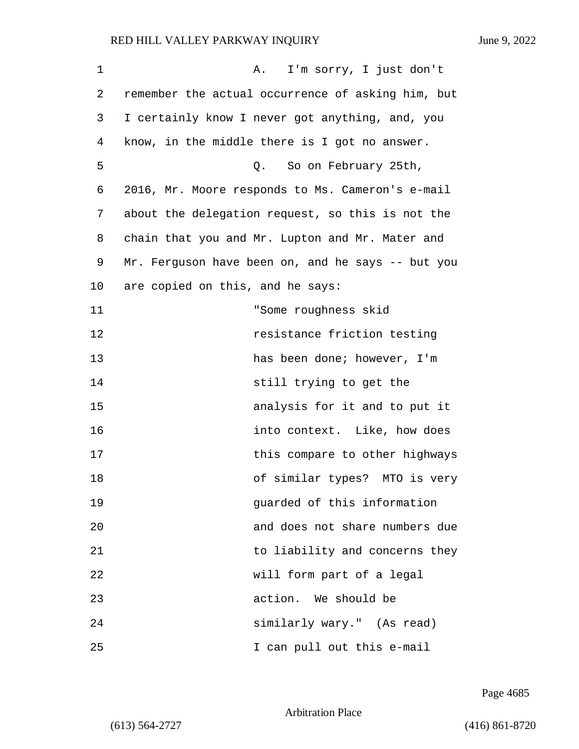A. I'm sorry, I just don't remember the actual occurrence of asking him, but I certainly know I never got anything, and, you know, in the middle there is I got no answer.

Q. So on February 25th, 2016, Mr. Moore responds to Ms. Cameron's e-mail about the delegation request, so this is not the chain that you and Mr. Lupton and Mr. Mater and Mr. Ferguson have been on, and he says -- but you are copied on this, and he says:

> "Some roughness skid resistance friction testing has been done; however, I'm still trying to get the analysis for it and to put it into context. Like, how does this compare to other highways of similar types? MTO is very guarded of this information and does not share numbers due to liability and concerns they will form part of a legal action. We should be similarly wary." (As read)

I can pull out this e-mail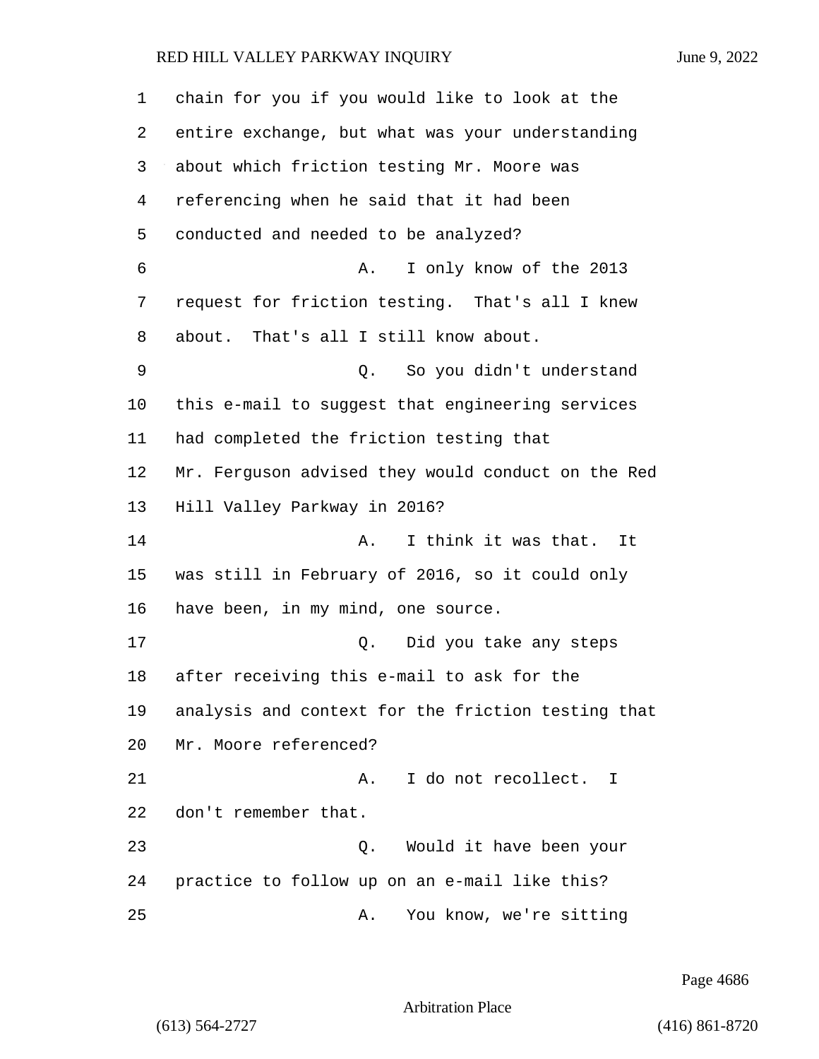chain for you if you would like to look at the entire exchange, but what was your understanding about which friction testing Mr. Moore was referencing when he said that it had been conducted and needed to be analyzed?

A. I only know of the 2013 request for friction testing. That's all I knew about. That's all I still know about.

Q. So you didn't understand this e-mail to suggest that engineering services had completed the friction testing that Mr. Ferguson advised they would conduct on the Red Hill Valley Parkway in 2016?

A. I think it was that. It was still in February of 2016, so it could only have been, in my mind, one source.

Q. Did you take any steps after receiving this e-mail to ask for the analysis and context for the friction testing that Mr. Moore referenced?

A. I do not recollect. I don't remember that.

Q. Would it have been your practice to follow up on an e-mail like this?

A. You know, we're sitting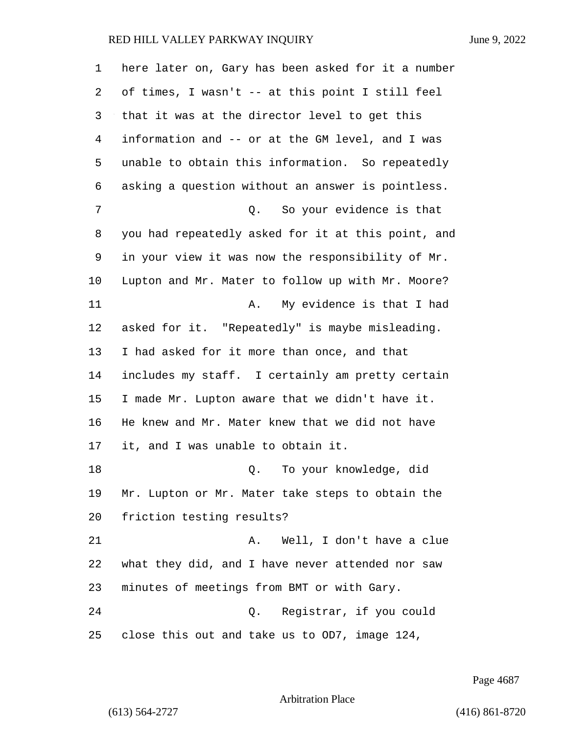here later on, Gary has been asked for it a number of times, I wasn't -- at this point I still feel that it was at the director level to get this information and -- or at the GM level, and I was unable to obtain this information. So repeatedly asking a question without an answer is pointless.

Q. So your evidence is that you had repeatedly asked for it at this point, and in your view it was now the responsibility of Mr. Lupton and Mr. Mater to follow up with Mr. Moore?

A. My evidence is that I had asked for it. "Repeatedly" is maybe misleading. I had asked for it more than once, and that includes my staff. I certainly am pretty certain I made Mr. Lupton aware that we didn't have it. He knew and Mr. Mater knew that we did not have it, and I was unable to obtain it.

Q. To your knowledge, did Mr. Lupton or Mr. Mater take steps to obtain the friction testing results?

A. Well, I don't have a clue what they did, and I have never attended nor saw minutes of meetings from BMT or with Gary.

Q. Registrar, if you could close this out and take us to OD7, image 124,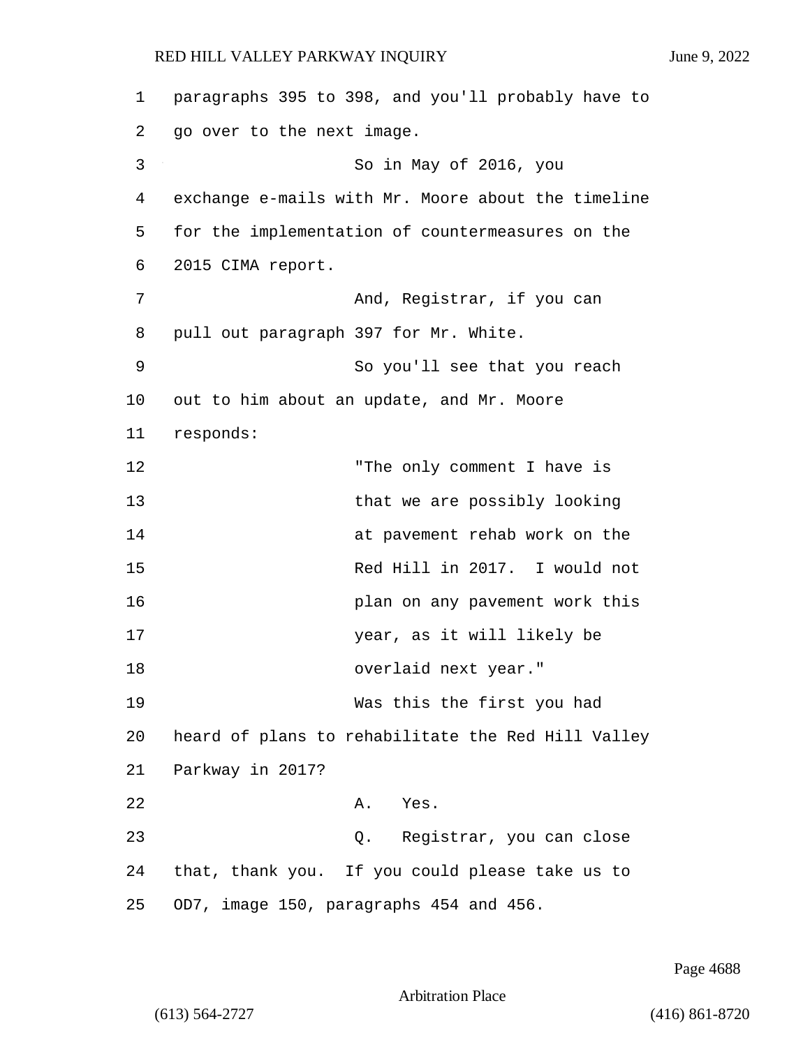paragraphs 395 to 398, and you'll probably have to go over to the next image.

So in May of 2016, you exchange e-mails with Mr. Moore about the timeline for the implementation of countermeasures on the 2015 CIMA report.

And, Registrar, if you can pull out paragraph 397 for Mr. White.

So you'll see that you reach out to him about an update, and Mr. Moore responds:

> "The only comment I have is that we are possibly looking at pavement rehab work on the Red Hill in 2017. I would not plan on any pavement work this year, as it will likely be overlaid next year."

Was this the first you had heard of plans to rehabilitate the Red Hill Valley Parkway in 2017?

A. Yes.

Q. Registrar, you can close that, thank you. If you could please take us to OD7, image 150, paragraphs 454 and 456.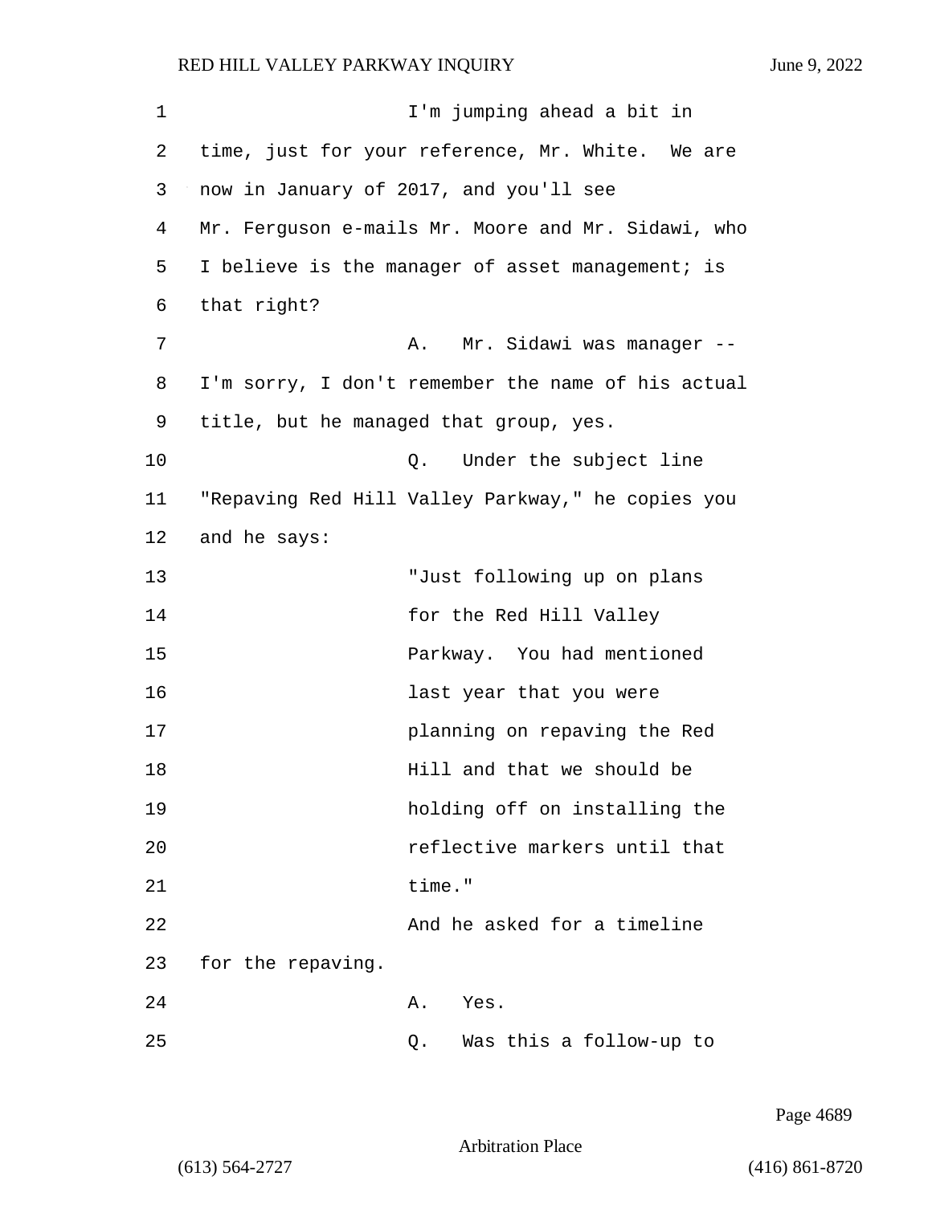I'm jumping ahead a bit in time, just for your reference, Mr. White. We are now in January of 2017, and you'll see Mr. Ferguson e-mails Mr. Moore and Mr. Sidawi, who I believe is the manager of asset management; is that right?

A. Mr. Sidawi was manager -- I'm sorry, I don't remember the name of his actual title, but he managed that group, yes.

Q. Under the subject line "Repaving Red Hill Valley Parkway," he copies you and he says:

> "Just following up on plans for the Red Hill Valley Parkway. You had mentioned last year that you were planning on repaving the Red Hill and that we should be holding off on installing the reflective markers until that time."

And he asked for a timeline for the repaving.

A. Yes.

Q. Was this a follow-up to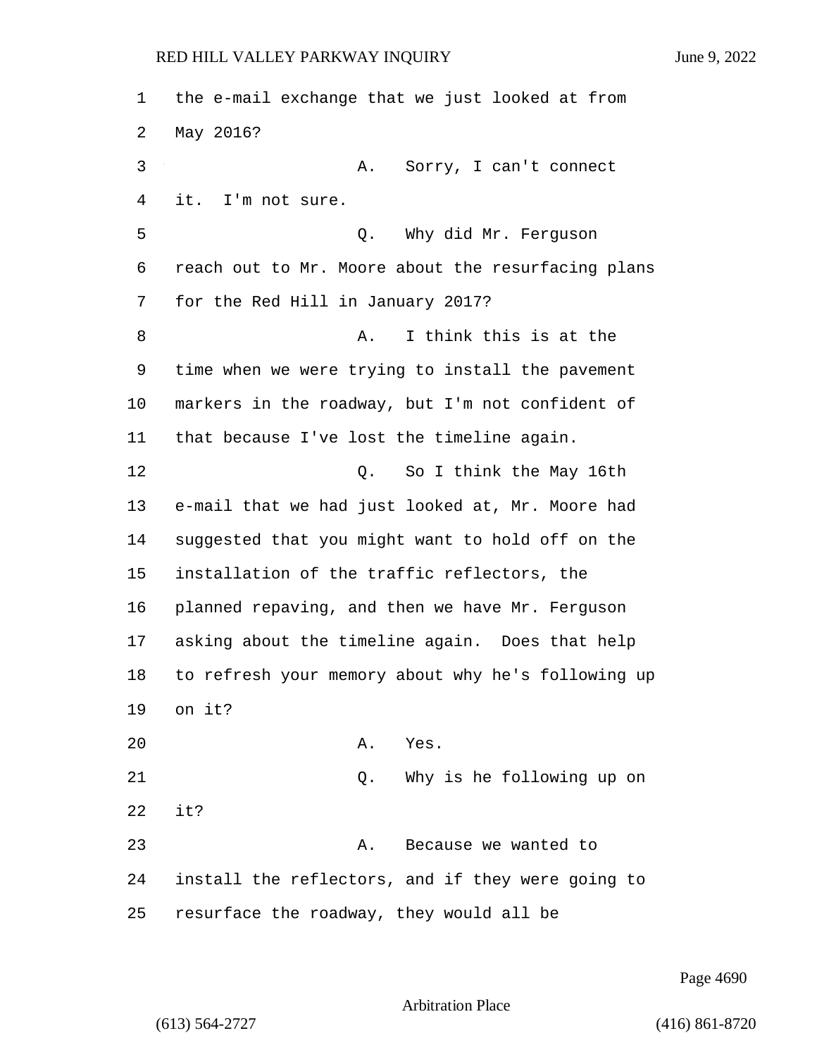the e-mail exchange that we just looked at from May 2016?

A. Sorry, I can't connect it. I'm not sure.

Q. Why did Mr. Ferguson reach out to Mr. Moore about the resurfacing plans for the Red Hill in January 2017?

A. I think this is at the time when we were trying to install the pavement markers in the roadway, but I'm not confident of that because I've lost the timeline again.

Q. So I think the May 16th e-mail that we had just looked at, Mr. Moore had suggested that you might want to hold off on the installation of the traffic reflectors, the planned repaving, and then we have Mr. Ferguson asking about the timeline again. Does that help to refresh your memory about why he's following up on it?

A. Yes.

Q. Why is he following up on it?

A. Because we wanted to install the reflectors, and if they were going to resurface the roadway, they would all be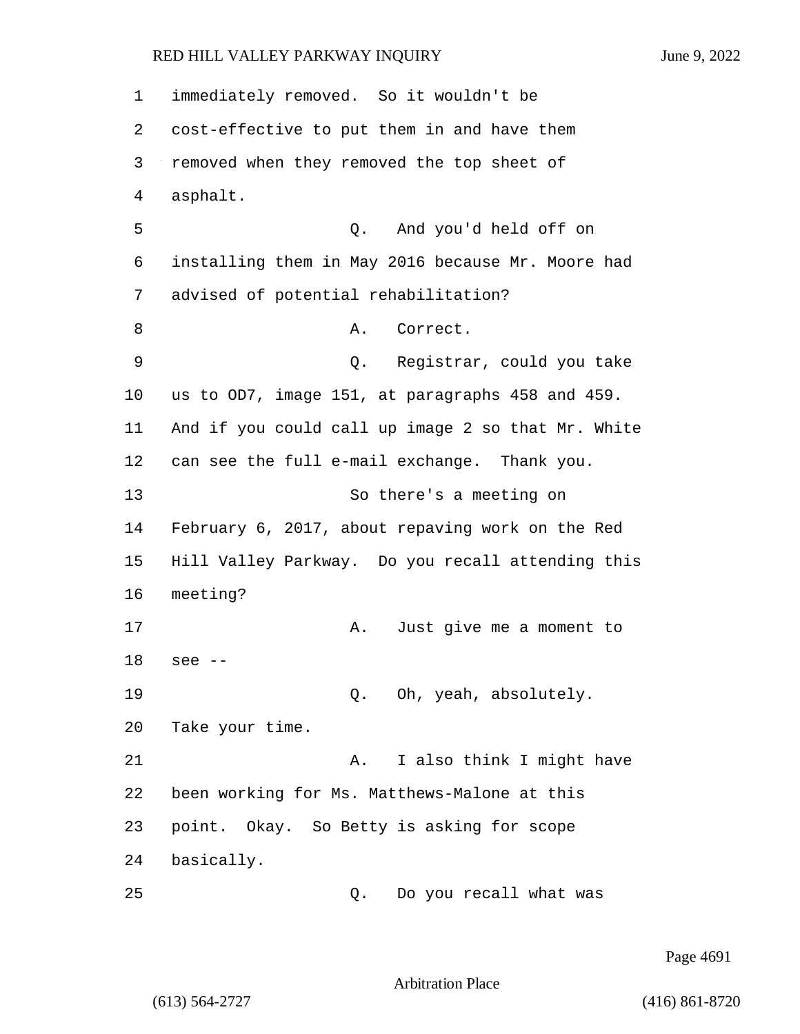immediately removed. So it wouldn't be cost-effective to put them in and have them removed when they removed the top sheet of asphalt.

Q. And you'd held off on installing them in May 2016 because Mr. Moore had advised of potential rehabilitation?

A. Correct.

Q. Registrar, could you take us to OD7, image 151, at paragraphs 458 and 459. And if you could call up image 2 so that Mr. White can see the full e-mail exchange. Thank you.

So there's a meeting on February 6, 2017, about repaving work on the Red Hill Valley Parkway. Do you recall attending this meeting?

A. Just give me a moment to see --

Q. Oh, yeah, absolutely. Take your time.

A. I also think I might have been working for Ms. Matthews-Malone at this point. Okay. So Betty is asking for scope basically.

Q. Do you recall what was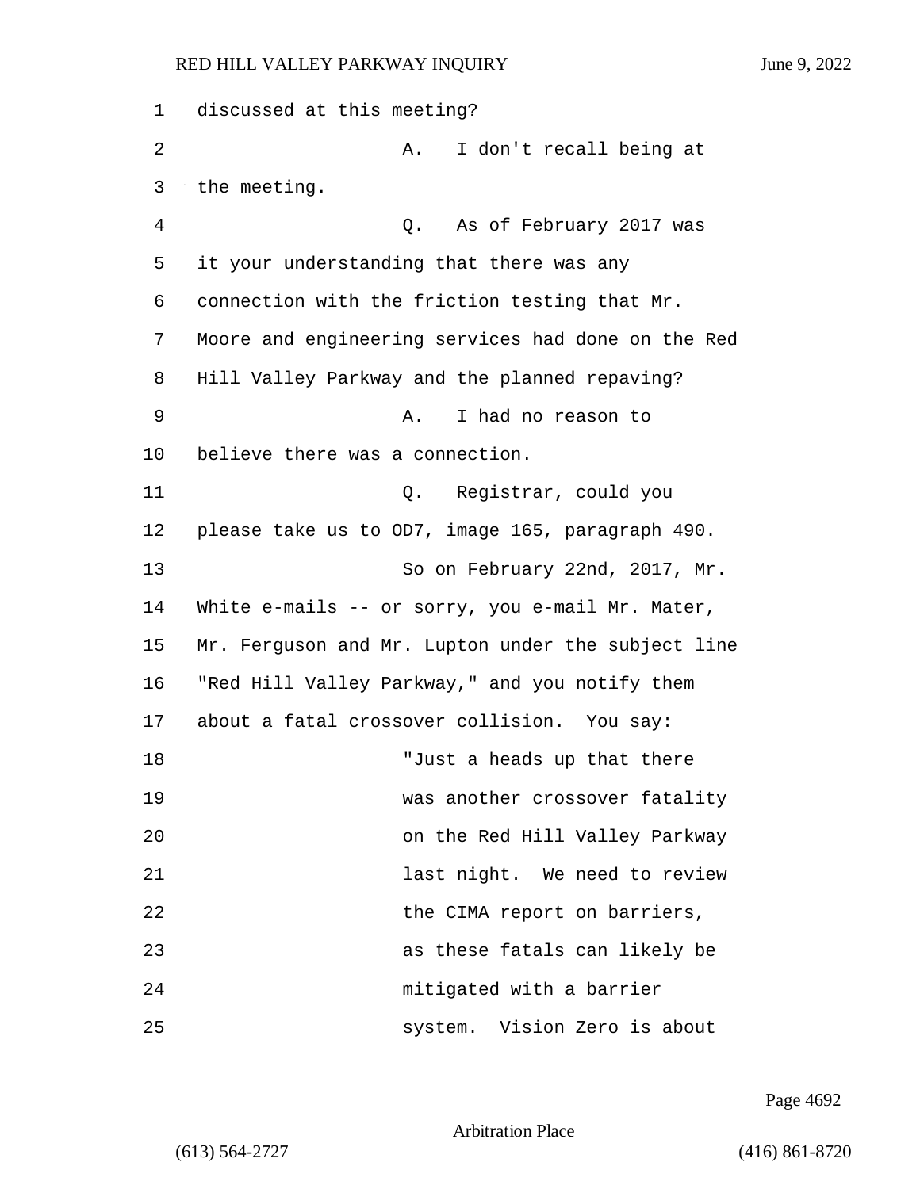discussed at this meeting?

A. I don't recall being at the meeting.

Q. As of February 2017 was it your understanding that there was any connection with the friction testing that Mr. Moore and engineering services had done on the Red Hill Valley Parkway and the planned repaving?

A. I had no reason to believe there was a connection.

Q. Registrar, could you please take us to OD7, image 165, paragraph 490.

So on February 22nd, 2017, Mr. White e-mails -- or sorry, you e-mail Mr. Mater, Mr. Ferguson and Mr. Lupton under the subject line "Red Hill Valley Parkway," and you notify them about a fatal crossover collision. You say:

> "Just a heads up that there was another crossover fatality on the Red Hill Valley Parkway last night. We need to review the CIMA report on barriers, as these fatals can likely be mitigated with a barrier system. Vision Zero is about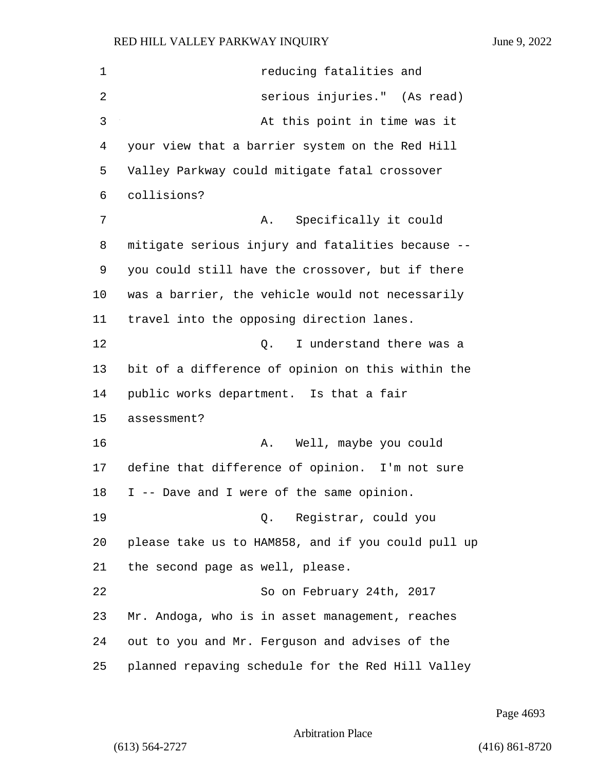reducing fatalities and serious injuries." (As read)

At this point in time was it your view that a barrier system on the Red Hill Valley Parkway could mitigate fatal crossover collisions?

A. Specifically it could mitigate serious injury and fatalities because -- you could still have the crossover, but if there was a barrier, the vehicle would not necessarily travel into the opposing direction lanes.

Q. I understand there was a bit of a difference of opinion on this within the public works department. Is that a fair assessment?

A. Well, maybe you could define that difference of opinion. I'm not sure I -- Dave and I were of the same opinion.

Q. Registrar, could you please take us to HAM858, and if you could pull up the second page as well, please.

So on February 24th, 2017 Mr. Andoga, who is in asset management, reaches out to you and Mr. Ferguson and advises of the planned repaving schedule for the Red Hill Valley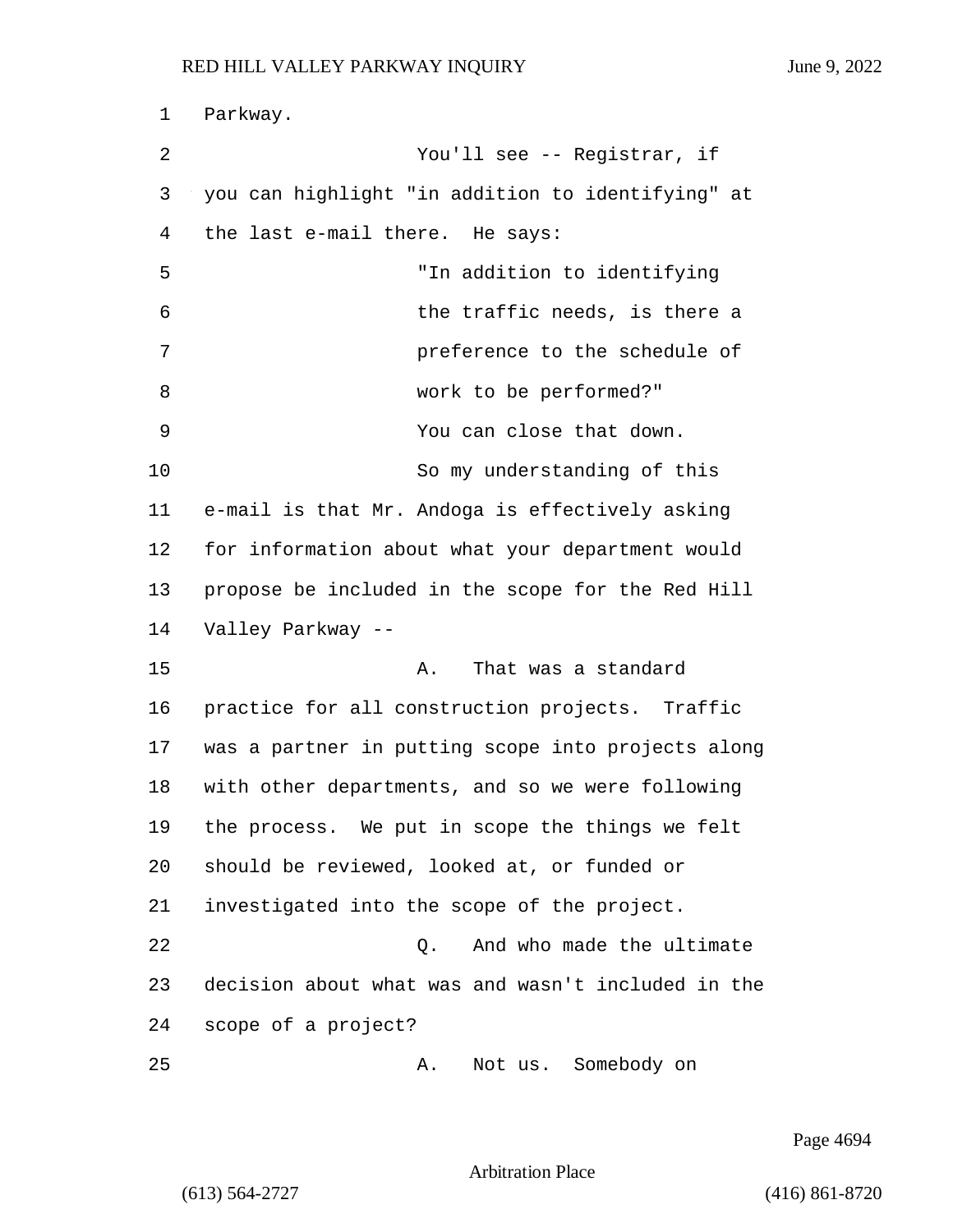Parkway.

You'll see -- Registrar, if you can highlight "in addition to identifying" at the last e-mail there. He says:

"In addition to identifying the traffic needs, is there a preference to the schedule of work to be performed?"

You can close that down.

So my understanding of this e-mail is that Mr. Andoga is effectively asking for information about what your department would propose be included in the scope for the Red Hill Valley Parkway --

A. That was a standard practice for all construction projects. Traffic was a partner in putting scope into projects along with other departments, and so we were following the process. We put in scope the things we felt should be reviewed, looked at, or funded or investigated into the scope of the project.

Q. And who made the ultimate decision about what was and wasn't included in the scope of a project?

A. Not us. Somebody on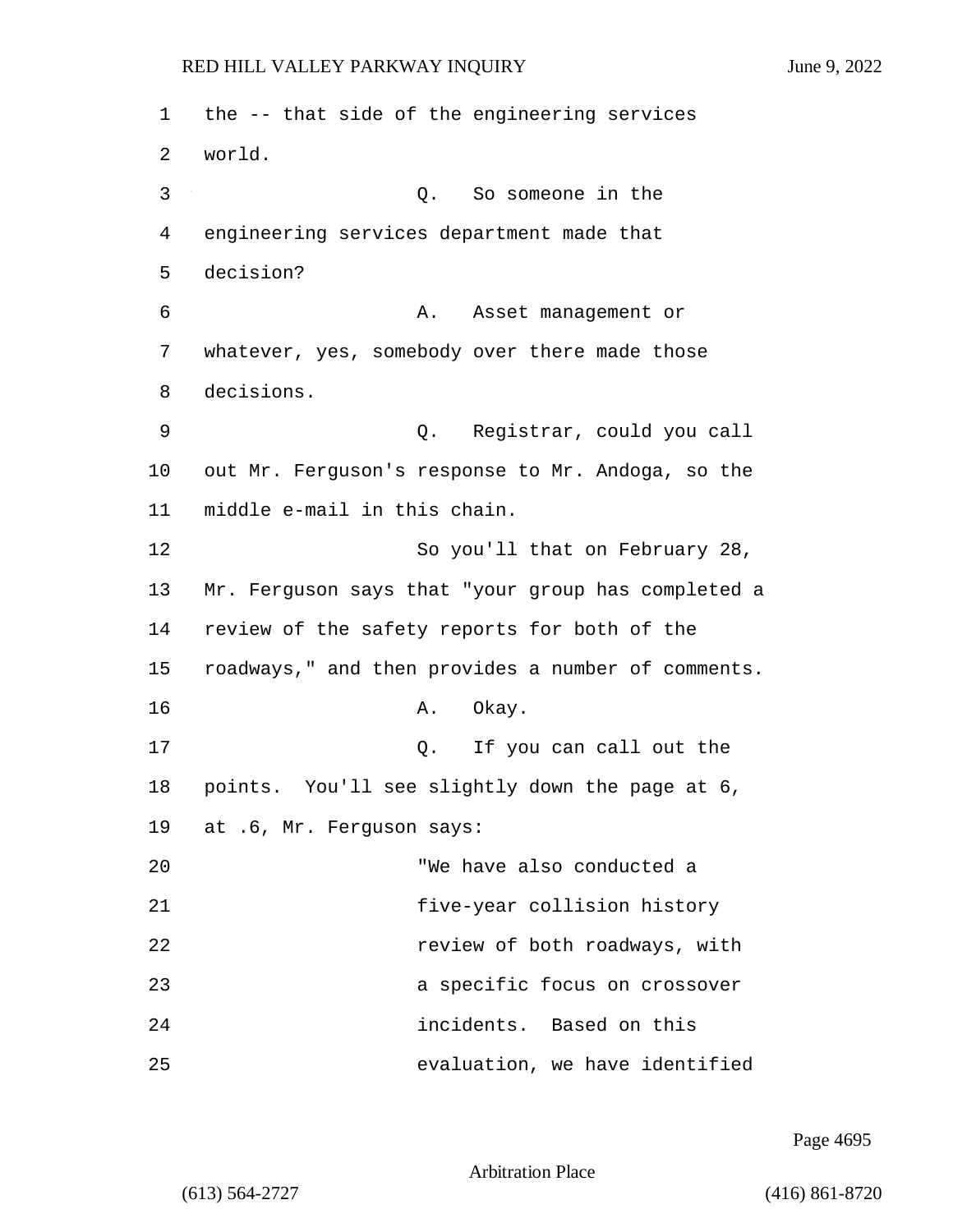the -- that side of the engineering services world.

Q. So someone in the engineering services department made that decision?

A. Asset management or whatever, yes, somebody over there made those decisions.

Q. Registrar, could you call out Mr. Ferguson's response to Mr. Andoga, so the middle e-mail in this chain.

So you'll that on February 28, Mr. Ferguson says that "your group has completed a review of the safety reports for both of the roadways," and then provides a number of comments.

A. Okay.

Q. If you can call out the points. You'll see slightly down the page at 6, at .6, Mr. Ferguson says:

"We have also conducted a five-year collision history review of both roadways, with a specific focus on crossover incidents. Based on this evaluation, we have identified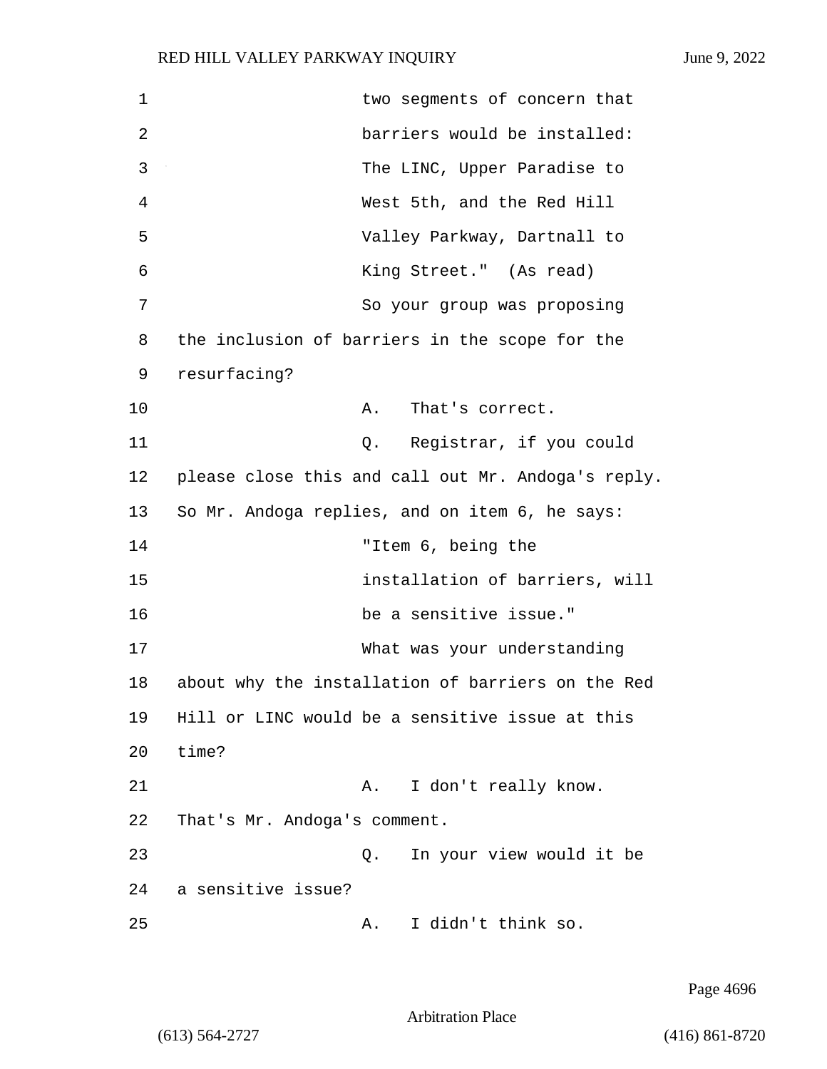two segments of concern that barriers would be installed: The LINC, Upper Paradise to West 5th, and the Red Hill Valley Parkway, Dartnall to King Street." (As read)

So your group was proposing the inclusion of barriers in the scope for the resurfacing?

A. That's correct.

Q. Registrar, if you could please close this and call out Mr. Andoga's reply. So Mr. Andoga replies, and on item 6, he says:

"Item 6, being the installation of barriers, will be a sensitive issue."

What was your understanding about why the installation of barriers on the Red Hill or LINC would be a sensitive issue at this time?

A. I don't really know. That's Mr. Andoga's comment.

Q. In your view would it be a sensitive issue?

A. I didn't think so.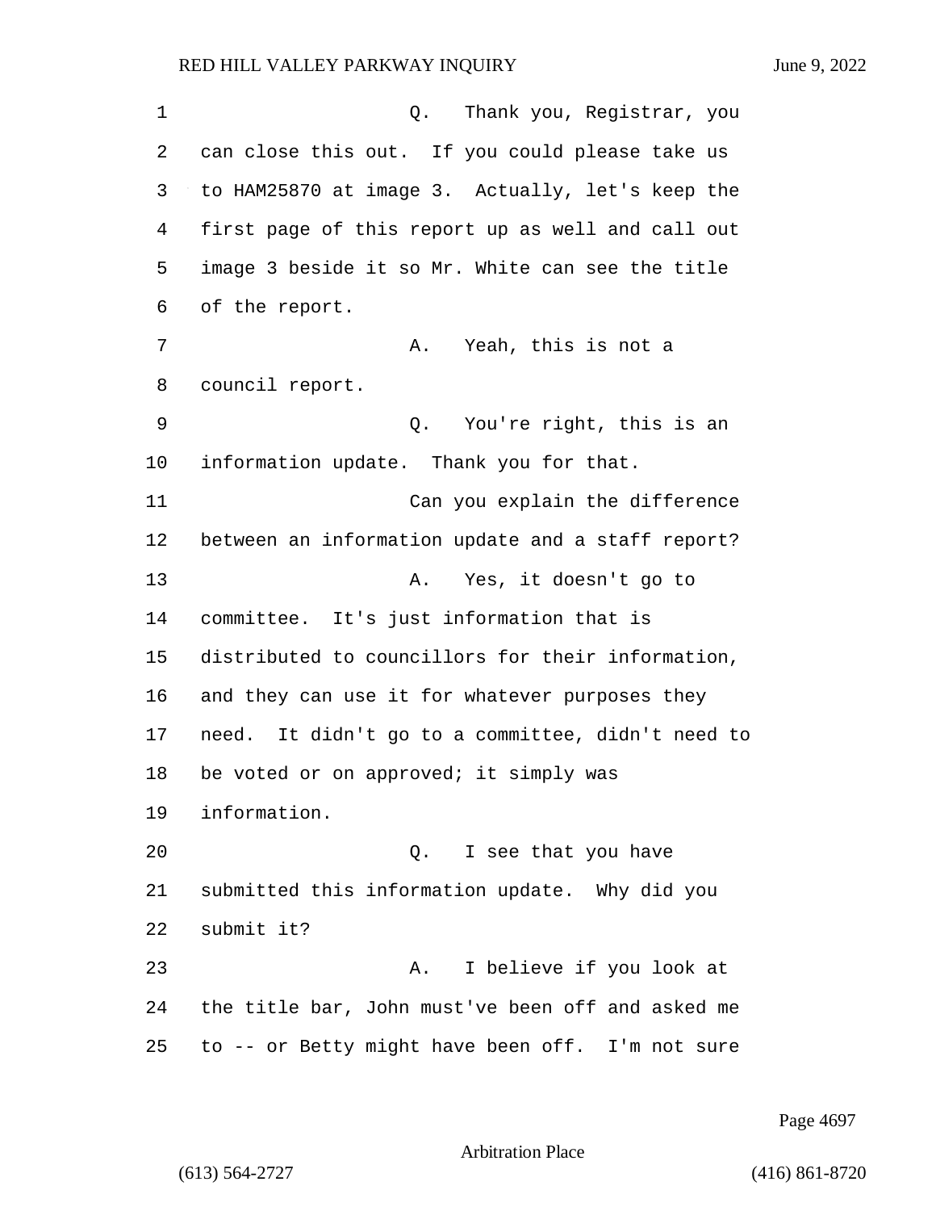Q. Thank you, Registrar, you can close this out. If you could please take us to HAM25870 at image 3. Actually, let's keep the first page of this report up as well and call out image 3 beside it so Mr. White can see the title of the report.

A. Yeah, this is not a council report.

Q. You're right, this is an information update. Thank you for that.

Can you explain the difference between an information update and a staff report?

A. Yes, it doesn't go to committee. It's just information that is distributed to councillors for their information, and they can use it for whatever purposes they need. It didn't go to a committee, didn't need to be voted or on approved; it simply was information.

Q. I see that you have submitted this information update. Why did you submit it?

A. I believe if you look at the title bar, John must've been off and asked me to -- or Betty might have been off. I'm not sure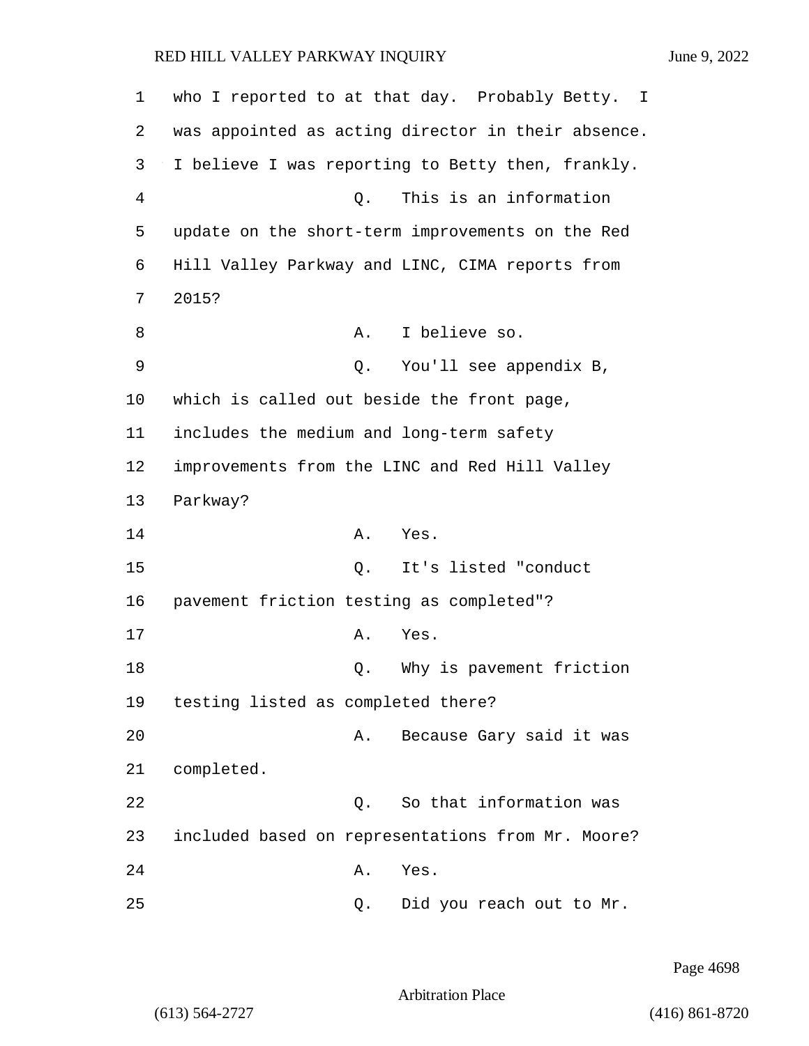1 who I reported to at that day. Probably Betty. I
2 was appointed as acting director in their absence.
3 I believe I was reporting to Betty then, frankly.
4 Q. This is an information
5 update on the short-term improvements on the Red
6 Hill Valley Parkway and LINC, CIMA reports from
7 2015?
8 A. I believe so.
9 Q. You'll see appendix B,
10 which is called out beside the front page,
11 includes the medium and long-term safety
12 improvements from the LINC and Red Hill Valley
13 Parkway?
14 A. Yes.
15 Q. It's listed "conduct
16 pavement friction testing as completed"?
17 A. Yes.
18 Q. Why is pavement friction
19 testing listed as completed there?
20 A. Because Gary said it was
21 completed.
22 Q. So that information was
23 included based on representations from Mr. Moore?
24 A. Yes.
25 Q. Did you reach out to Mr.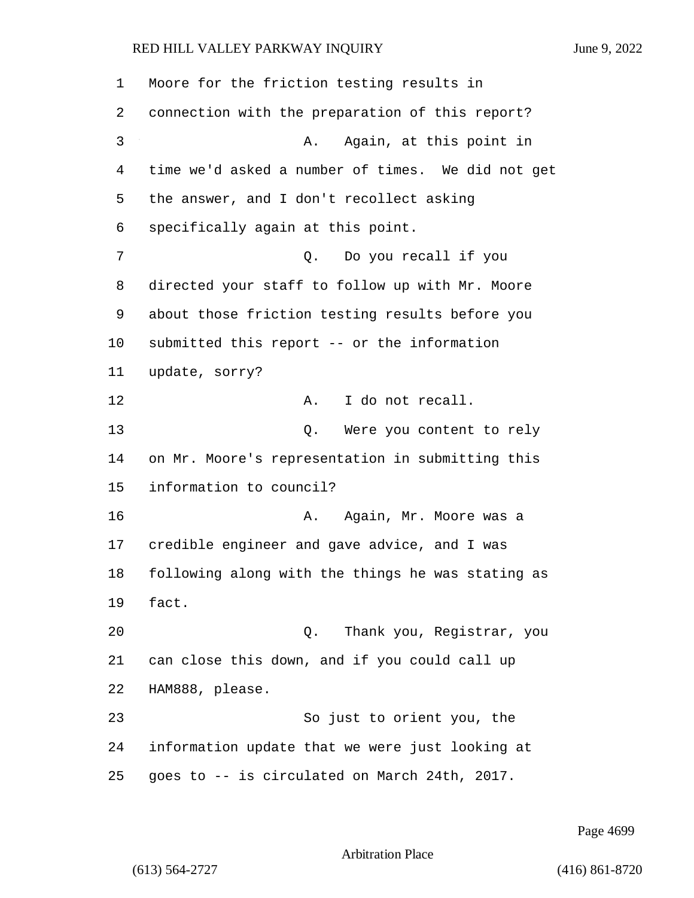Moore for the friction testing results in connection with the preparation of this report?

A. Again, at this point in time we'd asked a number of times. We did not get the answer, and I don't recollect asking specifically again at this point.

Q. Do you recall if you directed your staff to follow up with Mr. Moore about those friction testing results before you submitted this report -- or the information update, sorry?

A. I do not recall.

Q. Were you content to rely on Mr. Moore's representation in submitting this information to council?

A. Again, Mr. Moore was a credible engineer and gave advice, and I was following along with the things he was stating as fact.

Q. Thank you, Registrar, you can close this down, and if you could call up HAM888, please.

So just to orient you, the information update that we were just looking at goes to -- is circulated on March 24th, 2017.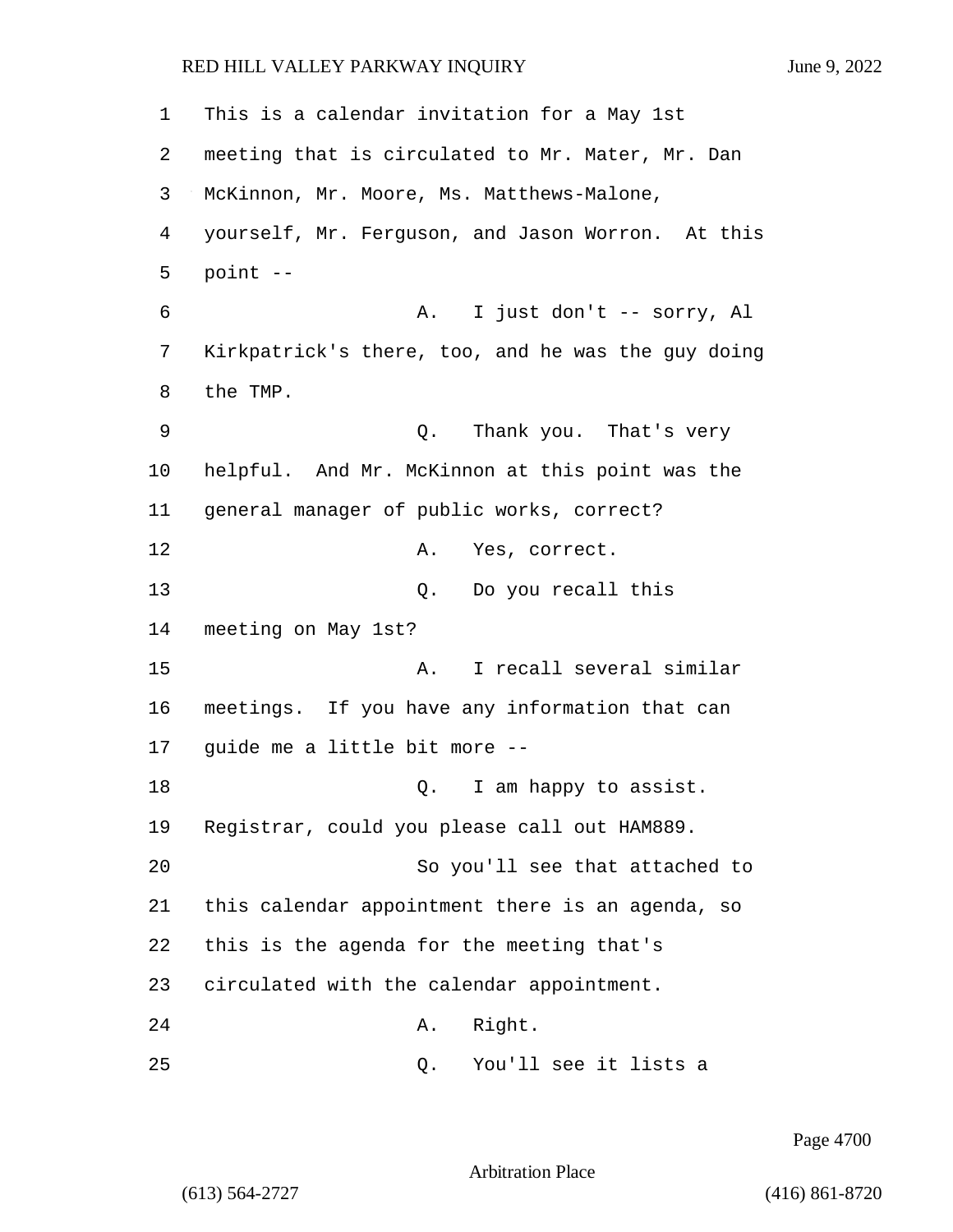This is a calendar invitation for a May 1st meeting that is circulated to Mr. Mater, Mr. Dan McKinnon, Mr. Moore, Ms. Matthews-Malone, yourself, Mr. Ferguson, and Jason Worron. At this point --

A. I just don't -- sorry, Al Kirkpatrick's there, too, and he was the guy doing the TMP.

Q. Thank you. That's very helpful. And Mr. McKinnon at this point was the general manager of public works, correct?

A. Yes, correct.

Q. Do you recall this meeting on May 1st?

A. I recall several similar meetings. If you have any information that can guide me a little bit more --

Q. I am happy to assist. Registrar, could you please call out HAM889.

So you'll see that attached to this calendar appointment there is an agenda, so this is the agenda for the meeting that's circulated with the calendar appointment.

A. Right.

Q. You'll see it lists a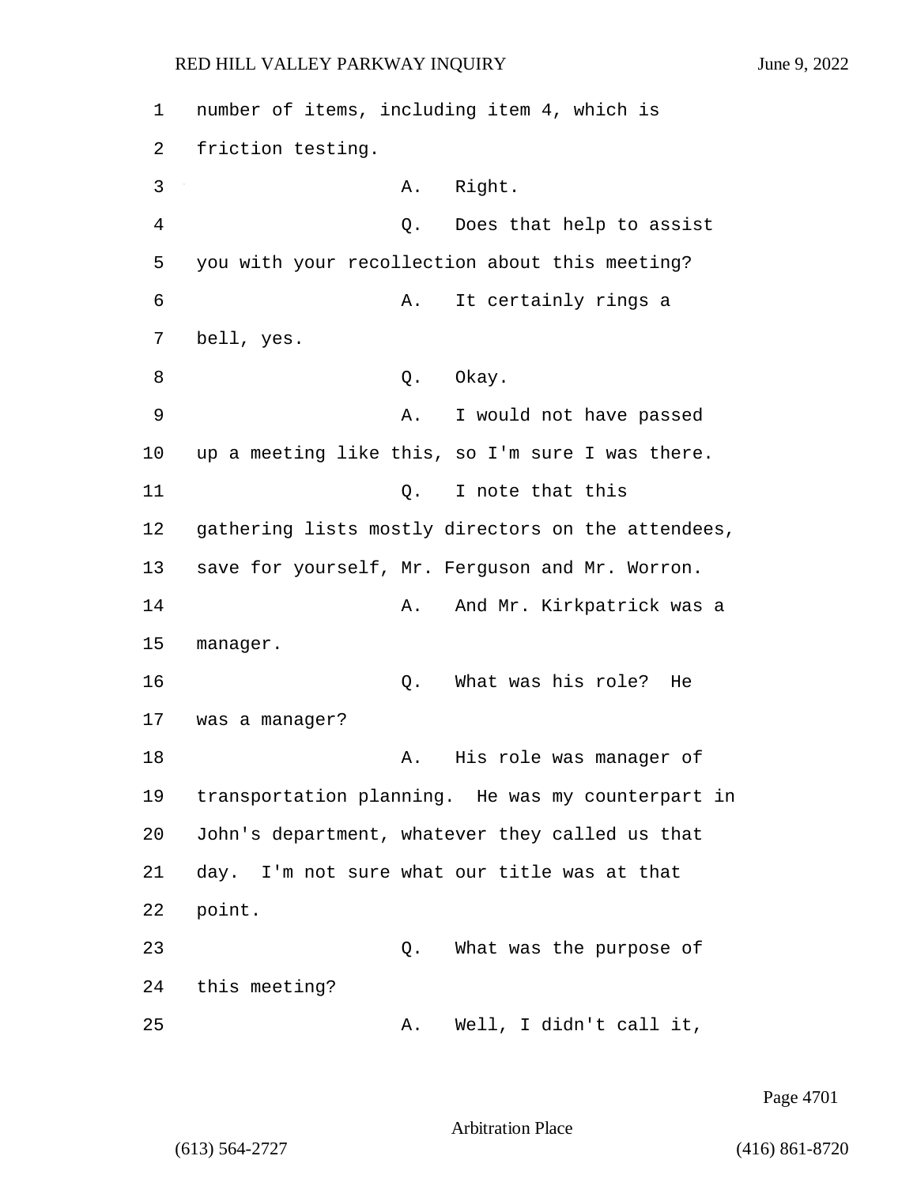1 number of items, including item 4, which is
2 friction testing.
3 A. Right.
4 Q. Does that help to assist
5 you with your recollection about this meeting?
6 A. It certainly rings a
7 bell, yes.
8 Q. Okay.
9 A. I would not have passed
10 up a meeting like this, so I'm sure I was there.
11 Q. I note that this
12 gathering lists mostly directors on the attendees,
13 save for yourself, Mr. Ferguson and Mr. Worron.
14 A. And Mr. Kirkpatrick was a
15 manager.
16 Q. What was his role? He
17 was a manager?
18 A. His role was manager of
19 transportation planning. He was my counterpart in
20 John's department, whatever they called us that
21 day. I'm not sure what our title was at that
22 point.
23 Q. What was the purpose of
24 this meeting?
25 A. Well, I didn't call it,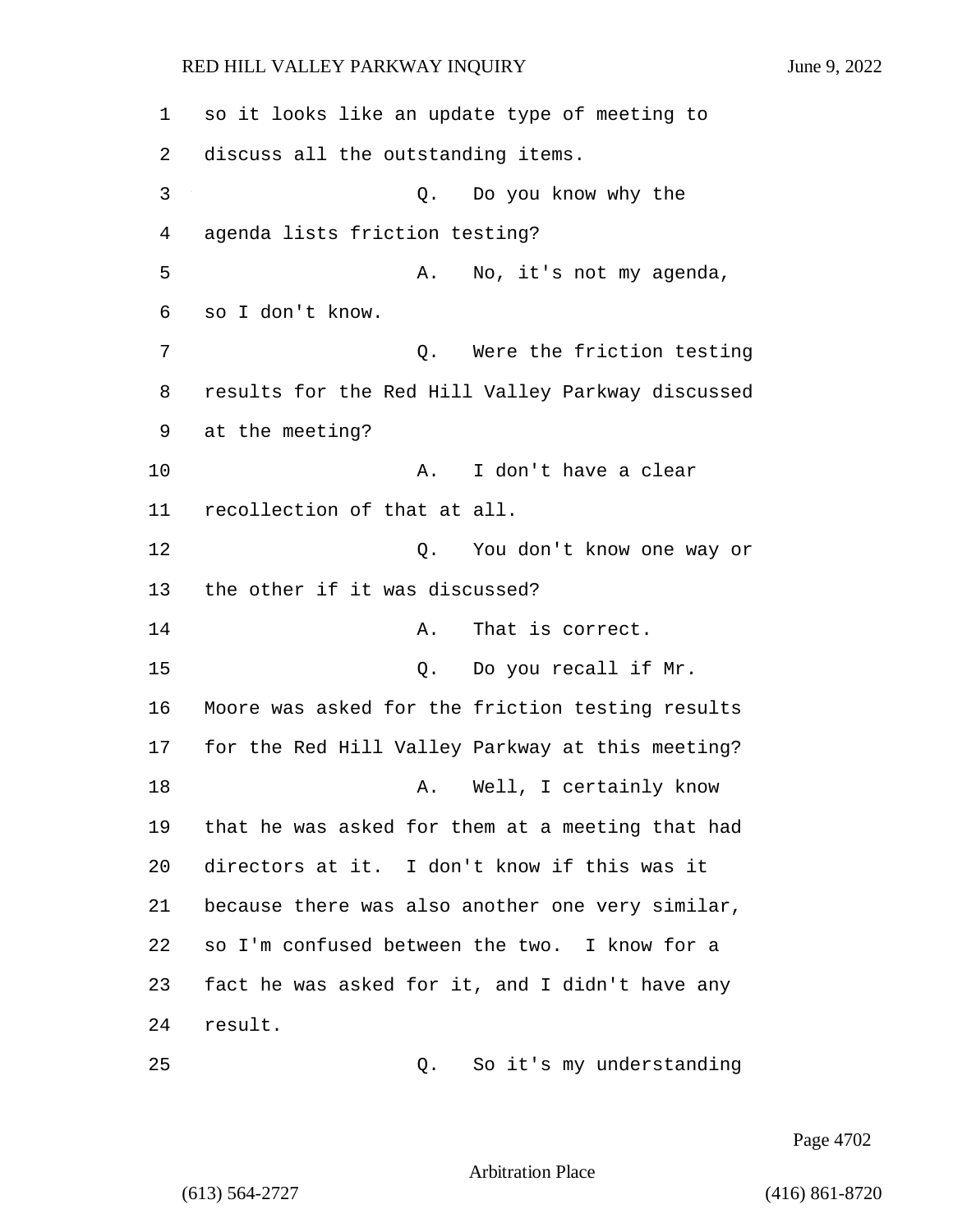so it looks like an update type of meeting to discuss all the outstanding items.

Q. Do you know why the agenda lists friction testing?

A. No, it's not my agenda, so I don't know.

Q. Were the friction testing results for the Red Hill Valley Parkway discussed at the meeting?

A. I don't have a clear recollection of that at all.

Q. You don't know one way or the other if it was discussed?

A. That is correct.

Q. Do you recall if Mr. Moore was asked for the friction testing results for the Red Hill Valley Parkway at this meeting?

A. Well, I certainly know that he was asked for them at a meeting that had directors at it. I don't know if this was it because there was also another one very similar, so I'm confused between the two. I know for a fact he was asked for it, and I didn't have any result.

Q. So it's my understanding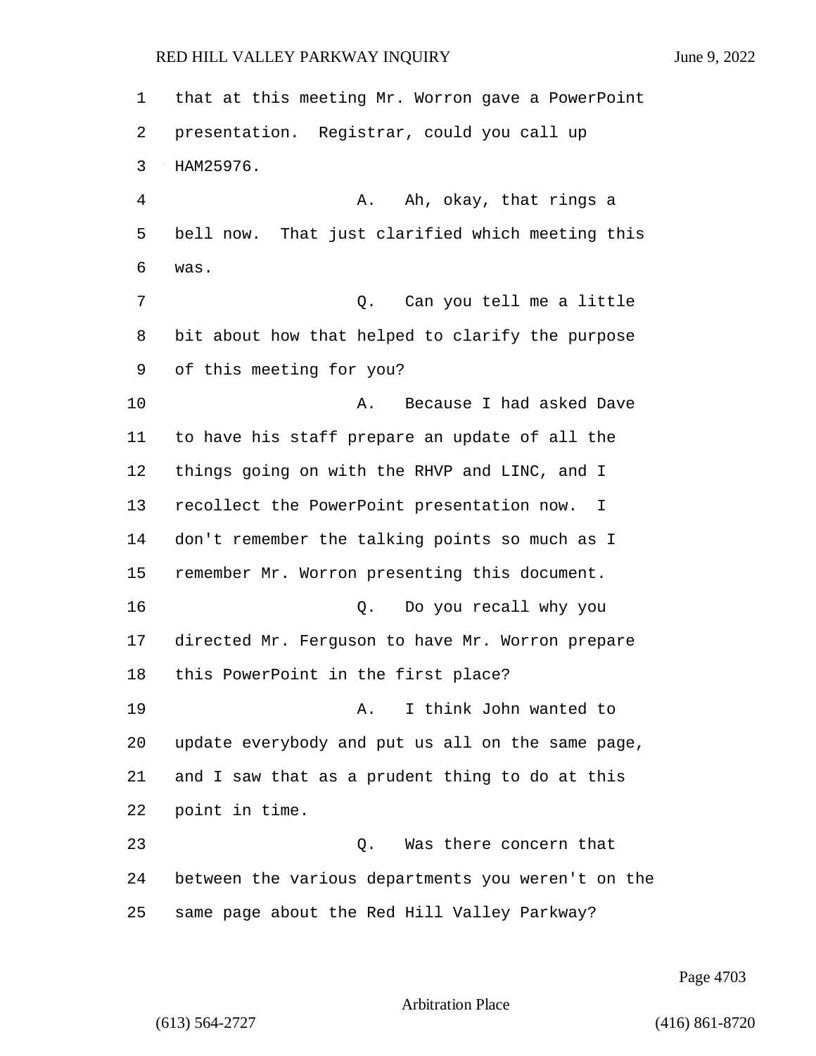that at this meeting Mr. Worron gave a PowerPoint presentation. Registrar, could you call up HAM25976.

A. Ah, okay, that rings a bell now. That just clarified which meeting this was.

Q. Can you tell me a little bit about how that helped to clarify the purpose of this meeting for you?

A. Because I had asked Dave to have his staff prepare an update of all the things going on with the RHVP and LINC, and I recollect the PowerPoint presentation now. I don't remember the talking points so much as I remember Mr. Worron presenting this document.

Q. Do you recall why you directed Mr. Ferguson to have Mr. Worron prepare this PowerPoint in the first place?

A. I think John wanted to update everybody and put us all on the same page, and I saw that as a prudent thing to do at this point in time.

Q. Was there concern that between the various departments you weren't on the same page about the Red Hill Valley Parkway?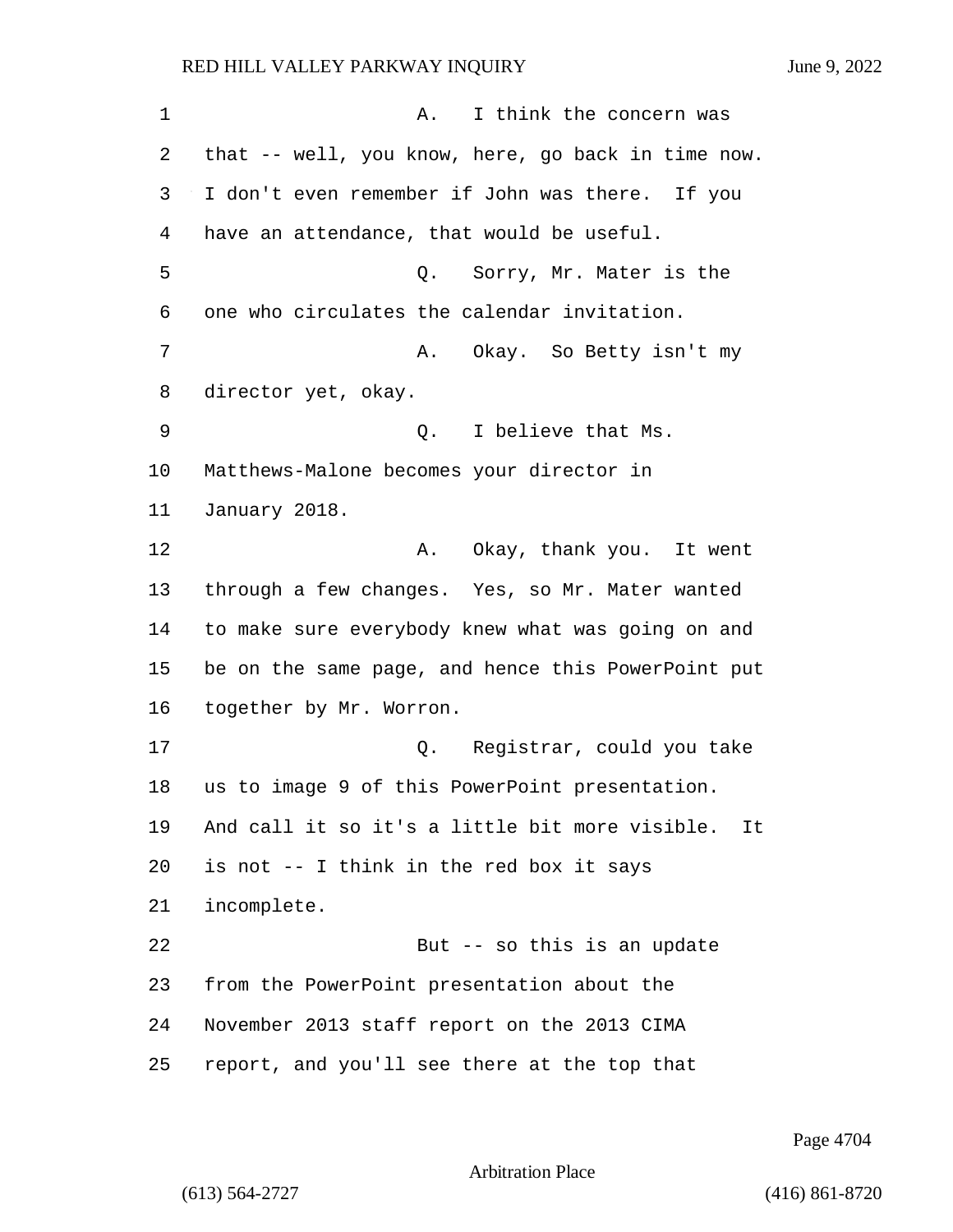A. I think the concern was that -- well, you know, here, go back in time now. I don't even remember if John was there. If you have an attendance, that would be useful.

Q. Sorry, Mr. Mater is the one who circulates the calendar invitation.

A. Okay. So Betty isn't my director yet, okay.

Q. I believe that Ms. Matthews-Malone becomes your director in January 2018.

A. Okay, thank you. It went through a few changes. Yes, so Mr. Mater wanted to make sure everybody knew what was going on and be on the same page, and hence this PowerPoint put together by Mr. Worron.

Q. Registrar, could you take us to image 9 of this PowerPoint presentation. And call it so it's a little bit more visible. It is not -- I think in the red box it says incomplete.

But -- so this is an update from the PowerPoint presentation about the November 2013 staff report on the 2013 CIMA report, and you'll see there at the top that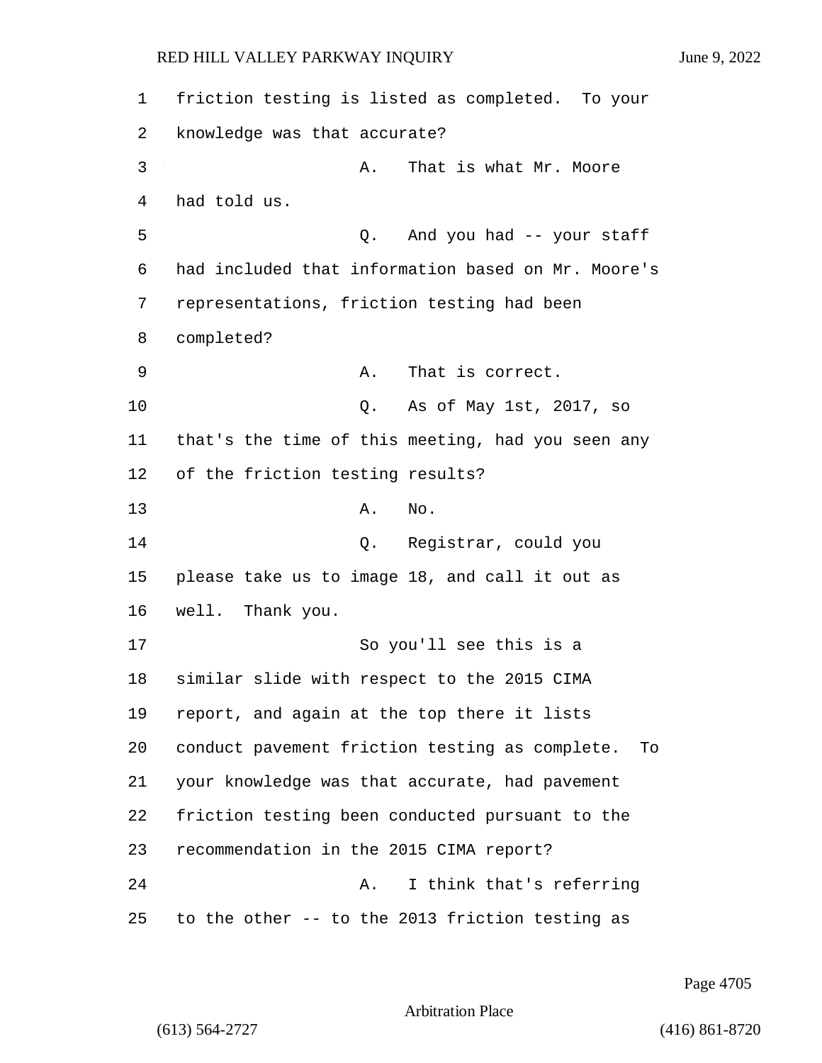friction testing is listed as completed. To your knowledge was that accurate?

A. That is what Mr. Moore had told us.

Q. And you had -- your staff had included that information based on Mr. Moore's representations, friction testing had been completed?

A. That is correct.

Q. As of May 1st, 2017, so that's the time of this meeting, had you seen any of the friction testing results?

A. No.

Q. Registrar, could you please take us to image 18, and call it out as well. Thank you.

So you'll see this is a similar slide with respect to the 2015 CIMA report, and again at the top there it lists conduct pavement friction testing as complete. To your knowledge was that accurate, had pavement friction testing been conducted pursuant to the recommendation in the 2015 CIMA report?

A. I think that's referring to the other -- to the 2013 friction testing as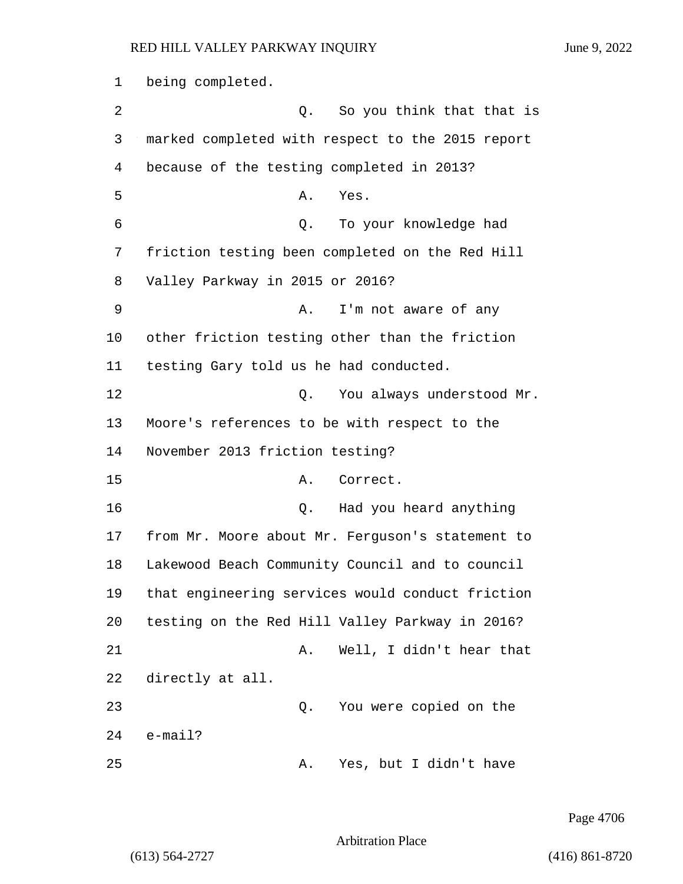being completed.

Q. So you think that that is marked completed with respect to the 2015 report because of the testing completed in 2013?

A. Yes.

Q. To your knowledge had friction testing been completed on the Red Hill Valley Parkway in 2015 or 2016?

A. I'm not aware of any other friction testing other than the friction testing Gary told us he had conducted.

Q. You always understood Mr. Moore's references to be with respect to the November 2013 friction testing?

A. Correct.

Q. Had you heard anything from Mr. Moore about Mr. Ferguson's statement to Lakewood Beach Community Council and to council that engineering services would conduct friction testing on the Red Hill Valley Parkway in 2016?

A. Well, I didn't hear that directly at all.

Q. You were copied on the e-mail?

A. Yes, but I didn't have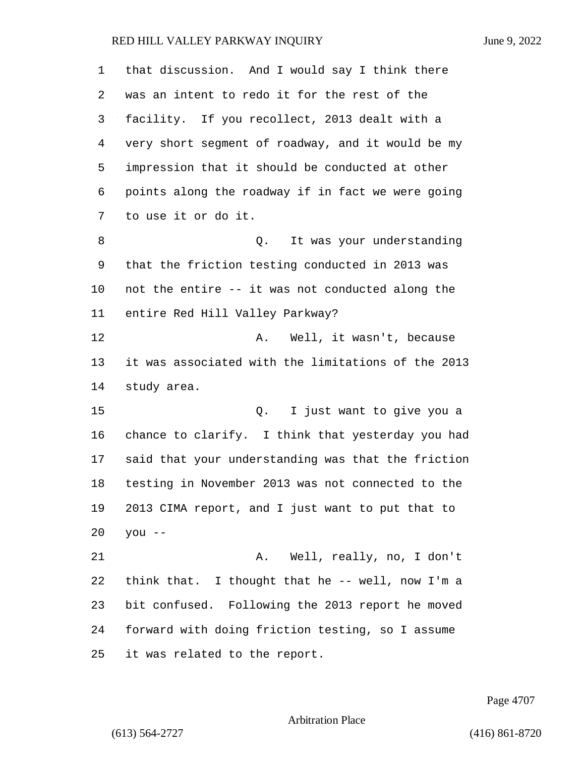that discussion. And I would say I think there was an intent to redo it for the rest of the facility. If you recollect, 2013 dealt with a very short segment of roadway, and it would be my impression that it should be conducted at other points along the roadway if in fact we were going to use it or do it.

Q. It was your understanding that the friction testing conducted in 2013 was not the entire -- it was not conducted along the entire Red Hill Valley Parkway?

A. Well, it wasn't, because it was associated with the limitations of the 2013 study area.

Q. I just want to give you a chance to clarify. I think that yesterday you had said that your understanding was that the friction testing in November 2013 was not connected to the 2013 CIMA report, and I just want to put that to you --

A. Well, really, no, I don't think that. I thought that he -- well, now I'm a bit confused. Following the 2013 report he moved forward with doing friction testing, so I assume it was related to the report.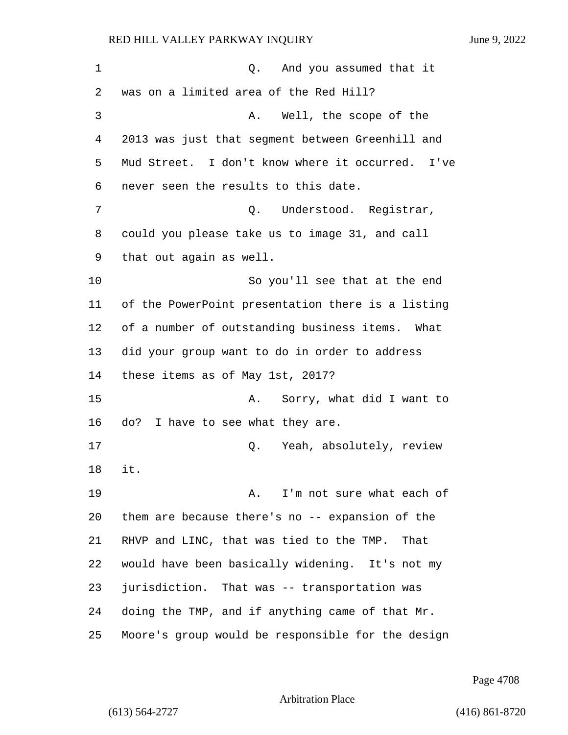Q. And you assumed that it was on a limited area of the Red Hill?

A. Well, the scope of the 2013 was just that segment between Greenhill and Mud Street. I don't know where it occurred. I've never seen the results to this date.

Q. Understood. Registrar, could you please take us to image 31, and call that out again as well.

So you'll see that at the end of the PowerPoint presentation there is a listing of a number of outstanding business items. What did your group want to do in order to address these items as of May 1st, 2017?

A. Sorry, what did I want to do? I have to see what they are.

Q. Yeah, absolutely, review it.

A. I'm not sure what each of them are because there's no -- expansion of the RHVP and LINC, that was tied to the TMP. That would have been basically widening. It's not my jurisdiction. That was -- transportation was doing the TMP, and if anything came of that Mr. Moore's group would be responsible for the design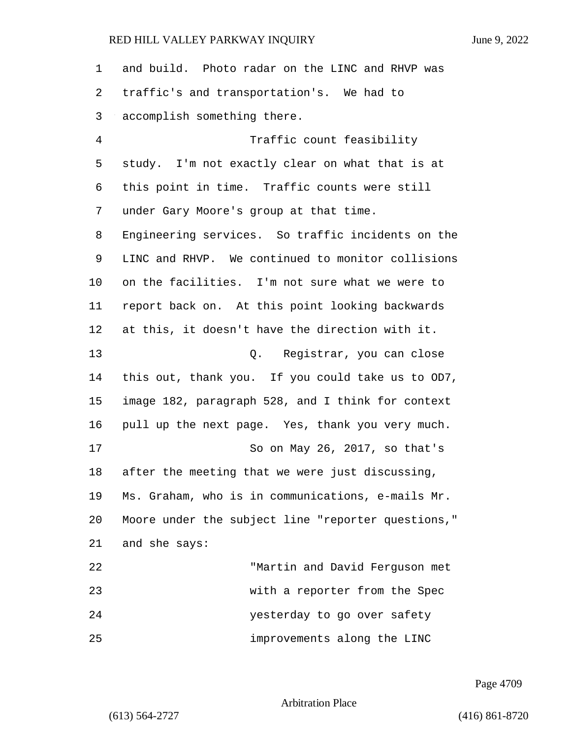and build. Photo radar on the LINC and RHVP was traffic's and transportation's. We had to accomplish something there.

Traffic count feasibility study. I'm not exactly clear on what that is at this point in time. Traffic counts were still under Gary Moore's group at that time. Engineering services. So traffic incidents on the LINC and RHVP. We continued to monitor collisions on the facilities. I'm not sure what we were to report back on. At this point looking backwards at this, it doesn't have the direction with it.

Q. Registrar, you can close this out, thank you. If you could take us to OD7, image 182, paragraph 528, and I think for context pull up the next page. Yes, thank you very much.

So on May 26, 2017, so that's after the meeting that we were just discussing, Ms. Graham, who is in communications, e-mails Mr. Moore under the subject line "reporter questions," and she says:

"Martin and David Ferguson met with a reporter from the Spec yesterday to go over safety improvements along the LINC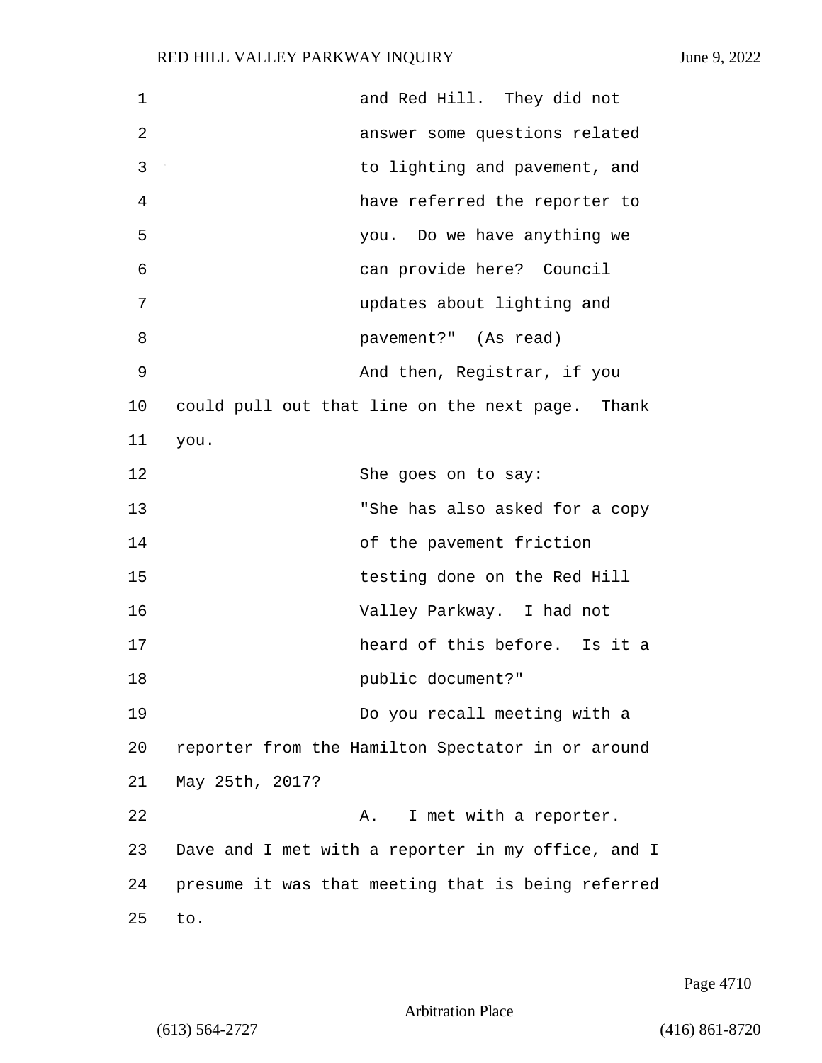and Red Hill. They did not answer some questions related to lighting and pavement, and have referred the reporter to you. Do we have anything we can provide here? Council updates about lighting and pavement?" (As read)

And then, Registrar, if you could pull out that line on the next page. Thank you.

She goes on to say:

"She has also asked for a copy of the pavement friction testing done on the Red Hill Valley Parkway. I had not heard of this before. Is it a public document?"

Do you recall meeting with a reporter from the Hamilton Spectator in or around May 25th, 2017?

A. I met with a reporter. Dave and I met with a reporter in my office, and I presume it was that meeting that is being referred to.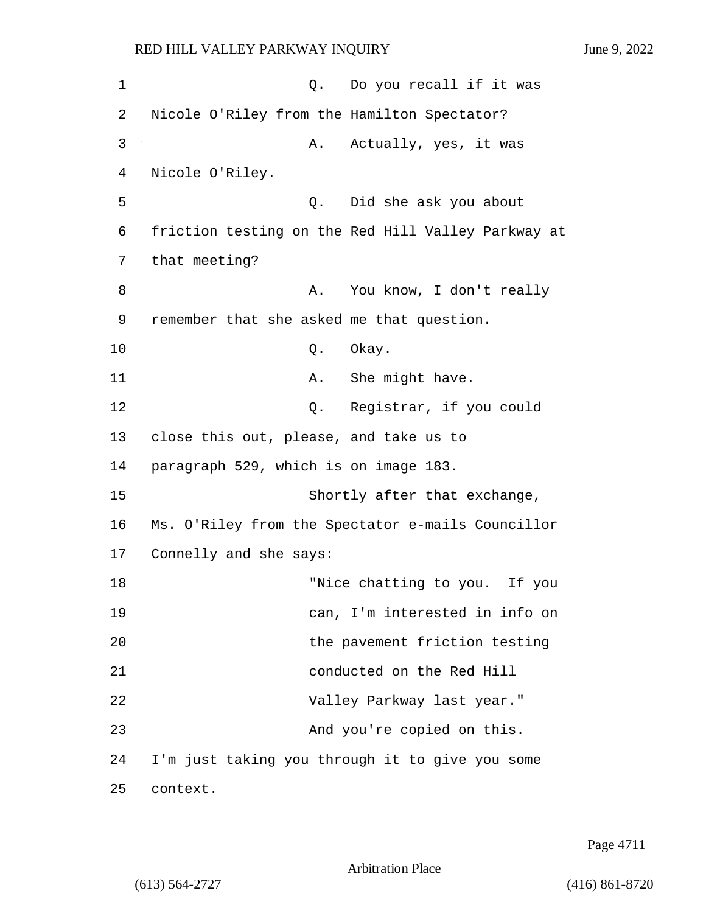Q. Do you recall if it was Nicole O'Riley from the Hamilton Spectator?

A. Actually, yes, it was Nicole O'Riley.

Q. Did she ask you about friction testing on the Red Hill Valley Parkway at that meeting?

A. You know, I don't really remember that she asked me that question.

Q. Okay.

A. She might have.

Q. Registrar, if you could close this out, please, and take us to paragraph 529, which is on image 183.

Shortly after that exchange, Ms. O'Riley from the Spectator e-mails Councillor Connelly and she says:

> "Nice chatting to you. If you can, I'm interested in info on the pavement friction testing conducted on the Red Hill Valley Parkway last year."

And you're copied on this. I'm just taking you through it to give you some context.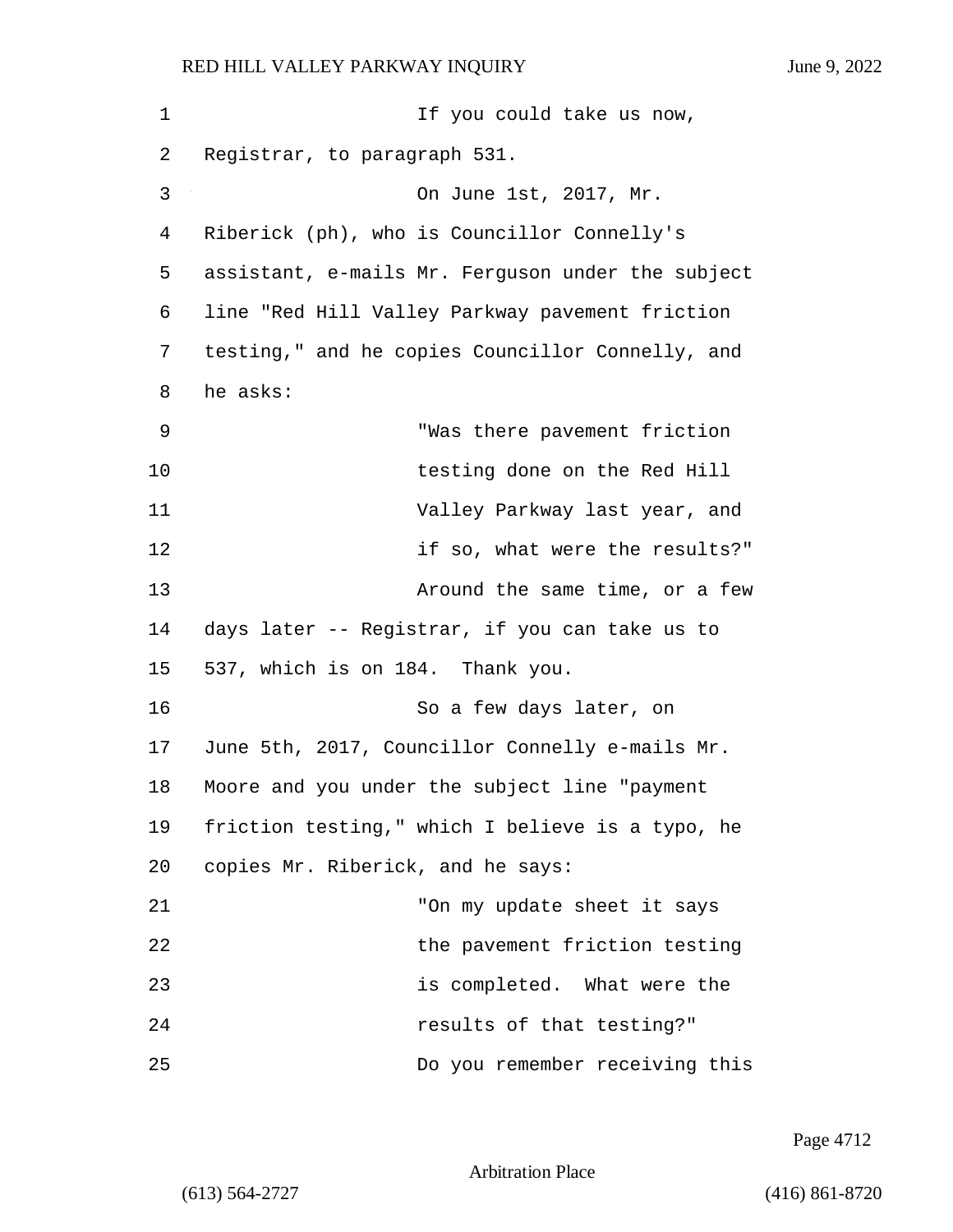If you could take us now, Registrar, to paragraph 531.

On June 1st, 2017, Mr. Riberick (ph), who is Councillor Connelly's assistant, e-mails Mr. Ferguson under the subject line "Red Hill Valley Parkway pavement friction testing," and he copies Councillor Connelly, and he asks:

> "Was there pavement friction testing done on the Red Hill Valley Parkway last year, and if so, what were the results?"

Around the same time, or a few days later -- Registrar, if you can take us to 537, which is on 184. Thank you.

So a few days later, on June 5th, 2017, Councillor Connelly e-mails Mr. Moore and you under the subject line "payment friction testing," which I believe is a typo, he copies Mr. Riberick, and he says:

> "On my update sheet it says the pavement friction testing is completed. What were the results of that testing?"

Do you remember receiving this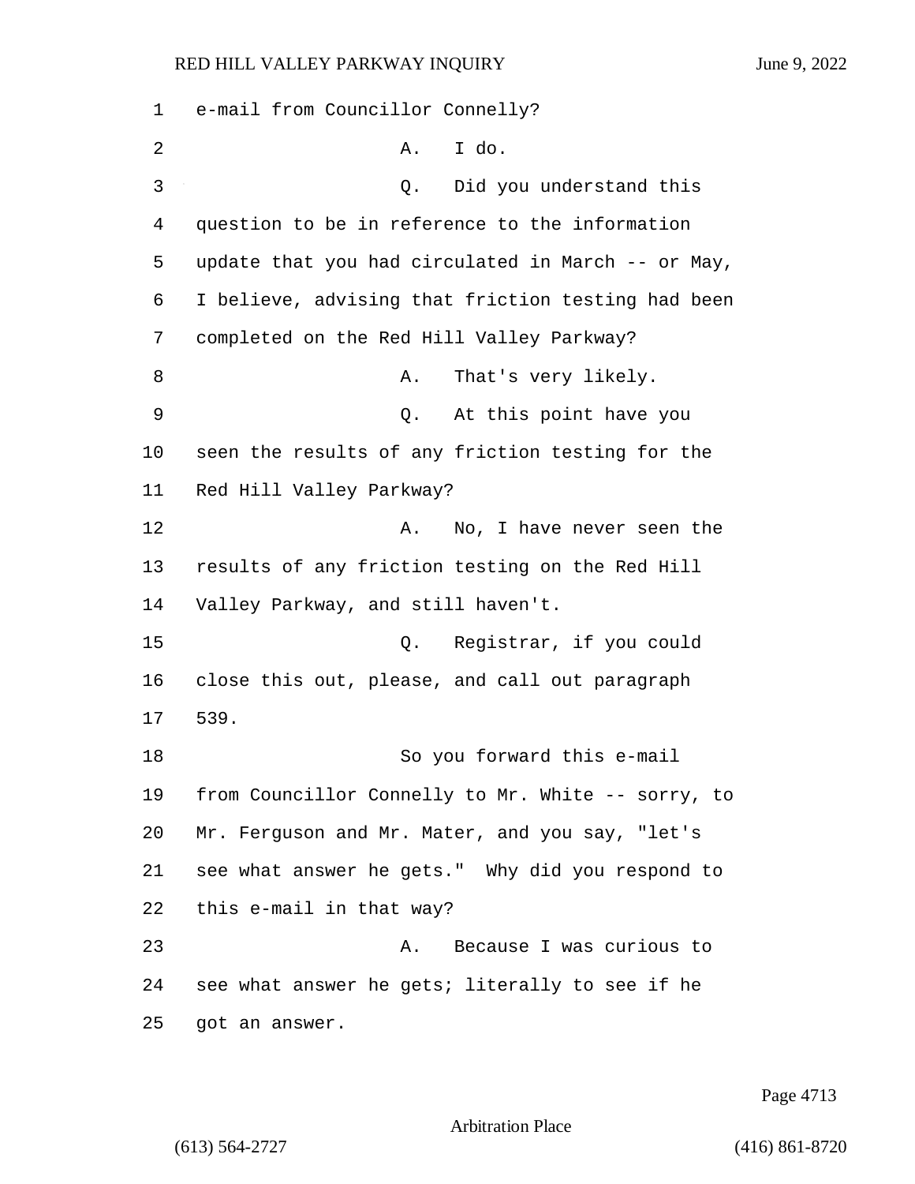e-mail from Councillor Connelly?

A. I do.

Q. Did you understand this question to be in reference to the information update that you had circulated in March -- or May, I believe, advising that friction testing had been completed on the Red Hill Valley Parkway?

A. That's very likely.

Q. At this point have you seen the results of any friction testing for the Red Hill Valley Parkway?

A. No, I have never seen the results of any friction testing on the Red Hill Valley Parkway, and still haven't.

Q. Registrar, if you could close this out, please, and call out paragraph 539.

So you forward this e-mail from Councillor Connelly to Mr. White -- sorry, to Mr. Ferguson and Mr. Mater, and you say, "let's see what answer he gets." Why did you respond to this e-mail in that way?

A. Because I was curious to see what answer he gets; literally to see if he got an answer.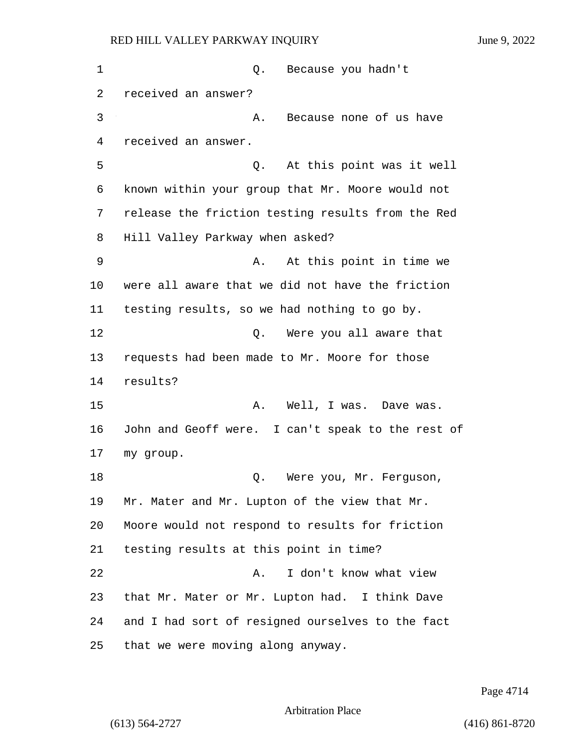Q. Because you hadn't received an answer?

A. Because none of us have received an answer.

Q. At this point was it well known within your group that Mr. Moore would not release the friction testing results from the Red Hill Valley Parkway when asked?

A. At this point in time we were all aware that we did not have the friction testing results, so we had nothing to go by.

Q. Were you all aware that requests had been made to Mr. Moore for those results?

A. Well, I was. Dave was. John and Geoff were. I can't speak to the rest of my group.

Q. Were you, Mr. Ferguson, Mr. Mater and Mr. Lupton of the view that Mr. Moore would not respond to results for friction testing results at this point in time?

A. I don't know what view that Mr. Mater or Mr. Lupton had. I think Dave and I had sort of resigned ourselves to the fact that we were moving along anyway.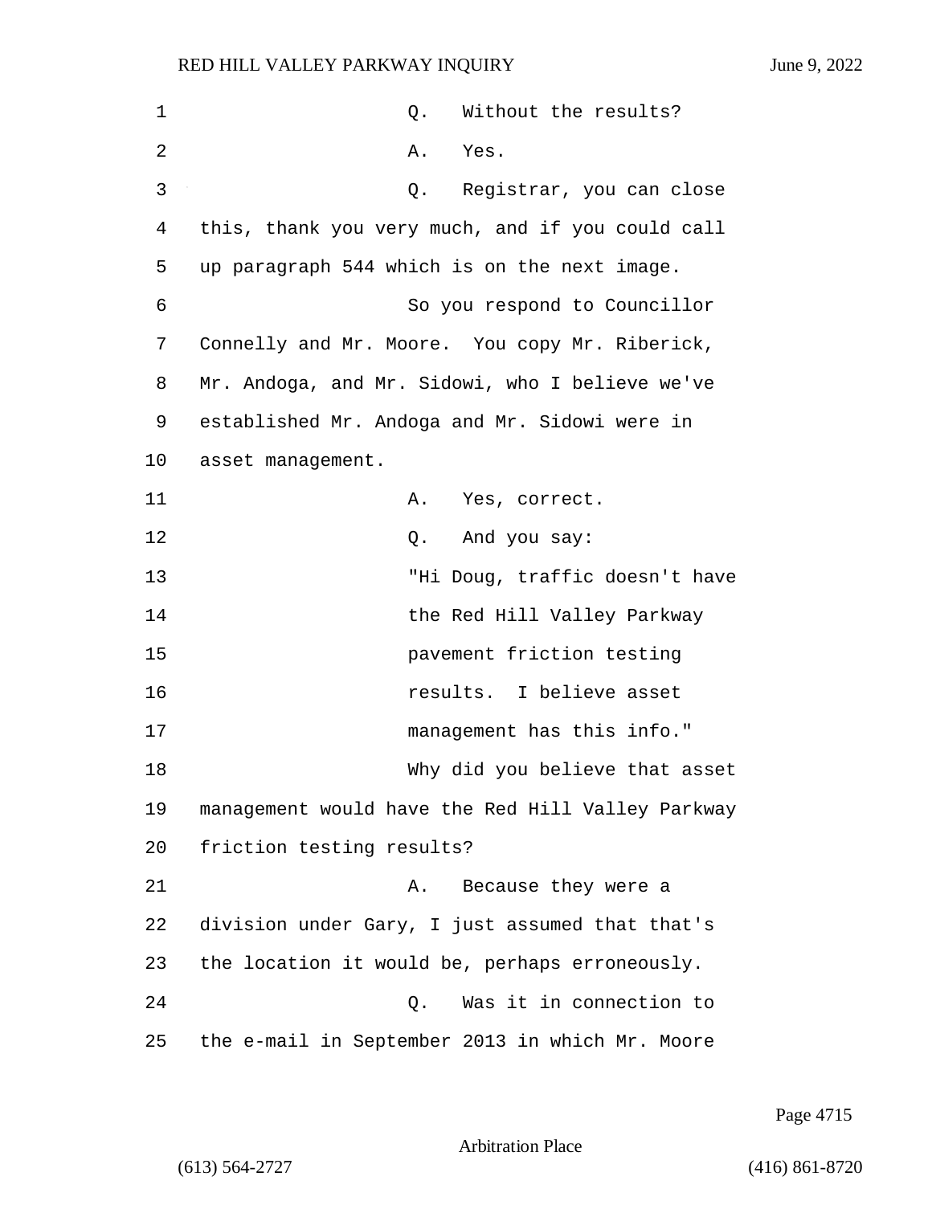Q. Without the results?

A. Yes.

Q. Registrar, you can close this, thank you very much, and if you could call up paragraph 544 which is on the next image.

So you respond to Councillor Connelly and Mr. Moore. You copy Mr. Riberick, Mr. Andoga, and Mr. Sidowi, who I believe we've established Mr. Andoga and Mr. Sidowi were in asset management.

A. Yes, correct.

Q. And you say:

"Hi Doug, traffic doesn't have the Red Hill Valley Parkway pavement friction testing results. I believe asset management has this info."

Why did you believe that asset management would have the Red Hill Valley Parkway friction testing results?

A. Because they were a division under Gary, I just assumed that that's the location it would be, perhaps erroneously.

Q. Was it in connection to the e-mail in September 2013 in which Mr. Moore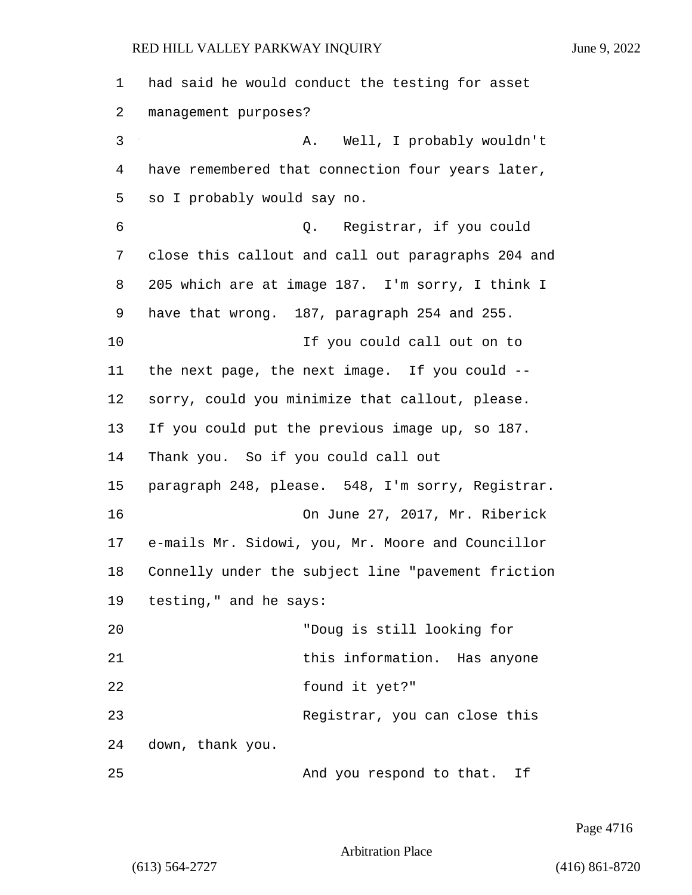had said he would conduct the testing for asset management purposes?

A. Well, I probably wouldn't have remembered that connection four years later, so I probably would say no.

Q. Registrar, if you could close this callout and call out paragraphs 204 and 205 which are at image 187. I'm sorry, I think I have that wrong. 187, paragraph 254 and 255.

If you could call out on to the next page, the next image. If you could -- sorry, could you minimize that callout, please. If you could put the previous image up, so 187. Thank you. So if you could call out paragraph 248, please. 548, I'm sorry, Registrar.

On June 27, 2017, Mr. Riberick e-mails Mr. Sidowi, you, Mr. Moore and Councillor Connelly under the subject line "pavement friction testing," and he says:

"Doug is still looking for this information. Has anyone found it yet?"

Registrar, you can close this down, thank you.

And you respond to that. If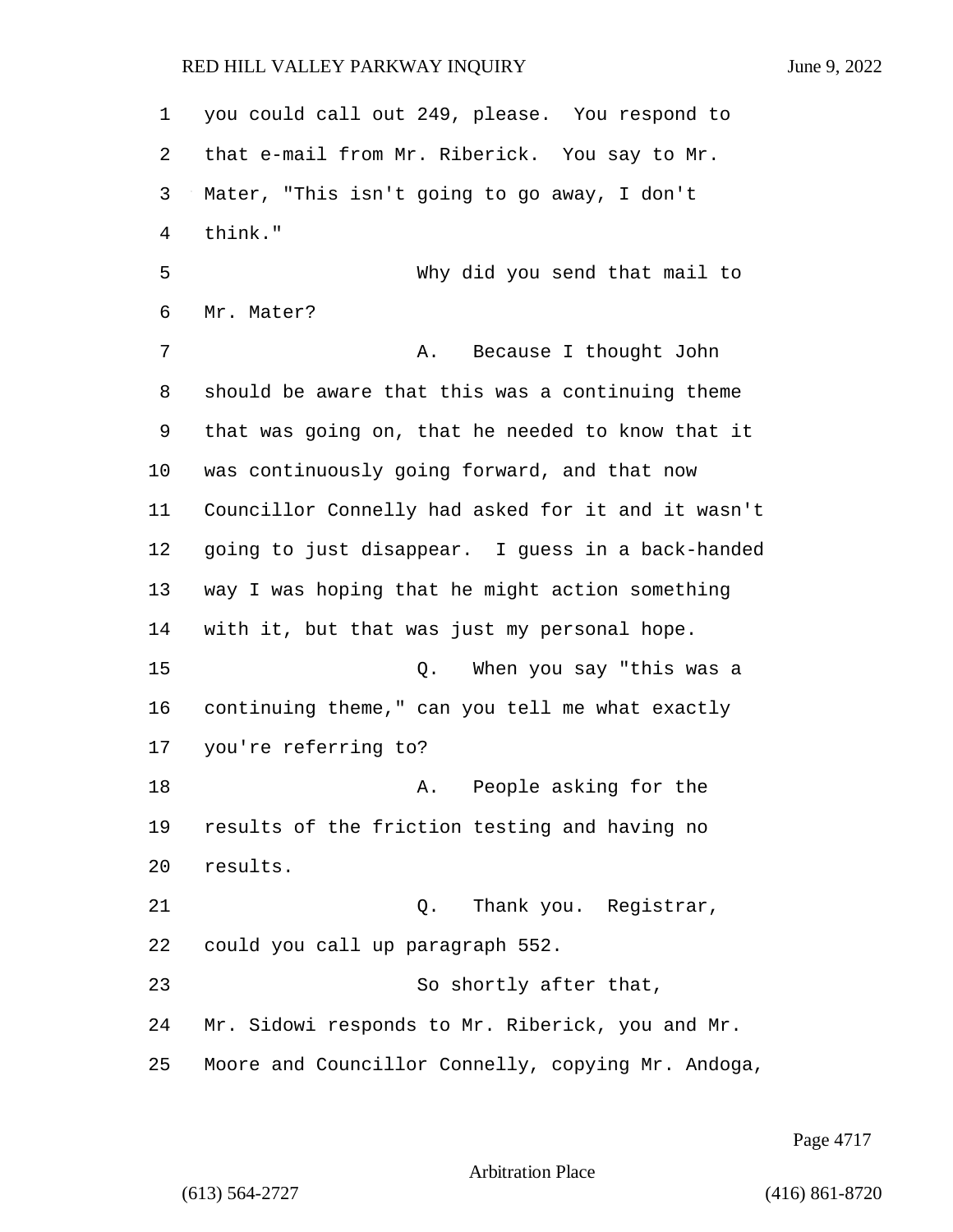you could call out 249, please. You respond to that e-mail from Mr. Riberick. You say to Mr. Mater, "This isn't going to go away, I don't think."

Why did you send that mail to Mr. Mater?

A. Because I thought John should be aware that this was a continuing theme that was going on, that he needed to know that it was continuously going forward, and that now Councillor Connelly had asked for it and it wasn't going to just disappear. I guess in a back-handed way I was hoping that he might action something with it, but that was just my personal hope.

Q. When you say "this was a continuing theme," can you tell me what exactly you're referring to?

A. People asking for the results of the friction testing and having no results.

Q. Thank you. Registrar, could you call up paragraph 552.

So shortly after that, Mr. Sidowi responds to Mr. Riberick, you and Mr. Moore and Councillor Connelly, copying Mr. Andoga,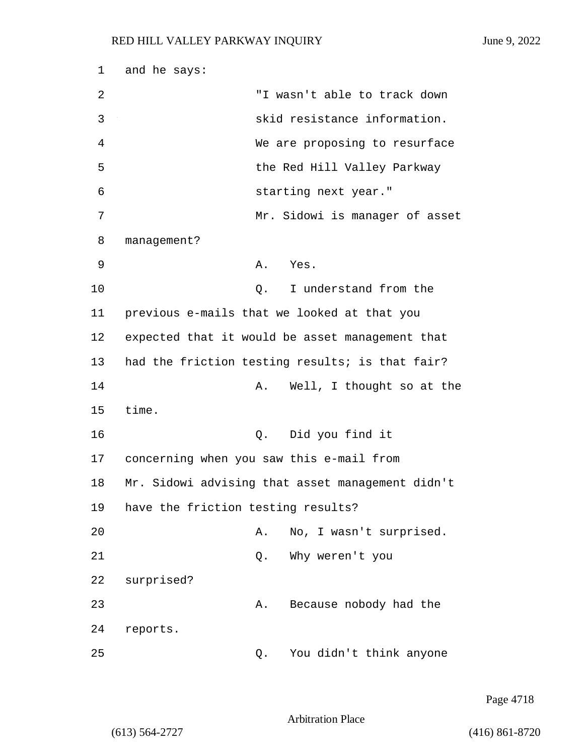and he says:

"I wasn't able to track down skid resistance information. We are proposing to resurface the Red Hill Valley Parkway starting next year."

Mr. Sidowi is manager of asset management?

A. Yes.

Q. I understand from the previous e-mails that we looked at that you expected that it would be asset management that had the friction testing results; is that fair?

A. Well, I thought so at the time.

Q. Did you find it concerning when you saw this e-mail from Mr. Sidowi advising that asset management didn't have the friction testing results?

A. No, I wasn't surprised.

Q. Why weren't you surprised?

A. Because nobody had the reports.

Q. You didn't think anyone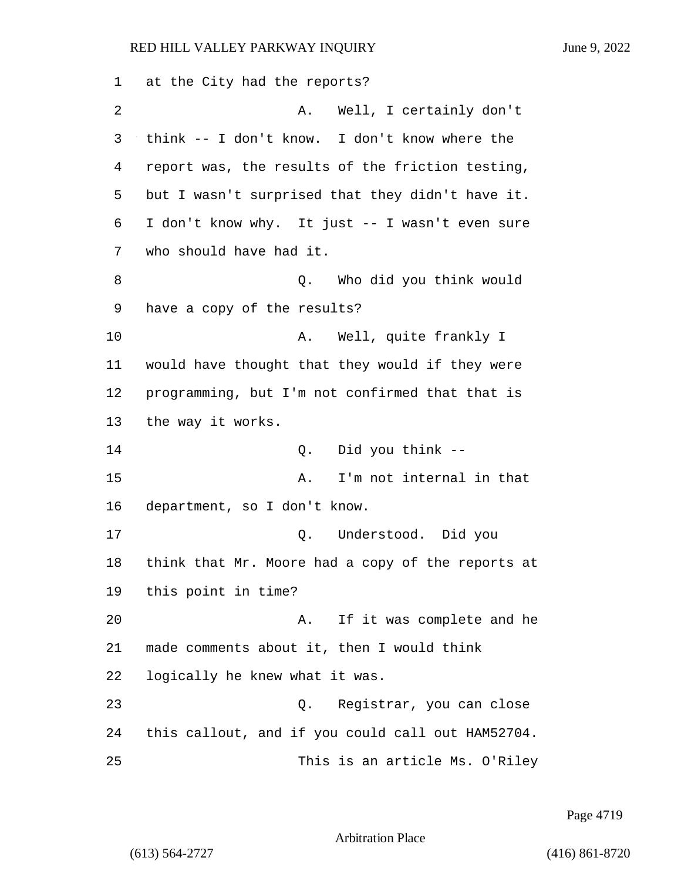at the City had the reports?

A. Well, I certainly don't think -- I don't know. I don't know where the report was, the results of the friction testing, but I wasn't surprised that they didn't have it. I don't know why. It just -- I wasn't even sure who should have had it.

Q. Who did you think would have a copy of the results?

A. Well, quite frankly I would have thought that they would if they were programming, but I'm not confirmed that that is the way it works.

Q. Did you think --

A. I'm not internal in that department, so I don't know.

Q. Understood. Did you think that Mr. Moore had a copy of the reports at this point in time?

A. If it was complete and he made comments about it, then I would think logically he knew what it was.

Q. Registrar, you can close this callout, and if you could call out HAM52704.

This is an article Ms. O'Riley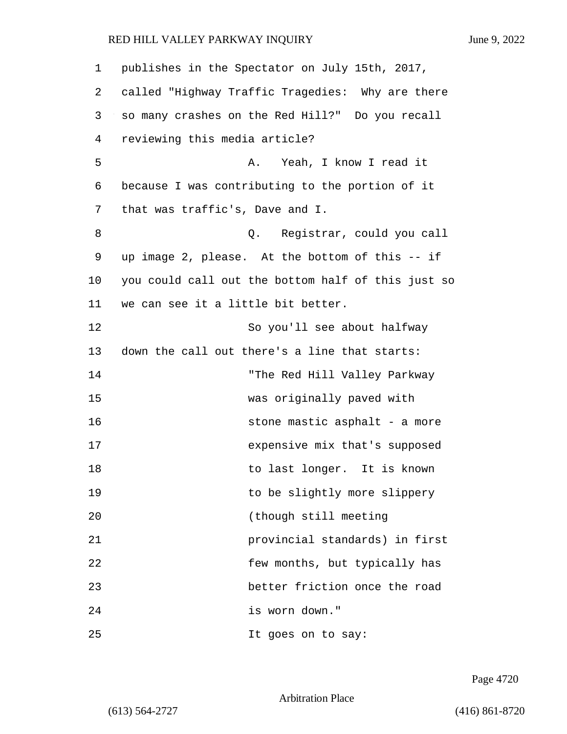publishes in the Spectator on July 15th, 2017, called "Highway Traffic Tragedies: Why are there so many crashes on the Red Hill?" Do you recall reviewing this media article?

A. Yeah, I know I read it because I was contributing to the portion of it that was traffic's, Dave and I.

Q. Registrar, could you call up image 2, please. At the bottom of this -- if you could call out the bottom half of this just so we can see it a little bit better.

So you'll see about halfway down the call out there's a line that starts:

"The Red Hill Valley Parkway was originally paved with stone mastic asphalt - a more expensive mix that's supposed to last longer. It is known to be slightly more slippery (though still meeting provincial standards) in first few months, but typically has better friction once the road is worn down."

It goes on to say: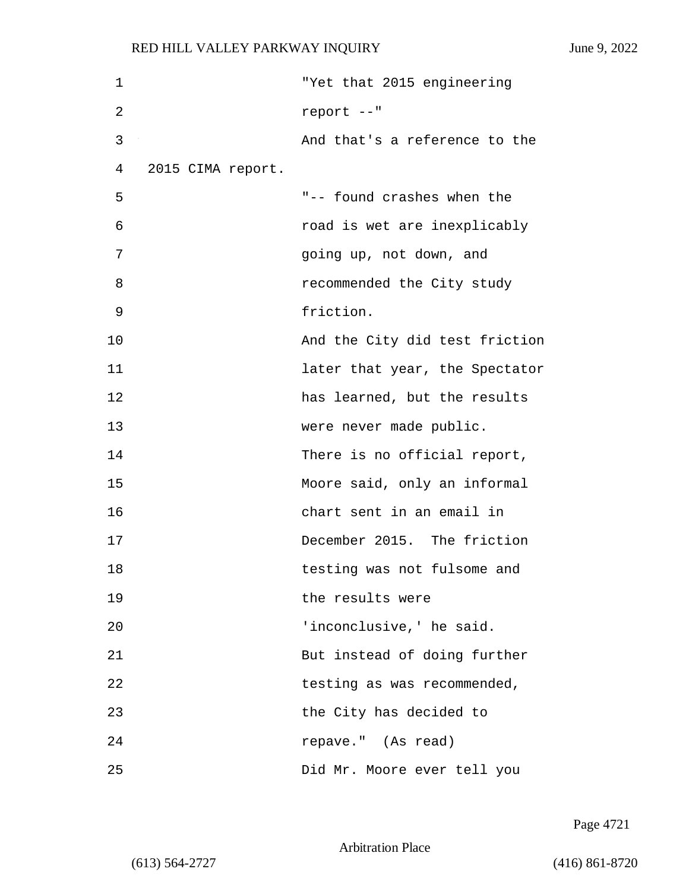"Yet that 2015 engineering report --"

And that's a reference to the 2015 CIMA report.

"-- found crashes when the road is wet are inexplicably going up, not down, and recommended the City study friction.

And the City did test friction later that year, the Spectator has learned, but the results were never made public.

There is no official report, Moore said, only an informal chart sent in an email in December 2015. The friction testing was not fulsome and the results were 'inconclusive,' he said.

But instead of doing further testing as was recommended, the City has decided to repave." (As read)

Did Mr. Moore ever tell you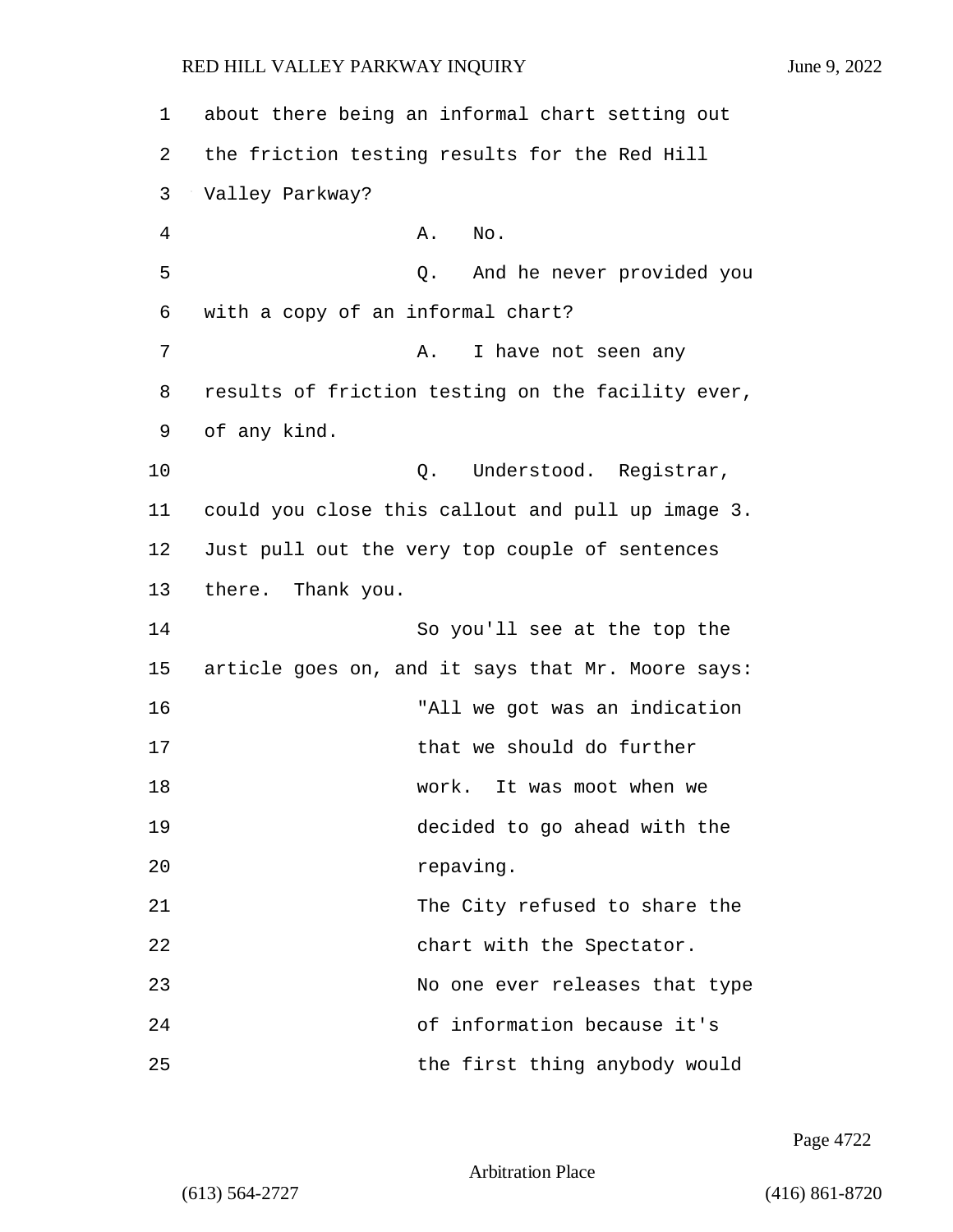about there being an informal chart setting out the friction testing results for the Red Hill Valley Parkway?

A. No.

Q. And he never provided you with a copy of an informal chart?

A. I have not seen any results of friction testing on the facility ever, of any kind.

Q. Understood. Registrar, could you close this callout and pull up image 3. Just pull out the very top couple of sentences there. Thank you.

So you'll see at the top the article goes on, and it says that Mr. Moore says:

> "All we got was an indication that we should do further work. It was moot when we decided to go ahead with the repaving.
>
> The City refused to share the chart with the Spectator.
>
> No one ever releases that type of information because it's the first thing anybody would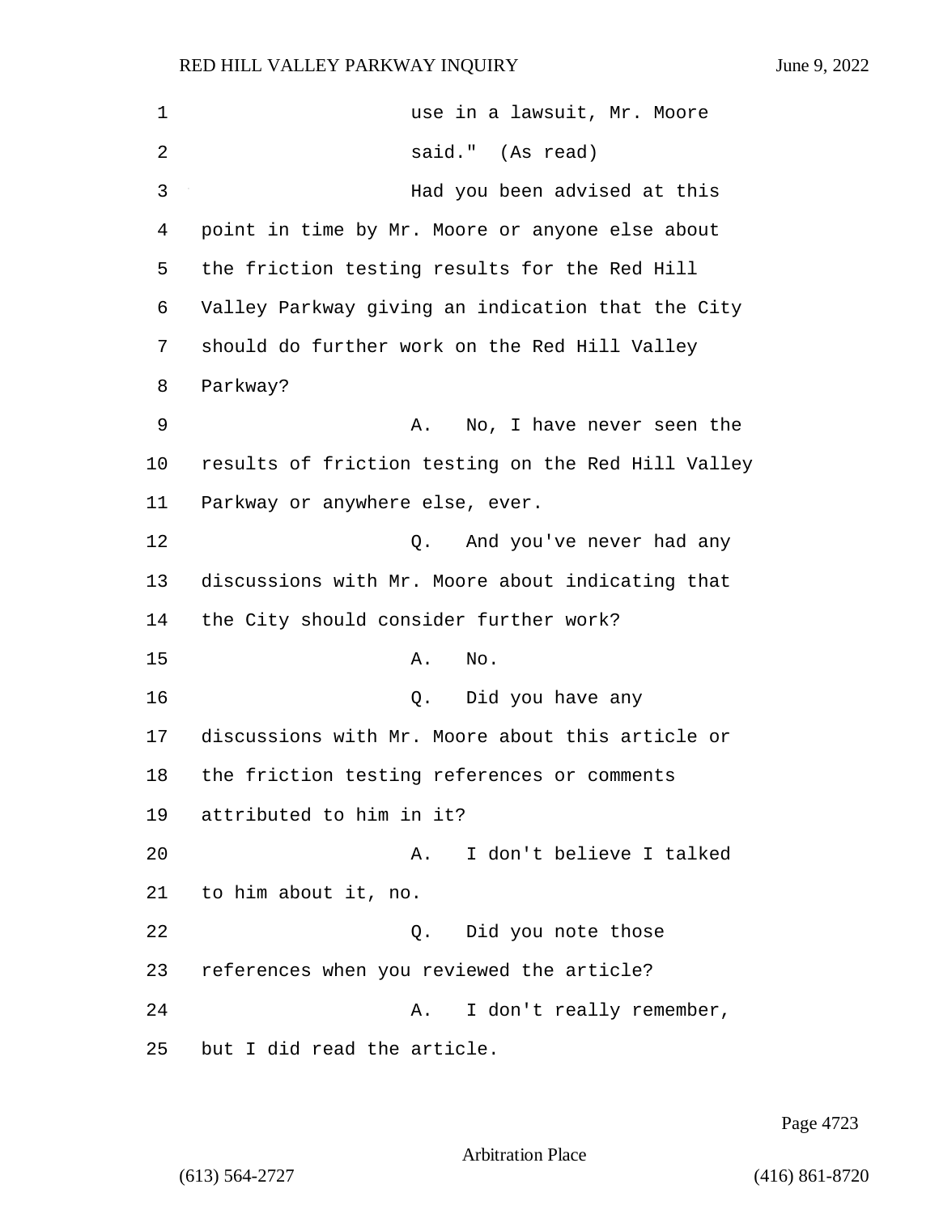use in a lawsuit, Mr. Moore said." (As read)

Had you been advised at this point in time by Mr. Moore or anyone else about the friction testing results for the Red Hill Valley Parkway giving an indication that the City should do further work on the Red Hill Valley Parkway?

A. No, I have never seen the results of friction testing on the Red Hill Valley Parkway or anywhere else, ever.

Q. And you've never had any discussions with Mr. Moore about indicating that the City should consider further work?

A. No.

Q. Did you have any discussions with Mr. Moore about this article or the friction testing references or comments attributed to him in it?

A. I don't believe I talked to him about it, no.

Q. Did you note those references when you reviewed the article?

A. I don't really remember, but I did read the article.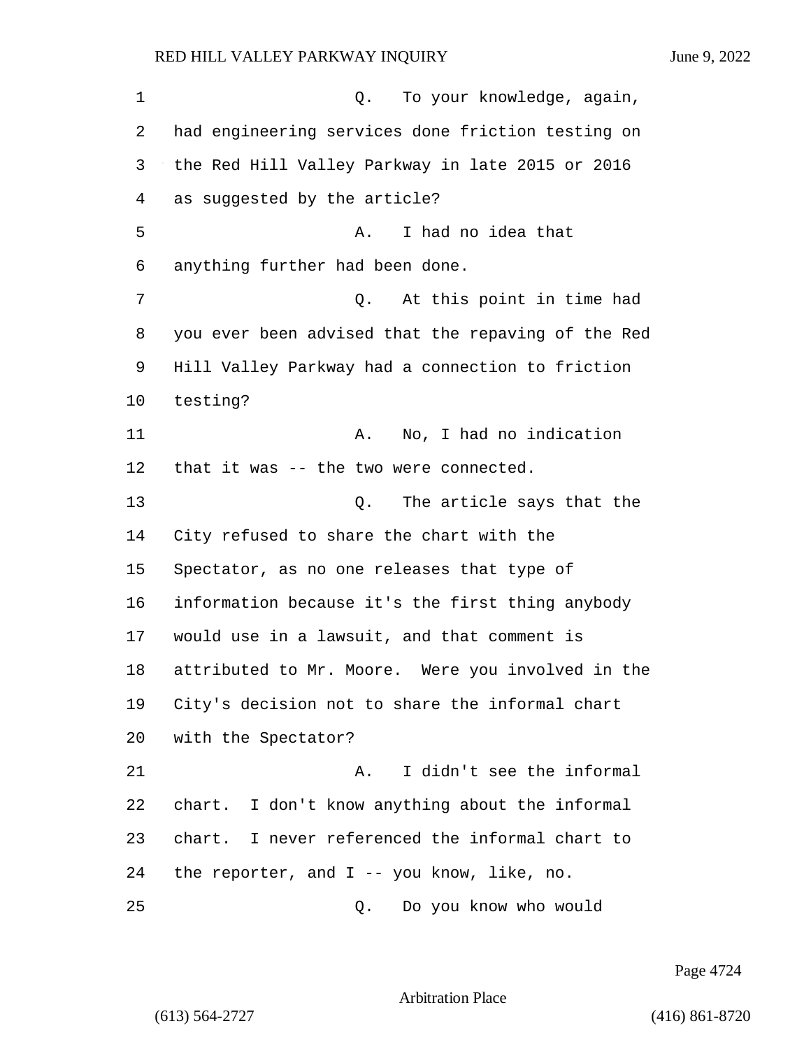Q. To your knowledge, again, had engineering services done friction testing on the Red Hill Valley Parkway in late 2015 or 2016 as suggested by the article?

A. I had no idea that anything further had been done.

Q. At this point in time had you ever been advised that the repaving of the Red Hill Valley Parkway had a connection to friction testing?

A. No, I had no indication that it was -- the two were connected.

Q. The article says that the City refused to share the chart with the Spectator, as no one releases that type of information because it's the first thing anybody would use in a lawsuit, and that comment is attributed to Mr. Moore. Were you involved in the City's decision not to share the informal chart with the Spectator?

A. I didn't see the informal chart. I don't know anything about the informal chart. I never referenced the informal chart to the reporter, and I -- you know, like, no.

Q. Do you know who would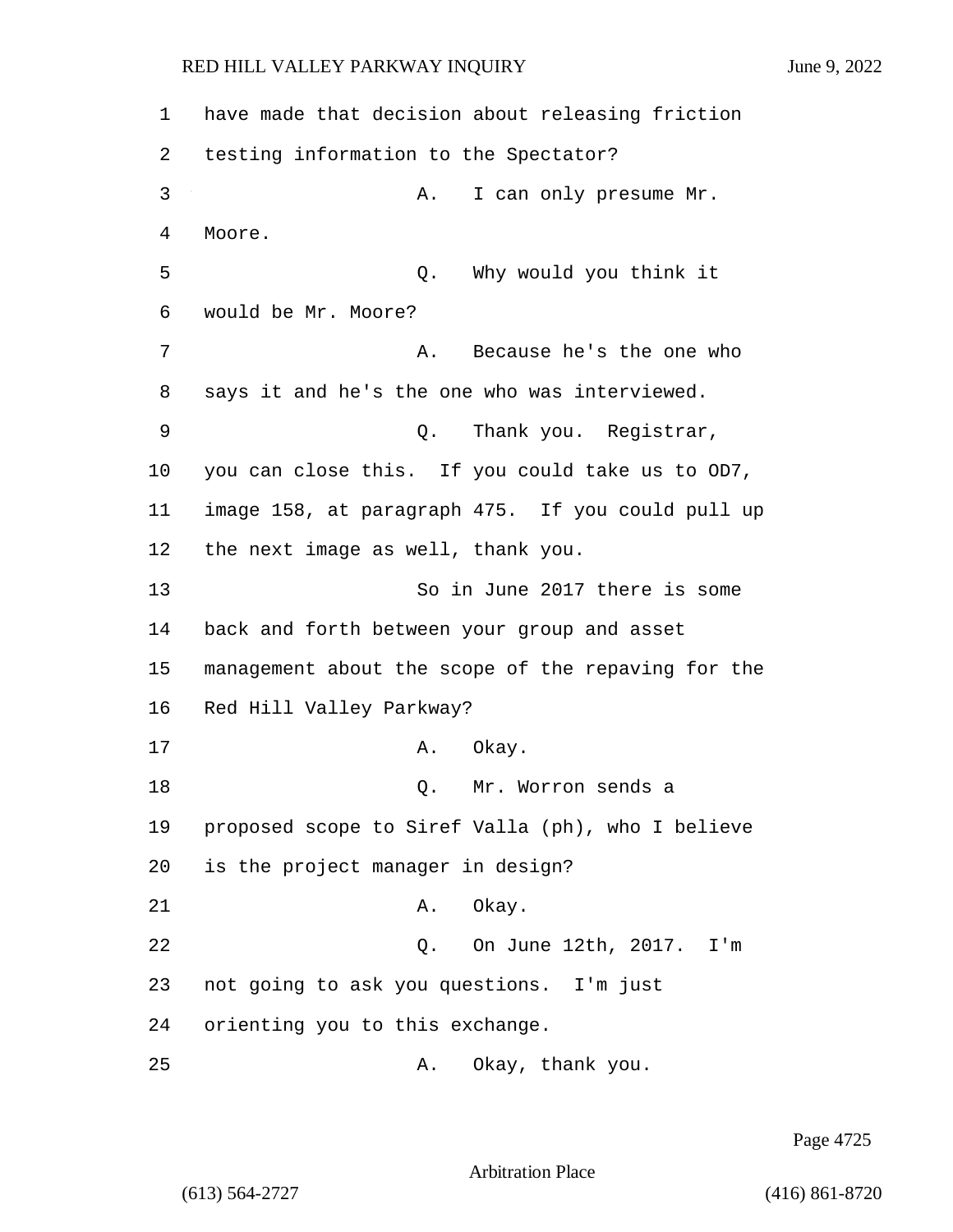1 have made that decision about releasing friction
2 testing information to the Spectator?
3 A. I can only presume Mr.
4 Moore.
5 Q. Why would you think it
6 would be Mr. Moore?
7 A. Because he's the one who
8 says it and he's the one who was interviewed.
9 Q. Thank you. Registrar,
10 you can close this. If you could take us to OD7,
11 image 158, at paragraph 475. If you could pull up
12 the next image as well, thank you.
13 So in June 2017 there is some
14 back and forth between your group and asset
15 management about the scope of the repaving for the
16 Red Hill Valley Parkway?
17 A. Okay.
18 Q. Mr. Worron sends a
19 proposed scope to Siref Valla (ph), who I believe
20 is the project manager in design?
21 A. Okay.
22 Q. On June 12th, 2017. I'm
23 not going to ask you questions. I'm just
24 orienting you to this exchange.
25 A. Okay, thank you.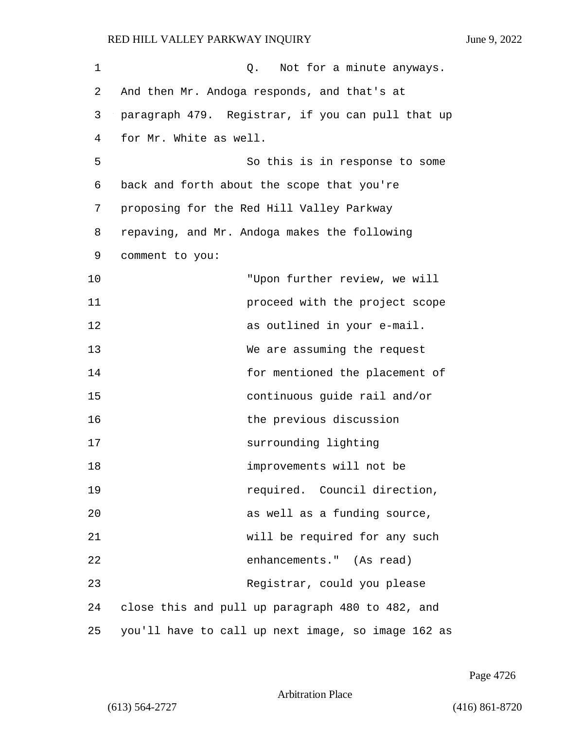Q. Not for a minute anyways. And then Mr. Andoga responds, and that's at paragraph 479. Registrar, if you can pull that up for Mr. White as well.

So this is in response to some back and forth about the scope that you're proposing for the Red Hill Valley Parkway repaving, and Mr. Andoga makes the following comment to you:

"Upon further review, we will proceed with the project scope as outlined in your e-mail. We are assuming the request for mentioned the placement of continuous guide rail and/or the previous discussion surrounding lighting improvements will not be required. Council direction, as well as a funding source, will be required for any such enhancements." (As read)

Registrar, could you please close this and pull up paragraph 480 to 482, and you'll have to call up next image, so image 162 as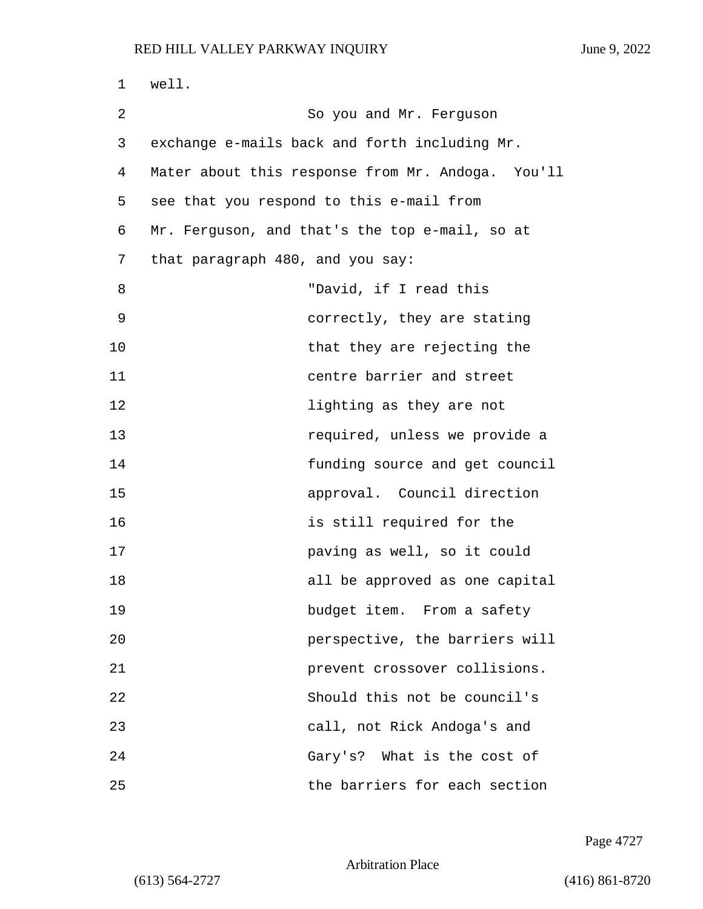well.

So you and Mr. Ferguson exchange e-mails back and forth including Mr. Mater about this response from Mr. Andoga. You'll see that you respond to this e-mail from Mr. Ferguson, and that's the top e-mail, so at that paragraph 480, and you say:

"David, if I read this correctly, they are stating that they are rejecting the centre barrier and street lighting as they are not required, unless we provide a funding source and get council approval. Council direction is still required for the paving as well, so it could all be approved as one capital budget item. From a safety perspective, the barriers will prevent crossover collisions. Should this not be council's call, not Rick Andoga's and Gary's? What is the cost of the barriers for each section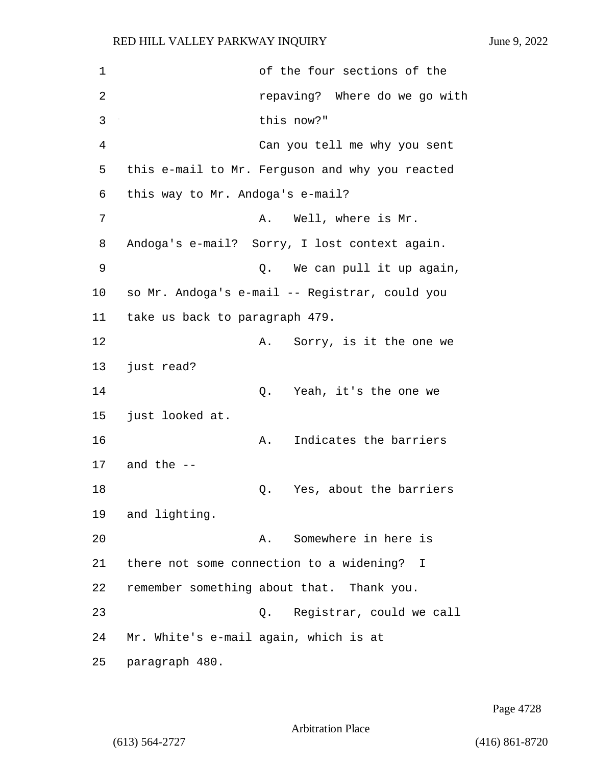of the four sections of the repaving? Where do we go with this now?"

Can you tell me why you sent this e-mail to Mr. Ferguson and why you reacted this way to Mr. Andoga's e-mail?

A. Well, where is Mr. Andoga's e-mail? Sorry, I lost context again.

Q. We can pull it up again, so Mr. Andoga's e-mail -- Registrar, could you take us back to paragraph 479.

A. Sorry, is it the one we just read?

Q. Yeah, it's the one we just looked at.

A. Indicates the barriers and the --

Q. Yes, about the barriers and lighting.

A. Somewhere in here is there not some connection to a widening? I remember something about that. Thank you.

Q. Registrar, could we call Mr. White's e-mail again, which is at paragraph 480.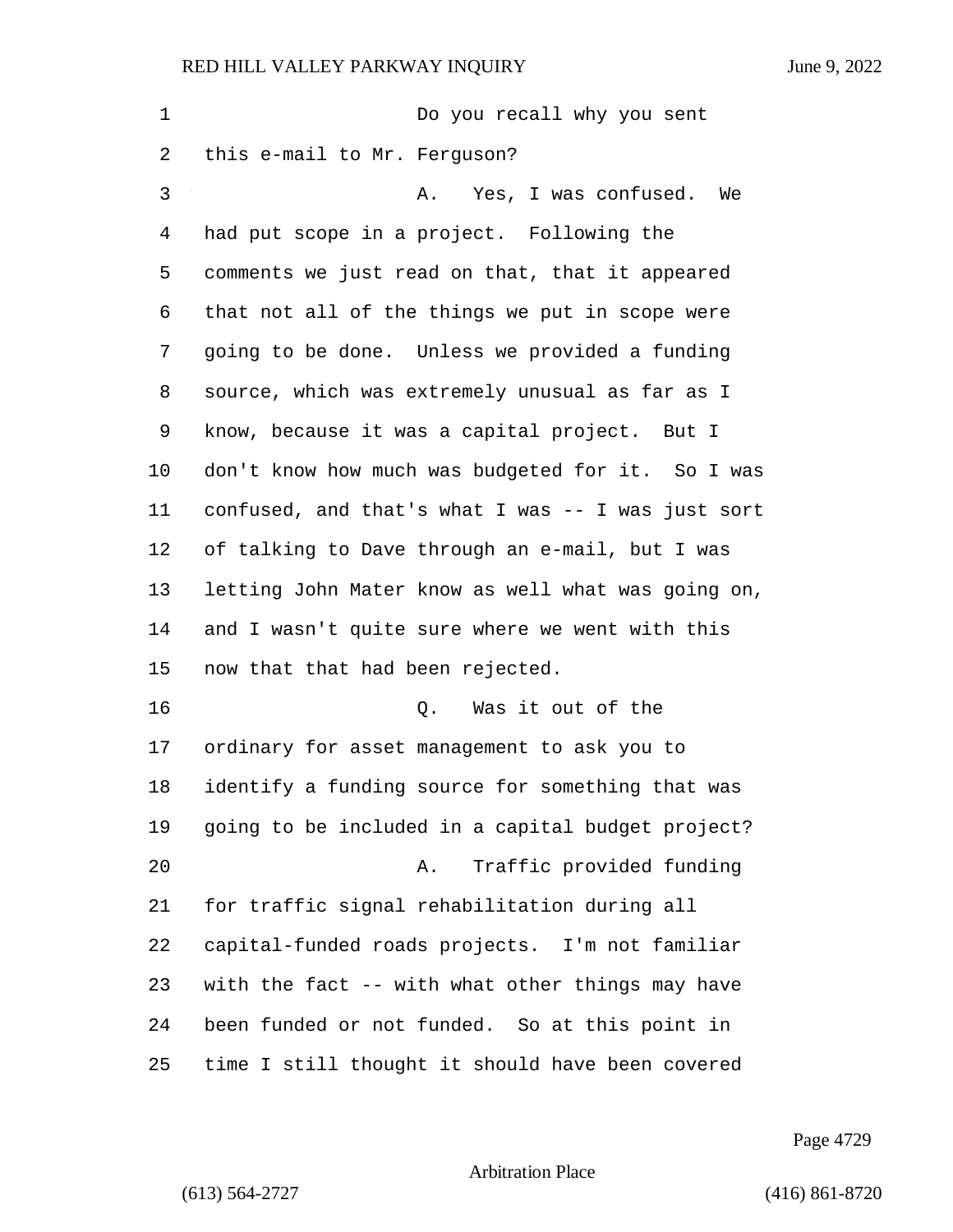Do you recall why you sent this e-mail to Mr. Ferguson?

A. Yes, I was confused. We had put scope in a project. Following the comments we just read on that, that it appeared that not all of the things we put in scope were going to be done. Unless we provided a funding source, which was extremely unusual as far as I know, because it was a capital project. But I don't know how much was budgeted for it. So I was confused, and that's what I was -- I was just sort of talking to Dave through an e-mail, but I was letting John Mater know as well what was going on, and I wasn't quite sure where we went with this now that that had been rejected.

Q. Was it out of the ordinary for asset management to ask you to identify a funding source for something that was going to be included in a capital budget project?

A. Traffic provided funding for traffic signal rehabilitation during all capital-funded roads projects. I'm not familiar with the fact -- with what other things may have been funded or not funded. So at this point in time I still thought it should have been covered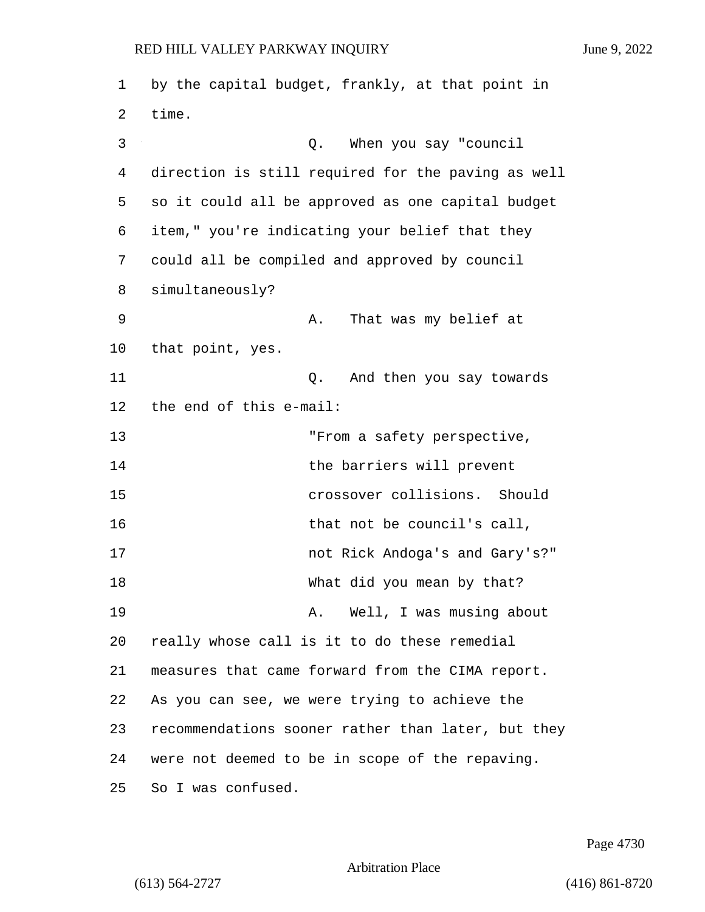by the capital budget, frankly, at that point in time.

Q. When you say "council direction is still required for the paving as well so it could all be approved as one capital budget item," you're indicating your belief that they could all be compiled and approved by council simultaneously?

A. That was my belief at that point, yes.

Q. And then you say towards the end of this e-mail:

> "From a safety perspective, the barriers will prevent crossover collisions. Should that not be council's call, not Rick Andoga's and Gary's?"

What did you mean by that?

A. Well, I was musing about really whose call is it to do these remedial measures that came forward from the CIMA report. As you can see, we were trying to achieve the recommendations sooner rather than later, but they were not deemed to be in scope of the repaving. So I was confused.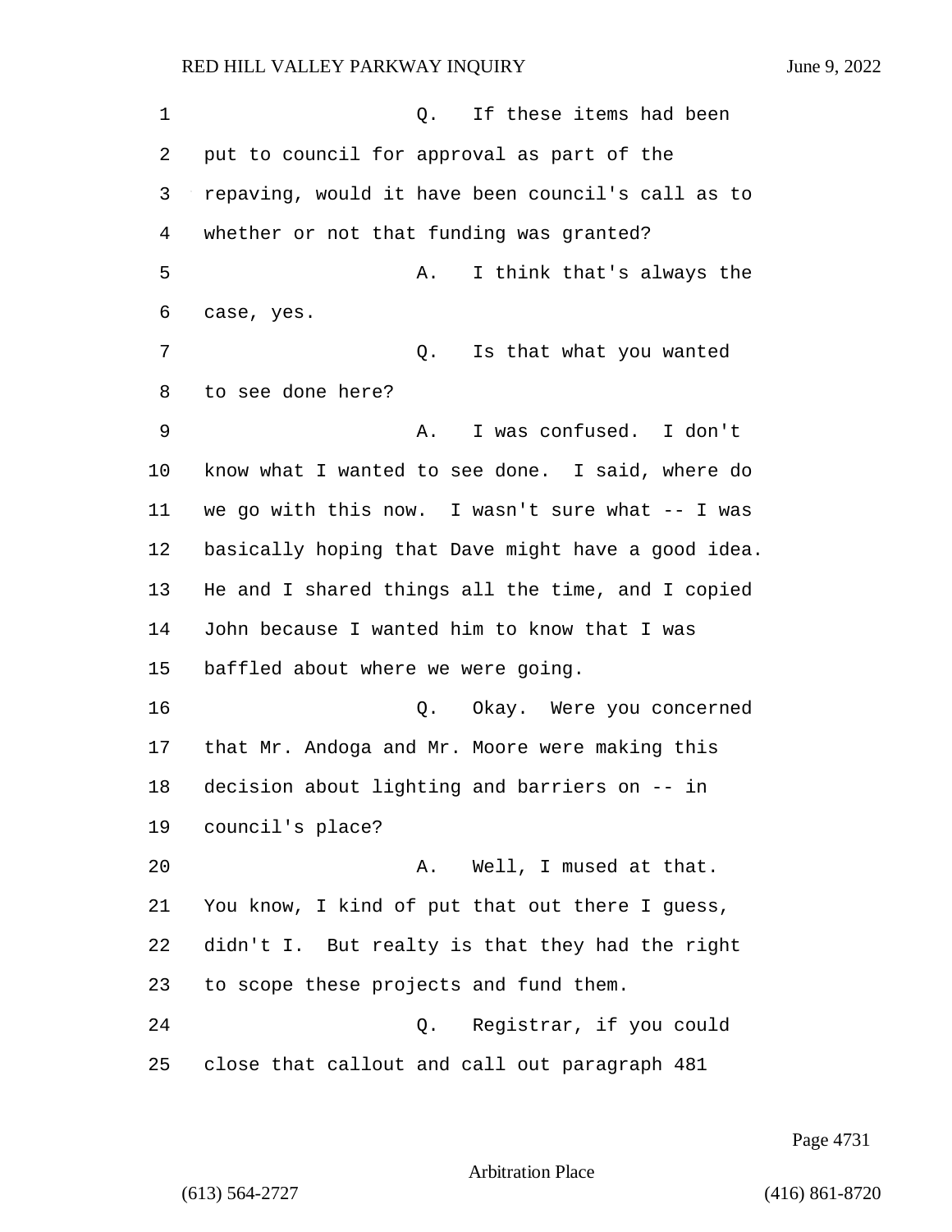Q. If these items had been put to council for approval as part of the repaving, would it have been council's call as to whether or not that funding was granted?

A. I think that's always the case, yes.

Q. Is that what you wanted to see done here?

A. I was confused. I don't know what I wanted to see done. I said, where do we go with this now. I wasn't sure what -- I was basically hoping that Dave might have a good idea. He and I shared things all the time, and I copied John because I wanted him to know that I was baffled about where we were going.

Q. Okay. Were you concerned that Mr. Andoga and Mr. Moore were making this decision about lighting and barriers on -- in council's place?

A. Well, I mused at that. You know, I kind of put that out there I guess, didn't I. But realty is that they had the right to scope these projects and fund them.

Q. Registrar, if you could close that callout and call out paragraph 481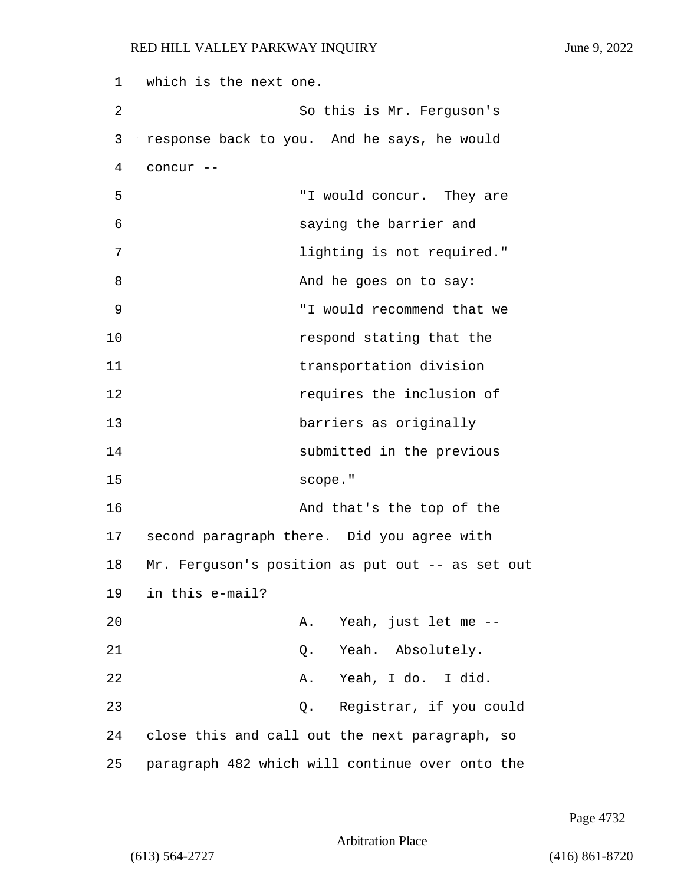which is the next one.

So this is Mr. Ferguson's response back to you. And he says, he would concur --

"I would concur. They are saying the barrier and lighting is not required."

And he goes on to say:

"I would recommend that we respond stating that the transportation division requires the inclusion of barriers as originally submitted in the previous scope."

And that's the top of the second paragraph there. Did you agree with Mr. Ferguson's position as put out -- as set out in this e-mail?

A. Yeah, just let me --

Q. Yeah. Absolutely.

A. Yeah, I do. I did.

Q. Registrar, if you could close this and call out the next paragraph, so paragraph 482 which will continue over onto the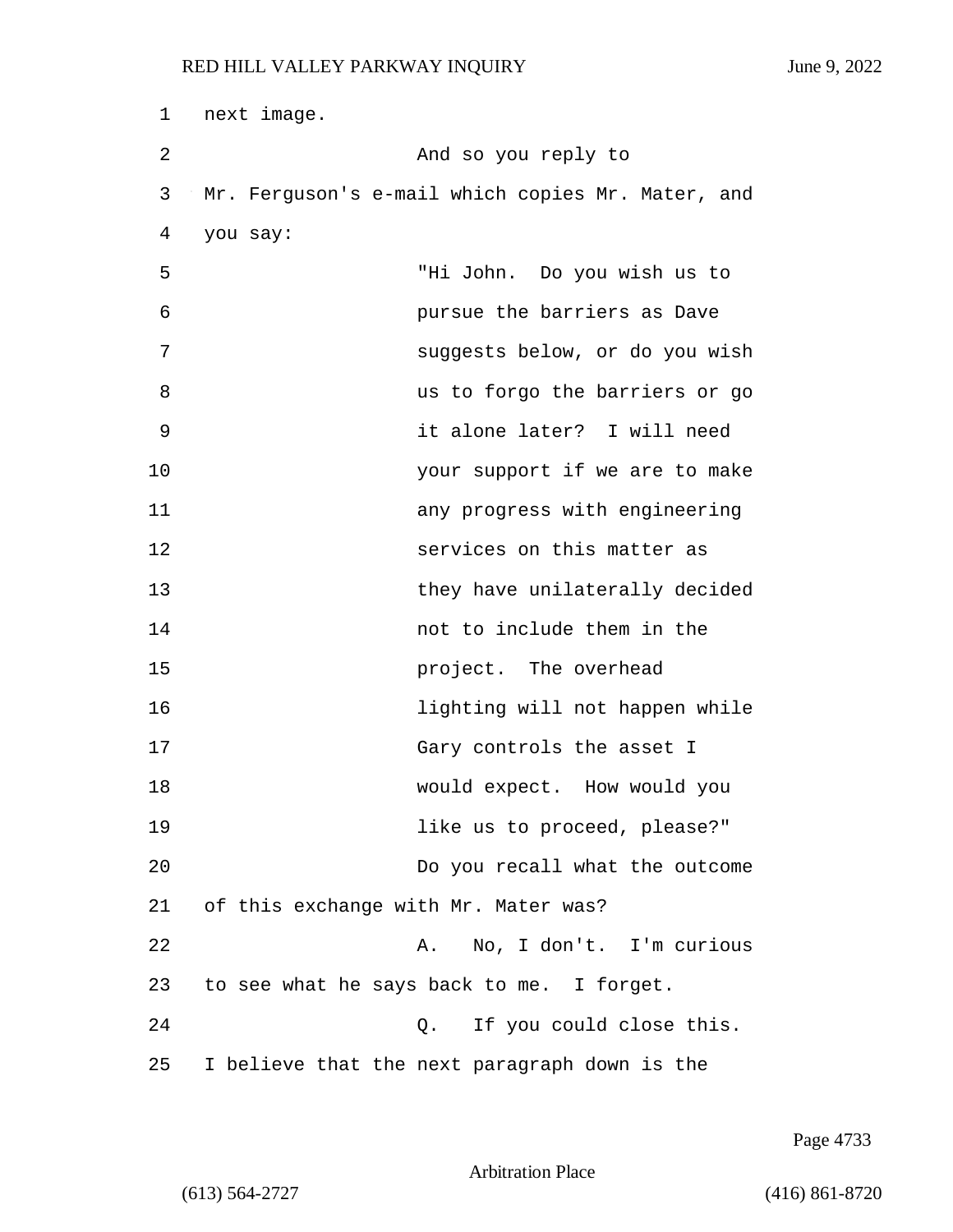next image.

And so you reply to Mr. Ferguson's e-mail which copies Mr. Mater, and you say:

> "Hi John. Do you wish us to pursue the barriers as Dave suggests below, or do you wish us to forgo the barriers or go it alone later? I will need your support if we are to make any progress with engineering services on this matter as they have unilaterally decided not to include them in the project. The overhead lighting will not happen while Gary controls the asset I would expect. How would you like us to proceed, please?"

Do you recall what the outcome of this exchange with Mr. Mater was?

A. No, I don't. I'm curious to see what he says back to me. I forget.

Q. If you could close this. I believe that the next paragraph down is the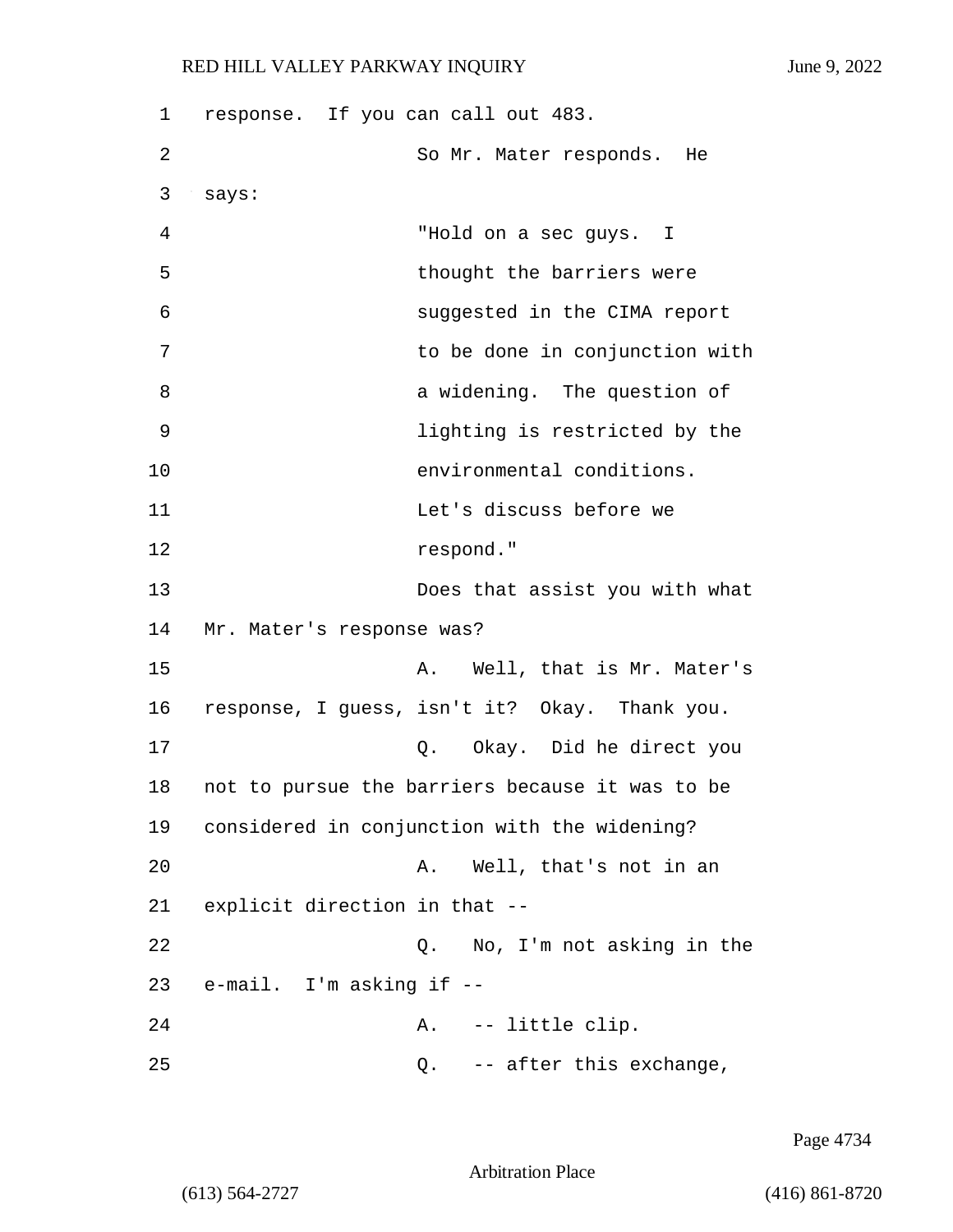response. If you can call out 483.

So Mr. Mater responds. He says:

> "Hold on a sec guys. I thought the barriers were suggested in the CIMA report to be done in conjunction with a widening. The question of lighting is restricted by the environmental conditions. Let's discuss before we respond."

Does that assist you with what Mr. Mater's response was?

A. Well, that is Mr. Mater's response, I guess, isn't it? Okay. Thank you.

Q. Okay. Did he direct you not to pursue the barriers because it was to be considered in conjunction with the widening?

A. Well, that's not in an explicit direction in that --

Q. No, I'm not asking in the e-mail. I'm asking if --

A. -- little clip.

Q. -- after this exchange,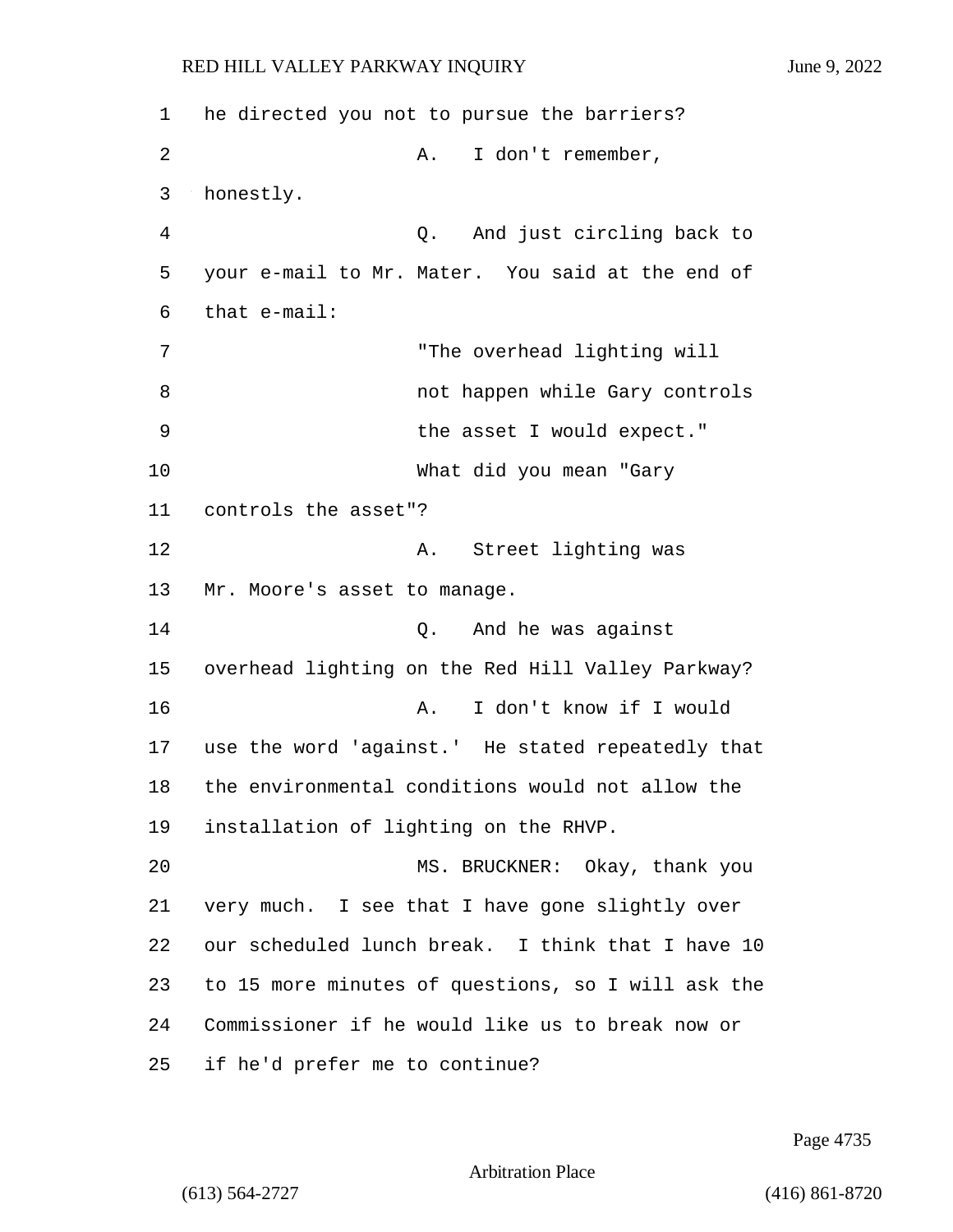he directed you not to pursue the barriers?

A. I don't remember, honestly.

Q. And just circling back to your e-mail to Mr. Mater. You said at the end of that e-mail:

"The overhead lighting will not happen while Gary controls the asset I would expect."

What did you mean "Gary controls the asset"?

A. Street lighting was Mr. Moore's asset to manage.

Q. And he was against overhead lighting on the Red Hill Valley Parkway?

A. I don't know if I would use the word 'against.' He stated repeatedly that the environmental conditions would not allow the installation of lighting on the RHVP.

MS. BRUCKNER: Okay, thank you very much. I see that I have gone slightly over our scheduled lunch break. I think that I have 10 to 15 more minutes of questions, so I will ask the Commissioner if he would like us to break now or if he'd prefer me to continue?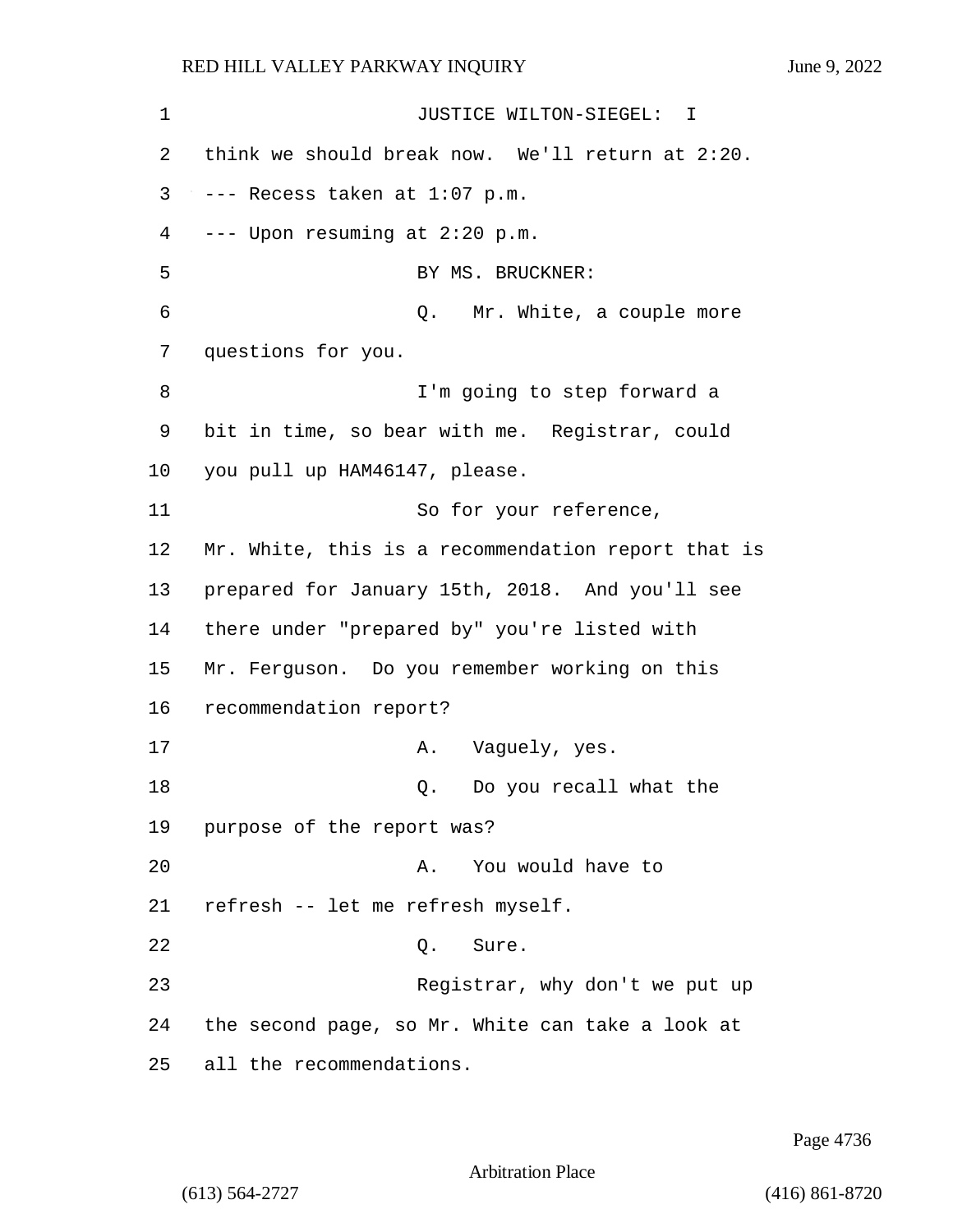JUSTICE WILTON-SIEGEL: I think we should break now. We'll return at 2:20.

--- Recess taken at 1:07 p.m.

--- Upon resuming at 2:20 p.m.

BY MS. BRUCKNER:

Q. Mr. White, a couple more questions for you.

I'm going to step forward a bit in time, so bear with me. Registrar, could you pull up HAM46147, please.

So for your reference, Mr. White, this is a recommendation report that is prepared for January 15th, 2018. And you'll see there under "prepared by" you're listed with Mr. Ferguson. Do you remember working on this recommendation report?

A. Vaguely, yes.

Q. Do you recall what the purpose of the report was?

A. You would have to refresh -- let me refresh myself.

Q. Sure.

Registrar, why don't we put up the second page, so Mr. White can take a look at all the recommendations.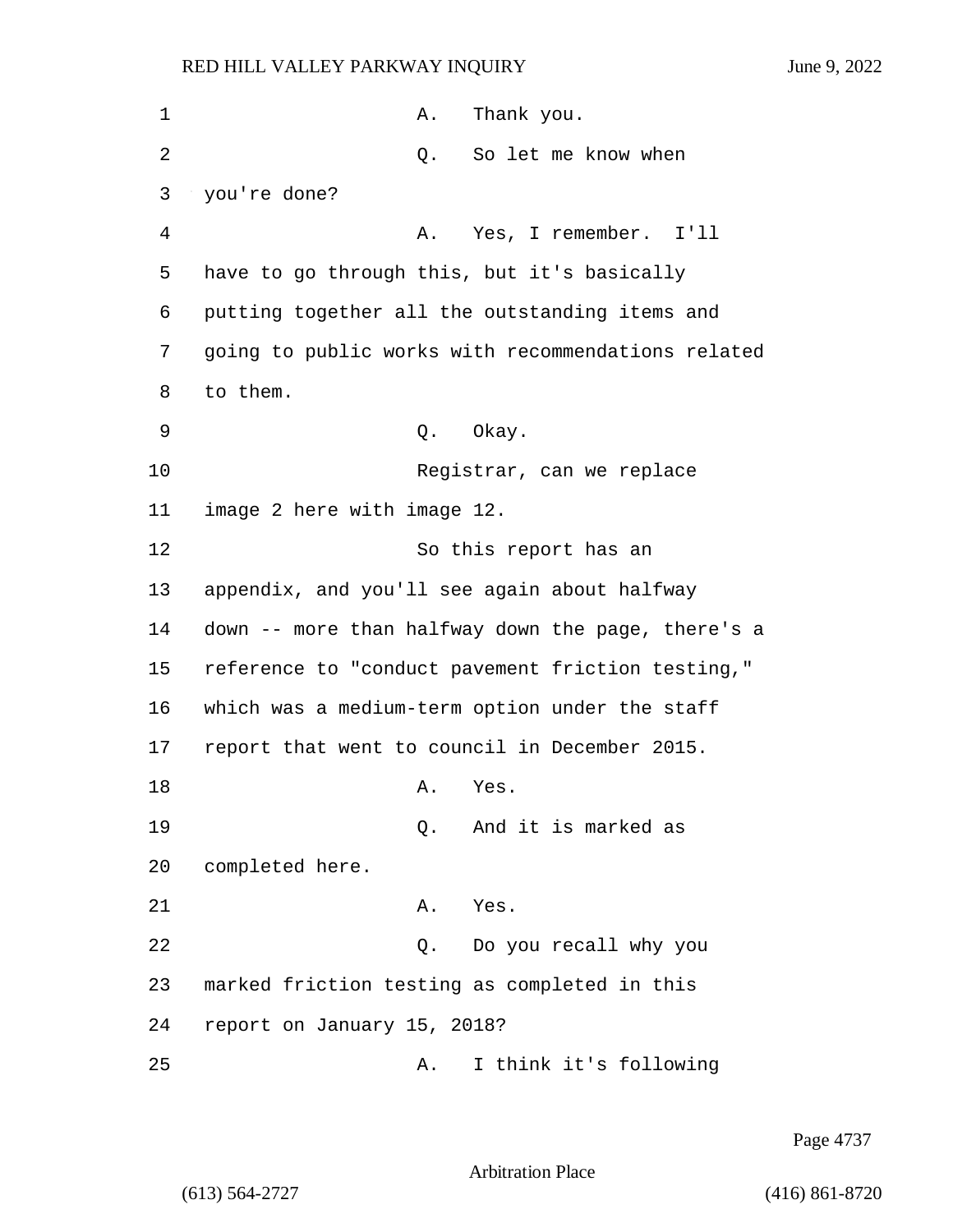1 A. Thank you.

2 Q. So let me know when

3 you're done?

4 A. Yes, I remember. I'll

5 have to go through this, but it's basically

6 putting together all the outstanding items and

7 going to public works with recommendations related

8 to them.

9 Q. Okay.

10 Registrar, can we replace

11 image 2 here with image 12.

12 So this report has an

13 appendix, and you'll see again about halfway

14 down -- more than halfway down the page, there's a

15 reference to "conduct pavement friction testing,"

16 which was a medium-term option under the staff

17 report that went to council in December 2015.

18 A. Yes.

19 Q. And it is marked as

20 completed here.

21 A. Yes.

22 Q. Do you recall why you

23 marked friction testing as completed in this

24 report on January 15, 2018?

25 A. I think it's following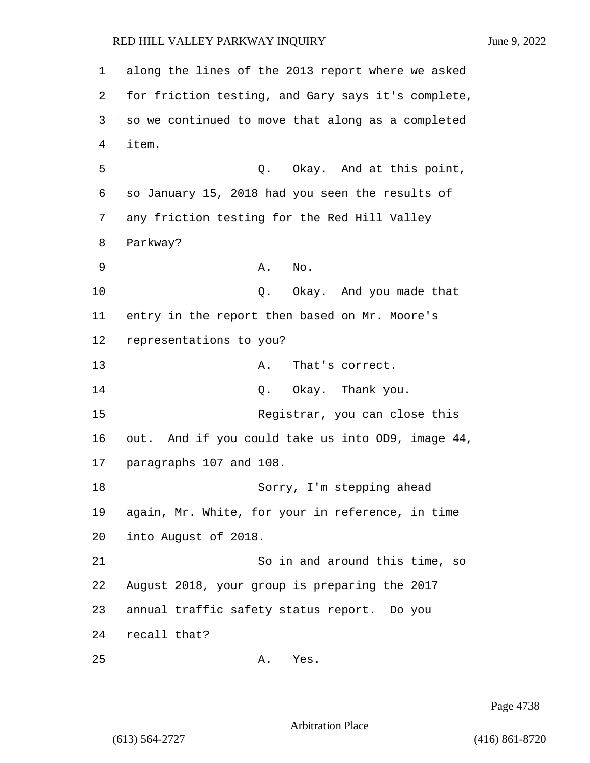along the lines of the 2013 report where we asked for friction testing, and Gary says it's complete, so we continued to move that along as a completed item.

Q. Okay. And at this point, so January 15, 2018 had you seen the results of any friction testing for the Red Hill Valley Parkway?

A. No.

Q. Okay. And you made that entry in the report then based on Mr. Moore's representations to you?

A. That's correct.

Q. Okay. Thank you.

Registrar, you can close this out. And if you could take us into OD9, image 44, paragraphs 107 and 108.

Sorry, I'm stepping ahead again, Mr. White, for your in reference, in time into August of 2018.

So in and around this time, so August 2018, your group is preparing the 2017 annual traffic safety status report. Do you recall that?

A. Yes.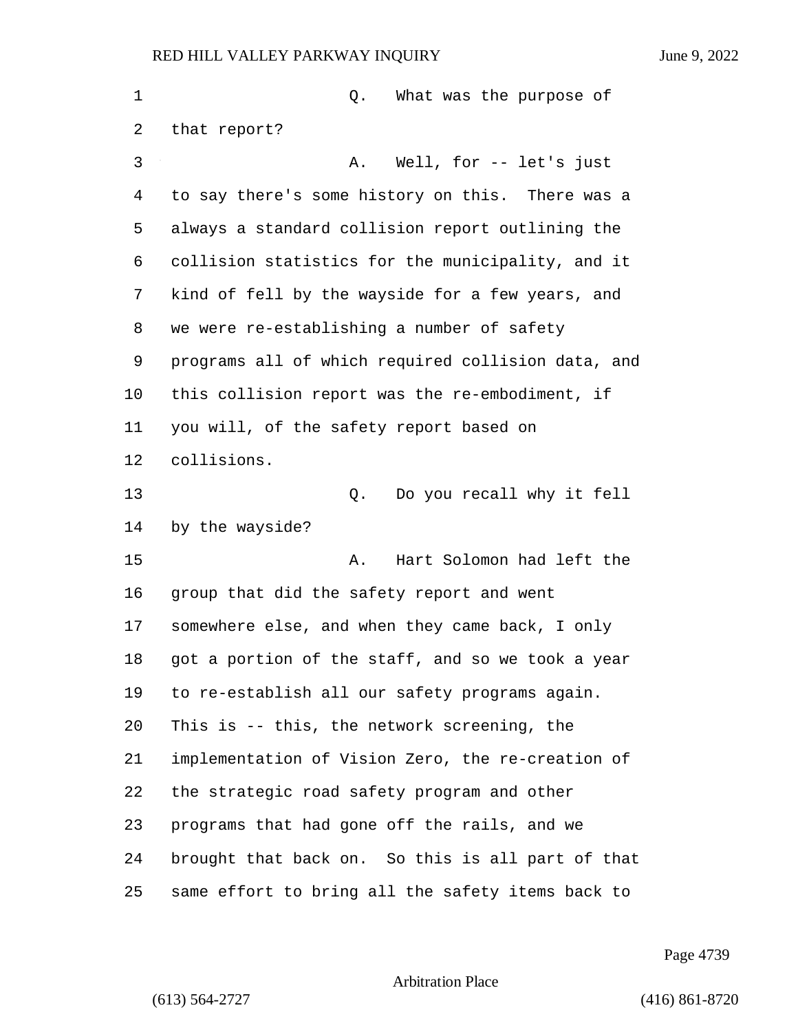Q. What was the purpose of that report?

A. Well, for -- let's just to say there's some history on this. There was a always a standard collision report outlining the collision statistics for the municipality, and it kind of fell by the wayside for a few years, and we were re-establishing a number of safety programs all of which required collision data, and this collision report was the re-embodiment, if you will, of the safety report based on collisions.

Q. Do you recall why it fell by the wayside?

A. Hart Solomon had left the group that did the safety report and went somewhere else, and when they came back, I only got a portion of the staff, and so we took a year to re-establish all our safety programs again. This is -- this, the network screening, the implementation of Vision Zero, the re-creation of the strategic road safety program and other programs that had gone off the rails, and we brought that back on. So this is all part of that same effort to bring all the safety items back to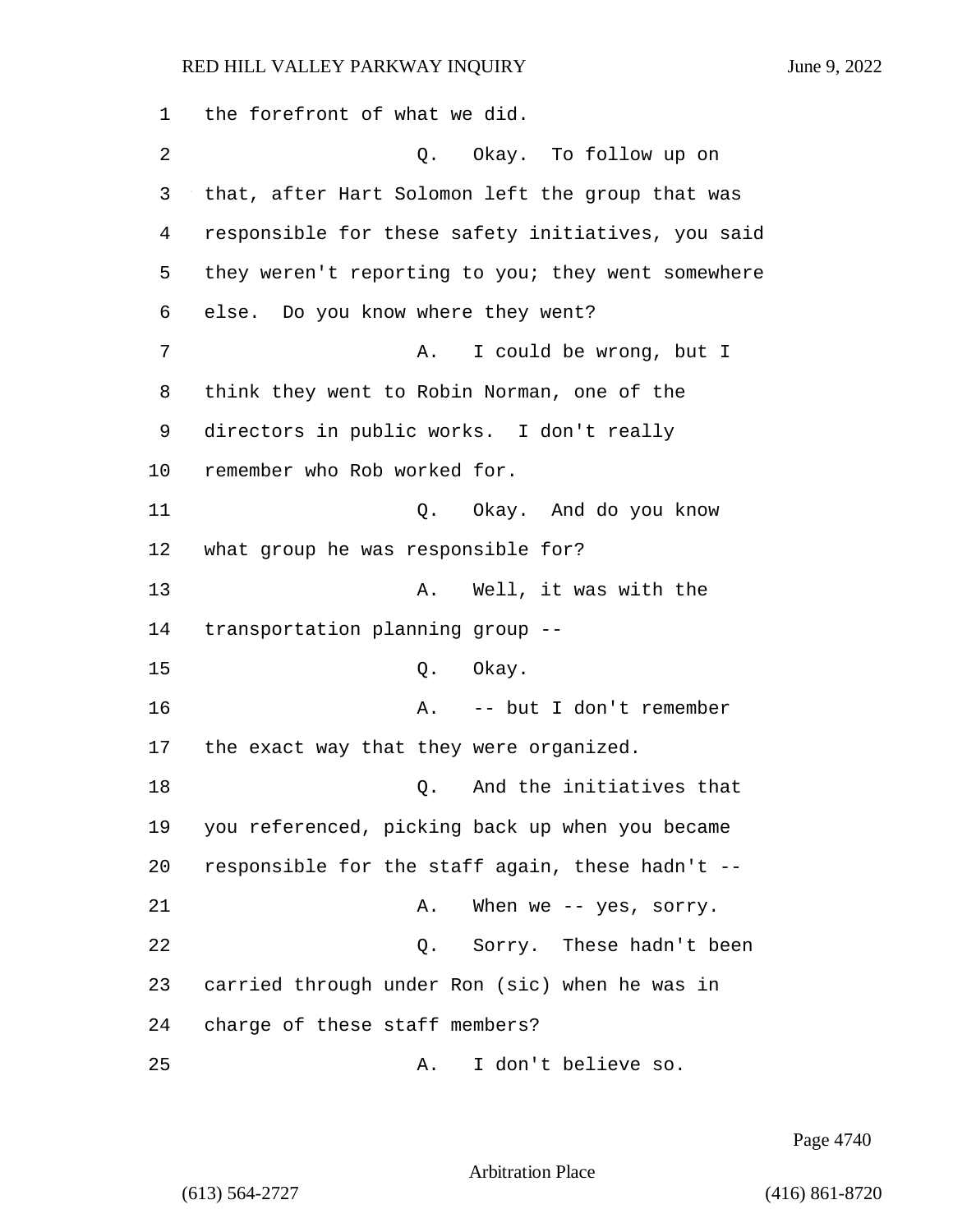1 the forefront of what we did.

2 Q. Okay. To follow up on

3 that, after Hart Solomon left the group that was

4 responsible for these safety initiatives, you said

5 they weren't reporting to you; they went somewhere

6 else. Do you know where they went?

7 A. I could be wrong, but I

8 think they went to Robin Norman, one of the

9 directors in public works. I don't really

10 remember who Rob worked for.

11 Q. Okay. And do you know

12 what group he was responsible for?

13 A. Well, it was with the

14 transportation planning group --

15 Q. Okay.

16 A. -- but I don't remember

17 the exact way that they were organized.

18 Q. And the initiatives that

19 you referenced, picking back up when you became

20 responsible for the staff again, these hadn't --

21 A. When we -- yes, sorry.

22 Q. Sorry. These hadn't been

23 carried through under Ron (sic) when he was in

24 charge of these staff members?

25 A. I don't believe so.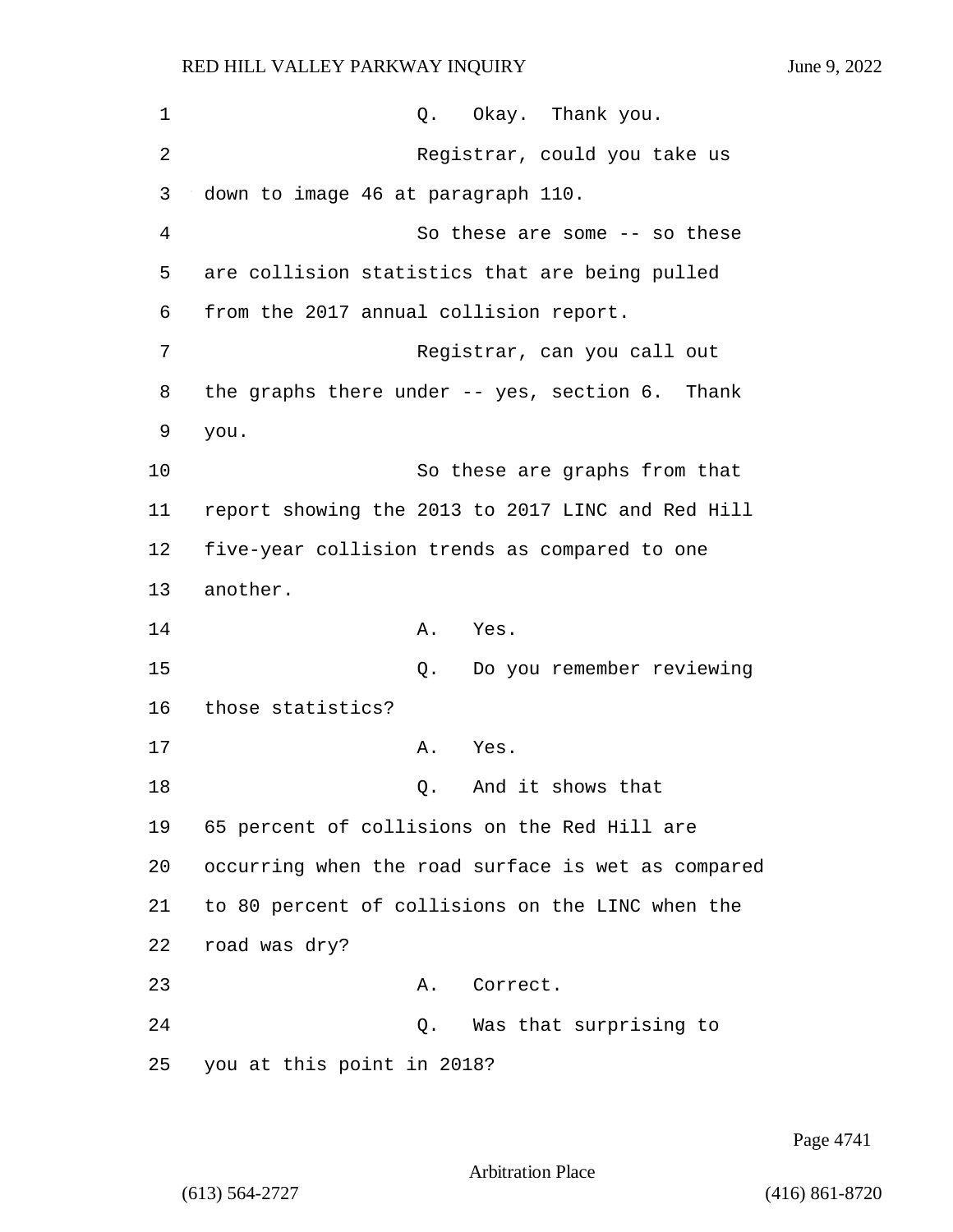Q. Okay. Thank you.

Registrar, could you take us down to image 46 at paragraph 110.

So these are some -- so these are collision statistics that are being pulled from the 2017 annual collision report.

Registrar, can you call out the graphs there under -- yes, section 6. Thank you.

So these are graphs from that report showing the 2013 to 2017 LINC and Red Hill five-year collision trends as compared to one another.

A. Yes.

Q. Do you remember reviewing those statistics?

A. Yes.

Q. And it shows that 65 percent of collisions on the Red Hill are occurring when the road surface is wet as compared to 80 percent of collisions on the LINC when the road was dry?

A. Correct.

Q. Was that surprising to you at this point in 2018?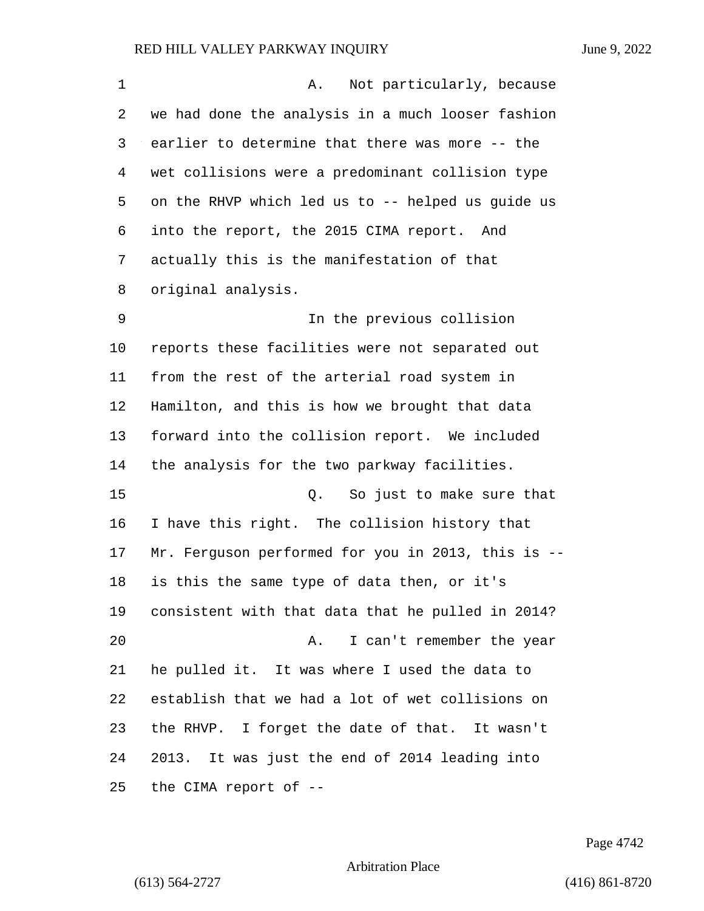A. Not particularly, because we had done the analysis in a much looser fashion earlier to determine that there was more -- the wet collisions were a predominant collision type on the RHVP which led us to -- helped us guide us into the report, the 2015 CIMA report. And actually this is the manifestation of that original analysis.

In the previous collision reports these facilities were not separated out from the rest of the arterial road system in Hamilton, and this is how we brought that data forward into the collision report. We included the analysis for the two parkway facilities.

Q. So just to make sure that I have this right. The collision history that Mr. Ferguson performed for you in 2013, this is -- is this the same type of data then, or it's consistent with that data that he pulled in 2014?

A. I can't remember the year he pulled it. It was where I used the data to establish that we had a lot of wet collisions on the RHVP. I forget the date of that. It wasn't 2013. It was just the end of 2014 leading into the CIMA report of --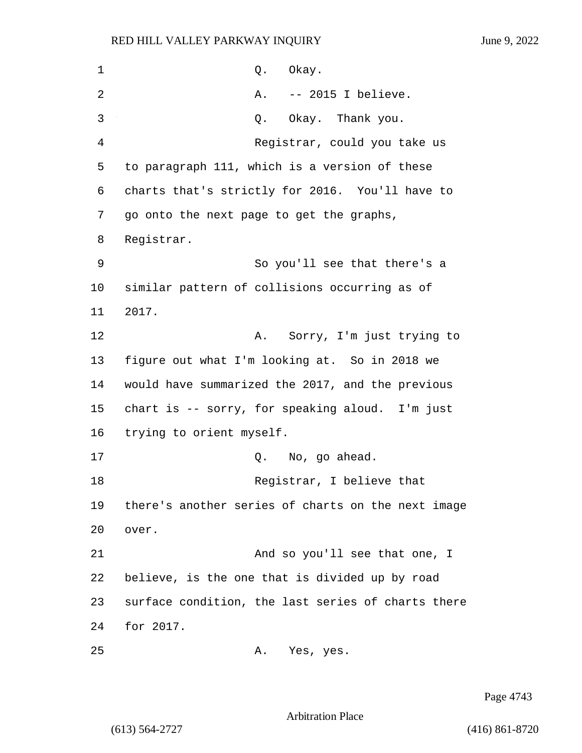Q. Okay.

A. -- 2015 I believe.

Q. Okay. Thank you.

Registrar, could you take us to paragraph 111, which is a version of these charts that's strictly for 2016. You'll have to go onto the next page to get the graphs, Registrar.

So you'll see that there's a similar pattern of collisions occurring as of 2017.

A. Sorry, I'm just trying to figure out what I'm looking at. So in 2018 we would have summarized the 2017, and the previous chart is -- sorry, for speaking aloud. I'm just trying to orient myself.

Q. No, go ahead.

Registrar, I believe that there's another series of charts on the next image over.

And so you'll see that one, I believe, is the one that is divided up by road surface condition, the last series of charts there for 2017.

A. Yes, yes.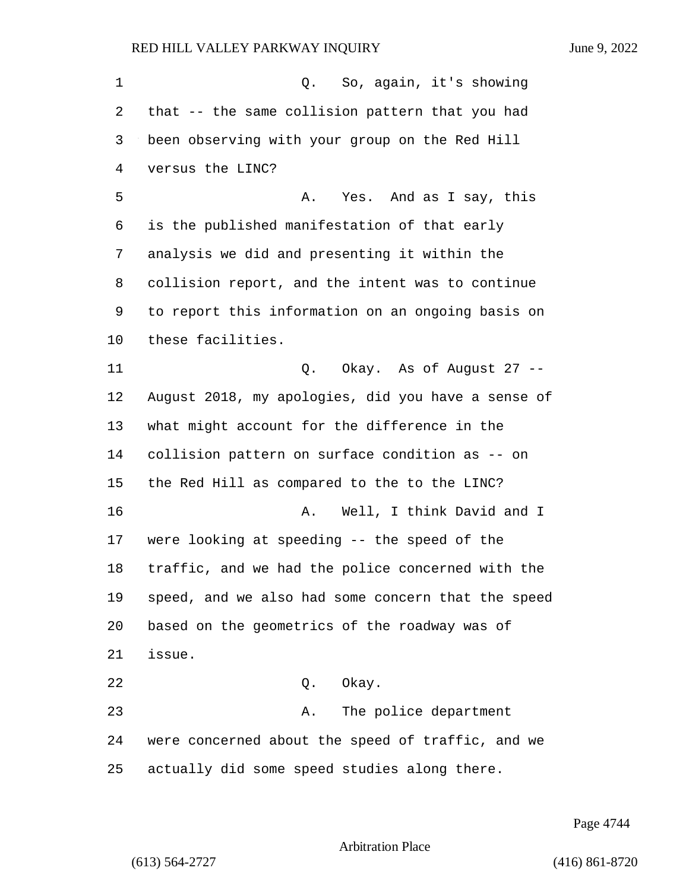Q. So, again, it's showing that -- the same collision pattern that you had been observing with your group on the Red Hill versus the LINC?

A. Yes. And as I say, this is the published manifestation of that early analysis we did and presenting it within the collision report, and the intent was to continue to report this information on an ongoing basis on these facilities.

Q. Okay. As of August 27 -- August 2018, my apologies, did you have a sense of what might account for the difference in the collision pattern on surface condition as -- on the Red Hill as compared to the to the LINC?

A. Well, I think David and I were looking at speeding -- the speed of the traffic, and we had the police concerned with the speed, and we also had some concern that the speed based on the geometrics of the roadway was of issue.

Q. Okay.

A. The police department were concerned about the speed of traffic, and we actually did some speed studies along there.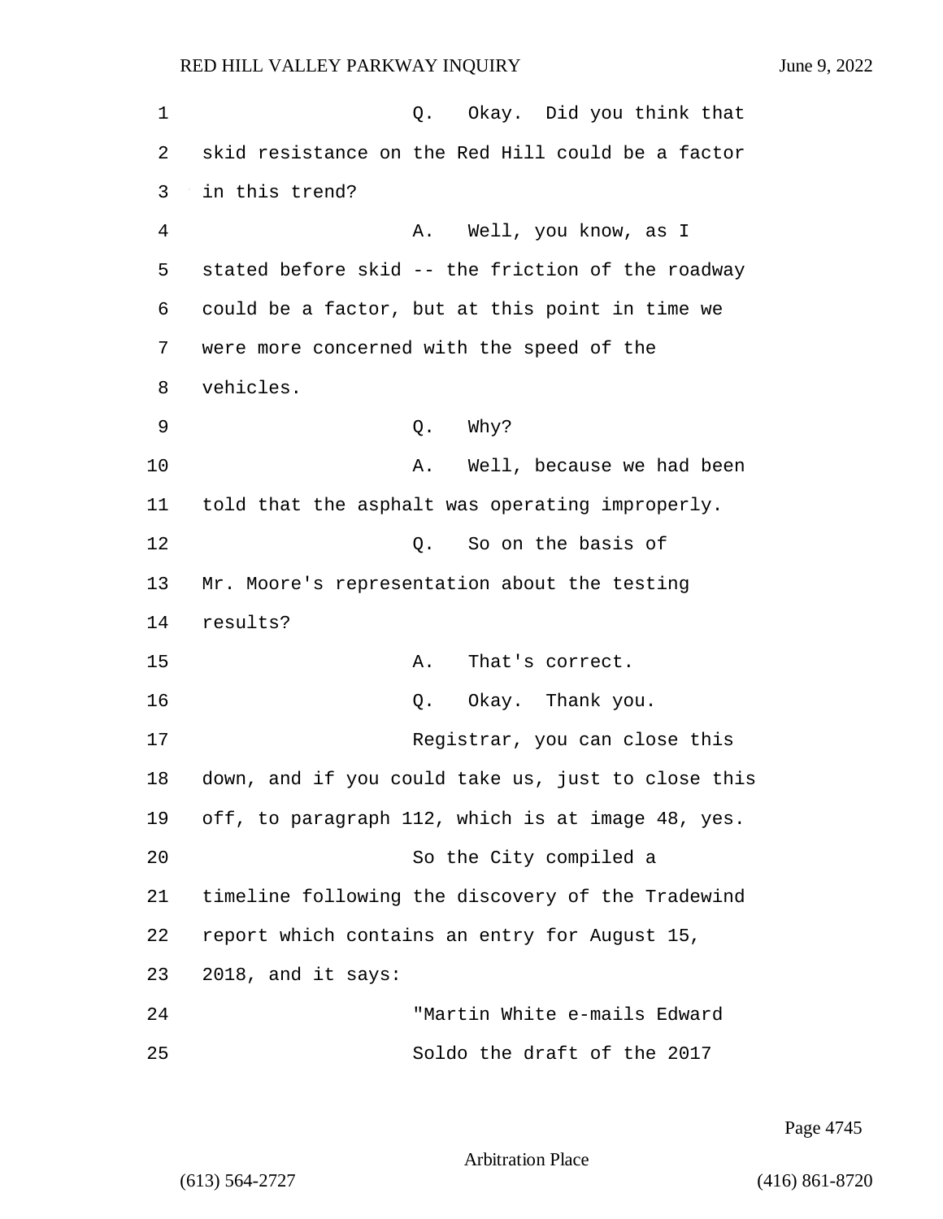Q. Okay. Did you think that skid resistance on the Red Hill could be a factor in this trend?

A. Well, you know, as I stated before skid -- the friction of the roadway could be a factor, but at this point in time we were more concerned with the speed of the vehicles.

Q. Why?

A. Well, because we had been told that the asphalt was operating improperly.

Q. So on the basis of Mr. Moore's representation about the testing results?

A. That's correct.

Q. Okay. Thank you.

Registrar, you can close this down, and if you could take us, just to close this off, to paragraph 112, which is at image 48, yes.

So the City compiled a timeline following the discovery of the Tradewind report which contains an entry for August 15, 2018, and it says:

"Martin White e-mails Edward Soldo the draft of the 2017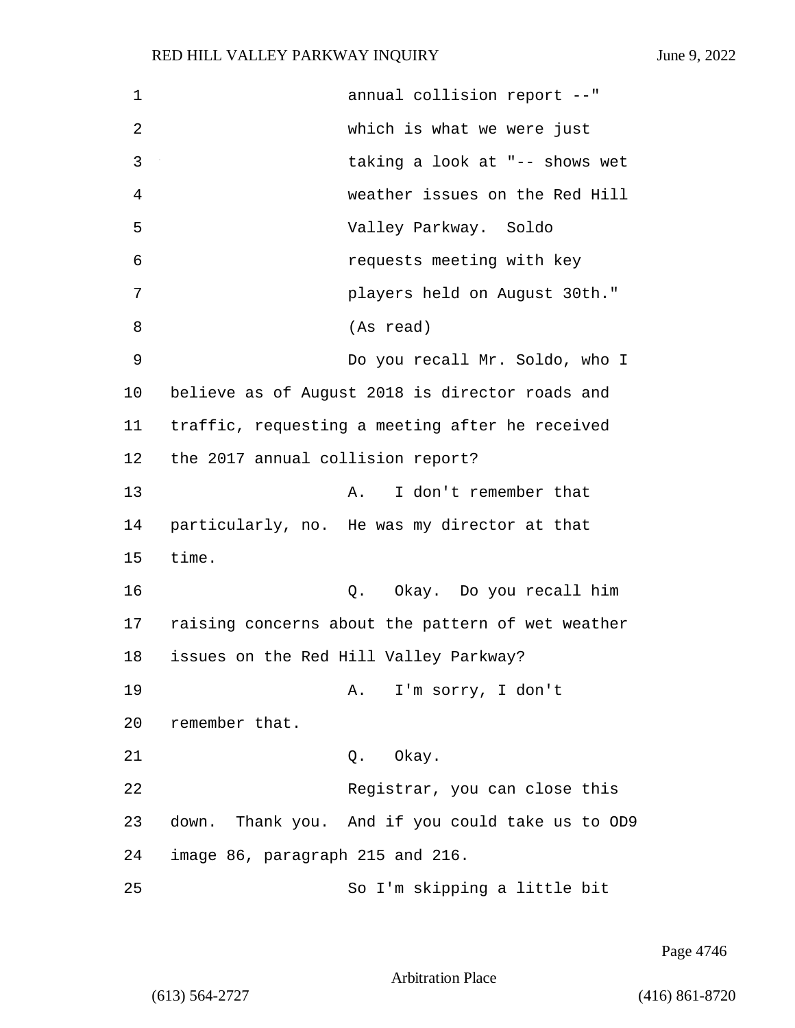annual collision report --" which is what we were just taking a look at "-- shows wet weather issues on the Red Hill Valley Parkway. Soldo requests meeting with key players held on August 30th." (As read)

Do you recall Mr. Soldo, who I believe as of August 2018 is director roads and traffic, requesting a meeting after he received the 2017 annual collision report?

A. I don't remember that particularly, no. He was my director at that time.

Q. Okay. Do you recall him raising concerns about the pattern of wet weather issues on the Red Hill Valley Parkway?

A. I'm sorry, I don't remember that.

Q. Okay.

Registrar, you can close this down. Thank you. And if you could take us to OD9 image 86, paragraph 215 and 216.

So I'm skipping a little bit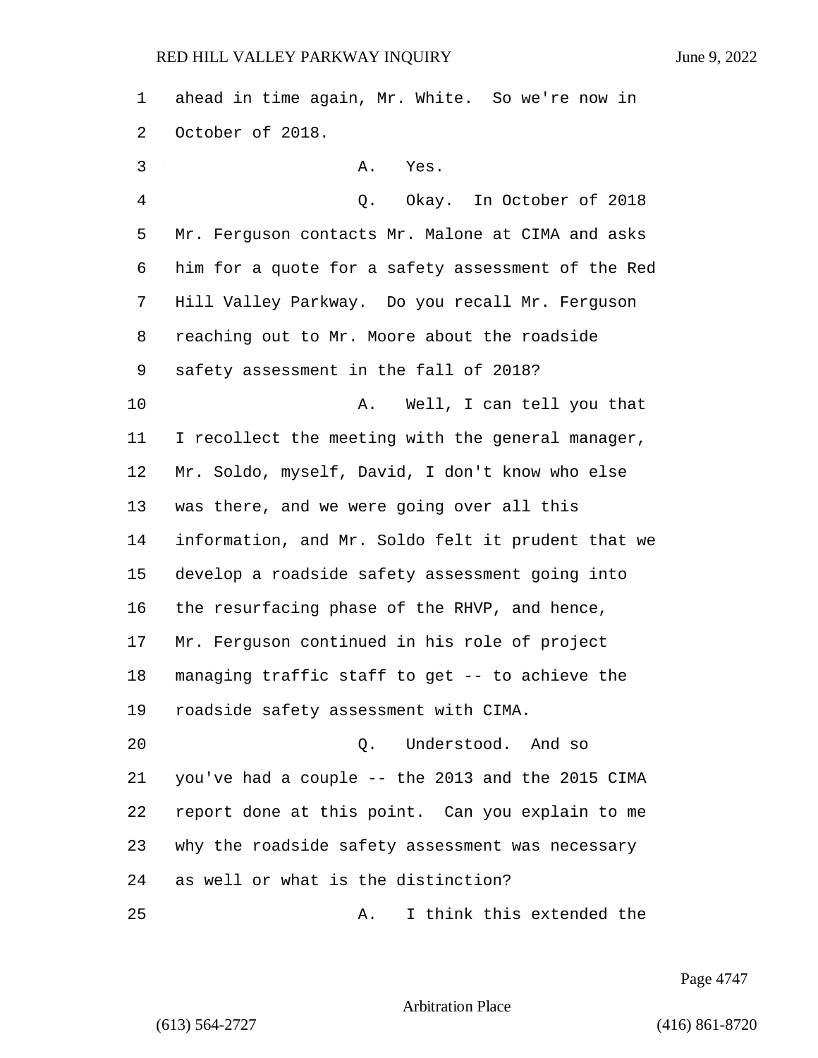ahead in time again, Mr. White. So we're now in October of 2018.

A. Yes.

Q. Okay. In October of 2018 Mr. Ferguson contacts Mr. Malone at CIMA and asks him for a quote for a safety assessment of the Red Hill Valley Parkway. Do you recall Mr. Ferguson reaching out to Mr. Moore about the roadside safety assessment in the fall of 2018?

A. Well, I can tell you that I recollect the meeting with the general manager, Mr. Soldo, myself, David, I don't know who else was there, and we were going over all this information, and Mr. Soldo felt it prudent that we develop a roadside safety assessment going into the resurfacing phase of the RHVP, and hence, Mr. Ferguson continued in his role of project managing traffic staff to get -- to achieve the roadside safety assessment with CIMA.

Q. Understood. And so you've had a couple -- the 2013 and the 2015 CIMA report done at this point. Can you explain to me why the roadside safety assessment was necessary as well or what is the distinction?

A. I think this extended the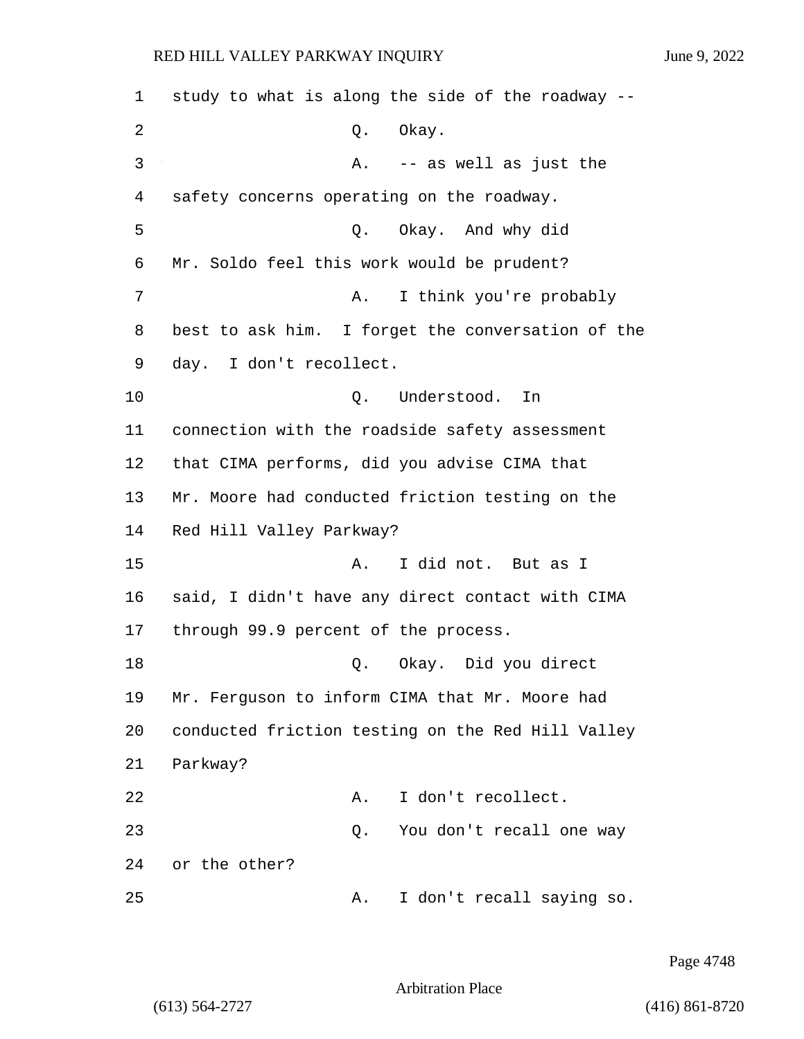study to what is along the side of the roadway --

Q. Okay.

A. -- as well as just the safety concerns operating on the roadway.

Q. Okay. And why did Mr. Soldo feel this work would be prudent?

A. I think you're probably best to ask him. I forget the conversation of the day. I don't recollect.

Q. Understood. In connection with the roadside safety assessment that CIMA performs, did you advise CIMA that Mr. Moore had conducted friction testing on the Red Hill Valley Parkway?

A. I did not. But as I said, I didn't have any direct contact with CIMA through 99.9 percent of the process.

Q. Okay. Did you direct Mr. Ferguson to inform CIMA that Mr. Moore had conducted friction testing on the Red Hill Valley Parkway?

A. I don't recollect.

Q. You don't recall one way or the other?

A. I don't recall saying so.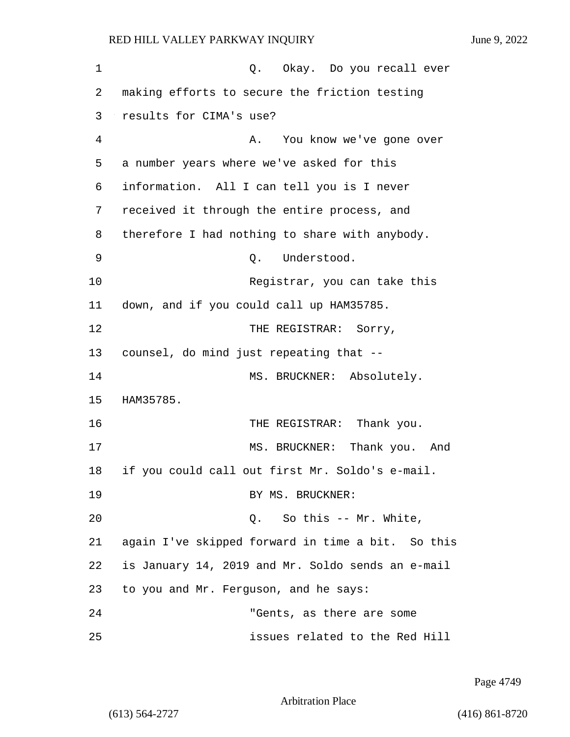Q. Okay. Do you recall ever making efforts to secure the friction testing results for CIMA's use?

A. You know we've gone over a number years where we've asked for this information. All I can tell you is I never received it through the entire process, and therefore I had nothing to share with anybody.

Q. Understood.

Registrar, you can take this down, and if you could call up HAM35785.

THE REGISTRAR: Sorry, counsel, do mind just repeating that --

MS. BRUCKNER: Absolutely. HAM35785.

THE REGISTRAR: Thank you.

MS. BRUCKNER: Thank you. And if you could call out first Mr. Soldo's e-mail.

BY MS. BRUCKNER:

Q. So this -- Mr. White, again I've skipped forward in time a bit. So this is January 14, 2019 and Mr. Soldo sends an e-mail to you and Mr. Ferguson, and he says:

"Gents, as there are some issues related to the Red Hill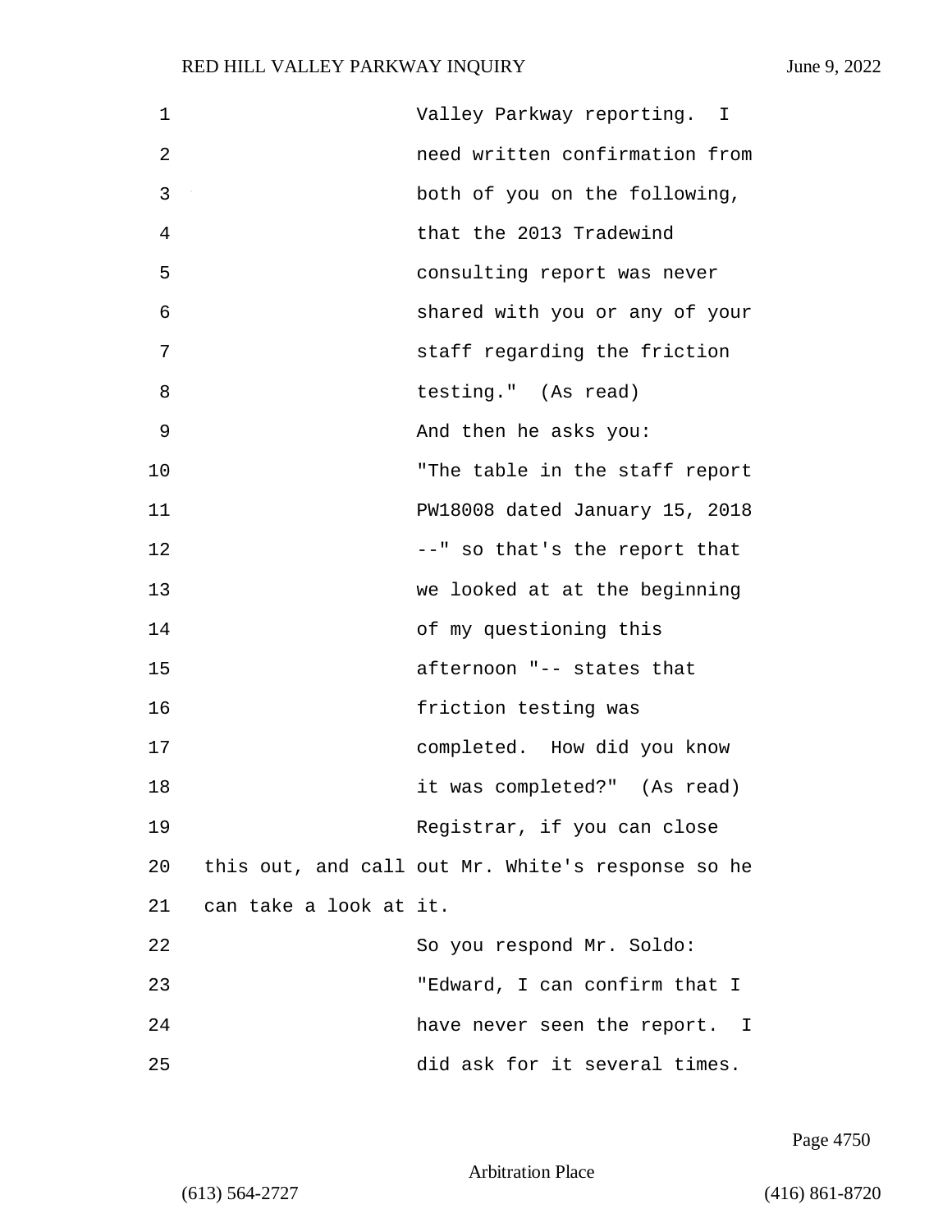Valley Parkway reporting. I need written confirmation from both of you on the following, that the 2013 Tradewind consulting report was never shared with you or any of your staff regarding the friction testing." (As read)

And then he asks you:

"The table in the staff report PW18008 dated January 15, 2018 --" so that's the report that we looked at at the beginning of my questioning this afternoon "-- states that friction testing was completed. How did you know it was completed?" (As read)

Registrar, if you can close this out, and call out Mr. White's response so he can take a look at it.

So you respond Mr. Soldo:

"Edward, I can confirm that I have never seen the report. I did ask for it several times.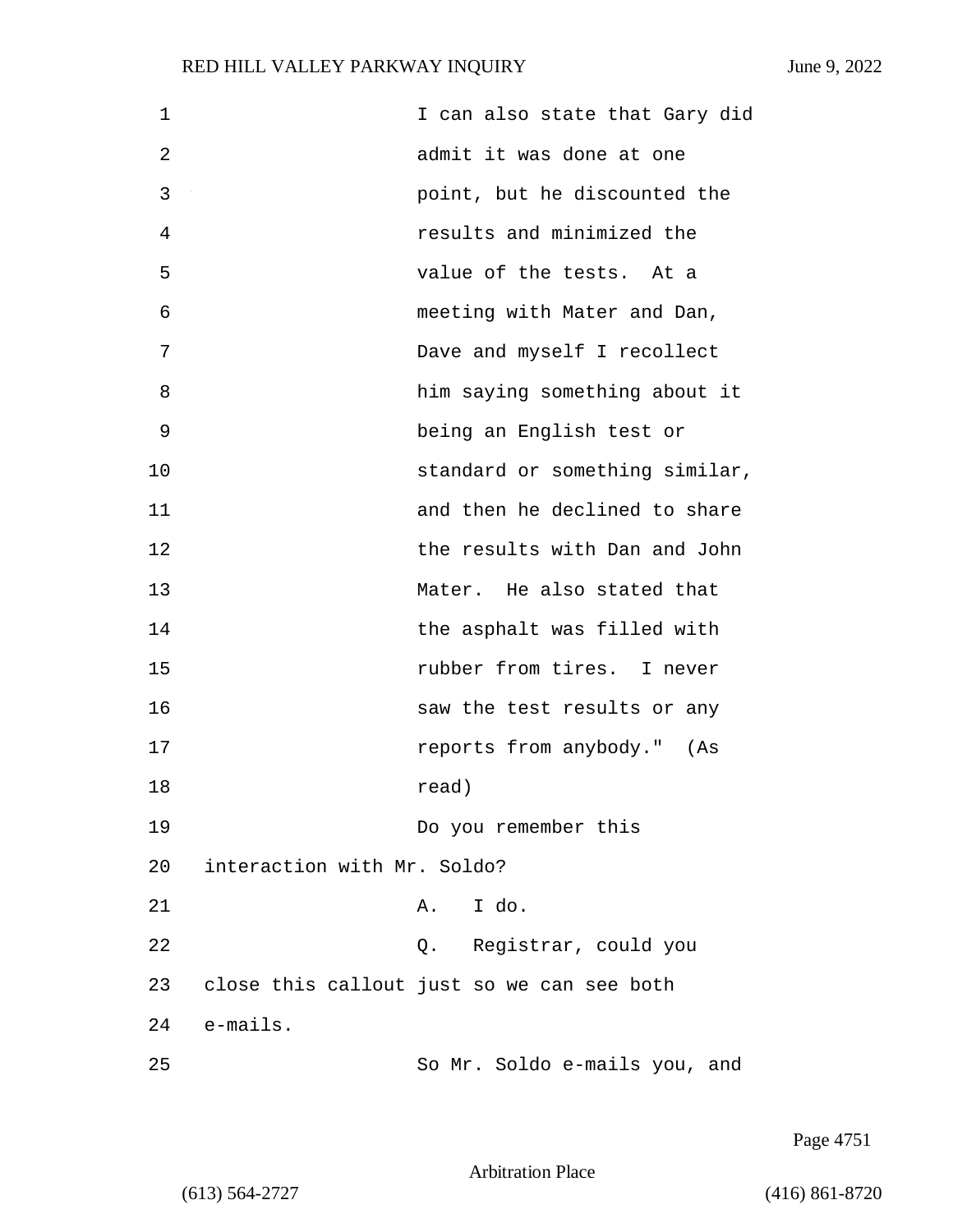I can also state that Gary did admit it was done at one point, but he discounted the results and minimized the value of the tests. At a meeting with Mater and Dan, Dave and myself I recollect him saying something about it being an English test or standard or something similar, and then he declined to share the results with Dan and John Mater. He also stated that the asphalt was filled with rubber from tires. I never saw the test results or any reports from anybody." (As read)

Do you remember this interaction with Mr. Soldo?

A. I do.

Q. Registrar, could you close this callout just so we can see both e-mails.

So Mr. Soldo e-mails you, and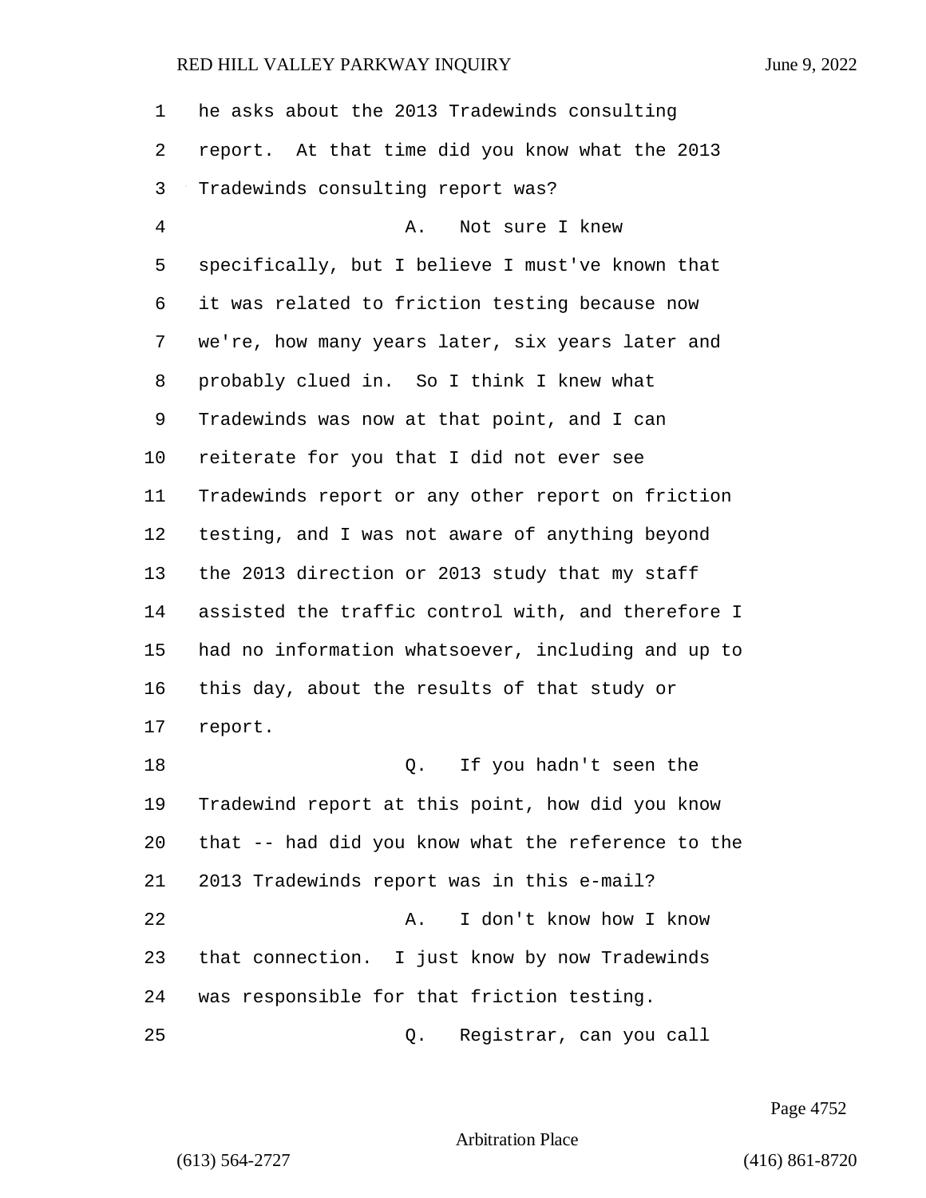he asks about the 2013 Tradewinds consulting report. At that time did you know what the 2013 Tradewinds consulting report was?

A. Not sure I knew specifically, but I believe I must've known that it was related to friction testing because now we're, how many years later, six years later and probably clued in. So I think I knew what Tradewinds was now at that point, and I can reiterate for you that I did not ever see Tradewinds report or any other report on friction testing, and I was not aware of anything beyond the 2013 direction or 2013 study that my staff assisted the traffic control with, and therefore I had no information whatsoever, including and up to this day, about the results of that study or report.

Q. If you hadn't seen the Tradewind report at this point, how did you know that -- had did you know what the reference to the 2013 Tradewinds report was in this e-mail?

A. I don't know how I know that connection. I just know by now Tradewinds was responsible for that friction testing.

Q. Registrar, can you call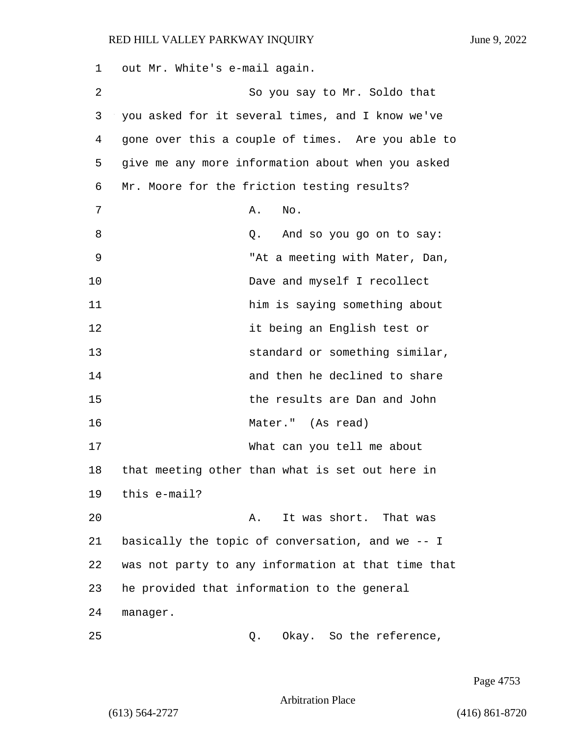out Mr. White's e-mail again.

So you say to Mr. Soldo that you asked for it several times, and I know we've gone over this a couple of times. Are you able to give me any more information about when you asked Mr. Moore for the friction testing results?

A. No.

Q. And so you go on to say:

"At a meeting with Mater, Dan, Dave and myself I recollect him is saying something about it being an English test or standard or something similar, and then he declined to share the results are Dan and John Mater." (As read)

What can you tell me about that meeting other than what is set out here in this e-mail?

A. It was short. That was basically the topic of conversation, and we -- I was not party to any information at that time that he provided that information to the general manager.

Q. Okay. So the reference,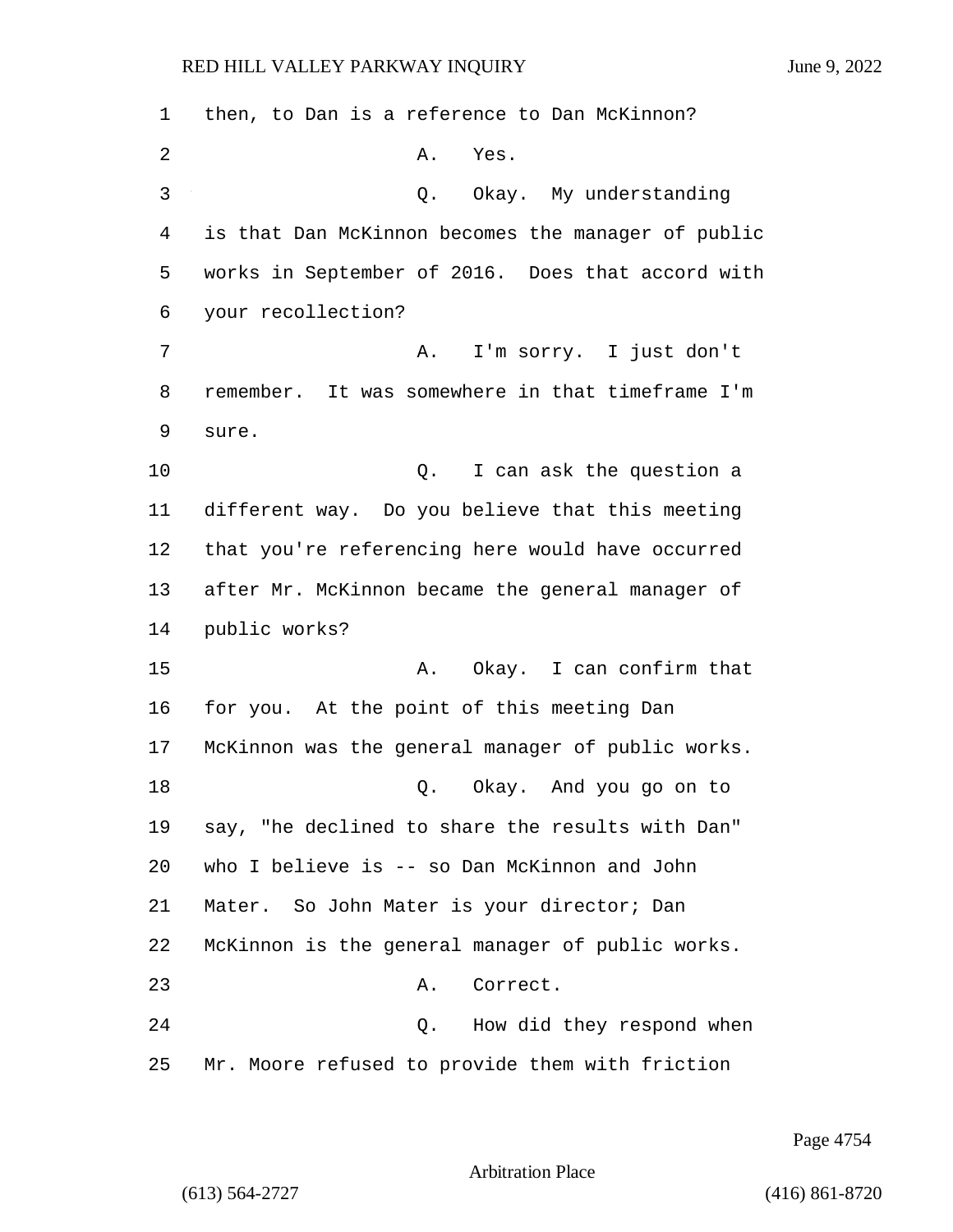then, to Dan is a reference to Dan McKinnon?

A. Yes.

Q. Okay. My understanding is that Dan McKinnon becomes the manager of public works in September of 2016. Does that accord with your recollection?

A. I'm sorry. I just don't remember. It was somewhere in that timeframe I'm sure.

Q. I can ask the question a different way. Do you believe that this meeting that you're referencing here would have occurred after Mr. McKinnon became the general manager of public works?

A. Okay. I can confirm that for you. At the point of this meeting Dan McKinnon was the general manager of public works.

Q. Okay. And you go on to say, "he declined to share the results with Dan" who I believe is -- so Dan McKinnon and John Mater. So John Mater is your director; Dan McKinnon is the general manager of public works.

A. Correct.

Q. How did they respond when Mr. Moore refused to provide them with friction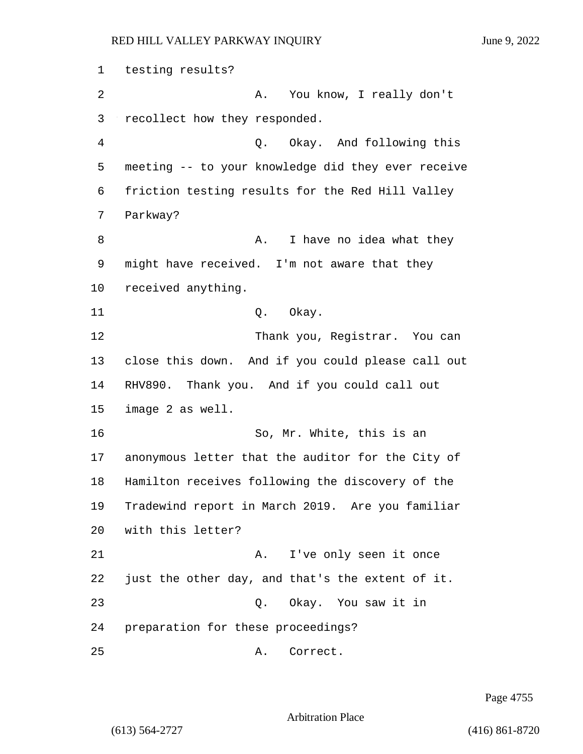testing results?

A. You know, I really don't recollect how they responded.

Q. Okay. And following this meeting -- to your knowledge did they ever receive friction testing results for the Red Hill Valley Parkway?

A. I have no idea what they might have received. I'm not aware that they received anything.

Q. Okay.

Thank you, Registrar. You can close this down. And if you could please call out RHV890. Thank you. And if you could call out image 2 as well.

So, Mr. White, this is an anonymous letter that the auditor for the City of Hamilton receives following the discovery of the Tradewind report in March 2019. Are you familiar with this letter?

A. I've only seen it once just the other day, and that's the extent of it.

Q. Okay. You saw it in preparation for these proceedings?

A. Correct.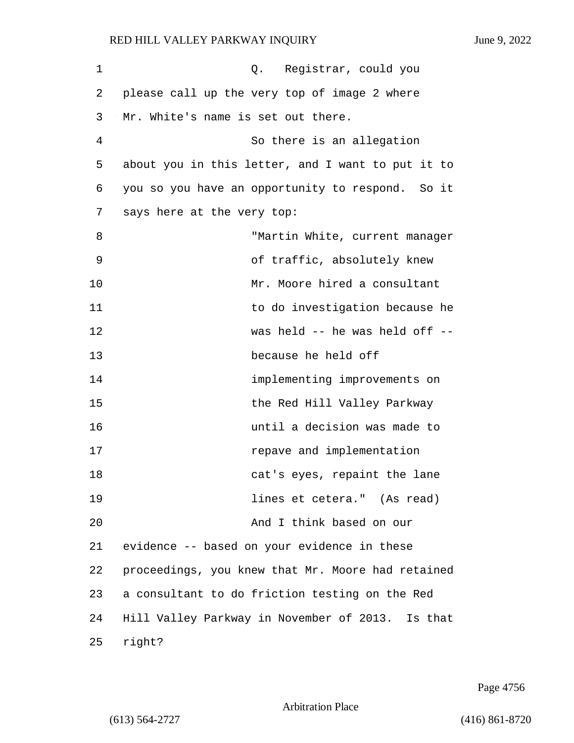Q. Registrar, could you please call up the very top of image 2 where Mr. White's name is set out there.

So there is an allegation about you in this letter, and I want to put it to you so you have an opportunity to respond. So it says here at the very top:

> "Martin White, current manager of traffic, absolutely knew Mr. Moore hired a consultant to do investigation because he was held -- he was held off -- because he held off implementing improvements on the Red Hill Valley Parkway until a decision was made to repave and implementation cat's eyes, repaint the lane lines et cetera." (As read)

And I think based on our evidence -- based on your evidence in these proceedings, you knew that Mr. Moore had retained a consultant to do friction testing on the Red Hill Valley Parkway in November of 2013. Is that right?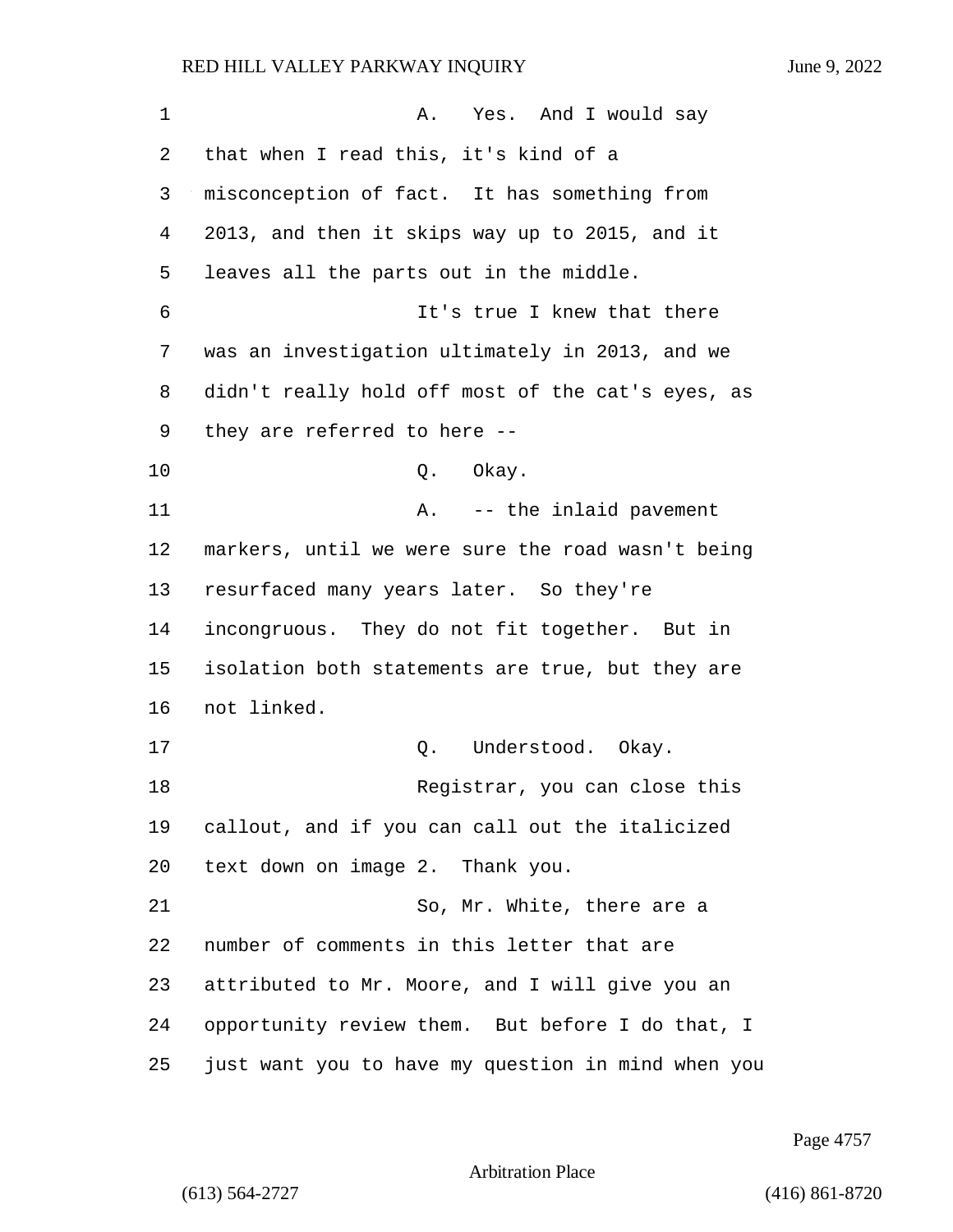A. Yes. And I would say that when I read this, it's kind of a misconception of fact. It has something from 2013, and then it skips way up to 2015, and it leaves all the parts out in the middle.

It's true I knew that there was an investigation ultimately in 2013, and we didn't really hold off most of the cat's eyes, as they are referred to here --

Q. Okay.

A. -- the inlaid pavement markers, until we were sure the road wasn't being resurfaced many years later. So they're incongruous. They do not fit together. But in isolation both statements are true, but they are not linked.

Q. Understood. Okay.

Registrar, you can close this callout, and if you can call out the italicized text down on image 2. Thank you.

So, Mr. White, there are a number of comments in this letter that are attributed to Mr. Moore, and I will give you an opportunity review them. But before I do that, I just want you to have my question in mind when you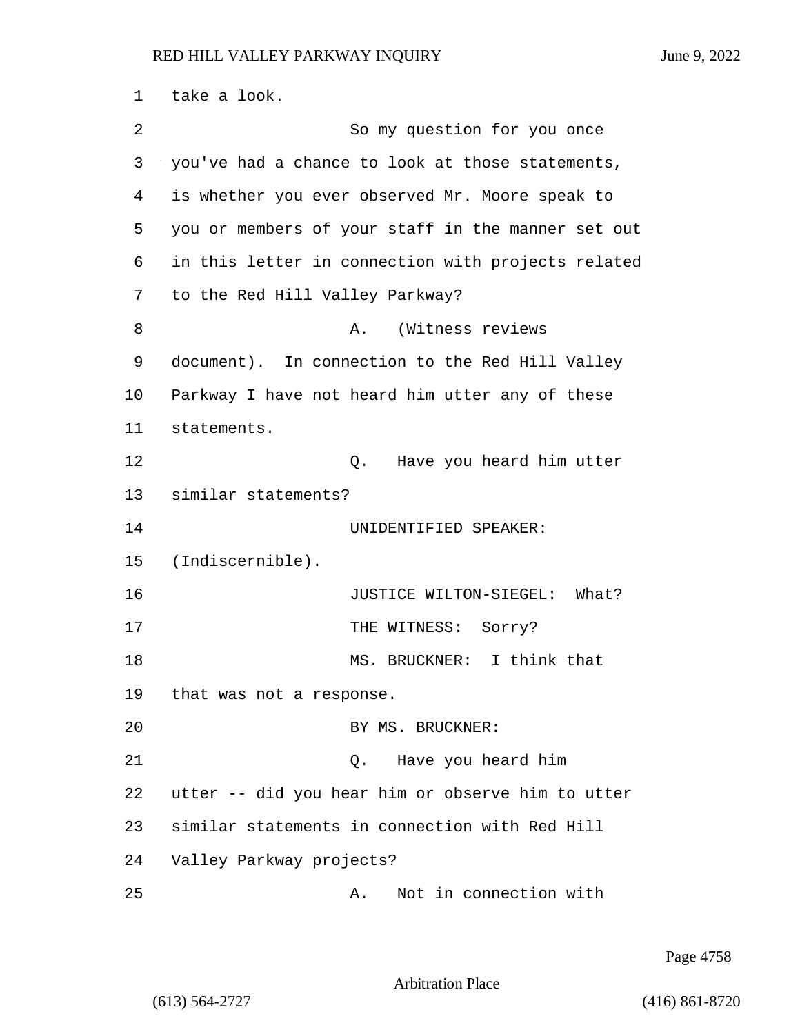take a look.

So my question for you once you've had a chance to look at those statements, is whether you ever observed Mr. Moore speak to you or members of your staff in the manner set out in this letter in connection with projects related to the Red Hill Valley Parkway?

A. (Witness reviews document). In connection to the Red Hill Valley Parkway I have not heard him utter any of these statements.

Q. Have you heard him utter similar statements?

UNIDENTIFIED SPEAKER: (Indiscernible).

JUSTICE WILTON-SIEGEL: What?

THE WITNESS: Sorry?

MS. BRUCKNER: I think that that was not a response.

BY MS. BRUCKNER:

Q. Have you heard him utter -- did you hear him or observe him to utter similar statements in connection with Red Hill Valley Parkway projects?

A. Not in connection with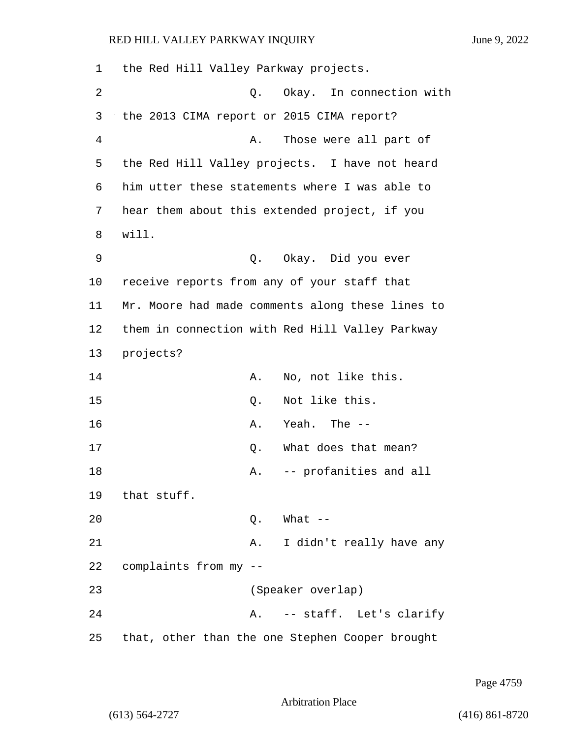1 the Red Hill Valley Parkway projects.

2 Q. Okay. In connection with

3 the 2013 CIMA report or 2015 CIMA report?

4 A. Those were all part of

5 the Red Hill Valley projects. I have not heard

6 him utter these statements where I was able to

7 hear them about this extended project, if you

8 will.

9 Q. Okay. Did you ever

10 receive reports from any of your staff that

11 Mr. Moore had made comments along these lines to

12 them in connection with Red Hill Valley Parkway

13 projects?

14 A. No, not like this.

15 Q. Not like this.

16 A. Yeah. The --

17 Q. What does that mean?

18 A. -- profanities and all

19 that stuff.

20 Q. What --

21 A. I didn't really have any

22 complaints from my --

23 (Speaker overlap)

24 A. -- staff. Let's clarify

25 that, other than the one Stephen Cooper brought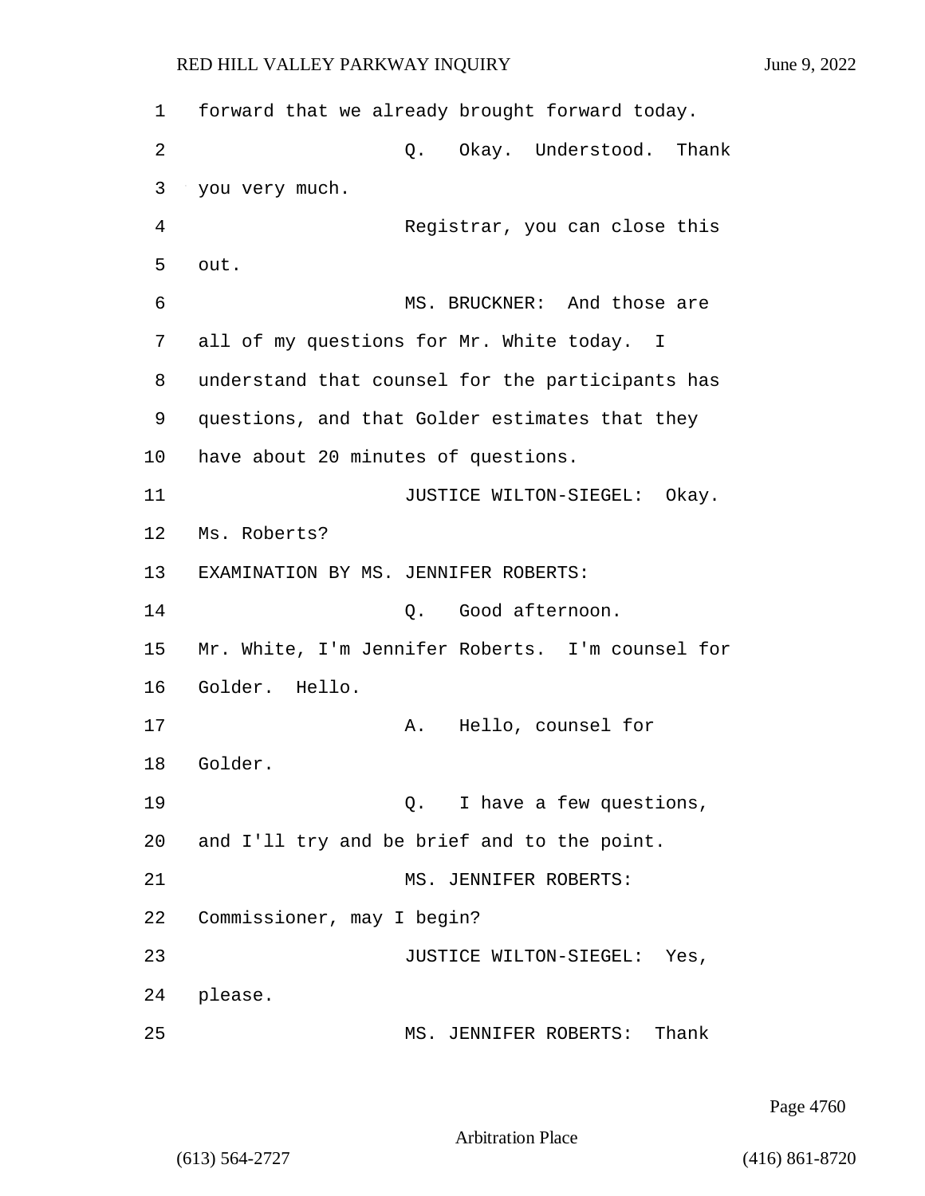forward that we already brought forward today.

Q. Okay. Understood. Thank you very much.

Registrar, you can close this out.

MS. BRUCKNER: And those are all of my questions for Mr. White today. I understand that counsel for the participants has questions, and that Golder estimates that they have about 20 minutes of questions.

JUSTICE WILTON-SIEGEL: Okay. Ms. Roberts?

EXAMINATION BY MS. JENNIFER ROBERTS:

Q. Good afternoon. Mr. White, I'm Jennifer Roberts. I'm counsel for Golder. Hello.

A. Hello, counsel for Golder.

Q. I have a few questions, and I'll try and be brief and to the point.

MS. JENNIFER ROBERTS: Commissioner, may I begin?

JUSTICE WILTON-SIEGEL: Yes, please.

MS. JENNIFER ROBERTS: Thank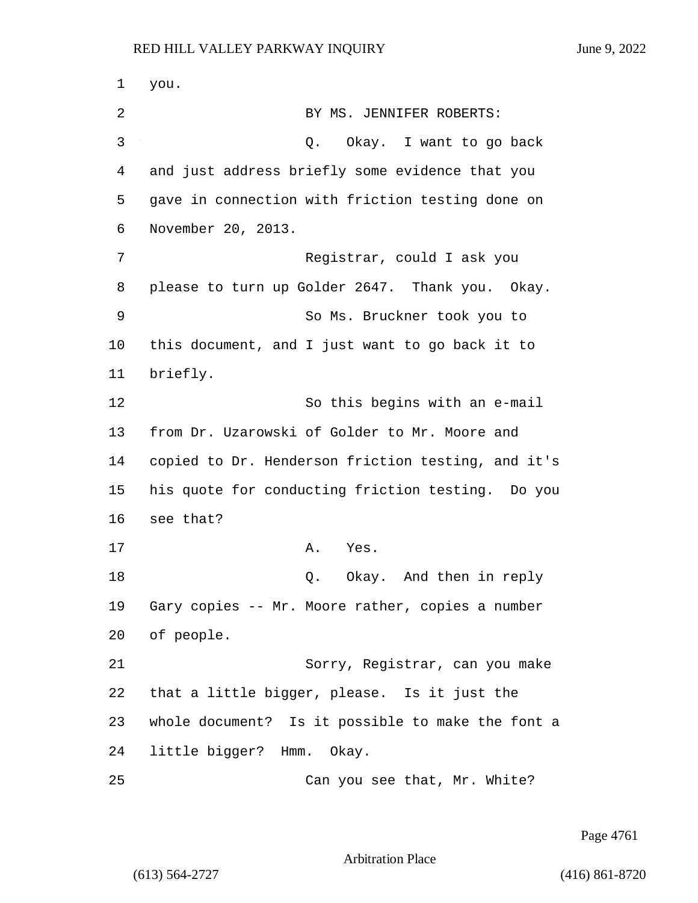you.

BY MS. JENNIFER ROBERTS:

Q. Okay. I want to go back and just address briefly some evidence that you gave in connection with friction testing done on November 20, 2013.

Registrar, could I ask you please to turn up Golder 2647. Thank you. Okay.

So Ms. Bruckner took you to this document, and I just want to go back it to briefly.

So this begins with an e-mail from Dr. Uzarowski of Golder to Mr. Moore and copied to Dr. Henderson friction testing, and it's his quote for conducting friction testing. Do you see that?

A. Yes.

Q. Okay. And then in reply Gary copies -- Mr. Moore rather, copies a number of people.

Sorry, Registrar, can you make that a little bigger, please. Is it just the whole document? Is it possible to make the font a little bigger? Hmm. Okay.

Can you see that, Mr. White?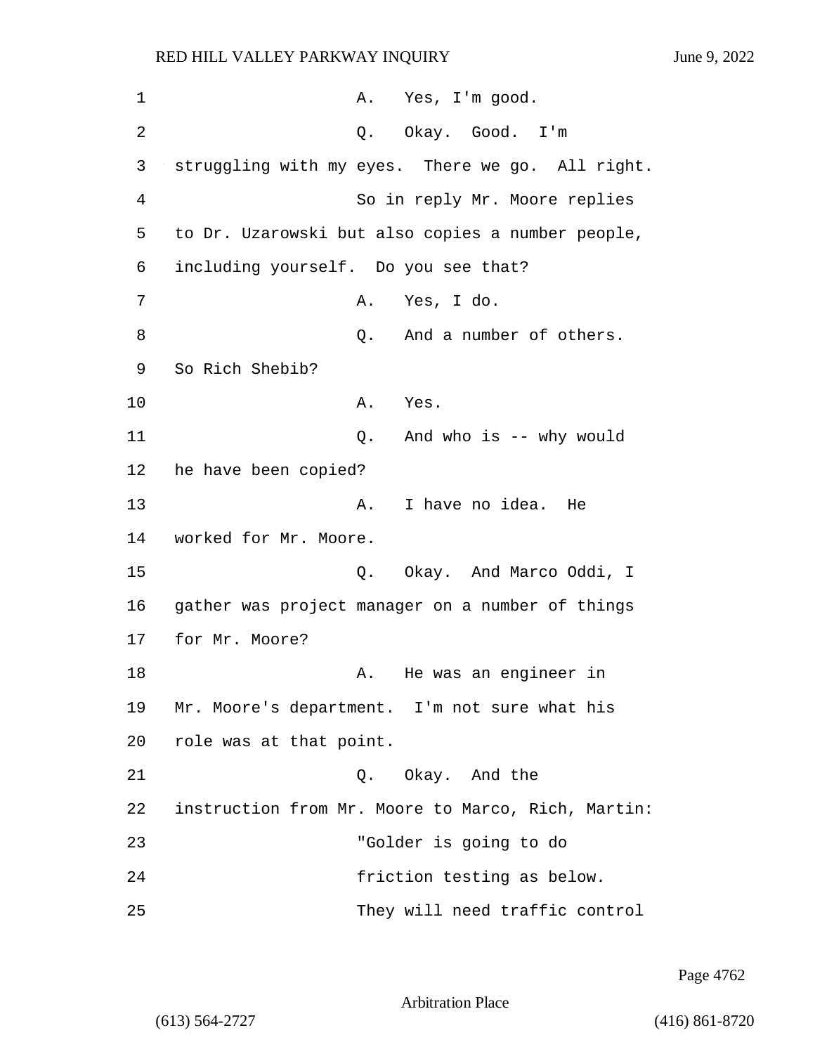A. Yes, I'm good.

Q. Okay. Good. I'm struggling with my eyes. There we go. All right.

So in reply Mr. Moore replies to Dr. Uzarowski but also copies a number people, including yourself. Do you see that?

A. Yes, I do.

Q. And a number of others. So Rich Shebib?

A. Yes.

Q. And who is -- why would he have been copied?

A. I have no idea. He worked for Mr. Moore.

Q. Okay. And Marco Oddi, I gather was project manager on a number of things for Mr. Moore?

A. He was an engineer in Mr. Moore's department. I'm not sure what his role was at that point.

Q. Okay. And the instruction from Mr. Moore to Marco, Rich, Martin:

"Golder is going to do friction testing as below. They will need traffic control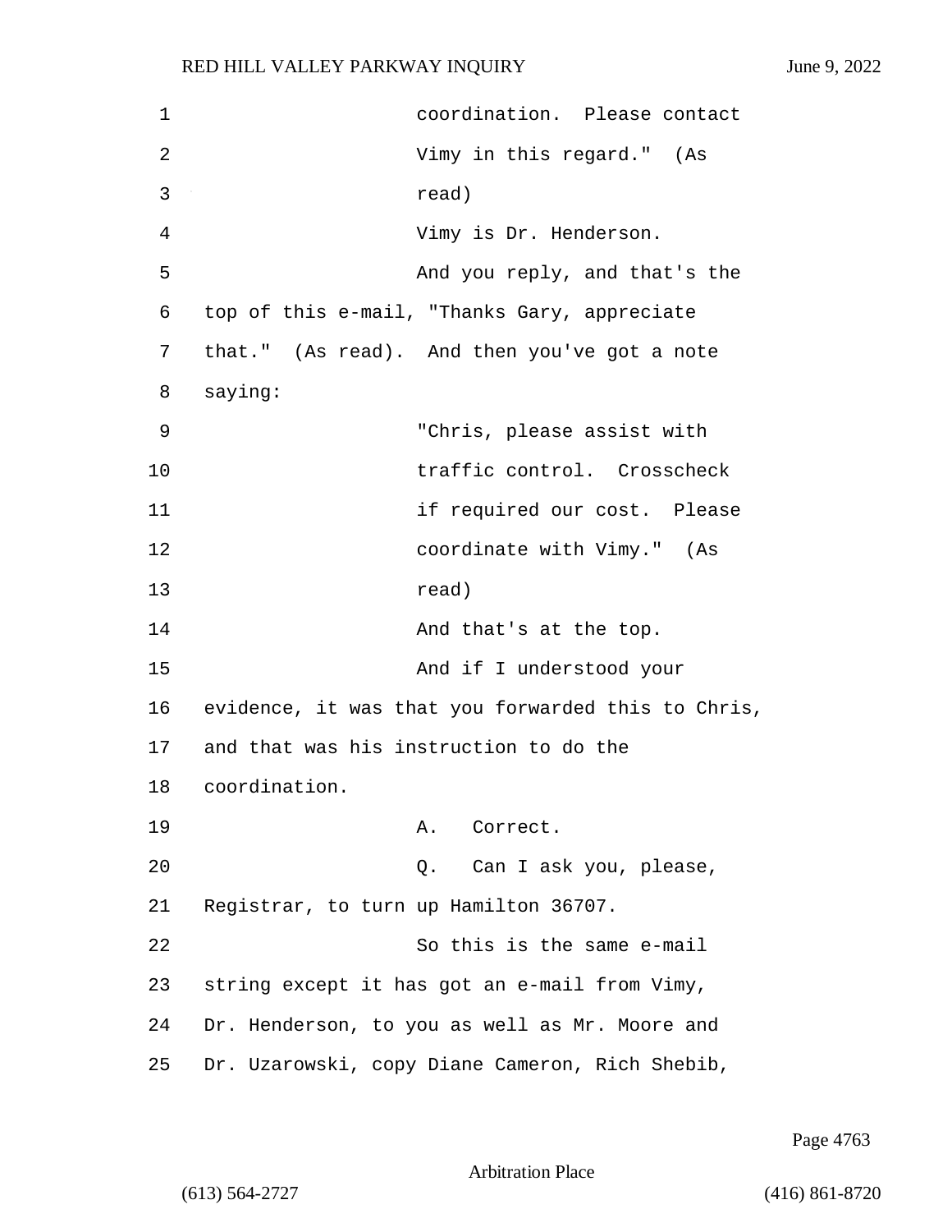coordination. Please contact Vimy in this regard." (As read)

Vimy is Dr. Henderson.

And you reply, and that's the top of this e-mail, "Thanks Gary, appreciate that." (As read). And then you've got a note saying:

"Chris, please assist with traffic control. Crosscheck if required our cost. Please coordinate with Vimy." (As read)

And that's at the top.

And if I understood your evidence, it was that you forwarded this to Chris, and that was his instruction to do the coordination.

A. Correct.

Q. Can I ask you, please, Registrar, to turn up Hamilton 36707.

So this is the same e-mail string except it has got an e-mail from Vimy, Dr. Henderson, to you as well as Mr. Moore and Dr. Uzarowski, copy Diane Cameron, Rich Shebib,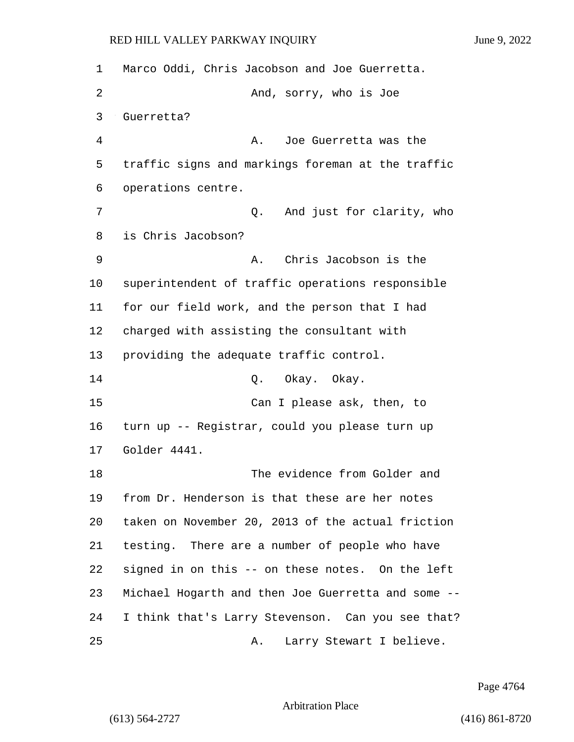1 Marco Oddi, Chris Jacobson and Joe Guerretta.

2 And, sorry, who is Joe

3 Guerretta?

4 A. Joe Guerretta was the

5 traffic signs and markings foreman at the traffic

6 operations centre.

7 Q. And just for clarity, who

8 is Chris Jacobson?

9 A. Chris Jacobson is the

10 superintendent of traffic operations responsible

11 for our field work, and the person that I had

12 charged with assisting the consultant with

13 providing the adequate traffic control.

14 Q. Okay. Okay.

15 Can I please ask, then, to

16 turn up -- Registrar, could you please turn up

17 Golder 4441.

18 The evidence from Golder and

19 from Dr. Henderson is that these are her notes

20 taken on November 20, 2013 of the actual friction

21 testing. There are a number of people who have

22 signed in on this -- on these notes. On the left

23 Michael Hogarth and then Joe Guerretta and some --

24 I think that's Larry Stevenson. Can you see that?

25 A. Larry Stewart I believe.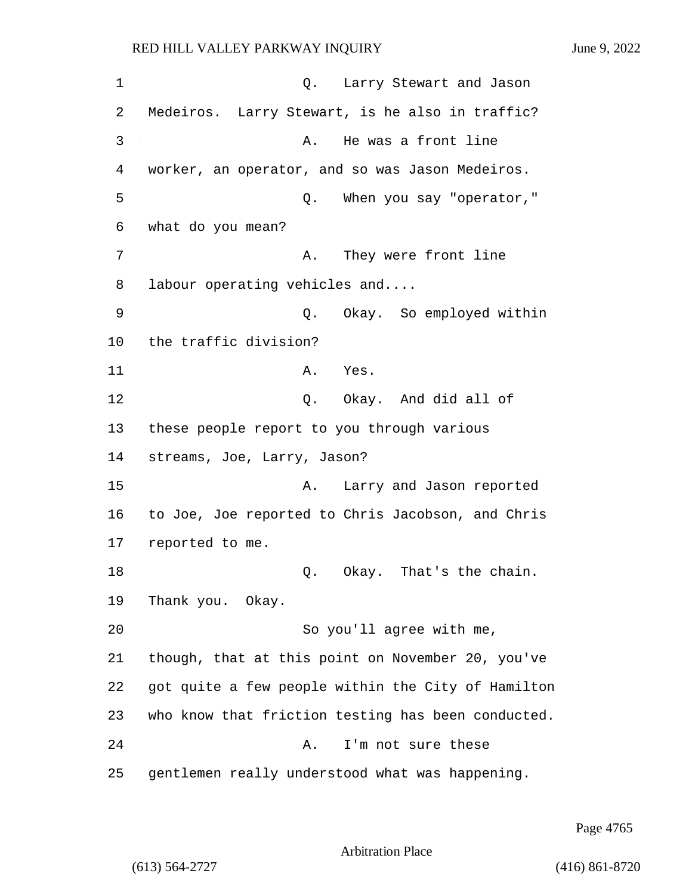Q. Larry Stewart and Jason Medeiros. Larry Stewart, is he also in traffic?

A. He was a front line worker, an operator, and so was Jason Medeiros.

Q. When you say "operator," what do you mean?

A. They were front line labour operating vehicles and....

Q. Okay. So employed within the traffic division?

A. Yes.

Q. Okay. And did all of these people report to you through various streams, Joe, Larry, Jason?

A. Larry and Jason reported to Joe, Joe reported to Chris Jacobson, and Chris reported to me.

Q. Okay. That's the chain. Thank you. Okay.

So you'll agree with me, though, that at this point on November 20, you've got quite a few people within the City of Hamilton who know that friction testing has been conducted.

A. I'm not sure these gentlemen really understood what was happening.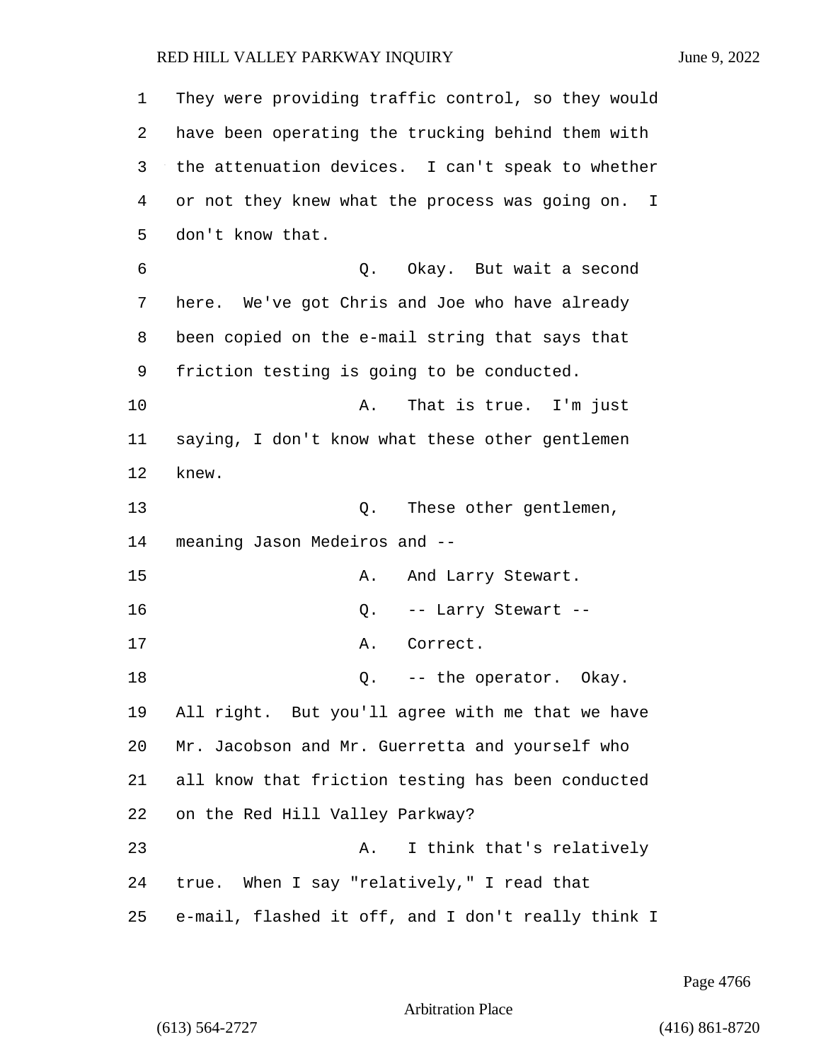They were providing traffic control, so they would have been operating the trucking behind them with the attenuation devices. I can't speak to whether or not they knew what the process was going on. I don't know that.

Q. Okay. But wait a second here. We've got Chris and Joe who have already been copied on the e-mail string that says that friction testing is going to be conducted.

A. That is true. I'm just saying, I don't know what these other gentlemen knew.

Q. These other gentlemen, meaning Jason Medeiros and --

A. And Larry Stewart.

Q. -- Larry Stewart --

A. Correct.

Q. -- the operator. Okay. All right. But you'll agree with me that we have Mr. Jacobson and Mr. Guerretta and yourself who all know that friction testing has been conducted on the Red Hill Valley Parkway?

A. I think that's relatively true. When I say "relatively," I read that e-mail, flashed it off, and I don't really think I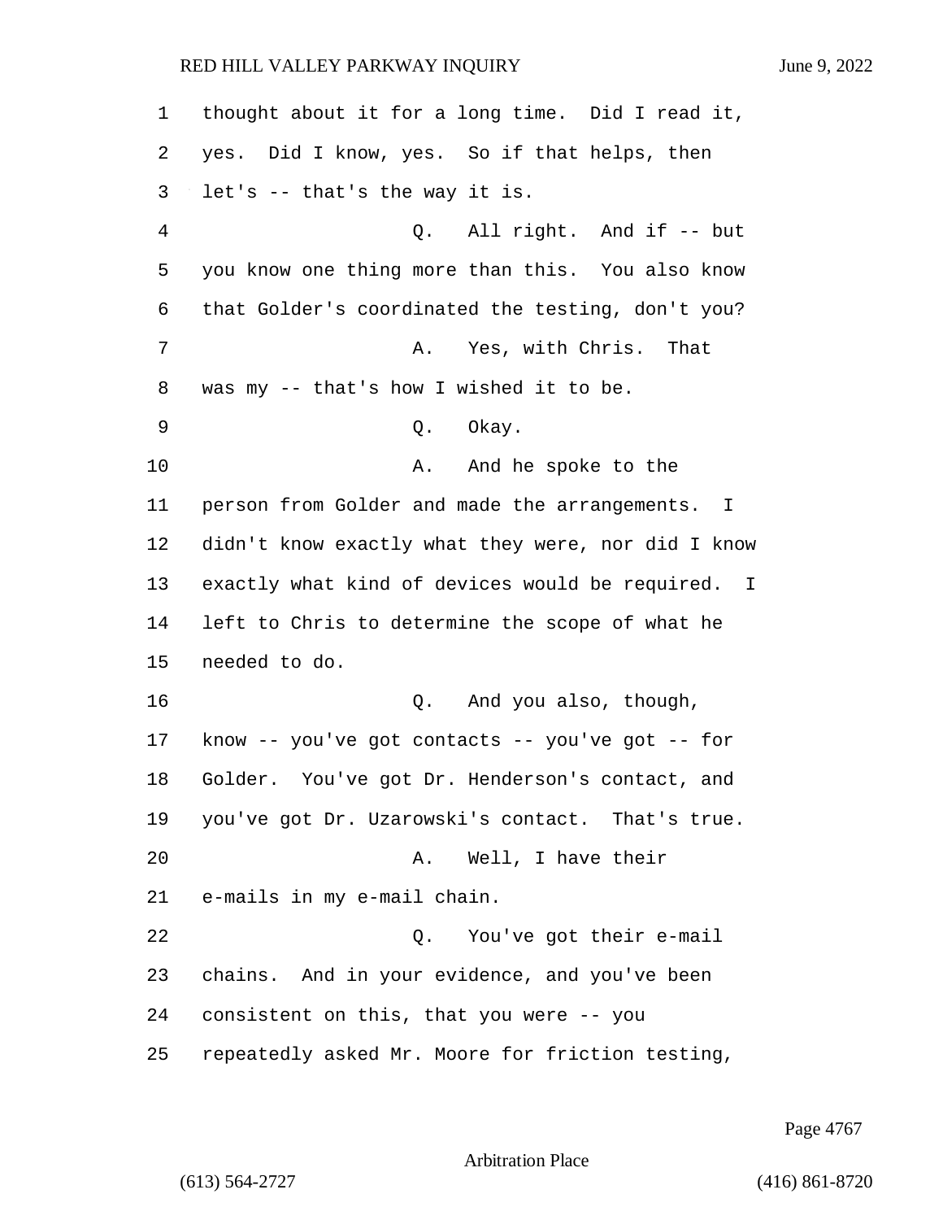thought about it for a long time. Did I read it, yes. Did I know, yes. So if that helps, then let's -- that's the way it is.

Q. All right. And if -- but you know one thing more than this. You also know that Golder's coordinated the testing, don't you?

A. Yes, with Chris. That was my -- that's how I wished it to be.

Q. Okay.

A. And he spoke to the person from Golder and made the arrangements. I didn't know exactly what they were, nor did I know exactly what kind of devices would be required. I left to Chris to determine the scope of what he needed to do.

Q. And you also, though, know -- you've got contacts -- you've got -- for Golder. You've got Dr. Henderson's contact, and you've got Dr. Uzarowski's contact. That's true.

A. Well, I have their e-mails in my e-mail chain.

Q. You've got their e-mail chains. And in your evidence, and you've been consistent on this, that you were -- you repeatedly asked Mr. Moore for friction testing,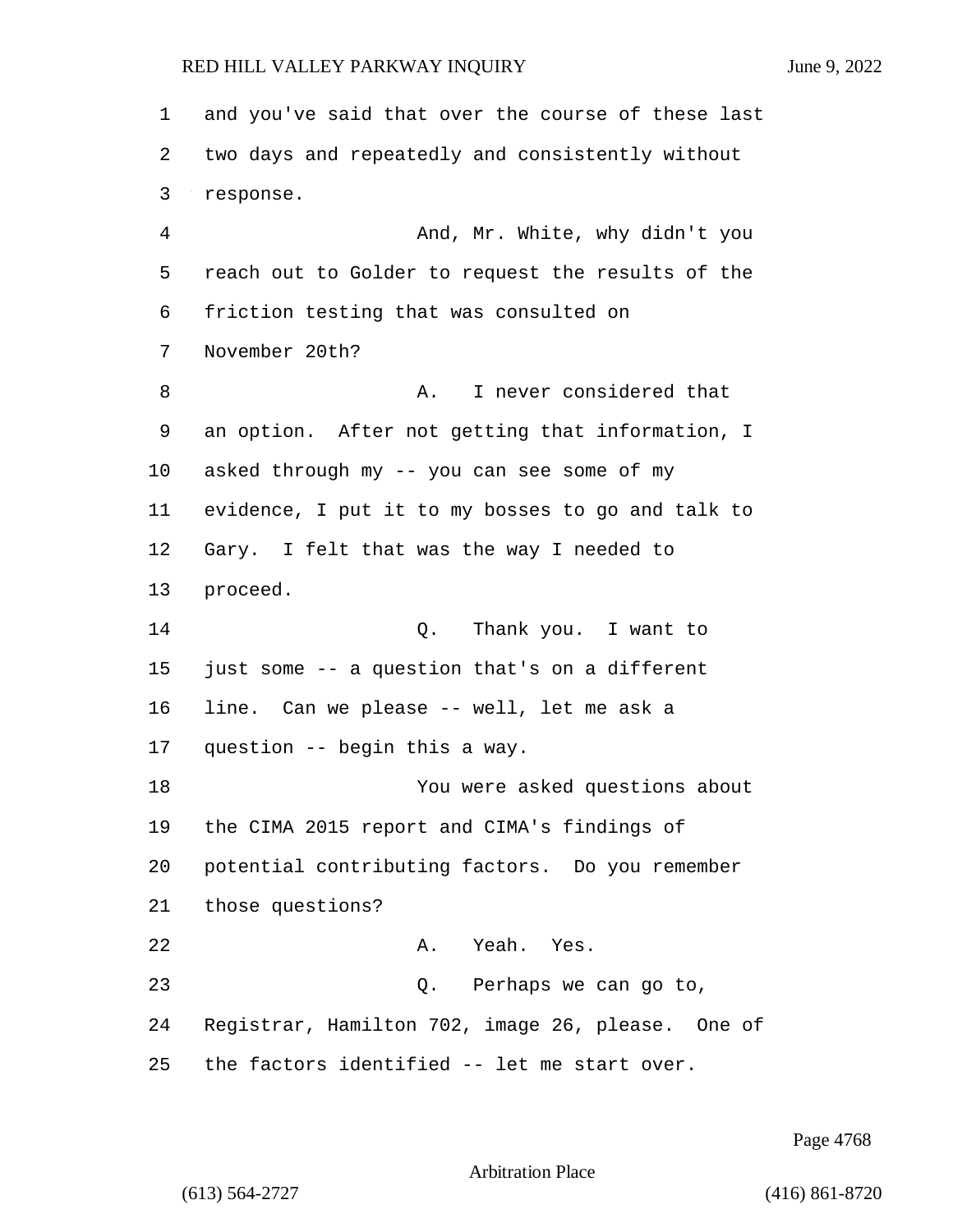and you've said that over the course of these last two days and repeatedly and consistently without response.

And, Mr. White, why didn't you reach out to Golder to request the results of the friction testing that was consulted on November 20th?

A. I never considered that an option. After not getting that information, I asked through my -- you can see some of my evidence, I put it to my bosses to go and talk to Gary. I felt that was the way I needed to proceed.

Q. Thank you. I want to just some -- a question that's on a different line. Can we please -- well, let me ask a question -- begin this a way.

You were asked questions about the CIMA 2015 report and CIMA's findings of potential contributing factors. Do you remember those questions?

A. Yeah. Yes.

Q. Perhaps we can go to, Registrar, Hamilton 702, image 26, please. One of the factors identified -- let me start over.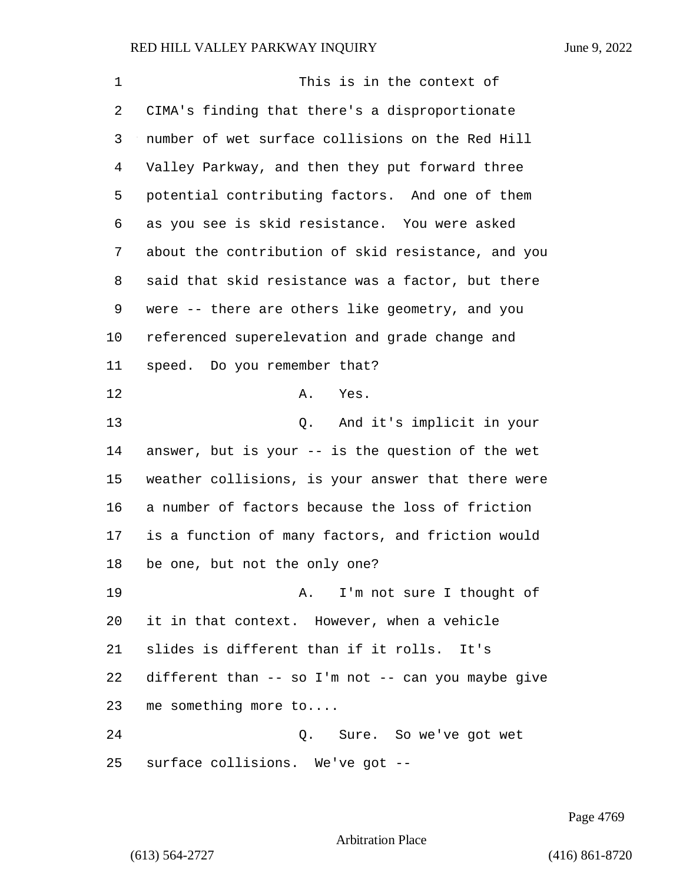This is in the context of CIMA's finding that there's a disproportionate number of wet surface collisions on the Red Hill Valley Parkway, and then they put forward three potential contributing factors. And one of them as you see is skid resistance. You were asked about the contribution of skid resistance, and you said that skid resistance was a factor, but there were -- there are others like geometry, and you referenced superelevation and grade change and speed. Do you remember that?

A. Yes.

Q. And it's implicit in your answer, but is your -- is the question of the wet weather collisions, is your answer that there were a number of factors because the loss of friction is a function of many factors, and friction would be one, but not the only one?

A. I'm not sure I thought of it in that context. However, when a vehicle slides is different than if it rolls. It's different than -- so I'm not -- can you maybe give me something more to....

Q. Sure. So we've got wet surface collisions. We've got --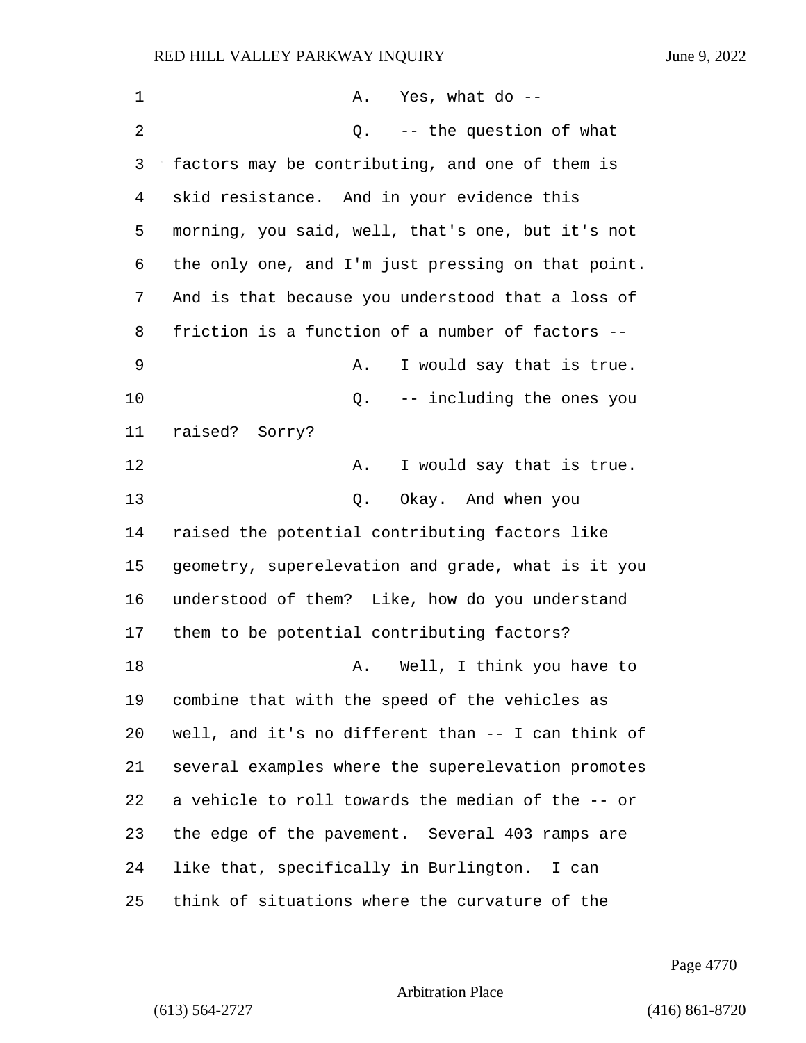A. Yes, what do --

Q. -- the question of what factors may be contributing, and one of them is skid resistance. And in your evidence this morning, you said, well, that's one, but it's not the only one, and I'm just pressing on that point. And is that because you understood that a loss of friction is a function of a number of factors --

A. I would say that is true.

Q. -- including the ones you raised? Sorry?

A. I would say that is true.

Q. Okay. And when you raised the potential contributing factors like geometry, superelevation and grade, what is it you understood of them? Like, how do you understand them to be potential contributing factors?

A. Well, I think you have to combine that with the speed of the vehicles as well, and it's no different than -- I can think of several examples where the superelevation promotes a vehicle to roll towards the median of the -- or the edge of the pavement. Several 403 ramps are like that, specifically in Burlington. I can think of situations where the curvature of the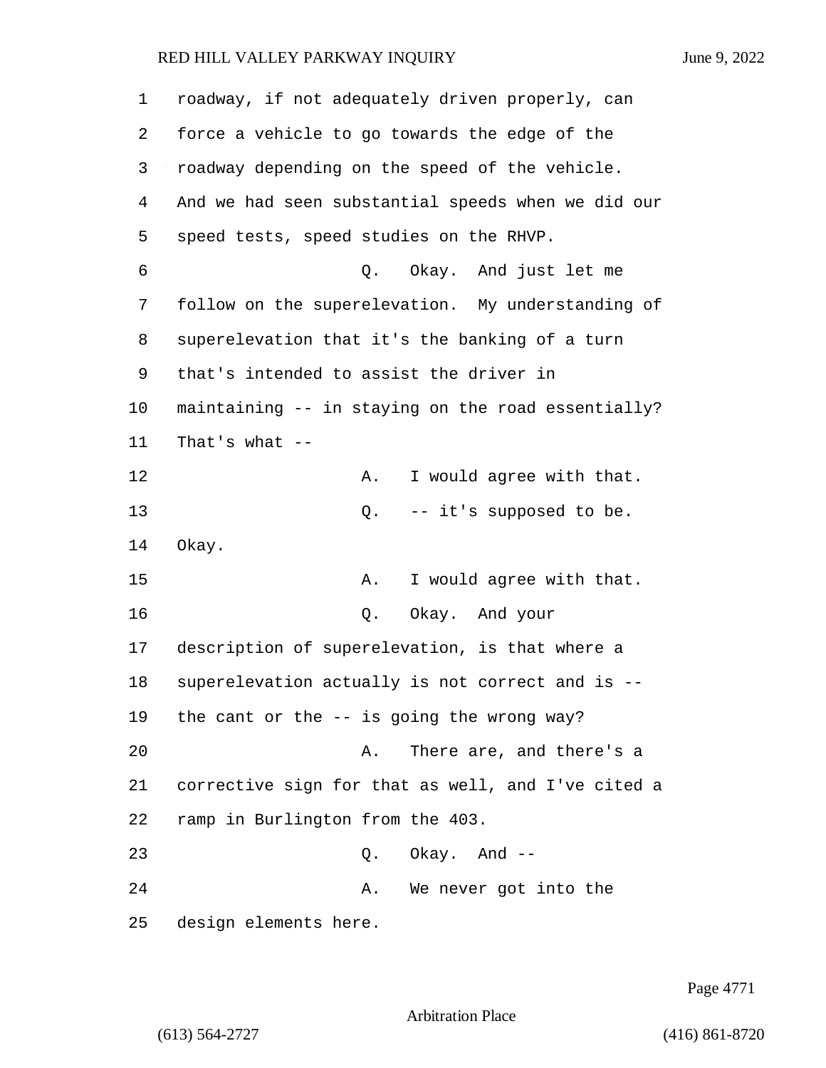roadway, if not adequately driven properly, can force a vehicle to go towards the edge of the roadway depending on the speed of the vehicle. And we had seen substantial speeds when we did our speed tests, speed studies on the RHVP.

Q. Okay. And just let me follow on the superelevation. My understanding of superelevation that it's the banking of a turn that's intended to assist the driver in maintaining -- in staying on the road essentially? That's what --

A. I would agree with that.

Q. -- it's supposed to be. Okay.

A. I would agree with that.

Q. Okay. And your description of superelevation, is that where a superelevation actually is not correct and is -- the cant or the -- is going the wrong way?

A. There are, and there's a corrective sign for that as well, and I've cited a ramp in Burlington from the 403.

Q. Okay. And --

A. We never got into the design elements here.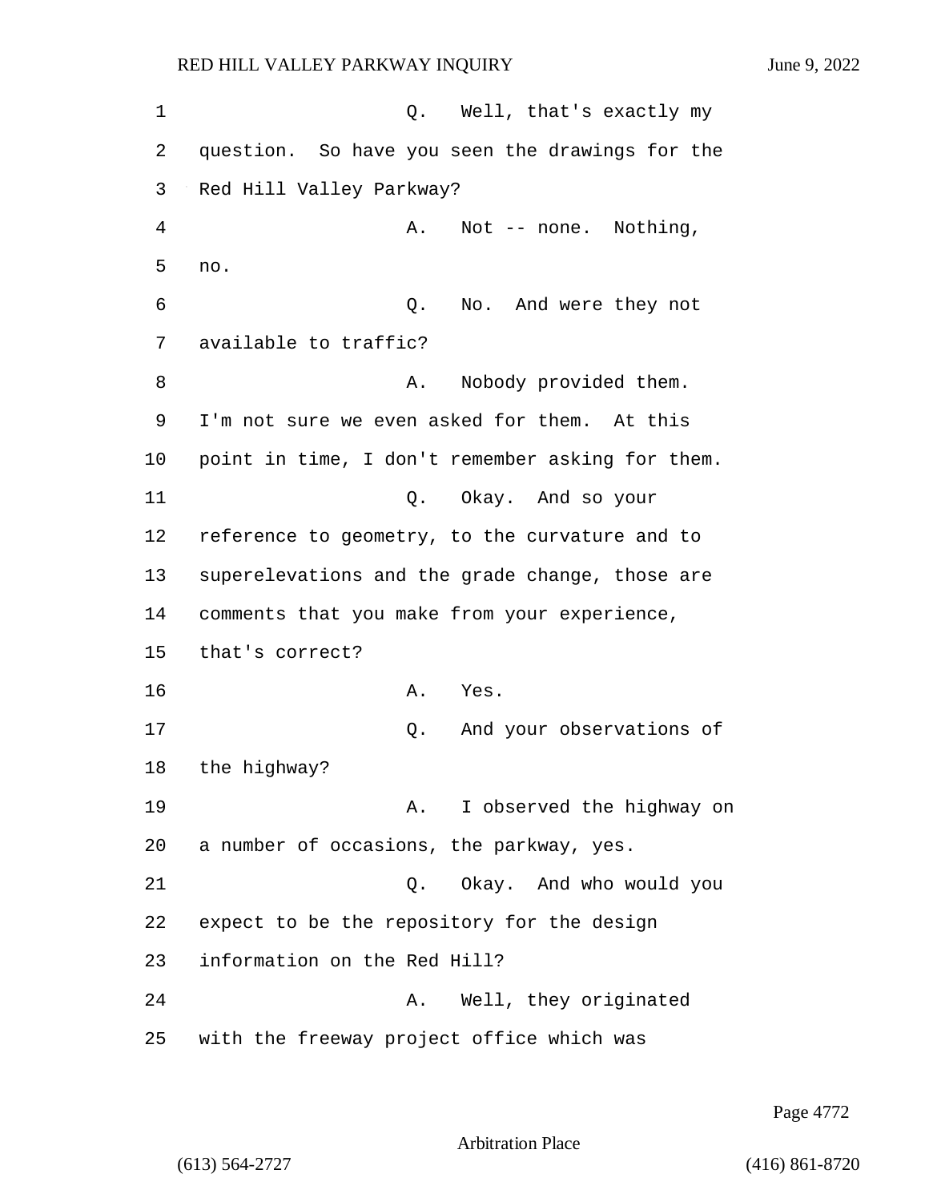Q. Well, that's exactly my question. So have you seen the drawings for the Red Hill Valley Parkway?

A. Not -- none. Nothing, no.

Q. No. And were they not available to traffic?

A. Nobody provided them. I'm not sure we even asked for them. At this point in time, I don't remember asking for them.

Q. Okay. And so your reference to geometry, to the curvature and to superelevations and the grade change, those are comments that you make from your experience, that's correct?

A. Yes.

Q. And your observations of the highway?

A. I observed the highway on a number of occasions, the parkway, yes.

Q. Okay. And who would you expect to be the repository for the design information on the Red Hill?

A. Well, they originated with the freeway project office which was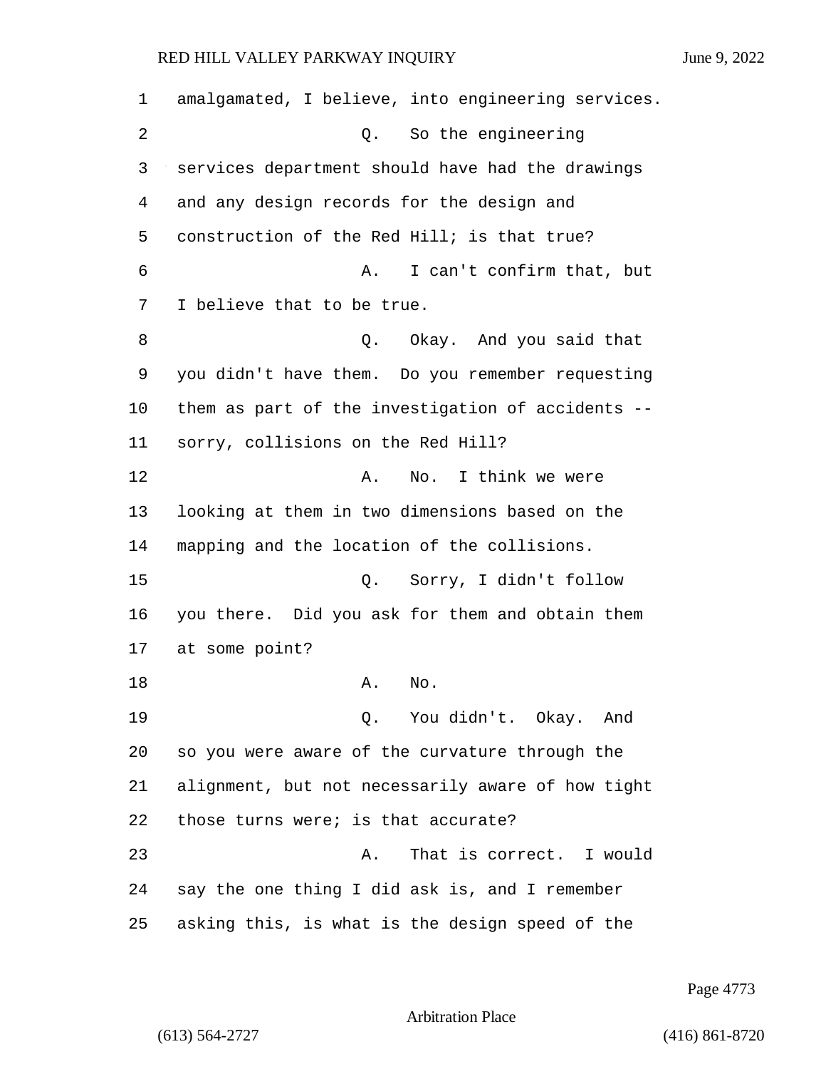amalgamated, I believe, into engineering services.

Q. So the engineering services department should have had the drawings and any design records for the design and construction of the Red Hill; is that true?

A. I can't confirm that, but I believe that to be true.

Q. Okay. And you said that you didn't have them. Do you remember requesting them as part of the investigation of accidents -- sorry, collisions on the Red Hill?

A. No. I think we were looking at them in two dimensions based on the mapping and the location of the collisions.

Q. Sorry, I didn't follow you there. Did you ask for them and obtain them at some point?

A. No.

Q. You didn't. Okay. And so you were aware of the curvature through the alignment, but not necessarily aware of how tight those turns were; is that accurate?

A. That is correct. I would say the one thing I did ask is, and I remember asking this, is what is the design speed of the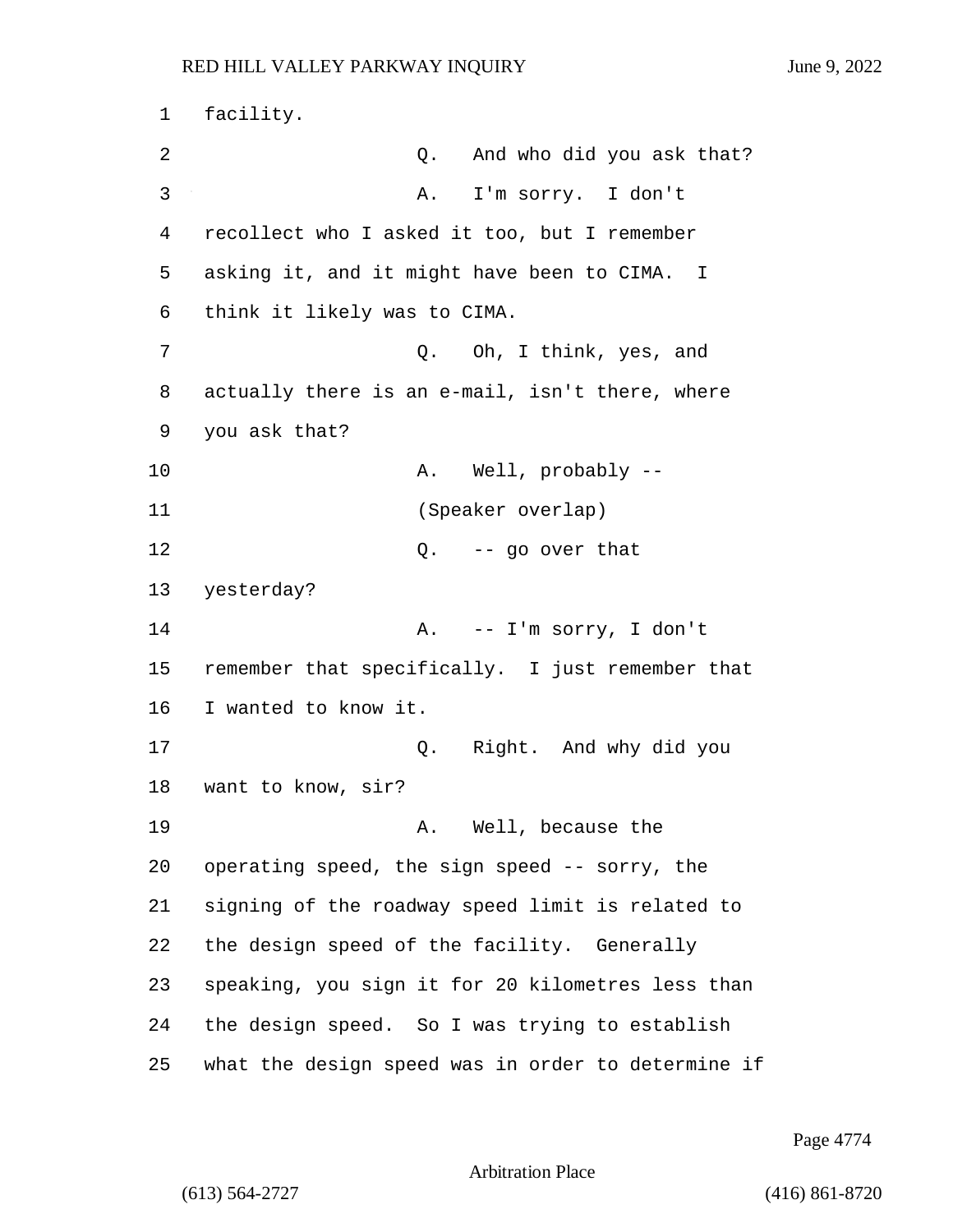facility.

Q. And who did you ask that?

A. I'm sorry. I don't recollect who I asked it too, but I remember asking it, and it might have been to CIMA. I think it likely was to CIMA.

Q. Oh, I think, yes, and actually there is an e-mail, isn't there, where you ask that?

A. Well, probably --

(Speaker overlap)

Q. -- go over that yesterday?

A. -- I'm sorry, I don't remember that specifically. I just remember that I wanted to know it.

Q. Right. And why did you want to know, sir?

A. Well, because the operating speed, the sign speed -- sorry, the signing of the roadway speed limit is related to the design speed of the facility. Generally speaking, you sign it for 20 kilometres less than the design speed. So I was trying to establish what the design speed was in order to determine if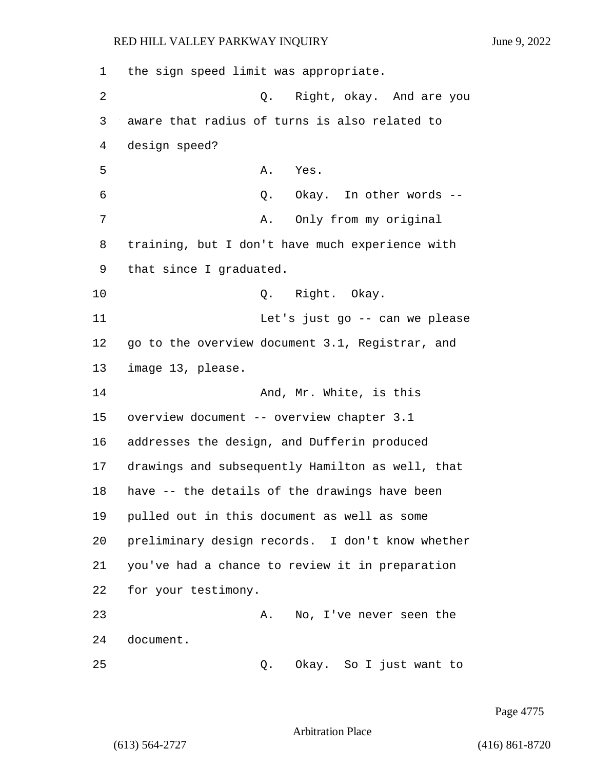1 the sign speed limit was appropriate.

2 Q. Right, okay. And are you

3 aware that radius of turns is also related to

4 design speed?

5 A. Yes.

6 Q. Okay. In other words --

7 A. Only from my original

8 training, but I don't have much experience with

9 that since I graduated.

10 Q. Right. Okay.

11 Let's just go -- can we please

12 go to the overview document 3.1, Registrar, and

13 image 13, please.

14 And, Mr. White, is this

15 overview document -- overview chapter 3.1

16 addresses the design, and Dufferin produced

17 drawings and subsequently Hamilton as well, that

18 have -- the details of the drawings have been

19 pulled out in this document as well as some

20 preliminary design records. I don't know whether

21 you've had a chance to review it in preparation

22 for your testimony.

23 A. No, I've never seen the

24 document.

25 Q. Okay. So I just want to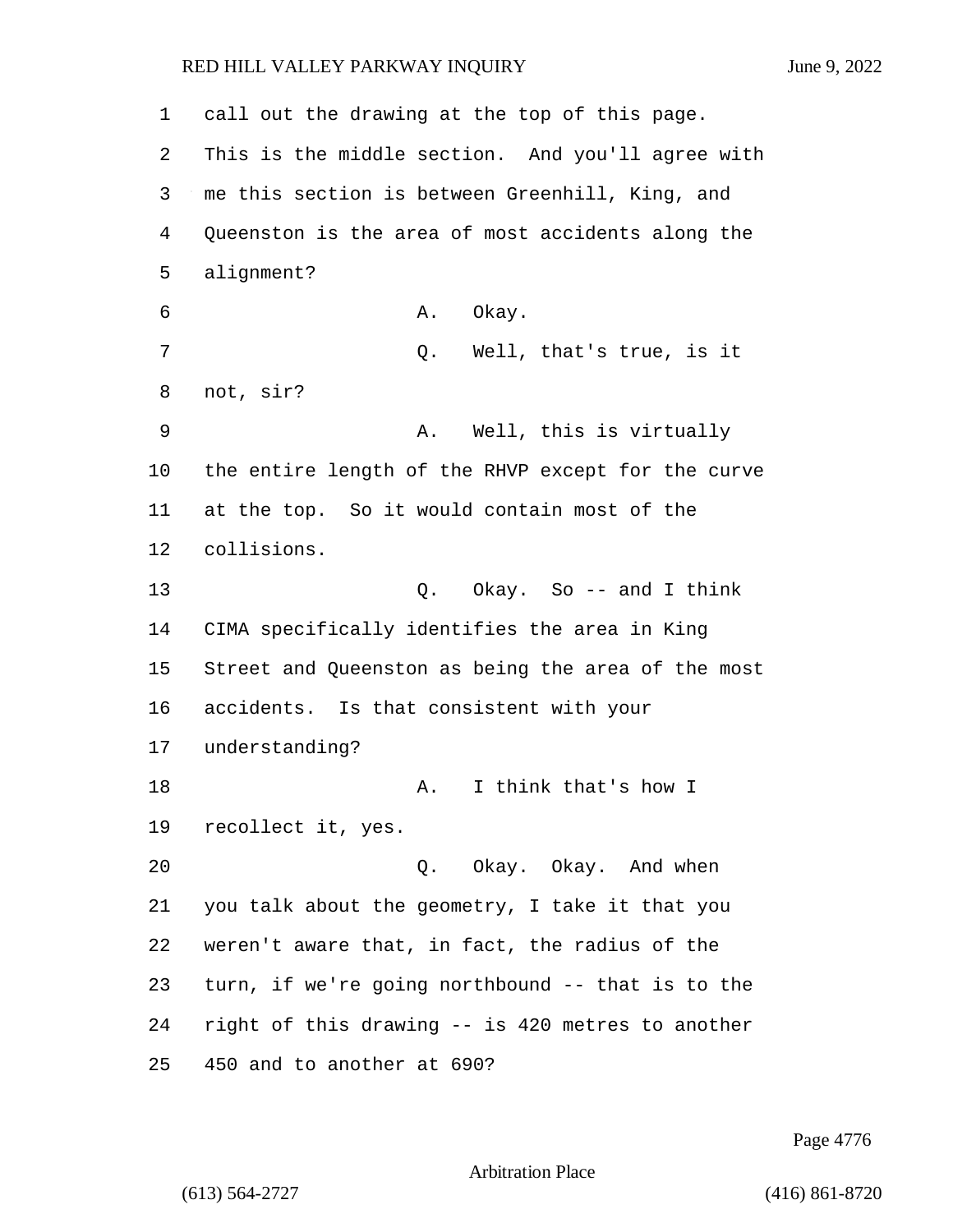call out the drawing at the top of this page. This is the middle section. And you'll agree with me this section is between Greenhill, King, and Queenston is the area of most accidents along the alignment?

A. Okay.

Q. Well, that's true, is it not, sir?

A. Well, this is virtually the entire length of the RHVP except for the curve at the top. So it would contain most of the collisions.

Q. Okay. So -- and I think CIMA specifically identifies the area in King Street and Queenston as being the area of the most accidents. Is that consistent with your understanding?

A. I think that's how I recollect it, yes.

Q. Okay. Okay. And when you talk about the geometry, I take it that you weren't aware that, in fact, the radius of the turn, if we're going northbound -- that is to the right of this drawing -- is 420 metres to another 450 and to another at 690?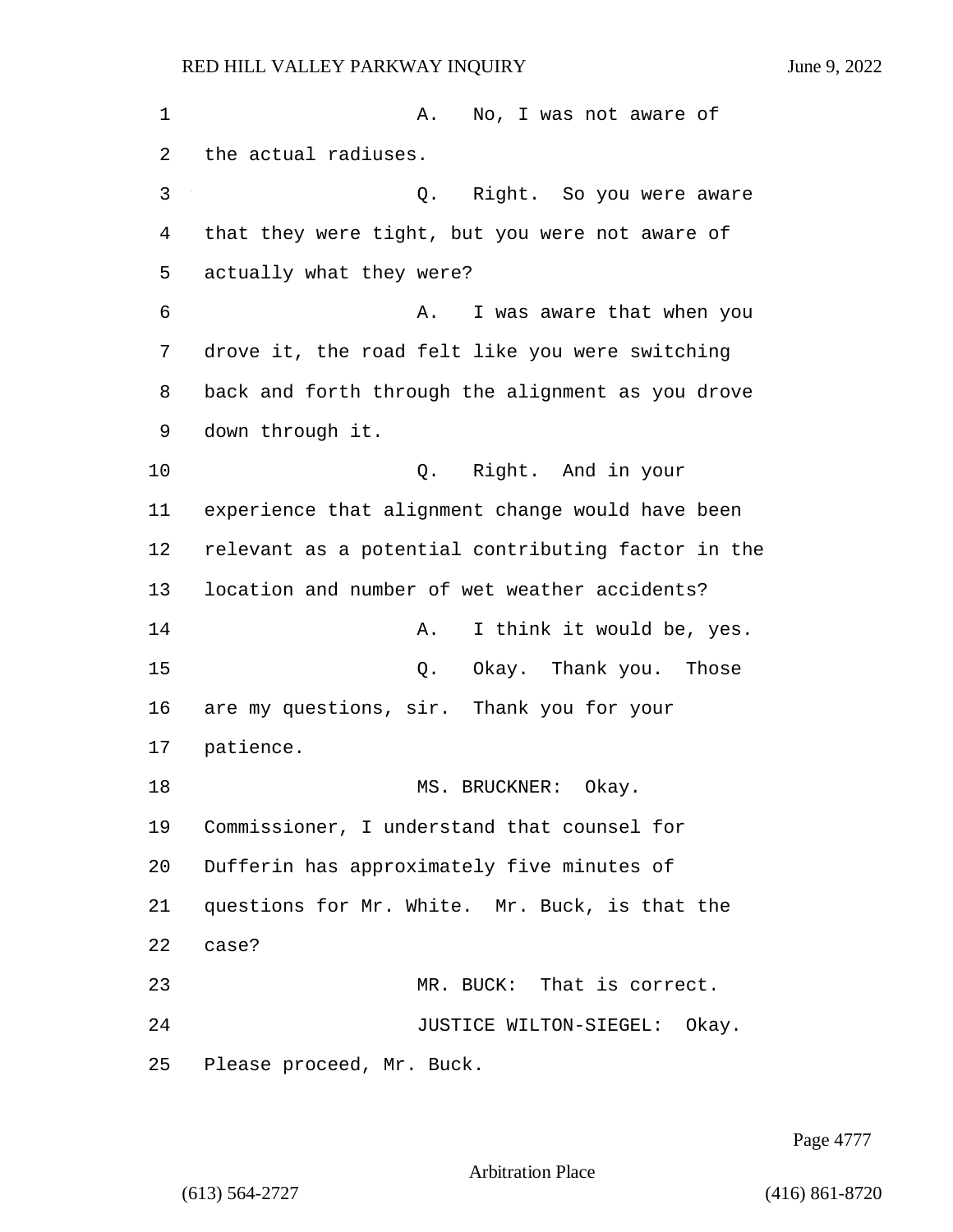A. No, I was not aware of the actual radiuses.

Q. Right. So you were aware that they were tight, but you were not aware of actually what they were?

A. I was aware that when you drove it, the road felt like you were switching back and forth through the alignment as you drove down through it.

Q. Right. And in your experience that alignment change would have been relevant as a potential contributing factor in the location and number of wet weather accidents?

A. I think it would be, yes.

Q. Okay. Thank you. Those are my questions, sir. Thank you for your patience.

MS. BRUCKNER: Okay. Commissioner, I understand that counsel for Dufferin has approximately five minutes of questions for Mr. White. Mr. Buck, is that the case?

MR. BUCK: That is correct.

JUSTICE WILTON-SIEGEL: Okay. Please proceed, Mr. Buck.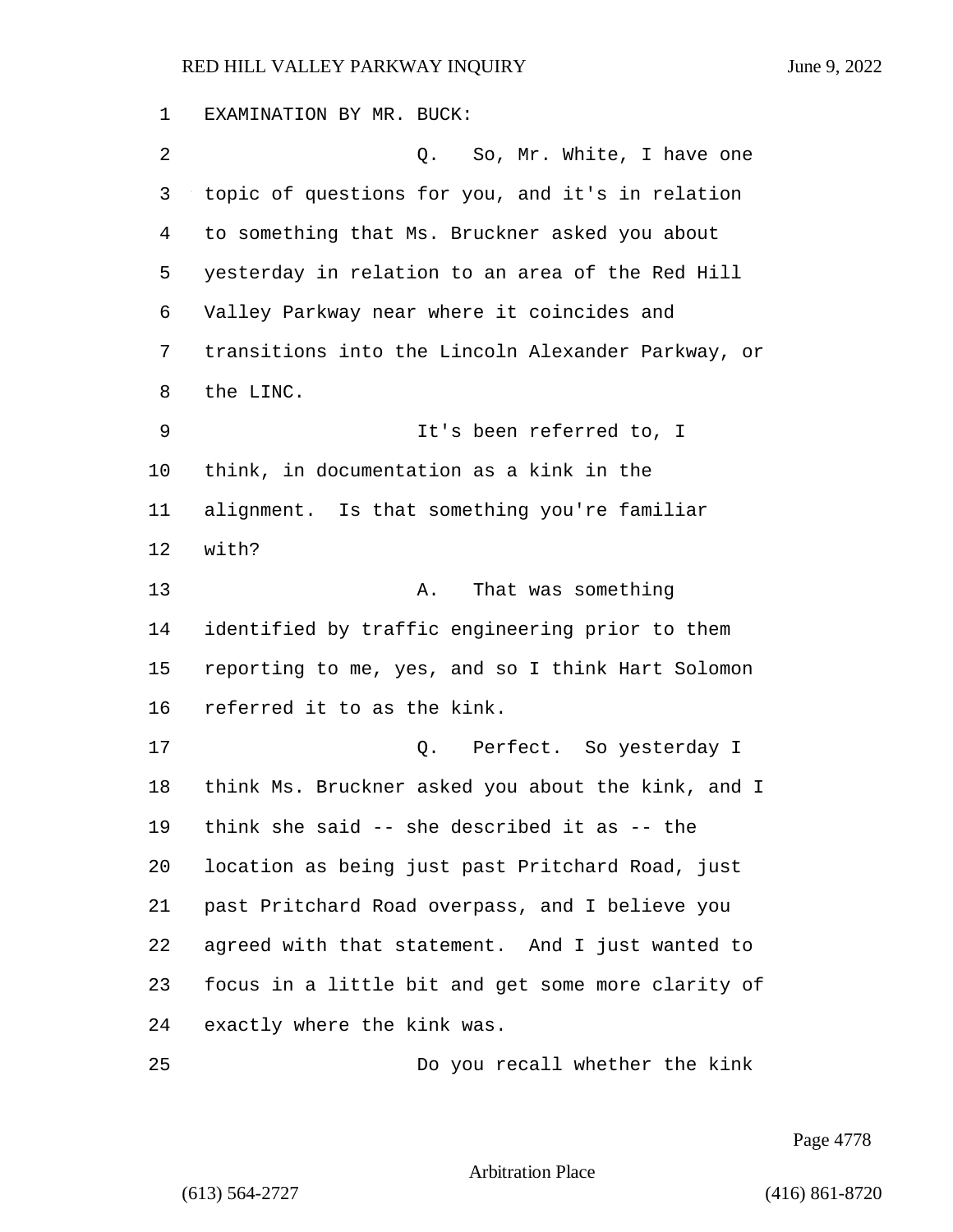EXAMINATION BY MR. BUCK:

Q. So, Mr. White, I have one topic of questions for you, and it's in relation to something that Ms. Bruckner asked you about yesterday in relation to an area of the Red Hill Valley Parkway near where it coincides and transitions into the Lincoln Alexander Parkway, or the LINC.

It's been referred to, I think, in documentation as a kink in the alignment. Is that something you're familiar with?

A. That was something identified by traffic engineering prior to them reporting to me, yes, and so I think Hart Solomon referred it to as the kink.

Q. Perfect. So yesterday I think Ms. Bruckner asked you about the kink, and I think she said -- she described it as -- the location as being just past Pritchard Road, just past Pritchard Road overpass, and I believe you agreed with that statement. And I just wanted to focus in a little bit and get some more clarity of exactly where the kink was.

Do you recall whether the kink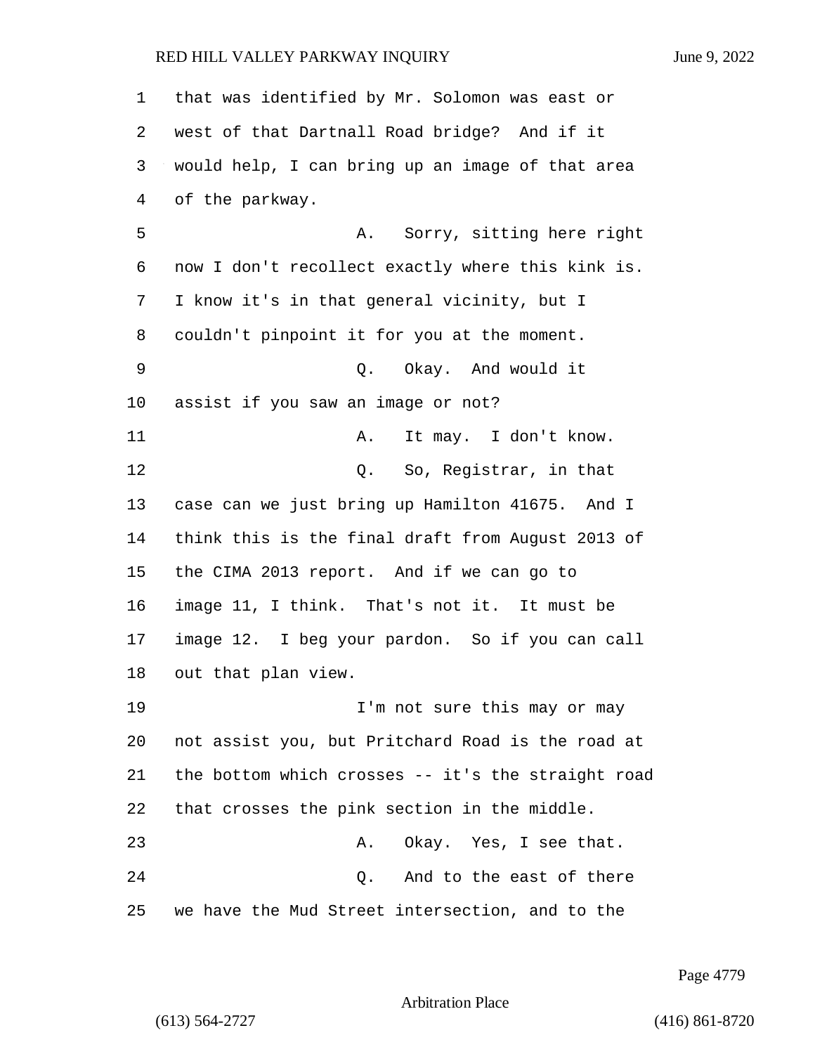that was identified by Mr. Solomon was east or west of that Dartnall Road bridge? And if it would help, I can bring up an image of that area of the parkway.

A. Sorry, sitting here right now I don't recollect exactly where this kink is. I know it's in that general vicinity, but I couldn't pinpoint it for you at the moment.

Q. Okay. And would it assist if you saw an image or not?

A. It may. I don't know.

Q. So, Registrar, in that case can we just bring up Hamilton 41675. And I think this is the final draft from August 2013 of the CIMA 2013 report. And if we can go to image 11, I think. That's not it. It must be image 12. I beg your pardon. So if you can call out that plan view.

I'm not sure this may or may not assist you, but Pritchard Road is the road at the bottom which crosses -- it's the straight road that crosses the pink section in the middle.

A. Okay. Yes, I see that.

Q. And to the east of there we have the Mud Street intersection, and to the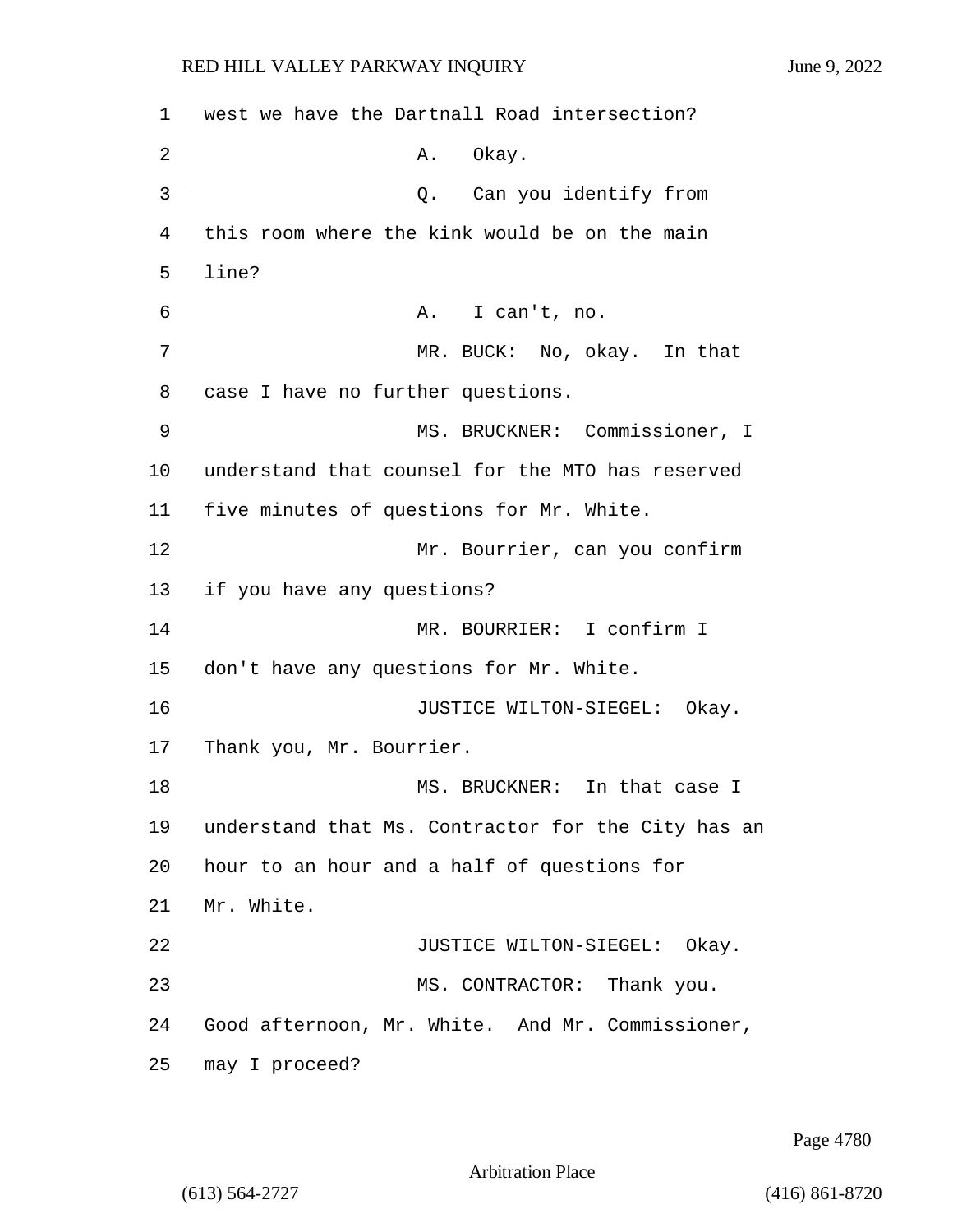west we have the Dartnall Road intersection?

A. Okay.

Q. Can you identify from this room where the kink would be on the main line?

A. I can't, no.

MR. BUCK: No, okay. In that case I have no further questions.

MS. BRUCKNER: Commissioner, I understand that counsel for the MTO has reserved five minutes of questions for Mr. White.

Mr. Bourrier, can you confirm if you have any questions?

MR. BOURRIER: I confirm I don't have any questions for Mr. White.

JUSTICE WILTON-SIEGEL: Okay. Thank you, Mr. Bourrier.

MS. BRUCKNER: In that case I understand that Ms. Contractor for the City has an hour to an hour and a half of questions for Mr. White.

JUSTICE WILTON-SIEGEL: Okay.

MS. CONTRACTOR: Thank you. Good afternoon, Mr. White. And Mr. Commissioner, may I proceed?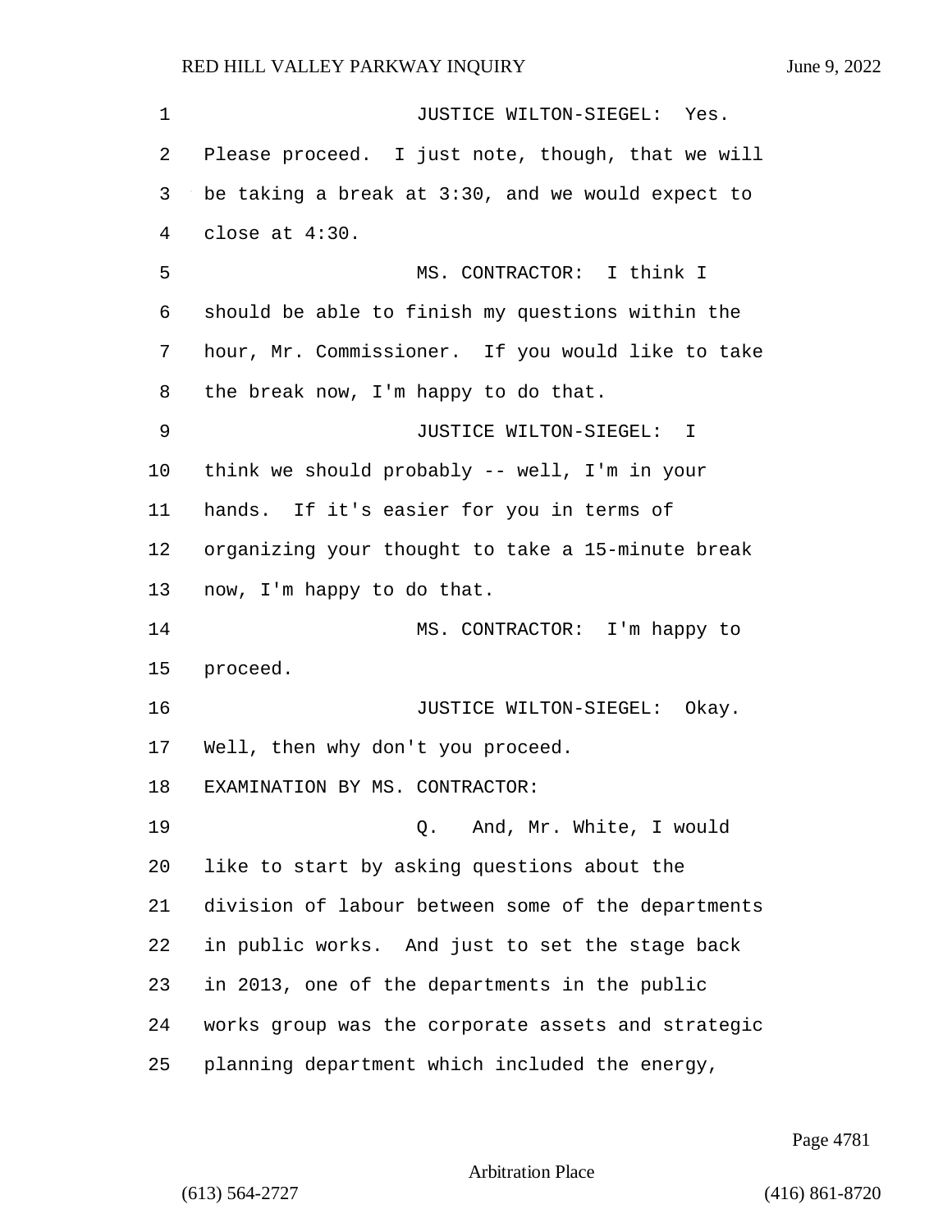JUSTICE WILTON-SIEGEL: Yes. Please proceed. I just note, though, that we will be taking a break at 3:30, and we would expect to close at 4:30.

MS. CONTRACTOR: I think I should be able to finish my questions within the hour, Mr. Commissioner. If you would like to take the break now, I'm happy to do that.

JUSTICE WILTON-SIEGEL: I think we should probably -- well, I'm in your hands. If it's easier for you in terms of organizing your thought to take a 15-minute break now, I'm happy to do that.

MS. CONTRACTOR: I'm happy to proceed.

JUSTICE WILTON-SIEGEL: Okay. Well, then why don't you proceed.

EXAMINATION BY MS. CONTRACTOR:

Q. And, Mr. White, I would like to start by asking questions about the division of labour between some of the departments in public works. And just to set the stage back in 2013, one of the departments in the public works group was the corporate assets and strategic planning department which included the energy,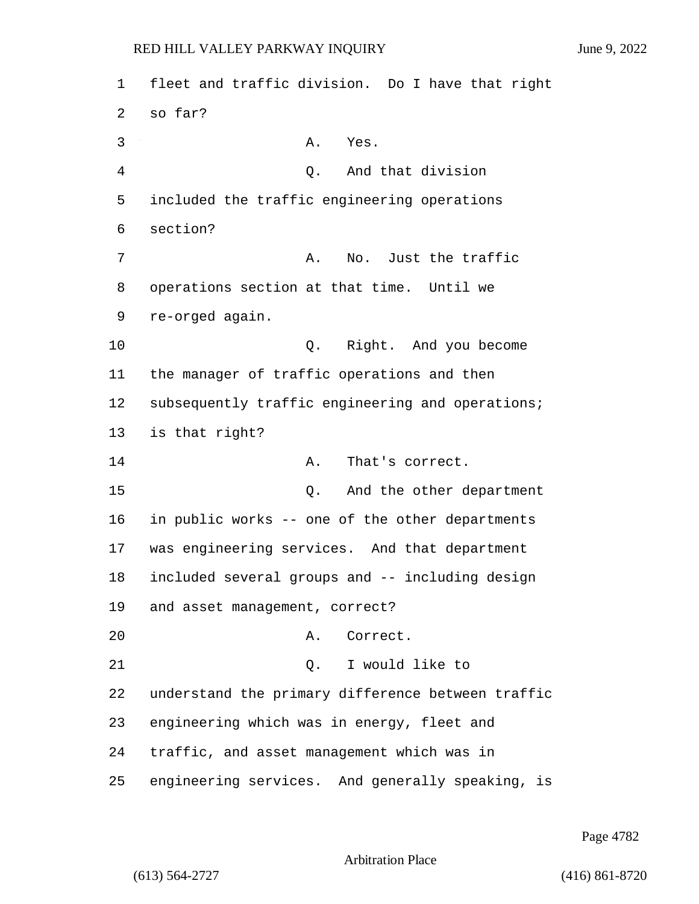fleet and traffic division. Do I have that right so far?

A. Yes.

Q. And that division included the traffic engineering operations section?

A. No. Just the traffic operations section at that time. Until we re-orged again.

Q. Right. And you become the manager of traffic operations and then subsequently traffic engineering and operations; is that right?

A. That's correct.

Q. And the other department in public works -- one of the other departments was engineering services. And that department included several groups and -- including design and asset management, correct?

A. Correct.

Q. I would like to understand the primary difference between traffic engineering which was in energy, fleet and traffic, and asset management which was in engineering services. And generally speaking, is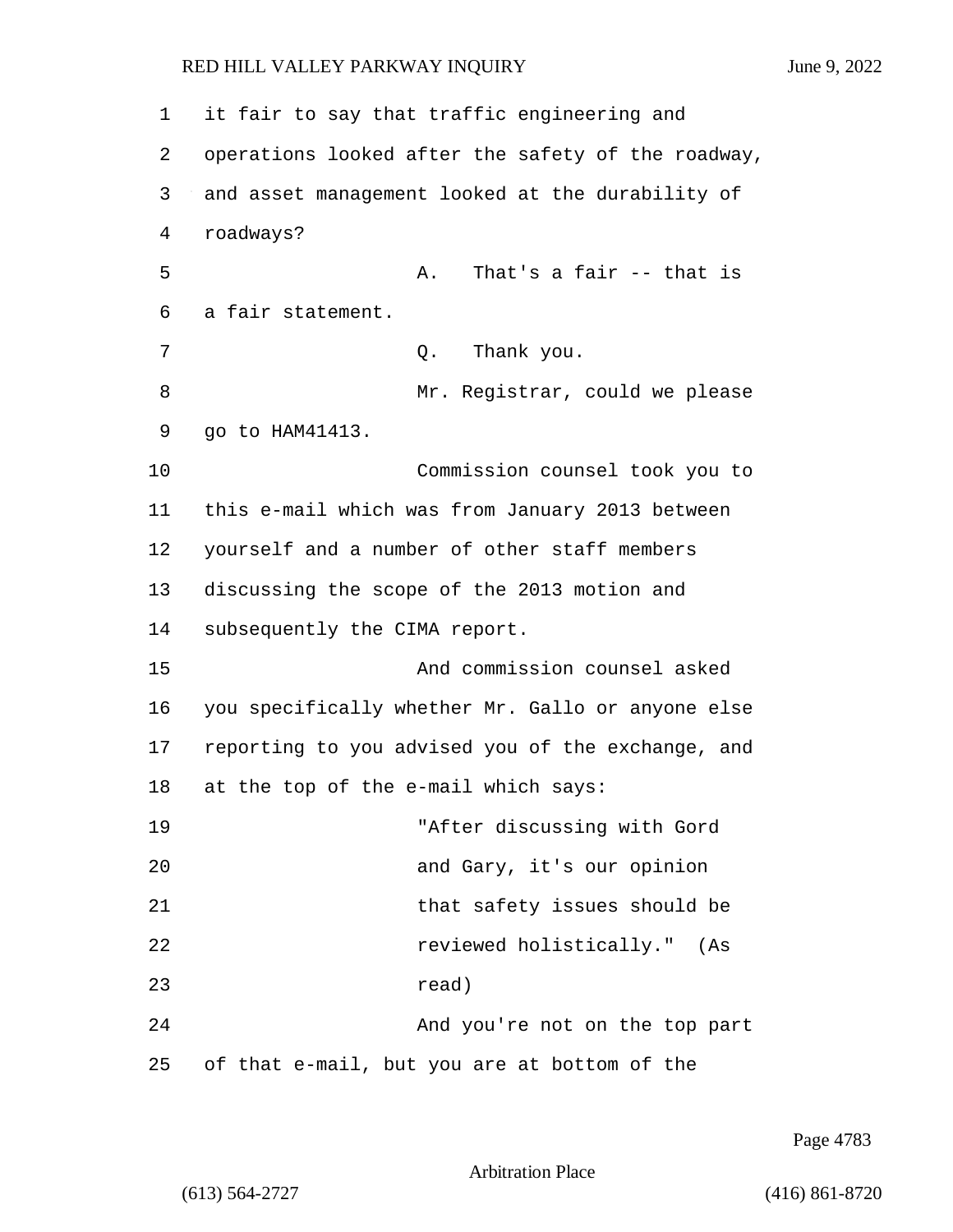it fair to say that traffic engineering and operations looked after the safety of the roadway, and asset management looked at the durability of roadways?

A. That's a fair -- that is a fair statement.

Q. Thank you.

Mr. Registrar, could we please go to HAM41413.

Commission counsel took you to this e-mail which was from January 2013 between yourself and a number of other staff members discussing the scope of the 2013 motion and subsequently the CIMA report.

And commission counsel asked you specifically whether Mr. Gallo or anyone else reporting to you advised you of the exchange, and at the top of the e-mail which says:

> "After discussing with Gord and Gary, it's our opinion that safety issues should be reviewed holistically." (As read)

And you're not on the top part of that e-mail, but you are at bottom of the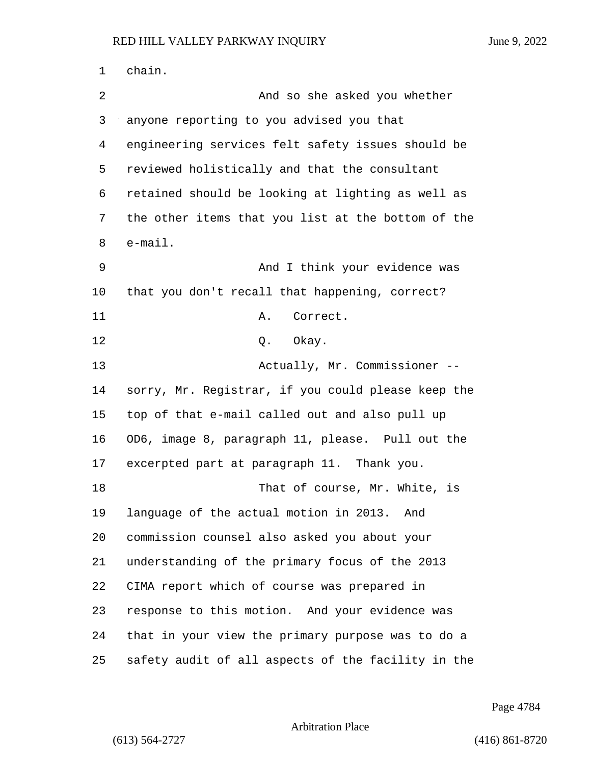chain.

And so she asked you whether anyone reporting to you advised you that engineering services felt safety issues should be reviewed holistically and that the consultant retained should be looking at lighting as well as the other items that you list at the bottom of the e-mail.

And I think your evidence was that you don't recall that happening, correct?

A. Correct.

Q. Okay.

Actually, Mr. Commissioner -- sorry, Mr. Registrar, if you could please keep the top of that e-mail called out and also pull up OD6, image 8, paragraph 11, please. Pull out the excerpted part at paragraph 11. Thank you.

That of course, Mr. White, is language of the actual motion in 2013. And commission counsel also asked you about your understanding of the primary focus of the 2013 CIMA report which of course was prepared in response to this motion. And your evidence was that in your view the primary purpose was to do a safety audit of all aspects of the facility in the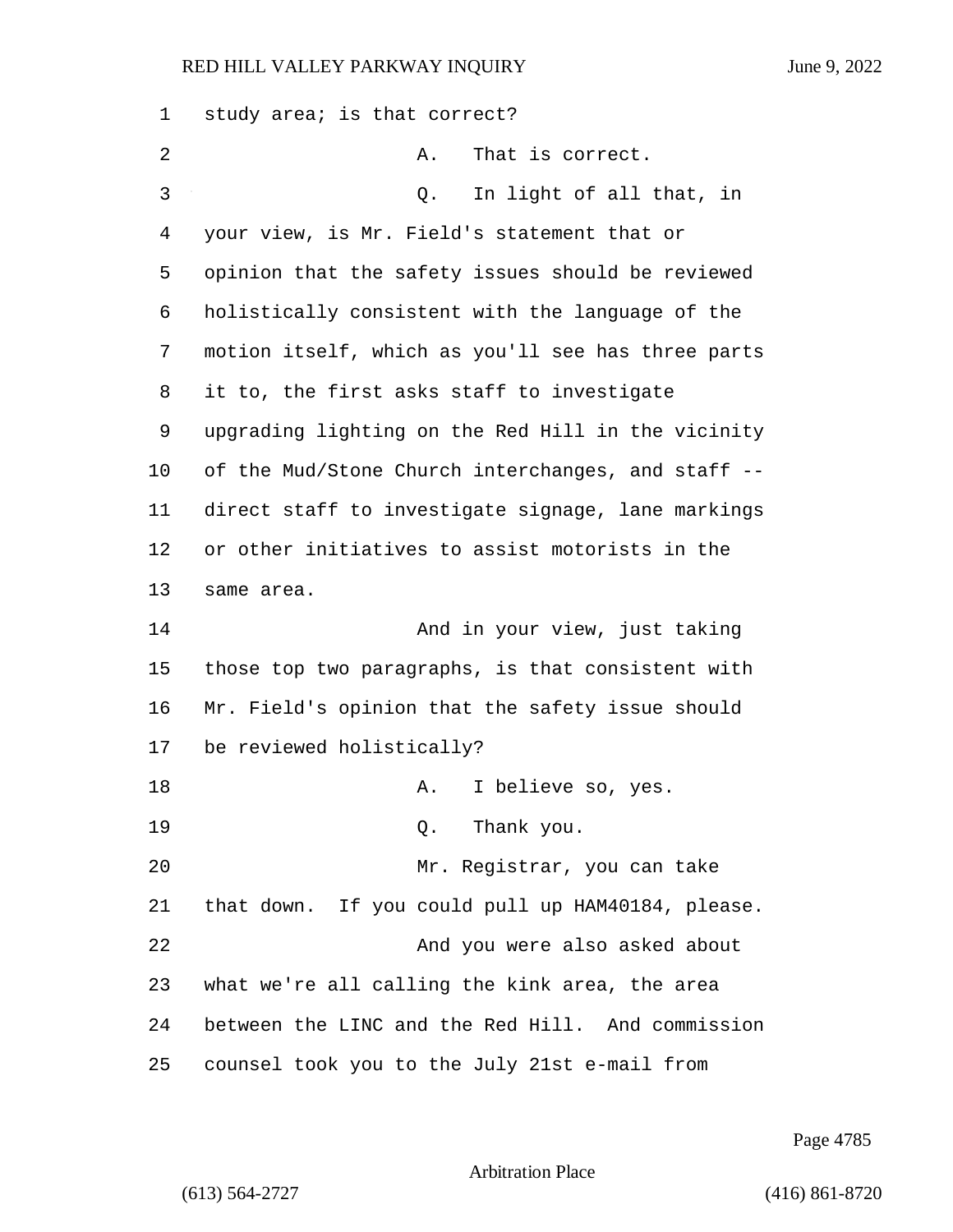study area; is that correct?

A. That is correct.

Q. In light of all that, in your view, is Mr. Field's statement that or opinion that the safety issues should be reviewed holistically consistent with the language of the motion itself, which as you'll see has three parts it to, the first asks staff to investigate upgrading lighting on the Red Hill in the vicinity of the Mud/Stone Church interchanges, and staff -- direct staff to investigate signage, lane markings or other initiatives to assist motorists in the same area.

And in your view, just taking those top two paragraphs, is that consistent with Mr. Field's opinion that the safety issue should be reviewed holistically?

A. I believe so, yes.

Q. Thank you.

Mr. Registrar, you can take that down. If you could pull up HAM40184, please.

And you were also asked about what we're all calling the kink area, the area between the LINC and the Red Hill. And commission counsel took you to the July 21st e-mail from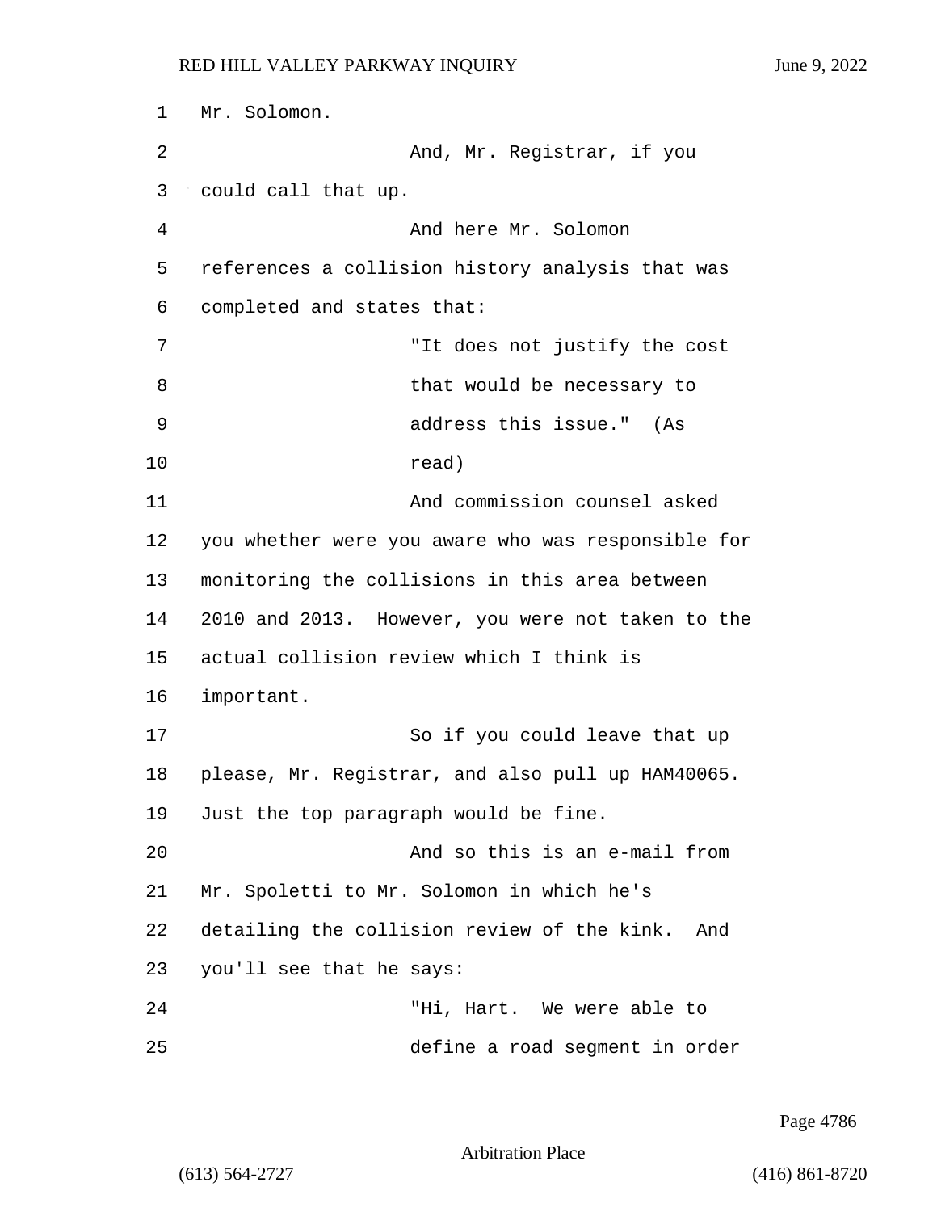Mr. Solomon.

And, Mr. Registrar, if you could call that up.

And here Mr. Solomon references a collision history analysis that was completed and states that:

> "It does not justify the cost that would be necessary to address this issue." (As read)

And commission counsel asked you whether were you aware who was responsible for monitoring the collisions in this area between 2010 and 2013. However, you were not taken to the actual collision review which I think is important.

So if you could leave that up please, Mr. Registrar, and also pull up HAM40065. Just the top paragraph would be fine.

And so this is an e-mail from Mr. Spoletti to Mr. Solomon in which he's detailing the collision review of the kink. And you'll see that he says:

> "Hi, Hart. We were able to define a road segment in order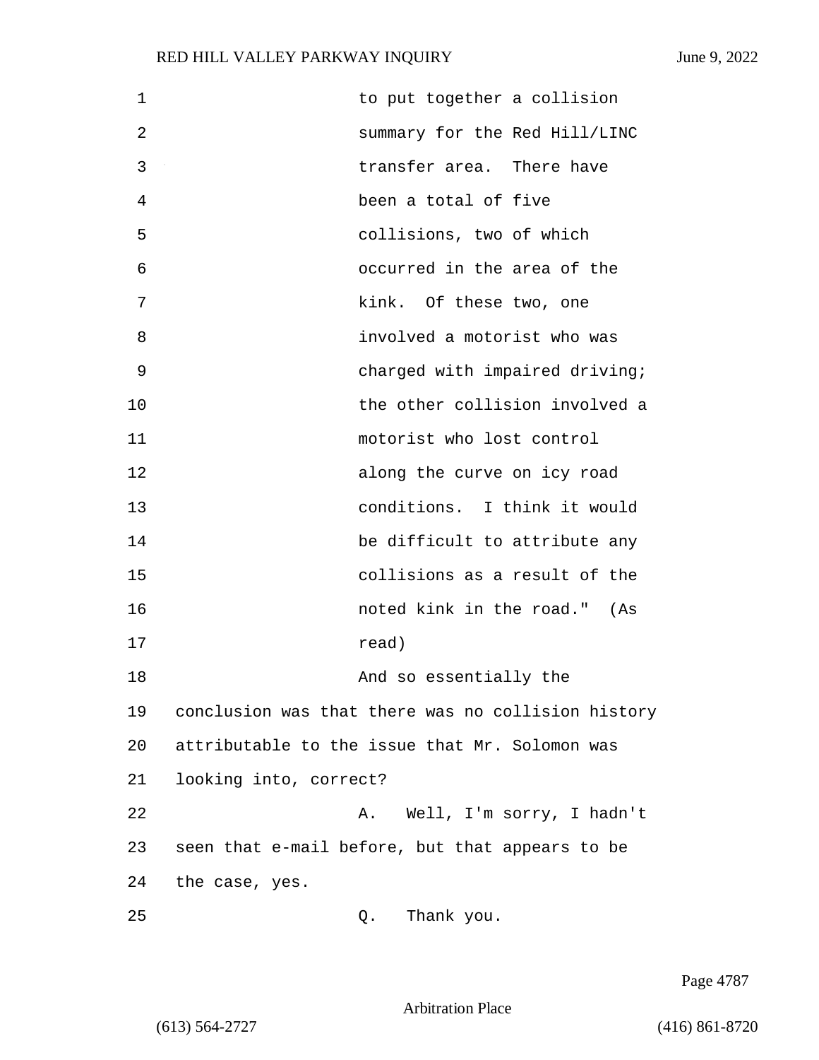to put together a collision summary for the Red Hill/LINC transfer area. There have been a total of five collisions, two of which occurred in the area of the kink. Of these two, one involved a motorist who was charged with impaired driving; the other collision involved a motorist who lost control along the curve on icy road conditions. I think it would be difficult to attribute any collisions as a result of the noted kink in the road." (As read)

And so essentially the conclusion was that there was no collision history attributable to the issue that Mr. Solomon was looking into, correct?

A. Well, I'm sorry, I hadn't seen that e-mail before, but that appears to be the case, yes.

Q. Thank you.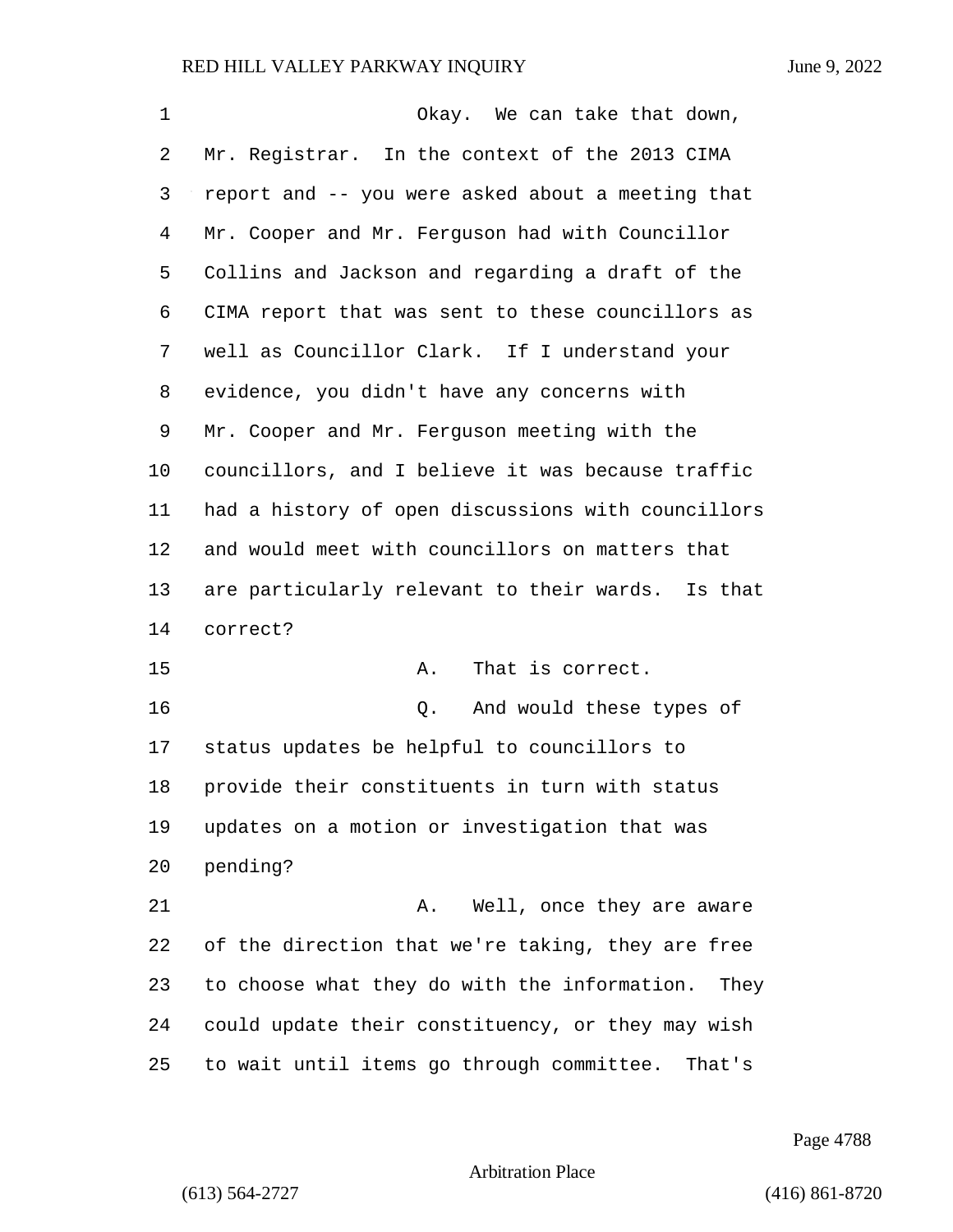Okay. We can take that down, Mr. Registrar. In the context of the 2013 CIMA report and -- you were asked about a meeting that Mr. Cooper and Mr. Ferguson had with Councillor Collins and Jackson and regarding a draft of the CIMA report that was sent to these councillors as well as Councillor Clark. If I understand your evidence, you didn't have any concerns with Mr. Cooper and Mr. Ferguson meeting with the councillors, and I believe it was because traffic had a history of open discussions with councillors and would meet with councillors on matters that are particularly relevant to their wards. Is that correct?

A. That is correct.

Q. And would these types of status updates be helpful to councillors to provide their constituents in turn with status updates on a motion or investigation that was pending?

A. Well, once they are aware of the direction that we're taking, they are free to choose what they do with the information. They could update their constituency, or they may wish to wait until items go through committee. That's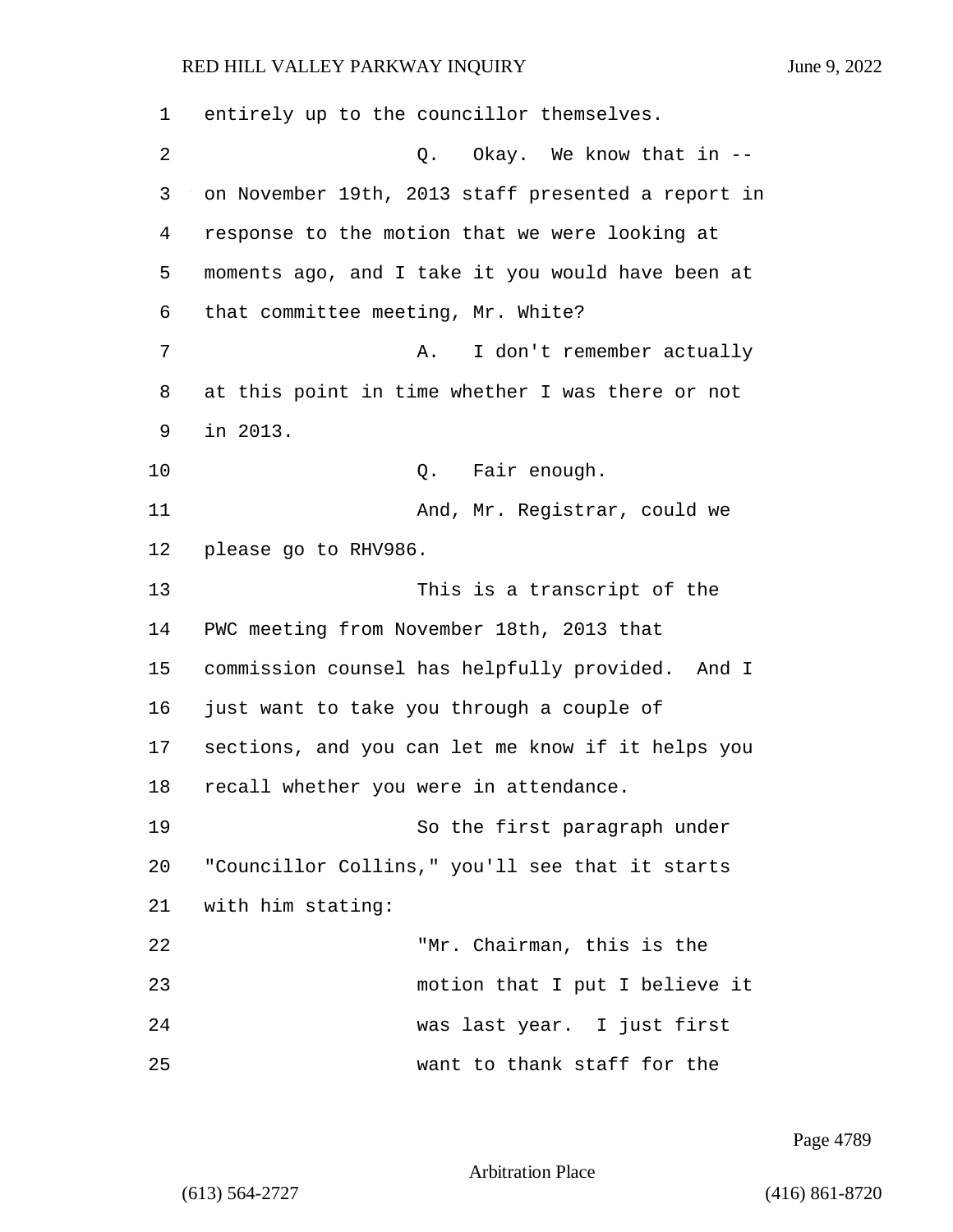entirely up to the councillor themselves.

Q. Okay. We know that in -- on November 19th, 2013 staff presented a report in response to the motion that we were looking at moments ago, and I take it you would have been at that committee meeting, Mr. White?

A. I don't remember actually at this point in time whether I was there or not in 2013.

Q. Fair enough.

And, Mr. Registrar, could we please go to RHV986.

This is a transcript of the PWC meeting from November 18th, 2013 that commission counsel has helpfully provided. And I just want to take you through a couple of sections, and you can let me know if it helps you recall whether you were in attendance.

So the first paragraph under "Councillor Collins," you'll see that it starts with him stating:

"Mr. Chairman, this is the motion that I put I believe it was last year. I just first want to thank staff for the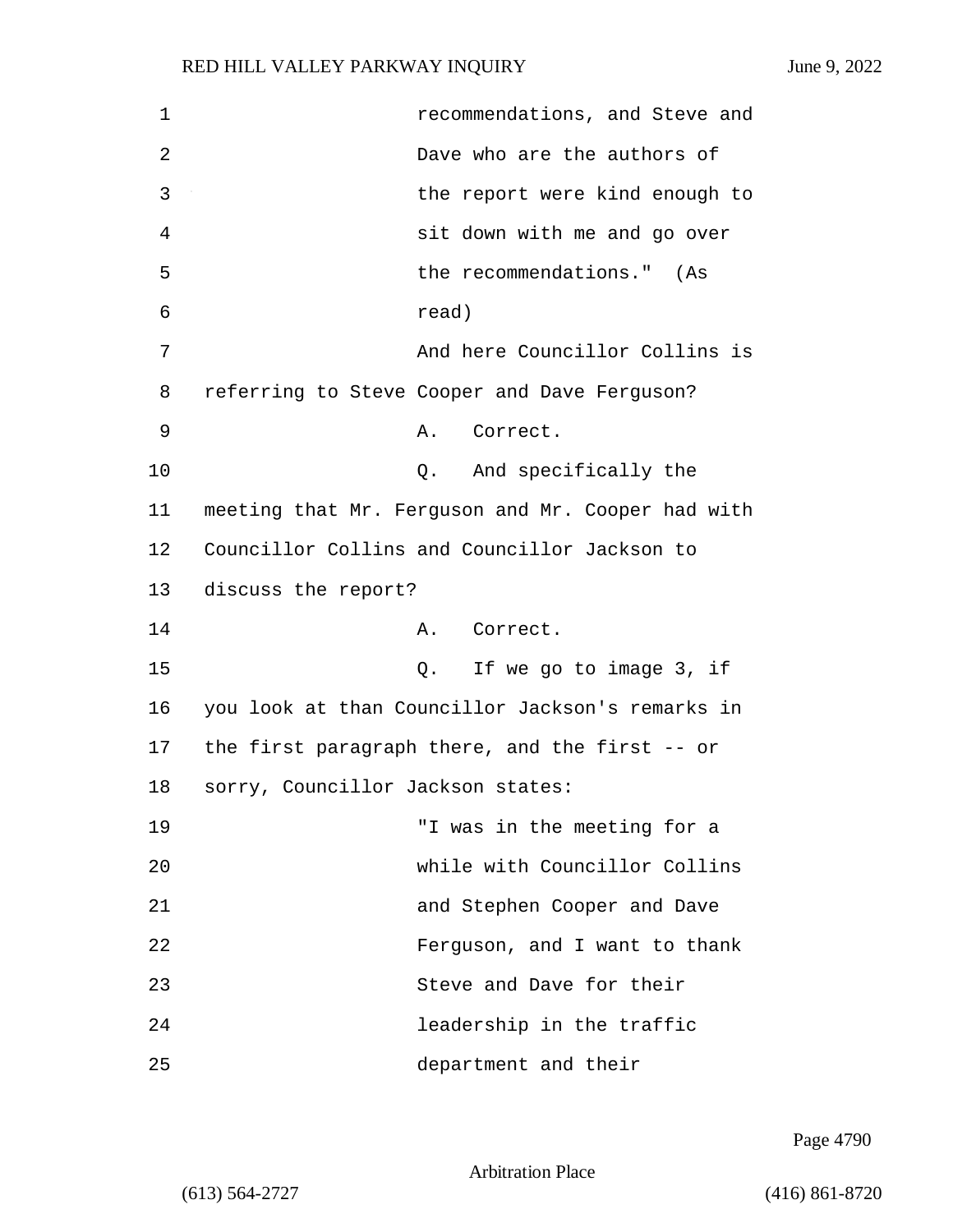recommendations, and Steve and Dave who are the authors of the report were kind enough to sit down with me and go over the recommendations." (As read)

And here Councillor Collins is referring to Steve Cooper and Dave Ferguson?

A. Correct.

Q. And specifically the meeting that Mr. Ferguson and Mr. Cooper had with Councillor Collins and Councillor Jackson to discuss the report?

A. Correct.

Q. If we go to image 3, if you look at than Councillor Jackson's remarks in the first paragraph there, and the first -- or sorry, Councillor Jackson states:

"I was in the meeting for a while with Councillor Collins and Stephen Cooper and Dave Ferguson, and I want to thank Steve and Dave for their leadership in the traffic department and their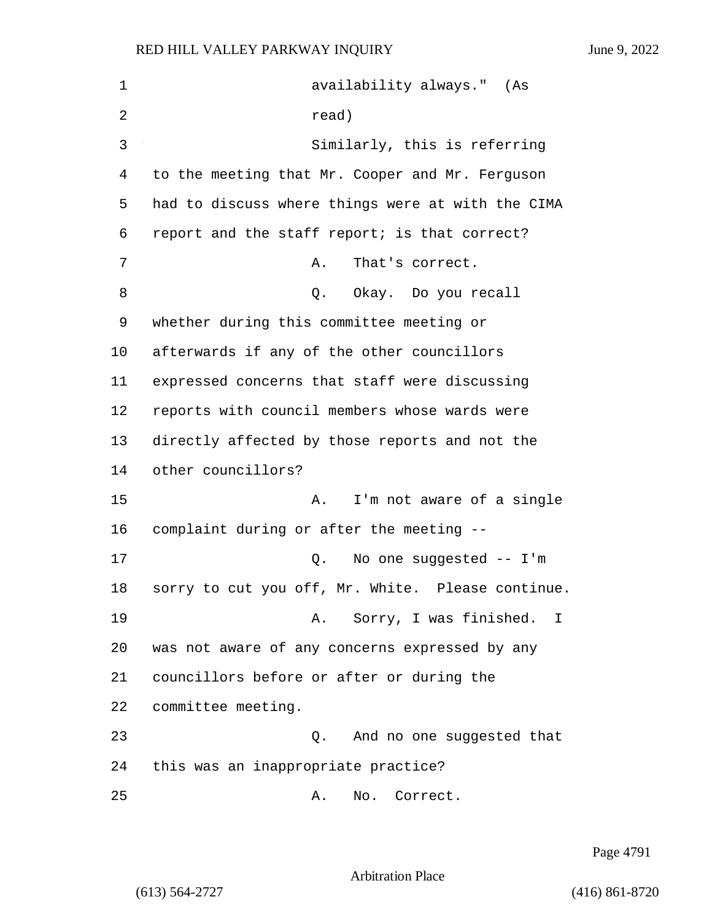availability always." (As read)

Similarly, this is referring to the meeting that Mr. Cooper and Mr. Ferguson had to discuss where things were at with the CIMA report and the staff report; is that correct?

A. That's correct.

Q. Okay. Do you recall whether during this committee meeting or afterwards if any of the other councillors expressed concerns that staff were discussing reports with council members whose wards were directly affected by those reports and not the other councillors?

A. I'm not aware of a single complaint during or after the meeting --

Q. No one suggested -- I'm sorry to cut you off, Mr. White. Please continue.

A. Sorry, I was finished. I was not aware of any concerns expressed by any councillors before or after or during the committee meeting.

Q. And no one suggested that this was an inappropriate practice?

A. No. Correct.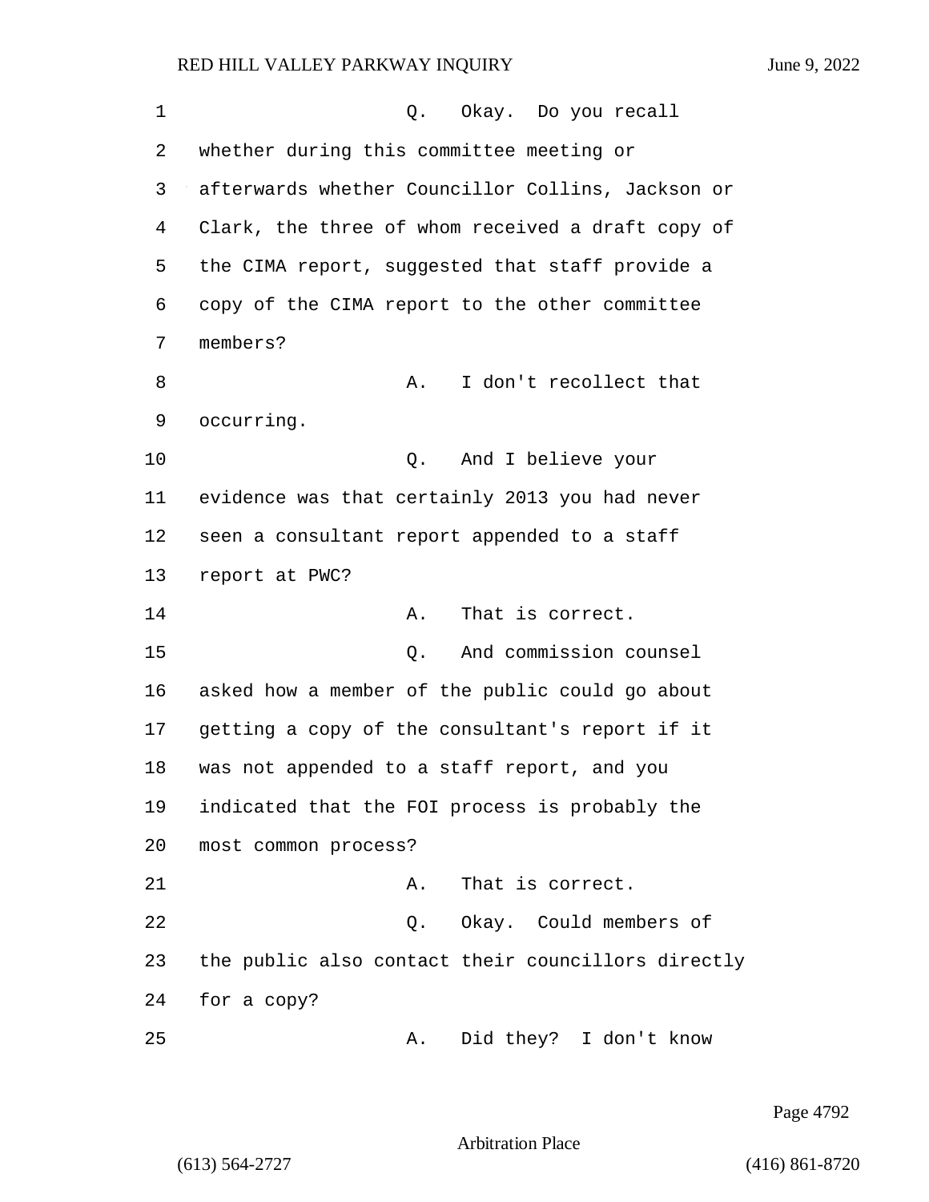Q. Okay. Do you recall whether during this committee meeting or afterwards whether Councillor Collins, Jackson or Clark, the three of whom received a draft copy of the CIMA report, suggested that staff provide a copy of the CIMA report to the other committee members?

A. I don't recollect that occurring.

Q. And I believe your evidence was that certainly 2013 you had never seen a consultant report appended to a staff report at PWC?

A. That is correct.

Q. And commission counsel asked how a member of the public could go about getting a copy of the consultant's report if it was not appended to a staff report, and you indicated that the FOI process is probably the most common process?

A. That is correct.

Q. Okay. Could members of the public also contact their councillors directly for a copy?

A. Did they? I don't know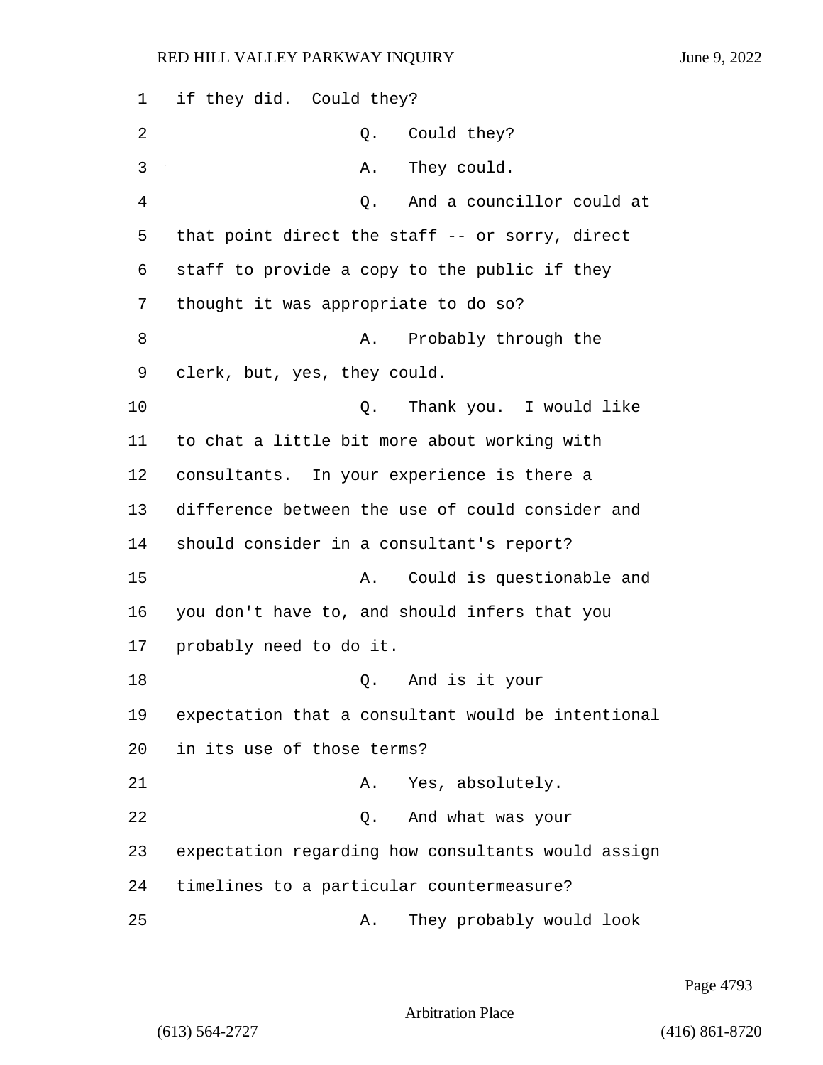1 if they did. Could they?

2 Q. Could they?

3 A. They could.

4 Q. And a councillor could at

5 that point direct the staff -- or sorry, direct

6 staff to provide a copy to the public if they

7 thought it was appropriate to do so?

8 A. Probably through the

9 clerk, but, yes, they could.

10 Q. Thank you. I would like

11 to chat a little bit more about working with

12 consultants. In your experience is there a

13 difference between the use of could consider and

14 should consider in a consultant's report?

15 A. Could is questionable and

16 you don't have to, and should infers that you

17 probably need to do it.

18 Q. And is it your

19 expectation that a consultant would be intentional

20 in its use of those terms?

21 A. Yes, absolutely.

22 Q. And what was your

23 expectation regarding how consultants would assign

24 timelines to a particular countermeasure?

25 A. They probably would look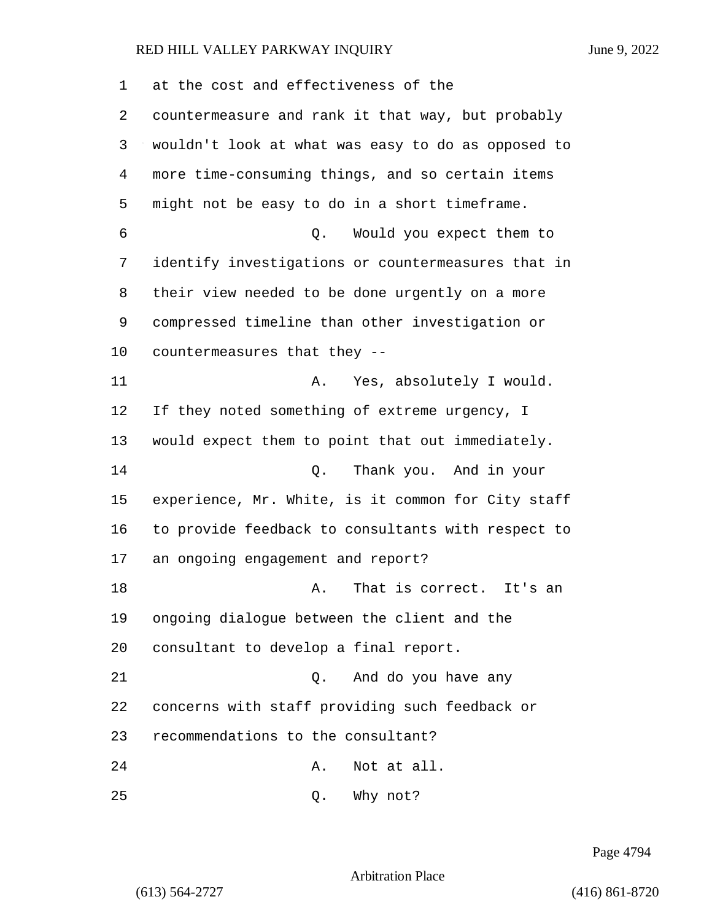at the cost and effectiveness of the countermeasure and rank it that way, but probably wouldn't look at what was easy to do as opposed to more time-consuming things, and so certain items might not be easy to do in a short timeframe.

Q. Would you expect them to identify investigations or countermeasures that in their view needed to be done urgently on a more compressed timeline than other investigation or countermeasures that they --

A. Yes, absolutely I would. If they noted something of extreme urgency, I would expect them to point that out immediately.

Q. Thank you. And in your experience, Mr. White, is it common for City staff to provide feedback to consultants with respect to an ongoing engagement and report?

A. That is correct. It's an ongoing dialogue between the client and the consultant to develop a final report.

Q. And do you have any concerns with staff providing such feedback or recommendations to the consultant?

A. Not at all.

Q. Why not?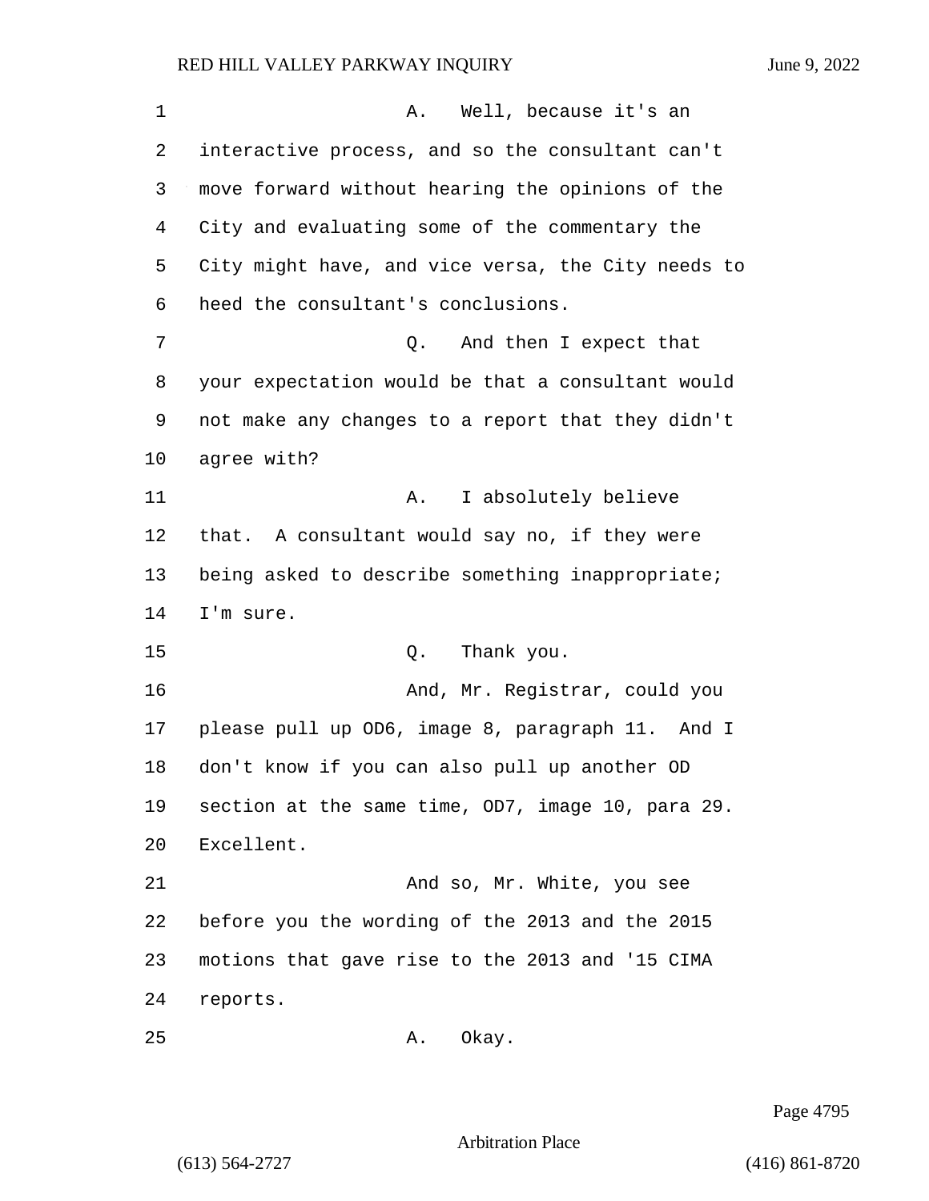A. Well, because it's an interactive process, and so the consultant can't move forward without hearing the opinions of the City and evaluating some of the commentary the City might have, and vice versa, the City needs to heed the consultant's conclusions.

Q. And then I expect that your expectation would be that a consultant would not make any changes to a report that they didn't agree with?

A. I absolutely believe that. A consultant would say no, if they were being asked to describe something inappropriate; I'm sure.

Q. Thank you.

And, Mr. Registrar, could you please pull up OD6, image 8, paragraph 11. And I don't know if you can also pull up another OD section at the same time, OD7, image 10, para 29. Excellent.

And so, Mr. White, you see before you the wording of the 2013 and the 2015 motions that gave rise to the 2013 and '15 CIMA reports.

A. Okay.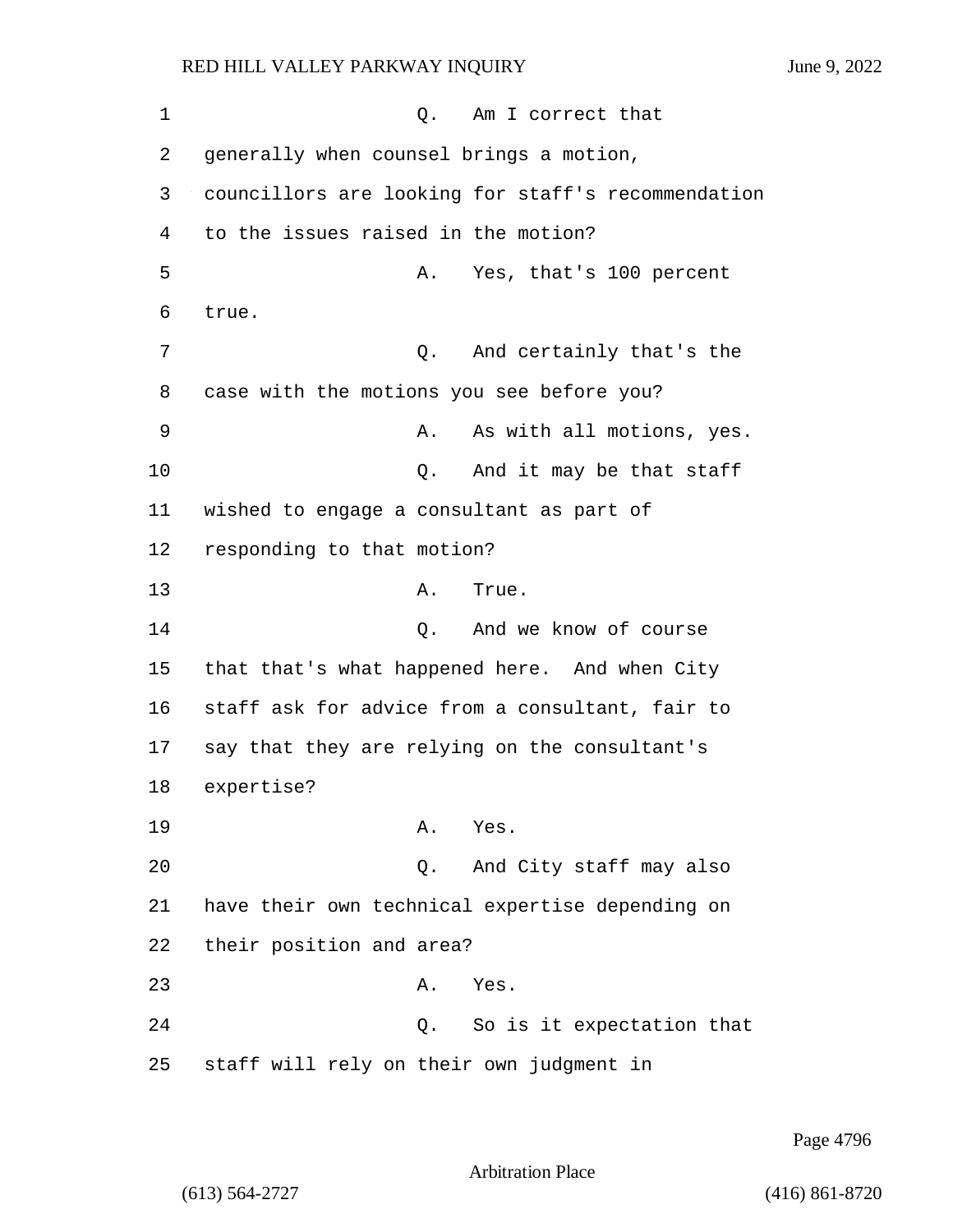Q. Am I correct that generally when counsel brings a motion, councillors are looking for staff's recommendation to the issues raised in the motion?

A. Yes, that's 100 percent true.

Q. And certainly that's the case with the motions you see before you?

A. As with all motions, yes.

Q. And it may be that staff wished to engage a consultant as part of responding to that motion?

A. True.

Q. And we know of course that that's what happened here. And when City staff ask for advice from a consultant, fair to say that they are relying on the consultant's expertise?

A. Yes.

Q. And City staff may also have their own technical expertise depending on their position and area?

A. Yes.

Q. So is it expectation that staff will rely on their own judgment in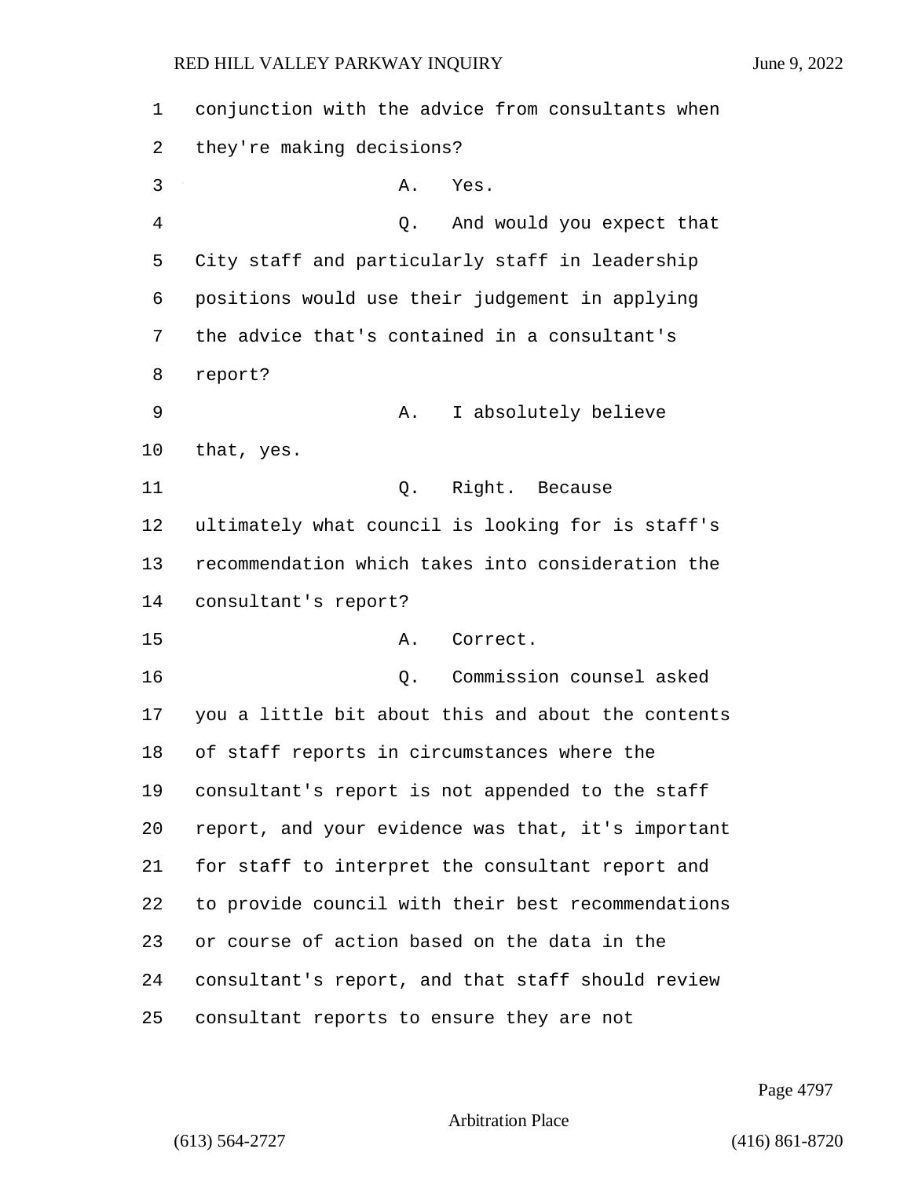conjunction with the advice from consultants when they're making decisions?

A. Yes.

Q. And would you expect that City staff and particularly staff in leadership positions would use their judgement in applying the advice that's contained in a consultant's report?

A. I absolutely believe that, yes.

Q. Right. Because ultimately what council is looking for is staff's recommendation which takes into consideration the consultant's report?

A. Correct.

Q. Commission counsel asked you a little bit about this and about the contents of staff reports in circumstances where the consultant's report is not appended to the staff report, and your evidence was that, it's important for staff to interpret the consultant report and to provide council with their best recommendations or course of action based on the data in the consultant's report, and that staff should review consultant reports to ensure they are not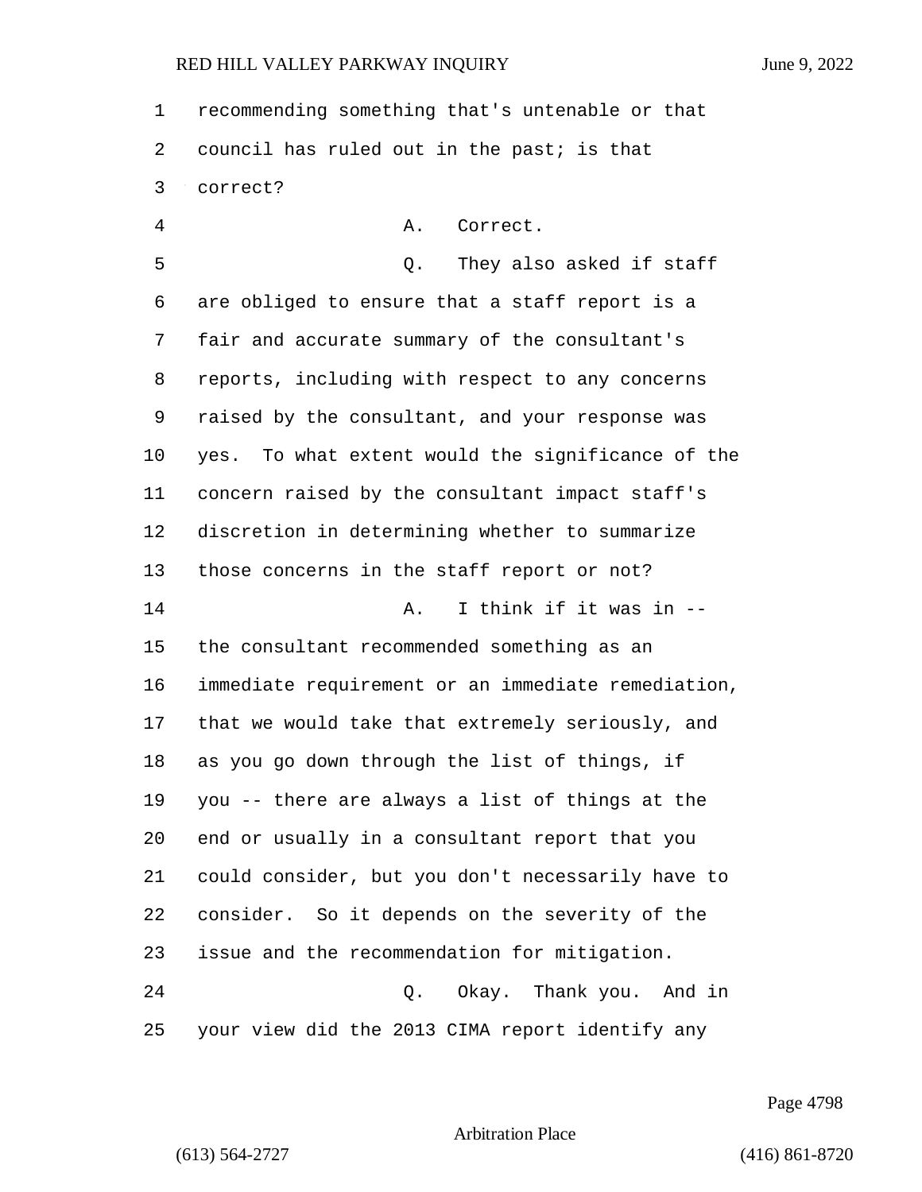recommending something that's untenable or that council has ruled out in the past; is that correct?

A. Correct.

Q. They also asked if staff are obliged to ensure that a staff report is a fair and accurate summary of the consultant's reports, including with respect to any concerns raised by the consultant, and your response was yes. To what extent would the significance of the concern raised by the consultant impact staff's discretion in determining whether to summarize those concerns in the staff report or not?

A. I think if it was in -- the consultant recommended something as an immediate requirement or an immediate remediation, that we would take that extremely seriously, and as you go down through the list of things, if you -- there are always a list of things at the end or usually in a consultant report that you could consider, but you don't necessarily have to consider. So it depends on the severity of the issue and the recommendation for mitigation.

Q. Okay. Thank you. And in your view did the 2013 CIMA report identify any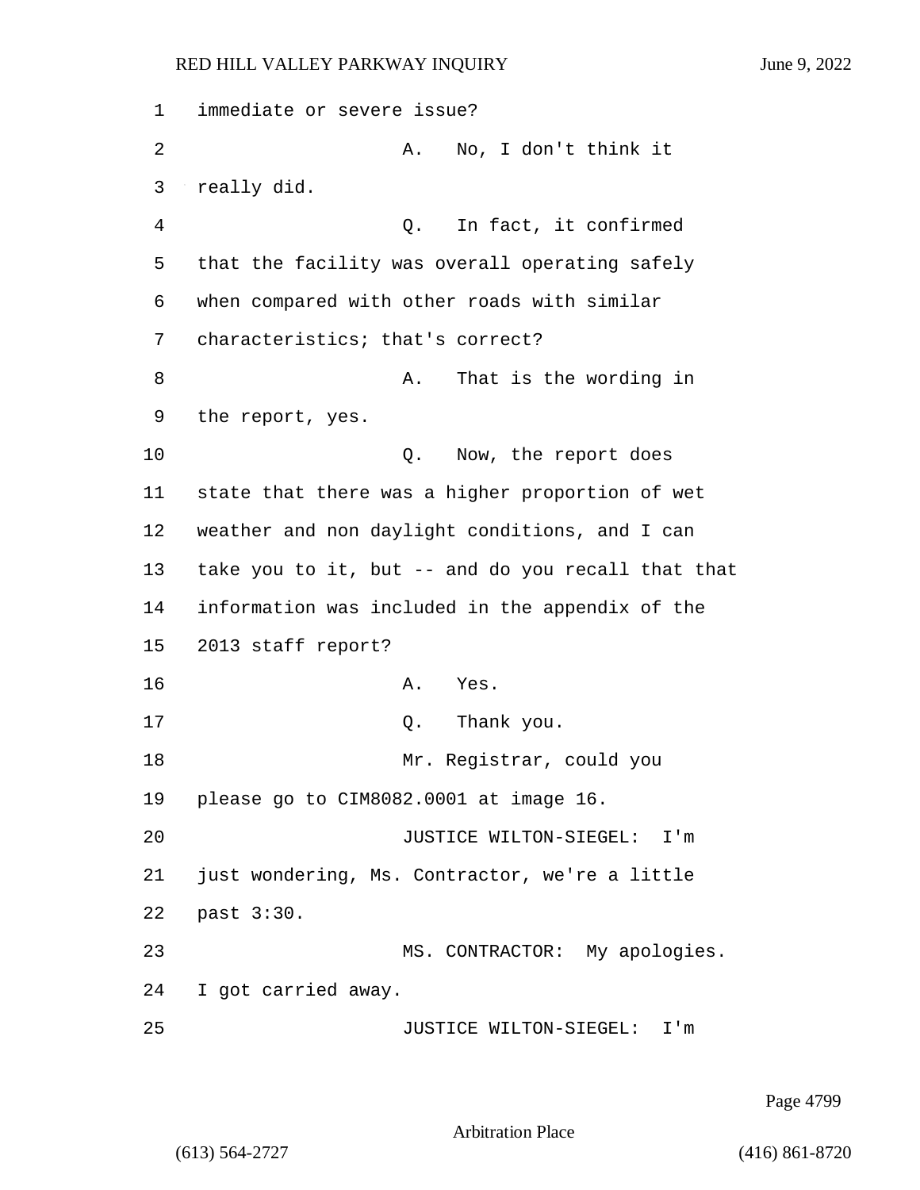immediate or severe issue?

A. No, I don't think it really did.

Q. In fact, it confirmed that the facility was overall operating safely when compared with other roads with similar characteristics; that's correct?

A. That is the wording in the report, yes.

Q. Now, the report does state that there was a higher proportion of wet weather and non daylight conditions, and I can take you to it, but -- and do you recall that that information was included in the appendix of the 2013 staff report?

A. Yes.

Q. Thank you.

Mr. Registrar, could you please go to CIM8082.0001 at image 16.

JUSTICE WILTON-SIEGEL: I'm just wondering, Ms. Contractor, we're a little past 3:30.

MS. CONTRACTOR: My apologies. I got carried away.

JUSTICE WILTON-SIEGEL: I'm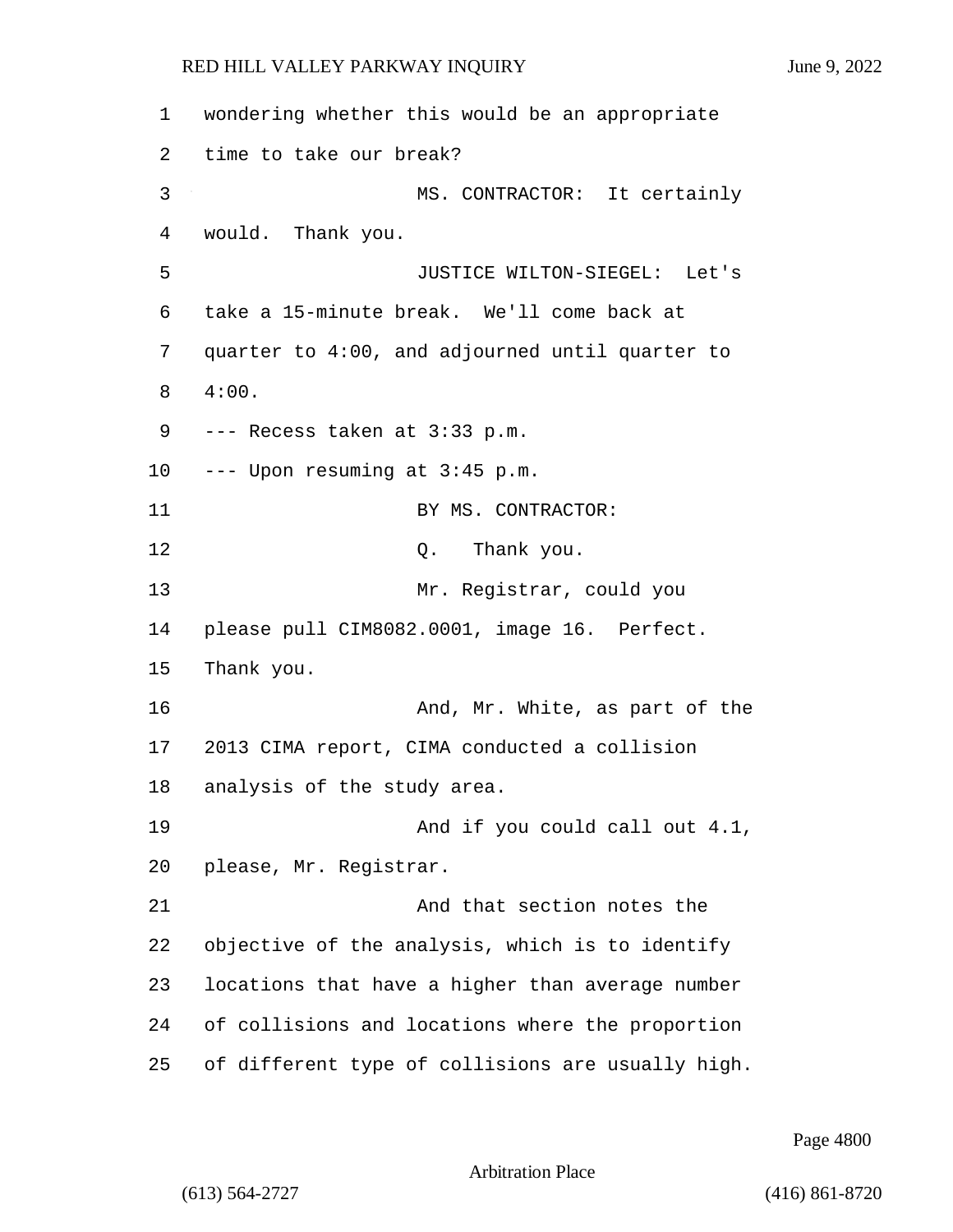wondering whether this would be an appropriate time to take our break?

MS. CONTRACTOR: It certainly would. Thank you.

JUSTICE WILTON-SIEGEL: Let's take a 15-minute break. We'll come back at quarter to 4:00, and adjourned until quarter to 4:00.

--- Recess taken at 3:33 p.m.

--- Upon resuming at 3:45 p.m.

BY MS. CONTRACTOR:

Q. Thank you.

Mr. Registrar, could you please pull CIM8082.0001, image 16. Perfect. Thank you.

And, Mr. White, as part of the 2013 CIMA report, CIMA conducted a collision analysis of the study area.

And if you could call out 4.1, please, Mr. Registrar.

And that section notes the objective of the analysis, which is to identify locations that have a higher than average number of collisions and locations where the proportion of different type of collisions are usually high.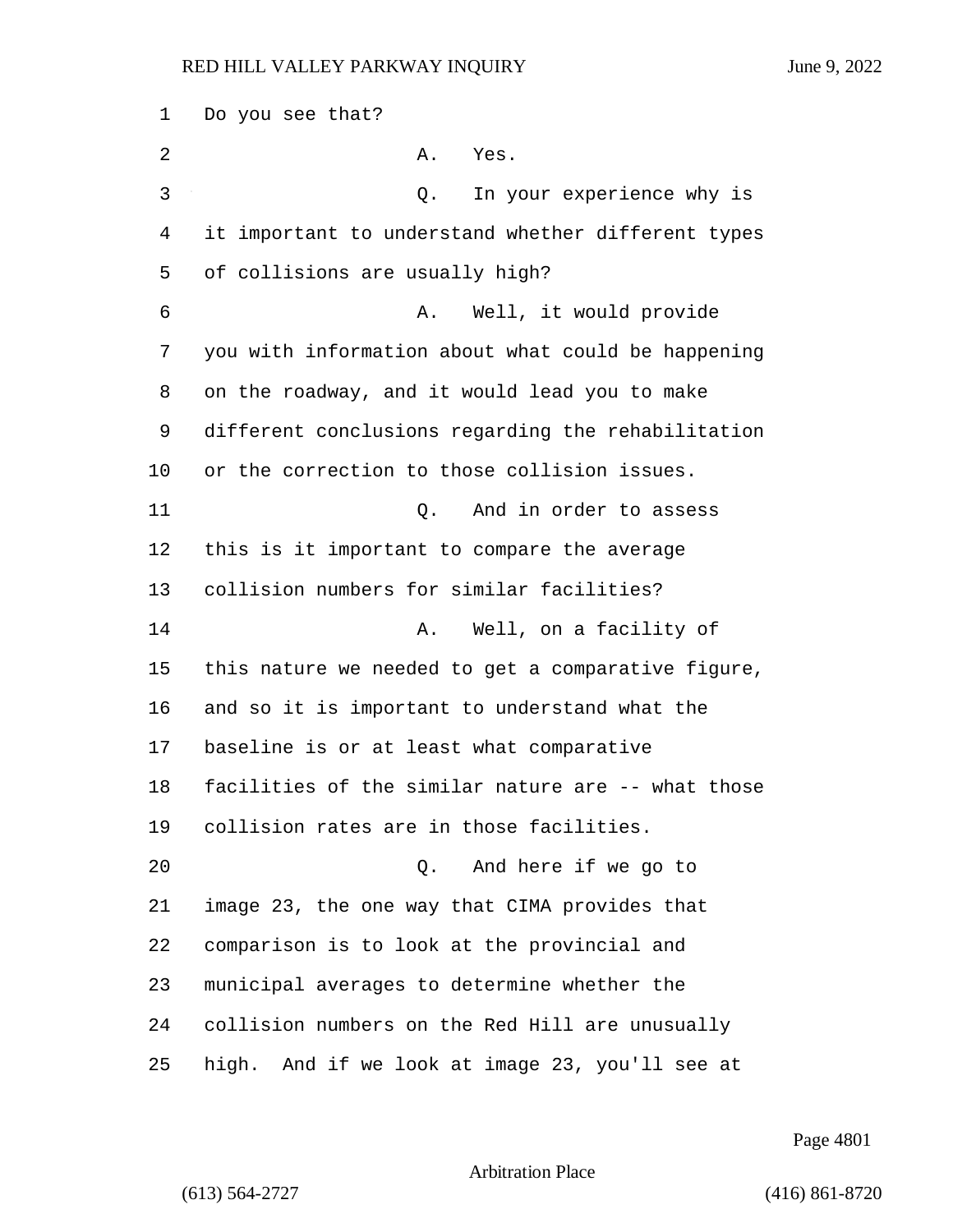Do you see that?

A. Yes.

Q. In your experience why is it important to understand whether different types of collisions are usually high?

A. Well, it would provide you with information about what could be happening on the roadway, and it would lead you to make different conclusions regarding the rehabilitation or the correction to those collision issues.

Q. And in order to assess this is it important to compare the average collision numbers for similar facilities?

A. Well, on a facility of this nature we needed to get a comparative figure, and so it is important to understand what the baseline is or at least what comparative facilities of the similar nature are -- what those collision rates are in those facilities.

Q. And here if we go to image 23, the one way that CIMA provides that comparison is to look at the provincial and municipal averages to determine whether the collision numbers on the Red Hill are unusually high. And if we look at image 23, you'll see at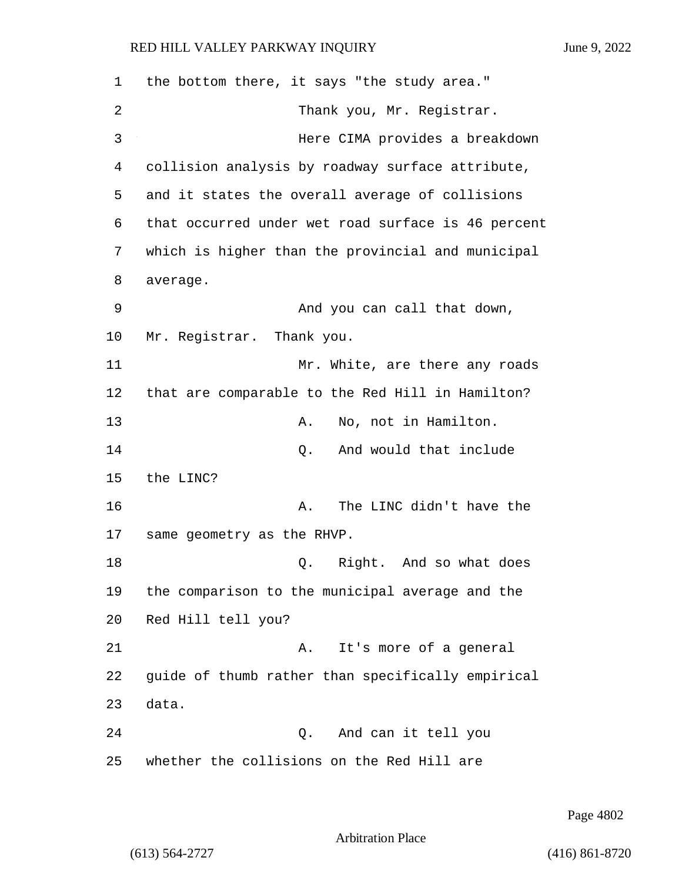the bottom there, it says "the study area."

Thank you, Mr. Registrar.

Here CIMA provides a breakdown collision analysis by roadway surface attribute, and it states the overall average of collisions that occurred under wet road surface is 46 percent which is higher than the provincial and municipal average.

And you can call that down, Mr. Registrar. Thank you.

Mr. White, are there any roads that are comparable to the Red Hill in Hamilton?

A. No, not in Hamilton.

Q. And would that include the LINC?

A. The LINC didn't have the same geometry as the RHVP.

Q. Right. And so what does the comparison to the municipal average and the Red Hill tell you?

A. It's more of a general guide of thumb rather than specifically empirical data.

Q. And can it tell you whether the collisions on the Red Hill are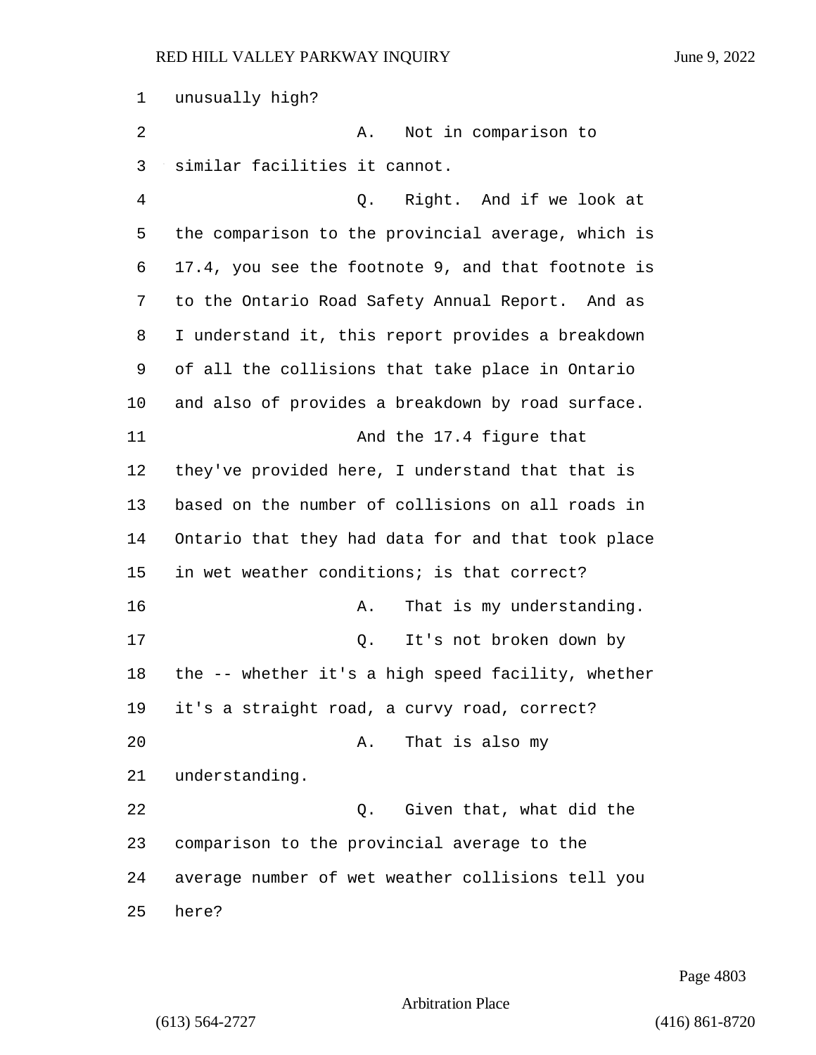unusually high?

A. Not in comparison to similar facilities it cannot.

Q. Right. And if we look at the comparison to the provincial average, which is 17.4, you see the footnote 9, and that footnote is to the Ontario Road Safety Annual Report. And as I understand it, this report provides a breakdown of all the collisions that take place in Ontario and also of provides a breakdown by road surface.

And the 17.4 figure that they've provided here, I understand that that is based on the number of collisions on all roads in Ontario that they had data for and that took place in wet weather conditions; is that correct?

A. That is my understanding.

Q. It's not broken down by the -- whether it's a high speed facility, whether it's a straight road, a curvy road, correct?

A. That is also my understanding.

Q. Given that, what did the comparison to the provincial average to the average number of wet weather collisions tell you here?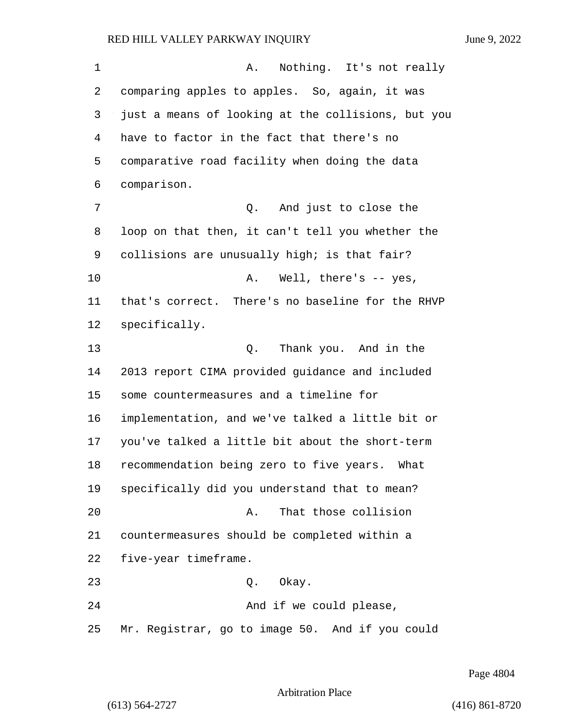A. Nothing. It's not really comparing apples to apples. So, again, it was just a means of looking at the collisions, but you have to factor in the fact that there's no comparative road facility when doing the data comparison.

Q. And just to close the loop on that then, it can't tell you whether the collisions are unusually high; is that fair?

A. Well, there's -- yes, that's correct. There's no baseline for the RHVP specifically.

Q. Thank you. And in the 2013 report CIMA provided guidance and included some countermeasures and a timeline for implementation, and we've talked a little bit or you've talked a little bit about the short-term recommendation being zero to five years. What specifically did you understand that to mean?

A. That those collision countermeasures should be completed within a five-year timeframe.

Q. Okay.

And if we could please, Mr. Registrar, go to image 50. And if you could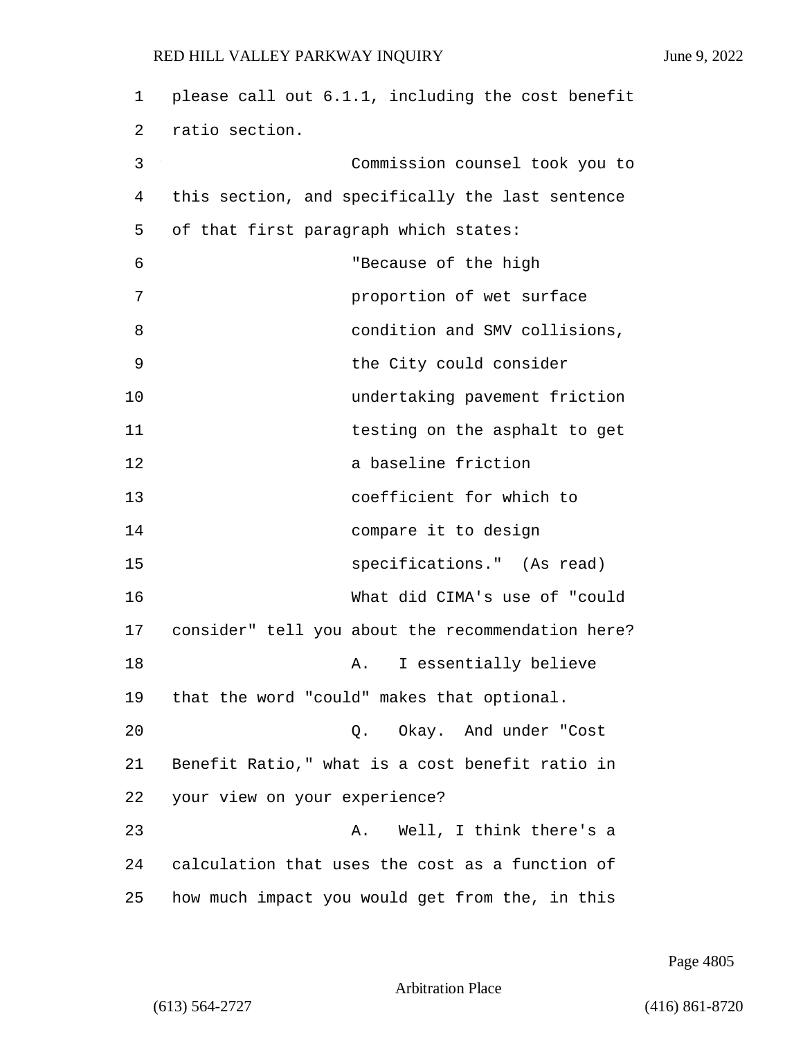please call out 6.1.1, including the cost benefit ratio section.

Commission counsel took you to this section, and specifically the last sentence of that first paragraph which states:

> "Because of the high proportion of wet surface condition and SMV collisions, the City could consider undertaking pavement friction testing on the asphalt to get a baseline friction coefficient for which to compare it to design specifications." (As read)

What did CIMA's use of "could consider" tell you about the recommendation here?

A. I essentially believe that the word "could" makes that optional.

Q. Okay. And under "Cost Benefit Ratio," what is a cost benefit ratio in your view on your experience?

A. Well, I think there's a calculation that uses the cost as a function of how much impact you would get from the, in this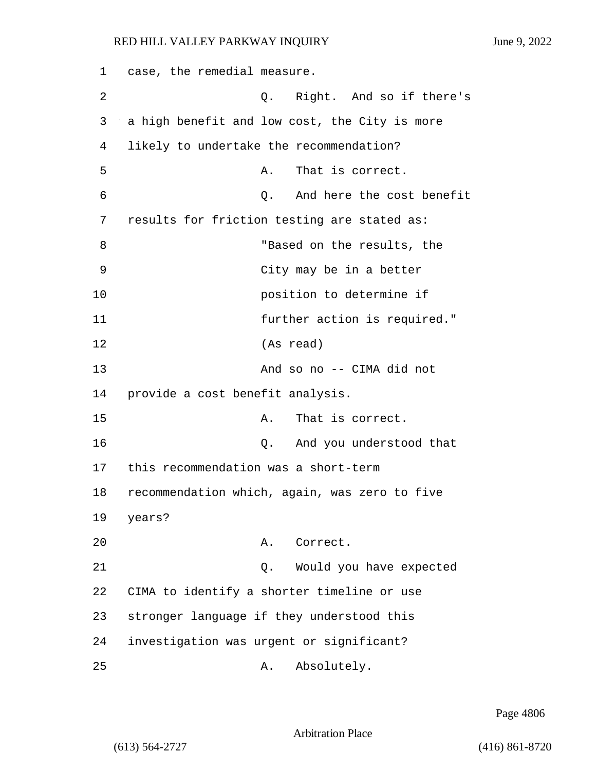case, the remedial measure.

Q. Right. And so if there's a high benefit and low cost, the City is more likely to undertake the recommendation?

A. That is correct.

Q. And here the cost benefit results for friction testing are stated as:

> "Based on the results, the City may be in a better position to determine if further action is required." (As read)

And so no -- CIMA did not provide a cost benefit analysis.

A. That is correct.

Q. And you understood that this recommendation was a short-term recommendation which, again, was zero to five years?

A. Correct.

Q. Would you have expected CIMA to identify a shorter timeline or use stronger language if they understood this investigation was urgent or significant?

A. Absolutely.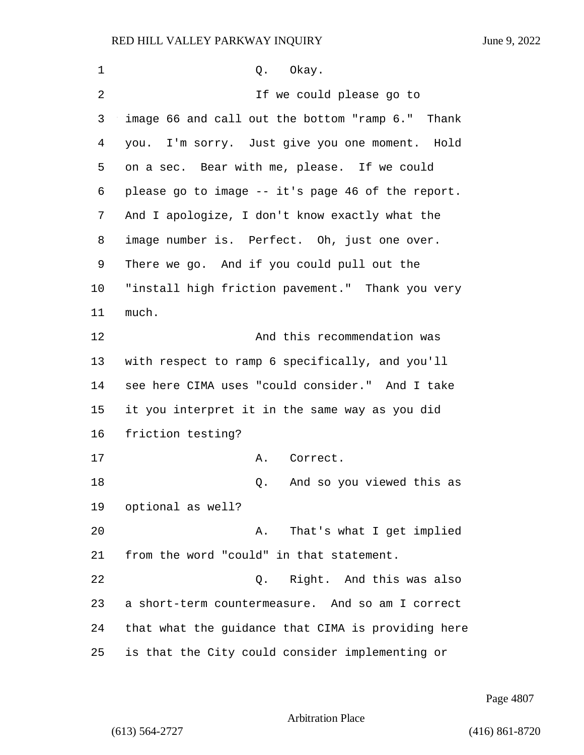Q. Okay.

If we could please go to image 66 and call out the bottom "ramp 6." Thank you. I'm sorry. Just give you one moment. Hold on a sec. Bear with me, please. If we could please go to image -- it's page 46 of the report. And I apologize, I don't know exactly what the image number is. Perfect. Oh, just one over. There we go. And if you could pull out the "install high friction pavement." Thank you very much.

And this recommendation was with respect to ramp 6 specifically, and you'll see here CIMA uses "could consider." And I take it you interpret it in the same way as you did friction testing?

A. Correct.

Q. And so you viewed this as optional as well?

A. That's what I get implied from the word "could" in that statement.

Q. Right. And this was also a short-term countermeasure. And so am I correct that what the guidance that CIMA is providing here is that the City could consider implementing or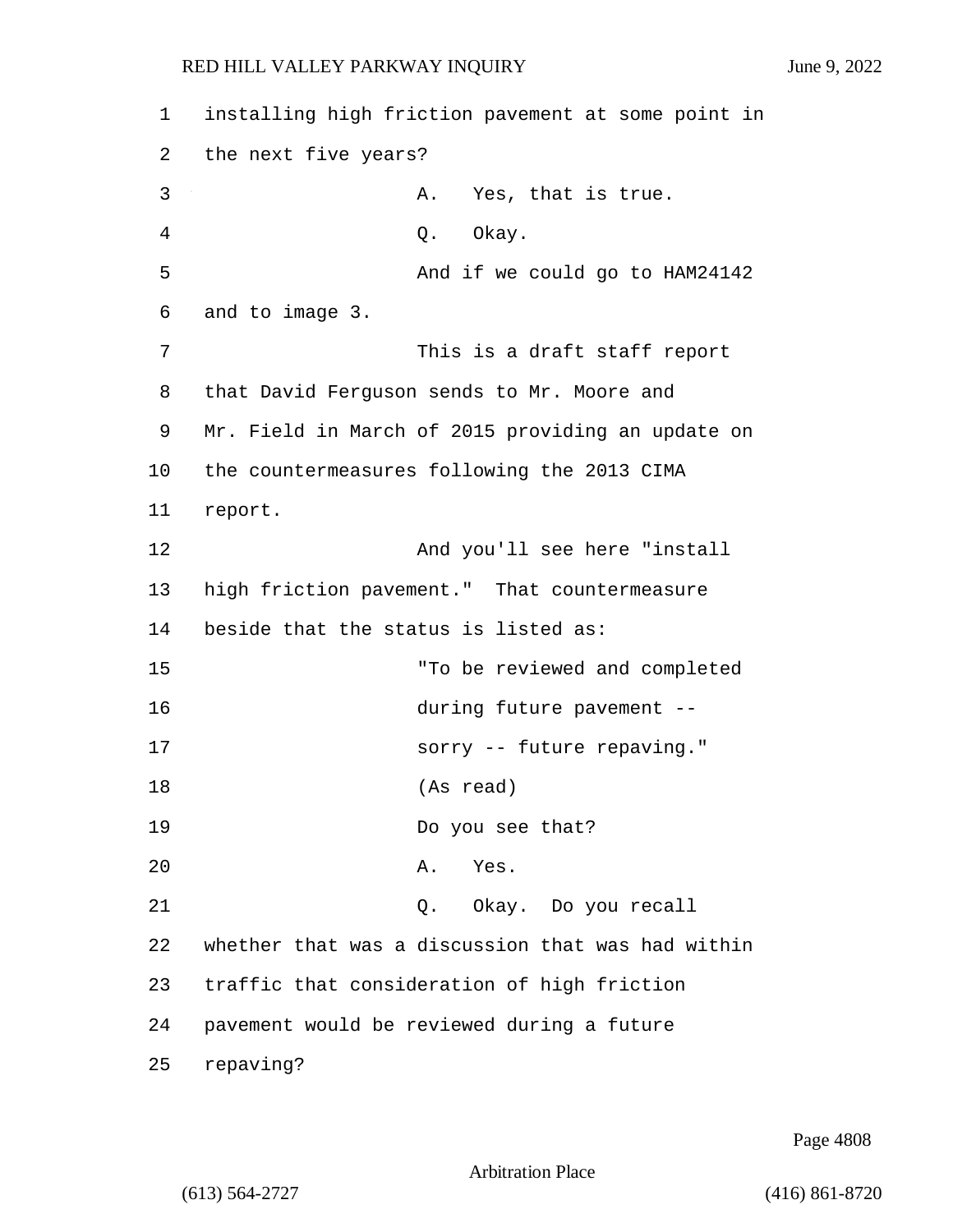installing high friction pavement at some point in the next five years?

A. Yes, that is true.

Q. Okay.

And if we could go to HAM24142 and to image 3.

This is a draft staff report that David Ferguson sends to Mr. Moore and Mr. Field in March of 2015 providing an update on the countermeasures following the 2013 CIMA report.

And you'll see here "install high friction pavement." That countermeasure beside that the status is listed as:

"To be reviewed and completed during future pavement -- sorry -- future repaving."

(As read)

Do you see that?

A. Yes.

Q. Okay. Do you recall whether that was a discussion that was had within traffic that consideration of high friction pavement would be reviewed during a future repaving?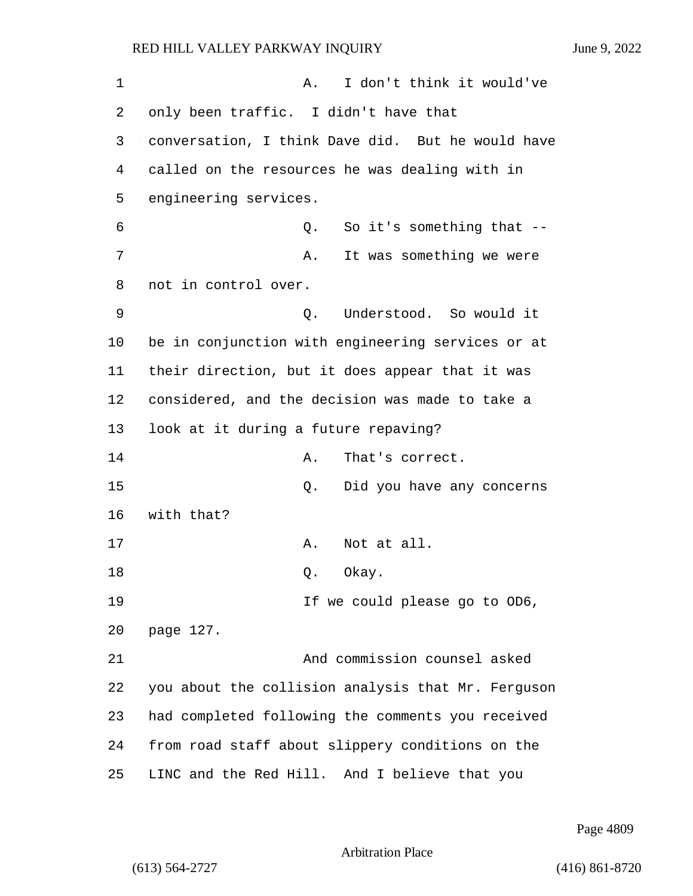A. I don't think it would've only been traffic. I didn't have that conversation, I think Dave did. But he would have called on the resources he was dealing with in engineering services.

Q. So it's something that --

A. It was something we were not in control over.

Q. Understood. So would it be in conjunction with engineering services or at their direction, but it does appear that it was considered, and the decision was made to take a look at it during a future repaving?

A. That's correct.

Q. Did you have any concerns with that?

A. Not at all.

Q. Okay.

If we could please go to OD6, page 127.

And commission counsel asked you about the collision analysis that Mr. Ferguson had completed following the comments you received from road staff about slippery conditions on the LINC and the Red Hill. And I believe that you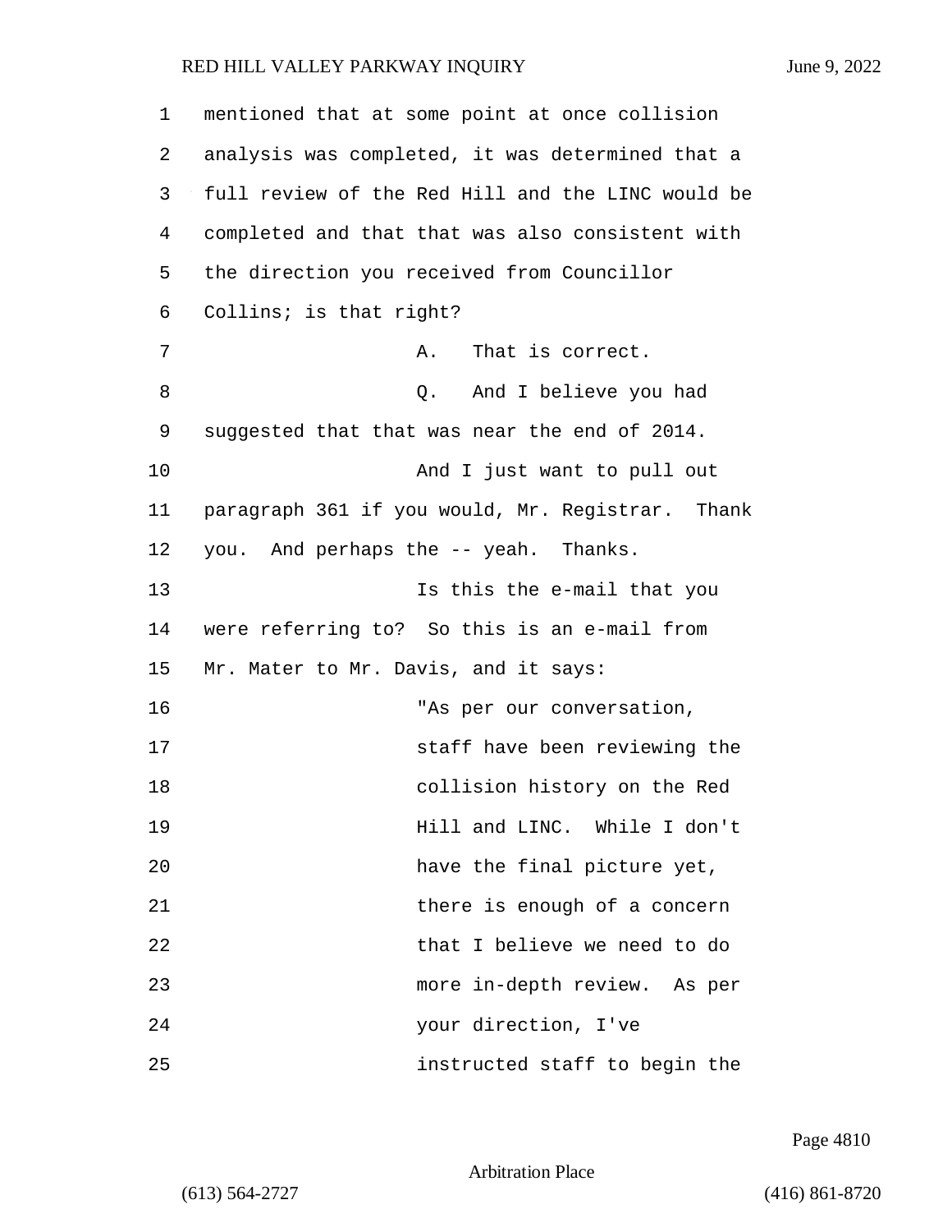mentioned that at some point at once collision analysis was completed, it was determined that a full review of the Red Hill and the LINC would be completed and that that was also consistent with the direction you received from Councillor Collins; is that right?

A. That is correct.

Q. And I believe you had suggested that that was near the end of 2014.

And I just want to pull out paragraph 361 if you would, Mr. Registrar. Thank you. And perhaps the -- yeah. Thanks.

Is this the e-mail that you were referring to? So this is an e-mail from Mr. Mater to Mr. Davis, and it says:

> "As per our conversation, staff have been reviewing the collision history on the Red Hill and LINC. While I don't have the final picture yet, there is enough of a concern that I believe we need to do more in-depth review. As per your direction, I've instructed staff to begin the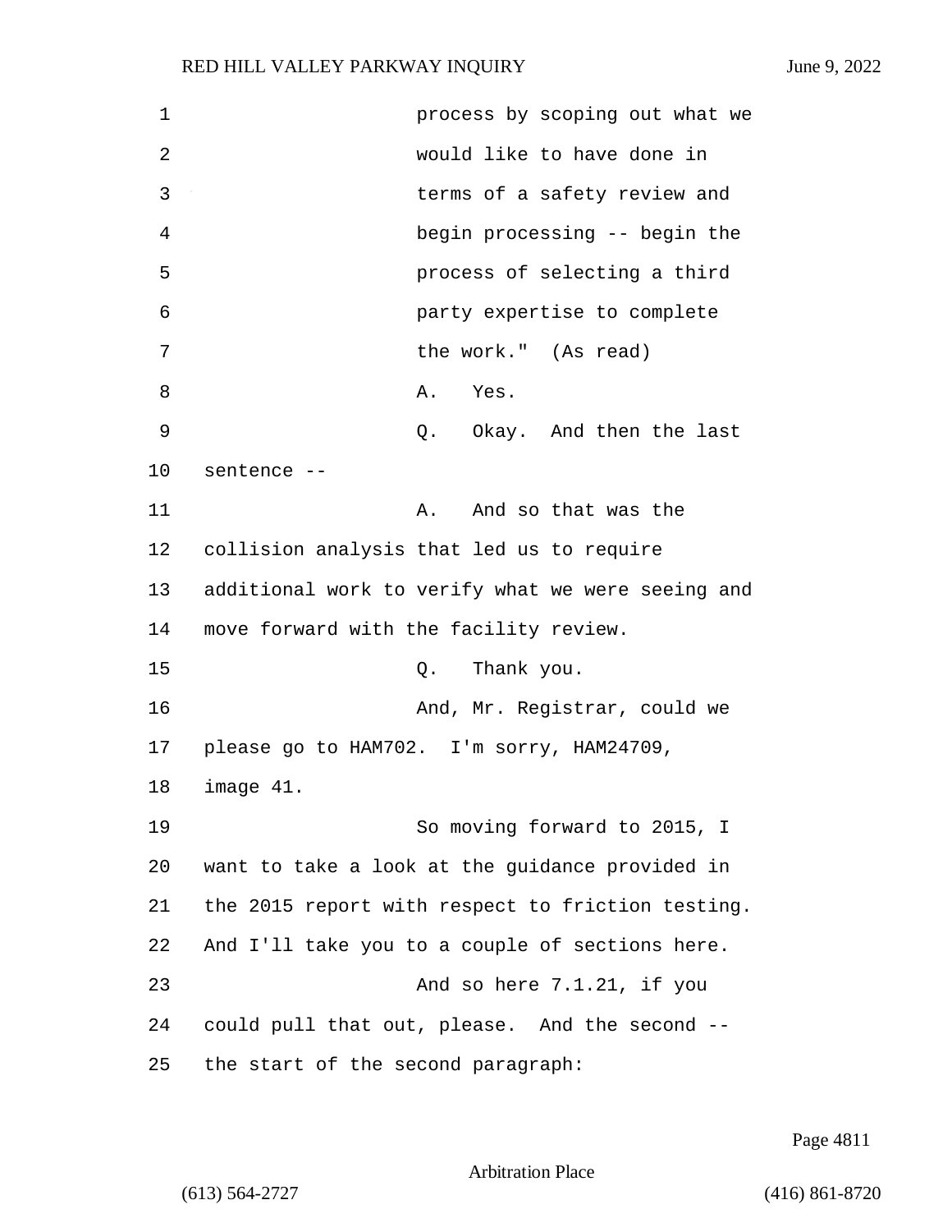process by scoping out what we would like to have done in terms of a safety review and begin processing -- begin the process of selecting a third party expertise to complete the work." (As read)

A. Yes.

Q. Okay. And then the last sentence --

A. And so that was the collision analysis that led us to require additional work to verify what we were seeing and move forward with the facility review.

Q. Thank you.

And, Mr. Registrar, could we please go to HAM702. I'm sorry, HAM24709, image 41.

So moving forward to 2015, I want to take a look at the guidance provided in the 2015 report with respect to friction testing. And I'll take you to a couple of sections here.

And so here 7.1.21, if you could pull that out, please. And the second -- the start of the second paragraph: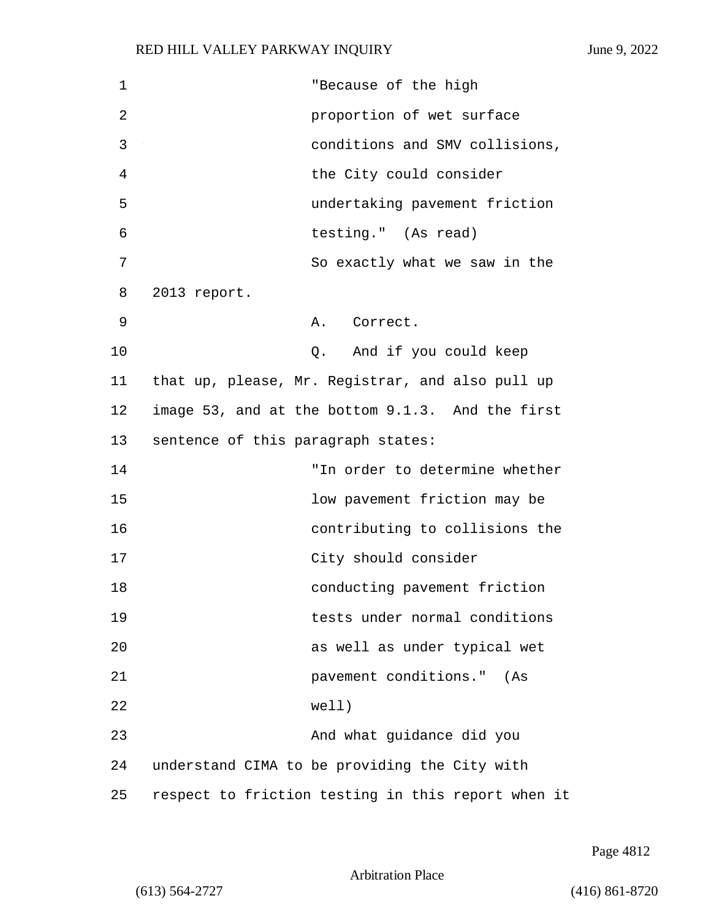"Because of the high proportion of wet surface conditions and SMV collisions, the City could consider undertaking pavement friction testing." (As read)

So exactly what we saw in the 2013 report.

A. Correct.

Q. And if you could keep that up, please, Mr. Registrar, and also pull up image 53, and at the bottom 9.1.3. And the first sentence of this paragraph states:

"In order to determine whether low pavement friction may be contributing to collisions the City should consider conducting pavement friction tests under normal conditions as well as under typical wet pavement conditions." (As well)

And what guidance did you understand CIMA to be providing the City with respect to friction testing in this report when it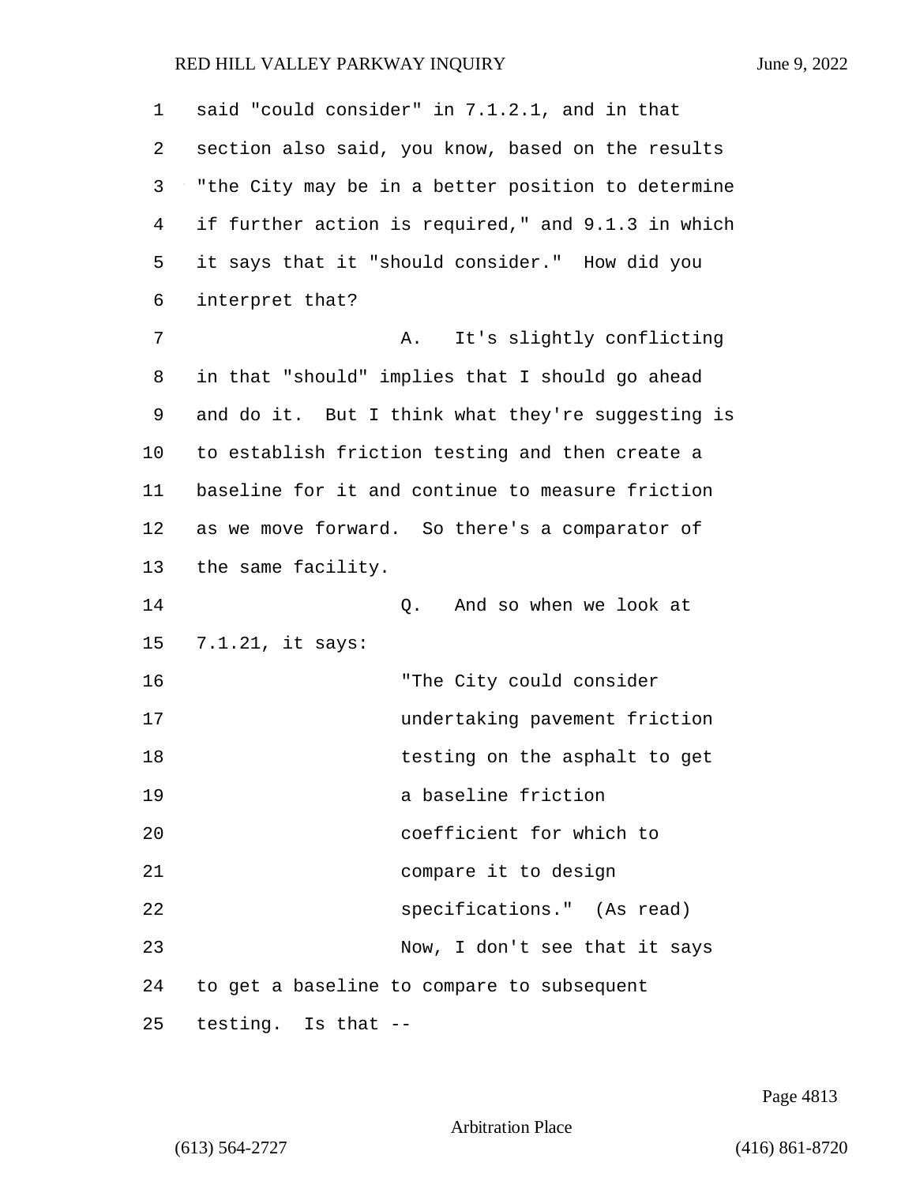said "could consider" in 7.1.2.1, and in that section also said, you know, based on the results "the City may be in a better position to determine if further action is required," and 9.1.3 in which it says that it "should consider." How did you interpret that?

A. It's slightly conflicting in that "should" implies that I should go ahead and do it. But I think what they're suggesting is to establish friction testing and then create a baseline for it and continue to measure friction as we move forward. So there's a comparator of the same facility.

Q. And so when we look at 7.1.21, it says:

> "The City could consider undertaking pavement friction testing on the asphalt to get a baseline friction coefficient for which to compare it to design specifications." (As read)

Now, I don't see that it says to get a baseline to compare to subsequent testing. Is that --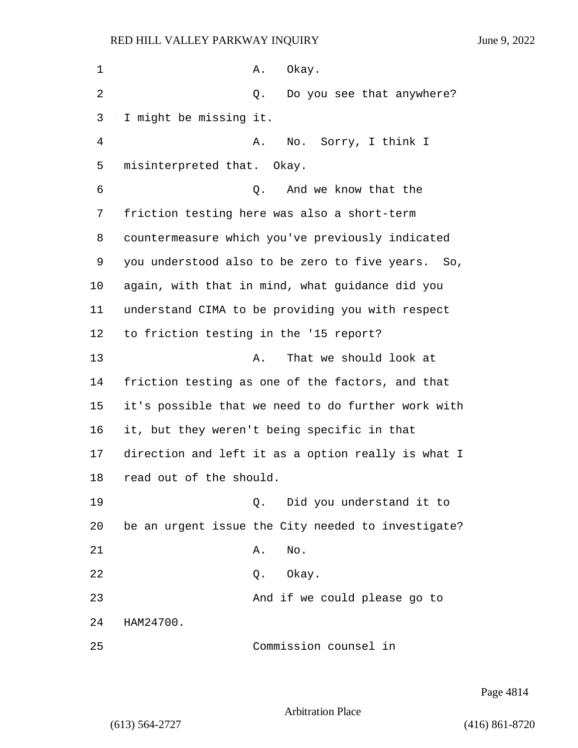A. Okay.

Q. Do you see that anywhere? I might be missing it.

A. No. Sorry, I think I misinterpreted that. Okay.

Q. And we know that the friction testing here was also a short-term countermeasure which you've previously indicated you understood also to be zero to five years. So, again, with that in mind, what guidance did you understand CIMA to be providing you with respect to friction testing in the '15 report?

A. That we should look at friction testing as one of the factors, and that it's possible that we need to do further work with it, but they weren't being specific in that direction and left it as a option really is what I read out of the should.

Q. Did you understand it to be an urgent issue the City needed to investigate?

A. No.

Q. Okay.

And if we could please go to HAM24700.

Commission counsel in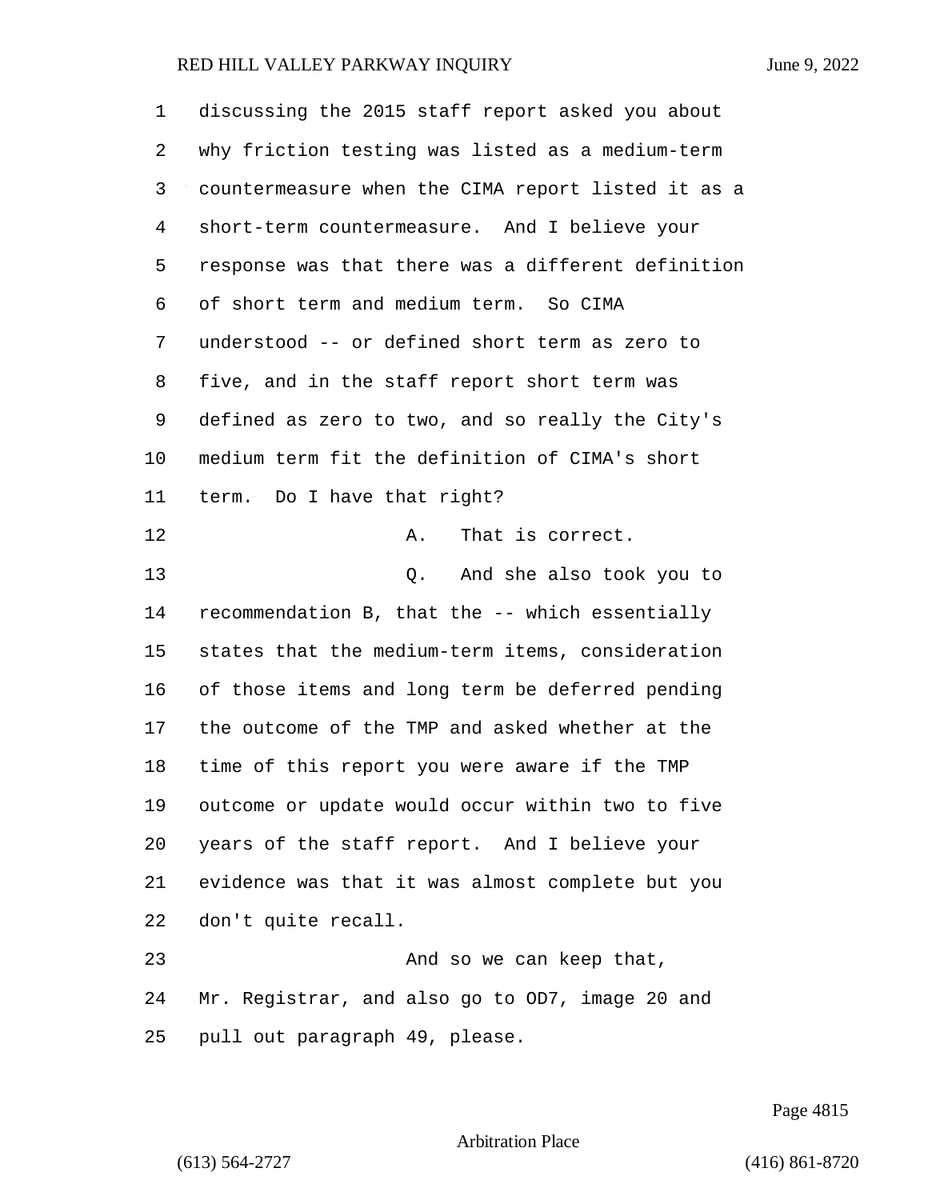discussing the 2015 staff report asked you about why friction testing was listed as a medium-term countermeasure when the CIMA report listed it as a short-term countermeasure. And I believe your response was that there was a different definition of short term and medium term. So CIMA understood -- or defined short term as zero to five, and in the staff report short term was defined as zero to two, and so really the City's medium term fit the definition of CIMA's short term. Do I have that right?

A. That is correct.

Q. And she also took you to recommendation B, that the -- which essentially states that the medium-term items, consideration of those items and long term be deferred pending the outcome of the TMP and asked whether at the time of this report you were aware if the TMP outcome or update would occur within two to five years of the staff report. And I believe your evidence was that it was almost complete but you don't quite recall.

And so we can keep that, Mr. Registrar, and also go to OD7, image 20 and pull out paragraph 49, please.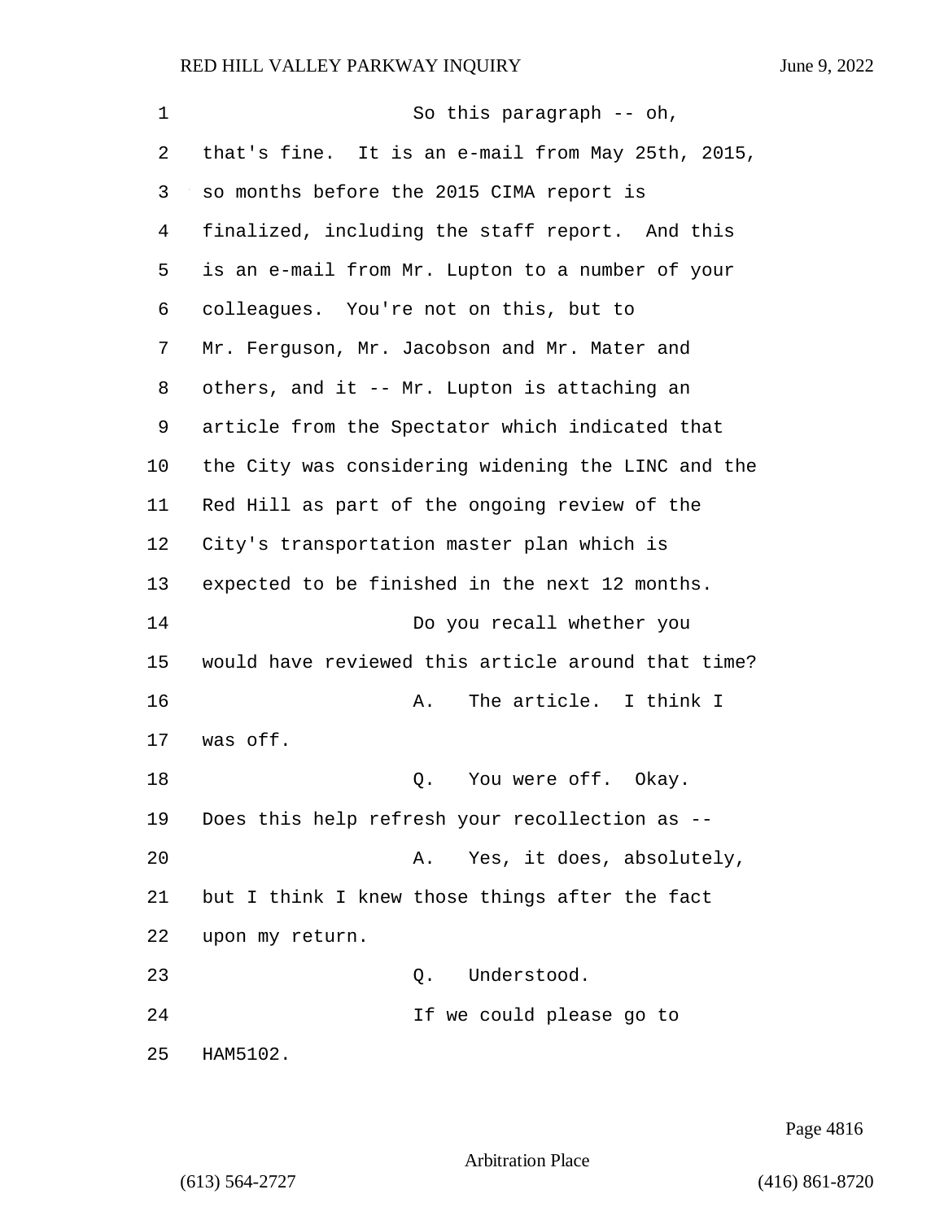So this paragraph -- oh, that's fine. It is an e-mail from May 25th, 2015, so months before the 2015 CIMA report is finalized, including the staff report. And this is an e-mail from Mr. Lupton to a number of your colleagues. You're not on this, but to Mr. Ferguson, Mr. Jacobson and Mr. Mater and others, and it -- Mr. Lupton is attaching an article from the Spectator which indicated that the City was considering widening the LINC and the Red Hill as part of the ongoing review of the City's transportation master plan which is expected to be finished in the next 12 months.

Do you recall whether you would have reviewed this article around that time?

A. The article. I think I was off.

Q. You were off. Okay. Does this help refresh your recollection as --

A. Yes, it does, absolutely, but I think I knew those things after the fact upon my return.

Q. Understood.

If we could please go to HAM5102.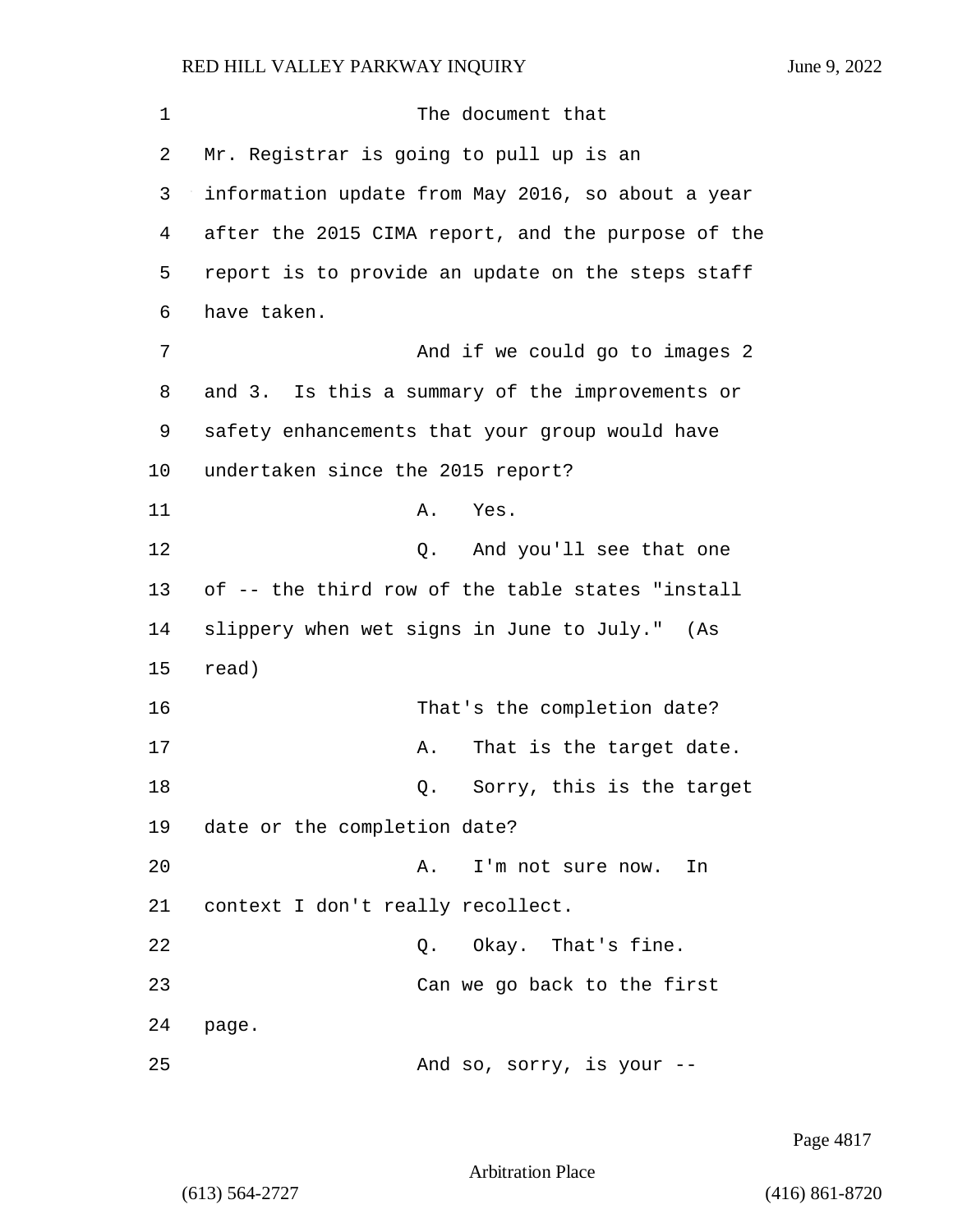The document that Mr. Registrar is going to pull up is an information update from May 2016, so about a year after the 2015 CIMA report, and the purpose of the report is to provide an update on the steps staff have taken.

And if we could go to images 2 and 3. Is this a summary of the improvements or safety enhancements that your group would have undertaken since the 2015 report?

A. Yes.

Q. And you'll see that one of -- the third row of the table states "install slippery when wet signs in June to July." (As read)

That's the completion date?

A. That is the target date.

Q. Sorry, this is the target date or the completion date?

A. I'm not sure now. In context I don't really recollect.

Q. Okay. That's fine.

Can we go back to the first page.

And so, sorry, is your --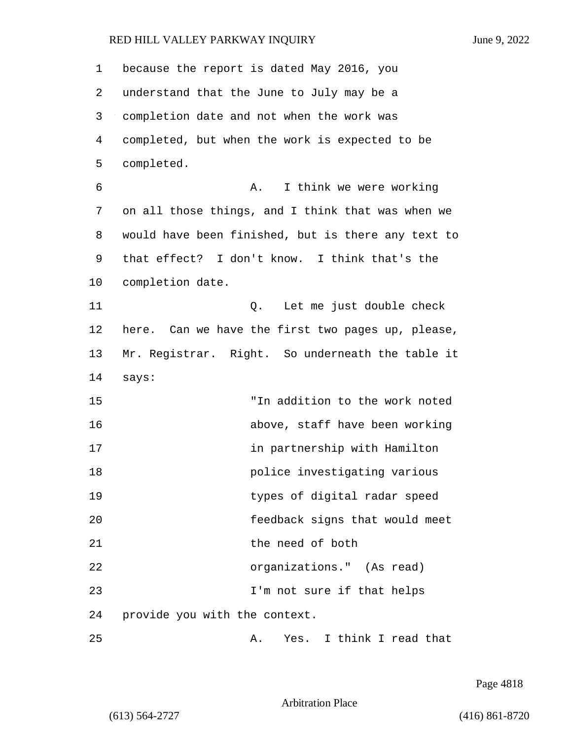because the report is dated May 2016, you understand that the June to July may be a completion date and not when the work was completed, but when the work is expected to be completed.

A. I think we were working on all those things, and I think that was when we would have been finished, but is there any text to that effect? I don't know. I think that's the completion date.

Q. Let me just double check here. Can we have the first two pages up, please, Mr. Registrar. Right. So underneath the table it says:

> "In addition to the work noted above, staff have been working in partnership with Hamilton police investigating various types of digital radar speed feedback signs that would meet the need of both organizations." (As read)

I'm not sure if that helps provide you with the context.

A. Yes. I think I read that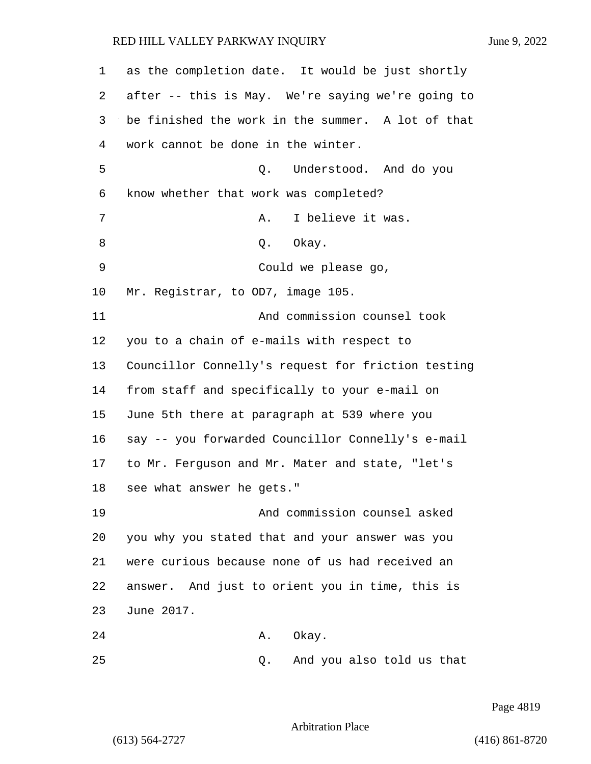as the completion date. It would be just shortly after -- this is May. We're saying we're going to be finished the work in the summer. A lot of that work cannot be done in the winter.

Q. Understood. And do you know whether that work was completed?

A. I believe it was.

Q. Okay.

Could we please go, Mr. Registrar, to OD7, image 105.

And commission counsel took you to a chain of e-mails with respect to Councillor Connelly's request for friction testing from staff and specifically to your e-mail on June 5th there at paragraph at 539 where you say -- you forwarded Councillor Connelly's e-mail to Mr. Ferguson and Mr. Mater and state, "let's see what answer he gets."

And commission counsel asked you why you stated that and your answer was you were curious because none of us had received an answer. And just to orient you in time, this is June 2017.

A. Okay.

Q. And you also told us that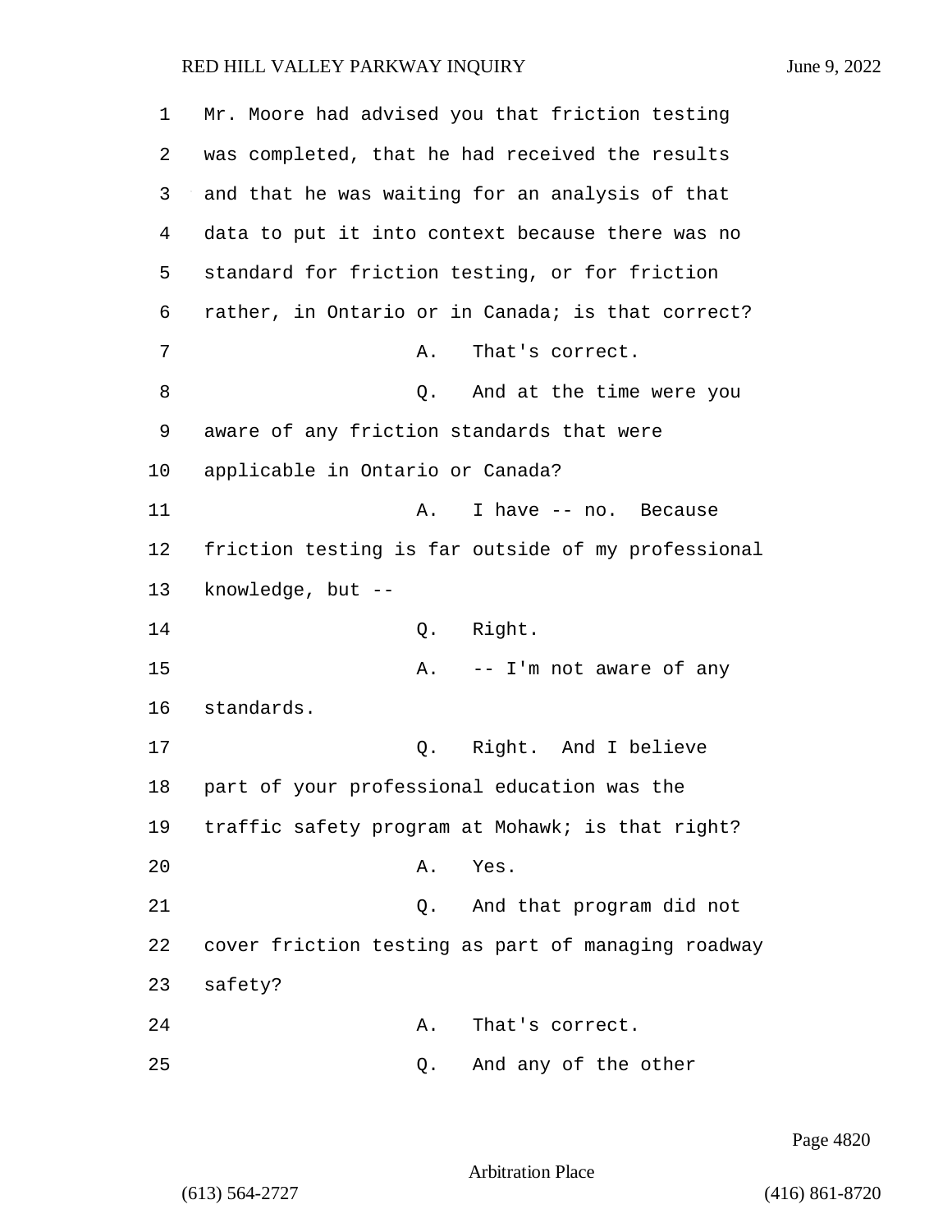Mr. Moore had advised you that friction testing was completed, that he had received the results and that he was waiting for an analysis of that data to put it into context because there was no standard for friction testing, or for friction rather, in Ontario or in Canada; is that correct?

A. That's correct.

Q. And at the time were you aware of any friction standards that were applicable in Ontario or Canada?

A. I have -- no. Because friction testing is far outside of my professional knowledge, but --

Q. Right.

A. -- I'm not aware of any standards.

Q. Right. And I believe part of your professional education was the traffic safety program at Mohawk; is that right?

A. Yes.

Q. And that program did not cover friction testing as part of managing roadway safety?

A. That's correct.

Q. And any of the other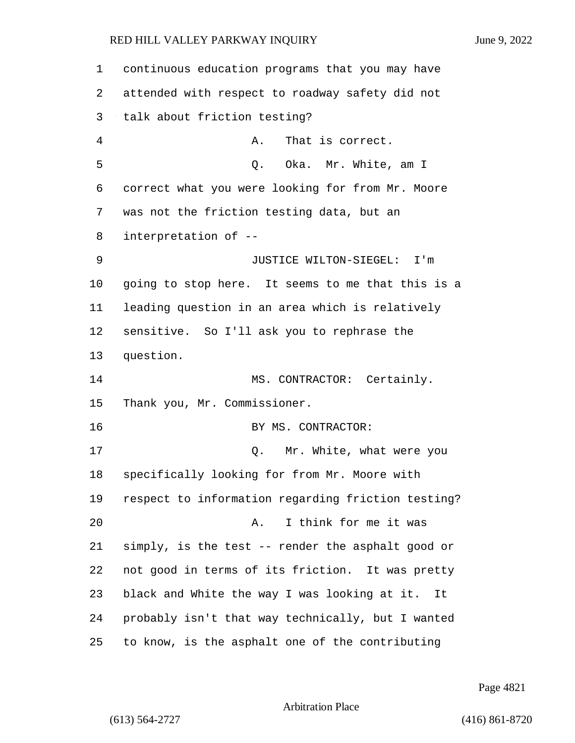continuous education programs that you may have attended with respect to roadway safety did not talk about friction testing?

A. That is correct.

Q. Oka. Mr. White, am I correct what you were looking for from Mr. Moore was not the friction testing data, but an interpretation of --

JUSTICE WILTON-SIEGEL: I'm going to stop here. It seems to me that this is a leading question in an area which is relatively sensitive. So I'll ask you to rephrase the question.

MS. CONTRACTOR: Certainly. Thank you, Mr. Commissioner.

BY MS. CONTRACTOR:

Q. Mr. White, what were you specifically looking for from Mr. Moore with respect to information regarding friction testing?

A. I think for me it was simply, is the test -- render the asphalt good or not good in terms of its friction. It was pretty black and White the way I was looking at it. It probably isn't that way technically, but I wanted to know, is the asphalt one of the contributing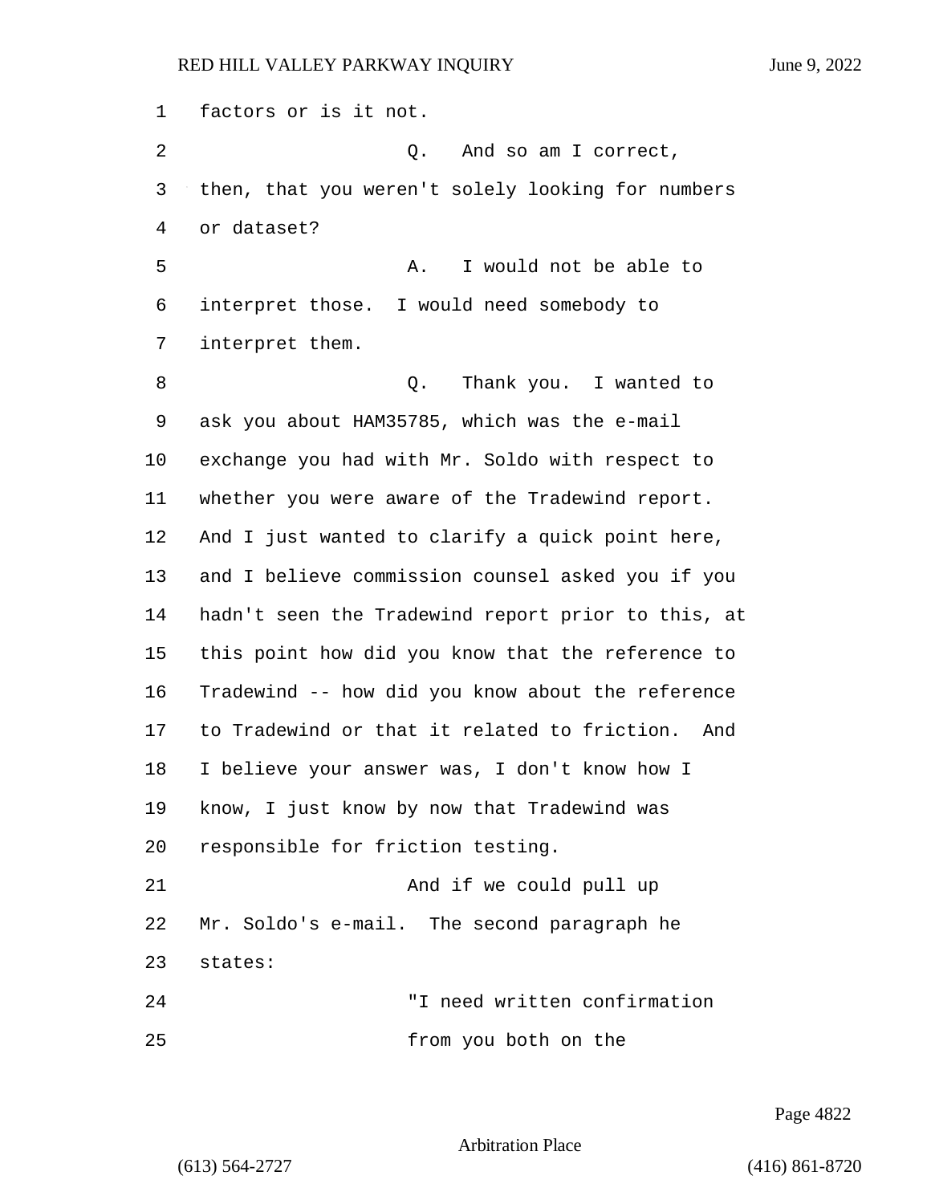factors or is it not.

Q. And so am I correct, then, that you weren't solely looking for numbers or dataset?

A. I would not be able to interpret those. I would need somebody to interpret them.

Q. Thank you. I wanted to ask you about HAM35785, which was the e-mail exchange you had with Mr. Soldo with respect to whether you were aware of the Tradewind report. And I just wanted to clarify a quick point here, and I believe commission counsel asked you if you hadn't seen the Tradewind report prior to this, at this point how did you know that the reference to Tradewind -- how did you know about the reference to Tradewind or that it related to friction. And I believe your answer was, I don't know how I know, I just know by now that Tradewind was responsible for friction testing.

And if we could pull up Mr. Soldo's e-mail. The second paragraph he states:

"I need written confirmation from you both on the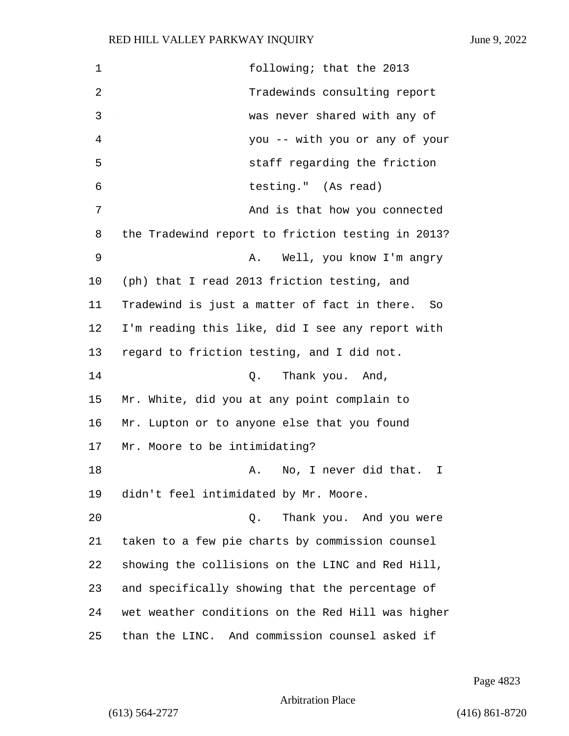following; that the 2013 Tradewinds consulting report was never shared with any of you -- with you or any of your staff regarding the friction testing." (As read)

And is that how you connected the Tradewind report to friction testing in 2013?

A. Well, you know I'm angry (ph) that I read 2013 friction testing, and Tradewind is just a matter of fact in there. So I'm reading this like, did I see any report with regard to friction testing, and I did not.

Q. Thank you. And, Mr. White, did you at any point complain to Mr. Lupton or to anyone else that you found Mr. Moore to be intimidating?

A. No, I never did that. I didn't feel intimidated by Mr. Moore.

Q. Thank you. And you were taken to a few pie charts by commission counsel showing the collisions on the LINC and Red Hill, and specifically showing that the percentage of wet weather conditions on the Red Hill was higher than the LINC. And commission counsel asked if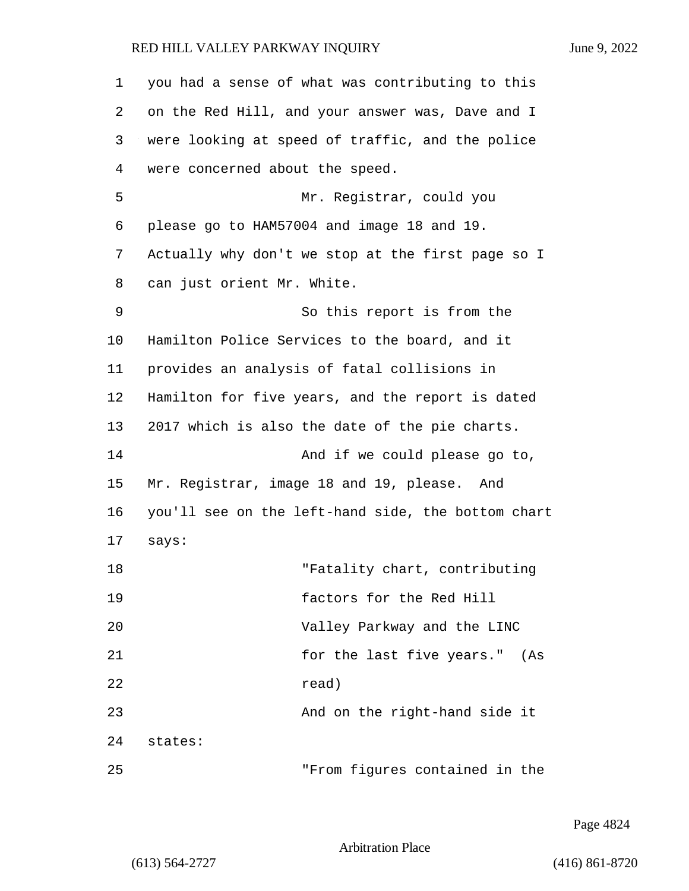you had a sense of what was contributing to this on the Red Hill, and your answer was, Dave and I were looking at speed of traffic, and the police were concerned about the speed.

Mr. Registrar, could you please go to HAM57004 and image 18 and 19. Actually why don't we stop at the first page so I can just orient Mr. White.

So this report is from the Hamilton Police Services to the board, and it provides an analysis of fatal collisions in Hamilton for five years, and the report is dated 2017 which is also the date of the pie charts.

And if we could please go to, Mr. Registrar, image 18 and 19, please. And you'll see on the left-hand side, the bottom chart says:

> "Fatality chart, contributing factors for the Red Hill Valley Parkway and the LINC for the last five years." (As read)

And on the right-hand side it states:

> "From figures contained in the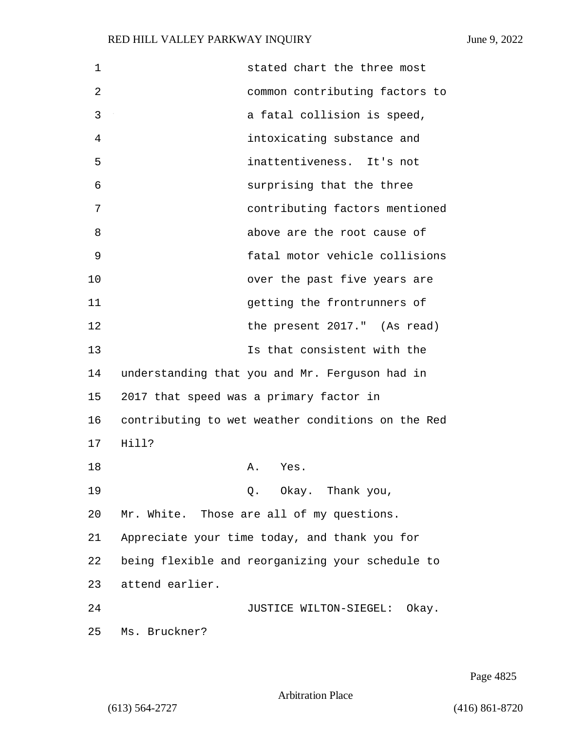stated chart the three most common contributing factors to a fatal collision is speed, intoxicating substance and inattentiveness. It's not surprising that the three contributing factors mentioned above are the root cause of fatal motor vehicle collisions over the past five years are getting the frontrunners of the present 2017." (As read)

Is that consistent with the understanding that you and Mr. Ferguson had in 2017 that speed was a primary factor in contributing to wet weather conditions on the Red Hill?

A. Yes.

Q. Okay. Thank you, Mr. White. Those are all of my questions. Appreciate your time today, and thank you for being flexible and reorganizing your schedule to attend earlier.

JUSTICE WILTON-SIEGEL: Okay. Ms. Bruckner?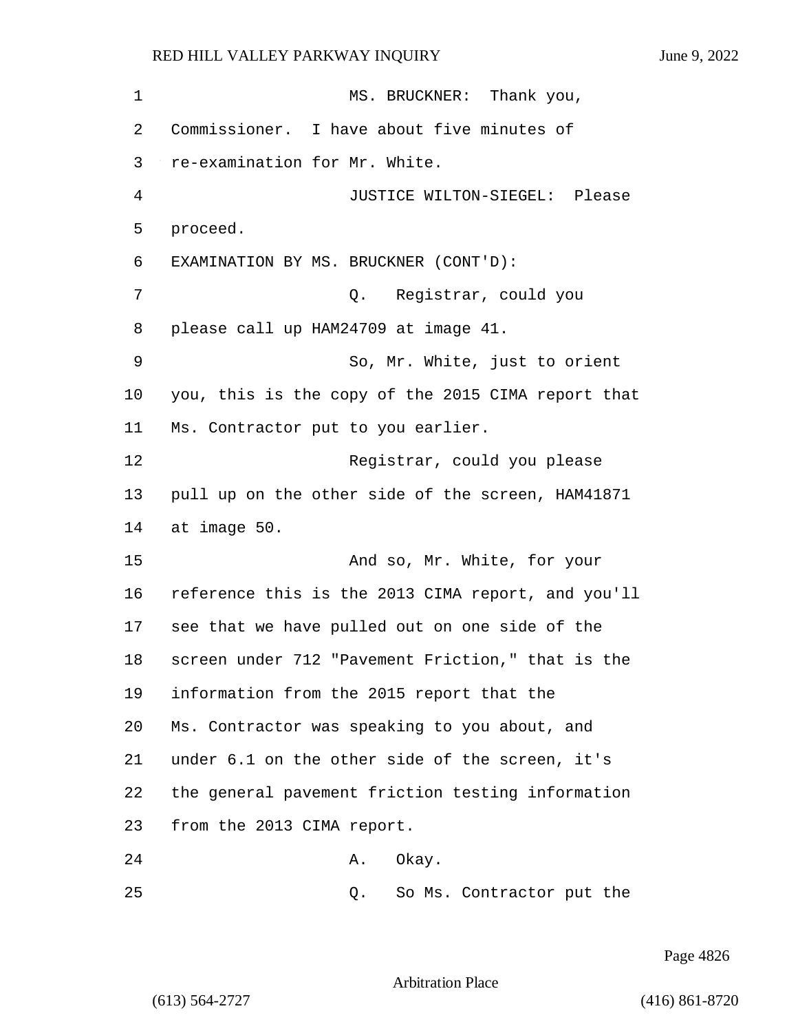MS. BRUCKNER: Thank you, Commissioner. I have about five minutes of re-examination for Mr. White.

JUSTICE WILTON-SIEGEL: Please proceed.

EXAMINATION BY MS. BRUCKNER (CONT'D):

Q. Registrar, could you please call up HAM24709 at image 41.

So, Mr. White, just to orient you, this is the copy of the 2015 CIMA report that Ms. Contractor put to you earlier.

Registrar, could you please pull up on the other side of the screen, HAM41871 at image 50.

And so, Mr. White, for your reference this is the 2013 CIMA report, and you'll see that we have pulled out on one side of the screen under 712 "Pavement Friction," that is the information from the 2015 report that the Ms. Contractor was speaking to you about, and under 6.1 on the other side of the screen, it's the general pavement friction testing information from the 2013 CIMA report.

A. Okay.

Q. So Ms. Contractor put the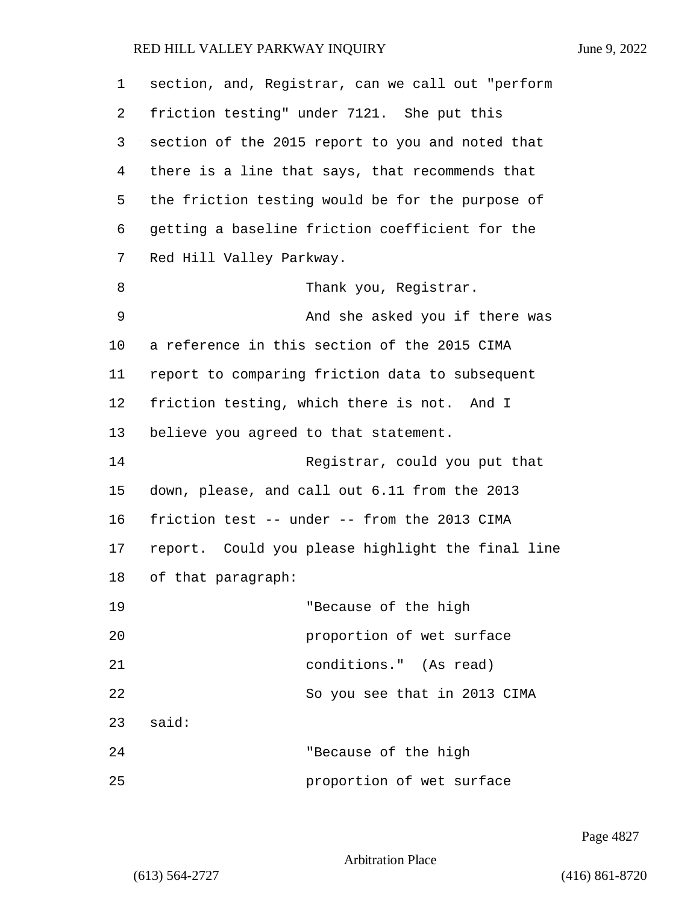section, and, Registrar, can we call out "perform friction testing" under 7121. She put this section of the 2015 report to you and noted that there is a line that says, that recommends that the friction testing would be for the purpose of getting a baseline friction coefficient for the Red Hill Valley Parkway.

Thank you, Registrar.

And she asked you if there was a reference in this section of the 2015 CIMA report to comparing friction data to subsequent friction testing, which there is not. And I believe you agreed to that statement.

Registrar, could you put that down, please, and call out 6.11 from the 2013 friction test -- under -- from the 2013 CIMA report. Could you please highlight the final line of that paragraph:

"Because of the high proportion of wet surface conditions." (As read)

So you see that in 2013 CIMA said:

"Because of the high proportion of wet surface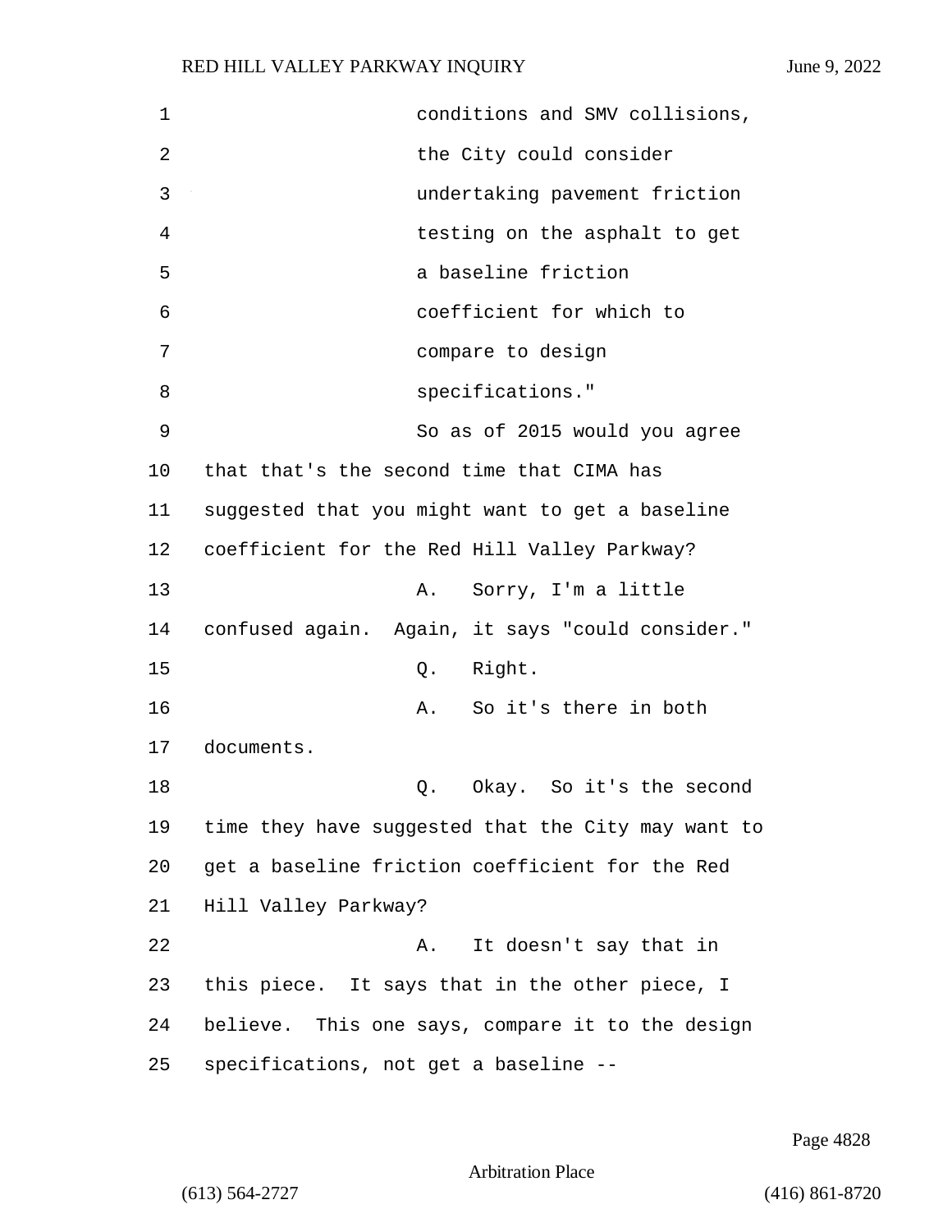conditions and SMV collisions, the City could consider undertaking pavement friction testing on the asphalt to get a baseline friction coefficient for which to compare to design specifications."

So as of 2015 would you agree that that's the second time that CIMA has suggested that you might want to get a baseline coefficient for the Red Hill Valley Parkway?

A. Sorry, I'm a little confused again. Again, it says "could consider."

Q. Right.

A. So it's there in both documents.

Q. Okay. So it's the second time they have suggested that the City may want to get a baseline friction coefficient for the Red Hill Valley Parkway?

A. It doesn't say that in this piece. It says that in the other piece, I believe. This one says, compare it to the design specifications, not get a baseline --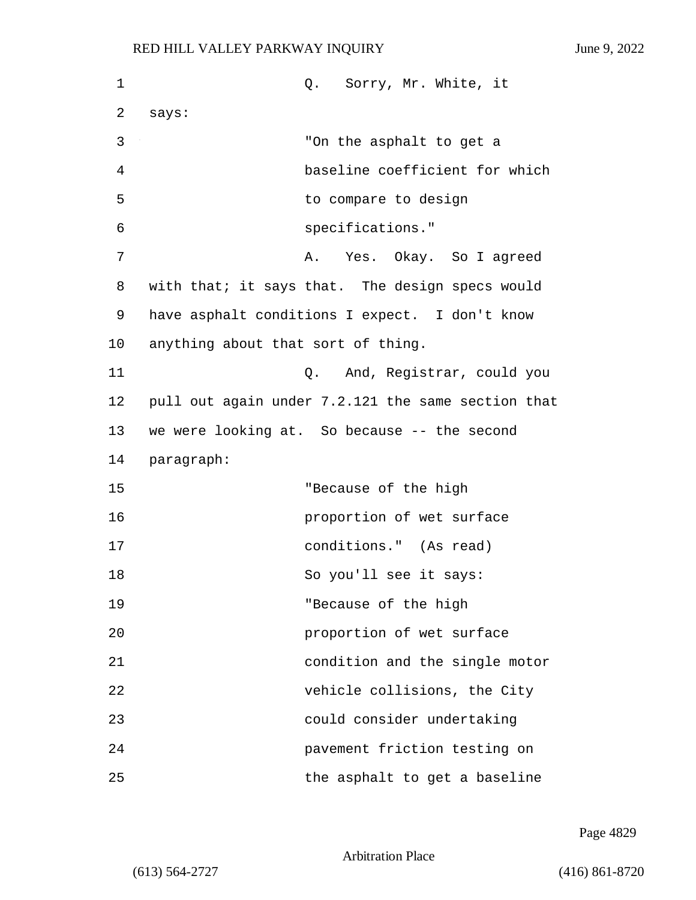Q. Sorry, Mr. White, it says:

> "On the asphalt to get a baseline coefficient for which to compare to design specifications."

A. Yes. Okay. So I agreed with that; it says that. The design specs would have asphalt conditions I expect. I don't know anything about that sort of thing.

Q. And, Registrar, could you pull out again under 7.2.121 the same section that we were looking at. So because -- the second paragraph:

> "Because of the high proportion of wet surface conditions." (As read)

So you'll see it says:

> "Because of the high proportion of wet surface condition and the single motor vehicle collisions, the City could consider undertaking pavement friction testing on the asphalt to get a baseline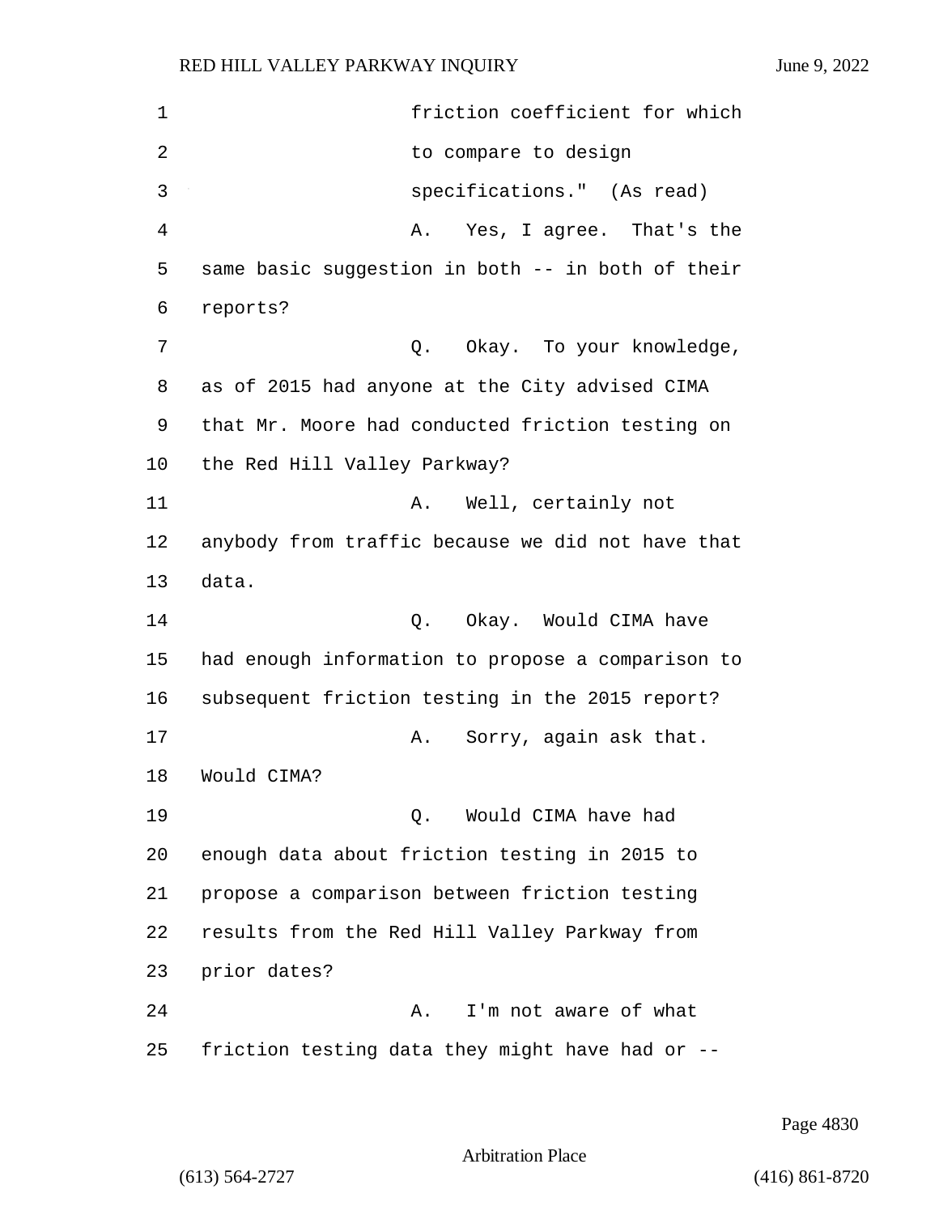friction coefficient for which to compare to design specifications." (As read)

A. Yes, I agree. That's the same basic suggestion in both -- in both of their reports?

Q. Okay. To your knowledge, as of 2015 had anyone at the City advised CIMA that Mr. Moore had conducted friction testing on the Red Hill Valley Parkway?

A. Well, certainly not anybody from traffic because we did not have that data.

Q. Okay. Would CIMA have had enough information to propose a comparison to subsequent friction testing in the 2015 report?

A. Sorry, again ask that. Would CIMA?

Q. Would CIMA have had enough data about friction testing in 2015 to propose a comparison between friction testing results from the Red Hill Valley Parkway from prior dates?

A. I'm not aware of what friction testing data they might have had or --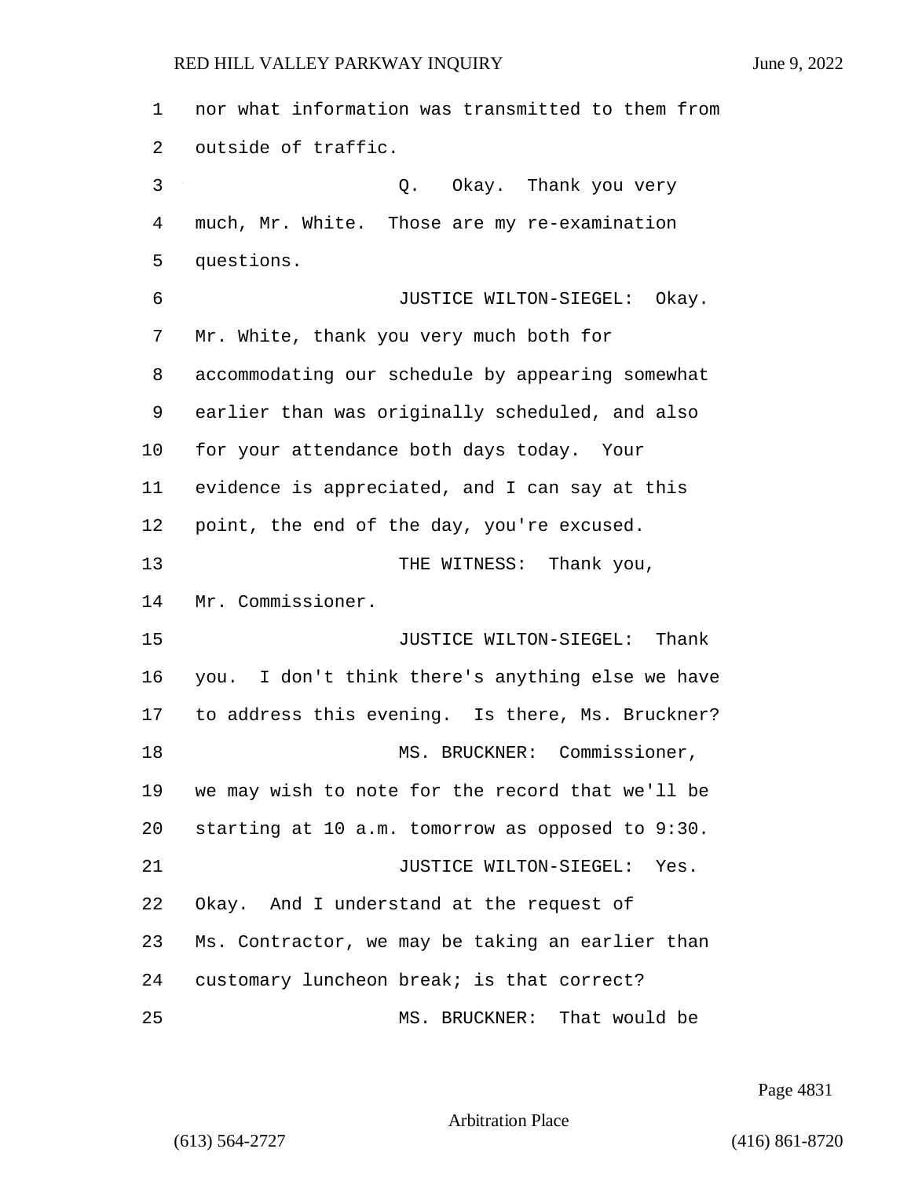1 nor what information was transmitted to them from
2 outside of traffic.
3 Q. Okay. Thank you very
4 much, Mr. White. Those are my re-examination
5 questions.
6 JUSTICE WILTON-SIEGEL: Okay.
7 Mr. White, thank you very much both for
8 accommodating our schedule by appearing somewhat
9 earlier than was originally scheduled, and also
10 for your attendance both days today. Your
11 evidence is appreciated, and I can say at this
12 point, the end of the day, you're excused.
13 THE WITNESS: Thank you,
14 Mr. Commissioner.
15 JUSTICE WILTON-SIEGEL: Thank
16 you. I don't think there's anything else we have
17 to address this evening. Is there, Ms. Bruckner?
18 MS. BRUCKNER: Commissioner,
19 we may wish to note for the record that we'll be
20 starting at 10 a.m. tomorrow as opposed to 9:30.
21 JUSTICE WILTON-SIEGEL: Yes.
22 Okay. And I understand at the request of
23 Ms. Contractor, we may be taking an earlier than
24 customary luncheon break; is that correct?
25 MS. BRUCKNER: That would be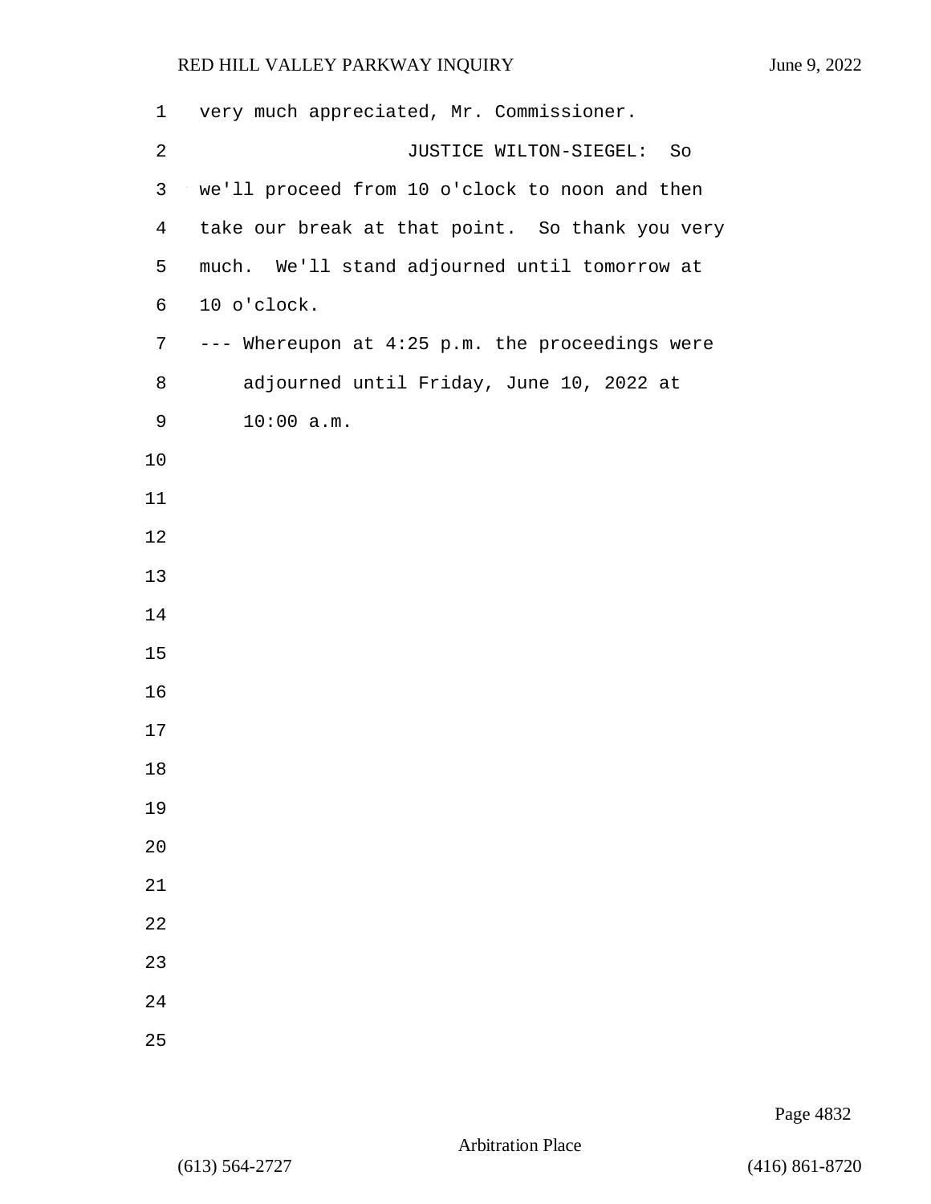very much appreciated, Mr. Commissioner.

JUSTICE WILTON-SIEGEL: So we'll proceed from 10 o'clock to noon and then take our break at that point. So thank you very much. We'll stand adjourned until tomorrow at 10 o'clock.

--- Whereupon at 4:25 p.m. the proceedings were adjourned until Friday, June 10, 2022 at 10:00 a.m.